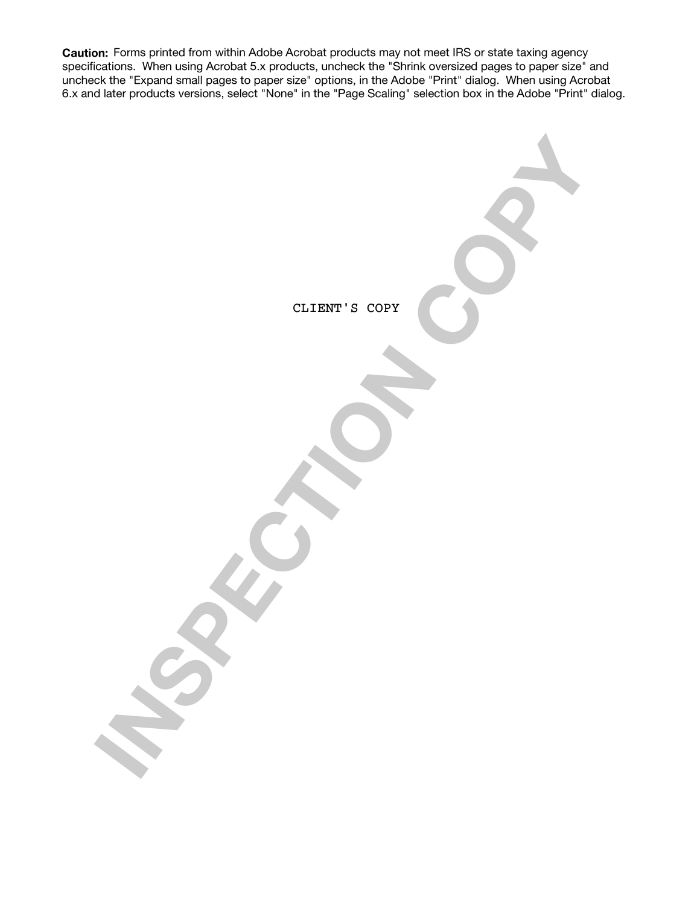**Caution:** Forms printed from within Adobe Acrobat products may not meet IRS or state taxing agency specifications. When using Acrobat 5.x products, uncheck the "Shrink oversized pages to paper size" and uncheck the "Expand small pages to paper size" options, in the Adobe "Print" dialog. When using Acrobat 6.x and later products versions, select "None" in the "Page Scaling" selection box in the Adobe "Print" dialog.

CLIENT'S COPY

INSPECTION COPY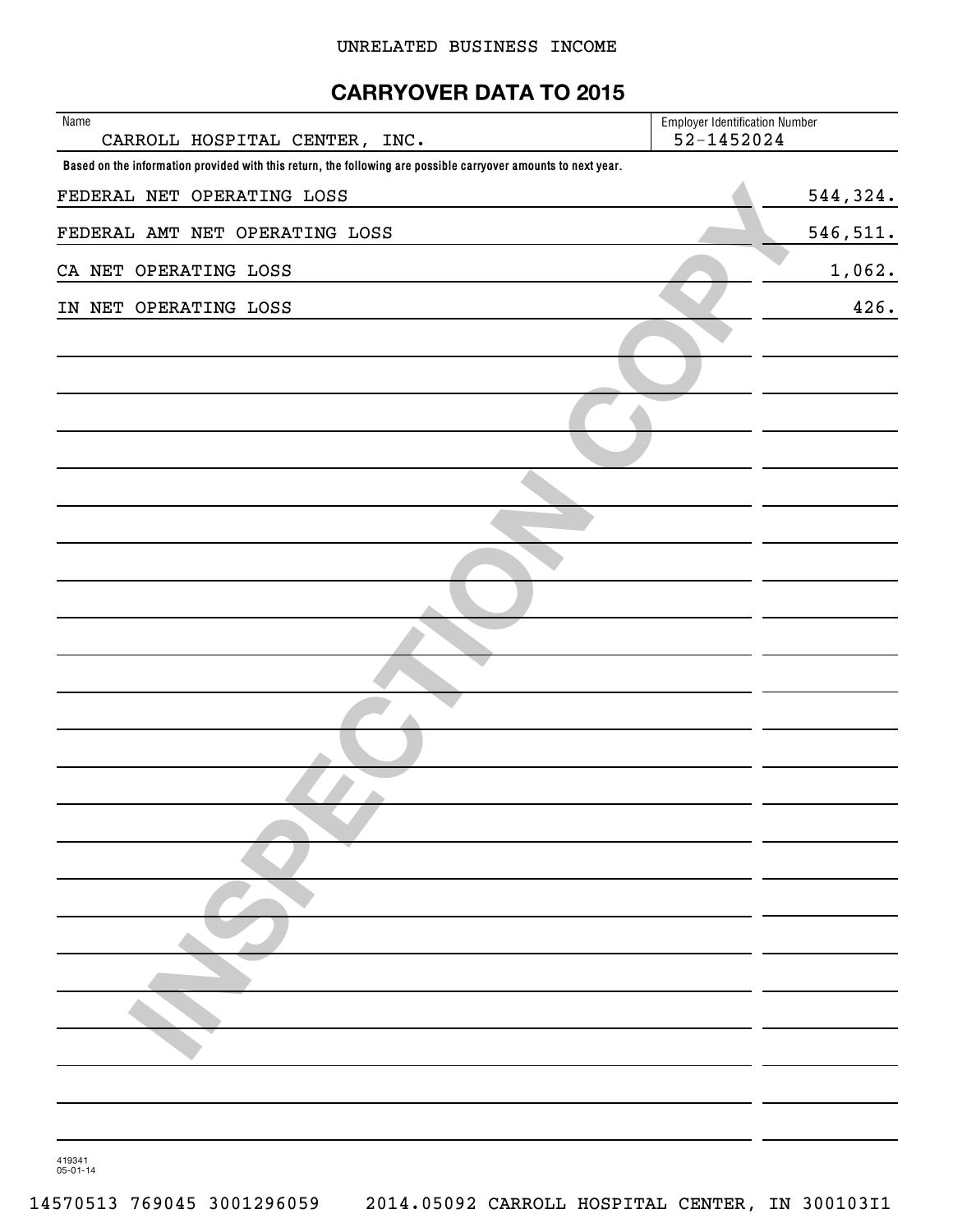UNRELATED BUSINESS INCOME

# CARRYOVER DATA TO 2015

| Name | Employer Identification Number |
| --- | --- |
| CARROLL HOSPITAL CENTER, INC. | 52-1452024 |

**Based on the information provided with this return, the following are possible carryover amounts to next year.**

| | |
| --- | --- |
| FEDERAL NET OPERATING LOSS | 544,324. |
| FEDERAL AMT NET OPERATING LOSS | 546,511. |
| CA NET OPERATING LOSS | 1,062. |
| IN NET OPERATING LOSS | 426. |

419341
05-01-14

14570513 769045 3001296059 2014.05092 CARROLL HOSPITAL CENTER, IN 300103I1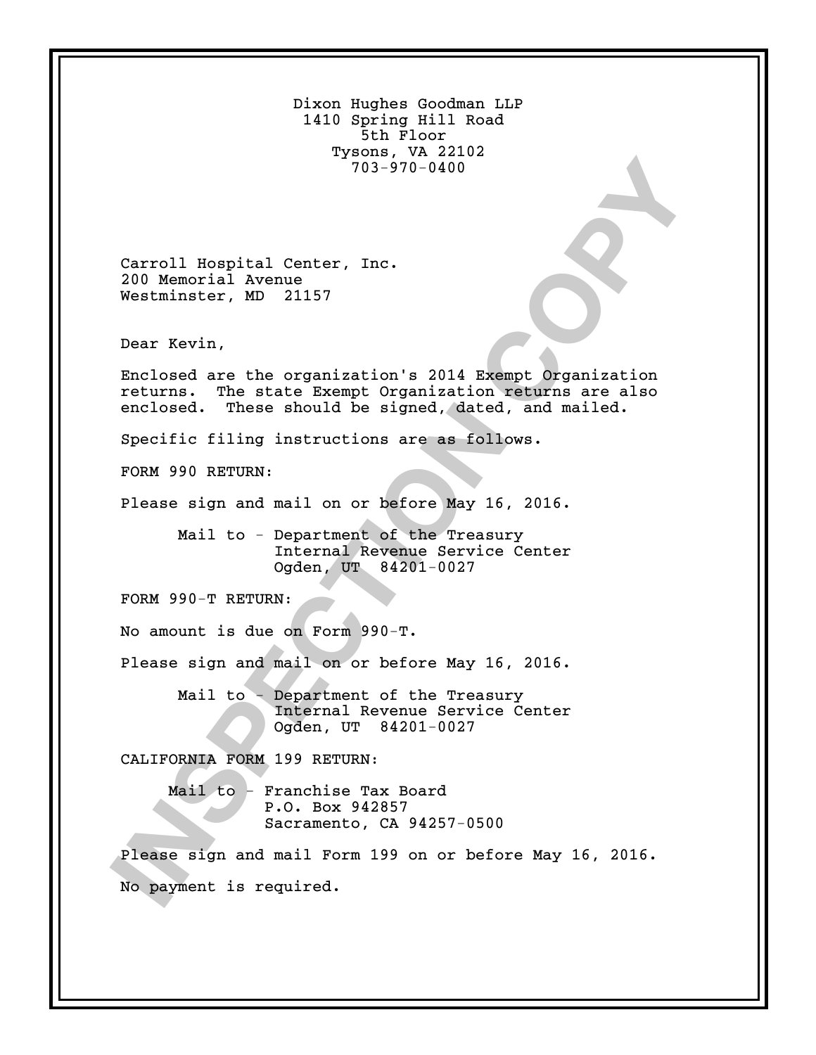Dixon Hughes Goodman LLP
1410 Spring Hill Road
5th Floor
Tysons, VA 22102
703-970-0400

Carroll Hospital Center, Inc.
200 Memorial Avenue
Westminster, MD 21157

Dear Kevin,

Enclosed are the organization's 2014 Exempt Organization returns. The state Exempt Organization returns are also enclosed. These should be signed, dated, and mailed.

Specific filing instructions are as follows.

FORM 990 RETURN:

Please sign and mail on or before May 16, 2016.

Mail to - Department of the Treasury
Internal Revenue Service Center
Ogden, UT 84201-0027

FORM 990-T RETURN:

No amount is due on Form 990-T.

Please sign and mail on or before May 16, 2016.

Mail to - Department of the Treasury
Internal Revenue Service Center
Ogden, UT 84201-0027

CALIFORNIA FORM 199 RETURN:

Mail to - Franchise Tax Board
P.O. Box 942857
Sacramento, CA 94257-0500

Please sign and mail Form 199 on or before May 16, 2016.

No payment is required.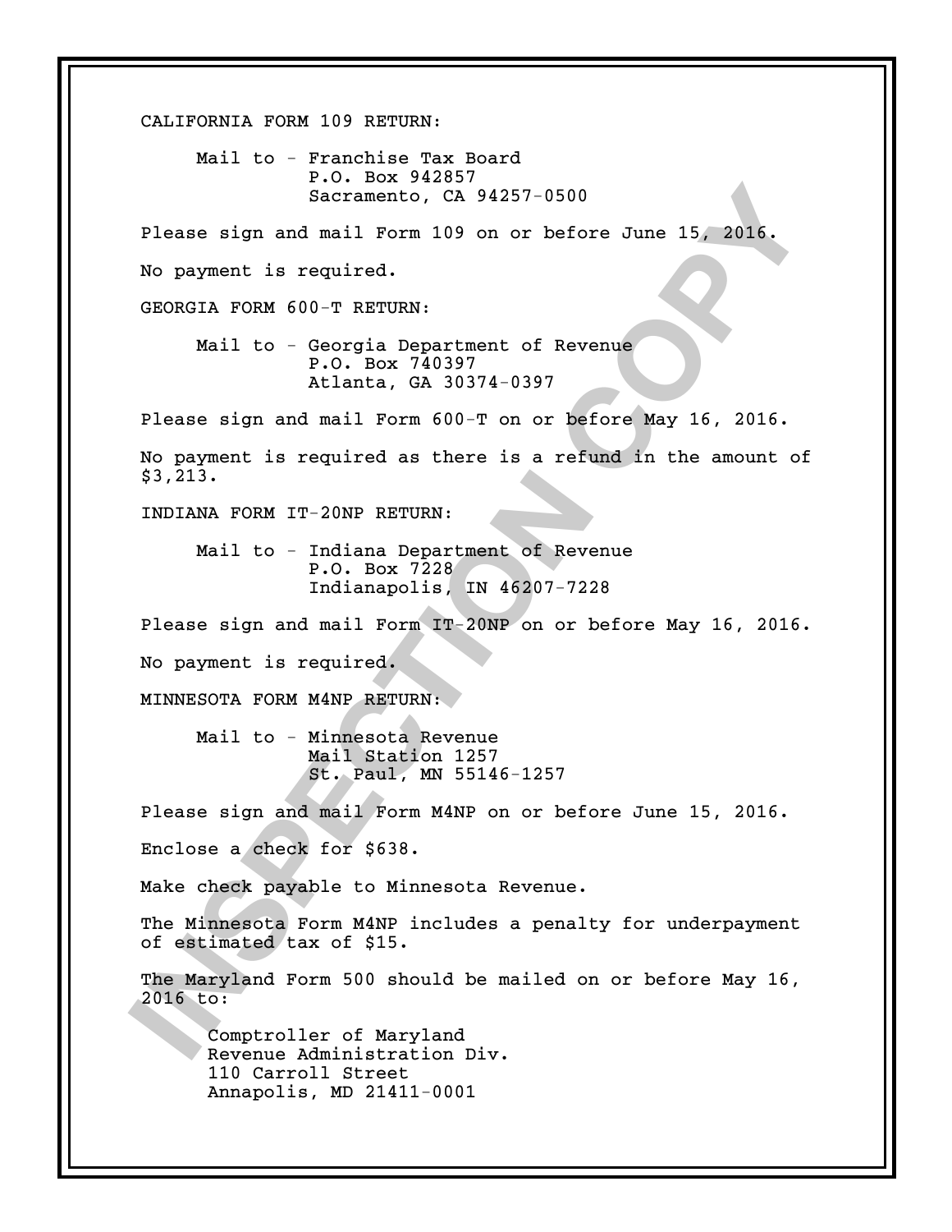CALIFORNIA FORM 109 RETURN:

Mail to - Franchise Tax Board
P.O. Box 942857
Sacramento, CA 94257-0500

Please sign and mail Form 109 on or before June 15, 2016.

No payment is required.

GEORGIA FORM 600-T RETURN:

Mail to - Georgia Department of Revenue
P.O. Box 740397
Atlanta, GA 30374-0397

Please sign and mail Form 600-T on or before May 16, 2016.

No payment is required as there is a refund in the amount of $3,213.

INDIANA FORM IT-20NP RETURN:

Mail to - Indiana Department of Revenue
P.O. Box 7228
Indianapolis, IN 46207-7228

Please sign and mail Form IT-20NP on or before May 16, 2016.

No payment is required.

MINNESOTA FORM M4NP RETURN:

Mail to - Minnesota Revenue
Mail Station 1257
St. Paul, MN 55146-1257

Please sign and mail Form M4NP on or before June 15, 2016.

Enclose a check for $638.

Make check payable to Minnesota Revenue.

The Minnesota Form M4NP includes a penalty for underpayment of estimated tax of $15.

The Maryland Form 500 should be mailed on or before May 16, 2016 to:

Comptroller of Maryland
Revenue Administration Div.
110 Carroll Street
Annapolis, MD 21411-0001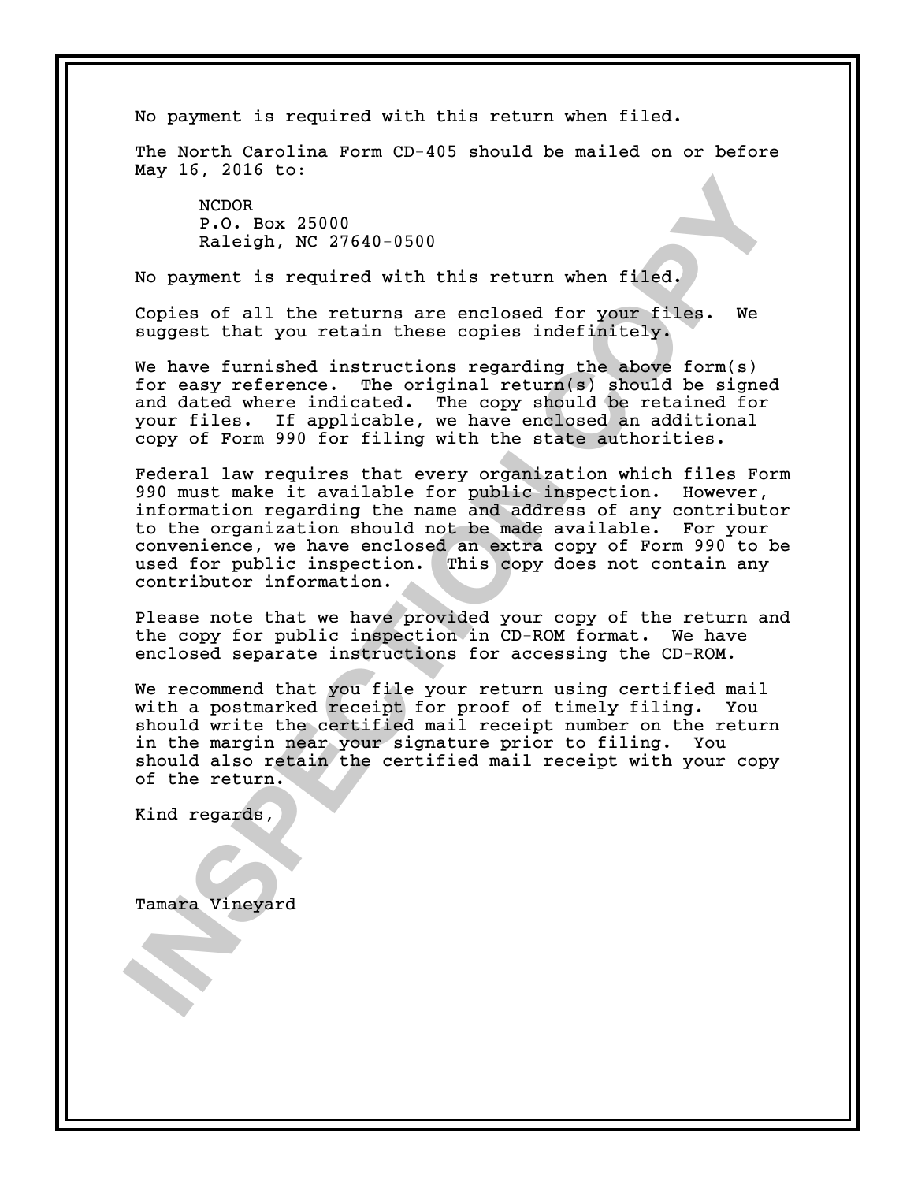No payment is required with this return when filed.

The North Carolina Form CD-405 should be mailed on or before May 16, 2016 to:

NCDOR
P.O. Box 25000
Raleigh, NC 27640-0500

No payment is required with this return when filed.

Copies of all the returns are enclosed for your files. We suggest that you retain these copies indefinitely.

We have furnished instructions regarding the above form(s) for easy reference. The original return(s) should be signed and dated where indicated. The copy should be retained for your files. If applicable, we have enclosed an additional copy of Form 990 for filing with the state authorities.

Federal law requires that every organization which files Form 990 must make it available for public inspection. However, information regarding the name and address of any contributor to the organization should not be made available. For your convenience, we have enclosed an extra copy of Form 990 to be used for public inspection. This copy does not contain any contributor information.

Please note that we have provided your copy of the return and the copy for public inspection in CD-ROM format. We have enclosed separate instructions for accessing the CD-ROM.

We recommend that you file your return using certified mail with a postmarked receipt for proof of timely filing. You should write the certified mail receipt number on the return in the margin near your signature prior to filing. You should also retain the certified mail receipt with your copy of the return.

Kind regards,

Tamara Vineyard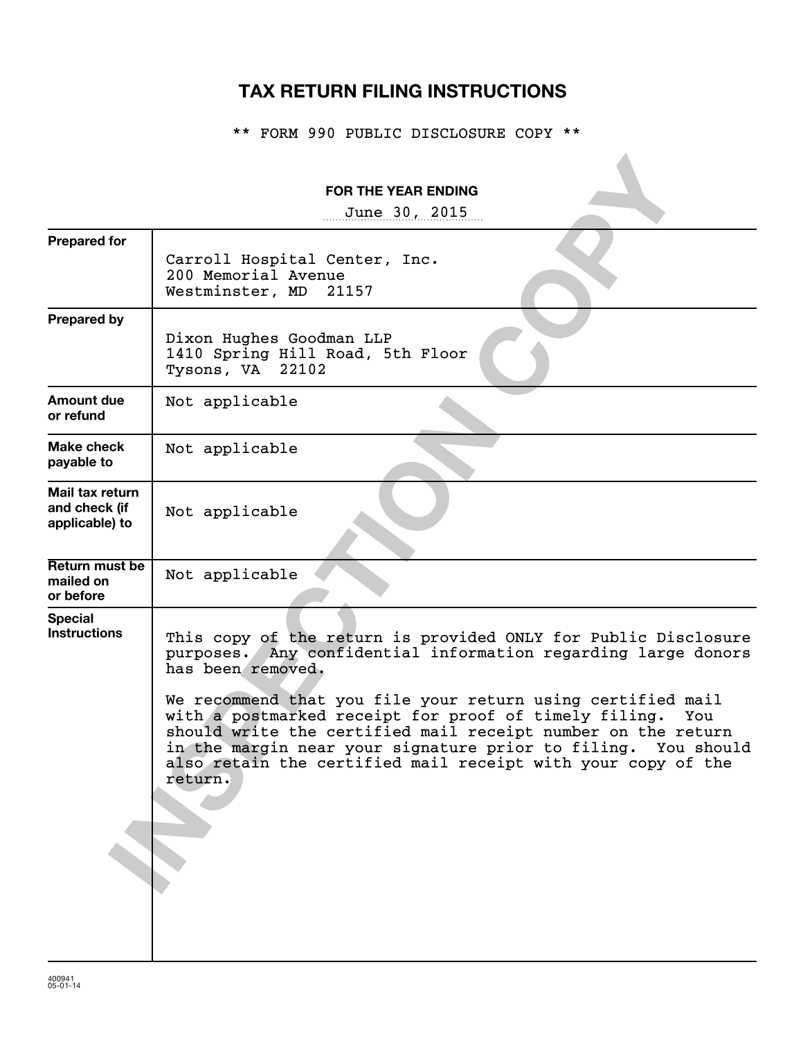# TAX RETURN FILING INSTRUCTIONS

** FORM 990 PUBLIC DISCLOSURE COPY **

**FOR THE YEAR ENDING**

June 30, 2015

| | |
|---|---|
| **Prepared for** | Carroll Hospital Center, Inc.<br>200 Memorial Avenue<br>Westminster, MD 21157 |
| **Prepared by** | Dixon Hughes Goodman LLP<br>1410 Spring Hill Road, 5th Floor<br>Tysons, VA 22102 |
| **Amount due or refund** | Not applicable |
| **Make check payable to** | Not applicable |
| **Mail tax return and check (if applicable) to** | Not applicable |
| **Return must be mailed on or before** | Not applicable |
| **Special Instructions** | This copy of the return is provided ONLY for Public Disclosure purposes. Any confidential information regarding large donors has been removed.<br><br>We recommend that you file your return using certified mail with a postmarked receipt for proof of timely filing. You should write the certified mail receipt number on the return in the margin near your signature prior to filing. You should also retain the certified mail receipt with your copy of the return. |

400941
05-01-14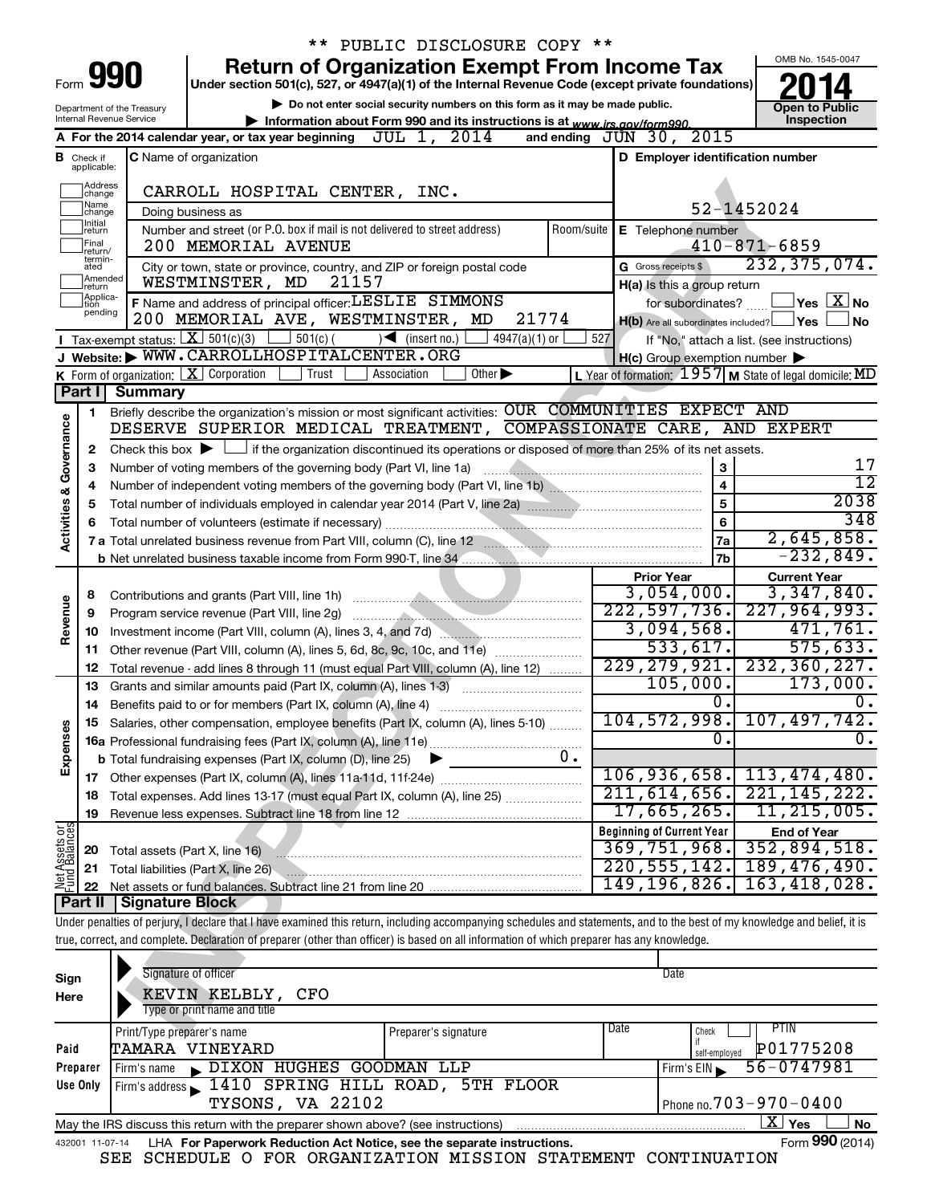\*\* PUBLIC DISCLOSURE COPY \*\*

# Form 990 — Return of Organization Exempt From Income Tax (2014)

Under section 501(c), 527, or 4947(a)(1) of the Internal Revenue Code (except private foundations)

▶ Do not enter social security numbers on this form as it may be made public.

▶ Information about Form 990 and its instructions is at www.irs.gov/form990.

Department of the Treasury, Internal Revenue Service

OMB No. 1545-0047 — Open to Public Inspection

**A** For the 2014 calendar year, or tax year beginning JUL 1, 2014 and ending JUN 30, 2015

**B** Check if applicable: Address change, Name change, Initial return, Final return/terminated, Amended return, Application pending

**C** Name of organization: CARROLL HOSPITAL CENTER, INC.

Doing business as

Number and street (or P.O. box if mail is not delivered to street address): 200 MEMORIAL AVENUE — Room/suite

City or town, state or province, country, and ZIP or foreign postal code: WESTMINSTER, MD 21157

**D** Employer identification number: 52-1452024

**E** Telephone number: 410-871-6859

**G** Gross receipts $ 232,375,074.

**F** Name and address of principal officer: LESLIE SIMMONS, 200 MEMORIAL AVE, WESTMINSTER, MD 21774

**H(a)** Is this a group return for subordinates? [ ] Yes [X] No

**H(b)** Are all subordinates included? [ ] Yes [ ] No — If "No," attach a list. (see instructions)

**I** Tax-exempt status: [X] 501(c)(3) [ ] 501(c) ( ) ◀ (insert no.) [ ] 4947(a)(1) or [ ] 527

**J** Website: ▶ WWW.CARROLLHOSPITALCENTER.ORG

**H(c)** Group exemption number ▶

**K** Form of organization: [X] Corporation [ ] Trust [ ] Association [ ] Other ▶

**L** Year of formation: 1957 **M** State of legal domicile: MD

## Part I Summary

### Activities & Governance

1. Briefly describe the organization's mission or most significant activities: OUR COMMUNITIES EXPECT AND DESERVE SUPERIOR MEDICAL TREATMENT, COMPASSIONATE CARE, AND EXPERT
2. Check this box ▶ [ ] if the organization discontinued its operations or disposed of more than 25% of its net assets.

| Line | Description | | Value |
|---|---|---|---|
| 3 | Number of voting members of the governing body (Part VI, line 1a) | 3 | 17 |
| 4 | Number of independent voting members of the governing body (Part VI, line 1b) | 4 | 12 |
| 5 | Total number of individuals employed in calendar year 2014 (Part V, line 2a) | 5 | 2038 |
| 6 | Total number of volunteers (estimate if necessary) | 6 | 348 |
| 7a | Total unrelated business revenue from Part VIII, column (C), line 12 | 7a | 2,645,858. |
| 7b | Net unrelated business taxable income from Form 990-T, line 34 | 7b | -232,849. |

### Revenue / Expenses

| Line | Description | Prior Year | Current Year |
|---|---|---|---|
| 8 | Contributions and grants (Part VIII, line 1h) | 3,054,000. | 3,347,840. |
| 9 | Program service revenue (Part VIII, line 2g) | 222,597,736. | 227,964,993. |
| 10 | Investment income (Part VIII, column (A), lines 3, 4, and 7d) | 3,094,568. | 471,761. |
| 11 | Other revenue (Part VIII, column (A), lines 5, 6d, 8c, 9c, 10c, and 11e) | 533,617. | 575,633. |
| 12 | Total revenue - add lines 8 through 11 (must equal Part VIII, column (A), line 12) | 229,279,921. | 232,360,227. |
| 13 | Grants and similar amounts paid (Part IX, column (A), lines 1-3) | 105,000. | 173,000. |
| 14 | Benefits paid to or for members (Part IX, column (A), line 4) | 0. | 0. |
| 15 | Salaries, other compensation, employee benefits (Part IX, column (A), lines 5-10) | 104,572,998. | 107,497,742. |
| 16a | Professional fundraising fees (Part IX, column (A), line 11e) | 0. | 0. |
| b | Total fundraising expenses (Part IX, column (D), line 25) ▶ 0. | | |
| 17 | Other expenses (Part IX, column (A), lines 11a-11d, 11f-24e) | 106,936,658. | 113,474,480. |
| 18 | Total expenses. Add lines 13-17 (must equal Part IX, column (A), line 25) | 211,614,656. | 221,145,222. |
| 19 | Revenue less expenses. Subtract line 18 from line 12 | 17,665,265. | 11,215,005. |

### Net Assets or Fund Balances

| Line | Description | Beginning of Current Year | End of Year |
|---|---|---|---|
| 20 | Total assets (Part X, line 16) | 369,751,968. | 352,894,518. |
| 21 | Total liabilities (Part X, line 26) | 220,555,142. | 189,476,490. |
| 22 | Net assets or fund balances. Subtract line 21 from line 20 | 149,196,826. | 163,418,028. |

## Part II Signature Block

Under penalties of perjury, I declare that I have examined this return, including accompanying schedules and statements, and to the best of my knowledge and belief, it is true, correct, and complete. Declaration of preparer (other than officer) is based on all information of which preparer has any knowledge.

**Sign Here** — Signature of officer — Date

KEVIN KELBLY, CFO — Type or print name and title

**Paid Preparer Use Only**

| Print/Type preparer's name | Preparer's signature | Date | Check if self-employed | PTIN |
|---|---|---|---|---|
| TAMARA VINEYARD | | | | P01775208 |

Firm's name ▶ DIXON HUGHES GOODMAN LLP — Firm's EIN ▶ 56-0747981

Firm's address ▶ 1410 SPRING HILL ROAD, 5TH FLOOR, TYSONS, VA 22102 — Phone no. 703-970-0400

May the IRS discuss this return with the preparer shown above? (see instructions) [X] Yes [ ] No

432001 11-07-14 LHA For Paperwork Reduction Act Notice, see the separate instructions. Form 990 (2014)

SEE SCHEDULE O FOR ORGANIZATION MISSION STATEMENT CONTINUATION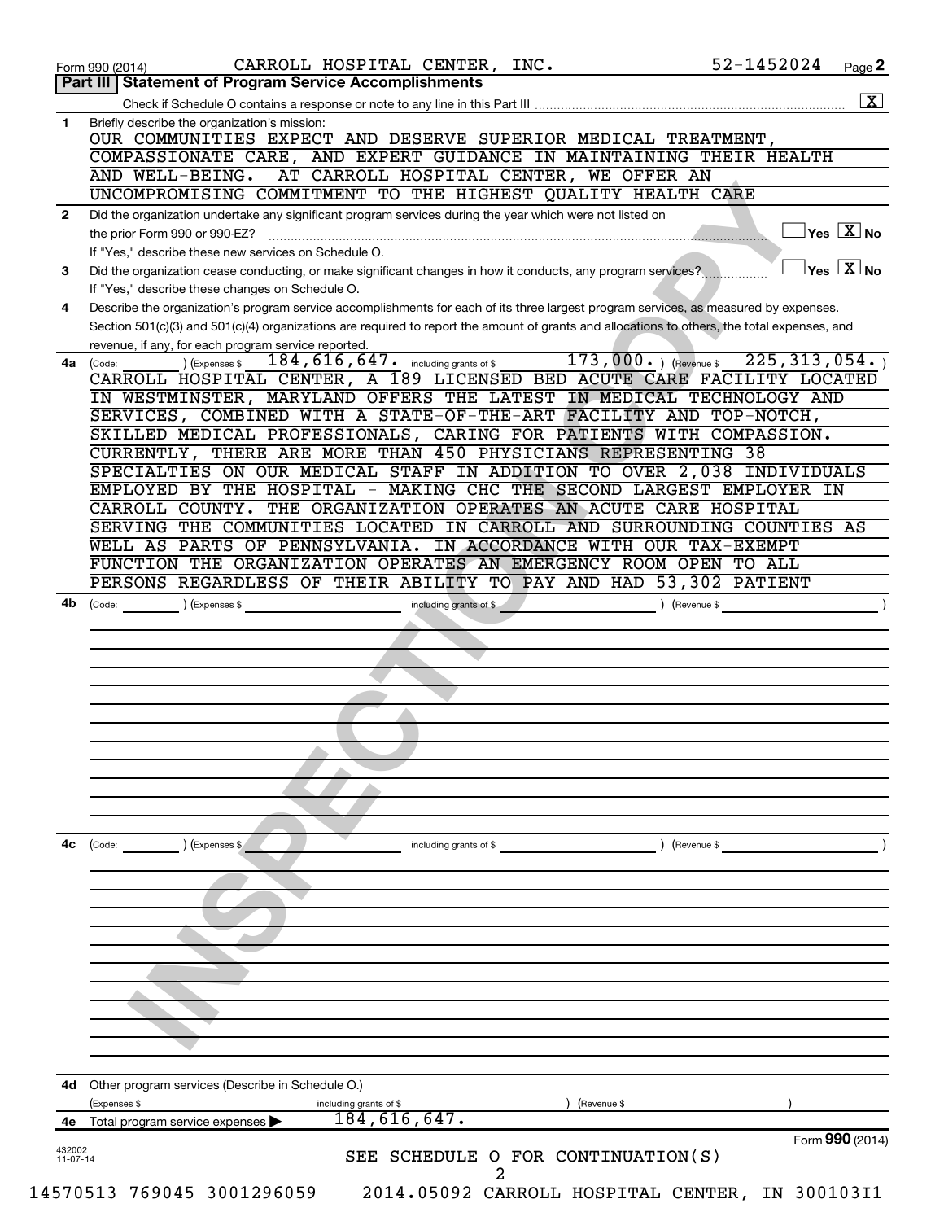Form 990 (2014) CARROLL HOSPITAL CENTER, INC. 52-1452024 Page **2**

## Part III Statement of Program Service Accomplishments

Check if Schedule O contains a response or note to any line in this Part III [X]

**1** Briefly describe the organization's mission:

OUR COMMUNITIES EXPECT AND DESERVE SUPERIOR MEDICAL TREATMENT, COMPASSIONATE CARE, AND EXPERT GUIDANCE IN MAINTAINING THEIR HEALTH AND WELL-BEING. AT CARROLL HOSPITAL CENTER, WE OFFER AN UNCOMPROMISING COMMITMENT TO THE HIGHEST QUALITY HEALTH CARE

**2** Did the organization undertake any significant program services during the year which were not listed on the prior Form 990 or 990-EZ? [ ] Yes [X] No

If "Yes," describe these new services on Schedule O.

**3** Did the organization cease conducting, or make significant changes in how it conducts, any program services? [ ] Yes [X] No

If "Yes," describe these changes on Schedule O.

**4** Describe the organization's program service accomplishments for each of its three largest program services, as measured by expenses. Section 501(c)(3) and 501(c)(4) organizations are required to report the amount of grants and allocations to others, the total expenses, and revenue, if any, for each program service reported.

**4a** (Code: ) (Expenses $ 184,616,647. including grants of $ 173,000. ) (Revenue $ 225,313,054. )

CARROLL HOSPITAL CENTER, A 189 LICENSED BED ACUTE CARE FACILITY LOCATED IN WESTMINSTER, MARYLAND OFFERS THE LATEST IN MEDICAL TECHNOLOGY AND SERVICES, COMBINED WITH A STATE-OF-THE-ART FACILITY AND TOP-NOTCH, SKILLED MEDICAL PROFESSIONALS, CARING FOR PATIENTS WITH COMPASSION. CURRENTLY, THERE ARE MORE THAN 450 PHYSICIANS REPRESENTING 38 SPECIALTIES ON OUR MEDICAL STAFF IN ADDITION TO OVER 2,038 INDIVIDUALS EMPLOYED BY THE HOSPITAL - MAKING CHC THE SECOND LARGEST EMPLOYER IN CARROLL COUNTY. THE ORGANIZATION OPERATES AN ACUTE CARE HOSPITAL SERVING THE COMMUNITIES LOCATED IN CARROLL AND SURROUNDING COUNTIES AS WELL AS PARTS OF PENNSYLVANIA. IN ACCORDANCE WITH OUR TAX-EXEMPT FUNCTION THE ORGANIZATION OPERATES AN EMERGENCY ROOM OPEN TO ALL PERSONS REGARDLESS OF THEIR ABILITY TO PAY AND HAD 53,302 PATIENT

**4b** (Code: ) (Expenses $ including grants of $ ) (Revenue $ )

**4c** (Code: ) (Expenses $ including grants of $ ) (Revenue $ )

**4d** Other program services (Describe in Schedule O.)

(Expenses $ including grants of $ ) (Revenue $ )

**4e** Total program service expenses ▶ 184,616,647.

SEE SCHEDULE O FOR CONTINUATION(S)

Form **990** (2014)

432002 11-07-14

14570513 769045 3001296059 2014.05092 CARROLL HOSPITAL CENTER, IN 300103I1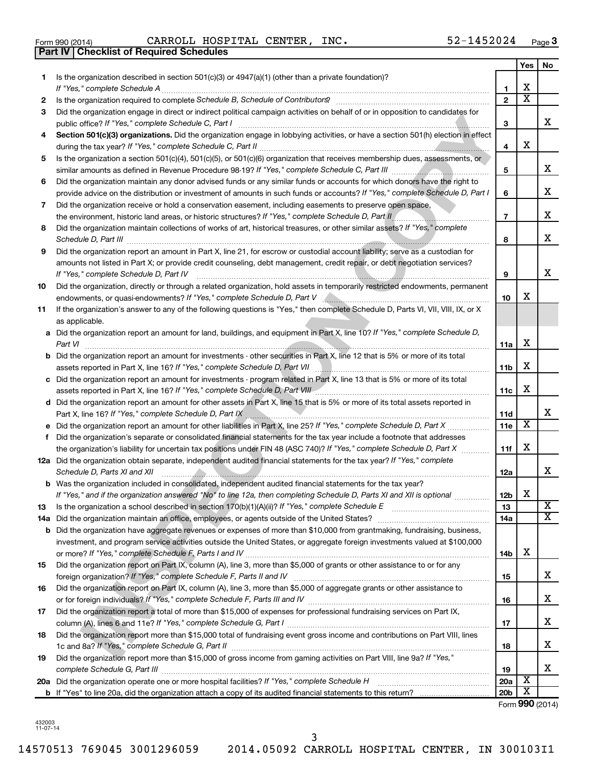Form 990 (2014) CARROLL HOSPITAL CENTER, INC. 52-1452024

## Part IV | Checklist of Required Schedules

| | | | Yes | No |
|---|---|---|---|---|
| **1** | Is the organization described in section 501(c)(3) or 4947(a)(1) (other than a private foundation)? *If "Yes," complete Schedule A* | **1** | X | |
| **2** | Is the organization required to complete *Schedule B, Schedule of Contributors*? | **2** | X | |
| **3** | Did the organization engage in direct or indirect political campaign activities on behalf of or in opposition to candidates for public office? *If "Yes," complete Schedule C, Part I* | **3** | | X |
| **4** | **Section 501(c)(3) organizations.** Did the organization engage in lobbying activities, or have a section 501(h) election in effect during the tax year? *If "Yes," complete Schedule C, Part II* | **4** | X | |
| **5** | Is the organization a section 501(c)(4), 501(c)(5), or 501(c)(6) organization that receives membership dues, assessments, or similar amounts as defined in Revenue Procedure 98-19? *If "Yes," complete Schedule C, Part III* | **5** | | X |
| **6** | Did the organization maintain any donor advised funds or any similar funds or accounts for which donors have the right to provide advice on the distribution or investment of amounts in such funds or accounts? *If "Yes," complete Schedule D, Part I* | **6** | | X |
| **7** | Did the organization receive or hold a conservation easement, including easements to preserve open space, the environment, historic land areas, or historic structures? *If "Yes," complete Schedule D, Part II* | **7** | | X |
| **8** | Did the organization maintain collections of works of art, historical treasures, or other similar assets? *If "Yes," complete Schedule D, Part III* | **8** | | X |
| **9** | Did the organization report an amount in Part X, line 21, for escrow or custodial account liability; serve as a custodian for amounts not listed in Part X; or provide credit counseling, debt management, credit repair, or debt negotiation services? *If "Yes," complete Schedule D, Part IV* | **9** | | X |
| **10** | Did the organization, directly or through a related organization, hold assets in temporarily restricted endowments, permanent endowments, or quasi-endowments? *If "Yes," complete Schedule D, Part V* | **10** | X | |
| **11** | If the organization's answer to any of the following questions is "Yes," then complete Schedule D, Parts VI, VII, VIII, IX, or X as applicable. | | | |
| **a** | Did the organization report an amount for land, buildings, and equipment in Part X, line 10? *If "Yes," complete Schedule D, Part VI* | **11a** | X | |
| **b** | Did the organization report an amount for investments - other securities in Part X, line 12 that is 5% or more of its total assets reported in Part X, line 16? *If "Yes," complete Schedule D, Part VII* | **11b** | X | |
| **c** | Did the organization report an amount for investments - program related in Part X, line 13 that is 5% or more of its total assets reported in Part X, line 16? *If "Yes," complete Schedule D, Part VIII* | **11c** | X | |
| **d** | Did the organization report an amount for other assets in Part X, line 15 that is 5% or more of its total assets reported in Part X, line 16? *If "Yes," complete Schedule D, Part IX* | **11d** | | X |
| **e** | Did the organization report an amount for other liabilities in Part X, line 25? *If "Yes," complete Schedule D, Part X* | **11e** | X | |
| **f** | Did the organization's separate or consolidated financial statements for the tax year include a footnote that addresses the organization's liability for uncertain tax positions under FIN 48 (ASC 740)? *If "Yes," complete Schedule D, Part X* | **11f** | X | |
| **12a** | Did the organization obtain separate, independent audited financial statements for the tax year? *If "Yes," complete Schedule D, Parts XI and XII* | **12a** | | X |
| **b** | Was the organization included in consolidated, independent audited financial statements for the tax year? *If "Yes," and if the organization answered "No" to line 12a, then completing Schedule D, Parts XI and XII is optional* | **12b** | X | |
| **13** | Is the organization a school described in section 170(b)(1)(A)(ii)? *If "Yes," complete Schedule E* | **13** | | X |
| **14a** | Did the organization maintain an office, employees, or agents outside of the United States? | **14a** | | X |
| **b** | Did the organization have aggregate revenues or expenses of more than $10,000 from grantmaking, fundraising, business, investment, and program service activities outside the United States, or aggregate foreign investments valued at $100,000 or more? *If "Yes," complete Schedule F, Parts I and IV* | **14b** | X | |
| **15** | Did the organization report on Part IX, column (A), line 3, more than $5,000 of grants or other assistance to or for any foreign organization? *If "Yes," complete Schedule F, Parts II and IV* | **15** | | X |
| **16** | Did the organization report on Part IX, column (A), line 3, more than $5,000 of aggregate grants or other assistance to or for foreign individuals? *If "Yes," complete Schedule F, Parts III and IV* | **16** | | X |
| **17** | Did the organization report a total of more than $15,000 of expenses for professional fundraising services on Part IX, column (A), lines 6 and 11e? *If "Yes," complete Schedule G, Part I* | **17** | | X |
| **18** | Did the organization report more than $15,000 total of fundraising event gross income and contributions on Part VIII, lines 1c and 8a? *If "Yes," complete Schedule G, Part II* | **18** | | X |
| **19** | Did the organization report more than $15,000 of gross income from gaming activities on Part VIII, line 9a? *If "Yes," complete Schedule G, Part III* | **19** | | X |
| **20a** | Did the organization operate one or more hospital facilities? *If "Yes," complete Schedule H* | **20a** | X | |
| **b** | If "Yes" to line 20a, did the organization attach a copy of its audited financial statements to this return? | **20b** | X | |

Form **990** (2014)

432003 11-07-14

14570513 769045 3001296059 2014.05092 CARROLL HOSPITAL CENTER, IN 300103I1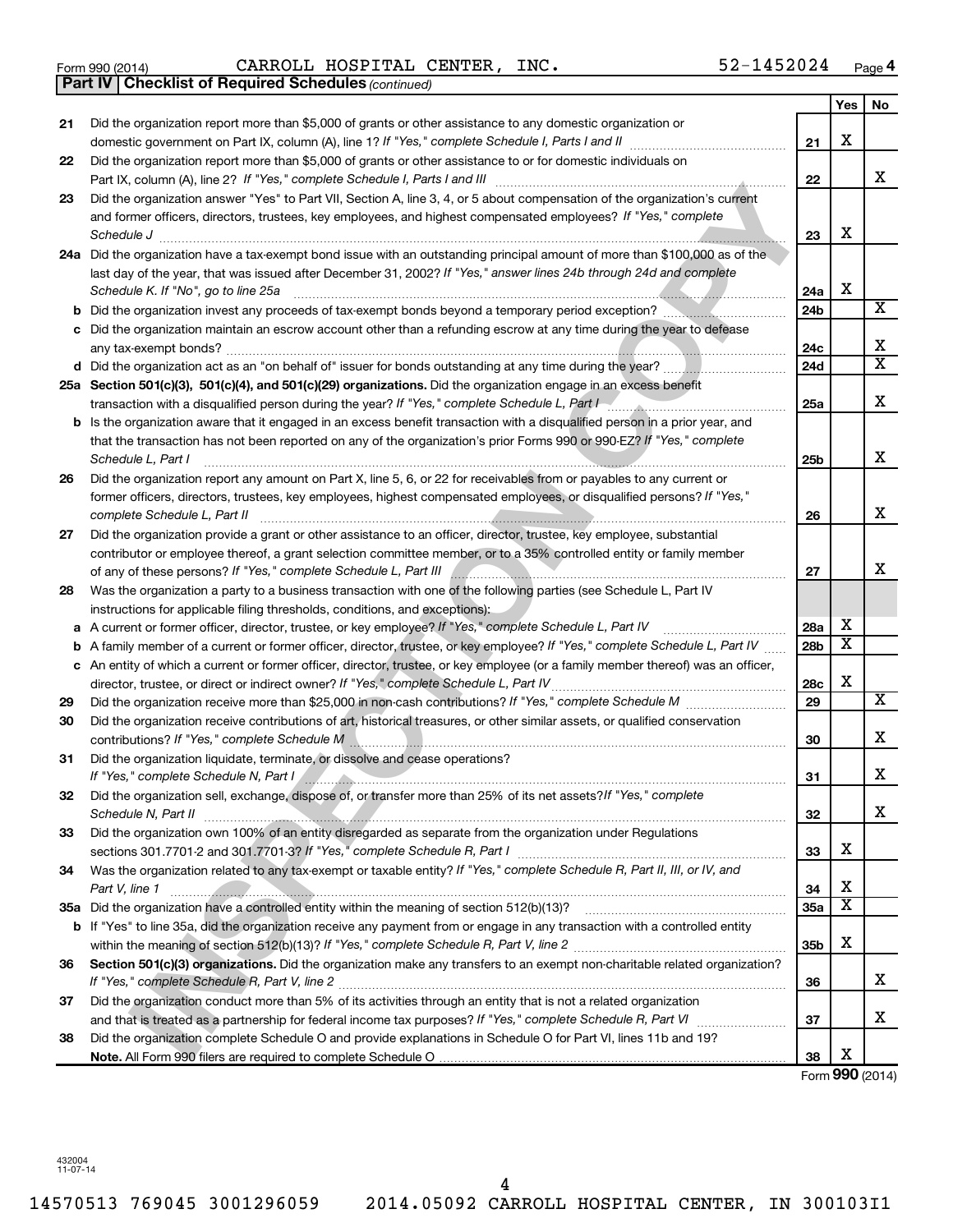Form 990 (2014) CARROLL HOSPITAL CENTER, INC. 52-1452024 Page 4

**Part IV | Checklist of Required Schedules** *(continued)*

| | | | Yes | No |
|---|---|---|---|---|
| 21 | Did the organization report more than $5,000 of grants or other assistance to any domestic organization or domestic government on Part IX, column (A), line 1? *If "Yes," complete Schedule I, Parts I and II* | 21 | X | |
| 22 | Did the organization report more than $5,000 of grants or other assistance to or for domestic individuals on Part IX, column (A), line 2? *If "Yes," complete Schedule I, Parts I and III* | 22 | | X |
| 23 | Did the organization answer "Yes" to Part VII, Section A, line 3, 4, or 5 about compensation of the organization's current and former officers, directors, trustees, key employees, and highest compensated employees? *If "Yes," complete Schedule J* | 23 | X | |
| 24a | Did the organization have a tax-exempt bond issue with an outstanding principal amount of more than $100,000 as of the last day of the year, that was issued after December 31, 2002? *If "Yes," answer lines 24b through 24d and complete Schedule K. If "No", go to line 25a* | 24a | X | |
| b | Did the organization invest any proceeds of tax-exempt bonds beyond a temporary period exception? | 24b | | X |
| c | Did the organization maintain an escrow account other than a refunding escrow at any time during the year to defease any tax-exempt bonds? | 24c | | X |
| d | Did the organization act as an "on behalf of" issuer for bonds outstanding at any time during the year? | 24d | | X |
| 25a | **Section 501(c)(3), 501(c)(4), and 501(c)(29) organizations.** Did the organization engage in an excess benefit transaction with a disqualified person during the year? *If "Yes," complete Schedule L, Part I* | 25a | | X |
| b | Is the organization aware that it engaged in an excess benefit transaction with a disqualified person in a prior year, and that the transaction has not been reported on any of the organization's prior Forms 990 or 990-EZ? *If "Yes," complete Schedule L, Part I* | 25b | | X |
| 26 | Did the organization report any amount on Part X, line 5, 6, or 22 for receivables from or payables to any current or former officers, directors, trustees, key employees, highest compensated employees, or disqualified persons? *If "Yes," complete Schedule L, Part II* | 26 | | X |
| 27 | Did the organization provide a grant or other assistance to an officer, director, trustee, key employee, substantial contributor or employee thereof, a grant selection committee member, or to a 35% controlled entity or family member of any of these persons? *If "Yes," complete Schedule L, Part III* | 27 | | X |
| 28 | Was the organization a party to a business transaction with one of the following parties (see Schedule L, Part IV instructions for applicable filing thresholds, conditions, and exceptions): | | | |
| a | A current or former officer, director, trustee, or key employee? *If "Yes," complete Schedule L, Part IV* | 28a | X | |
| b | A family member of a current or former officer, director, trustee, or key employee? *If "Yes," complete Schedule L, Part IV* | 28b | X | |
| c | An entity of which a current or former officer, director, trustee, or key employee (or a family member thereof) was an officer, director, trustee, or direct or indirect owner? *If "Yes," complete Schedule L, Part IV* | 28c | X | |
| 29 | Did the organization receive more than $25,000 in non-cash contributions? *If "Yes," complete Schedule M* | 29 | | X |
| 30 | Did the organization receive contributions of art, historical treasures, or other similar assets, or qualified conservation contributions? *If "Yes," complete Schedule M* | 30 | | X |
| 31 | Did the organization liquidate, terminate, or dissolve and cease operations? *If "Yes," complete Schedule N, Part I* | 31 | | X |
| 32 | Did the organization sell, exchange, dispose of, or transfer more than 25% of its net assets? *If "Yes," complete Schedule N, Part II* | 32 | | X |
| 33 | Did the organization own 100% of an entity disregarded as separate from the organization under Regulations sections 301.7701-2 and 301.7701-3? *If "Yes," complete Schedule R, Part I* | 33 | X | |
| 34 | Was the organization related to any tax-exempt or taxable entity? *If "Yes," complete Schedule R, Part II, III, or IV, and Part V, line 1* | 34 | X | |
| 35a | Did the organization have a controlled entity within the meaning of section 512(b)(13)? | 35a | X | |
| b | If "Yes" to line 35a, did the organization receive any payment from or engage in any transaction with a controlled entity within the meaning of section 512(b)(13)? *If "Yes," complete Schedule R, Part V, line 2* | 35b | X | |
| 36 | **Section 501(c)(3) organizations.** Did the organization make any transfers to an exempt non-charitable related organization? *If "Yes," complete Schedule R, Part V, line 2* | 36 | | X |
| 37 | Did the organization conduct more than 5% of its activities through an entity that is not a related organization and that is treated as a partnership for federal income tax purposes? *If "Yes," complete Schedule R, Part VI* | 37 | | X |
| 38 | Did the organization complete Schedule O and provide explanations in Schedule O for Part VI, lines 11b and 19? **Note.** All Form 990 filers are required to complete Schedule O | 38 | X | |

Form **990** (2014)

432004 11-07-14

14570513 769045 3001296059 2014.05092 CARROLL HOSPITAL CENTER, IN 300103I1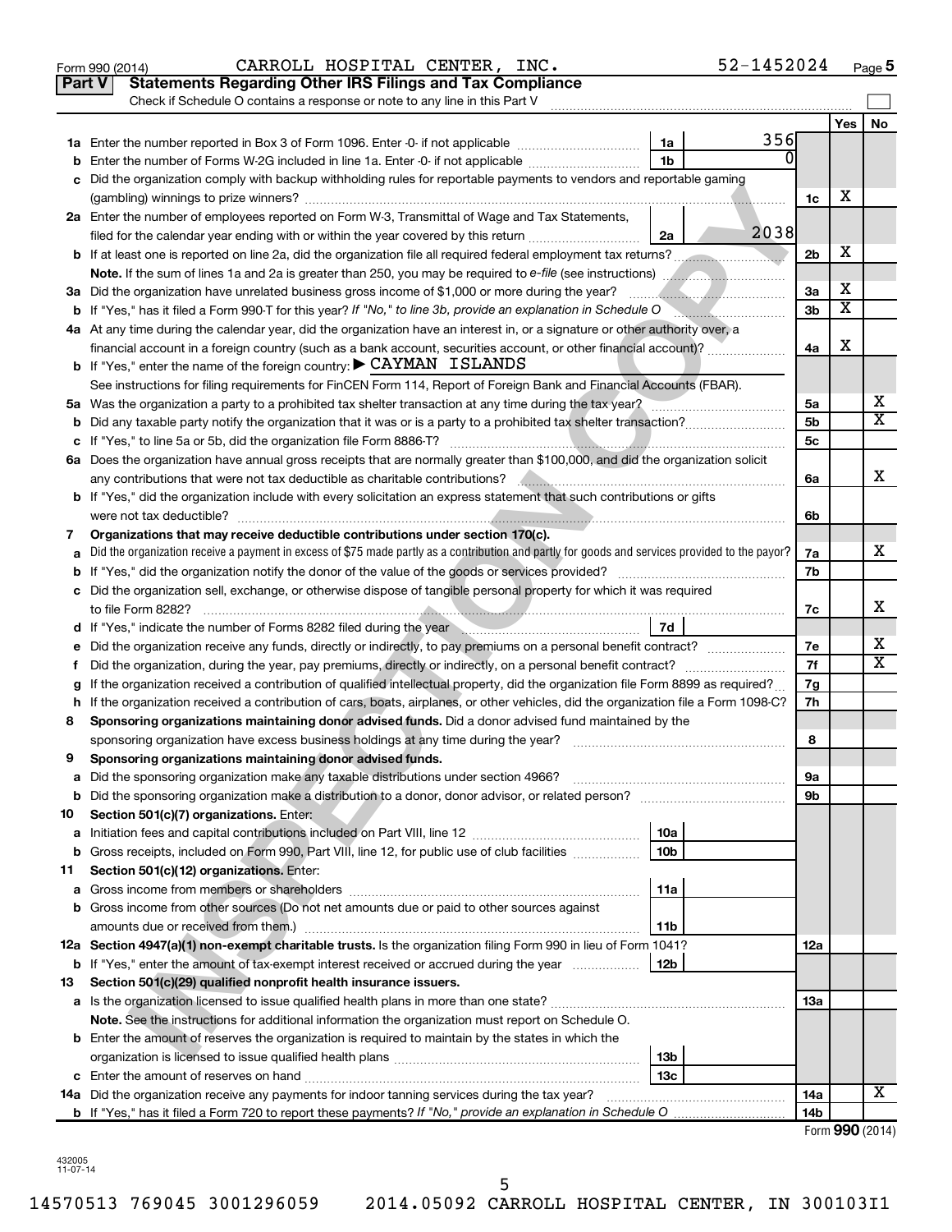Form 990 (2014) CARROLL HOSPITAL CENTER, INC. 52-1452024 Page 5

**Part V Statements Regarding Other IRS Filings and Tax Compliance**

Check if Schedule O contains a response or note to any line in this Part V

| | | | | | Yes | No |
|---|---|---|---|---|---|---|
| **1a** | Enter the number reported in Box 3 of Form 1096. Enter -0- if not applicable | 1a | 356 | | | |
| **b** | Enter the number of Forms W-2G included in line 1a. Enter -0- if not applicable | 1b | 0 | | | |
| **c** | Did the organization comply with backup withholding rules for reportable payments to vendors and reportable gaming (gambling) winnings to prize winners? | | | 1c | X | |
| **2a** | Enter the number of employees reported on Form W-3, Transmittal of Wage and Tax Statements, filed for the calendar year ending with or within the year covered by this return | 2a | 2038 | | | |
| **b** | If at least one is reported on line 2a, did the organization file all required federal employment tax returns? | | | 2b | X | |
| | **Note.** If the sum of lines 1a and 2a is greater than 250, you may be required to *e-file* (see instructions) | | | | | |
| **3a** | Did the organization have unrelated business gross income of $1,000 or more during the year? | | | 3a | X | |
| **b** | If "Yes," has it filed a Form 990-T for this year? *If "No," to line 3b, provide an explanation in Schedule O* | | | 3b | X | |
| **4a** | At any time during the calendar year, did the organization have an interest in, or a signature or other authority over, a financial account in a foreign country (such as a bank account, securities account, or other financial account)? | | | 4a | X | |
| **b** | If "Yes," enter the name of the foreign country: ▶ CAYMAN ISLANDS | | | | | |
| | See instructions for filing requirements for FinCEN Form 114, Report of Foreign Bank and Financial Accounts (FBAR). | | | | | |
| **5a** | Was the organization a party to a prohibited tax shelter transaction at any time during the tax year? | | | 5a | | X |
| **b** | Did any taxable party notify the organization that it was or is a party to a prohibited tax shelter transaction? | | | 5b | | X |
| **c** | If "Yes," to line 5a or 5b, did the organization file Form 8886-T? | | | 5c | | |
| **6a** | Does the organization have annual gross receipts that are normally greater than $100,000, and did the organization solicit any contributions that were not tax deductible as charitable contributions? | | | 6a | | X |
| **b** | If "Yes," did the organization include with every solicitation an express statement that such contributions or gifts were not tax deductible? | | | 6b | | |
| **7** | **Organizations that may receive deductible contributions under section 170(c).** | | | | | |
| **a** | Did the organization receive a payment in excess of $75 made partly as a contribution and partly for goods and services provided to the payor? | | | 7a | | X |
| **b** | If "Yes," did the organization notify the donor of the value of the goods or services provided? | | | 7b | | |
| **c** | Did the organization sell, exchange, or otherwise dispose of tangible personal property for which it was required to file Form 8282? | | | 7c | | X |
| **d** | If "Yes," indicate the number of Forms 8282 filed during the year | 7d | | | | |
| **e** | Did the organization receive any funds, directly or indirectly, to pay premiums on a personal benefit contract? | | | 7e | | X |
| **f** | Did the organization, during the year, pay premiums, directly or indirectly, on a personal benefit contract? | | | 7f | | X |
| **g** | If the organization received a contribution of qualified intellectual property, did the organization file Form 8899 as required? | | | 7g | | |
| **h** | If the organization received a contribution of cars, boats, airplanes, or other vehicles, did the organization file a Form 1098-C? | | | 7h | | |
| **8** | **Sponsoring organizations maintaining donor advised funds.** Did a donor advised fund maintained by the sponsoring organization have excess business holdings at any time during the year? | | | 8 | | |
| **9** | **Sponsoring organizations maintaining donor advised funds.** | | | | | |
| **a** | Did the sponsoring organization make any taxable distributions under section 4966? | | | 9a | | |
| **b** | Did the sponsoring organization make a distribution to a donor, donor advisor, or related person? | | | 9b | | |
| **10** | **Section 501(c)(7) organizations.** Enter: | | | | | |
| **a** | Initiation fees and capital contributions included on Part VIII, line 12 | 10a | | | | |
| **b** | Gross receipts, included on Form 990, Part VIII, line 12, for public use of club facilities | 10b | | | | |
| **11** | **Section 501(c)(12) organizations.** Enter: | | | | | |
| **a** | Gross income from members or shareholders | 11a | | | | |
| **b** | Gross income from other sources (Do not net amounts due or paid to other sources against amounts due or received from them.) | 11b | | | | |
| **12a** | **Section 4947(a)(1) non-exempt charitable trusts.** Is the organization filing Form 990 in lieu of Form 1041? | | | 12a | | |
| **b** | If "Yes," enter the amount of tax-exempt interest received or accrued during the year | 12b | | | | |
| **13** | **Section 501(c)(29) qualified nonprofit health insurance issuers.** | | | | | |
| **a** | Is the organization licensed to issue qualified health plans in more than one state? | | | 13a | | |
| | **Note.** See the instructions for additional information the organization must report on Schedule O. | | | | | |
| **b** | Enter the amount of reserves the organization is required to maintain by the states in which the organization is licensed to issue qualified health plans | 13b | | | | |
| **c** | Enter the amount of reserves on hand | 13c | | | | |
| **14a** | Did the organization receive any payments for indoor tanning services during the tax year? | | | 14a | | X |
| **b** | If "Yes," has it filed a Form 720 to report these payments? *If "No," provide an explanation in Schedule O* | | | 14b | | |

Form **990** (2014)

432005 11-07-14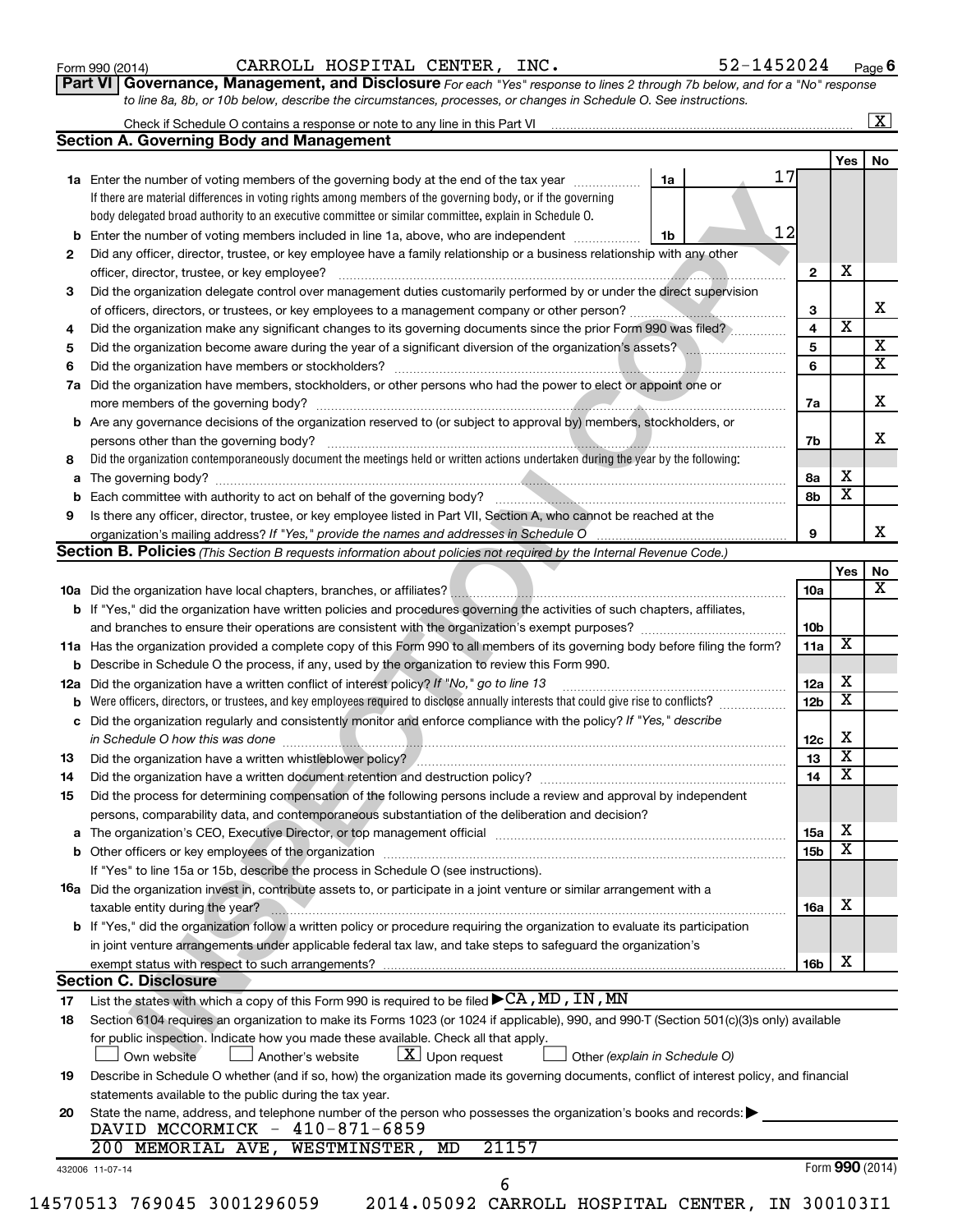Form 990 (2014) CARROLL HOSPITAL CENTER, INC. 52-1452024 Page 6

**Part VI Governance, Management, and Disclosure** *For each "Yes" response to lines 2 through 7b below, and for a "No" response to line 8a, 8b, or 10b below, describe the circumstances, processes, or changes in Schedule O. See instructions.*

Check if Schedule O contains a response or note to any line in this Part VI ..... [X]

**Section A. Governing Body and Management**

| | | | | Yes | No |
|---|---|---|---|---|---|
| **1a** | Enter the number of voting members of the governing body at the end of the tax year ..... **1a** 17. If there are material differences in voting rights among members of the governing body, or if the governing body delegated broad authority to an executive committee or similar committee, explain in Schedule O. | | | | |
| **b** | Enter the number of voting members included in line 1a, above, who are independent ..... **1b** 12 | | | | |
| **2** | Did any officer, director, trustee, or key employee have a family relationship or a business relationship with any other officer, director, trustee, or key employee? | | 2 | X | |
| **3** | Did the organization delegate control over management duties customarily performed by or under the direct supervision of officers, directors, or trustees, or key employees to a management company or other person? | | 3 | | X |
| **4** | Did the organization make any significant changes to its governing documents since the prior Form 990 was filed? | | 4 | X | |
| **5** | Did the organization become aware during the year of a significant diversion of the organization's assets? | | 5 | | X |
| **6** | Did the organization have members or stockholders? | | 6 | | X |
| **7a** | Did the organization have members, stockholders, or other persons who had the power to elect or appoint one or more members of the governing body? | | 7a | | X |
| **b** | Are any governance decisions of the organization reserved to (or subject to approval by) members, stockholders, or persons other than the governing body? | | 7b | | X |
| **8** | Did the organization contemporaneously document the meetings held or written actions undertaken during the year by the following: | | | | |
| **a** | The governing body? | | 8a | X | |
| **b** | Each committee with authority to act on behalf of the governing body? | | 8b | X | |
| **9** | Is there any officer, director, trustee, or key employee listed in Part VII, Section A, who cannot be reached at the organization's mailing address? *If "Yes," provide the names and addresses in Schedule O* | | 9 | | X |

**Section B. Policies** *(This Section B requests information about policies not required by the Internal Revenue Code.)*

| | | | Yes | No |
|---|---|---|---|---|
| **10a** | Did the organization have local chapters, branches, or affiliates? | 10a | | X |
| **b** | If "Yes," did the organization have written policies and procedures governing the activities of such chapters, affiliates, and branches to ensure their operations are consistent with the organization's exempt purposes? | 10b | | |
| **11a** | Has the organization provided a complete copy of this Form 990 to all members of its governing body before filing the form? | 11a | X | |
| **b** | Describe in Schedule O the process, if any, used by the organization to review this Form 990. | | | |
| **12a** | Did the organization have a written conflict of interest policy? *If "No," go to line 13* | 12a | X | |
| **b** | Were officers, directors, or trustees, and key employees required to disclose annually interests that could give rise to conflicts? | 12b | X | |
| **c** | Did the organization regularly and consistently monitor and enforce compliance with the policy? *If "Yes," describe in Schedule O how this was done* | 12c | X | |
| **13** | Did the organization have a written whistleblower policy? | 13 | X | |
| **14** | Did the organization have a written document retention and destruction policy? | 14 | X | |
| **15** | Did the process for determining compensation of the following persons include a review and approval by independent persons, comparability data, and contemporaneous substantiation of the deliberation and decision? | | | |
| **a** | The organization's CEO, Executive Director, or top management official | 15a | X | |
| **b** | Other officers or key employees of the organization | 15b | X | |
| | If "Yes" to line 15a or 15b, describe the process in Schedule O (see instructions). | | | |
| **16a** | Did the organization invest in, contribute assets to, or participate in a joint venture or similar arrangement with a taxable entity during the year? | 16a | X | |
| **b** | If "Yes," did the organization follow a written policy or procedure requiring the organization to evaluate its participation in joint venture arrangements under applicable federal tax law, and take steps to safeguard the organization's exempt status with respect to such arrangements? | 16b | X | |

**Section C. Disclosure**

**17** List the states with which a copy of this Form 990 is required to be filed ▶ CA, MD, IN, MN

**18** Section 6104 requires an organization to make its Forms 1023 (or 1024 if applicable), 990, and 990-T (Section 501(c)(3)s only) available for public inspection. Indicate how you made these available. Check all that apply.

[ ] Own website [ ] Another's website [X] Upon request [ ] Other *(explain in Schedule O)*

**19** Describe in Schedule O whether (and if so, how) the organization made its governing documents, conflict of interest policy, and financial statements available to the public during the tax year.

**20** State the name, address, and telephone number of the person who possesses the organization's books and records: ▶

DAVID MCCORMICK - 410-871-6859
200 MEMORIAL AVE, WESTMINSTER, MD 21157

432006 11-07-14 Form **990** (2014)

14570513 769045 3001296059 2014.05092 CARROLL HOSPITAL CENTER, IN 300103I1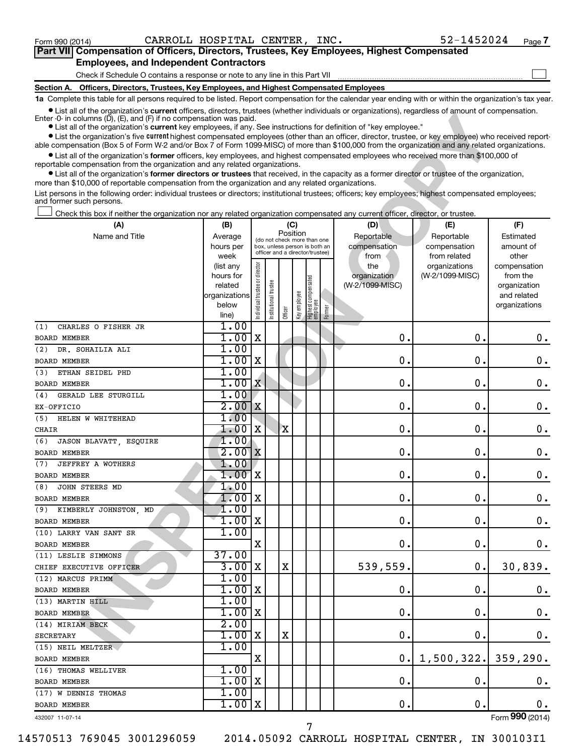Form 990 (2014) CARROLL HOSPITAL CENTER, INC. 52-1452024 Page 7

## Part VII Compensation of Officers, Directors, Trustees, Key Employees, Highest Compensated Employees, and Independent Contractors

Check if Schedule O contains a response or note to any line in this Part VII ☐

### Section A. Officers, Directors, Trustees, Key Employees, and Highest Compensated Employees

**1a** Complete this table for all persons required to be listed. Report compensation for the calendar year ending with or within the organization's tax year.

- List all of the organization's **current** officers, directors, trustees (whether individuals or organizations), regardless of amount of compensation. Enter -0- in columns (D), (E), and (F) if no compensation was paid.
- List all of the organization's **current** key employees, if any. See instructions for definition of "key employee."
- List the organization's five **current** highest compensated employees (other than an officer, director, trustee, or key employee) who received reportable compensation (Box 5 of Form W-2 and/or Box 7 of Form 1099-MISC) of more than $100,000 from the organization and any related organizations.
- List all of the organization's **former** officers, key employees, and highest compensated employees who received more than $100,000 of reportable compensation from the organization and any related organizations.
- List all of the organization's **former directors or trustees** that received, in the capacity as a former director or trustee of the organization, more than $10,000 of reportable compensation from the organization and any related organizations.

List persons in the following order: individual trustees or directors; institutional trustees; officers; key employees; highest compensated employees; and former such persons.

☐ Check this box if neither the organization nor any related organization compensated any current officer, director, or trustee.

| (A) Name and Title | (B) Average hours per week (list any hours for related organizations below line) | (C) Position: Individual trustee or director | Institutional trustee | Officer | Key employee | Highest compensated employee | Former | (D) Reportable compensation from the organization (W-2/1099-MISC) | (E) Reportable compensation from related organizations (W-2/1099-MISC) | (F) Estimated amount of other compensation from the organization and related organizations |
|---|---|---|---|---|---|---|---|---|---|---|
| (1) CHARLES O FISHER JR<br>BOARD MEMBER | 1.00<br>1.00 | X | | | | | | 0. | 0. | 0. |
| (2) DR. SOHAILIA ALI<br>BOARD MEMBER | 1.00<br>1.00 | X | | | | | | 0. | 0. | 0. |
| (3) ETHAN SEIDEL PHD<br>BOARD MEMBER | 1.00<br>1.00 | X | | | | | | 0. | 0. | 0. |
| (4) GERALD LEE STURGILL<br>EX-OFFICIO | 1.00<br>2.00 | X | | | | | | 0. | 0. | 0. |
| (5) HELEN W WHITEHEAD<br>CHAIR | 1.00<br>1.00 | X | | X | | | | 0. | 0. | 0. |
| (6) JASON BLAVATT, ESQUIRE<br>BOARD MEMBER | 1.00<br>2.00 | X | | | | | | 0. | 0. | 0. |
| (7) JEFFREY A WOTHERS<br>BOARD MEMBER | 1.00<br>1.00 | X | | | | | | 0. | 0. | 0. |
| (8) JOHN STEERS MD<br>BOARD MEMBER | 1.00<br>1.00 | X | | | | | | 0. | 0. | 0. |
| (9) KIMBERLY JOHNSTON, MD<br>BOARD MEMBER | 1.00<br>1.00 | X | | | | | | 0. | 0. | 0. |
| (10) LARRY VAN SANT SR<br>BOARD MEMBER | 1.00 | X | | | | | | 0. | 0. | 0. |
| (11) LESLIE SIMMONS<br>CHIEF EXECUTIVE OFFICER | 37.00<br>3.00 | X | | X | | | | 539,559. | 0. | 30,839. |
| (12) MARCUS PRIMM<br>BOARD MEMBER | 1.00<br>1.00 | X | | | | | | 0. | 0. | 0. |
| (13) MARTIN HILL<br>BOARD MEMBER | 1.00<br>1.00 | X | | | | | | 0. | 0. | 0. |
| (14) MIRIAM BECK<br>SECRETARY | 2.00<br>1.00 | X | | X | | | | 0. | 0. | 0. |
| (15) NEIL MELTZER<br>BOARD MEMBER | 1.00 | X | | | | | | 0. | 1,500,322. | 359,290. |
| (16) THOMAS WELLIVER<br>BOARD MEMBER | 1.00<br>1.00 | X | | | | | | 0. | 0. | 0. |
| (17) W DENNIS THOMAS<br>BOARD MEMBER | 1.00<br>1.00 | X | | | | | | 0. | 0. | 0. |

432007 11-07-14

Form 990 (2014)

14570513 769045 3001296059 2014.05092 CARROLL HOSPITAL CENTER, IN 300103I1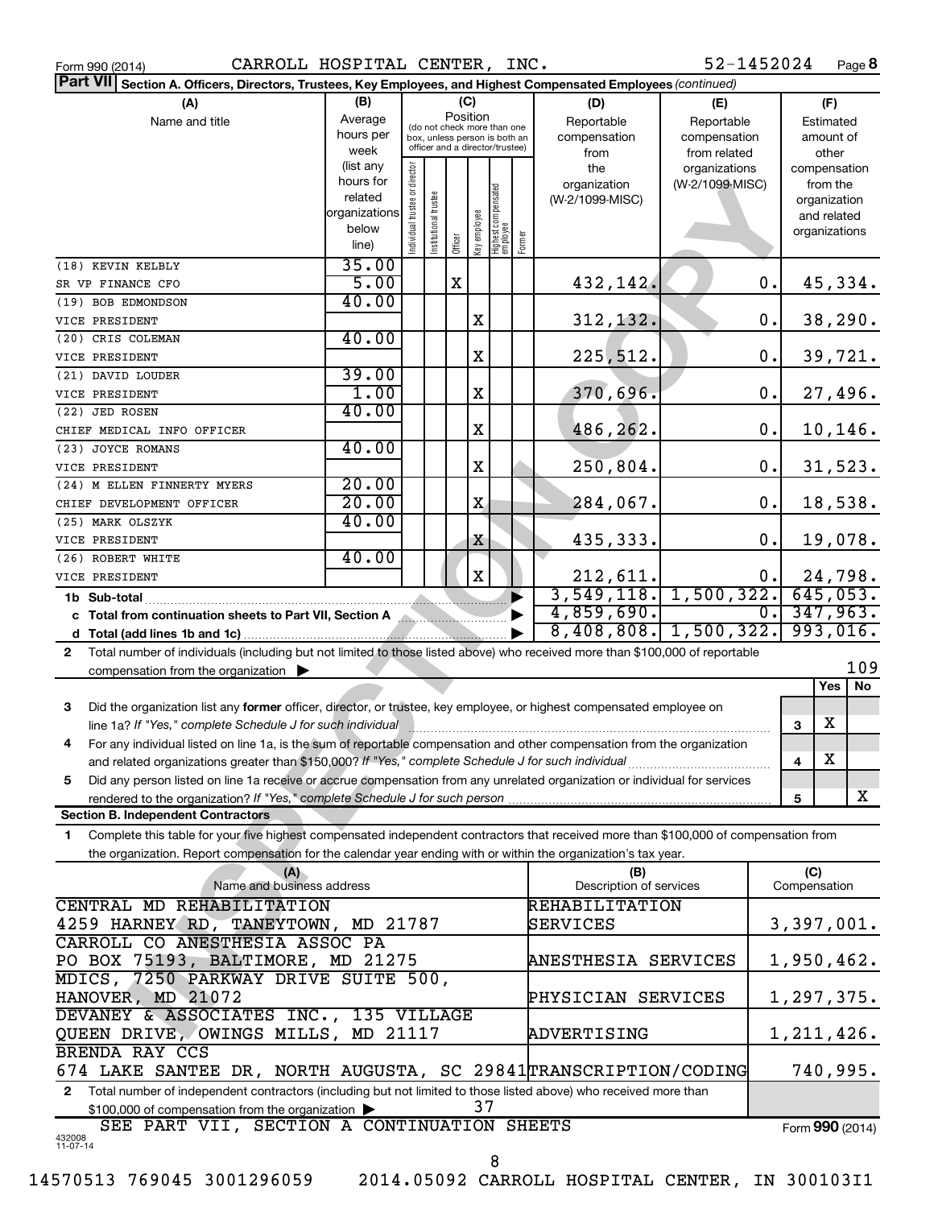Form 990 (2014) CARROLL HOSPITAL CENTER, INC. 52-1452024 Page **8**

**Part VII** **Section A. Officers, Directors, Trustees, Key Employees, and Highest Compensated Employees** *(continued)*

| (A) Name and title | (B) Average hours per week (list any hours for related organizations below line) | (C) Position: Individual trustee or director | Institutional trustee | Officer | Key employee | Highest compensated employee | Former | (D) Reportable compensation from the organization (W-2/1099-MISC) | (E) Reportable compensation from related organizations (W-2/1099-MISC) | (F) Estimated amount of other compensation from the organization and related organizations |
|---|---|---|---|---|---|---|---|---|---|---|
| (18) KEVIN KELBLY<br>SR VP FINANCE CFO | 35.00<br>5.00 | | | X | | | | 432,142. | 0. | 45,334. |
| (19) BOB EDMONDSON<br>VICE PRESIDENT | 40.00 | | | | X | | | 312,132. | 0. | 38,290. |
| (20) CRIS COLEMAN<br>VICE PRESIDENT | 40.00 | | | | X | | | 225,512. | 0. | 39,721. |
| (21) DAVID LOUDER<br>VICE PRESIDENT | 39.00<br>1.00 | | | | X | | | 370,696. | 0. | 27,496. |
| (22) JED ROSEN<br>CHIEF MEDICAL INFO OFFICER | 40.00 | | | | X | | | 486,262. | 0. | 10,146. |
| (23) JOYCE ROMANS<br>VICE PRESIDENT | 40.00 | | | | X | | | 250,804. | 0. | 31,523. |
| (24) M ELLEN FINNERTY MYERS<br>CHIEF DEVELOPMENT OFFICER | 20.00<br>20.00 | | | | X | | | 284,067. | 0. | 18,538. |
| (25) MARK OLSZYK<br>VICE PRESIDENT | 40.00 | | | | X | | | 435,333. | 0. | 19,078. |
| (26) ROBERT WHITE<br>VICE PRESIDENT | 40.00 | | | | X | | | 212,611. | 0. | 24,798. |
| **1b Sub-total** | | | | | | | | 3,549,118. | 1,500,322. | 645,053. |
| **c Total from continuation sheets to Part VII, Section A** | | | | | | | | 4,859,690. | 0. | 347,963. |
| **d Total (add lines 1b and 1c)** | | | | | | | | 8,408,808. | 1,500,322. | 993,016. |

**2** Total number of individuals (including but not limited to those listed above) who received more than $100,000 of reportable compensation from the organization ▶ 109

| | | | Yes | No |
|---|---|---|---|---|
| **3** | Did the organization list any **former** officer, director, or trustee, key employee, or highest compensated employee on line 1a? *If "Yes," complete Schedule J for such individual* | 3 | X | |
| **4** | For any individual listed on line 1a, is the sum of reportable compensation and other compensation from the organization and related organizations greater than $150,000? *If "Yes," complete Schedule J for such individual* | 4 | X | |
| **5** | Did any person listed on line 1a receive or accrue compensation from any unrelated organization or individual for services rendered to the organization? *If "Yes," complete Schedule J for such person* | 5 | | X |

**Section B. Independent Contractors**

**1** Complete this table for your five highest compensated independent contractors that received more than $100,000 of compensation from the organization. Report compensation for the calendar year ending with or within the organization's tax year.

| (A) Name and business address | (B) Description of services | (C) Compensation |
|---|---|---|
| CENTRAL MD REHABILITATION<br>4259 HARNEY RD, TANEYTOWN, MD 21787 | REHABILITATION SERVICES | 3,397,001. |
| CARROLL CO ANESTHESIA ASSOC PA<br>PO BOX 75193, BALTIMORE, MD 21275 | ANESTHESIA SERVICES | 1,950,462. |
| MDICS, 7250 PARKWAY DRIVE SUITE 500,<br>HANOVER, MD 21072 | PHYSICIAN SERVICES | 1,297,375. |
| DEVANEY & ASSOCIATES INC., 135 VILLAGE<br>QUEEN DRIVE, OWINGS MILLS, MD 21117 | ADVERTISING | 1,211,426. |
| BRENDA RAY CCS<br>674 LAKE SANTEE DR, NORTH AUGUSTA, SC 29841 | TRANSCRIPTION/CODING | 740,995. |

**2** Total number of independent contractors (including but not limited to those listed above) who received more than $100,000 of compensation from the organization ▶ 37

SEE PART VII, SECTION A CONTINUATION SHEETS

Form **990** (2014)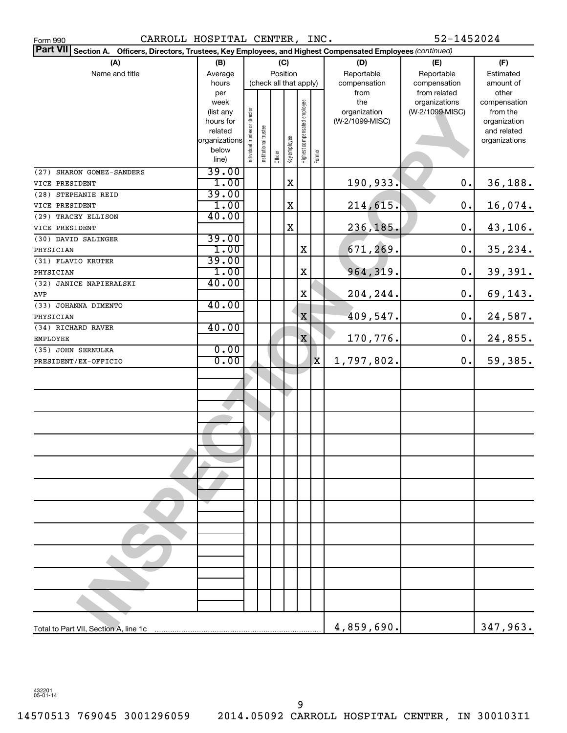Form 990 CARROLL HOSPITAL CENTER, INC. 52-1452024

**Part VII Section A. Officers, Directors, Trustees, Key Employees, and Highest Compensated Employees** *(continued)*

| (A) Name and title | (B) Average hours per week (list any hours for related organizations below line) | (C) Position: Individual trustee or director | Institutional trustee | Officer | Key employee | Highest compensated employee | Former | (D) Reportable compensation from the organization (W-2/1099-MISC) | (E) Reportable compensation from related organizations (W-2/1099-MISC) | (F) Estimated amount of other compensation from the organization and related organizations |
|---|---|---|---|---|---|---|---|---|---|---|
| (27) SHARON GOMEZ-SANDERS<br>VICE PRESIDENT | 39.00<br>1.00 | | | | X | | | 190,933. | 0. | 36,188. |
| (28) STEPHANIE REID<br>VICE PRESIDENT | 39.00<br>1.00 | | | | X | | | 214,615. | 0. | 16,074. |
| (29) TRACEY ELLISON<br>VICE PRESIDENT | 40.00 | | | | X | | | 236,185. | 0. | 43,106. |
| (30) DAVID SALINGER<br>PHYSICIAN | 39.00<br>1.00 | | | | | X | | 671,269. | 0. | 35,234. |
| (31) FLAVIO KRUTER<br>PHYSICIAN | 39.00<br>1.00 | | | | | X | | 964,319. | 0. | 39,391. |
| (32) JANICE NAPIERALSKI<br>AVP | 40.00 | | | | | X | | 204,244. | 0. | 69,143. |
| (33) JOHANNA DIMENTO<br>PHYSICIAN | 40.00 | | | | | X | | 409,547. | 0. | 24,587. |
| (34) RICHARD RAVER<br>EMPLOYEE | 40.00 | | | | | X | | 170,776. | 0. | 24,855. |
| (35) JOHN SERNULKA<br>PRESIDENT/EX-OFFICIO | 0.00<br>0.00 | | | | | | X | 1,797,802. | 0. | 59,385. |
| Total to Part VII, Section A, line 1c | | | | | | | | 4,859,690. | | 347,963. |

432201 05-01-14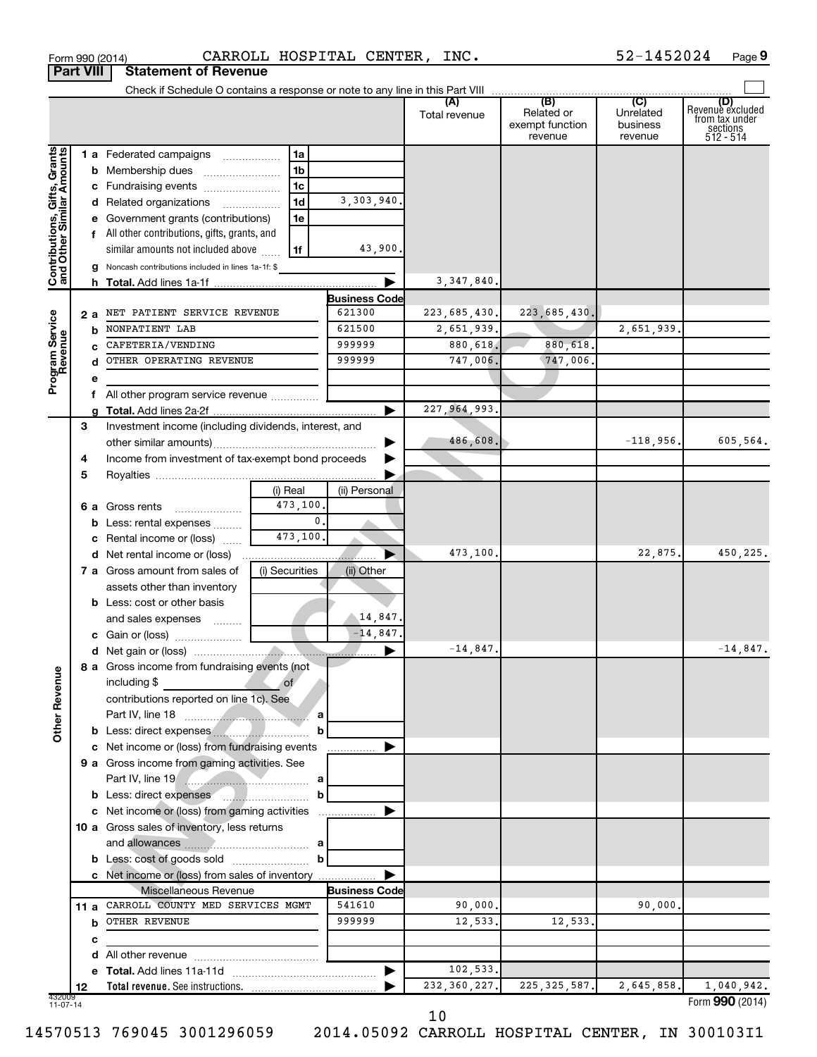Form 990 (2014) CARROLL HOSPITAL CENTER, INC. 52-1452024 Page 9

**Part VIII Statement of Revenue**

Check if Schedule O contains a response or note to any line in this Part VIII

| | | | | (A) Total revenue | (B) Related or exempt function revenue | (C) Unrelated business revenue | (D) Revenue excluded from tax under sections 512 - 514 |
|---|---|---|---|---|---|---|---|
| **Contributions, Gifts, Grants and Other Similar Amounts** | 1 a Federated campaigns | 1a | | | | | |
| | b Membership dues | 1b | | | | | |
| | c Fundraising events | 1c | | | | | |
| | d Related organizations | 1d | 3,303,940. | | | | |
| | e Government grants (contributions) | 1e | | | | | |
| | f All other contributions, gifts, grants, and similar amounts not included above | 1f | 43,900. | | | | |
| | g Noncash contributions included in lines 1a-1f: $ | | | | | | |
| | h **Total.** Add lines 1a-1f | | ▶ | 3,347,840. | | | |
| **Program Service Revenue** | | | **Business Code** | | | | |
| | 2 a NET PATIENT SERVICE REVENUE | | 621300 | 223,685,430. | 223,685,430. | | |
| | b NONPATIENT LAB | | 621500 | 2,651,939. | | 2,651,939. | |
| | c CAFETERIA/VENDING | | 999999 | 880,618. | 880,618. | | |
| | d OTHER OPERATING REVENUE | | 999999 | 747,006. | 747,006. | | |
| | e | | | | | | |
| | f All other program service revenue | | | | | | |
| | g **Total.** Add lines 2a-2f | | ▶ | 227,964,993. | | | |
| **Other Revenue** | 3 Investment income (including dividends, interest, and other similar amounts) | | ▶ | 486,608. | | -118,956. | 605,564. |
| | 4 Income from investment of tax-exempt bond proceeds | | ▶ | | | | |
| | 5 Royalties | | ▶ | | | | |
| | | (i) Real | (ii) Personal | | | | |
| | 6 a Gross rents | 473,100. | | | | | |
| | b Less: rental expenses | 0. | | | | | |
| | c Rental income or (loss) | 473,100. | | | | | |
| | d Net rental income or (loss) | | ▶ | 473,100. | | 22,875. | 450,225. |
| | 7 a Gross amount from sales of assets other than inventory | (i) Securities | (ii) Other | | | | |
| | b Less: cost or other basis and sales expenses | | 14,847. | | | | |
| | c Gain or (loss) | | -14,847. | | | | |
| | d Net gain or (loss) | | ▶ | -14,847. | | | -14,847. |
| | 8 a Gross income from fundraising events (not including $ of contributions reported on line 1c). See Part IV, line 18 | a | | | | | |
| | b Less: direct expenses | b | | | | | |
| | c Net income or (loss) from fundraising events | | ▶ | | | | |
| | 9 a Gross income from gaming activities. See Part IV, line 19 | a | | | | | |
| | b Less: direct expenses | b | | | | | |
| | c Net income or (loss) from gaming activities | | ▶ | | | | |
| | 10 a Gross sales of inventory, less returns and allowances | a | | | | | |
| | b Less: cost of goods sold | b | | | | | |
| | c Net income or (loss) from sales of inventory | | ▶ | | | | |
| | Miscellaneous Revenue | | **Business Code** | | | | |
| | 11 a CARROLL COUNTY MED SERVICES MGMT | | 541610 | 90,000. | | 90,000. | |
| | b OTHER REVENUE | | 999999 | 12,533. | 12,533. | | |
| | c | | | | | | |
| | d All other revenue | | | | | | |
| | e **Total.** Add lines 11a-11d | | ▶ | 102,533. | | | |
| | 12 **Total revenue.** See instructions. | | ▶ | 232,360,227. | 225,325,587. | 2,645,858. | 1,040,942. |

Form **990** (2014)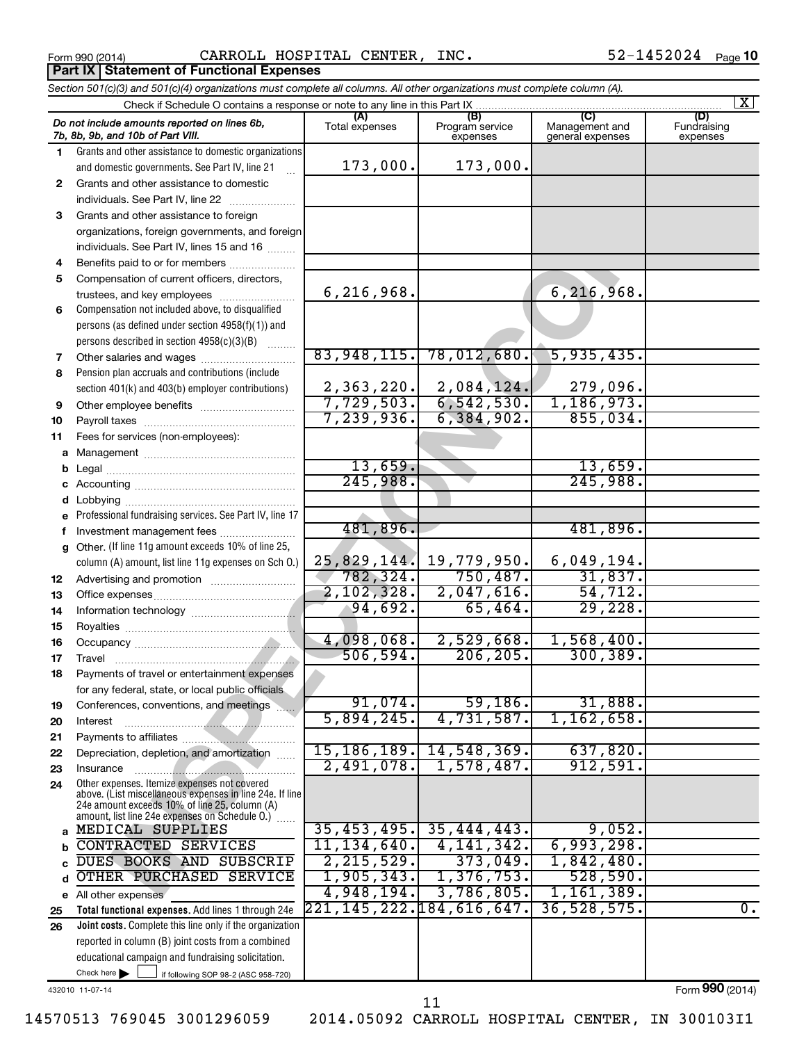Form 990 (2014) CARROLL HOSPITAL CENTER, INC. 52-1452024 Page **10**

## Part IX Statement of Functional Expenses

*Section 501(c)(3) and 501(c)(4) organizations must complete all columns. All other organizations must complete column (A).*

Check if Schedule O contains a response or note to any line in this Part IX ... [X]

| | *Do not include amounts reported on lines 6b, 7b, 8b, 9b, and 10b of Part VIII.* | (A) Total expenses | (B) Program service expenses | (C) Management and general expenses | (D) Fundraising expenses |
|---|---|---|---|---|---|
| 1 | Grants and other assistance to domestic organizations and domestic governments. See Part IV, line 21 | 173,000. | 173,000. | | |
| 2 | Grants and other assistance to domestic individuals. See Part IV, line 22 | | | | |
| 3 | Grants and other assistance to foreign organizations, foreign governments, and foreign individuals. See Part IV, lines 15 and 16 | | | | |
| 4 | Benefits paid to or for members | | | | |
| 5 | Compensation of current officers, directors, trustees, and key employees | 6,216,968. | | 6,216,968. | |
| 6 | Compensation not included above, to disqualified persons (as defined under section 4958(f)(1)) and persons described in section 4958(c)(3)(B) | | | | |
| 7 | Other salaries and wages | 83,948,115. | 78,012,680. | 5,935,435. | |
| 8 | Pension plan accruals and contributions (include section 401(k) and 403(b) employer contributions) | 2,363,220. | 2,084,124. | 279,096. | |
| 9 | Other employee benefits | 7,729,503. | 6,542,530. | 1,186,973. | |
| 10 | Payroll taxes | 7,239,936. | 6,384,902. | 855,034. | |
| 11 | Fees for services (non-employees): | | | | |
| a | Management | | | | |
| b | Legal | 13,659. | | 13,659. | |
| c | Accounting | 245,988. | | 245,988. | |
| d | Lobbying | | | | |
| e | Professional fundraising services. See Part IV, line 17 | | | | |
| f | Investment management fees | 481,896. | | 481,896. | |
| g | Other. (If line 11g amount exceeds 10% of line 25, column (A) amount, list line 11g expenses on Sch O.) | 25,829,144. | 19,779,950. | 6,049,194. | |
| 12 | Advertising and promotion | 782,324. | 750,487. | 31,837. | |
| 13 | Office expenses | 2,102,328. | 2,047,616. | 54,712. | |
| 14 | Information technology | 94,692. | 65,464. | 29,228. | |
| 15 | Royalties | | | | |
| 16 | Occupancy | 4,098,068. | 2,529,668. | 1,568,400. | |
| 17 | Travel | 506,594. | 206,205. | 300,389. | |
| 18 | Payments of travel or entertainment expenses for any federal, state, or local public officials | | | | |
| 19 | Conferences, conventions, and meetings | 91,074. | 59,186. | 31,888. | |
| 20 | Interest | 5,894,245. | 4,731,587. | 1,162,658. | |
| 21 | Payments to affiliates | | | | |
| 22 | Depreciation, depletion, and amortization | 15,186,189. | 14,548,369. | 637,820. | |
| 23 | Insurance | 2,491,078. | 1,578,487. | 912,591. | |
| 24 | Other expenses. Itemize expenses not covered above. (List miscellaneous expenses in line 24e. If line 24e amount exceeds 10% of line 25, column (A) amount, list line 24e expenses on Schedule O.) | | | | |
| a | MEDICAL SUPPLIES | 35,453,495. | 35,444,443. | 9,052. | |
| b | CONTRACTED SERVICES | 11,134,640. | 4,141,342. | 6,993,298. | |
| c | DUES BOOKS AND SUBSCRIP | 2,215,529. | 373,049. | 1,842,480. | |
| d | OTHER PURCHASED SERVICE | 1,905,343. | 1,376,753. | 528,590. | |
| e | All other expenses | 4,948,194. | 3,786,805. | 1,161,389. | |
| 25 | **Total functional expenses.** Add lines 1 through 24e | 221,145,222. | 184,616,647. | 36,528,575. | 0. |
| 26 | **Joint costs.** Complete this line only if the organization reported in column (B) joint costs from a combined educational campaign and fundraising solicitation. Check here [ ] if following SOP 98-2 (ASC 958-720) | | | | |

432010 11-07-14

Form **990** (2014)

14570513 769045 3001296059 2014.05092 CARROLL HOSPITAL CENTER, IN 300103I1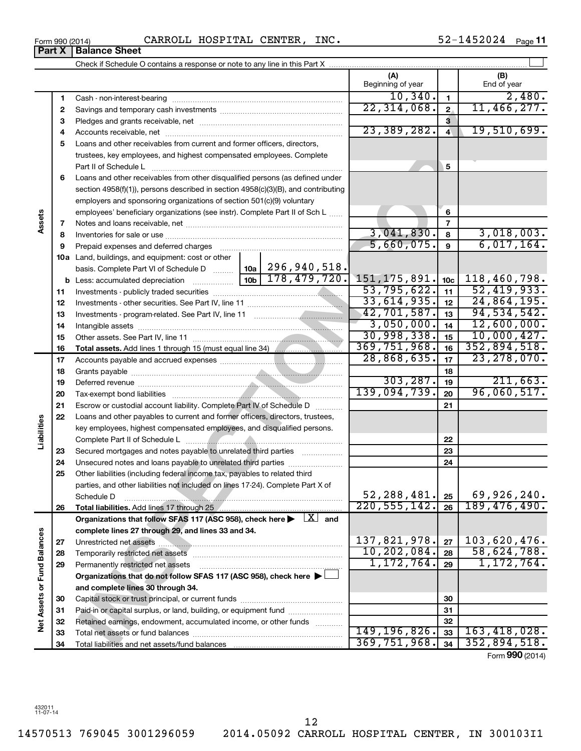Form 990 (2014) CARROLL HOSPITAL CENTER, INC. 52-1452024 Page 11

## Part X Balance Sheet

Check if Schedule O contains a response or note to any line in this Part X

| | | | (A) Beginning of year | | (B) End of year |
|---|---|---|---|---|---|
| Assets | 1 | Cash - non-interest-bearing | 10,340. | 1 | 2,480. |
| | 2 | Savings and temporary cash investments | 22,314,068. | 2 | 11,466,277. |
| | 3 | Pledges and grants receivable, net | | 3 | |
| | 4 | Accounts receivable, net | 23,389,282. | 4 | 19,510,699. |
| | 5 | Loans and other receivables from current and former officers, directors, trustees, key employees, and highest compensated employees. Complete Part II of Schedule L | | 5 | |
| | 6 | Loans and other receivables from other disqualified persons (as defined under section 4958(f)(1)), persons described in section 4958(c)(3)(B), and contributing employers and sponsoring organizations of section 501(c)(9) voluntary employees' beneficiary organizations (see instr). Complete Part II of Sch L | | 6 | |
| | 7 | Notes and loans receivable, net | | 7 | |
| | 8 | Inventories for sale or use | 3,041,830. | 8 | 3,018,003. |
| | 9 | Prepaid expenses and deferred charges | 5,660,075. | 9 | 6,017,164. |
| | 10a | Land, buildings, and equipment: cost or other basis. Complete Part VI of Schedule D — 10a: 296,940,518. | | | |
| | b | Less: accumulated depreciation — 10b: 178,479,720. | 151,175,891. | 10c | 118,460,798. |
| | 11 | Investments - publicly traded securities | 53,795,622. | 11 | 52,419,933. |
| | 12 | Investments - other securities. See Part IV, line 11 | 33,614,935. | 12 | 24,864,195. |
| | 13 | Investments - program-related. See Part IV, line 11 | 42,701,587. | 13 | 94,534,542. |
| | 14 | Intangible assets | 3,050,000. | 14 | 12,600,000. |
| | 15 | Other assets. See Part IV, line 11 | 30,998,338. | 15 | 10,000,427. |
| | 16 | **Total assets.** Add lines 1 through 15 (must equal line 34) | 369,751,968. | 16 | 352,894,518. |
| Liabilities | 17 | Accounts payable and accrued expenses | 28,868,635. | 17 | 23,278,070. |
| | 18 | Grants payable | | 18 | |
| | 19 | Deferred revenue | 303,287. | 19 | 211,663. |
| | 20 | Tax-exempt bond liabilities | 139,094,739. | 20 | 96,060,517. |
| | 21 | Escrow or custodial account liability. Complete Part IV of Schedule D | | 21 | |
| | 22 | Loans and other payables to current and former officers, directors, trustees, key employees, highest compensated employees, and disqualified persons. Complete Part II of Schedule L | | 22 | |
| | 23 | Secured mortgages and notes payable to unrelated third parties | | 23 | |
| | 24 | Unsecured notes and loans payable to unrelated third parties | | 24 | |
| | 25 | Other liabilities (including federal income tax, payables to related third parties, and other liabilities not included on lines 17-24). Complete Part X of Schedule D | 52,288,481. | 25 | 69,926,240. |
| | 26 | **Total liabilities.** Add lines 17 through 25 | 220,555,142. | 26 | 189,476,490. |
| Net Assets or Fund Balances | | **Organizations that follow SFAS 117 (ASC 958), check here ▶ [X] and complete lines 27 through 29, and lines 33 and 34.** | | | |
| | 27 | Unrestricted net assets | 137,821,978. | 27 | 103,620,476. |
| | 28 | Temporarily restricted net assets | 10,202,084. | 28 | 58,624,788. |
| | 29 | Permanently restricted net assets | 1,172,764. | 29 | 1,172,764. |
| | | **Organizations that do not follow SFAS 117 (ASC 958), check here ▶ [ ] and complete lines 30 through 34.** | | | |
| | 30 | Capital stock or trust principal, or current funds | | 30 | |
| | 31 | Paid-in or capital surplus, or land, building, or equipment fund | | 31 | |
| | 32 | Retained earnings, endowment, accumulated income, or other funds | | 32 | |
| | 33 | Total net assets or fund balances | 149,196,826. | 33 | 163,418,028. |
| | 34 | Total liabilities and net assets/fund balances | 369,751,968. | 34 | 352,894,518. |

Form **990** (2014)

432011 11-07-14

14570513 769045 3001296059 2014.05092 CARROLL HOSPITAL CENTER, IN 300103I1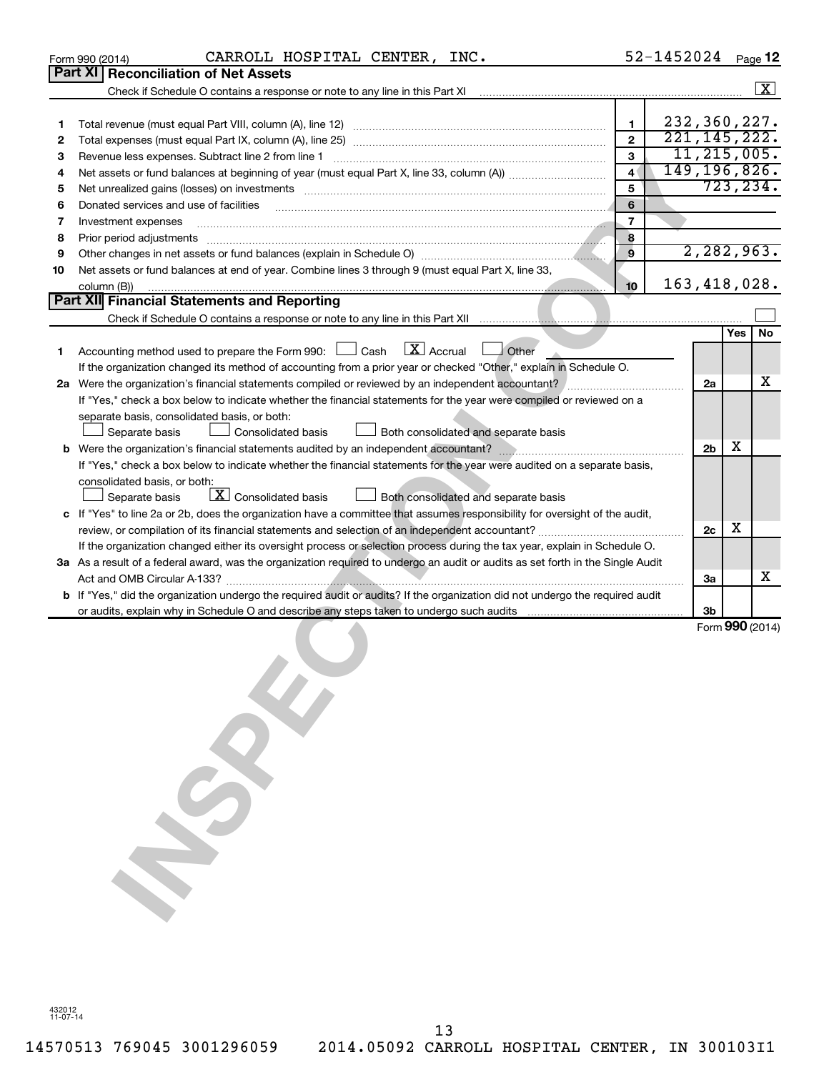Form 990 (2014) CARROLL HOSPITAL CENTER, INC. 52-1452024 Page 12

## Part XI Reconciliation of Net Assets

Check if Schedule O contains a response or note to any line in this Part XI [X]

| | | | |
|---|---|---|---|
| 1 | Total revenue (must equal Part VIII, column (A), line 12) | 1 | 232,360,227. |
| 2 | Total expenses (must equal Part IX, column (A), line 25) | 2 | 221,145,222. |
| 3 | Revenue less expenses. Subtract line 2 from line 1 | 3 | 11,215,005. |
| 4 | Net assets or fund balances at beginning of year (must equal Part X, line 33, column (A)) | 4 | 149,196,826. |
| 5 | Net unrealized gains (losses) on investments | 5 | 723,234. |
| 6 | Donated services and use of facilities | 6 | |
| 7 | Investment expenses | 7 | |
| 8 | Prior period adjustments | 8 | |
| 9 | Other changes in net assets or fund balances (explain in Schedule O) | 9 | 2,282,963. |
| 10 | Net assets or fund balances at end of year. Combine lines 3 through 9 (must equal Part X, line 33, column (B)) | 10 | 163,418,028. |

## Part XII Financial Statements and Reporting

Check if Schedule O contains a response or note to any line in this Part XII [ ]

| | | | Yes | No |
|---|---|---|---|---|
| 1 | Accounting method used to prepare the Form 990: [ ] Cash [X] Accrual [ ] Other ______ If the organization changed its method of accounting from a prior year or checked "Other," explain in Schedule O. | | | |
| 2a | Were the organization's financial statements compiled or reviewed by an independent accountant? If "Yes," check a box below to indicate whether the financial statements for the year were compiled or reviewed on a separate basis, consolidated basis, or both: [ ] Separate basis [ ] Consolidated basis [ ] Both consolidated and separate basis | 2a | | X |
| b | Were the organization's financial statements audited by an independent accountant? If "Yes," check a box below to indicate whether the financial statements for the year were audited on a separate basis, consolidated basis, or both: [ ] Separate basis [X] Consolidated basis [ ] Both consolidated and separate basis | 2b | X | |
| c | If "Yes" to line 2a or 2b, does the organization have a committee that assumes responsibility for oversight of the audit, review, or compilation of its financial statements and selection of an independent accountant? If the organization changed either its oversight process or selection process during the tax year, explain in Schedule O. | 2c | X | |
| 3a | As a result of a federal award, was the organization required to undergo an audit or audits as set forth in the Single Audit Act and OMB Circular A-133? | 3a | | X |
| b | If "Yes," did the organization undergo the required audit or audits? If the organization did not undergo the required audit or audits, explain why in Schedule O and describe any steps taken to undergo such audits | 3b | | |

Form 990 (2014)

432012 11-07-14

14570513 769045 3001296059 2014.05092 CARROLL HOSPITAL CENTER, IN 300103I1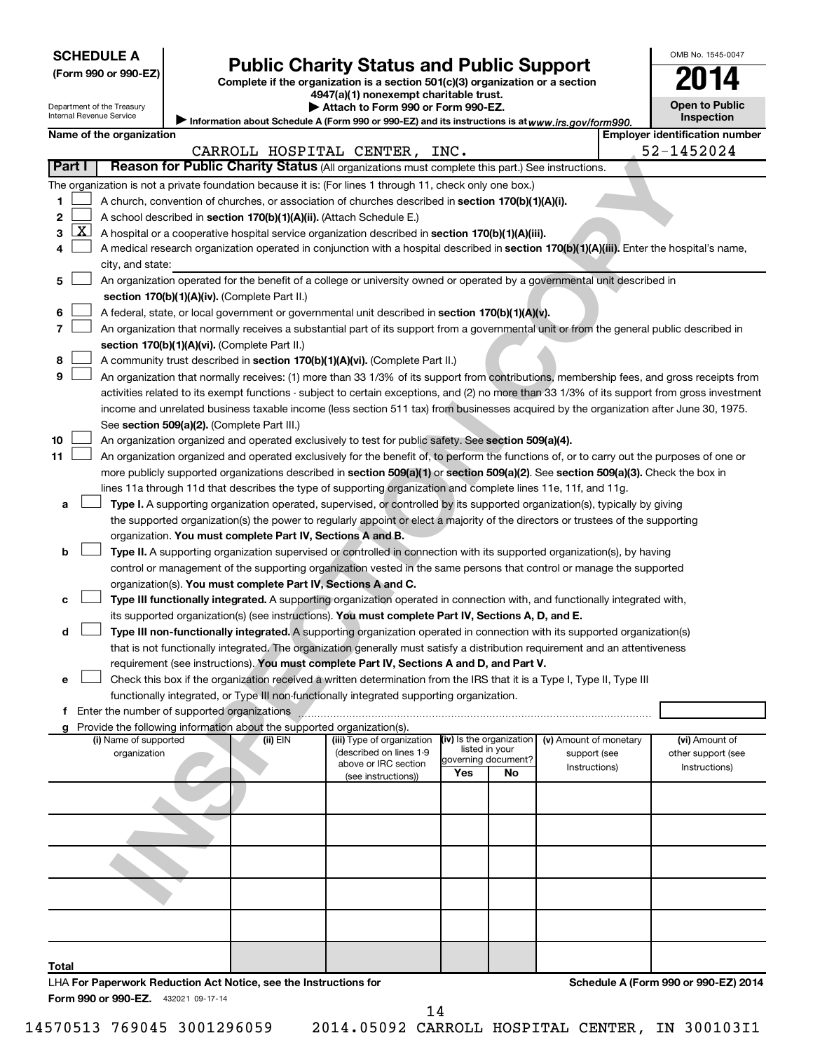**SCHEDULE A**
**(Form 990 or 990-EZ)**

Department of the Treasury
Internal Revenue Service

# Public Charity Status and Public Support

**Complete if the organization is a section 501(c)(3) organization or a section 4947(a)(1) nonexempt charitable trust.**
**▶ Attach to Form 990 or Form 990-EZ.**
▶ Information about Schedule A (Form 990 or 990-EZ) and its instructions is at *www.irs.gov/form990.*

OMB No. 1545-0047
**2014**
**Open to Public Inspection**

**Name of the organization:** CARROLL HOSPITAL CENTER, INC.
**Employer identification number:** 52-1452024

## Part I Reason for Public Charity Status (All organizations must complete this part.) See instructions.

The organization is not a private foundation because it is: (For lines 1 through 11, check only one box.)

1. [ ] A church, convention of churches, or association of churches described in **section 170(b)(1)(A)(i).**
2. [ ] A school described in **section 170(b)(1)(A)(ii).** (Attach Schedule E.)
3. [X] A hospital or a cooperative hospital service organization described in **section 170(b)(1)(A)(iii).**
4. [ ] A medical research organization operated in conjunction with a hospital described in **section 170(b)(1)(A)(iii).** Enter the hospital's name, city, and state:
5. [ ] An organization operated for the benefit of a college or university owned or operated by a governmental unit described in **section 170(b)(1)(A)(iv).** (Complete Part II.)
6. [ ] A federal, state, or local government or governmental unit described in **section 170(b)(1)(A)(v).**
7. [ ] An organization that normally receives a substantial part of its support from a governmental unit or from the general public described in **section 170(b)(1)(A)(vi).** (Complete Part II.)
8. [ ] A community trust described in **section 170(b)(1)(A)(vi).** (Complete Part II.)
9. [ ] An organization that normally receives: (1) more than 33 1/3% of its support from contributions, membership fees, and gross receipts from activities related to its exempt functions - subject to certain exceptions, and (2) no more than 33 1/3% of its support from gross investment income and unrelated business taxable income (less section 511 tax) from businesses acquired by the organization after June 30, 1975. See **section 509(a)(2).** (Complete Part III.)
10. [ ] An organization organized and operated exclusively to test for public safety. See **section 509(a)(4).**
11. [ ] An organization organized and operated exclusively for the benefit of, to perform the functions of, or to carry out the purposes of one or more publicly supported organizations described in **section 509(a)(1)** or **section 509(a)(2).** See **section 509(a)(3).** Check the box in lines 11a through 11d that describes the type of supporting organization and complete lines 11e, 11f, and 11g.
   - **a** [ ] **Type I.** A supporting organization operated, supervised, or controlled by its supported organization(s), typically by giving the supported organization(s) the power to regularly appoint or elect a majority of the directors or trustees of the supporting organization. **You must complete Part IV, Sections A and B.**
   - **b** [ ] **Type II.** A supporting organization supervised or controlled in connection with its supported organization(s), by having control or management of the supporting organization vested in the same persons that control or manage the supported organization(s). **You must complete Part IV, Sections A and C.**
   - **c** [ ] **Type III functionally integrated.** A supporting organization operated in connection with, and functionally integrated with, its supported organization(s) (see instructions). **You must complete Part IV, Sections A, D, and E.**
   - **d** [ ] **Type III non-functionally integrated.** A supporting organization operated in connection with its supported organization(s) that is not functionally integrated. The organization generally must satisfy a distribution requirement and an attentiveness requirement (see instructions). **You must complete Part IV, Sections A and D, and Part V.**
   - **e** [ ] Check this box if the organization received a written determination from the IRS that it is a Type I, Type II, Type III functionally integrated, or Type III non-functionally integrated supporting organization.
   - **f** Enter the number of supported organizations
   - **g** Provide the following information about the supported organization(s).

| (i) Name of supported organization | (ii) EIN | (iii) Type of organization (described on lines 1-9 above or IRC section (see instructions)) | (iv) Is the organization listed in your governing document? Yes | No | (v) Amount of monetary support (see Instructions) | (vi) Amount of other support (see Instructions) |
|---|---|---|---|---|---|---|
| | | | | | | |
| | | | | | | |
| | | | | | | |
| | | | | | | |
| | | | | | | |
| **Total** | | | | | | |

LHA **For Paperwork Reduction Act Notice, see the Instructions for Form 990 or 990-EZ.** 432021 09-17-14
**Schedule A (Form 990 or 990-EZ) 2014**

14570513 769045 3001296059 2014.05092 CARROLL HOSPITAL CENTER, IN 300103I1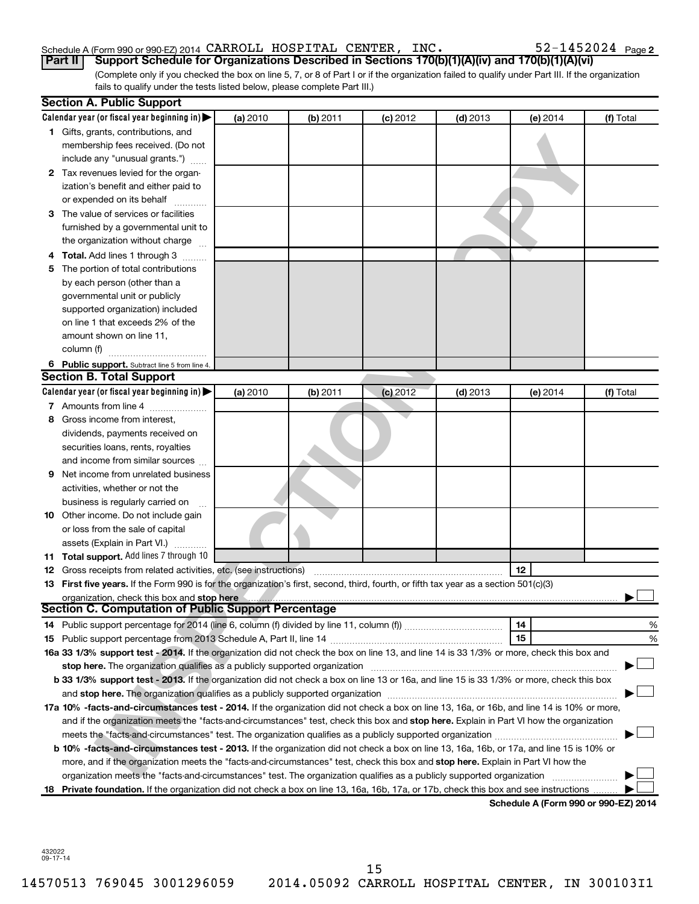Schedule A (Form 990 or 990-EZ) 2014 CARROLL HOSPITAL CENTER, INC. 52-1452024 Page 2

**Part II** **Support Schedule for Organizations Described in Sections 170(b)(1)(A)(iv) and 170(b)(1)(A)(vi)**

(Complete only if you checked the box on line 5, 7, or 8 of Part I or if the organization failed to qualify under Part III. If the organization fails to qualify under the tests listed below, please complete Part III.)

**Section A. Public Support**

| Calendar year (or fiscal year beginning in) ▶ | (a) 2010 | (b) 2011 | (c) 2012 | (d) 2013 | (e) 2014 | (f) Total |
|---|---|---|---|---|---|---|
| **1** Gifts, grants, contributions, and membership fees received. (Do not include any "unusual grants.") | | | | | | |
| **2** Tax revenues levied for the organization's benefit and either paid to or expended on its behalf | | | | | | |
| **3** The value of services or facilities furnished by a governmental unit to the organization without charge | | | | | | |
| **4** **Total.** Add lines 1 through 3 | | | | | | |
| **5** The portion of total contributions by each person (other than a governmental unit or publicly supported organization) included on line 1 that exceeds 2% of the amount shown on line 11, column (f) | | | | | | |
| **6** **Public support.** Subtract line 5 from line 4. | | | | | | |

**Section B. Total Support**

| Calendar year (or fiscal year beginning in) ▶ | (a) 2010 | (b) 2011 | (c) 2012 | (d) 2013 | (e) 2014 | (f) Total |
|---|---|---|---|---|---|---|
| **7** Amounts from line 4 | | | | | | |
| **8** Gross income from interest, dividends, payments received on securities loans, rents, royalties and income from similar sources | | | | | | |
| **9** Net income from unrelated business activities, whether or not the business is regularly carried on | | | | | | |
| **10** Other income. Do not include gain or loss from the sale of capital assets (Explain in Part VI.) | | | | | | |
| **11** **Total support.** Add lines 7 through 10 | | | | | | |

**12** Gross receipts from related activities, etc. (see instructions) **12**

**13** **First five years.** If the Form 990 is for the organization's first, second, third, fourth, or fifth tax year as a section 501(c)(3) organization, check this box and **stop here** ▶ ☐

**Section C. Computation of Public Support Percentage**

**14** Public support percentage for 2014 (line 6, column (f) divided by line 11, column (f)) **14** %

**15** Public support percentage from 2013 Schedule A, Part II, line 14 **15** %

**16a** **33 1/3% support test - 2014.** If the organization did not check the box on line 13, and line 14 is 33 1/3% or more, check this box and **stop here.** The organization qualifies as a publicly supported organization ▶ ☐

**b** **33 1/3% support test - 2013.** If the organization did not check a box on line 13 or 16a, and line 15 is 33 1/3% or more, check this box and **stop here.** The organization qualifies as a publicly supported organization ▶ ☐

**17a** **10% -facts-and-circumstances test - 2014.** If the organization did not check a box on line 13, 16a, or 16b, and line 14 is 10% or more, and if the organization meets the "facts-and-circumstances" test, check this box and **stop here.** Explain in Part VI how the organization meets the "facts-and-circumstances" test. The organization qualifies as a publicly supported organization ▶ ☐

**b** **10% -facts-and-circumstances test - 2013.** If the organization did not check a box on line 13, 16a, 16b, or 17a, and line 15 is 10% or more, and if the organization meets the "facts-and-circumstances" test, check this box and **stop here.** Explain in Part VI how the organization meets the "facts-and-circumstances" test. The organization qualifies as a publicly supported organization ▶ ☐

**18** **Private foundation.** If the organization did not check a box on line 13, 16a, 16b, 17a, or 17b, check this box and see instructions ▶ ☐

**Schedule A (Form 990 or 990-EZ) 2014**

432022 09-17-14

14570513 769045 3001296059 2014.05092 CARROLL HOSPITAL CENTER, IN 300103I1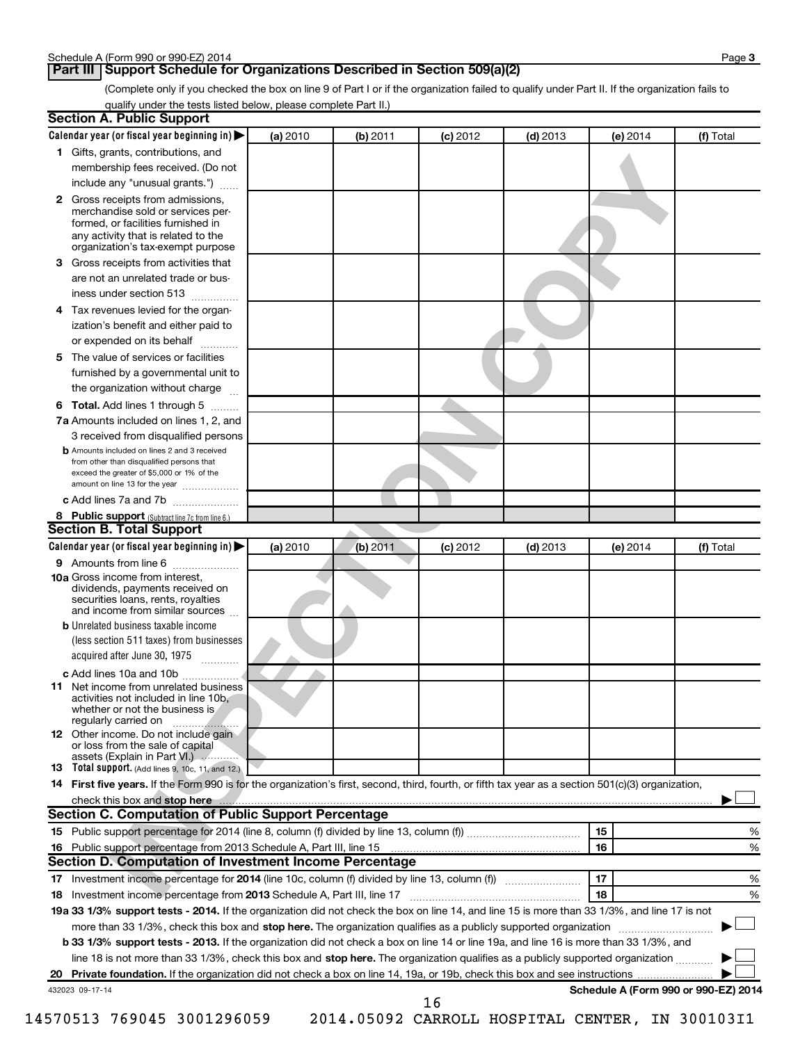## Part III Support Schedule for Organizations Described in Section 509(a)(2)

(Complete only if you checked the box on line 9 of Part I or if the organization failed to qualify under Part II. If the organization fails to qualify under the tests listed below, please complete Part II.)

### Section A. Public Support

| Calendar year (or fiscal year beginning in) ▶ | (a) 2010 | (b) 2011 | (c) 2012 | (d) 2013 | (e) 2014 | (f) Total |
|---|---|---|---|---|---|---|
| **1** Gifts, grants, contributions, and membership fees received. (Do not include any "unusual grants.") | | | | | | |
| **2** Gross receipts from admissions, merchandise sold or services performed, or facilities furnished in any activity that is related to the organization's tax-exempt purpose | | | | | | |
| **3** Gross receipts from activities that are not an unrelated trade or business under section 513 | | | | | | |
| **4** Tax revenues levied for the organization's benefit and either paid to or expended on its behalf | | | | | | |
| **5** The value of services or facilities furnished by a governmental unit to the organization without charge | | | | | | |
| **6 Total.** Add lines 1 through 5 | | | | | | |
| **7a** Amounts included on lines 1, 2, and 3 received from disqualified persons | | | | | | |
| **b** Amounts included on lines 2 and 3 received from other than disqualified persons that exceed the greater of $5,000 or 1% of the amount on line 13 for the year | | | | | | |
| **c** Add lines 7a and 7b | | | | | | |
| **8 Public support** (Subtract line 7c from line 6.) | | | | | | |

### Section B. Total Support

| Calendar year (or fiscal year beginning in) ▶ | (a) 2010 | (b) 2011 | (c) 2012 | (d) 2013 | (e) 2014 | (f) Total |
|---|---|---|---|---|---|---|
| **9** Amounts from line 6 | | | | | | |
| **10a** Gross income from interest, dividends, payments received on securities loans, rents, royalties and income from similar sources | | | | | | |
| **b** Unrelated business taxable income (less section 511 taxes) from businesses acquired after June 30, 1975 | | | | | | |
| **c** Add lines 10a and 10b | | | | | | |
| **11** Net income from unrelated business activities not included in line 10b, whether or not the business is regularly carried on | | | | | | |
| **12** Other income. Do not include gain or loss from the sale of capital assets (Explain in Part VI.) | | | | | | |
| **13 Total support.** (Add lines 9, 10c, 11, and 12.) | | | | | | |

**14 First five years.** If the Form 990 is for the organization's first, second, third, fourth, or fifth tax year as a section 501(c)(3) organization, check this box and **stop here** ▶ ☐

### Section C. Computation of Public Support Percentage

| | | | |
|---|---|---|---|
| **15** Public support percentage for 2014 (line 8, column (f) divided by line 13, column (f)) | 15 | | % |
| **16** Public support percentage from 2013 Schedule A, Part III, line 15 | 16 | | % |

### Section D. Computation of Investment Income Percentage

| | | | |
|---|---|---|---|
| **17** Investment income percentage for **2014** (line 10c, column (f) divided by line 13, column (f)) | 17 | | % |
| **18** Investment income percentage from **2013** Schedule A, Part III, line 17 | 18 | | % |

**19a 33 1/3% support tests - 2014.** If the organization did not check the box on line 14, and line 15 is more than 33 1/3%, and line 17 is not more than 33 1/3%, check this box and **stop here.** The organization qualifies as a publicly supported organization ▶ ☐

**b 33 1/3% support tests - 2013.** If the organization did not check a box on line 14 or line 19a, and line 16 is more than 33 1/3%, and line 18 is not more than 33 1/3%, check this box and **stop here.** The organization qualifies as a publicly supported organization ▶ ☐

**20 Private foundation.** If the organization did not check a box on line 14, 19a, or 19b, check this box and see instructions ▶ ☐

432023 09-17-14

Schedule A (Form 990 or 990-EZ) 2014

14570513 769045 3001296059 2014.05092 CARROLL HOSPITAL CENTER, IN 300103I1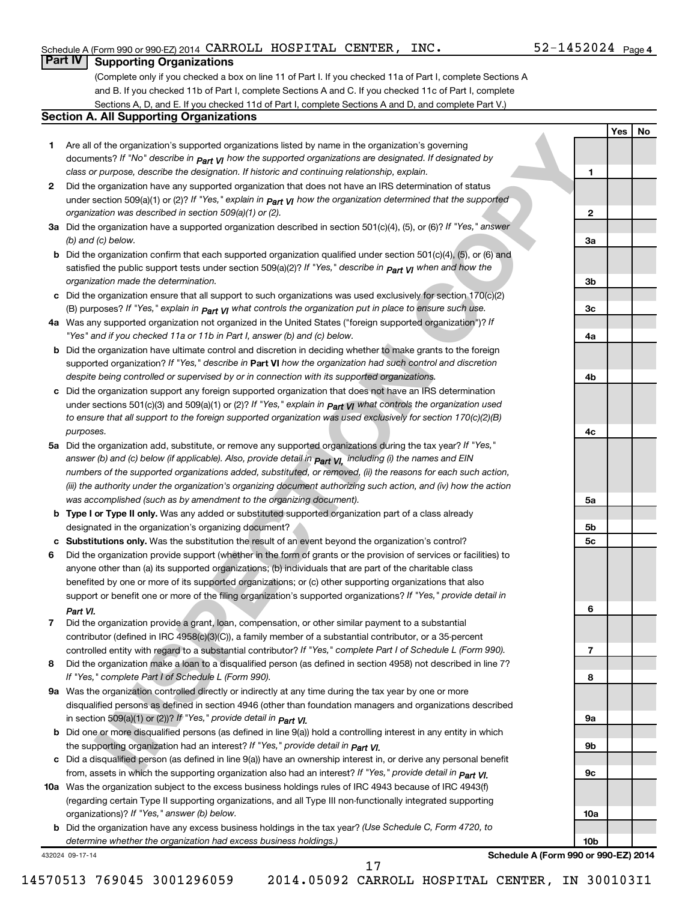Schedule A (Form 990 or 990-EZ) 2014 CARROLL HOSPITAL CENTER, INC. 52-1452024 Page 4

## Part IV Supporting Organizations

(Complete only if you checked a box on line 11 of Part I. If you checked 11a of Part I, complete Sections A and B. If you checked 11b of Part I, complete Sections A and C. If you checked 11c of Part I, complete Sections A, D, and E. If you checked 11d of Part I, complete Sections A and D, and complete Part V.)

### Section A. All Supporting Organizations

| | | | Yes | No |
|---|---|---|---|---|
| **1** | Are all of the organization's supported organizations listed by name in the organization's governing documents? *If "No" describe in Part VI how the supported organizations are designated. If designated by class or purpose, describe the designation. If historic and continuing relationship, explain.* | 1 | | |
| **2** | Did the organization have any supported organization that does not have an IRS determination of status under section 509(a)(1) or (2)? *If "Yes," explain in Part VI how the organization determined that the supported organization was described in section 509(a)(1) or (2).* | 2 | | |
| **3a** | Did the organization have a supported organization described in section 501(c)(4), (5), or (6)? *If "Yes," answer (b) and (c) below.* | 3a | | |
| **b** | Did the organization confirm that each supported organization qualified under section 501(c)(4), (5), or (6) and satisfied the public support tests under section 509(a)(2)? *If "Yes," describe in Part VI when and how the organization made the determination.* | 3b | | |
| **c** | Did the organization ensure that all support to such organizations was used exclusively for section 170(c)(2)(B) purposes? *If "Yes," explain in Part VI what controls the organization put in place to ensure such use.* | 3c | | |
| **4a** | Was any supported organization not organized in the United States ("foreign supported organization")? *If "Yes" and if you checked 11a or 11b in Part I, answer (b) and (c) below.* | 4a | | |
| **b** | Did the organization have ultimate control and discretion in deciding whether to make grants to the foreign supported organization? *If "Yes," describe in* **Part VI** *how the organization had such control and discretion despite being controlled or supervised by or in connection with its supported organizations.* | 4b | | |
| **c** | Did the organization support any foreign supported organization that does not have an IRS determination under sections 501(c)(3) and 509(a)(1) or (2)? *If "Yes," explain in Part VI what controls the organization used to ensure that all support to the foreign supported organization was used exclusively for section 170(c)(2)(B) purposes.* | 4c | | |
| **5a** | Did the organization add, substitute, or remove any supported organizations during the tax year? *If "Yes," answer (b) and (c) below (if applicable). Also, provide detail in Part VI, including (i) the names and EIN numbers of the supported organizations added, substituted, or removed, (ii) the reasons for each such action, (iii) the authority under the organization's organizing document authorizing such action, and (iv) how the action was accomplished (such as by amendment to the organizing document).* | 5a | | |
| **b** | **Type I or Type II only.** Was any added or substituted supported organization part of a class already designated in the organization's organizing document? | 5b | | |
| **c** | **Substitutions only.** Was the substitution the result of an event beyond the organization's control? | 5c | | |
| **6** | Did the organization provide support (whether in the form of grants or the provision of services or facilities) to anyone other than (a) its supported organizations; (b) individuals that are part of the charitable class benefited by one or more of its supported organizations; or (c) other supporting organizations that also support or benefit one or more of the filing organization's supported organizations? *If "Yes," provide detail in Part VI.* | 6 | | |
| **7** | Did the organization provide a grant, loan, compensation, or other similar payment to a substantial contributor (defined in IRC 4958(c)(3)(C)), a family member of a substantial contributor, or a 35-percent controlled entity with regard to a substantial contributor? *If "Yes," complete Part I of Schedule L (Form 990).* | 7 | | |
| **8** | Did the organization make a loan to a disqualified person (as defined in section 4958) not described in line 7? *If "Yes," complete Part I of Schedule L (Form 990).* | 8 | | |
| **9a** | Was the organization controlled directly or indirectly at any time during the tax year by one or more disqualified persons as defined in section 4946 (other than foundation managers and organizations described in section 509(a)(1) or (2))? *If "Yes," provide detail in Part VI.* | 9a | | |
| **b** | Did one or more disqualified persons (as defined in line 9(a)) hold a controlling interest in any entity in which the supporting organization had an interest? *If "Yes," provide detail in Part VI.* | 9b | | |
| **c** | Did a disqualified person (as defined in line 9(a)) have an ownership interest in, or derive any personal benefit from, assets in which the supporting organization also had an interest? *If "Yes," provide detail in Part VI.* | 9c | | |
| **10a** | Was the organization subject to the excess business holdings rules of IRC 4943 because of IRC 4943(f) (regarding certain Type II supporting organizations, and all Type III non-functionally integrated supporting organizations)? *If "Yes," answer (b) below.* | 10a | | |
| **b** | Did the organization have any excess business holdings in the tax year? *(Use Schedule C, Form 4720, to determine whether the organization had excess business holdings.)* | 10b | | |

432024 09-17-14 **Schedule A (Form 990 or 990-EZ) 2014**

14570513 769045 3001296059 2014.05092 CARROLL HOSPITAL CENTER, IN 300103I1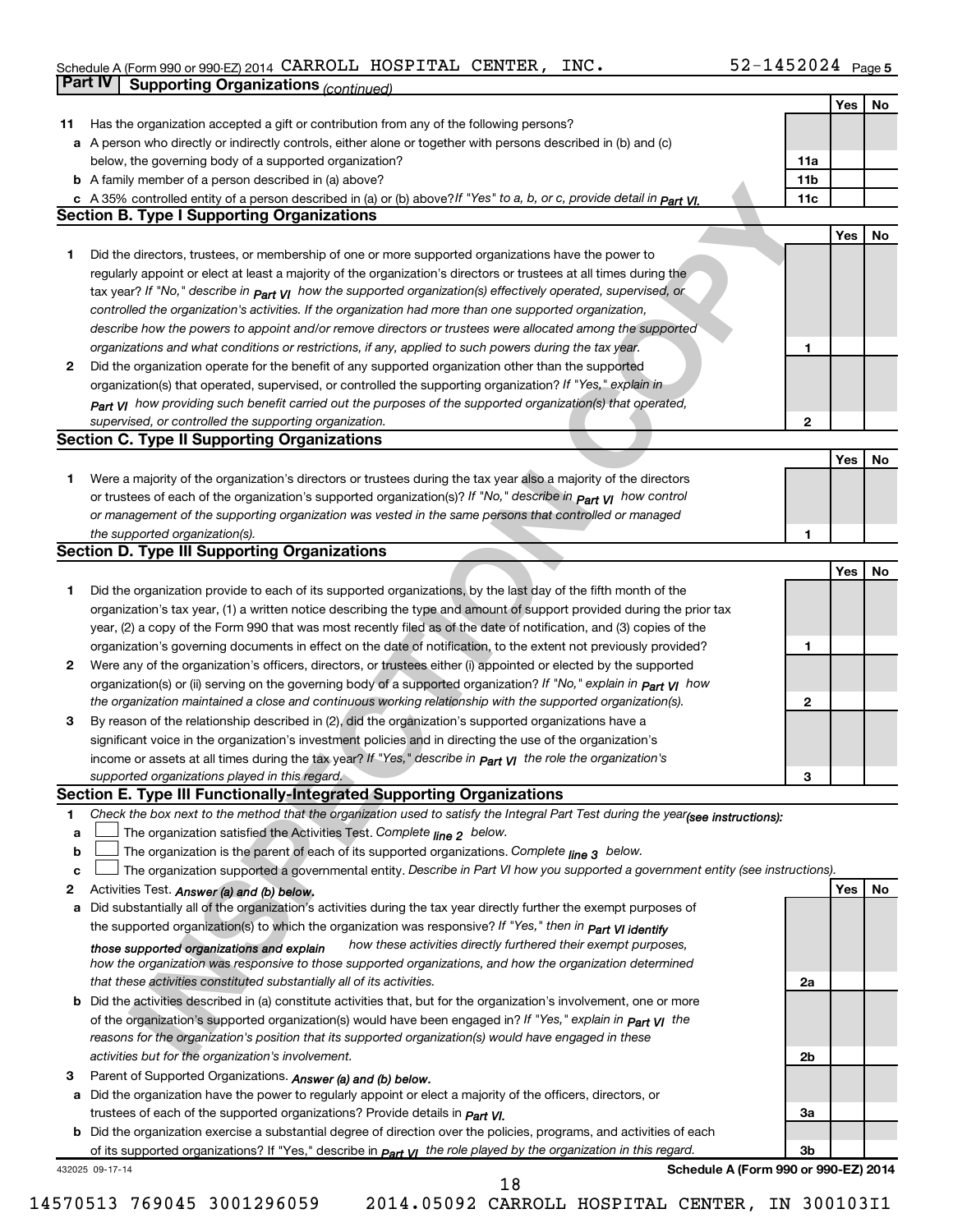Schedule A (Form 990 or 990-EZ) 2014 CARROLL HOSPITAL CENTER, INC. 52-1452024 Page 5

**Part IV | Supporting Organizations** *(continued)*

| | | | Yes | No |
|---|---|---|---|---|
| **11** | Has the organization accepted a gift or contribution from any of the following persons? | | | |
| **a** | A person who directly or indirectly controls, either alone or together with persons described in (b) and (c) below, the governing body of a supported organization? | 11a | | |
| **b** | A family member of a person described in (a) above? | 11b | | |
| **c** | A 35% controlled entity of a person described in (a) or (b) above? *If "Yes" to a, b, or c, provide detail in Part VI.* | 11c | | |

## Section B. Type I Supporting Organizations

| | | | Yes | No |
|---|---|---|---|---|
| **1** | Did the directors, trustees, or membership of one or more supported organizations have the power to regularly appoint or elect at least a majority of the organization's directors or trustees at all times during the tax year? *If "No," describe in Part VI how the supported organization(s) effectively operated, supervised, or controlled the organization's activities. If the organization had more than one supported organization, describe how the powers to appoint and/or remove directors or trustees were allocated among the supported organizations and what conditions or restrictions, if any, applied to such powers during the tax year.* | 1 | | |
| **2** | Did the organization operate for the benefit of any supported organization other than the supported organization(s) that operated, supervised, or controlled the supporting organization? *If "Yes," explain in Part VI how providing such benefit carried out the purposes of the supported organization(s) that operated, supervised, or controlled the supporting organization.* | 2 | | |

## Section C. Type II Supporting Organizations

| | | | Yes | No |
|---|---|---|---|---|
| **1** | Were a majority of the organization's directors or trustees during the tax year also a majority of the directors or trustees of each of the organization's supported organization(s)? *If "No," describe in Part VI how control or management of the supporting organization was vested in the same persons that controlled or managed the supported organization(s).* | 1 | | |

## Section D. Type III Supporting Organizations

| | | | Yes | No |
|---|---|---|---|---|
| **1** | Did the organization provide to each of its supported organizations, by the last day of the fifth month of the organization's tax year, (1) a written notice describing the type and amount of support provided during the prior tax year, (2) a copy of the Form 990 that was most recently filed as of the date of notification, and (3) copies of the organization's governing documents in effect on the date of notification, to the extent not previously provided? | 1 | | |
| **2** | Were any of the organization's officers, directors, or trustees either (i) appointed or elected by the supported organization(s) or (ii) serving on the governing body of a supported organization? *If "No," explain in Part VI how the organization maintained a close and continuous working relationship with the supported organization(s).* | 2 | | |
| **3** | By reason of the relationship described in (2), did the organization's supported organizations have a significant voice in the organization's investment policies and in directing the use of the organization's income or assets at all times during the tax year? *If "Yes," describe in Part VI the role the organization's supported organizations played in this regard.* | 3 | | |

## Section E. Type III Functionally-Integrated Supporting Organizations

**1** *Check the box next to the method that the organization used to satisfy the Integral Part Test during the year (see instructions):*

**a** ☐ The organization satisfied the Activities Test. *Complete line 2 below.*

**b** ☐ The organization is the parent of each of its supported organizations. *Complete line 3 below.*

**c** ☐ The organization supported a governmental entity. *Describe in Part VI how you supported a government entity (see instructions).*

| | | | Yes | No |
|---|---|---|---|---|
| **2** | Activities Test. *Answer (a) and (b) below.* | | | |
| **a** | Did substantially all of the organization's activities during the tax year directly further the exempt purposes of the supported organization(s) to which the organization was responsive? *If "Yes," then in Part VI identify those supported organizations and explain how these activities directly furthered their exempt purposes, how the organization was responsive to those supported organizations, and how the organization determined that these activities constituted substantially all of its activities.* | 2a | | |
| **b** | Did the activities described in (a) constitute activities that, but for the organization's involvement, one or more of the organization's supported organization(s) would have been engaged in? *If "Yes," explain in Part VI the reasons for the organization's position that its supported organization(s) would have engaged in these activities but for the organization's involvement.* | 2b | | |
| **3** | Parent of Supported Organizations. *Answer (a) and (b) below.* | | | |
| **a** | Did the organization have the power to regularly appoint or elect a majority of the officers, directors, or trustees of each of the supported organizations? *Provide details in Part VI.* | 3a | | |
| **b** | Did the organization exercise a substantial degree of direction over the policies, programs, and activities of each of its supported organizations? If "Yes," describe in *Part VI* the role played by the organization in this regard. | 3b | | |

432025 09-17-14 **Schedule A (Form 990 or 990-EZ) 2014**

14570513 769045 3001296059 2014.05092 CARROLL HOSPITAL CENTER, IN 300103I1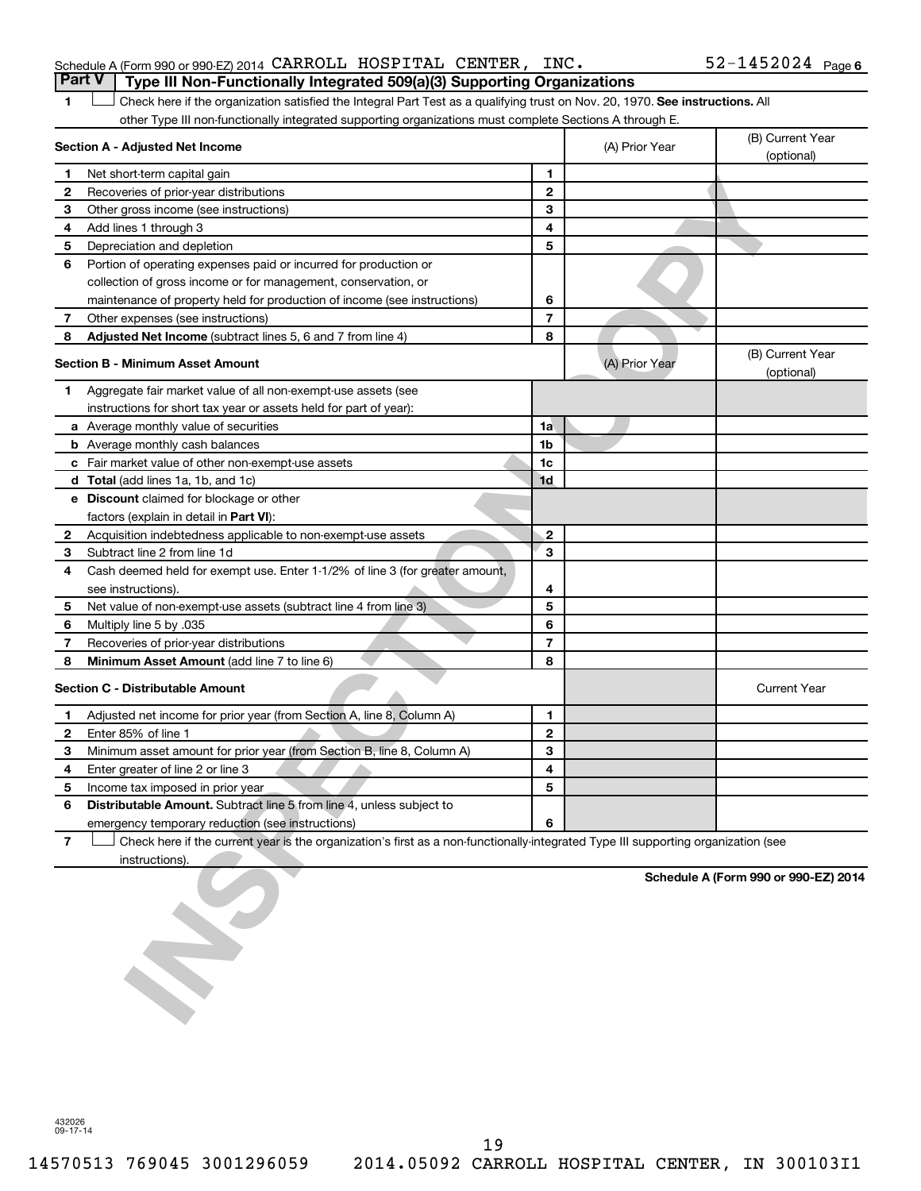Schedule A (Form 990 or 990-EZ) 2014 CARROLL HOSPITAL CENTER, INC. 52-1452024 Page 6

## Part V Type III Non-Functionally Integrated 509(a)(3) Supporting Organizations

**1** ☐ Check here if the organization satisfied the Integral Part Test as a qualifying trust on Nov. 20, 1970. **See instructions.** All other Type III non-functionally integrated supporting organizations must complete Sections A through E.

| **Section A - Adjusted Net Income** | | (A) Prior Year | (B) Current Year (optional) |
|---|---|---|---|
| **1** Net short-term capital gain | 1 | | |
| **2** Recoveries of prior-year distributions | 2 | | |
| **3** Other gross income (see instructions) | 3 | | |
| **4** Add lines 1 through 3 | 4 | | |
| **5** Depreciation and depletion | 5 | | |
| **6** Portion of operating expenses paid or incurred for production or collection of gross income or for management, conservation, or maintenance of property held for production of income (see instructions) | 6 | | |
| **7** Other expenses (see instructions) | 7 | | |
| **8** **Adjusted Net Income** (subtract lines 5, 6 and 7 from line 4) | 8 | | |

| **Section B - Minimum Asset Amount** | | (A) Prior Year | (B) Current Year (optional) |
|---|---|---|---|
| **1** Aggregate fair market value of all non-exempt-use assets (see instructions for short tax year or assets held for part of year): | | | |
| **a** Average monthly value of securities | 1a | | |
| **b** Average monthly cash balances | 1b | | |
| **c** Fair market value of other non-exempt-use assets | 1c | | |
| **d** **Total** (add lines 1a, 1b, and 1c) | 1d | | |
| **e** **Discount** claimed for blockage or other factors (explain in detail in **Part VI**): | | | |
| **2** Acquisition indebtedness applicable to non-exempt-use assets | 2 | | |
| **3** Subtract line 2 from line 1d | 3 | | |
| **4** Cash deemed held for exempt use. Enter 1-1/2% of line 3 (for greater amount, see instructions). | 4 | | |
| **5** Net value of non-exempt-use assets (subtract line 4 from line 3) | 5 | | |
| **6** Multiply line 5 by .035 | 6 | | |
| **7** Recoveries of prior-year distributions | 7 | | |
| **8** **Minimum Asset Amount** (add line 7 to line 6) | 8 | | |

| **Section C - Distributable Amount** | | | Current Year |
|---|---|---|---|
| **1** Adjusted net income for prior year (from Section A, line 8, Column A) | 1 | | |
| **2** Enter 85% of line 1 | 2 | | |
| **3** Minimum asset amount for prior year (from Section B, line 8, Column A) | 3 | | |
| **4** Enter greater of line 2 or line 3 | 4 | | |
| **5** Income tax imposed in prior year | 5 | | |
| **6** **Distributable Amount.** Subtract line 5 from line 4, unless subject to emergency temporary reduction (see instructions) | 6 | | |

**7** ☐ Check here if the current year is the organization's first as a non-functionally-integrated Type III supporting organization (see instructions).

**Schedule A (Form 990 or 990-EZ) 2014**

432026 09-17-14

14570513 769045 3001296059 2014.05092 CARROLL HOSPITAL CENTER, IN 300103I1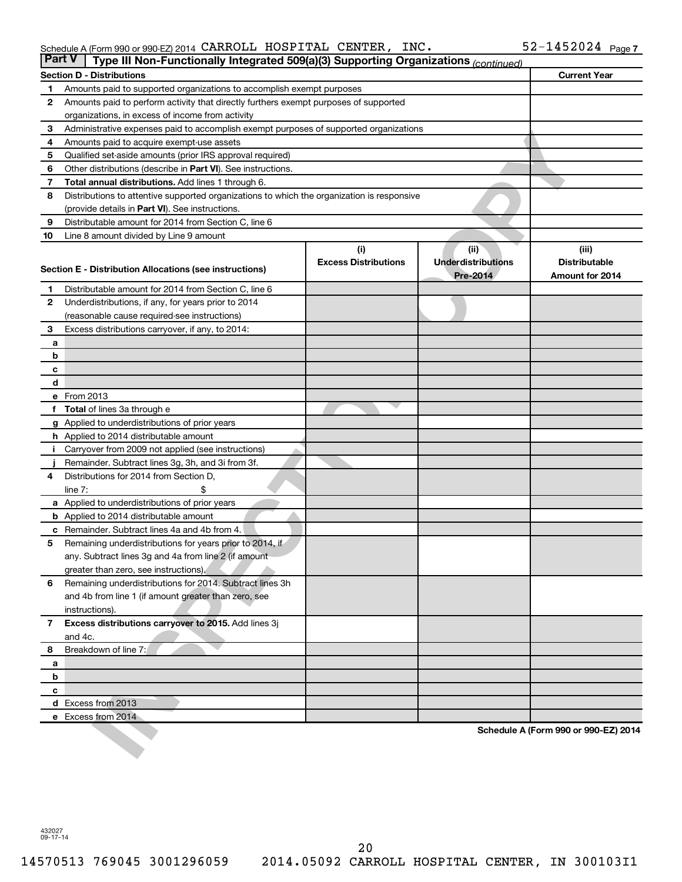Schedule A (Form 990 or 990-EZ) 2014 CARROLL HOSPITAL CENTER, INC. 52-1452024 Page 7

## Part V Type III Non-Functionally Integrated 509(a)(3) Supporting Organizations *(continued)*

| Section D - Distributions | | Current Year |
|---|---|---|
| 1 | Amounts paid to supported organizations to accomplish exempt purposes | |
| 2 | Amounts paid to perform activity that directly furthers exempt purposes of supported organizations, in excess of income from activity | |
| 3 | Administrative expenses paid to accomplish exempt purposes of supported organizations | |
| 4 | Amounts paid to acquire exempt-use assets | |
| 5 | Qualified set-aside amounts (prior IRS approval required) | |
| 6 | Other distributions (describe in **Part VI**). See instructions. | |
| 7 | **Total annual distributions.** Add lines 1 through 6. | |
| 8 | Distributions to attentive supported organizations to which the organization is responsive (provide details in **Part VI**). See instructions. | |
| 9 | Distributable amount for 2014 from Section C, line 6 | |
| 10 | Line 8 amount divided by Line 9 amount | |

| Section E - Distribution Allocations (see instructions) | (i) Excess Distributions | (ii) Underdistributions Pre-2014 | (iii) Distributable Amount for 2014 |
|---|---|---|---|
| 1 Distributable amount for 2014 from Section C, line 6 | | | |
| 2 Underdistributions, if any, for years prior to 2014 (reasonable cause required-see instructions) | | | |
| 3 Excess distributions carryover, if any, to 2014: | | | |
| a | | | |
| b | | | |
| c | | | |
| d | | | |
| e From 2013 | | | |
| f **Total** of lines 3a through e | | | |
| g Applied to underdistributions of prior years | | | |
| h Applied to 2014 distributable amount | | | |
| i Carryover from 2009 not applied (see instructions) | | | |
| j Remainder. Subtract lines 3g, 3h, and 3i from 3f. | | | |
| 4 Distributions for 2014 from Section D, line 7: $ | | | |
| a Applied to underdistributions of prior years | | | |
| b Applied to 2014 distributable amount | | | |
| c Remainder. Subtract lines 4a and 4b from 4. | | | |
| 5 Remaining underdistributions for years prior to 2014, if any. Subtract lines 3g and 4a from line 2 (if amount greater than zero, see instructions). | | | |
| 6 Remaining underdistributions for 2014. Subtract lines 3h and 4b from line 1 (if amount greater than zero, see instructions). | | | |
| 7 **Excess distributions carryover to 2015.** Add lines 3j and 4c. | | | |
| 8 Breakdown of line 7: | | | |
| a | | | |
| b | | | |
| c | | | |
| d Excess from 2013 | | | |
| e Excess from 2014 | | | |

Schedule A (Form 990 or 990-EZ) 2014

432027
09-17-14

14570513 769045 3001296059 2014.05092 CARROLL HOSPITAL CENTER, IN 300103I1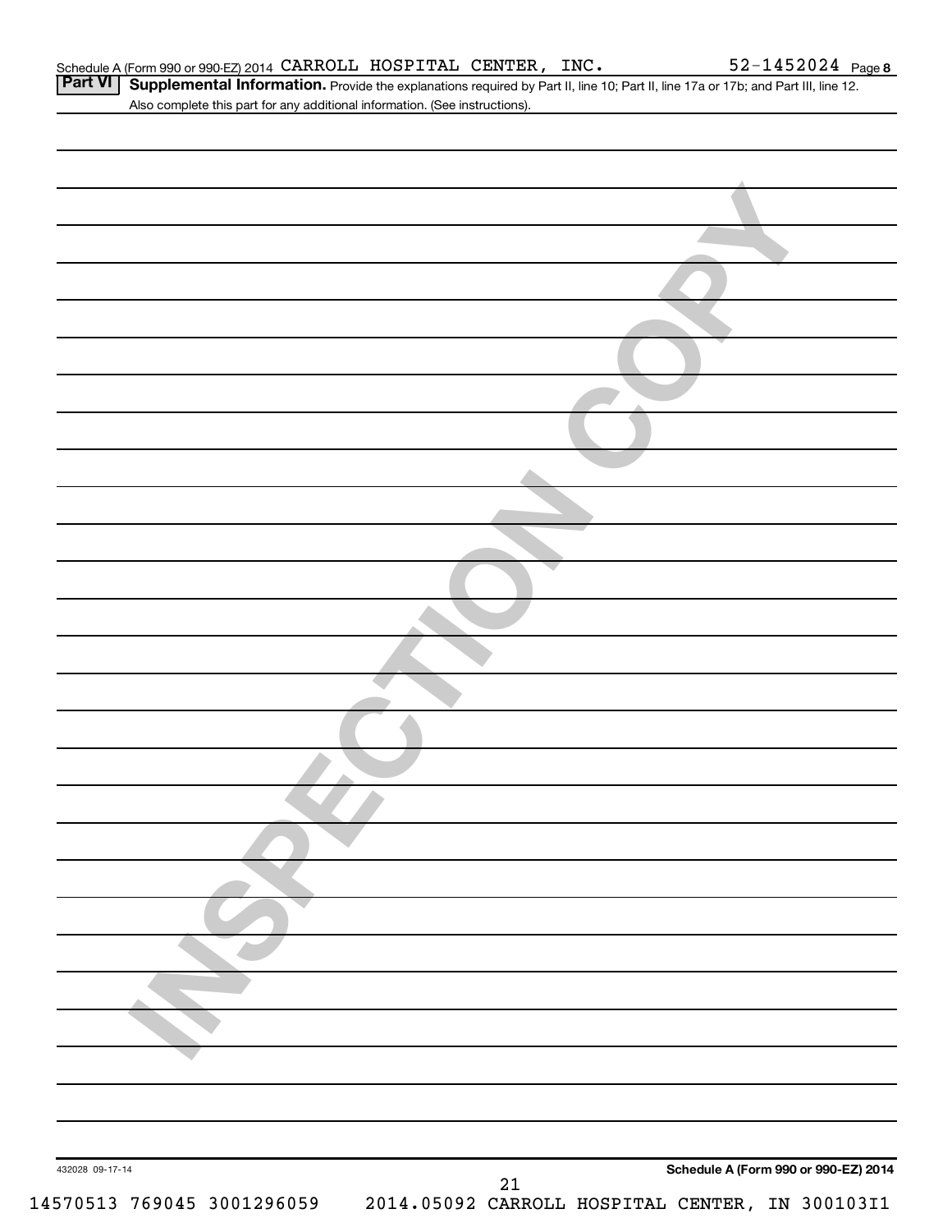Schedule A (Form 990 or 990-EZ) 2014 CARROLL HOSPITAL CENTER, INC. 52-1452024 Page 8

**Part VI** **Supplemental Information.** Provide the explanations required by Part II, line 10; Part II, line 17a or 17b; and Part III, line 12. Also complete this part for any additional information. (See instructions).

INSPECTION COPY

432028 09-17-14

**Schedule A (Form 990 or 990-EZ) 2014**

14570513 769045 3001296059 2014.05092 CARROLL HOSPITAL CENTER, IN 300103I1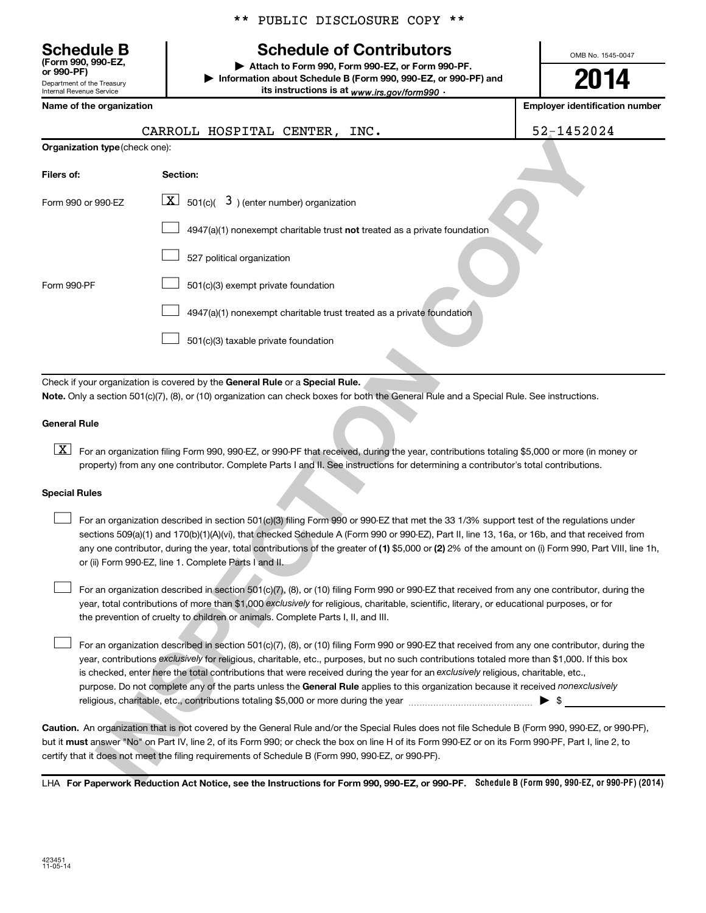** PUBLIC DISCLOSURE COPY **

# Schedule B
**(Form 990, 990-EZ, or 990-PF)**
Department of the Treasury
Internal Revenue Service

## Schedule of Contributors

▶ Attach to Form 990, Form 990-EZ, or Form 990-PF.
▶ Information about Schedule B (Form 990, 990-EZ, or 990-PF) and its instructions is at *www.irs.gov/form990* .

OMB No. 1545-0047

**2014**

| Name of the organization | Employer identification number |
|---|---|
| CARROLL HOSPITAL CENTER, INC. | 52-1452024 |

**Organization type** (check one):

| Filers of: | Section: |
|---|---|
| Form 990 or 990-EZ | [X] 501(c)( 3 ) (enter number) organization |
| | [ ] 4947(a)(1) nonexempt charitable trust **not** treated as a private foundation |
| | [ ] 527 political organization |
| Form 990-PF | [ ] 501(c)(3) exempt private foundation |
| | [ ] 4947(a)(1) nonexempt charitable trust treated as a private foundation |
| | [ ] 501(c)(3) taxable private foundation |

Check if your organization is covered by the **General Rule** or a **Special Rule.**

**Note.** Only a section 501(c)(7), (8), or (10) organization can check boxes for both the General Rule and a Special Rule. See instructions.

**General Rule**

[X] For an organization filing Form 990, 990-EZ, or 990-PF that received, during the year, contributions totaling $5,000 or more (in money or property) from any one contributor. Complete Parts I and II. See instructions for determining a contributor's total contributions.

**Special Rules**

[ ] For an organization described in section 501(c)(3) filing Form 990 or 990-EZ that met the 33 1/3% support test of the regulations under sections 509(a)(1) and 170(b)(1)(A)(vi), that checked Schedule A (Form 990 or 990-EZ), Part II, line 13, 16a, or 16b, and that received from any one contributor, during the year, total contributions of the greater of **(1)** $5,000 or **(2)** 2% of the amount on (i) Form 990, Part VIII, line 1h, or (ii) Form 990-EZ, line 1. Complete Parts I and II.

[ ] For an organization described in section 501(c)(7), (8), or (10) filing Form 990 or 990-EZ that received from any one contributor, during the year, total contributions of more than $1,000 *exclusively* for religious, charitable, scientific, literary, or educational purposes, or for the prevention of cruelty to children or animals. Complete Parts I, II, and III.

[ ] For an organization described in section 501(c)(7), (8), or (10) filing Form 990 or 990-EZ that received from any one contributor, during the year, contributions *exclusively* for religious, charitable, etc., purposes, but no such contributions totaled more than $1,000. If this box is checked, enter here the total contributions that were received during the year for an *exclusively* religious, charitable, etc., purpose. Do not complete any of the parts unless the **General Rule** applies to this organization because it received *nonexclusively* religious, charitable, etc., contributions totaling $5,000 or more during the year ▶ $

**Caution.** An organization that is not covered by the General Rule and/or the Special Rules does not file Schedule B (Form 990, 990-EZ, or 990-PF), but it **must** answer "No" on Part IV, line 2, of its Form 990; or check the box on line H of its Form 990-EZ or on its Form 990-PF, Part I, line 2, to certify that it does not meet the filing requirements of Schedule B (Form 990, 990-EZ, or 990-PF).

LHA **For Paperwork Reduction Act Notice, see the Instructions for Form 990, 990-EZ, or 990-PF.** **Schedule B (Form 990, 990-EZ, or 990-PF) (2014)**

423451
11-05-14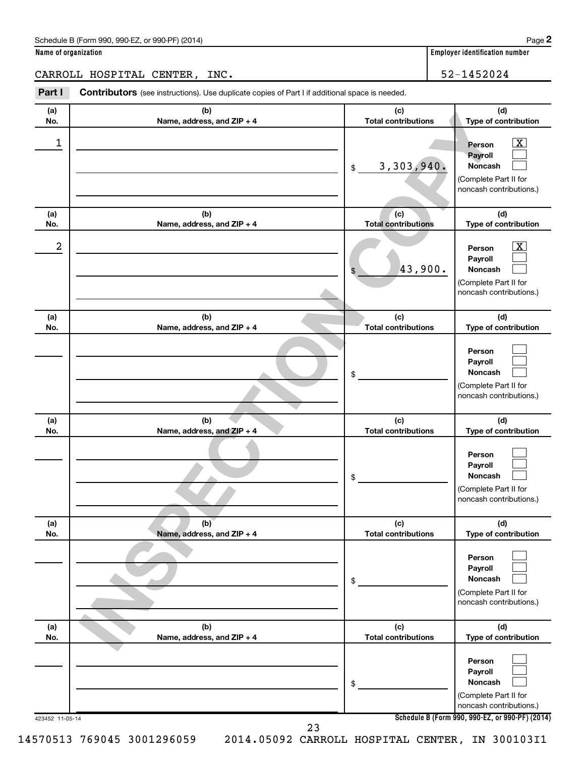Schedule B (Form 990, 990-EZ, or 990-PF) (2014)

**Name of organization**

CARROLL HOSPITAL CENTER, INC.

**Employer identification number**

52-1452024

**Part I** **Contributors** (see instructions). Use duplicate copies of Part I if additional space is needed.

| (a) No. | (b) Name, address, and ZIP + 4 | (c) Total contributions | (d) Type of contribution |
|---|---|---|---|
| 1 | | $ 3,303,940. | Person [X] Payroll [ ] Noncash [ ] (Complete Part II for noncash contributions.) |
| 2 | | $ 43,900. | Person [X] Payroll [ ] Noncash [ ] (Complete Part II for noncash contributions.) |
| | | $ | Person [ ] Payroll [ ] Noncash [ ] (Complete Part II for noncash contributions.) |
| | | $ | Person [ ] Payroll [ ] Noncash [ ] (Complete Part II for noncash contributions.) |
| | | $ | Person [ ] Payroll [ ] Noncash [ ] (Complete Part II for noncash contributions.) |
| | | $ | Person [ ] Payroll [ ] Noncash [ ] (Complete Part II for noncash contributions.) |

INSPECTION COPY

423452 11-05-14

**Schedule B (Form 990, 990-EZ, or 990-PF) (2014)**

14570513 769045 3001296059 2014.05092 CARROLL HOSPITAL CENTER, IN 300103I1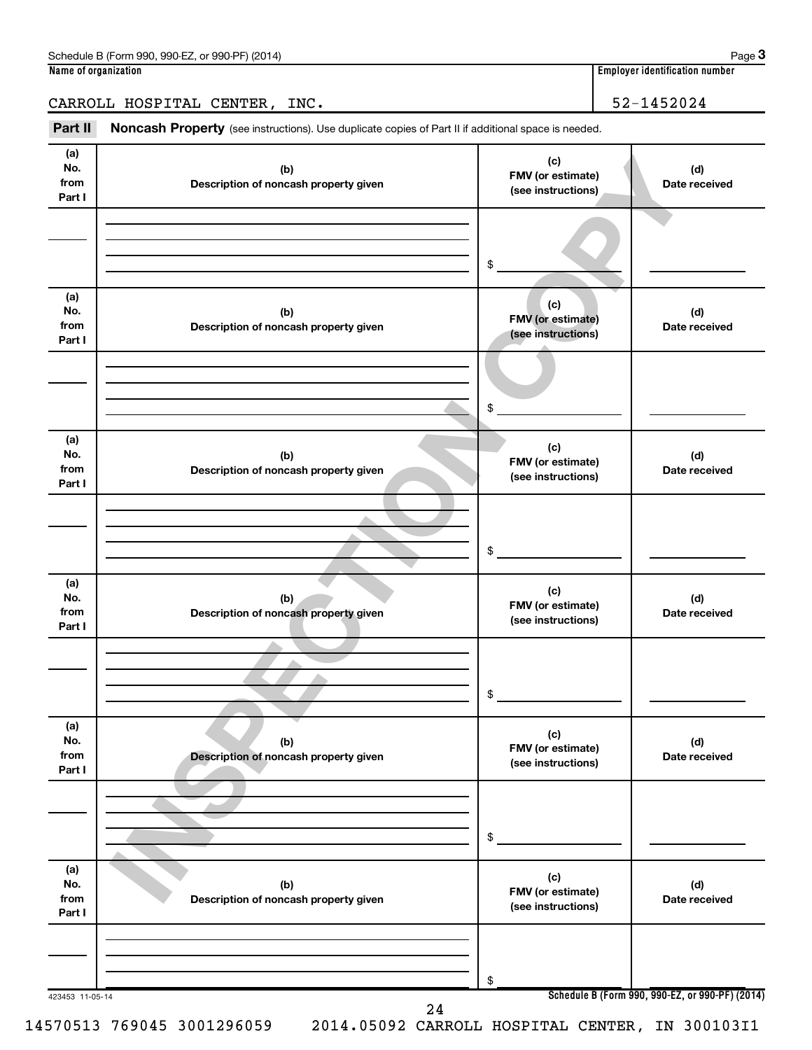Schedule B (Form 990, 990-EZ, or 990-PF) (2014)

| Name of organization | Employer identification number |
|---|---|
| CARROLL HOSPITAL CENTER, INC. | 52-1452024 |

## Part II Noncash Property (see instructions). Use duplicate copies of Part II if additional space is needed.

| (a) No. from Part I | (b) Description of noncash property given | (c) FMV (or estimate) (see instructions) | (d) Date received |
|---|---|---|---|
| | | $ | |
| | | $ | |
| | | $ | |
| | | $ | |
| | | $ | |
| | | $ | |

INSPECTION COPY

423453 11-05-14

Schedule B (Form 990, 990-EZ, or 990-PF) (2014)

14570513 769045 3001296059 2014.05092 CARROLL HOSPITAL CENTER, IN 300103I1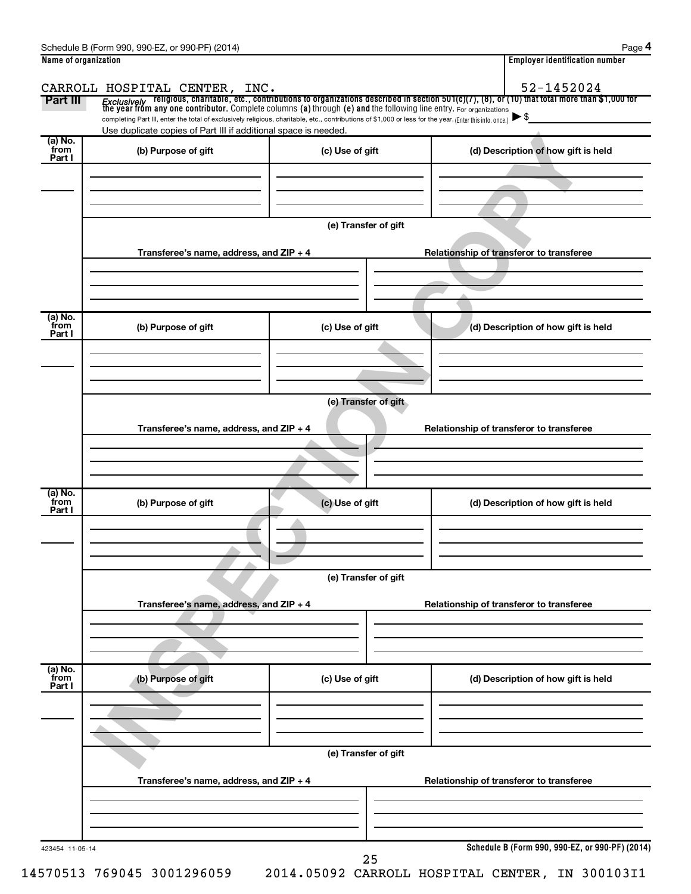Schedule B (Form 990, 990-EZ, or 990-PF) (2014)

**Name of organization**

CARROLL HOSPITAL CENTER, INC.

**Employer identification number**

52-1452024

**Part III** *Exclusively* religious, charitable, etc., contributions to organizations described in section 501(c)(7), (8), or (10) that total more than $1,000 for the year from any one contributor. Complete columns (a) through (e) and the following line entry. For organizations completing Part III, enter the total of exclusively religious, charitable, etc., contributions of $1,000 or less for the year. (Enter this info. once.) ▶ $

Use duplicate copies of Part III if additional space is needed.

| (a) No. from Part I | (b) Purpose of gift | (c) Use of gift | (d) Description of how gift is held |
|---|---|---|---|
| | | | |

(e) Transfer of gift

| Transferee's name, address, and ZIP + 4 | Relationship of transferor to transferee |
|---|---|
| | |

| (a) No. from Part I | (b) Purpose of gift | (c) Use of gift | (d) Description of how gift is held |
|---|---|---|---|
| | | | |

(e) Transfer of gift

| Transferee's name, address, and ZIP + 4 | Relationship of transferor to transferee |
|---|---|
| | |

| (a) No. from Part I | (b) Purpose of gift | (c) Use of gift | (d) Description of how gift is held |
|---|---|---|---|
| | | | |

(e) Transfer of gift

| Transferee's name, address, and ZIP + 4 | Relationship of transferor to transferee |
|---|---|
| | |

| (a) No. from Part I | (b) Purpose of gift | (c) Use of gift | (d) Description of how gift is held |
|---|---|---|---|
| | | | |

(e) Transfer of gift

| Transferee's name, address, and ZIP + 4 | Relationship of transferor to transferee |
|---|---|
| | |

423454 11-05-14

Schedule B (Form 990, 990-EZ, or 990-PF) (2014)

14570513 769045 3001296059 2014.05092 CARROLL HOSPITAL CENTER, IN 300103I1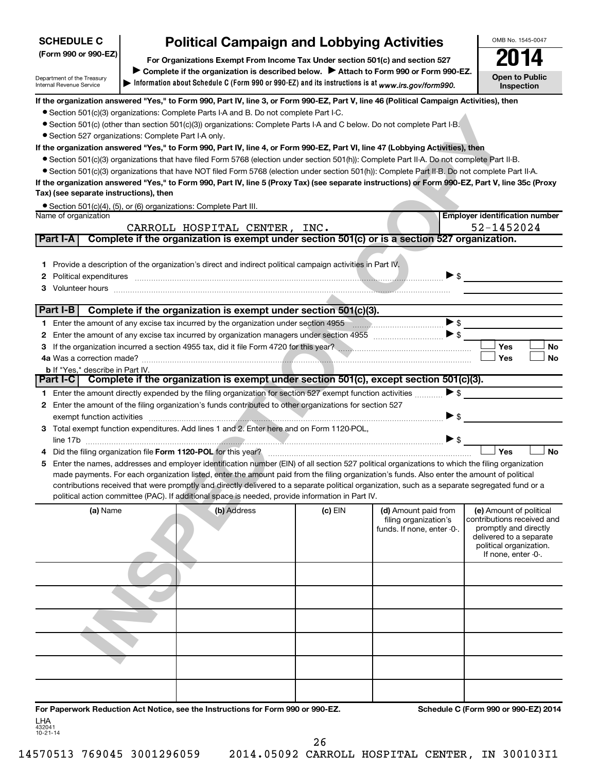**SCHEDULE C (Form 990 or 990-EZ)**

Department of the Treasury
Internal Revenue Service

# Political Campaign and Lobbying Activities

**For Organizations Exempt From Income Tax Under section 501(c) and section 527**

▶ Complete if the organization is described below. ▶ Attach to Form 990 or Form 990-EZ.

▶ Information about Schedule C (Form 990 or 990-EZ) and its instructions is at *www.irs.gov/form990.*

OMB No. 1545-0047

**2014**

**Open to Public Inspection**

**If the organization answered "Yes," to Form 990, Part IV, line 3, or Form 990-EZ, Part V, line 46 (Political Campaign Activities), then**

- Section 501(c)(3) organizations: Complete Parts I-A and B. Do not complete Part I-C.
- Section 501(c) (other than section 501(c)(3)) organizations: Complete Parts I-A and C below. Do not complete Part I-B.
- Section 527 organizations: Complete Part I-A only.

**If the organization answered "Yes," to Form 990, Part IV, line 4, or Form 990-EZ, Part VI, line 47 (Lobbying Activities), then**

- Section 501(c)(3) organizations that have filed Form 5768 (election under section 501(h)): Complete Part II-A. Do not complete Part II-B.
- Section 501(c)(3) organizations that have NOT filed Form 5768 (election under section 501(h)): Complete Part II-B. Do not complete Part II-A.

**If the organization answered "Yes," to Form 990, Part IV, line 5 (Proxy Tax) (see separate instructions) or Form 990-EZ, Part V, line 35c (Proxy Tax) (see separate instructions), then**

- Section 501(c)(4), (5), or (6) organizations: Complete Part III.

| Name of organization | Employer identification number |
|---|---|
| CARROLL HOSPITAL CENTER, INC. | 52-1452024 |

## Part I-A Complete if the organization is exempt under section 501(c) or is a section 527 organization.

1. Provide a description of the organization's direct and indirect political campaign activities in Part IV.
2. Political expenditures ▶ $
3. Volunteer hours

## Part I-B Complete if the organization is exempt under section 501(c)(3).

1. Enter the amount of any excise tax incurred by the organization under section 4955 ▶ $
2. Enter the amount of any excise tax incurred by organization managers under section 4955 ▶ $
3. If the organization incurred a section 4955 tax, did it file Form 4720 for this year? ☐ Yes ☐ No

4a. Was a correction made? ☐ Yes ☐ No

b. If "Yes," describe in Part IV.

## Part I-C Complete if the organization is exempt under section 501(c), except section 501(c)(3).

1. Enter the amount directly expended by the filing organization for section 527 exempt function activities ▶ $
2. Enter the amount of the filing organization's funds contributed to other organizations for section 527 exempt function activities ▶ $
3. Total exempt function expenditures. Add lines 1 and 2. Enter here and on Form 1120-POL, line 17b ▶ $
4. Did the filing organization file **Form 1120-POL** for this year? ☐ Yes ☐ No
5. Enter the names, addresses and employer identification number (EIN) of all section 527 political organizations to which the filing organization made payments. For each organization listed, enter the amount paid from the filing organization's funds. Also enter the amount of political contributions received that were promptly and directly delivered to a separate political organization, such as a separate segregated fund or a political action committee (PAC). If additional space is needed, provide information in Part IV.

| (a) Name | (b) Address | (c) EIN | (d) Amount paid from filing organization's funds. If none, enter -0-. | (e) Amount of political contributions received and promptly and directly delivered to a separate political organization. If none, enter -0-. |
|---|---|---|---|---|
| | | | | |
| | | | | |
| | | | | |
| | | | | |
| | | | | |
| | | | | |

**For Paperwork Reduction Act Notice, see the Instructions for Form 990 or 990-EZ.**

**Schedule C (Form 990 or 990-EZ) 2014**

LHA
432041
10-21-14

14570513 769045 3001296059 2014.05092 CARROLL HOSPITAL CENTER, IN 300103I1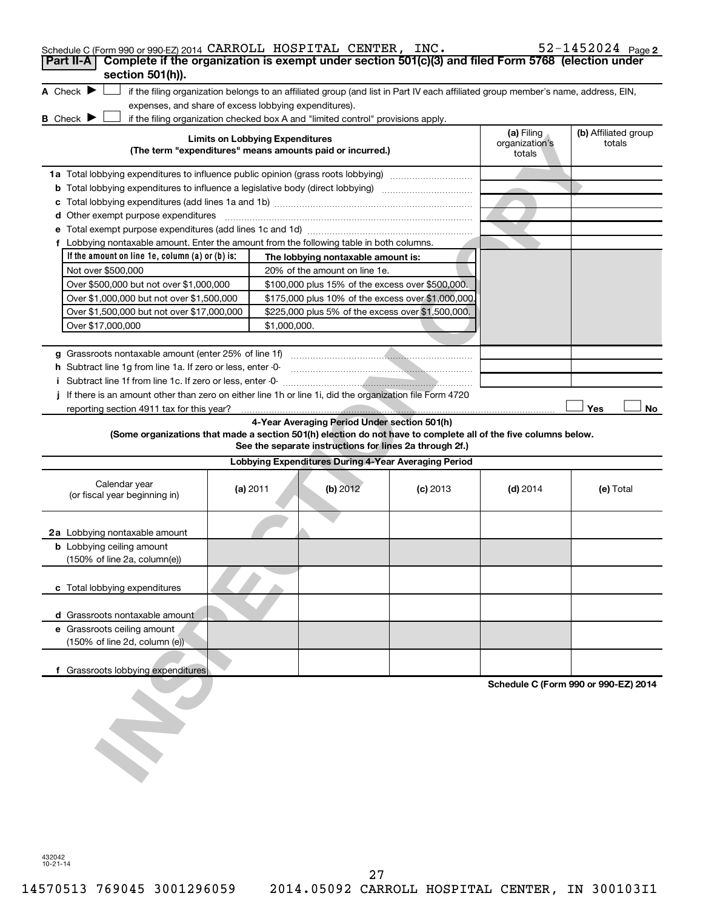Schedule C (Form 990 or 990-EZ) 2014 CARROLL HOSPITAL CENTER, INC. 52-1452024 Page 2

**Part II-A** **Complete if the organization is exempt under section 501(c)(3) and filed Form 5768 (election under section 501(h)).**

A Check ▶ ☐ if the filing organization belongs to an affiliated group (and list in Part IV each affiliated group member's name, address, EIN, expenses, and share of excess lobbying expenditures).

B Check ▶ ☐ if the filing organization checked box A and "limited control" provisions apply.

| Limits on Lobbying Expenditures (The term "expenditures" means amounts paid or incurred.) | (a) Filing organization's totals | (b) Affiliated group totals |
|---|---|---|
| 1a Total lobbying expenditures to influence public opinion (grass roots lobbying) | | |
| b Total lobbying expenditures to influence a legislative body (direct lobbying) | | |
| c Total lobbying expenditures (add lines 1a and 1b) | | |
| d Other exempt purpose expenditures | | |
| e Total exempt purpose expenditures (add lines 1c and 1d) | | |
| f Lobbying nontaxable amount. Enter the amount from the following table in both columns. | | |

| If the amount on line 1e, column (a) or (b) is: | The lobbying nontaxable amount is: |
|---|---|
| Not over $500,000 | 20% of the amount on line 1e. |
| Over $500,000 but not over $1,000,000 | $100,000 plus 15% of the excess over $500,000. |
| Over $1,000,000 but not over $1,500,000 | $175,000 plus 10% of the excess over $1,000,000. |
| Over $1,500,000 but not over $17,000,000 | $225,000 plus 5% of the excess over $1,500,000. |
| Over $17,000,000 | $1,000,000. |

| | (a) Filing organization's totals | (b) Affiliated group totals |
|---|---|---|
| g Grassroots nontaxable amount (enter 25% of line 1f) | | |
| h Subtract line 1g from line 1a. If zero or less, enter -0- | | |
| i Subtract line 1f from line 1c. If zero or less, enter -0- | | |

j If there is an amount other than zero on either line 1h or line 1i, did the organization file Form 4720 reporting section 4911 tax for this year? ☐ Yes ☐ No

**4-Year Averaging Period Under section 501(h)**

**(Some organizations that made a section 501(h) election do not have to complete all of the five columns below. See the separate instructions for lines 2a through 2f.)**

| Lobbying Expenditures During 4-Year Averaging Period | | | | | |
|---|---|---|---|---|---|
| Calendar year (or fiscal year beginning in) | (a) 2011 | (b) 2012 | (c) 2013 | (d) 2014 | (e) Total |
| 2a Lobbying nontaxable amount | | | | | |
| b Lobbying ceiling amount (150% of line 2a, column(e)) | | | | | |
| c Total lobbying expenditures | | | | | |
| d Grassroots nontaxable amount | | | | | |
| e Grassroots ceiling amount (150% of line 2d, column (e)) | | | | | |
| f Grassroots lobbying expenditures | | | | | |

Schedule C (Form 990 or 990-EZ) 2014

432042 10-21-14

14570513 769045 3001296059 2014.05092 CARROLL HOSPITAL CENTER, IN 300103I1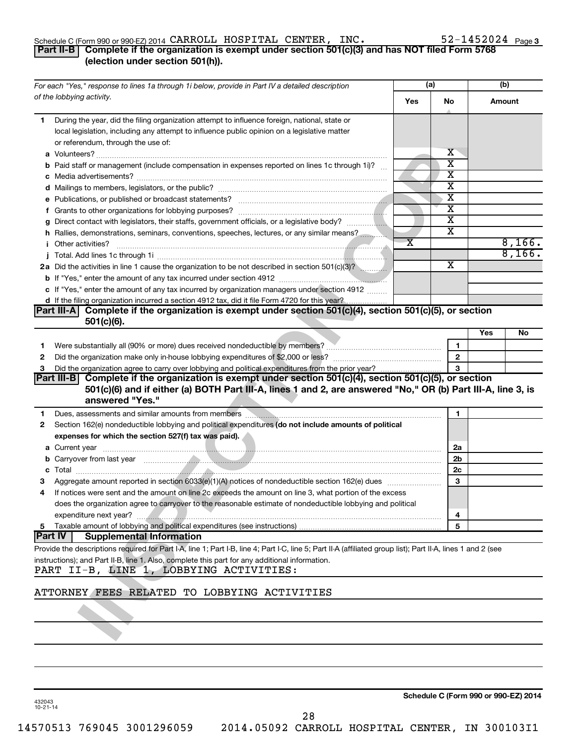Schedule C (Form 990 or 990-EZ) 2014 CARROLL HOSPITAL CENTER, INC. 52-1452024 Page 3

## Part II-B Complete if the organization is exempt under section 501(c)(3) and has NOT filed Form 5768 (election under section 501(h)).

| For each "Yes," response to lines 1a through 1i below, provide in Part IV a detailed description of the lobbying activity. | (a) Yes | (a) No | (b) Amount |
|---|---|---|---|
| **1** During the year, did the filing organization attempt to influence foreign, national, state or local legislation, including any attempt to influence public opinion on a legislative matter or referendum, through the use of: | | | |
| **a** Volunteers? | | X | |
| **b** Paid staff or management (include compensation in expenses reported on lines 1c through 1i)? | | X | |
| **c** Media advertisements? | | X | |
| **d** Mailings to members, legislators, or the public? | | X | |
| **e** Publications, or published or broadcast statements? | | X | |
| **f** Grants to other organizations for lobbying purposes? | | X | |
| **g** Direct contact with legislators, their staffs, government officials, or a legislative body? | | X | |
| **h** Rallies, demonstrations, seminars, conventions, speeches, lectures, or any similar means? | | X | |
| **i** Other activities? | X | | 8,166. |
| **j** Total. Add lines 1c through 1i | | | 8,166. |
| **2a** Did the activities in line 1 cause the organization to be not described in section 501(c)(3)? | | X | |
| **b** If "Yes," enter the amount of any tax incurred under section 4912 | | | |
| **c** If "Yes," enter the amount of any tax incurred by organization managers under section 4912 | | | |
| **d** If the filing organization incurred a section 4912 tax, did it file Form 4720 for this year? | | | |

## Part III-A Complete if the organization is exempt under section 501(c)(4), section 501(c)(5), or section 501(c)(6).

| | | Yes | No |
|---|---|---|---|
| **1** Were substantially all (90% or more) dues received nondeductible by members? | 1 | | |
| **2** Did the organization make only in-house lobbying expenditures of $2,000 or less? | 2 | | |
| **3** Did the organization agree to carry over lobbying and political expenditures from the prior year? | 3 | | |

## Part III-B Complete if the organization is exempt under section 501(c)(4), section 501(c)(5), or section 501(c)(6) and if either (a) BOTH Part III-A, lines 1 and 2, are answered "No," OR (b) Part III-A, line 3, is answered "Yes."

| | | |
|---|---|---|
| **1** Dues, assessments and similar amounts from members | 1 | |
| **2** Section 162(e) nondeductible lobbying and political expenditures **(do not include amounts of political expenses for which the section 527(f) tax was paid).** | | |
| **a** Current year | 2a | |
| **b** Carryover from last year | 2b | |
| **c** Total | 2c | |
| **3** Aggregate amount reported in section 6033(e)(1)(A) notices of nondeductible section 162(e) dues | 3 | |
| **4** If notices were sent and the amount on line 2c exceeds the amount on line 3, what portion of the excess does the organization agree to carryover to the reasonable estimate of nondeductible lobbying and political expenditure next year? | 4 | |
| **5** Taxable amount of lobbying and political expenditures (see instructions) | 5 | |

## Part IV Supplemental Information

Provide the descriptions required for Part I-A, line 1; Part I-B, line 4; Part I-C, line 5; Part II-A (affiliated group list); Part II-A, lines 1 and 2 (see instructions); and Part II-B, line 1. Also, complete this part for any additional information.

PART II-B, LINE 1, LOBBYING ACTIVITIES:

ATTORNEY FEES RELATED TO LOBBYING ACTIVITIES

432043 10-21-14

Schedule C (Form 990 or 990-EZ) 2014

14570513 769045 3001296059 2014.05092 CARROLL HOSPITAL CENTER, IN 300103I1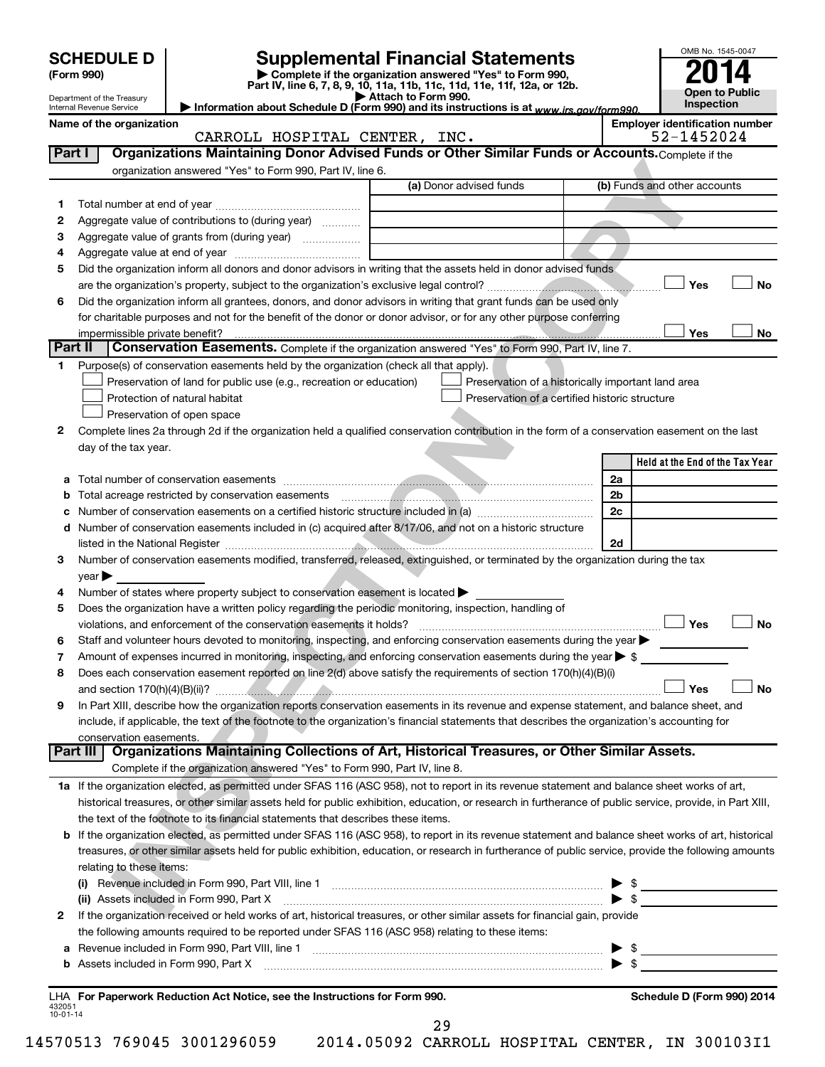# SCHEDULE D (Form 990)

Department of the Treasury
Internal Revenue Service

## Supplemental Financial Statements

▶ Complete if the organization answered "Yes" to Form 990, Part IV, line 6, 7, 8, 9, 10, 11a, 11b, 11c, 11d, 11e, 11f, 12a, or 12b.
▶ Attach to Form 990.
▶ Information about Schedule D (Form 990) and its instructions is at *www.irs.gov/form990*.

OMB No. 1545-0047

**2014**

**Open to Public Inspection**

**Name of the organization:** CARROLL HOSPITAL CENTER, INC.

**Employer identification number:** 52-1452024

### Part I — Organizations Maintaining Donor Advised Funds or Other Similar Funds or Accounts.
Complete if the organization answered "Yes" to Form 990, Part IV, line 6.

| | | (a) Donor advised funds | (b) Funds and other accounts |
|---|---|---|---|
| 1 | Total number at end of year | | |
| 2 | Aggregate value of contributions to (during year) | | |
| 3 | Aggregate value of grants from (during year) | | |
| 4 | Aggregate value at end of year | | |

5 Did the organization inform all donors and donor advisors in writing that the assets held in donor advised funds are the organization's property, subject to the organization's exclusive legal control? ☐ Yes ☐ No

6 Did the organization inform all grantees, donors, and donor advisors in writing that grant funds can be used only for charitable purposes and not for the benefit of the donor or donor advisor, or for any other purpose conferring impermissible private benefit? ☐ Yes ☐ No

### Part II — Conservation Easements.
Complete if the organization answered "Yes" to Form 990, Part IV, line 7.

1 Purpose(s) of conservation easements held by the organization (check all that apply).
- ☐ Preservation of land for public use (e.g., recreation or education)
- ☐ Protection of natural habitat
- ☐ Preservation of open space
- ☐ Preservation of a historically important land area
- ☐ Preservation of a certified historic structure

2 Complete lines 2a through 2d if the organization held a qualified conservation contribution in the form of a conservation easement on the last day of the tax year.

| | | | Held at the End of the Tax Year |
|---|---|---|---|
| a | Total number of conservation easements | 2a | |
| b | Total acreage restricted by conservation easements | 2b | |
| c | Number of conservation easements on a certified historic structure included in (a) | 2c | |
| d | Number of conservation easements included in (c) acquired after 8/17/06, and not on a historic structure listed in the National Register | 2d | |

3 Number of conservation easements modified, transferred, released, extinguished, or terminated by the organization during the tax year ▶

4 Number of states where property subject to conservation easement is located ▶

5 Does the organization have a written policy regarding the periodic monitoring, inspection, handling of violations, and enforcement of the conservation easements it holds? ☐ Yes ☐ No

6 Staff and volunteer hours devoted to monitoring, inspecting, and enforcing conservation easements during the year ▶

7 Amount of expenses incurred in monitoring, inspecting, and enforcing conservation easements during the year ▶ $

8 Does each conservation easement reported on line 2(d) above satisfy the requirements of section 170(h)(4)(B)(i) and section 170(h)(4)(B)(ii)? ☐ Yes ☐ No

9 In Part XIII, describe how the organization reports conservation easements in its revenue and expense statement, and balance sheet, and include, if applicable, the text of the footnote to the organization's financial statements that describes the organization's accounting for conservation easements.

### Part III — Organizations Maintaining Collections of Art, Historical Treasures, or Other Similar Assets.
Complete if the organization answered "Yes" to Form 990, Part IV, line 8.

1a If the organization elected, as permitted under SFAS 116 (ASC 958), not to report in its revenue statement and balance sheet works of art, historical treasures, or other similar assets held for public exhibition, education, or research in furtherance of public service, provide, in Part XIII, the text of the footnote to its financial statements that describes these items.

b If the organization elected, as permitted under SFAS 116 (ASC 958), to report in its revenue statement and balance sheet works of art, historical treasures, or other similar assets held for public exhibition, education, or research in furtherance of public service, provide the following amounts relating to these items:

(i) Revenue included in Form 990, Part VIII, line 1 ▶ $

(ii) Assets included in Form 990, Part X ▶ $

2 If the organization received or held works of art, historical treasures, or other similar assets for financial gain, provide the following amounts required to be reported under SFAS 116 (ASC 958) relating to these items:

a Revenue included in Form 990, Part VIII, line 1 ▶ $

b Assets included in Form 990, Part X ▶ $

LHA For Paperwork Reduction Act Notice, see the Instructions for Form 990. Schedule D (Form 990) 2014

432051 10-01-14

14570513 769045 3001296059 2014.05092 CARROLL HOSPITAL CENTER, IN 300103I1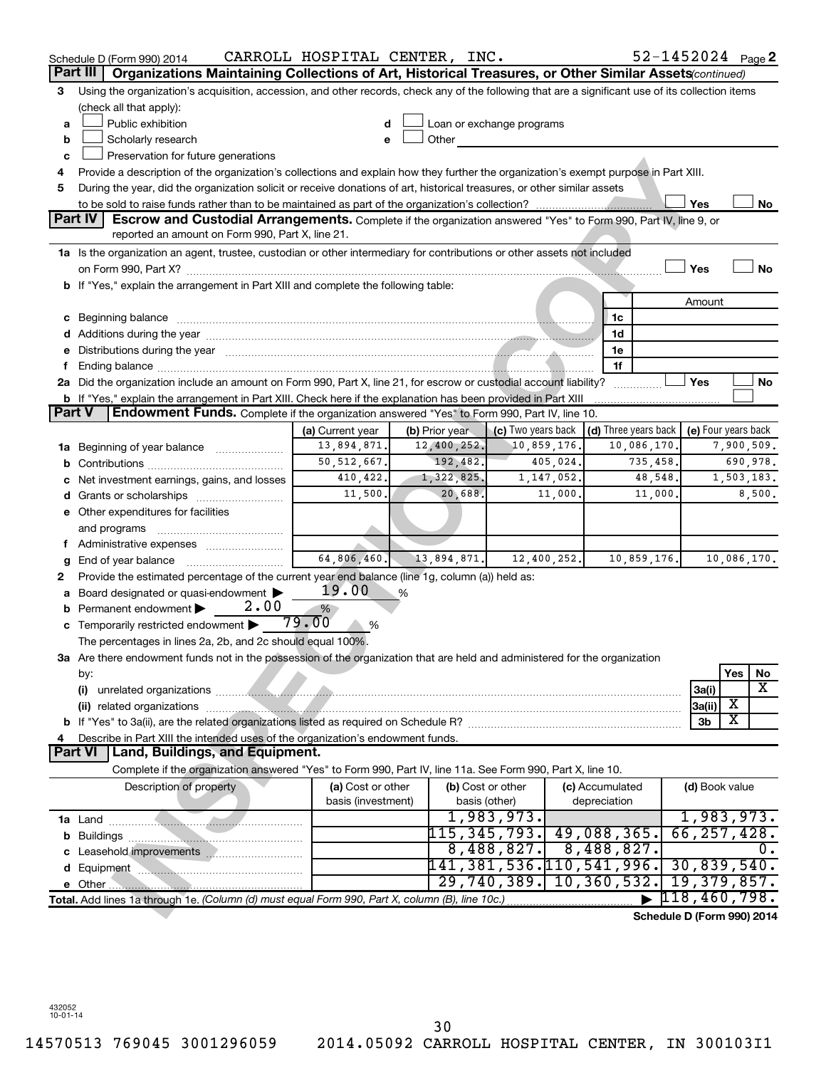Schedule D (Form 990) 2014 CARROLL HOSPITAL CENTER, INC. 52-1452024 Page 2

## Part III Organizations Maintaining Collections of Art, Historical Treasures, or Other Similar Assets *(continued)*

3 Using the organization's acquisition, accession, and other records, check any of the following that are a significant use of its collection items (check all that apply):

- a ☐ Public exhibition
- b ☐ Scholarly research
- c ☐ Preservation for future generations
- d ☐ Loan or exchange programs
- e ☐ Other

4 Provide a description of the organization's collections and explain how they further the organization's exempt purpose in Part XIII.

5 During the year, did the organization solicit or receive donations of art, historical treasures, or other similar assets to be sold to raise funds rather than to be maintained as part of the organization's collection? ☐ Yes ☐ No

## Part IV Escrow and Custodial Arrangements. 

Complete if the organization answered "Yes" to Form 990, Part IV, line 9, or reported an amount on Form 990, Part X, line 21.

1a Is the organization an agent, trustee, custodian or other intermediary for contributions or other assets not included on Form 990, Part X? ☐ Yes ☐ No

b If "Yes," explain the arrangement in Part XIII and complete the following table:

| | | Amount |
|---|---|---|
| c Beginning balance | 1c | |
| d Additions during the year | 1d | |
| e Distributions during the year | 1e | |
| f Ending balance | 1f | |

2a Did the organization include an amount on Form 990, Part X, line 21, for escrow or custodial account liability? ☐ Yes ☐ No

b If "Yes," explain the arrangement in Part XIII. Check here if the explanation has been provided in Part XIII ☐

## Part V Endowment Funds. 

Complete if the organization answered "Yes" to Form 990, Part IV, line 10.

| | (a) Current year | (b) Prior year | (c) Two years back | (d) Three years back | (e) Four years back |
|---|---|---|---|---|---|
| 1a Beginning of year balance | 13,894,871. | 12,400,252. | 10,859,176. | 10,086,170. | 7,900,509. |
| b Contributions | 50,512,667. | 192,482. | 405,024. | 735,458. | 690,978. |
| c Net investment earnings, gains, and losses | 410,422. | 1,322,825. | 1,147,052. | 48,548. | 1,503,183. |
| d Grants or scholarships | 11,500. | 20,688. | 11,000. | 11,000. | 8,500. |
| e Other expenditures for facilities and programs | | | | | |
| f Administrative expenses | | | | | |
| g End of year balance | 64,806,460. | 13,894,871. | 12,400,252. | 10,859,176. | 10,086,170. |

2 Provide the estimated percentage of the current year end balance (line 1g, column (a)) held as:

a Board designated or quasi-endowment ▶ 19.00 %

b Permanent endowment ▶ 2.00 %

c Temporarily restricted endowment ▶ 79.00 %

The percentages in lines 2a, 2b, and 2c should equal 100%.

3a Are there endowment funds not in the possession of the organization that are held and administered for the organization by:

| | | Yes | No |
|---|---|---|---|
| (i) unrelated organizations | 3a(i) | | X |
| (ii) related organizations | 3a(ii) | X | |
| b If "Yes" to 3a(ii), are the related organizations listed as required on Schedule R? | 3b | X | |

4 Describe in Part XIII the intended uses of the organization's endowment funds.

## Part VI Land, Buildings, and Equipment.

Complete if the organization answered "Yes" to Form 990, Part IV, line 11a. See Form 990, Part X, line 10.

| Description of property | (a) Cost or other basis (investment) | (b) Cost or other basis (other) | (c) Accumulated depreciation | (d) Book value |
|---|---|---|---|---|
| 1a Land | | 1,983,973. | | 1,983,973. |
| b Buildings | | 115,345,793. | 49,088,365. | 66,257,428. |
| c Leasehold improvements | | 8,488,827. | 8,488,827. | 0. |
| d Equipment | | 141,381,536. | 110,541,996. | 30,839,540. |
| e Other | | 29,740,389. | 10,360,532. | 19,379,857. |
| **Total.** Add lines 1a through 1e. *(Column (d) must equal Form 990, Part X, column (B), line 10c.)* | | | ▶ | 118,460,798. |

Schedule D (Form 990) 2014

432052 10-01-14

14570513 769045 3001296059 2014.05092 CARROLL HOSPITAL CENTER, IN 300103I1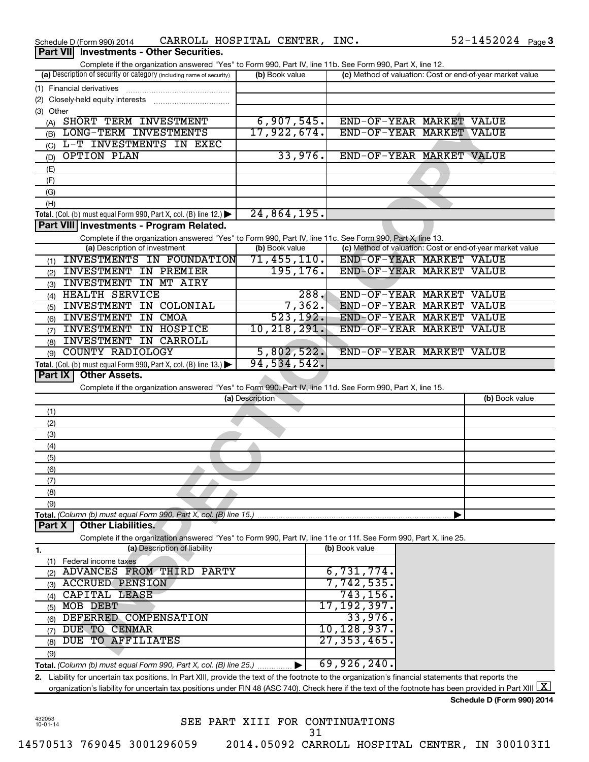Schedule D (Form 990) 2014 CARROLL HOSPITAL CENTER, INC. 52-1452024 Page 3

## Part VII Investments - Other Securities.

Complete if the organization answered "Yes" to Form 990, Part IV, line 11b. See Form 990, Part X, line 12.

| (a) Description of security or category (including name of security) | (b) Book value | (c) Method of valuation: Cost or end-of-year market value |
|---|---|---|
| (1) Financial derivatives | | |
| (2) Closely-held equity interests | | |
| (3) Other | | |
| (A) SHORT TERM INVESTMENT | 6,907,545. | END-OF-YEAR MARKET VALUE |
| (B) LONG-TERM INVESTMENTS | 17,922,674. | END-OF-YEAR MARKET VALUE |
| (C) L-T INVESTMENTS IN EXEC | | |
| (D) OPTION PLAN | 33,976. | END-OF-YEAR MARKET VALUE |
| (E) | | |
| (F) | | |
| (G) | | |
| (H) | | |
| **Total.** (Col. (b) must equal Form 990, Part X, col. (B) line 12.) | 24,864,195. | |

## Part VIII Investments - Program Related.

Complete if the organization answered "Yes" to Form 990, Part IV, line 11c. See Form 990, Part X, line 13.

| (a) Description of investment | (b) Book value | (c) Method of valuation: Cost or end-of-year market value |
|---|---|---|
| (1) INVESTMENTS IN FOUNDATION | 71,455,110. | END-OF-YEAR MARKET VALUE |
| (2) INVESTMENT IN PREMIER | 195,176. | END-OF-YEAR MARKET VALUE |
| (3) INVESTMENT IN MT AIRY | | |
| (4) HEALTH SERVICE | 288. | END-OF-YEAR MARKET VALUE |
| (5) INVESTMENT IN COLONIAL | 7,362. | END-OF-YEAR MARKET VALUE |
| (6) INVESTMENT IN CMOA | 523,192. | END-OF-YEAR MARKET VALUE |
| (7) INVESTMENT IN HOSPICE | 10,218,291. | END-OF-YEAR MARKET VALUE |
| (8) INVESTMENT IN CARROLL | | |
| (9) COUNTY RADIOLOGY | 5,802,522. | END-OF-YEAR MARKET VALUE |
| **Total.** (Col. (b) must equal Form 990, Part X, col. (B) line 13.) | 94,534,542. | |

## Part IX Other Assets.

Complete if the organization answered "Yes" to Form 990, Part IV, line 11d. See Form 990, Part X, line 15.

| (a) Description | (b) Book value |
|---|---|
| (1) | |
| (2) | |
| (3) | |
| (4) | |
| (5) | |
| (6) | |
| (7) | |
| (8) | |
| (9) | |
| **Total.** *(Column (b) must equal Form 990, Part X, col. (B) line 15.)* | |

## Part X Other Liabilities.

Complete if the organization answered "Yes" to Form 990, Part IV, line 11e or 11f. See Form 990, Part X, line 25.

| 1. (a) Description of liability | (b) Book value |
|---|---|
| (1) Federal income taxes | |
| (2) ADVANCES FROM THIRD PARTY | 6,731,774. |
| (3) ACCRUED PENSION | 7,742,535. |
| (4) CAPITAL LEASE | 743,156. |
| (5) MOB DEBT | 17,192,397. |
| (6) DEFERRED COMPENSATION | 33,976. |
| (7) DUE TO CENMAR | 10,128,937. |
| (8) DUE TO AFFILIATES | 27,353,465. |
| (9) | |
| **Total.** *(Column (b) must equal Form 990, Part X, col. (B) line 25.)* | 69,926,240. |

2. Liability for uncertain tax positions. In Part XIII, provide the text of the footnote to the organization's financial statements that reports the organization's liability for uncertain tax positions under FIN 48 (ASC 740). Check here if the text of the footnote has been provided in Part XIII [X]

**Schedule D (Form 990) 2014**

SEE PART XIII FOR CONTINUATIONS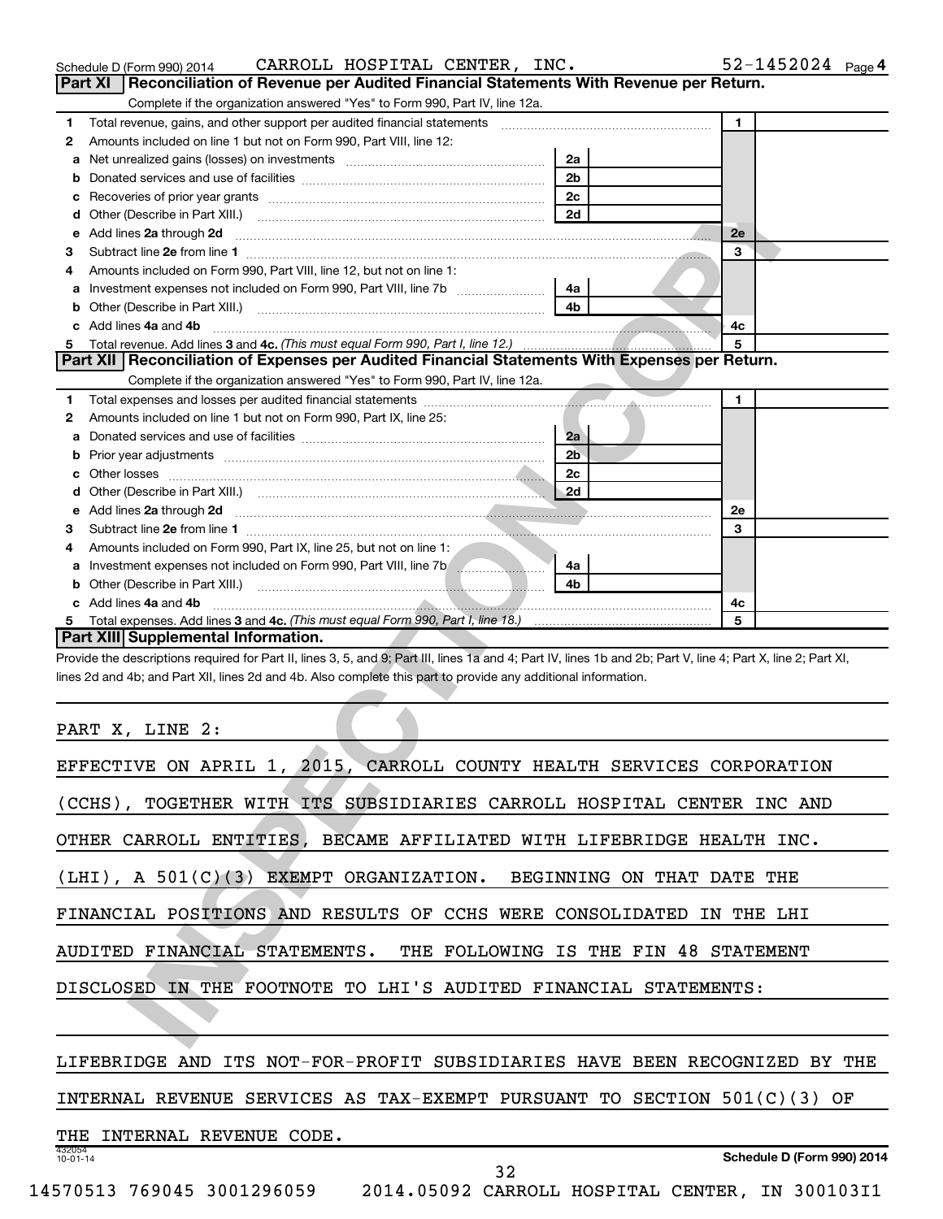Schedule D (Form 990) 2014 CARROLL HOSPITAL CENTER, INC. 52-1452024

## Part XI Reconciliation of Revenue per Audited Financial Statements With Revenue per Return.

Complete if the organization answered "Yes" to Form 990, Part IV, line 12a.

| | | | | | |
|---|---|---|---|---|---|
| 1 | Total revenue, gains, and other support per audited financial statements | | | 1 | |
| 2 | Amounts included on line 1 but not on Form 990, Part VIII, line 12: | | | | |
| a | Net unrealized gains (losses) on investments | 2a | | | |
| b | Donated services and use of facilities | 2b | | | |
| c | Recoveries of prior year grants | 2c | | | |
| d | Other (Describe in Part XIII.) | 2d | | | |
| e | Add lines 2a through 2d | | | 2e | |
| 3 | Subtract line 2e from line 1 | | | 3 | |
| 4 | Amounts included on Form 990, Part VIII, line 12, but not on line 1: | | | | |
| a | Investment expenses not included on Form 990, Part VIII, line 7b | 4a | | | |
| b | Other (Describe in Part XIII.) | 4b | | | |
| c | Add lines 4a and 4b | | | 4c | |
| 5 | Total revenue. Add lines 3 and 4c. *(This must equal Form 990, Part I, line 12.)* | | | 5 | |

## Part XII Reconciliation of Expenses per Audited Financial Statements With Expenses per Return.

Complete if the organization answered "Yes" to Form 990, Part IV, line 12a.

| | | | | | |
|---|---|---|---|---|---|
| 1 | Total expenses and losses per audited financial statements | | | 1 | |
| 2 | Amounts included on line 1 but not on Form 990, Part IX, line 25: | | | | |
| a | Donated services and use of facilities | 2a | | | |
| b | Prior year adjustments | 2b | | | |
| c | Other losses | 2c | | | |
| d | Other (Describe in Part XIII.) | 2d | | | |
| e | Add lines 2a through 2d | | | 2e | |
| 3 | Subtract line 2e from line 1 | | | 3 | |
| 4 | Amounts included on Form 990, Part IX, line 25, but not on line 1: | | | | |
| a | Investment expenses not included on Form 990, Part VIII, line 7b | 4a | | | |
| b | Other (Describe in Part XIII.) | 4b | | | |
| c | Add lines 4a and 4b | | | 4c | |
| 5 | Total expenses. Add lines 3 and 4c. *(This must equal Form 990, Part I, line 18.)* | | | 5 | |

## Part XIII Supplemental Information.

Provide the descriptions required for Part II, lines 3, 5, and 9; Part III, lines 1a and 4; Part IV, lines 1b and 2b; Part V, line 4; Part X, line 2; Part XI, lines 2d and 4b; and Part XII, lines 2d and 4b. Also complete this part to provide any additional information.

PART X, LINE 2:

EFFECTIVE ON APRIL 1, 2015, CARROLL COUNTY HEALTH SERVICES CORPORATION (CCHS), TOGETHER WITH ITS SUBSIDIARIES CARROLL HOSPITAL CENTER INC AND OTHER CARROLL ENTITIES, BECAME AFFILIATED WITH LIFEBRIDGE HEALTH INC. (LHI), A 501(C)(3) EXEMPT ORGANIZATION. BEGINNING ON THAT DATE THE FINANCIAL POSITIONS AND RESULTS OF CCHS WERE CONSOLIDATED IN THE LHI AUDITED FINANCIAL STATEMENTS. THE FOLLOWING IS THE FIN 48 STATEMENT DISCLOSED IN THE FOOTNOTE TO LHI'S AUDITED FINANCIAL STATEMENTS:

LIFEBRIDGE AND ITS NOT-FOR-PROFIT SUBSIDIARIES HAVE BEEN RECOGNIZED BY THE INTERNAL REVENUE SERVICES AS TAX-EXEMPT PURSUANT TO SECTION 501(C)(3) OF THE INTERNAL REVENUE CODE.

432054 10-01-14 Schedule D (Form 990) 2014

14570513 769045 3001296059 2014.05092 CARROLL HOSPITAL CENTER, IN 300103I1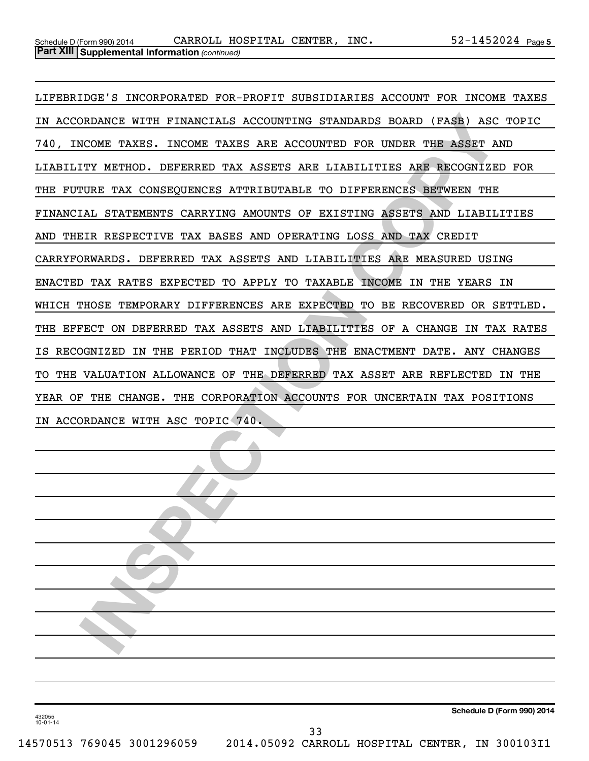Schedule D (Form 990) 2014 CARROLL HOSPITAL CENTER, INC. 52-1452024 Page 5

**Part XIII Supplemental Information** *(continued)*

LIFEBRIDGE'S INCORPORATED FOR-PROFIT SUBSIDIARIES ACCOUNT FOR INCOME TAXES IN ACCORDANCE WITH FINANCIALS ACCOUNTING STANDARDS BOARD (FASB) ASC TOPIC 740, INCOME TAXES. INCOME TAXES ARE ACCOUNTED FOR UNDER THE ASSET AND LIABILITY METHOD. DEFERRED TAX ASSETS ARE LIABILITIES ARE RECOGNIZED FOR THE FUTURE TAX CONSEQUENCES ATTRIBUTABLE TO DIFFERENCES BETWEEN THE FINANCIAL STATEMENTS CARRYING AMOUNTS OF EXISTING ASSETS AND LIABILITIES AND THEIR RESPECTIVE TAX BASES AND OPERATING LOSS AND TAX CREDIT CARRYFORWARDS. DEFERRED TAX ASSETS AND LIABILITIES ARE MEASURED USING ENACTED TAX RATES EXPECTED TO APPLY TO TAXABLE INCOME IN THE YEARS IN WHICH THOSE TEMPORARY DIFFERENCES ARE EXPECTED TO BE RECOVERED OR SETTLED. THE EFFECT ON DEFERRED TAX ASSETS AND LIABILITIES OF A CHANGE IN TAX RATES IS RECOGNIZED IN THE PERIOD THAT INCLUDES THE ENACTMENT DATE. ANY CHANGES TO THE VALUATION ALLOWANCE OF THE DEFERRED TAX ASSET ARE REFLECTED IN THE YEAR OF THE CHANGE. THE CORPORATION ACCOUNTS FOR UNCERTAIN TAX POSITIONS IN ACCORDANCE WITH ASC TOPIC 740.

432055 10-01-14 **Schedule D (Form 990) 2014**

14570513 769045 3001296059 2014.05092 CARROLL HOSPITAL CENTER, IN 300103I1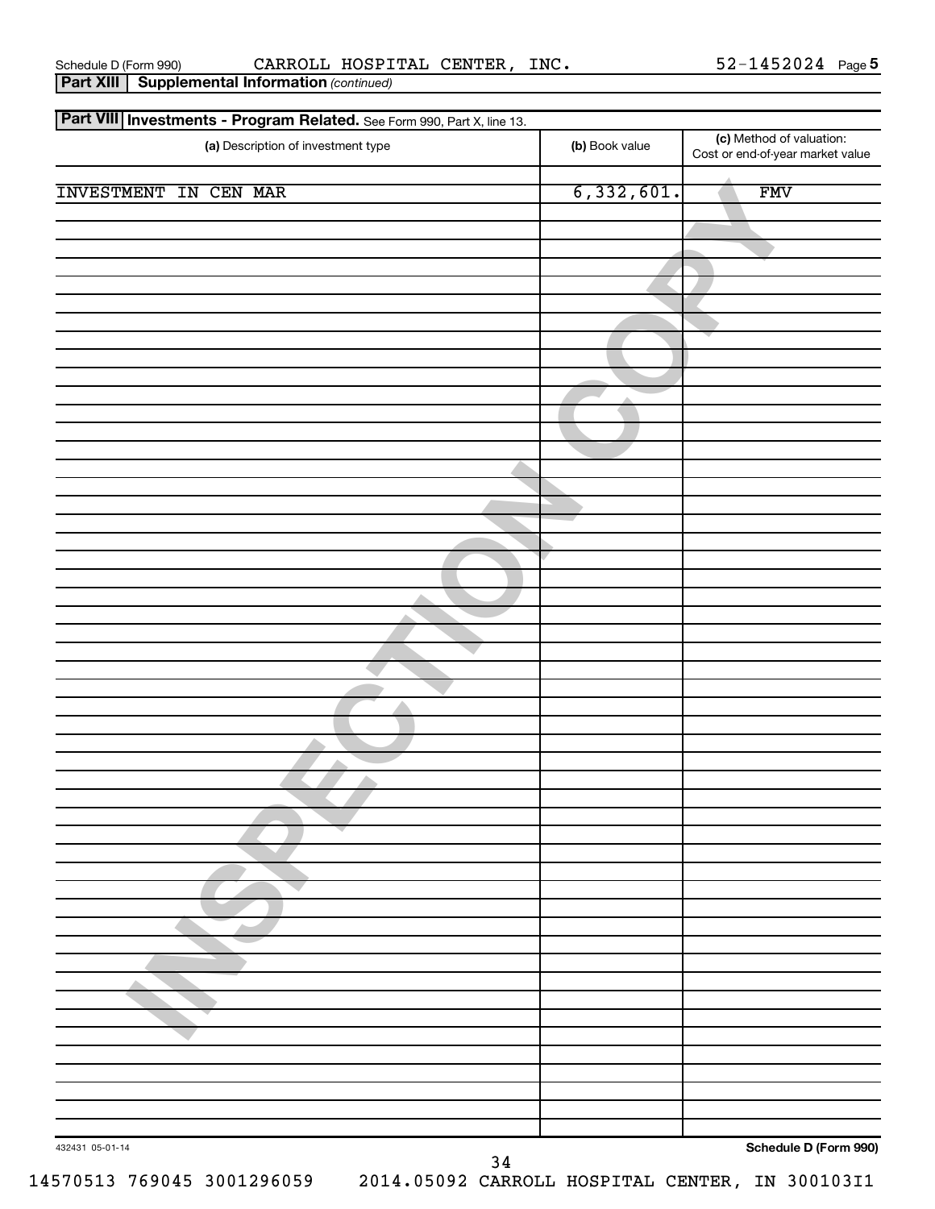Schedule D (Form 990) CARROLL HOSPITAL CENTER, INC. 52-1452024 Page 5

**Part XIII Supplemental Information** *(continued)*

**Part VIII Investments - Program Related.** See Form 990, Part X, line 13.

| (a) Description of investment type | (b) Book value | (c) Method of valuation: Cost or end-of-year market value |
|---|---|---|
| INVESTMENT IN CEN MAR | 6,332,601. | FMV |

432431 05-01-14

**Schedule D (Form 990)**

14570513 769045 3001296059 2014.05092 CARROLL HOSPITAL CENTER, IN 300103I1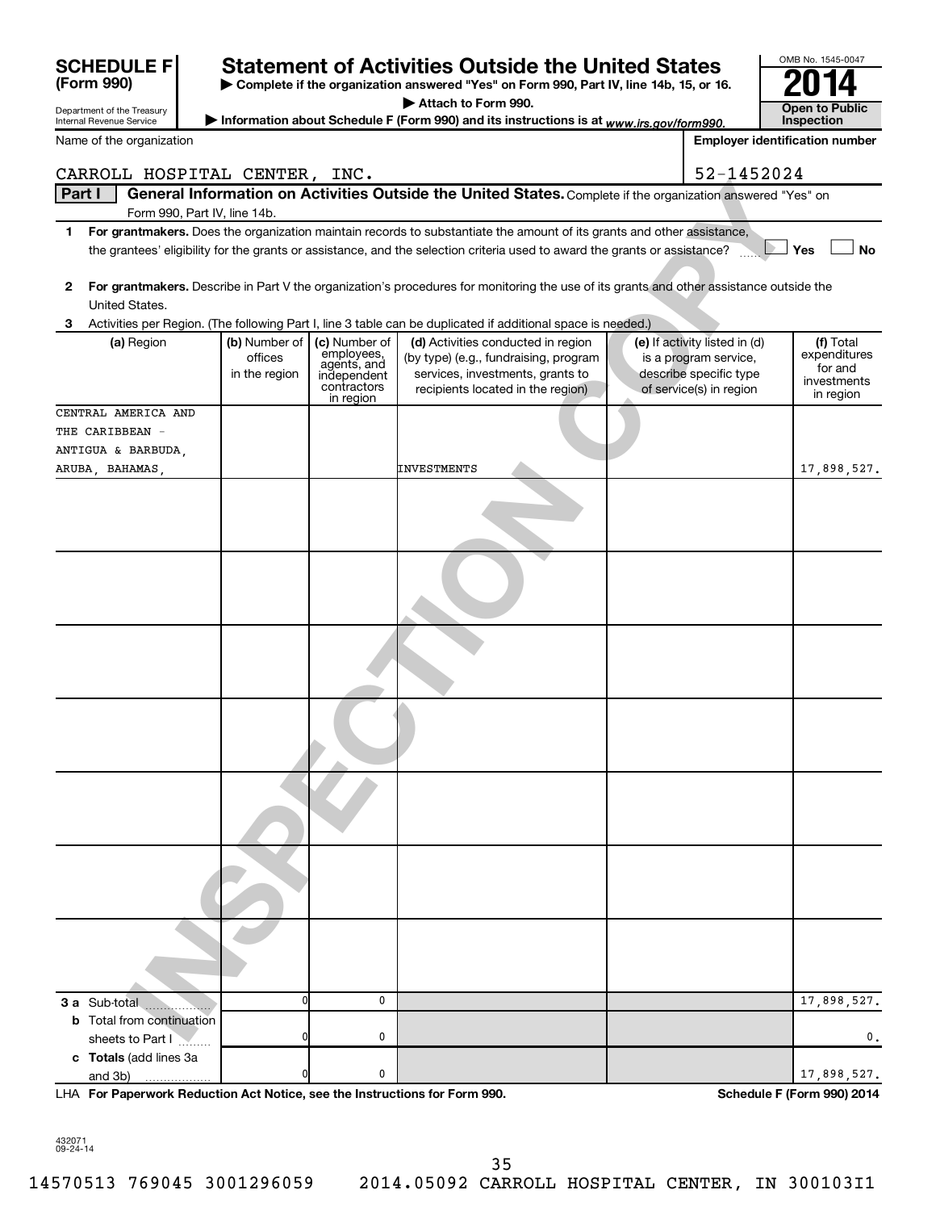**SCHEDULE F (Form 990)**

Department of the Treasury
Internal Revenue Service

# Statement of Activities Outside the United States

▶ Complete if the organization answered "Yes" on Form 990, Part IV, line 14b, 15, or 16.

▶ Attach to Form 990.

▶ Information about Schedule F (Form 990) and its instructions is at www.irs.gov/form990.

OMB No. 1545-0047

**2014**

**Open to Public Inspection**

Name of the organization: CARROLL HOSPITAL CENTER, INC.

Employer identification number: 52-1452024

**Part I** **General Information on Activities Outside the United States.** Complete if the organization answered "Yes" on Form 990, Part IV, line 14b.

1 **For grantmakers.** Does the organization maintain records to substantiate the amount of its grants and other assistance, the grantees' eligibility for the grants or assistance, and the selection criteria used to award the grants or assistance? ☐ Yes ☐ No

2 **For grantmakers.** Describe in Part V the organization's procedures for monitoring the use of its grants and other assistance outside the United States.

3 Activities per Region. (The following Part I, line 3 table can be duplicated if additional space is needed.)

| (a) Region | (b) Number of offices in the region | (c) Number of employees, agents, and independent contractors in region | (d) Activities conducted in region (by type) (e.g., fundraising, program services, investments, grants to recipients located in the region) | (e) If activity listed in (d) is a program service, describe specific type of service(s) in region | (f) Total expenditures for and investments in region |
|---|---|---|---|---|---|
| CENTRAL AMERICA AND THE CARIBBEAN - ANTIGUA & BARBUDA, ARUBA, BAHAMAS, | | | INVESTMENTS | | 17,898,527. |
| | | | | | |
| | | | | | |
| | | | | | |
| | | | | | |
| | | | | | |
| | | | | | |
| | | | | | |
| **3 a** Sub-total | 0 | 0 | | | 17,898,527. |
| **b** Total from continuation sheets to Part I | 0 | 0 | | | 0. |
| **c Totals** (add lines 3a and 3b) | 0 | 0 | | | 17,898,527. |

LHA **For Paperwork Reduction Act Notice, see the Instructions for Form 990.** **Schedule F (Form 990) 2014**

432071 09-24-14

14570513 769045 3001296059 2014.05092 CARROLL HOSPITAL CENTER, IN 300103I1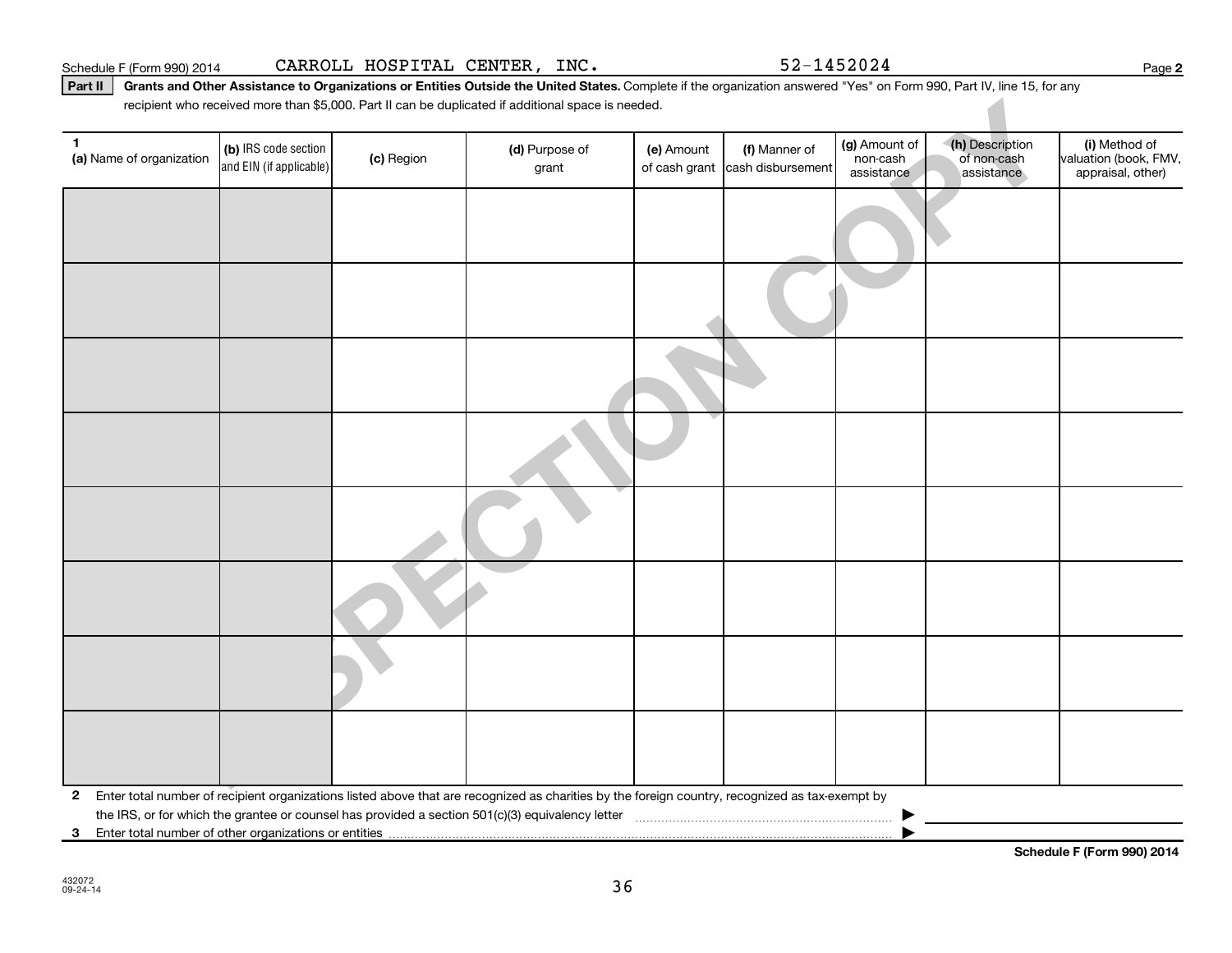Schedule F (Form 990) 2014 CARROLL HOSPITAL CENTER, INC. 52-1452024

**Part II** **Grants and Other Assistance to Organizations or Entities Outside the United States.** Complete if the organization answered "Yes" on Form 990, Part IV, line 15, for any recipient who received more than $5,000. Part II can be duplicated if additional space is needed.

| 1 (a) Name of organization | (b) IRS code section and EIN (if applicable) | (c) Region | (d) Purpose of grant | (e) Amount of cash grant | (f) Manner of cash disbursement | (g) Amount of non-cash assistance | (h) Description of non-cash assistance | (i) Method of valuation (book, FMV, appraisal, other) |
|---|---|---|---|---|---|---|---|---|
| | | | | | | | | |
| | | | | | | | | |
| | | | | | | | | |
| | | | | | | | | |
| | | | | | | | | |
| | | | | | | | | |
| | | | | | | | | |
| | | | | | | | | |

**2** Enter total number of recipient organizations listed above that are recognized as charities by the foreign country, recognized as tax-exempt by the IRS, or for which the grantee or counsel has provided a section 501(c)(3) equivalency letter ▶

**3** Enter total number of other organizations or entities ▶

**Schedule F (Form 990) 2014**

432072
09-24-14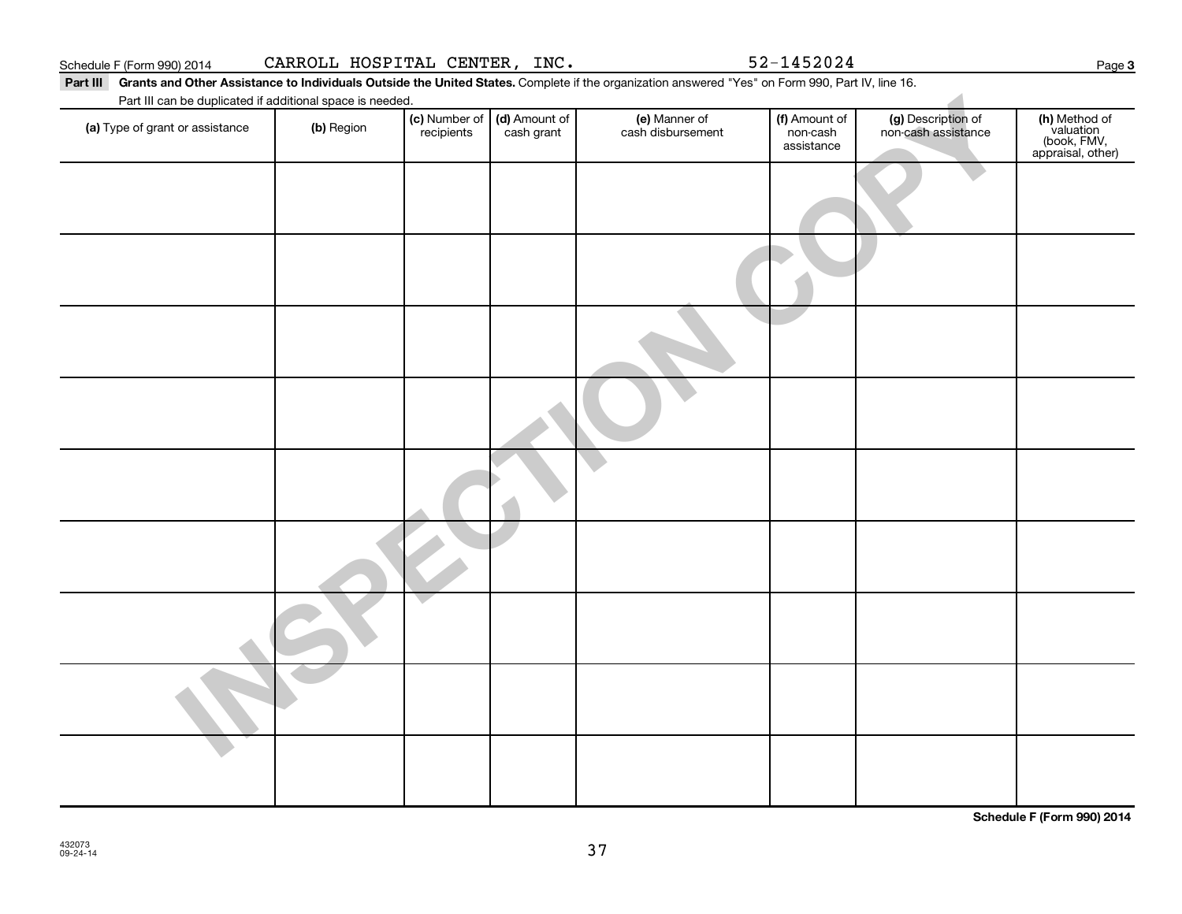Schedule F (Form 990) 2014 CARROLL HOSPITAL CENTER, INC. 52-1452024 Page 3

**Part III Grants and Other Assistance to Individuals Outside the United States.** Complete if the organization answered "Yes" on Form 990, Part IV, line 16.

Part III can be duplicated if additional space is needed.

| (a) Type of grant or assistance | (b) Region | (c) Number of recipients | (d) Amount of cash grant | (e) Manner of cash disbursement | (f) Amount of non-cash assistance | (g) Description of non-cash assistance | (h) Method of valuation (book, FMV, appraisal, other) |
|---|---|---|---|---|---|---|---|
| | | | | | | | |
| | | | | | | | |
| | | | | | | | |
| | | | | | | | |
| | | | | | | | |
| | | | | | | | |
| | | | | | | | |
| | | | | | | | |
| | | | | | | | |

INSPECTION COPY

**Schedule F (Form 990) 2014**

432073
09-24-14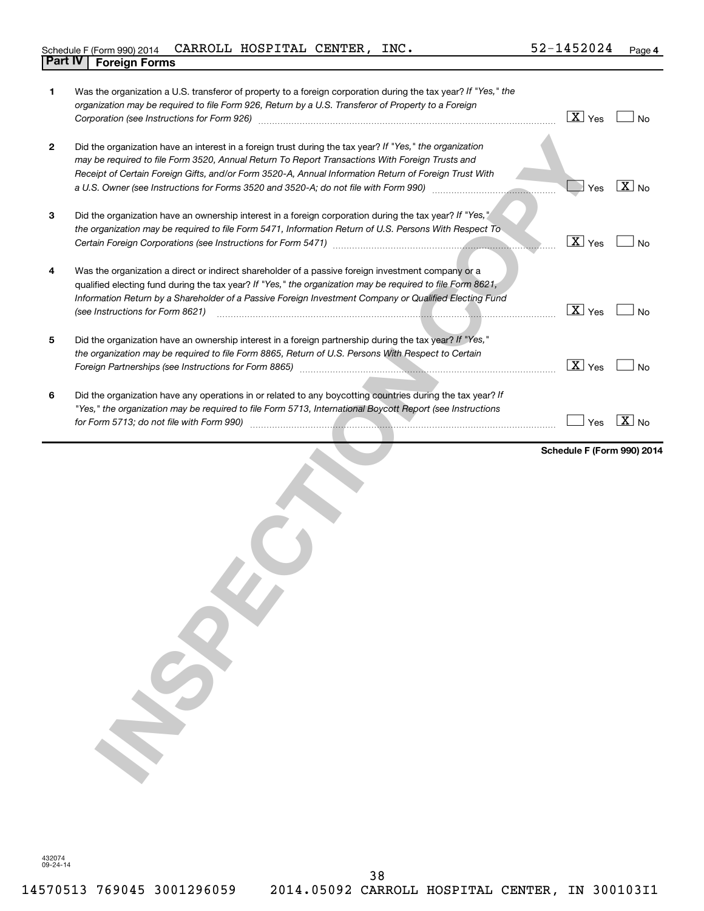Schedule F (Form 990) 2014 CARROLL HOSPITAL CENTER, INC. 52-1452024 Page 4

## Part IV Foreign Forms

| | | Yes | No |
|---|---|---|---|
| 1 | Was the organization a U.S. transferor of property to a foreign corporation during the tax year? *If "Yes," the organization may be required to file Form 926, Return by a U.S. Transferor of Property to a Foreign Corporation (see Instructions for Form 926)* | X | |
| 2 | Did the organization have an interest in a foreign trust during the tax year? *If "Yes," the organization may be required to file Form 3520, Annual Return To Report Transactions With Foreign Trusts and Receipt of Certain Foreign Gifts, and/or Form 3520-A, Annual Information Return of Foreign Trust With a U.S. Owner (see Instructions for Forms 3520 and 3520-A; do not file with Form 990)* | | X |
| 3 | Did the organization have an ownership interest in a foreign corporation during the tax year? *If "Yes," the organization may be required to file Form 5471, Information Return of U.S. Persons With Respect To Certain Foreign Corporations (see Instructions for Form 5471)* | X | |
| 4 | Was the organization a direct or indirect shareholder of a passive foreign investment company or a qualified electing fund during the tax year? *If "Yes," the organization may be required to file Form 8621, Information Return by a Shareholder of a Passive Foreign Investment Company or Qualified Electing Fund (see Instructions for Form 8621)* | X | |
| 5 | Did the organization have an ownership interest in a foreign partnership during the tax year? *If "Yes," the organization may be required to file Form 8865, Return of U.S. Persons With Respect to Certain Foreign Partnerships (see Instructions for Form 8865)* | X | |
| 6 | Did the organization have any operations in or related to any boycotting countries during the tax year? *If "Yes," the organization may be required to file Form 5713, International Boycott Report (see Instructions for Form 5713; do not file with Form 990)* | | X |

**Schedule F (Form 990) 2014**

432074
09-24-14

14570513 769045 3001296059 2014.05092 CARROLL HOSPITAL CENTER, IN 300103I1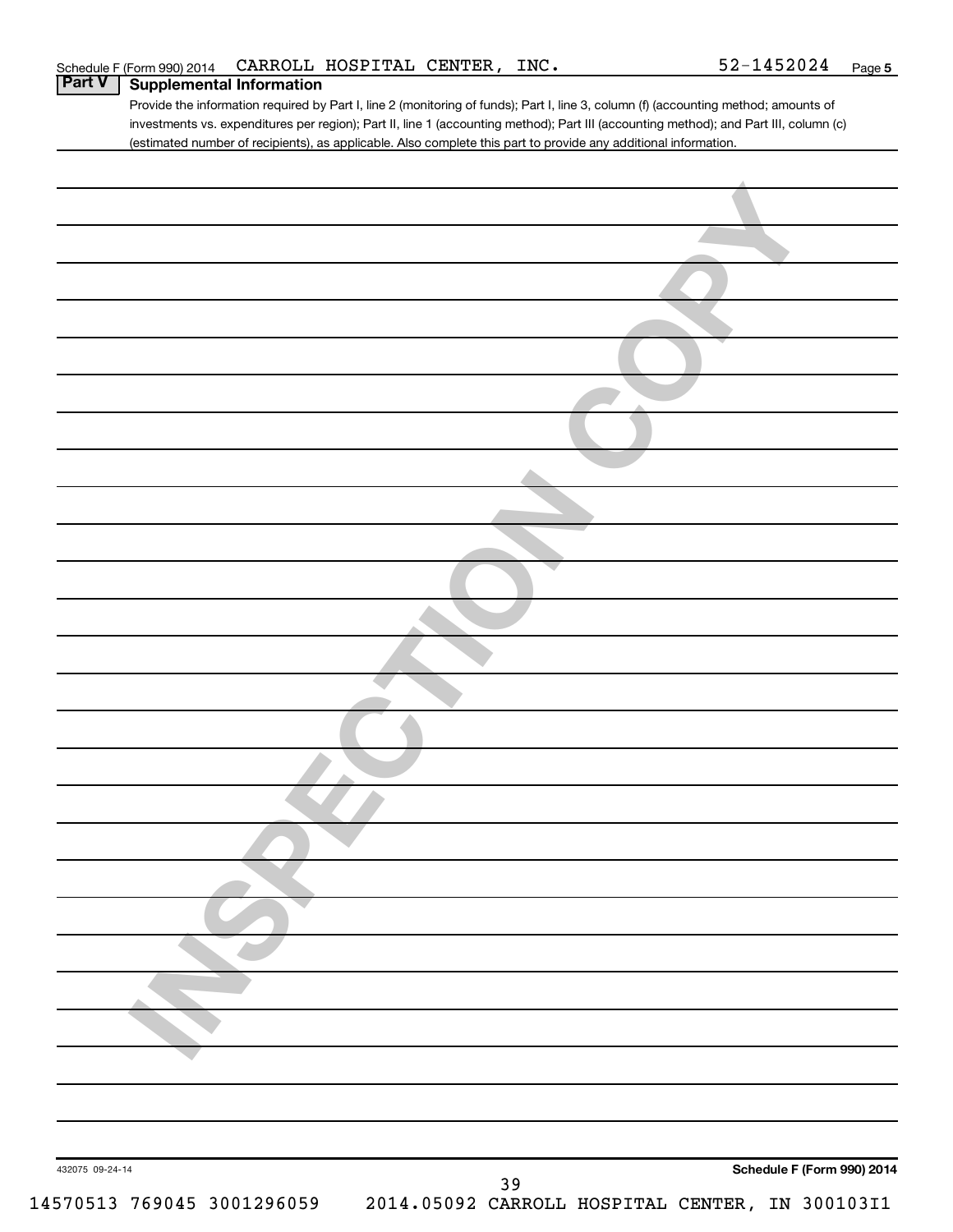Schedule F (Form 990) 2014 CARROLL HOSPITAL CENTER, INC. 52-1452024 Page 5

## Part V Supplemental Information

Provide the information required by Part I, line 2 (monitoring of funds); Part I, line 3, column (f) (accounting method; amounts of investments vs. expenditures per region); Part II, line 1 (accounting method); Part III (accounting method); and Part III, column (c) (estimated number of recipients), as applicable. Also complete this part to provide any additional information.

INSPECTION COPY

432075 09-24-14

Schedule F (Form 990) 2014

14570513 769045 3001296059 2014.05092 CARROLL HOSPITAL CENTER, IN 300103I1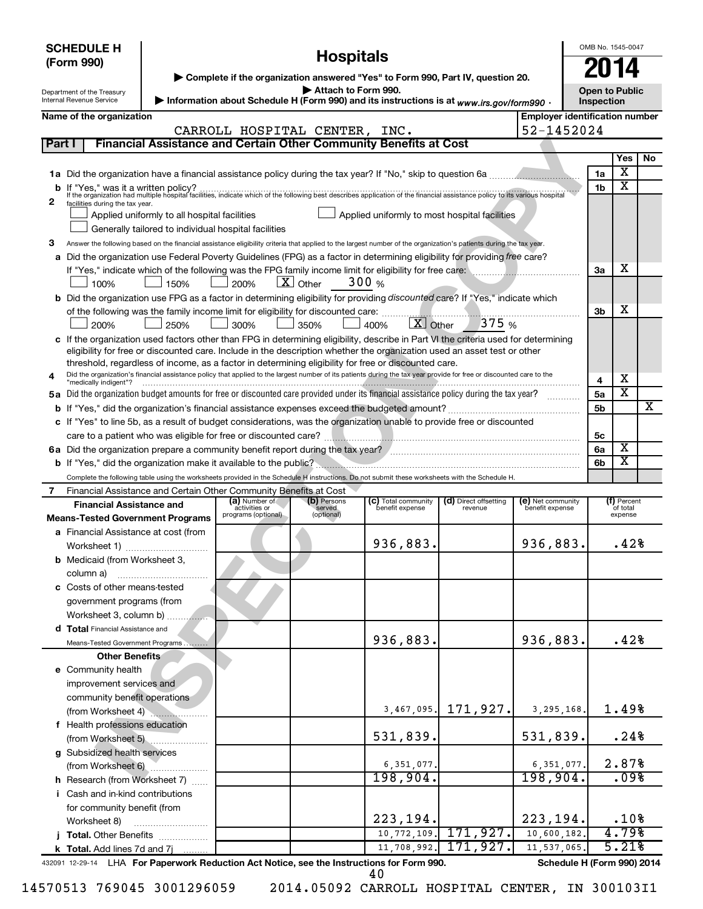**SCHEDULE H (Form 990)**

# Hospitals

▶ Complete if the organization answered "Yes" to Form 990, Part IV, question 20.
▶ Attach to Form 990.
▶ Information about Schedule H (Form 990) and its instructions is at *www.irs.gov/form990*.

Department of the Treasury
Internal Revenue Service

OMB No. 1545-0047
**2014**
**Open to Public Inspection**

**Name of the organization:** CARROLL HOSPITAL CENTER, INC.
**Employer identification number:** 52-1452024

## Part I Financial Assistance and Certain Other Community Benefits at Cost

| | | | Yes | No |
|---|---|---|---|---|
| **1a** | Did the organization have a financial assistance policy during the tax year? If "No," skip to question 6a | 1a | X | |
| **b** | If "Yes," was it a written policy? | 1b | X | |
| **2** | If the organization had multiple hospital facilities, indicate which of the following best describes application of the financial assistance policy to its various hospital facilities during the tax year. ☐ Applied uniformly to all hospital facilities ☐ Applied uniformly to most hospital facilities ☐ Generally tailored to individual hospital facilities | | | |
| **3** | Answer the following based on the financial assistance eligibility criteria that applied to the largest number of the organization's patients during the tax year. | | | |
| **a** | Did the organization use Federal Poverty Guidelines (FPG) as a factor in determining eligibility for providing *free* care? If "Yes," indicate which of the following was the FPG family income limit for eligibility for free care: ☐ 100% ☐ 150% ☐ 200% ☒ Other 300 % | 3a | X | |
| **b** | Did the organization use FPG as a factor in determining eligibility for providing *discounted* care? If "Yes," indicate which of the following was the family income limit for eligibility for discounted care: ☐ 200% ☐ 250% ☐ 300% ☐ 350% ☐ 400% ☒ Other 375 % | 3b | X | |
| **c** | If the organization used factors other than FPG in determining eligibility, describe in Part VI the criteria used for determining eligibility for free or discounted care. Include in the description whether the organization used an asset test or other threshold, regardless of income, as a factor in determining eligibility for free or discounted care. | | | |
| **4** | Did the organization's financial assistance policy that applied to the largest number of its patients during the tax year provide for free or discounted care to the "medically indigent"? | 4 | X | |
| **5a** | Did the organization budget amounts for free or discounted care provided under its financial assistance policy during the tax year? | 5a | X | |
| **b** | If "Yes," did the organization's financial assistance expenses exceed the budgeted amount? | 5b | | X |
| **c** | If "Yes" to line 5b, as a result of budget considerations, was the organization unable to provide free or discounted care to a patient who was eligible for free or discounted care? | 5c | | |
| **6a** | Did the organization prepare a community benefit report during the tax year? | 6a | X | |
| **b** | If "Yes," did the organization make it available to the public? | 6b | X | |

Complete the following table using the worksheets provided in the Schedule H instructions. Do not submit these worksheets with the Schedule H.

**7** Financial Assistance and Certain Other Community Benefits at Cost

| Financial Assistance and Means-Tested Government Programs | (a) Number of activities or programs (optional) | (b) Persons served (optional) | (c) Total community benefit expense | (d) Direct offsetting revenue | (e) Net community benefit expense | (f) Percent of total expense |
|---|---|---|---|---|---|---|
| **a** Financial Assistance at cost (from Worksheet 1) | | | 936,883. | | 936,883. | .42% |
| **b** Medicaid (from Worksheet 3, column a) | | | | | | |
| **c** Costs of other means-tested government programs (from Worksheet 3, column b) | | | | | | |
| **d Total** Financial Assistance and Means-Tested Government Programs | | | 936,883. | | 936,883. | .42% |
| **Other Benefits** | | | | | | |
| **e** Community health improvement services and community benefit operations (from Worksheet 4) | | | 3,467,095. | 171,927. | 3,295,168. | 1.49% |
| **f** Health professions education (from Worksheet 5) | | | 531,839. | | 531,839. | .24% |
| **g** Subsidized health services (from Worksheet 6) | | | 6,351,077. | | 6,351,077. | 2.87% |
| **h** Research (from Worksheet 7) | | | 198,904. | | 198,904. | .09% |
| **i** Cash and in-kind contributions for community benefit (from Worksheet 8) | | | 223,194. | | 223,194. | .10% |
| **j Total.** Other Benefits | | | 10,772,109. | 171,927. | 10,600,182. | 4.79% |
| **k Total.** Add lines 7d and 7j | | | 11,708,992. | 171,927. | 11,537,065. | 5.21% |

432091 12-29-14 LHA **For Paperwork Reduction Act Notice, see the Instructions for Form 990.** **Schedule H (Form 990) 2014**

14570513 769045 3001296059 2014.05092 CARROLL HOSPITAL CENTER, IN 300103I1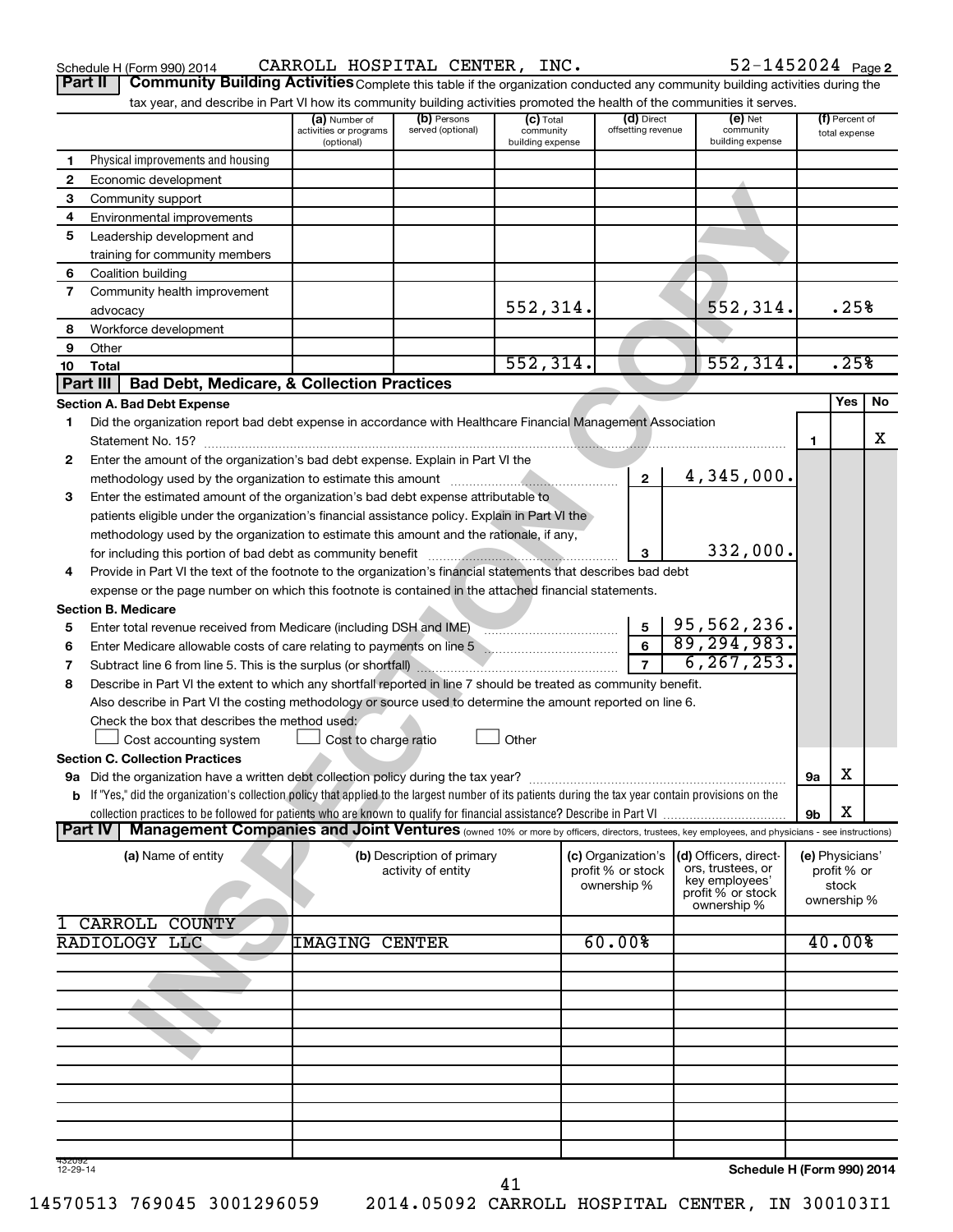Schedule H (Form 990) 2014 CARROLL HOSPITAL CENTER, INC. 52-1452024 Page 2

## Part II Community Building Activities

Complete this table if the organization conducted any community building activities during the tax year, and describe in Part VI how its community building activities promoted the health of the communities it serves.

| | | (a) Number of activities or programs (optional) | (b) Persons served (optional) | (c) Total community building expense | (d) Direct offsetting revenue | (e) Net community building expense | (f) Percent of total expense |
|---|---|---|---|---|---|---|---|
| 1 | Physical improvements and housing | | | | | | |
| 2 | Economic development | | | | | | |
| 3 | Community support | | | | | | |
| 4 | Environmental improvements | | | | | | |
| 5 | Leadership development and training for community members | | | | | | |
| 6 | Coalition building | | | | | | |
| 7 | Community health improvement advocacy | | | 552,314. | | 552,314. | .25% |
| 8 | Workforce development | | | | | | |
| 9 | Other | | | | | | |
| 10 | Total | | | 552,314. | | 552,314. | .25% |

## Part III Bad Debt, Medicare, & Collection Practices

### Section A. Bad Debt Expense

| | | | | Yes | No |
|---|---|---|---|---|---|
| 1 | Did the organization report bad debt expense in accordance with Healthcare Financial Management Association Statement No. 15? | | 1 | | X |
| 2 | Enter the amount of the organization's bad debt expense. Explain in Part VI the methodology used by the organization to estimate this amount | 2 | 4,345,000. | | |
| 3 | Enter the estimated amount of the organization's bad debt expense attributable to patients eligible under the organization's financial assistance policy. Explain in Part VI the methodology used by the organization to estimate this amount and the rationale, if any, for including this portion of bad debt as community benefit | 3 | 332,000. | | |
| 4 | Provide in Part VI the text of the footnote to the organization's financial statements that describes bad debt expense or the page number on which this footnote is contained in the attached financial statements. | | | | |

### Section B. Medicare

| | | | |
|---|---|---|---|
| 5 | Enter total revenue received from Medicare (including DSH and IME) | 5 | 95,562,236. |
| 6 | Enter Medicare allowable costs of care relating to payments on line 5 | 6 | 89,294,983. |
| 7 | Subtract line 6 from line 5. This is the surplus (or shortfall) | 7 | 6,267,253. |

8 Describe in Part VI the extent to which any shortfall reported in line 7 should be treated as community benefit. Also describe in Part VI the costing methodology or source used to determine the amount reported on line 6. Check the box that describes the method used:

☐ Cost accounting system ☐ Cost to charge ratio ☐ Other

### Section C. Collection Practices

| | | | Yes | No |
|---|---|---|---|---|
| 9a | Did the organization have a written debt collection policy during the tax year? | 9a | X | |
| b | If "Yes," did the organization's collection policy that applied to the largest number of its patients during the tax year contain provisions on the collection practices to be followed for patients who are known to qualify for financial assistance? Describe in Part VI | 9b | X | |

## Part IV Management Companies and Joint Ventures

(owned 10% or more by officers, directors, trustees, key employees, and physicians - see instructions)

| (a) Name of entity | (b) Description of primary activity of entity | (c) Organization's profit % or stock ownership % | (d) Officers, directors, trustees, or key employees' profit % or stock ownership % | (e) Physicians' profit % or stock ownership % |
|---|---|---|---|---|
| 1 CARROLL COUNTY RADIOLOGY LLC | IMAGING CENTER | 60.00% | | 40.00% |

Schedule H (Form 990) 2014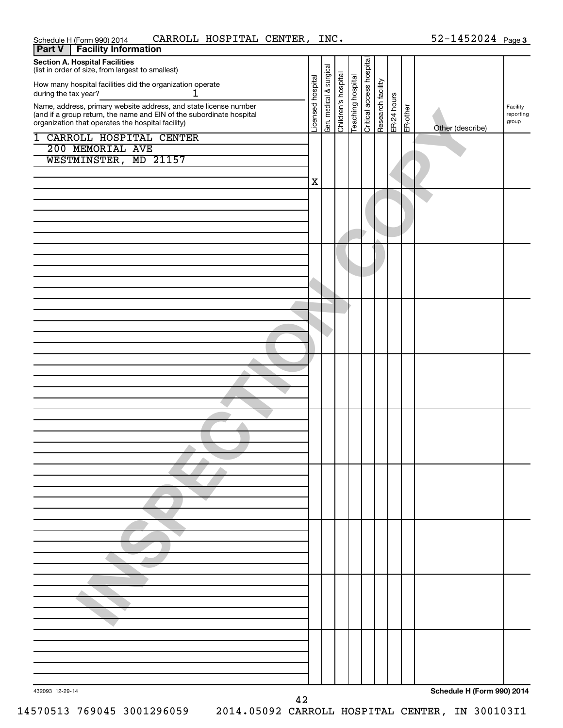Schedule H (Form 990) 2014 CARROLL HOSPITAL CENTER, INC. 52-1452024 Page 3

**Part V | Facility Information**

**Section A. Hospital Facilities**
(list in order of size, from largest to smallest)

How many hospital facilities did the organization operate during the tax year? 1

| Name, address, primary website address, and state license number (and if a group return, the name and EIN of the subordinate hospital organization that operates the hospital facility) | Licensed hospital | Gen. medical & surgical | Children's hospital | Teaching hospital | Critical access hospital | Research facility | ER-24 hours | ER-other | Other (describe) | Facility reporting group |
|---|---|---|---|---|---|---|---|---|---|---|
| 1 CARROLL HOSPITAL CENTER<br>200 MEMORIAL AVE<br>WESTMINSTER, MD 21157 | X | | | | | | | | | |
| | | | | | | | | | | |
| | | | | | | | | | | |
| | | | | | | | | | | |
| | | | | | | | | | | |
| | | | | | | | | | | |
| | | | | | | | | | | |
| | | | | | | | | | | |
| | | | | | | | | | | |
| | | | | | | | | | | |

432093 12-29-14

**Schedule H (Form 990) 2014**

14570513 769045 3001296059 2014.05092 CARROLL HOSPITAL CENTER, IN 300103I1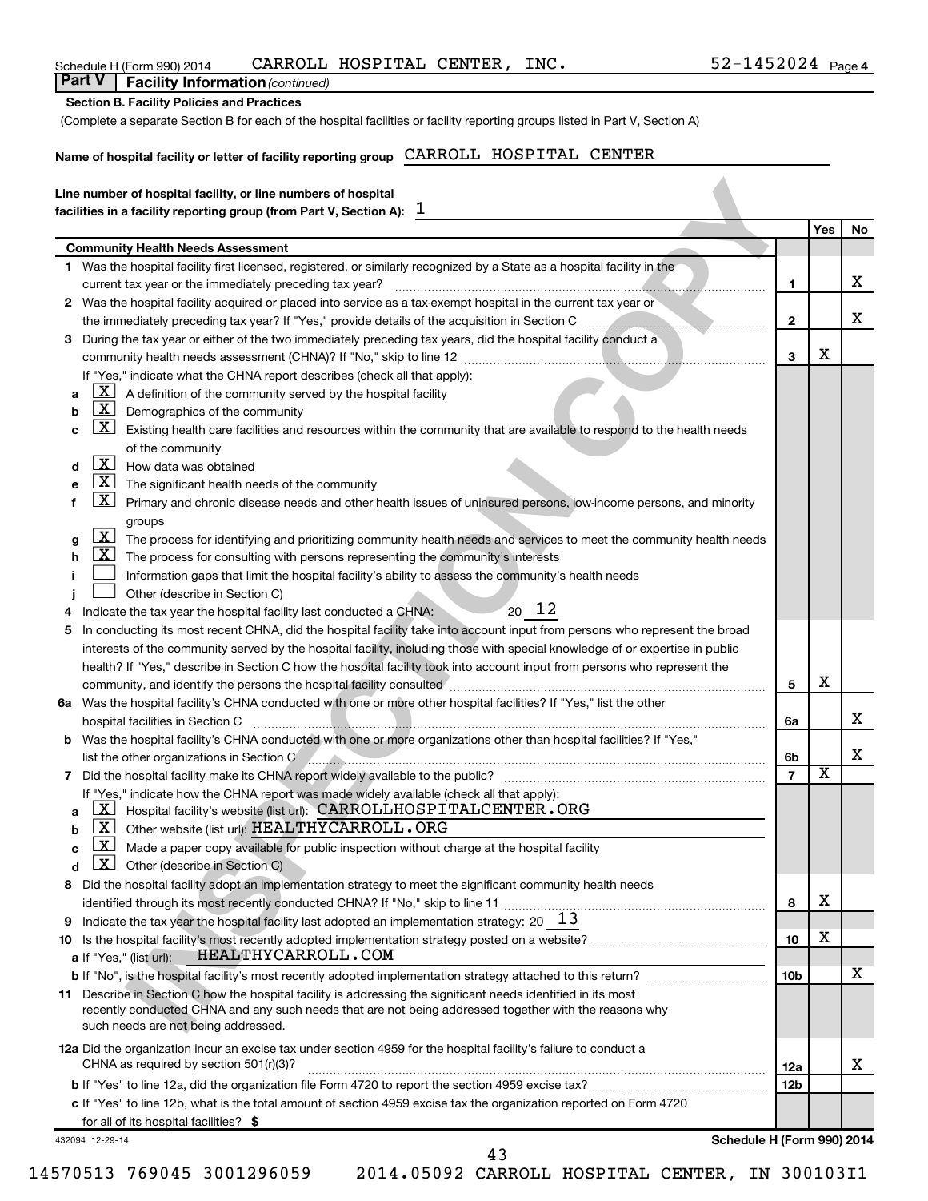Schedule H (Form 990) 2014 CARROLL HOSPITAL CENTER, INC. 52-1452024 Page 4

**Part V | Facility Information** *(continued)*

**Section B. Facility Policies and Practices**

(Complete a separate Section B for each of the hospital facilities or facility reporting groups listed in Part V, Section A)

**Name of hospital facility or letter of facility reporting group** CARROLL HOSPITAL CENTER

**Line number of hospital facility, or line numbers of hospital facilities in a facility reporting group (from Part V, Section A):** 1

| | | Yes | No |
|---|---|---|---|
| **Community Health Needs Assessment** | | | |
| **1** Was the hospital facility first licensed, registered, or similarly recognized by a State as a hospital facility in the current tax year or the immediately preceding tax year? | 1 | | X |
| **2** Was the hospital facility acquired or placed into service as a tax-exempt hospital in the current tax year or the immediately preceding tax year? If "Yes," provide details of the acquisition in Section C | 2 | | X |
| **3** During the tax year or either of the two immediately preceding tax years, did the hospital facility conduct a community health needs assessment (CHNA)? If "No," skip to line 12 | 3 | X | |
| If "Yes," indicate what the CHNA report describes (check all that apply): | | | |
| **a** [X] A definition of the community served by the hospital facility | | | |
| **b** [X] Demographics of the community | | | |
| **c** [X] Existing health care facilities and resources within the community that are available to respond to the health needs of the community | | | |
| **d** [X] How data was obtained | | | |
| **e** [X] The significant health needs of the community | | | |
| **f** [X] Primary and chronic disease needs and other health issues of uninsured persons, low-income persons, and minority groups | | | |
| **g** [X] The process for identifying and prioritizing community health needs and services to meet the community health needs | | | |
| **h** [X] The process for consulting with persons representing the community's interests | | | |
| **i** [ ] Information gaps that limit the hospital facility's ability to assess the community's health needs | | | |
| **j** [ ] Other (describe in Section C) | | | |
| **4** Indicate the tax year the hospital facility last conducted a CHNA: 20 12 | | | |
| **5** In conducting its most recent CHNA, did the hospital facility take into account input from persons who represent the broad interests of the community served by the hospital facility, including those with special knowledge of or expertise in public health? If "Yes," describe in Section C how the hospital facility took into account input from persons who represent the community, and identify the persons the hospital facility consulted | 5 | X | |
| **6a** Was the hospital facility's CHNA conducted with one or more other hospital facilities? If "Yes," list the other hospital facilities in Section C | 6a | | X |
| **b** Was the hospital facility's CHNA conducted with one or more organizations other than hospital facilities? If "Yes," list the other organizations in Section C | 6b | | X |
| **7** Did the hospital facility make its CHNA report widely available to the public? | 7 | X | |
| If "Yes," indicate how the CHNA report was made widely available (check all that apply): | | | |
| **a** [X] Hospital facility's website (list url): CARROLLHOSPITALCENTER.ORG | | | |
| **b** [X] Other website (list url): HEALTHYCARROLL.ORG | | | |
| **c** [X] Made a paper copy available for public inspection without charge at the hospital facility | | | |
| **d** [X] Other (describe in Section C) | | | |
| **8** Did the hospital facility adopt an implementation strategy to meet the significant community health needs identified through its most recently conducted CHNA? If "No," skip to line 11 | 8 | X | |
| **9** Indicate the tax year the hospital facility last adopted an implementation strategy: 20 13 | | | |
| **10** Is the hospital facility's most recently adopted implementation strategy posted on a website? | 10 | X | |
| **a** If "Yes," (list url): HEALTHYCARROLL.COM | | | |
| **b** If "No", is the hospital facility's most recently adopted implementation strategy attached to this return? | 10b | | X |
| **11** Describe in Section C how the hospital facility is addressing the significant needs identified in its most recently conducted CHNA and any such needs that are not being addressed together with the reasons why such needs are not being addressed. | | | |
| **12a** Did the organization incur an excise tax under section 4959 for the hospital facility's failure to conduct a CHNA as required by section 501(r)(3)? | 12a | | X |
| **b** If "Yes" to line 12a, did the organization file Form 4720 to report the section 4959 excise tax? | 12b | | |
| **c** If "Yes" to line 12b, what is the total amount of section 4959 excise tax the organization reported on Form 4720 for all of its hospital facilities? $ | | | |

432094 12-29-14 **Schedule H (Form 990) 2014**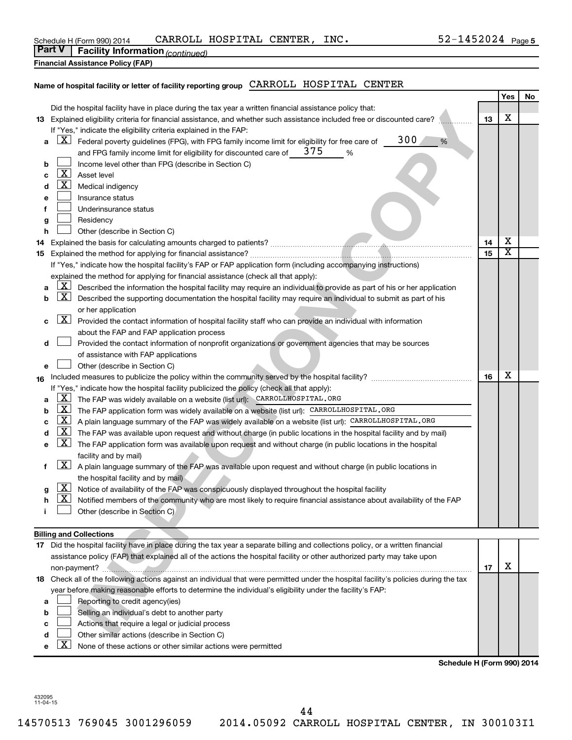Schedule H (Form 990) 2014 CARROLL HOSPITAL CENTER, INC. 52-1452024 Page 5

**Part V | Facility Information** *(continued)*

**Financial Assistance Policy (FAP)**

**Name of hospital facility or letter of facility reporting group** CARROLL HOSPITAL CENTER

| | | | Yes | No |
|---|---|---|---|---|
| | Did the hospital facility have in place during the tax year a written financial assistance policy that: | | | |
| **13** | Explained eligibility criteria for financial assistance, and whether such assistance included free or discounted care? | **13** | X | |
| | If "Yes," indicate the eligibility criteria explained in the FAP: | | | |
| **a** | [X] Federal poverty guidelines (FPG), with FPG family income limit for eligibility for free care of 300 % and FPG family income limit for eligibility for discounted care of 375 % | | | |
| **b** | [ ] Income level other than FPG (describe in Section C) | | | |
| **c** | [X] Asset level | | | |
| **d** | [X] Medical indigency | | | |
| **e** | [ ] Insurance status | | | |
| **f** | [ ] Underinsurance status | | | |
| **g** | [ ] Residency | | | |
| **h** | [ ] Other (describe in Section C) | | | |
| **14** | Explained the basis for calculating amounts charged to patients? | **14** | X | |
| **15** | Explained the method for applying for financial assistance? | **15** | X | |
| | If "Yes," indicate how the hospital facility's FAP or FAP application form (including accompanying instructions) explained the method for applying for financial assistance (check all that apply): | | | |
| **a** | [X] Described the information the hospital facility may require an individual to provide as part of his or her application | | | |
| **b** | [X] Described the supporting documentation the hospital facility may require an individual to submit as part of his or her application | | | |
| **c** | [X] Provided the contact information of hospital facility staff who can provide an individual with information about the FAP and FAP application process | | | |
| **d** | [ ] Provided the contact information of nonprofit organizations or government agencies that may be sources of assistance with FAP applications | | | |
| **e** | [ ] Other (describe in Section C) | | | |
| **16** | Included measures to publicize the policy within the community served by the hospital facility? | **16** | X | |
| | If "Yes," indicate how the hospital facility publicized the policy (check all that apply): | | | |
| **a** | [X] The FAP was widely available on a website (list url): CARROLLHOSPITAL.ORG | | | |
| **b** | [X] The FAP application form was widely available on a website (list url): CARROLLHOSPITAL.ORG | | | |
| **c** | [X] A plain language summary of the FAP was widely available on a website (list url): CARROLLHOSPITAL.ORG | | | |
| **d** | [X] The FAP was available upon request and without charge (in public locations in the hospital facility and by mail) | | | |
| **e** | [X] The FAP application form was available upon request and without charge (in public locations in the hospital facility and by mail) | | | |
| **f** | [X] A plain language summary of the FAP was available upon request and without charge (in public locations in the hospital facility and by mail) | | | |
| **g** | [X] Notice of availability of the FAP was conspicuously displayed throughout the hospital facility | | | |
| **h** | [X] Notified members of the community who are most likely to require financial assistance about availability of the FAP | | | |
| **i** | [ ] Other (describe in Section C) | | | |

**Billing and Collections**

| | | | Yes | No |
|---|---|---|---|---|
| **17** | Did the hospital facility have in place during the tax year a separate billing and collections policy, or a written financial assistance policy (FAP) that explained all of the actions the hospital facility or other authorized party may take upon non-payment? | **17** | X | |
| **18** | Check all of the following actions against an individual that were permitted under the hospital facility's policies during the tax year before making reasonable efforts to determine the individual's eligibility under the facility's FAP: | | | |
| **a** | [ ] Reporting to credit agency(ies) | | | |
| **b** | [ ] Selling an individual's debt to another party | | | |
| **c** | [ ] Actions that require a legal or judicial process | | | |
| **d** | [ ] Other similar actions (describe in Section C) | | | |
| **e** | [X] None of these actions or other similar actions were permitted | | | |

**Schedule H (Form 990) 2014**

432095
11-04-15

14570513 769045 3001296059 2014.05092 CARROLL HOSPITAL CENTER, IN 300103I1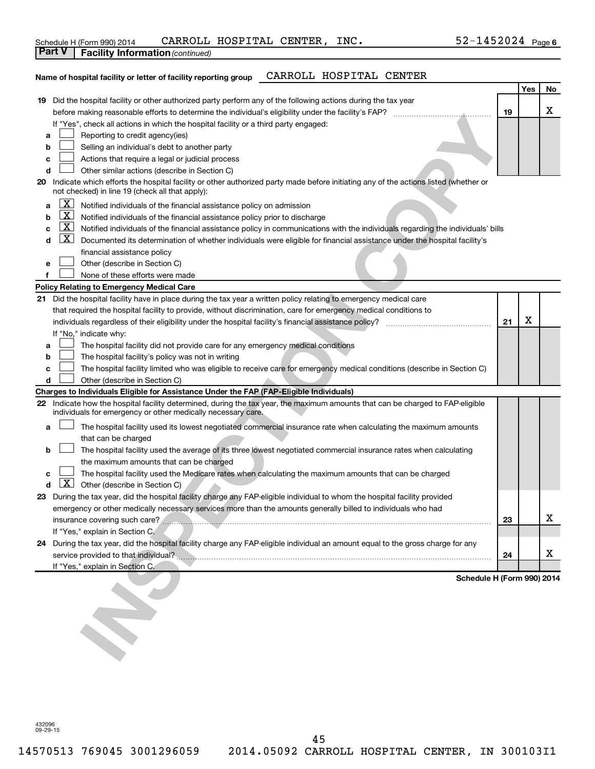Schedule H (Form 990) 2014 CARROLL HOSPITAL CENTER, INC. 52-1452024 Page 6

**Part V | Facility Information** *(continued)*

**Name of hospital facility or letter of facility reporting group** CARROLL HOSPITAL CENTER

| | | | Yes | No |
|---|---|---|---|---|
| **19** | Did the hospital facility or other authorized party perform any of the following actions during the tax year before making reasonable efforts to determine the individual's eligibility under the facility's FAP? | **19** | | X |
| | If "Yes", check all actions in which the hospital facility or a third party engaged: | | | |
| **a** | ☐ Reporting to credit agency(ies) | | | |
| **b** | ☐ Selling an individual's debt to another party | | | |
| **c** | ☐ Actions that require a legal or judicial process | | | |
| **d** | ☐ Other similar actions (describe in Section C) | | | |
| **20** | Indicate which efforts the hospital facility or other authorized party made before initiating any of the actions listed (whether or not checked) in line 19 (check all that apply): | | | |
| **a** | ☒ Notified individuals of the financial assistance policy on admission | | | |
| **b** | ☒ Notified individuals of the financial assistance policy prior to discharge | | | |
| **c** | ☒ Notified individuals of the financial assistance policy in communications with the individuals regarding the individuals' bills | | | |
| **d** | ☒ Documented its determination of whether individuals were eligible for financial assistance under the hospital facility's financial assistance policy | | | |
| **e** | ☐ Other (describe in Section C) | | | |
| **f** | ☐ None of these efforts were made | | | |
| | **Policy Relating to Emergency Medical Care** | | | |
| **21** | Did the hospital facility have in place during the tax year a written policy relating to emergency medical care that required the hospital facility to provide, without discrimination, care for emergency medical conditions to individuals regardless of their eligibility under the hospital facility's financial assistance policy? | **21** | X | |
| | If "No," indicate why: | | | |
| **a** | ☐ The hospital facility did not provide care for any emergency medical conditions | | | |
| **b** | ☐ The hospital facility's policy was not in writing | | | |
| **c** | ☐ The hospital facility limited who was eligible to receive care for emergency medical conditions (describe in Section C) | | | |
| **d** | ☐ Other (describe in Section C) | | | |
| | **Charges to Individuals Eligible for Assistance Under the FAP (FAP-Eligible Individuals)** | | | |
| **22** | Indicate how the hospital facility determined, during the tax year, the maximum amounts that can be charged to FAP-eligible individuals for emergency or other medically necessary care. | | | |
| **a** | ☐ The hospital facility used its lowest negotiated commercial insurance rate when calculating the maximum amounts that can be charged | | | |
| **b** | ☐ The hospital facility used the average of its three lowest negotiated commercial insurance rates when calculating the maximum amounts that can be charged | | | |
| **c** | ☐ The hospital facility used the Medicare rates when calculating the maximum amounts that can be charged | | | |
| **d** | ☒ Other (describe in Section C) | | | |
| **23** | During the tax year, did the hospital facility charge any FAP-eligible individual to whom the hospital facility provided emergency or other medically necessary services more than the amounts generally billed to individuals who had insurance covering such care? | **23** | | X |
| | If "Yes," explain in Section C. | | | |
| **24** | During the tax year, did the hospital facility charge any FAP-eligible individual an amount equal to the gross charge for any service provided to that individual? | **24** | | X |
| | If "Yes," explain in Section C. | | | |

**Schedule H (Form 990) 2014**

432096 09-29-15

14570513 769045 3001296059 2014.05092 CARROLL HOSPITAL CENTER, IN 300103I1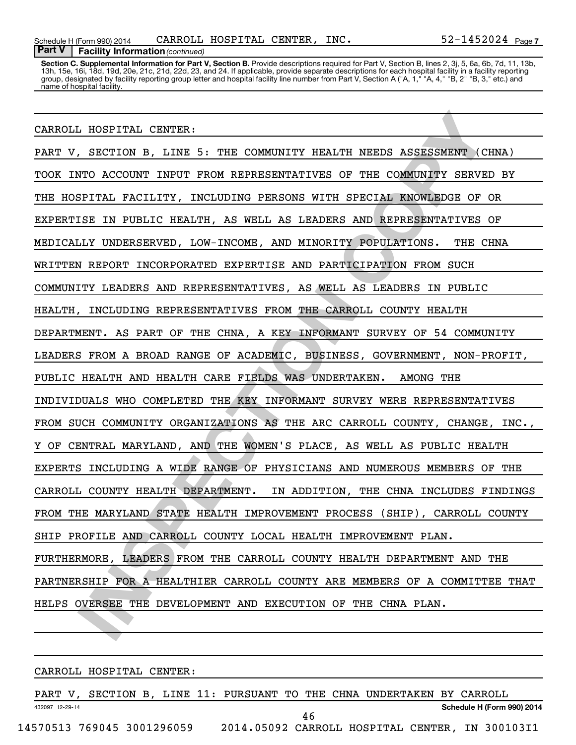**Part V | Facility Information** *(continued)*

**Section C. Supplemental Information for Part V, Section B.** Provide descriptions required for Part V, Section B, lines 2, 3j, 5, 6a, 6b, 7d, 11, 13b, 13h, 15e, 16i, 18d, 19d, 20e, 21c, 21d, 22d, 23, and 24. If applicable, provide separate descriptions for each hospital facility in a facility reporting group, designated by facility reporting group letter and hospital facility line number from Part V, Section A ("A, 1," "A, 4," "B, 2" "B, 3," etc.) and name of hospital facility.

CARROLL HOSPITAL CENTER:

PART V, SECTION B, LINE 5: THE COMMUNITY HEALTH NEEDS ASSESSMENT (CHNA) TOOK INTO ACCOUNT INPUT FROM REPRESENTATIVES OF THE COMMUNITY SERVED BY THE HOSPITAL FACILITY, INCLUDING PERSONS WITH SPECIAL KNOWLEDGE OF OR EXPERTISE IN PUBLIC HEALTH, AS WELL AS LEADERS AND REPRESENTATIVES OF MEDICALLY UNDERSERVED, LOW-INCOME, AND MINORITY POPULATIONS. THE CHNA WRITTEN REPORT INCORPORATED EXPERTISE AND PARTICIPATION FROM SUCH COMMUNITY LEADERS AND REPRESENTATIVES, AS WELL AS LEADERS IN PUBLIC HEALTH, INCLUDING REPRESENTATIVES FROM THE CARROLL COUNTY HEALTH DEPARTMENT. AS PART OF THE CHNA, A KEY INFORMANT SURVEY OF 54 COMMUNITY LEADERS FROM A BROAD RANGE OF ACADEMIC, BUSINESS, GOVERNMENT, NON-PROFIT, PUBLIC HEALTH AND HEALTH CARE FIELDS WAS UNDERTAKEN. AMONG THE INDIVIDUALS WHO COMPLETED THE KEY INFORMANT SURVEY WERE REPRESENTATIVES FROM SUCH COMMUNITY ORGANIZATIONS AS THE ARC CARROLL COUNTY, CHANGE, INC., Y OF CENTRAL MARYLAND, AND THE WOMEN'S PLACE, AS WELL AS PUBLIC HEALTH EXPERTS INCLUDING A WIDE RANGE OF PHYSICIANS AND NUMEROUS MEMBERS OF THE CARROLL COUNTY HEALTH DEPARTMENT. IN ADDITION, THE CHNA INCLUDES FINDINGS FROM THE MARYLAND STATE HEALTH IMPROVEMENT PROCESS (SHIP), CARROLL COUNTY SHIP PROFILE AND CARROLL COUNTY LOCAL HEALTH IMPROVEMENT PLAN. FURTHERMORE, LEADERS FROM THE CARROLL COUNTY HEALTH DEPARTMENT AND THE PARTNERSHIP FOR A HEALTHIER CARROLL COUNTY ARE MEMBERS OF A COMMITTEE THAT HELPS OVERSEE THE DEVELOPMENT AND EXECUTION OF THE CHNA PLAN.

CARROLL HOSPITAL CENTER:

PART V, SECTION B, LINE 11: PURSUANT TO THE CHNA UNDERTAKEN BY CARROLL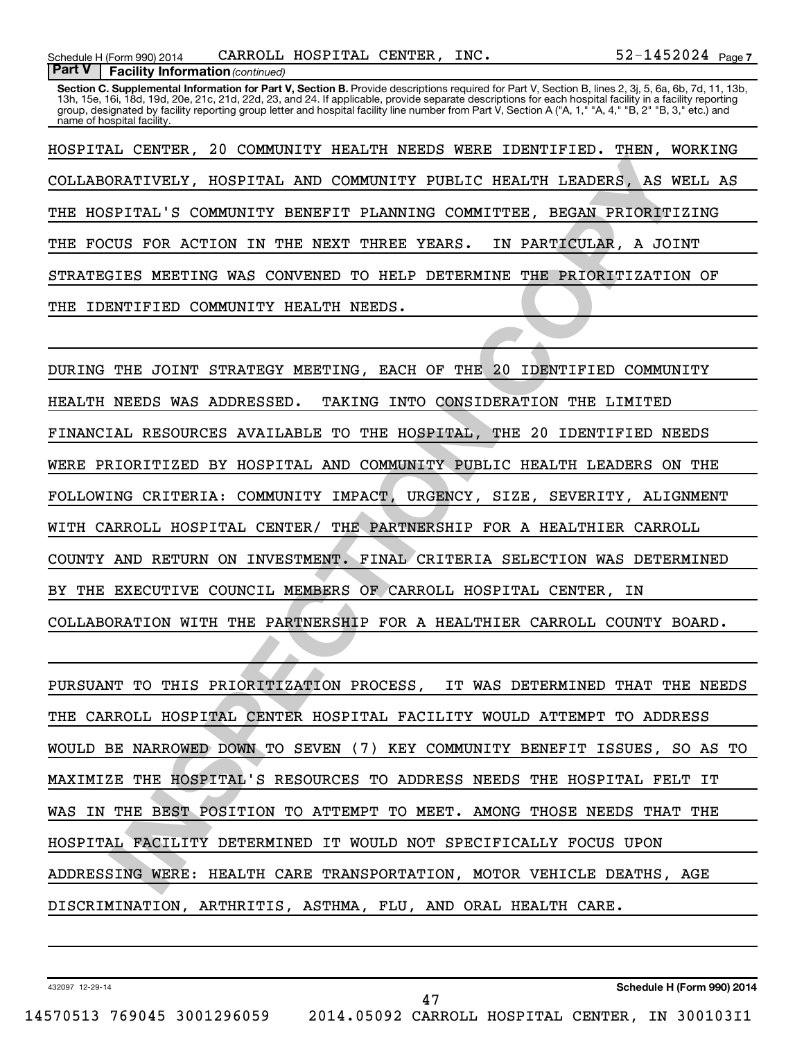**Part V | Facility Information** *(continued)*

**Section C. Supplemental Information for Part V, Section B.** Provide descriptions required for Part V, Section B, lines 2, 3j, 5, 6a, 6b, 7d, 11, 13b, 13h, 15e, 16i, 18d, 19d, 20e, 21c, 21d, 22d, 23, and 24. If applicable, provide separate descriptions for each hospital facility in a facility reporting group, designated by facility reporting group letter and hospital facility line number from Part V, Section A ("A, 1," "A, 4," "B, 2" "B, 3," etc.) and name of hospital facility.

HOSPITAL CENTER, 20 COMMUNITY HEALTH NEEDS WERE IDENTIFIED. THEN, WORKING COLLABORATIVELY, HOSPITAL AND COMMUNITY PUBLIC HEALTH LEADERS, AS WELL AS THE HOSPITAL'S COMMUNITY BENEFIT PLANNING COMMITTEE, BEGAN PRIORITIZING THE FOCUS FOR ACTION IN THE NEXT THREE YEARS. IN PARTICULAR, A JOINT STRATEGIES MEETING WAS CONVENED TO HELP DETERMINE THE PRIORITIZATION OF THE IDENTIFIED COMMUNITY HEALTH NEEDS.

DURING THE JOINT STRATEGY MEETING, EACH OF THE 20 IDENTIFIED COMMUNITY HEALTH NEEDS WAS ADDRESSED. TAKING INTO CONSIDERATION THE LIMITED FINANCIAL RESOURCES AVAILABLE TO THE HOSPITAL, THE 20 IDENTIFIED NEEDS WERE PRIORITIZED BY HOSPITAL AND COMMUNITY PUBLIC HEALTH LEADERS ON THE FOLLOWING CRITERIA: COMMUNITY IMPACT, URGENCY, SIZE, SEVERITY, ALIGNMENT WITH CARROLL HOSPITAL CENTER/ THE PARTNERSHIP FOR A HEALTHIER CARROLL COUNTY AND RETURN ON INVESTMENT. FINAL CRITERIA SELECTION WAS DETERMINED BY THE EXECUTIVE COUNCIL MEMBERS OF CARROLL HOSPITAL CENTER, IN COLLABORATION WITH THE PARTNERSHIP FOR A HEALTHIER CARROLL COUNTY BOARD.

PURSUANT TO THIS PRIORITIZATION PROCESS, IT WAS DETERMINED THAT THE NEEDS THE CARROLL HOSPITAL CENTER HOSPITAL FACILITY WOULD ATTEMPT TO ADDRESS WOULD BE NARROWED DOWN TO SEVEN (7) KEY COMMUNITY BENEFIT ISSUES, SO AS TO MAXIMIZE THE HOSPITAL'S RESOURCES TO ADDRESS NEEDS THE HOSPITAL FELT IT WAS IN THE BEST POSITION TO ATTEMPT TO MEET. AMONG THOSE NEEDS THAT THE HOSPITAL FACILITY DETERMINED IT WOULD NOT SPECIFICALLY FOCUS UPON ADDRESSING WERE: HEALTH CARE TRANSPORTATION, MOTOR VEHICLE DEATHS, AGE DISCRIMINATION, ARTHRITIS, ASTHMA, FLU, AND ORAL HEALTH CARE.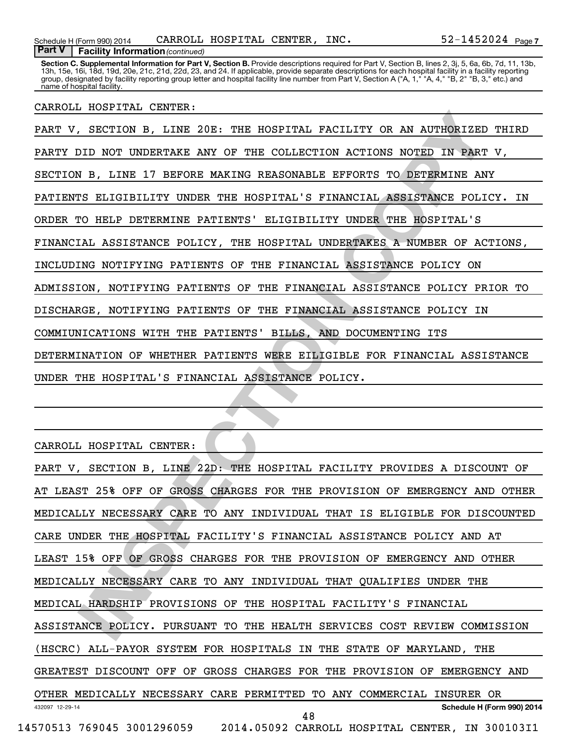**Part V Facility Information** *(continued)*

**Section C. Supplemental Information for Part V, Section B.** Provide descriptions required for Part V, Section B, lines 2, 3j, 5, 6a, 6b, 7d, 11, 13b, 13h, 15e, 16i, 18d, 19d, 20e, 21c, 21d, 22d, 23, and 24. If applicable, provide separate descriptions for each hospital facility in a facility reporting group, designated by facility reporting group letter and hospital facility line number from Part V, Section A ("A, 1," "A, 4," "B, 2" "B, 3," etc.) and name of hospital facility.

CARROLL HOSPITAL CENTER:

PART V, SECTION B, LINE 20E: THE HOSPITAL FACILITY OR AN AUTHORIZED THIRD PARTY DID NOT UNDERTAKE ANY OF THE COLLECTION ACTIONS NOTED IN PART V, SECTION B, LINE 17 BEFORE MAKING REASONABLE EFFORTS TO DETERMINE ANY PATIENTS ELIGIBILITY UNDER THE HOSPITAL'S FINANCIAL ASSISTANCE POLICY. IN ORDER TO HELP DETERMINE PATIENTS' ELIGIBILITY UNDER THE HOSPITAL'S FINANCIAL ASSISTANCE POLICY, THE HOSPITAL UNDERTAKES A NUMBER OF ACTIONS, INCLUDING NOTIFYING PATIENTS OF THE FINANCIAL ASSISTANCE POLICY ON ADMISSION, NOTIFYING PATIENTS OF THE FINANCIAL ASSISTANCE POLICY PRIOR TO DISCHARGE, NOTIFYING PATIENTS OF THE FINANCIAL ASSISTANCE POLICY IN COMMIUNICATIONS WITH THE PATIENTS' BILLS, AND DOCUMENTING ITS DETERMINATION OF WHETHER PATIENTS WERE EILIGIBLE FOR FINANCIAL ASSISTANCE UNDER THE HOSPITAL'S FINANCIAL ASSISTANCE POLICY.

CARROLL HOSPITAL CENTER:

PART V, SECTION B, LINE 22D: THE HOSPITAL FACILITY PROVIDES A DISCOUNT OF AT LEAST 25% OFF OF GROSS CHARGES FOR THE PROVISION OF EMERGENCY AND OTHER MEDICALLY NECESSARY CARE TO ANY INDIVIDUAL THAT IS ELIGIBLE FOR DISCOUNTED CARE UNDER THE HOSPITAL FACILITY'S FINANCIAL ASSISTANCE POLICY AND AT LEAST 15% OFF OF GROSS CHARGES FOR THE PROVISION OF EMERGENCY AND OTHER MEDICALLY NECESSARY CARE TO ANY INDIVIDUAL THAT QUALIFIES UNDER THE MEDICAL HARDSHIP PROVISIONS OF THE HOSPITAL FACILITY'S FINANCIAL ASSISTANCE POLICY. PURSUANT TO THE HEALTH SERVICES COST REVIEW COMMISSION (HSCRC) ALL-PAYOR SYSTEM FOR HOSPITALS IN THE STATE OF MARYLAND, THE GREATEST DISCOUNT OFF OF GROSS CHARGES FOR THE PROVISION OF EMERGENCY AND OTHER MEDICALLY NECESSARY CARE PERMITTED TO ANY COMMERCIAL INSURER OR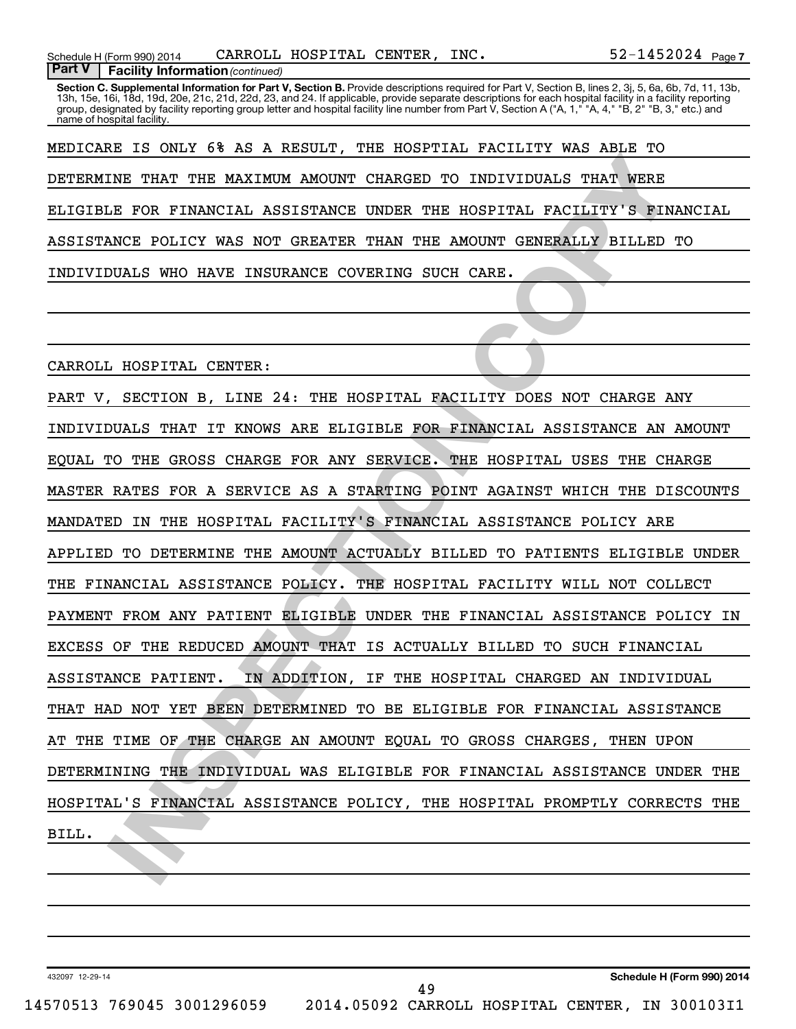Schedule H (Form 990) 2014 CARROLL HOSPITAL CENTER, INC. 52-1452024 Page 7

**Part V | Facility Information** *(continued)*

**Section C. Supplemental Information for Part V, Section B.** Provide descriptions required for Part V, Section B, lines 2, 3j, 5, 6a, 6b, 7d, 11, 13b, 13h, 15e, 16i, 18d, 19d, 20e, 21c, 21d, 22d, 23, and 24. If applicable, provide separate descriptions for each hospital facility in a facility reporting group, designated by facility reporting group letter and hospital facility line number from Part V, Section A ("A, 1," "A, 4," "B, 2" "B, 3," etc.) and name of hospital facility.

MEDICARE IS ONLY 6% AS A RESULT, THE HOSPTIAL FACILITY WAS ABLE TO DETERMINE THAT THE MAXIMUM AMOUNT CHARGED TO INDIVIDUALS THAT WERE ELIGIBLE FOR FINANCIAL ASSISTANCE UNDER THE HOSPITAL FACILITY'S FINANCIAL ASSISTANCE POLICY WAS NOT GREATER THAN THE AMOUNT GENERALLY BILLED TO INDIVIDUALS WHO HAVE INSURANCE COVERING SUCH CARE.

CARROLL HOSPITAL CENTER:

PART V, SECTION B, LINE 24: THE HOSPITAL FACILITY DOES NOT CHARGE ANY INDIVIDUALS THAT IT KNOWS ARE ELIGIBLE FOR FINANCIAL ASSISTANCE AN AMOUNT EQUAL TO THE GROSS CHARGE FOR ANY SERVICE. THE HOSPITAL USES THE CHARGE MASTER RATES FOR A SERVICE AS A STARTING POINT AGAINST WHICH THE DISCOUNTS MANDATED IN THE HOSPITAL FACILITY'S FINANCIAL ASSISTANCE POLICY ARE APPLIED TO DETERMINE THE AMOUNT ACTUALLY BILLED TO PATIENTS ELIGIBLE UNDER THE FINANCIAL ASSISTANCE POLICY. THE HOSPITAL FACILITY WILL NOT COLLECT PAYMENT FROM ANY PATIENT ELIGIBLE UNDER THE FINANCIAL ASSISTANCE POLICY IN EXCESS OF THE REDUCED AMOUNT THAT IS ACTUALLY BILLED TO SUCH FINANCIAL ASSISTANCE PATIENT. IN ADDITION, IF THE HOSPITAL CHARGED AN INDIVIDUAL THAT HAD NOT YET BEEN DETERMINED TO BE ELIGIBLE FOR FINANCIAL ASSISTANCE AT THE TIME OF THE CHARGE AN AMOUNT EQUAL TO GROSS CHARGES, THEN UPON DETERMINING THE INDIVIDUAL WAS ELIGIBLE FOR FINANCIAL ASSISTANCE UNDER THE HOSPITAL'S FINANCIAL ASSISTANCE POLICY, THE HOSPITAL PROMPTLY CORRECTS THE BILL.

432097 12-29-14 **Schedule H (Form 990) 2014**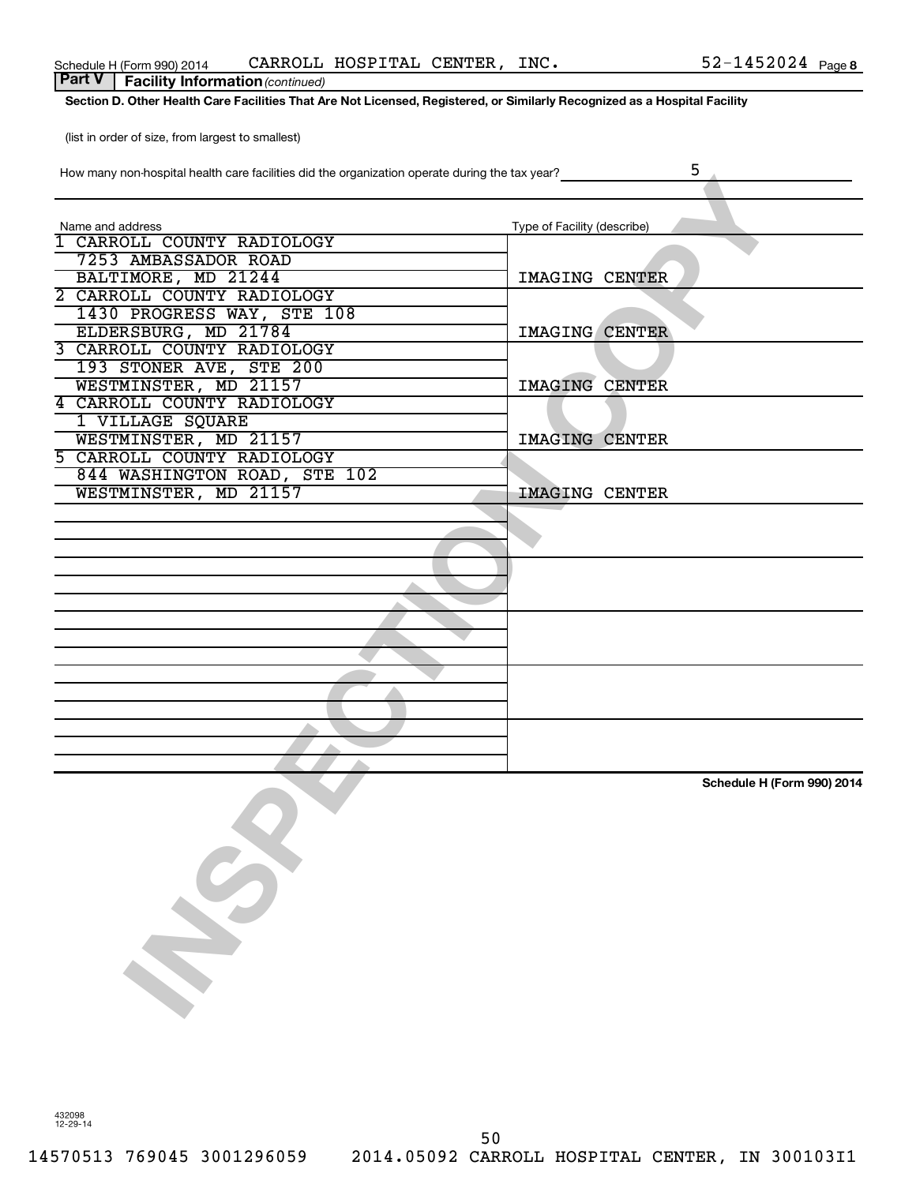Schedule H (Form 990) 2014 CARROLL HOSPITAL CENTER, INC. 52-1452024 Page 8

**Part V Facility Information** *(continued)*

**Section D. Other Health Care Facilities That Are Not Licensed, Registered, or Similarly Recognized as a Hospital Facility**

(list in order of size, from largest to smallest)

How many non-hospital health care facilities did the organization operate during the tax year? 5

| Name and address | Type of Facility (describe) |
|---|---|
| 1 CARROLL COUNTY RADIOLOGY<br>7253 AMBASSADOR ROAD<br>BALTIMORE, MD 21244 | IMAGING CENTER |
| 2 CARROLL COUNTY RADIOLOGY<br>1430 PROGRESS WAY, STE 108<br>ELDERSBURG, MD 21784 | IMAGING CENTER |
| 3 CARROLL COUNTY RADIOLOGY<br>193 STONER AVE, STE 200<br>WESTMINSTER, MD 21157 | IMAGING CENTER |
| 4 CARROLL COUNTY RADIOLOGY<br>1 VILLAGE SQUARE<br>WESTMINSTER, MD 21157 | IMAGING CENTER |
| 5 CARROLL COUNTY RADIOLOGY<br>844 WASHINGTON ROAD, STE 102<br>WESTMINSTER, MD 21157 | IMAGING CENTER |

Schedule H (Form 990) 2014

432098 12-29-14

14570513 769045 3001296059 2014.05092 CARROLL HOSPITAL CENTER, IN 300103I1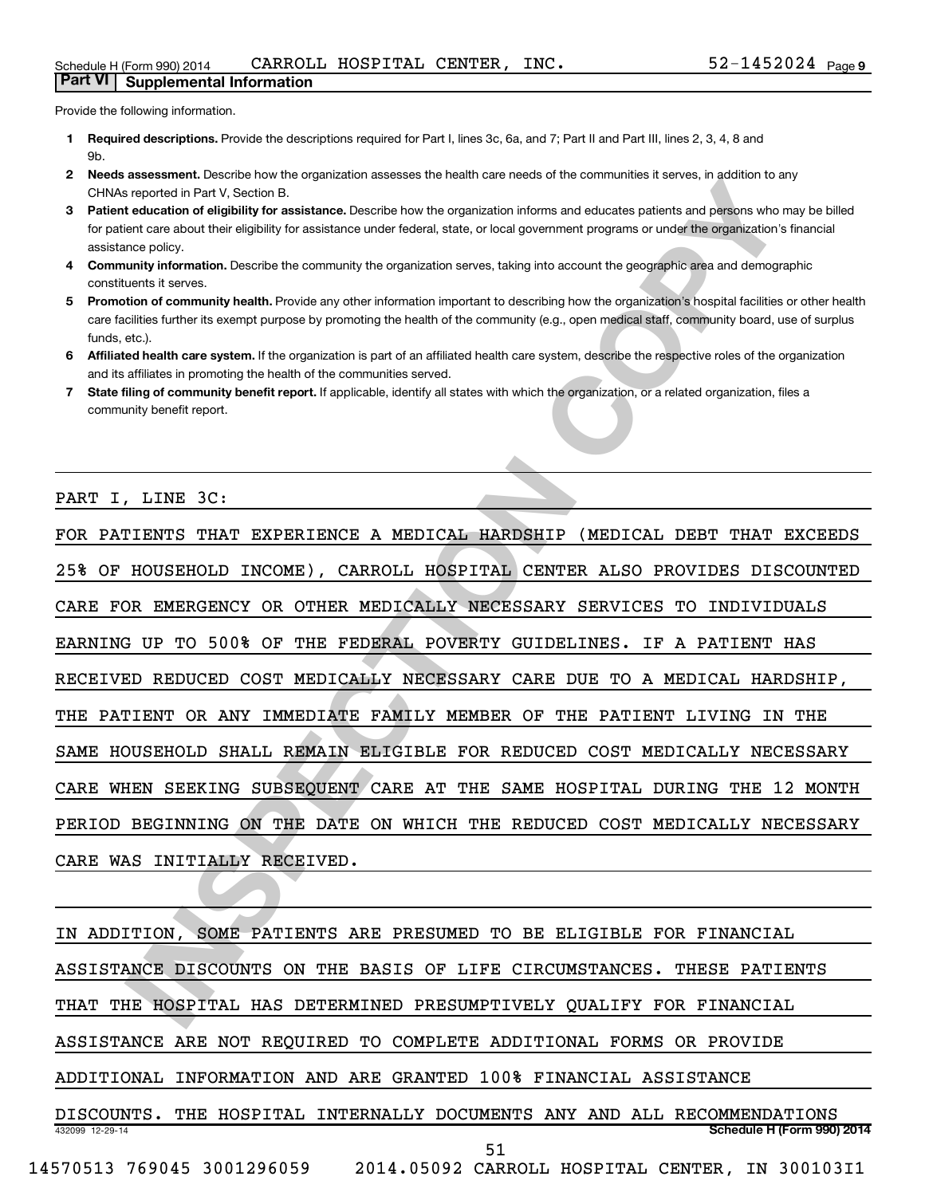## Part VI | Supplemental Information

Provide the following information.

1. **Required descriptions.** Provide the descriptions required for Part I, lines 3c, 6a, and 7; Part II and Part III, lines 2, 3, 4, 8 and 9b.
2. **Needs assessment.** Describe how the organization assesses the health care needs of the communities it serves, in addition to any CHNAs reported in Part V, Section B.
3. **Patient education of eligibility for assistance.** Describe how the organization informs and educates patients and persons who may be billed for patient care about their eligibility for assistance under federal, state, or local government programs or under the organization's financial assistance policy.
4. **Community information.** Describe the community the organization serves, taking into account the geographic area and demographic constituents it serves.
5. **Promotion of community health.** Provide any other information important to describing how the organization's hospital facilities or other health care facilities further its exempt purpose by promoting the health of the community (e.g., open medical staff, community board, use of surplus funds, etc.).
6. **Affiliated health care system.** If the organization is part of an affiliated health care system, describe the respective roles of the organization and its affiliates in promoting the health of the communities served.
7. **State filing of community benefit report.** If applicable, identify all states with which the organization, or a related organization, files a community benefit report.

PART I, LINE 3C:

FOR PATIENTS THAT EXPERIENCE A MEDICAL HARDSHIP (MEDICAL DEBT THAT EXCEEDS 25% OF HOUSEHOLD INCOME), CARROLL HOSPITAL CENTER ALSO PROVIDES DISCOUNTED CARE FOR EMERGENCY OR OTHER MEDICALLY NECESSARY SERVICES TO INDIVIDUALS EARNING UP TO 500% OF THE FEDERAL POVERTY GUIDELINES. IF A PATIENT HAS RECEIVED REDUCED COST MEDICALLY NECESSARY CARE DUE TO A MEDICAL HARDSHIP, THE PATIENT OR ANY IMMEDIATE FAMILY MEMBER OF THE PATIENT LIVING IN THE SAME HOUSEHOLD SHALL REMAIN ELIGIBLE FOR REDUCED COST MEDICALLY NECESSARY CARE WHEN SEEKING SUBSEQUENT CARE AT THE SAME HOSPITAL DURING THE 12 MONTH PERIOD BEGINNING ON THE DATE ON WHICH THE REDUCED COST MEDICALLY NECESSARY CARE WAS INITIALLY RECEIVED.

IN ADDITION, SOME PATIENTS ARE PRESUMED TO BE ELIGIBLE FOR FINANCIAL ASSISTANCE DISCOUNTS ON THE BASIS OF LIFE CIRCUMSTANCES. THESE PATIENTS THAT THE HOSPITAL HAS DETERMINED PRESUMPTIVELY QUALIFY FOR FINANCIAL ASSISTANCE ARE NOT REQUIRED TO COMPLETE ADDITIONAL FORMS OR PROVIDE ADDITIONAL INFORMATION AND ARE GRANTED 100% FINANCIAL ASSISTANCE DISCOUNTS. THE HOSPITAL INTERNALLY DOCUMENTS ANY AND ALL RECOMMENDATIONS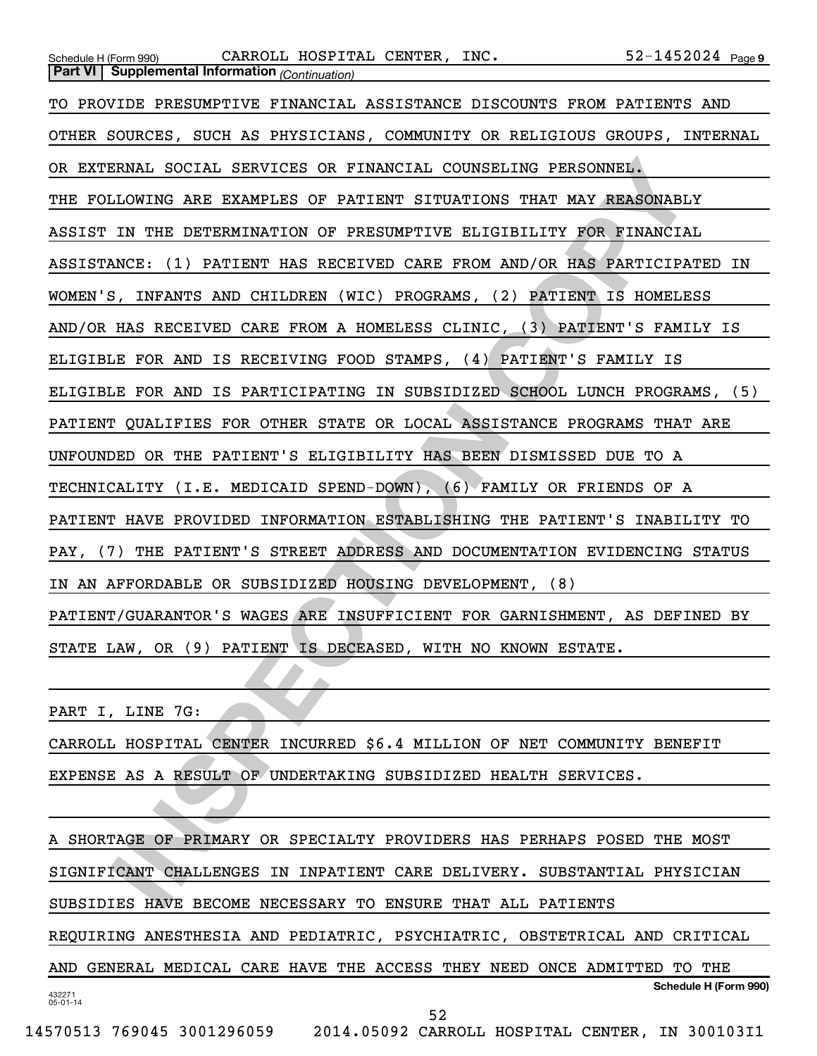Schedule H (Form 990) CARROLL HOSPITAL CENTER, INC. 52-1452024 Page 9

**Part VI | Supplemental Information** *(Continuation)*

TO PROVIDE PRESUMPTIVE FINANCIAL ASSISTANCE DISCOUNTS FROM PATIENTS AND OTHER SOURCES, SUCH AS PHYSICIANS, COMMUNITY OR RELIGIOUS GROUPS, INTERNAL OR EXTERNAL SOCIAL SERVICES OR FINANCIAL COUNSELING PERSONNEL.

THE FOLLOWING ARE EXAMPLES OF PATIENT SITUATIONS THAT MAY REASONABLY ASSIST IN THE DETERMINATION OF PRESUMPTIVE ELIGIBILITY FOR FINANCIAL ASSISTANCE: (1) PATIENT HAS RECEIVED CARE FROM AND/OR HAS PARTICIPATED IN WOMEN'S, INFANTS AND CHILDREN (WIC) PROGRAMS, (2) PATIENT IS HOMELESS AND/OR HAS RECEIVED CARE FROM A HOMELESS CLINIC, (3) PATIENT'S FAMILY IS ELIGIBLE FOR AND IS RECEIVING FOOD STAMPS, (4) PATIENT'S FAMILY IS ELIGIBLE FOR AND IS PARTICIPATING IN SUBSIDIZED SCHOOL LUNCH PROGRAMS, (5) PATIENT QUALIFIES FOR OTHER STATE OR LOCAL ASSISTANCE PROGRAMS THAT ARE UNFOUNDED OR THE PATIENT'S ELIGIBILITY HAS BEEN DISMISSED DUE TO A TECHNICALITY (I.E. MEDICAID SPEND-DOWN), (6) FAMILY OR FRIENDS OF A PATIENT HAVE PROVIDED INFORMATION ESTABLISHING THE PATIENT'S INABILITY TO PAY, (7) THE PATIENT'S STREET ADDRESS AND DOCUMENTATION EVIDENCING STATUS IN AN AFFORDABLE OR SUBSIDIZED HOUSING DEVELOPMENT, (8) PATIENT/GUARANTOR'S WAGES ARE INSUFFICIENT FOR GARNISHMENT, AS DEFINED BY STATE LAW, OR (9) PATIENT IS DECEASED, WITH NO KNOWN ESTATE.

PART I, LINE 7G:

CARROLL HOSPITAL CENTER INCURRED $6.4 MILLION OF NET COMMUNITY BENEFIT EXPENSE AS A RESULT OF UNDERTAKING SUBSIDIZED HEALTH SERVICES.

A SHORTAGE OF PRIMARY OR SPECIALTY PROVIDERS HAS PERHAPS POSED THE MOST SIGNIFICANT CHALLENGES IN INPATIENT CARE DELIVERY. SUBSTANTIAL PHYSICIAN SUBSIDIES HAVE BECOME NECESSARY TO ENSURE THAT ALL PATIENTS REQUIRING ANESTHESIA AND PEDIATRIC, PSYCHIATRIC, OBSTETRICAL AND CRITICAL AND GENERAL MEDICAL CARE HAVE THE ACCESS THEY NEED ONCE ADMITTED TO THE

**Schedule H (Form 990)**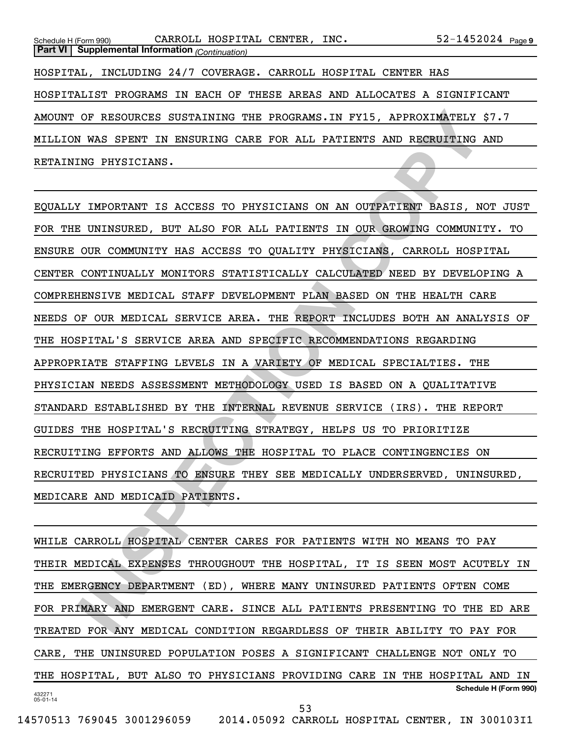**Part VI | Supplemental Information** *(Continuation)*

HOSPITAL, INCLUDING 24/7 COVERAGE. CARROLL HOSPITAL CENTER HAS HOSPITALIST PROGRAMS IN EACH OF THESE AREAS AND ALLOCATES A SIGNIFICANT AMOUNT OF RESOURCES SUSTAINING THE PROGRAMS.IN FY15, APPROXIMATELY $7.7 MILLION WAS SPENT IN ENSURING CARE FOR ALL PATIENTS AND RECRUITING AND RETAINING PHYSICIANS.

EQUALLY IMPORTANT IS ACCESS TO PHYSICIANS ON AN OUTPATIENT BASIS, NOT JUST FOR THE UNINSURED, BUT ALSO FOR ALL PATIENTS IN OUR GROWING COMMUNITY. TO ENSURE OUR COMMUNITY HAS ACCESS TO QUALITY PHYSICIANS, CARROLL HOSPITAL CENTER CONTINUALLY MONITORS STATISTICALLY CALCULATED NEED BY DEVELOPING A COMPREHENSIVE MEDICAL STAFF DEVELOPMENT PLAN BASED ON THE HEALTH CARE NEEDS OF OUR MEDICAL SERVICE AREA. THE REPORT INCLUDES BOTH AN ANALYSIS OF THE HOSPITAL'S SERVICE AREA AND SPECIFIC RECOMMENDATIONS REGARDING APPROPRIATE STAFFING LEVELS IN A VARIETY OF MEDICAL SPECIALTIES. THE PHYSICIAN NEEDS ASSESSMENT METHODOLOGY USED IS BASED ON A QUALITATIVE STANDARD ESTABLISHED BY THE INTERNAL REVENUE SERVICE (IRS). THE REPORT GUIDES THE HOSPITAL'S RECRUITING STRATEGY, HELPS US TO PRIORITIZE RECRUITING EFFORTS AND ALLOWS THE HOSPITAL TO PLACE CONTINGENCIES ON RECRUITED PHYSICIANS TO ENSURE THEY SEE MEDICALLY UNDERSERVED, UNINSURED, MEDICARE AND MEDICAID PATIENTS.

WHILE CARROLL HOSPITAL CENTER CARES FOR PATIENTS WITH NO MEANS TO PAY THEIR MEDICAL EXPENSES THROUGHOUT THE HOSPITAL, IT IS SEEN MOST ACUTELY IN THE EMERGENCY DEPARTMENT (ED), WHERE MANY UNINSURED PATIENTS OFTEN COME FOR PRIMARY AND EMERGENT CARE. SINCE ALL PATIENTS PRESENTING TO THE ED ARE TREATED FOR ANY MEDICAL CONDITION REGARDLESS OF THEIR ABILITY TO PAY FOR CARE, THE UNINSURED POPULATION POSES A SIGNIFICANT CHALLENGE NOT ONLY TO THE HOSPITAL, BUT ALSO TO PHYSICIANS PROVIDING CARE IN THE HOSPITAL AND IN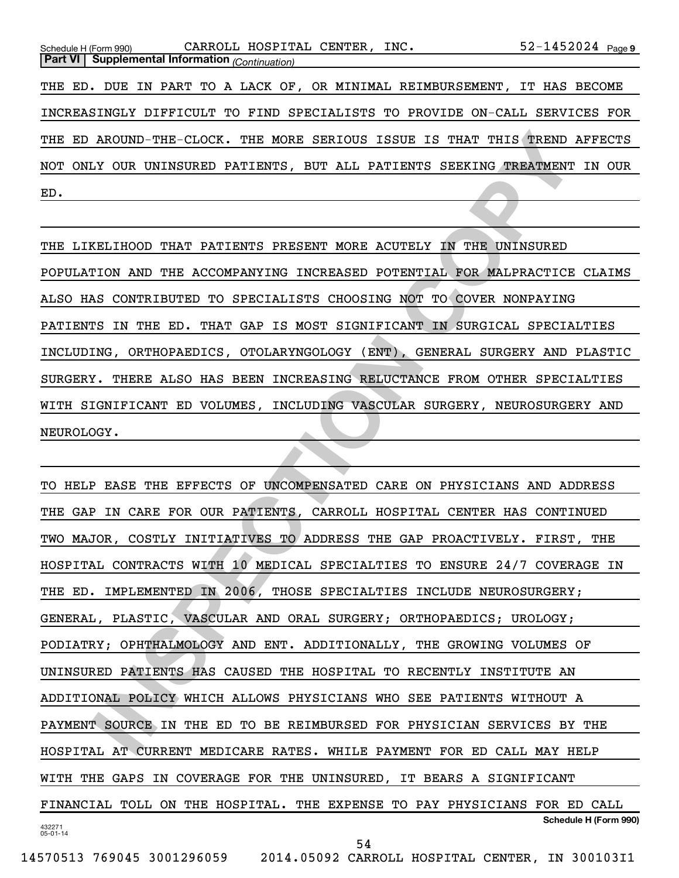**Part VI | Supplemental Information** *(Continuation)*

THE ED. DUE IN PART TO A LACK OF, OR MINIMAL REIMBURSEMENT, IT HAS BECOME INCREASINGLY DIFFICULT TO FIND SPECIALISTS TO PROVIDE ON-CALL SERVICES FOR THE ED AROUND-THE-CLOCK. THE MORE SERIOUS ISSUE IS THAT THIS TREND AFFECTS NOT ONLY OUR UNINSURED PATIENTS, BUT ALL PATIENTS SEEKING TREATMENT IN OUR ED.

THE LIKELIHOOD THAT PATIENTS PRESENT MORE ACUTELY IN THE UNINSURED POPULATION AND THE ACCOMPANYING INCREASED POTENTIAL FOR MALPRACTICE CLAIMS ALSO HAS CONTRIBUTED TO SPECIALISTS CHOOSING NOT TO COVER NONPAYING PATIENTS IN THE ED. THAT GAP IS MOST SIGNIFICANT IN SURGICAL SPECIALTIES INCLUDING, ORTHOPAEDICS, OTOLARYNGOLOGY (ENT), GENERAL SURGERY AND PLASTIC SURGERY. THERE ALSO HAS BEEN INCREASING RELUCTANCE FROM OTHER SPECIALTIES WITH SIGNIFICANT ED VOLUMES, INCLUDING VASCULAR SURGERY, NEUROSURGERY AND NEUROLOGY.

TO HELP EASE THE EFFECTS OF UNCOMPENSATED CARE ON PHYSICIANS AND ADDRESS THE GAP IN CARE FOR OUR PATIENTS, CARROLL HOSPITAL CENTER HAS CONTINUED TWO MAJOR, COSTLY INITIATIVES TO ADDRESS THE GAP PROACTIVELY. FIRST, THE HOSPITAL CONTRACTS WITH 10 MEDICAL SPECIALTIES TO ENSURE 24/7 COVERAGE IN THE ED. IMPLEMENTED IN 2006, THOSE SPECIALTIES INCLUDE NEUROSURGERY; GENERAL, PLASTIC, VASCULAR AND ORAL SURGERY; ORTHOPAEDICS; UROLOGY; PODIATRY; OPHTHALMOLOGY AND ENT. ADDITIONALLY, THE GROWING VOLUMES OF UNINSURED PATIENTS HAS CAUSED THE HOSPITAL TO RECENTLY INSTITUTE AN ADDITIONAL POLICY WHICH ALLOWS PHYSICIANS WHO SEE PATIENTS WITHOUT A PAYMENT SOURCE IN THE ED TO BE REIMBURSED FOR PHYSICIAN SERVICES BY THE HOSPITAL AT CURRENT MEDICARE RATES. WHILE PAYMENT FOR ED CALL MAY HELP WITH THE GAPS IN COVERAGE FOR THE UNINSURED, IT BEARS A SIGNIFICANT FINANCIAL TOLL ON THE HOSPITAL. THE EXPENSE TO PAY PHYSICIANS FOR ED CALL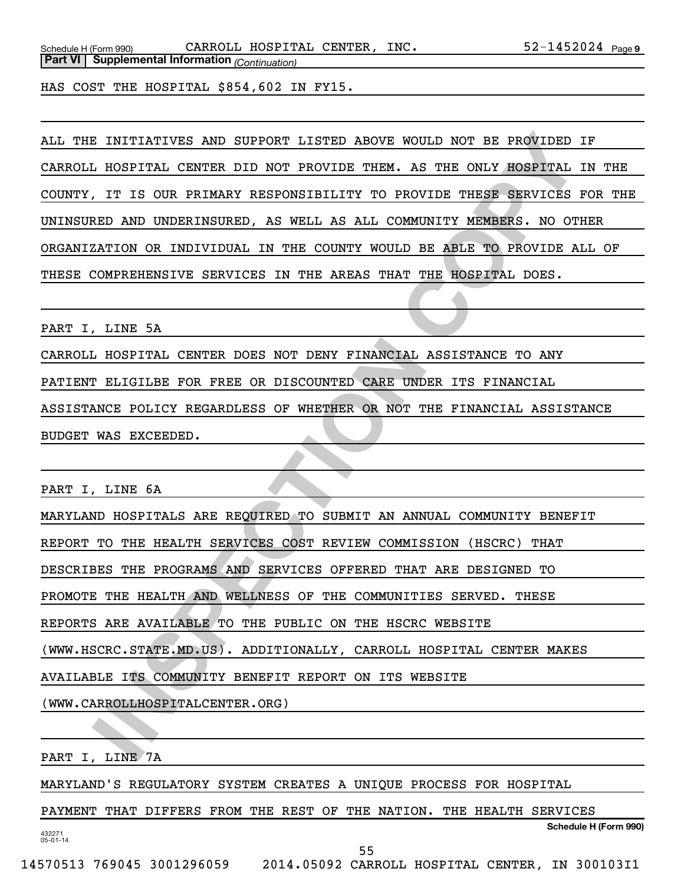Schedule H (Form 990) CARROLL HOSPITAL CENTER, INC. 52-1452024 Page 9

**Part VI | Supplemental Information** *(Continuation)*

HAS COST THE HOSPITAL $854,602 IN FY15.

ALL THE INITIATIVES AND SUPPORT LISTED ABOVE WOULD NOT BE PROVIDED IF CARROLL HOSPITAL CENTER DID NOT PROVIDE THEM. AS THE ONLY HOSPITAL IN THE COUNTY, IT IS OUR PRIMARY RESPONSIBILITY TO PROVIDE THESE SERVICES FOR THE UNINSURED AND UNDERINSURED, AS WELL AS ALL COMMUNITY MEMBERS. NO OTHER ORGANIZATION OR INDIVIDUAL IN THE COUNTY WOULD BE ABLE TO PROVIDE ALL OF THESE COMPREHENSIVE SERVICES IN THE AREAS THAT THE HOSPITAL DOES.

PART I, LINE 5A

CARROLL HOSPITAL CENTER DOES NOT DENY FINANCIAL ASSISTANCE TO ANY PATIENT ELIGILBE FOR FREE OR DISCOUNTED CARE UNDER ITS FINANCIAL ASSISTANCE POLICY REGARDLESS OF WHETHER OR NOT THE FINANCIAL ASSISTANCE BUDGET WAS EXCEEDED.

PART I, LINE 6A

MARYLAND HOSPITALS ARE REQUIRED TO SUBMIT AN ANNUAL COMMUNITY BENEFIT REPORT TO THE HEALTH SERVICES COST REVIEW COMMISSION (HSCRC) THAT DESCRIBES THE PROGRAMS AND SERVICES OFFERED THAT ARE DESIGNED TO PROMOTE THE HEALTH AND WELLNESS OF THE COMMUNITIES SERVED. THESE REPORTS ARE AVAILABLE TO THE PUBLIC ON THE HSCRC WEBSITE (WWW.HSCRC.STATE.MD.US). ADDITIONALLY, CARROLL HOSPITAL CENTER MAKES AVAILABLE ITS COMMUNITY BENEFIT REPORT ON ITS WEBSITE (WWW.CARROLLHOSPITALCENTER.ORG)

PART I, LINE 7A

MARYLAND'S REGULATORY SYSTEM CREATES A UNIQUE PROCESS FOR HOSPITAL PAYMENT THAT DIFFERS FROM THE REST OF THE NATION. THE HEALTH SERVICES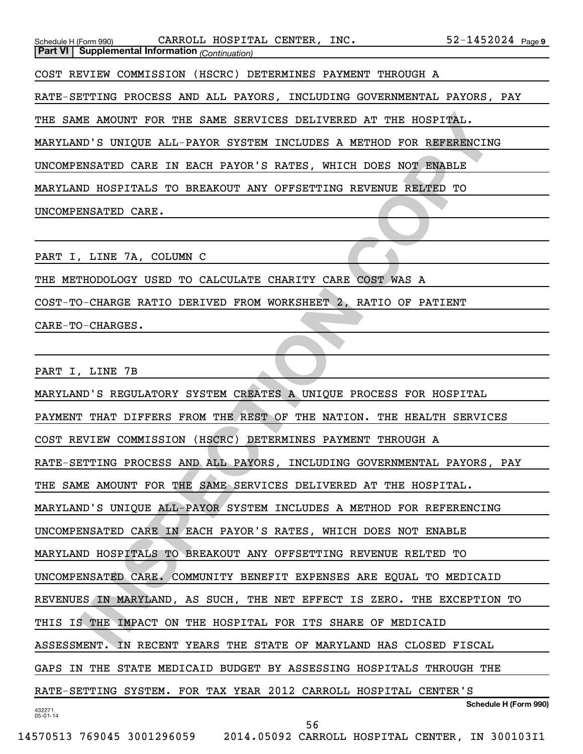Schedule H (Form 990) CARROLL HOSPITAL CENTER, INC. 52-1452024 Page 9

**Part VI | Supplemental Information** *(Continuation)*

COST REVIEW COMMISSION (HSCRC) DETERMINES PAYMENT THROUGH A RATE-SETTING PROCESS AND ALL PAYORS, INCLUDING GOVERNMENTAL PAYORS, PAY THE SAME AMOUNT FOR THE SAME SERVICES DELIVERED AT THE HOSPITAL. MARYLAND'S UNIQUE ALL-PAYOR SYSTEM INCLUDES A METHOD FOR REFERENCING UNCOMPENSATED CARE IN EACH PAYOR'S RATES, WHICH DOES NOT ENABLE MARYLAND HOSPITALS TO BREAKOUT ANY OFFSETTING REVENUE RELTED TO UNCOMPENSATED CARE.

PART I, LINE 7A, COLUMN C

THE METHODOLOGY USED TO CALCULATE CHARITY CARE COST WAS A COST-TO-CHARGE RATIO DERIVED FROM WORKSHEET 2, RATIO OF PATIENT CARE-TO-CHARGES.

PART I, LINE 7B

MARYLAND'S REGULATORY SYSTEM CREATES A UNIQUE PROCESS FOR HOSPITAL PAYMENT THAT DIFFERS FROM THE REST OF THE NATION. THE HEALTH SERVICES COST REVIEW COMMISSION (HSCRC) DETERMINES PAYMENT THROUGH A RATE-SETTING PROCESS AND ALL PAYORS, INCLUDING GOVERNMENTAL PAYORS, PAY THE SAME AMOUNT FOR THE SAME SERVICES DELIVERED AT THE HOSPITAL. MARYLAND'S UNIQUE ALL-PAYOR SYSTEM INCLUDES A METHOD FOR REFERENCING UNCOMPENSATED CARE IN EACH PAYOR'S RATES, WHICH DOES NOT ENABLE MARYLAND HOSPITALS TO BREAKOUT ANY OFFSETTING REVENUE RELTED TO UNCOMPENSATED CARE. COMMUNITY BENEFIT EXPENSES ARE EQUAL TO MEDICAID REVENUES IN MARYLAND, AS SUCH, THE NET EFFECT IS ZERO. THE EXCEPTION TO THIS IS THE IMPACT ON THE HOSPITAL FOR ITS SHARE OF MEDICAID ASSESSMENT. IN RECENT YEARS THE STATE OF MARYLAND HAS CLOSED FISCAL GAPS IN THE STATE MEDICAID BUDGET BY ASSESSING HOSPITALS THROUGH THE RATE-SETTING SYSTEM. FOR TAX YEAR 2012 CARROLL HOSPITAL CENTER'S

**Schedule H (Form 990)**

432271
05-01-14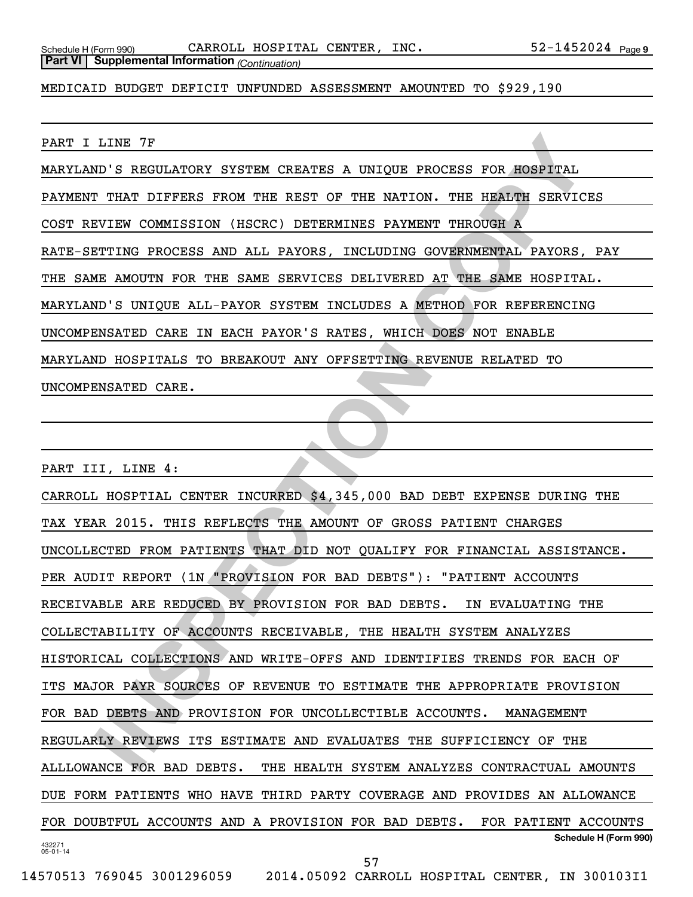**Part VI | Supplemental Information** *(Continuation)*

MEDICAID BUDGET DEFICIT UNFUNDED ASSESSMENT AMOUNTED TO $929,190

PART I LINE 7F

MARYLAND'S REGULATORY SYSTEM CREATES A UNIQUE PROCESS FOR HOSPITAL PAYMENT THAT DIFFERS FROM THE REST OF THE NATION. THE HEALTH SERVICES COST REVIEW COMMISSION (HSCRC) DETERMINES PAYMENT THROUGH A RATE-SETTING PROCESS AND ALL PAYORS, INCLUDING GOVERNMENTAL PAYORS, PAY THE SAME AMOUTN FOR THE SAME SERVICES DELIVERED AT THE SAME HOSPITAL. MARYLAND'S UNIQUE ALL-PAYOR SYSTEM INCLUDES A METHOD FOR REFERENCING UNCOMPENSATED CARE IN EACH PAYOR'S RATES, WHICH DOES NOT ENABLE MARYLAND HOSPITALS TO BREAKOUT ANY OFFSETTING REVENUE RELATED TO UNCOMPENSATED CARE.

PART III, LINE 4:

CARROLL HOSPTIAL CENTER INCURRED $4,345,000 BAD DEBT EXPENSE DURING THE TAX YEAR 2015. THIS REFLECTS THE AMOUNT OF GROSS PATIENT CHARGES UNCOLLECTED FROM PATIENTS THAT DID NOT QUALIFY FOR FINANCIAL ASSISTANCE. PER AUDIT REPORT (1N "PROVISION FOR BAD DEBTS"): "PATIENT ACCOUNTS RECEIVABLE ARE REDUCED BY PROVISION FOR BAD DEBTS. IN EVALUATING THE COLLECTABILITY OF ACCOUNTS RECEIVABLE, THE HEALTH SYSTEM ANALYZES HISTORICAL COLLECTIONS AND WRITE-OFFS AND IDENTIFIES TRENDS FOR EACH OF ITS MAJOR PAYR SOURCES OF REVENUE TO ESTIMATE THE APPROPRIATE PROVISION FOR BAD DEBTS AND PROVISION FOR UNCOLLECTIBLE ACCOUNTS. MANAGEMENT REGULARLY REVIEWS ITS ESTIMATE AND EVALUATES THE SUFFICIENCY OF THE ALLOWANCE FOR BAD DEBTS. THE HEALTH SYSTEM ANALYZES CONTRACTUAL AMOUNTS DUE FORM PATIENTS WHO HAVE THIRD PARTY COVERAGE AND PROVIDES AN ALLOWANCE FOR DOUBTFUL ACCOUNTS AND A PROVISION FOR BAD DEBTS. FOR PATIENT ACCOUNTS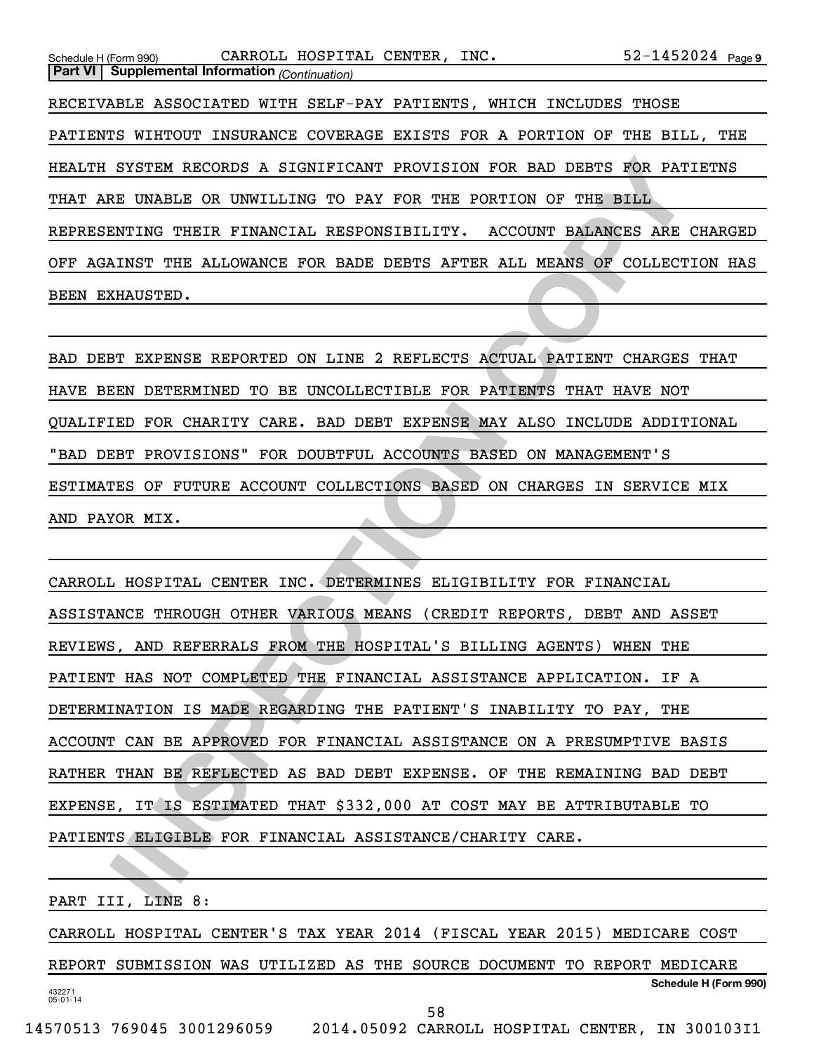Schedule H (Form 990) CARROLL HOSPITAL CENTER, INC. 52-1452024

**Part VI | Supplemental Information** *(Continuation)*

RECEIVABLE ASSOCIATED WITH SELF-PAY PATIENTS, WHICH INCLUDES THOSE PATIENTS WIHTOUT INSURANCE COVERAGE EXISTS FOR A PORTION OF THE BILL, THE HEALTH SYSTEM RECORDS A SIGNIFICANT PROVISION FOR BAD DEBTS FOR PATIETNS THAT ARE UNABLE OR UNWILLING TO PAY FOR THE PORTION OF THE BILL REPRESENTING THEIR FINANCIAL RESPONSIBILITY. ACCOUNT BALANCES ARE CHARGED OFF AGAINST THE ALLOWANCE FOR BADE DEBTS AFTER ALL MEANS OF COLLECTION HAS BEEN EXHAUSTED.

BAD DEBT EXPENSE REPORTED ON LINE 2 REFLECTS ACTUAL PATIENT CHARGES THAT HAVE BEEN DETERMINED TO BE UNCOLLECTIBLE FOR PATIENTS THAT HAVE NOT QUALIFIED FOR CHARITY CARE. BAD DEBT EXPENSE MAY ALSO INCLUDE ADDITIONAL "BAD DEBT PROVISIONS" FOR DOUBTFUL ACCOUNTS BASED ON MANAGEMENT'S ESTIMATES OF FUTURE ACCOUNT COLLECTIONS BASED ON CHARGES IN SERVICE MIX AND PAYOR MIX.

CARROLL HOSPITAL CENTER INC. DETERMINES ELIGIBILITY FOR FINANCIAL ASSISTANCE THROUGH OTHER VARIOUS MEANS (CREDIT REPORTS, DEBT AND ASSET REVIEWS, AND REFERRALS FROM THE HOSPITAL'S BILLING AGENTS) WHEN THE PATIENT HAS NOT COMPLETED THE FINANCIAL ASSISTANCE APPLICATION. IF A DETERMINATION IS MADE REGARDING THE PATIENT'S INABILITY TO PAY, THE ACCOUNT CAN BE APPROVED FOR FINANCIAL ASSISTANCE ON A PRESUMPTIVE BASIS RATHER THAN BE REFLECTED AS BAD DEBT EXPENSE. OF THE REMAINING BAD DEBT EXPENSE, IT IS ESTIMATED THAT $332,000 AT COST MAY BE ATTRIBUTABLE TO PATIENTS ELIGIBLE FOR FINANCIAL ASSISTANCE/CHARITY CARE.

PART III, LINE 8:

CARROLL HOSPITAL CENTER'S TAX YEAR 2014 (FISCAL YEAR 2015) MEDICARE COST REPORT SUBMISSION WAS UTILIZED AS THE SOURCE DOCUMENT TO REPORT MEDICARE

432271 05-01-14

**Schedule H (Form 990)**

14570513 769045 3001296059 2014.05092 CARROLL HOSPITAL CENTER, IN 300103I1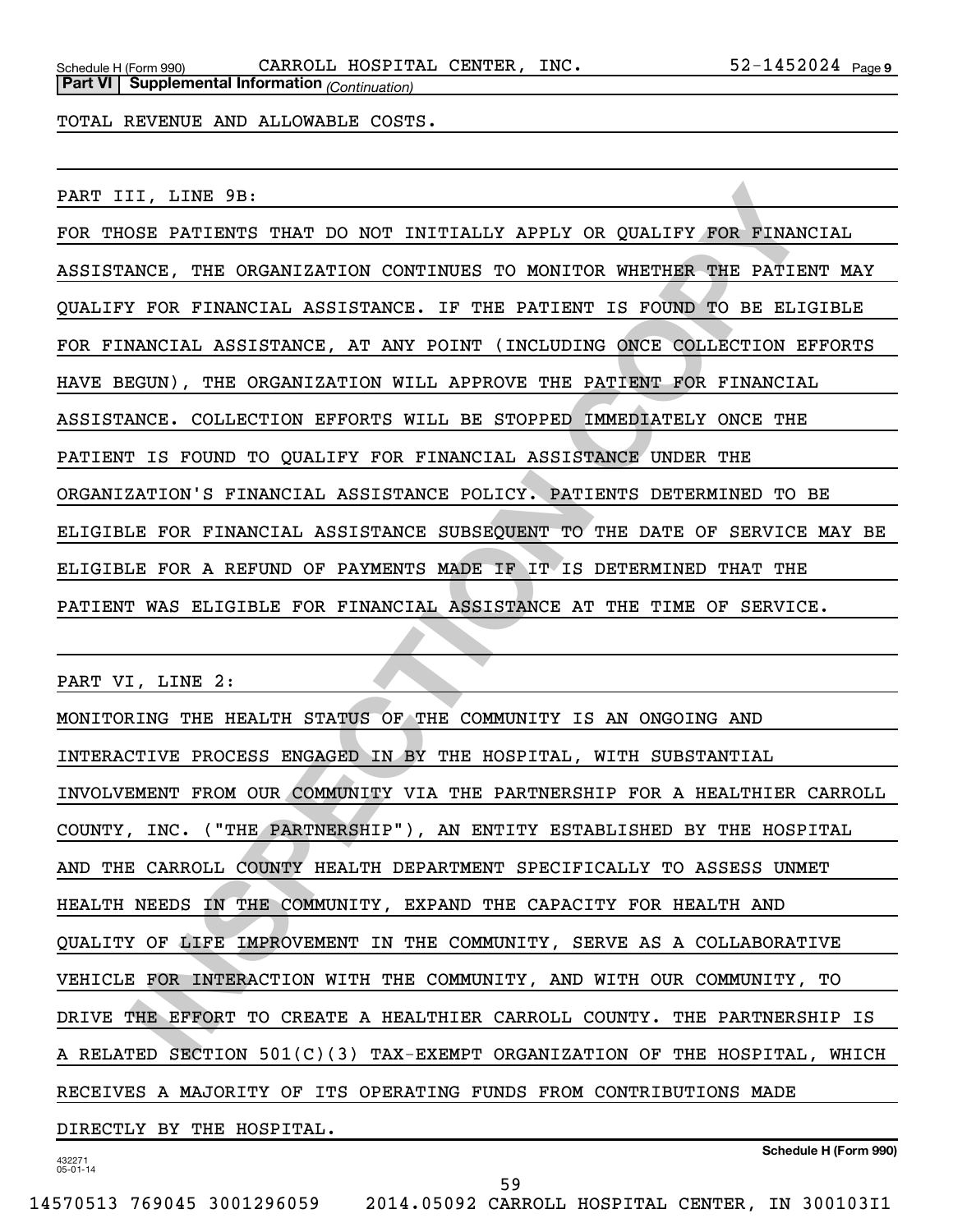Schedule H (Form 990) CARROLL HOSPITAL CENTER, INC. 52-1452024 Page 9

**Part VI | Supplemental Information** *(Continuation)*

TOTAL REVENUE AND ALLOWABLE COSTS.

PART III, LINE 9B:

FOR THOSE PATIENTS THAT DO NOT INITIALLY APPLY OR QUALIFY FOR FINANCIAL ASSISTANCE, THE ORGANIZATION CONTINUES TO MONITOR WHETHER THE PATIENT MAY QUALIFY FOR FINANCIAL ASSISTANCE. IF THE PATIENT IS FOUND TO BE ELIGIBLE FOR FINANCIAL ASSISTANCE, AT ANY POINT (INCLUDING ONCE COLLECTION EFFORTS HAVE BEGUN), THE ORGANIZATION WILL APPROVE THE PATIENT FOR FINANCIAL ASSISTANCE. COLLECTION EFFORTS WILL BE STOPPED IMMEDIATELY ONCE THE PATIENT IS FOUND TO QUALIFY FOR FINANCIAL ASSISTANCE UNDER THE ORGANIZATION'S FINANCIAL ASSISTANCE POLICY. PATIENTS DETERMINED TO BE ELIGIBLE FOR FINANCIAL ASSISTANCE SUBSEQUENT TO THE DATE OF SERVICE MAY BE ELIGIBLE FOR A REFUND OF PAYMENTS MADE IF IT IS DETERMINED THAT THE PATIENT WAS ELIGIBLE FOR FINANCIAL ASSISTANCE AT THE TIME OF SERVICE.

PART VI, LINE 2:

MONITORING THE HEALTH STATUS OF THE COMMUNITY IS AN ONGOING AND INTERACTIVE PROCESS ENGAGED IN BY THE HOSPITAL, WITH SUBSTANTIAL INVOLVEMENT FROM OUR COMMUNITY VIA THE PARTNERSHIP FOR A HEALTHIER CARROLL COUNTY, INC. ("THE PARTNERSHIP"), AN ENTITY ESTABLISHED BY THE HOSPITAL AND THE CARROLL COUNTY HEALTH DEPARTMENT SPECIFICALLY TO ASSESS UNMET HEALTH NEEDS IN THE COMMUNITY, EXPAND THE CAPACITY FOR HEALTH AND QUALITY OF LIFE IMPROVEMENT IN THE COMMUNITY, SERVE AS A COLLABORATIVE VEHICLE FOR INTERACTION WITH THE COMMUNITY, AND WITH OUR COMMUNITY, TO DRIVE THE EFFORT TO CREATE A HEALTHIER CARROLL COUNTY. THE PARTNERSHIP IS A RELATED SECTION 501(C)(3) TAX-EXEMPT ORGANIZATION OF THE HOSPITAL, WHICH RECEIVES A MAJORITY OF ITS OPERATING FUNDS FROM CONTRIBUTIONS MADE DIRECTLY BY THE HOSPITAL.

**Schedule H (Form 990)**

432271 05-01-14

14570513 769045 3001296059 2014.05092 CARROLL HOSPITAL CENTER, IN 300103I1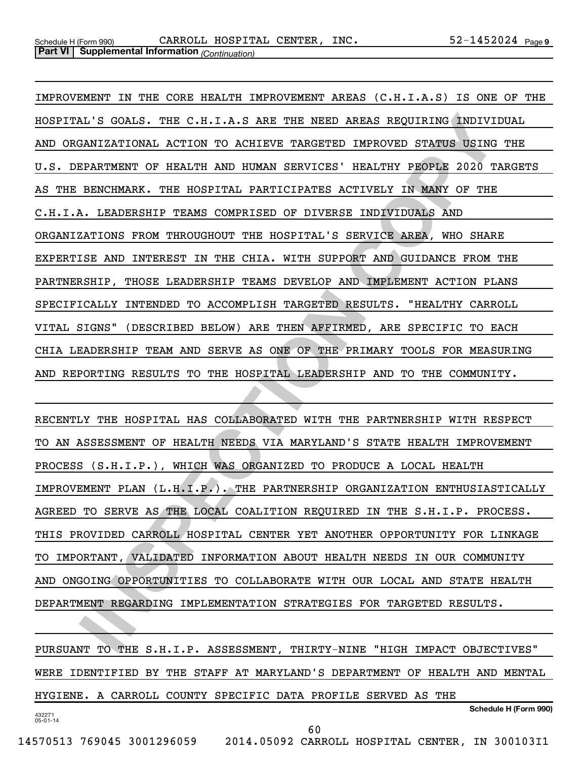IMPROVEMENT IN THE CORE HEALTH IMPROVEMENT AREAS (C.H.I.A.S) IS ONE OF THE HOSPITAL'S GOALS. THE C.H.I.A.S ARE THE NEED AREAS REQUIRING INDIVIDUAL AND ORGANIZATIONAL ACTION TO ACHIEVE TARGETED IMPROVED STATUS USING THE U.S. DEPARTMENT OF HEALTH AND HUMAN SERVICES' HEALTHY PEOPLE 2020 TARGETS AS THE BENCHMARK. THE HOSPITAL PARTICIPATES ACTIVELY IN MANY OF THE C.H.I.A. LEADERSHIP TEAMS COMPRISED OF DIVERSE INDIVIDUALS AND ORGANIZATIONS FROM THROUGHOUT THE HOSPITAL'S SERVICE AREA, WHO SHARE EXPERTISE AND INTEREST IN THE CHIA. WITH SUPPORT AND GUIDANCE FROM THE PARTNERSHIP, THOSE LEADERSHIP TEAMS DEVELOP AND IMPLEMENT ACTION PLANS SPECIFICALLY INTENDED TO ACCOMPLISH TARGETED RESULTS. "HEALTHY CARROLL VITAL SIGNS" (DESCRIBED BELOW) ARE THEN AFFIRMED, ARE SPECIFIC TO EACH CHIA LEADERSHIP TEAM AND SERVE AS ONE OF THE PRIMARY TOOLS FOR MEASURING AND REPORTING RESULTS TO THE HOSPITAL LEADERSHIP AND TO THE COMMUNITY.

RECENTLY THE HOSPITAL HAS COLLABORATED WITH THE PARTNERSHIP WITH RESPECT TO AN ASSESSMENT OF HEALTH NEEDS VIA MARYLAND'S STATE HEALTH IMPROVEMENT PROCESS (S.H.I.P.), WHICH WAS ORGANIZED TO PRODUCE A LOCAL HEALTH IMPROVEMENT PLAN (L.H.I.P.). THE PARTNERSHIP ORGANIZATION ENTHUSIASTICALLY AGREED TO SERVE AS THE LOCAL COALITION REQUIRED IN THE S.H.I.P. PROCESS. THIS PROVIDED CARROLL HOSPITAL CENTER YET ANOTHER OPPORTUNITY FOR LINKAGE TO IMPORTANT, VALIDATED INFORMATION ABOUT HEALTH NEEDS IN OUR COMMUNITY AND ONGOING OPPORTUNITIES TO COLLABORATE WITH OUR LOCAL AND STATE HEALTH DEPARTMENT REGARDING IMPLEMENTATION STRATEGIES FOR TARGETED RESULTS.

PURSUANT TO THE S.H.I.P. ASSESSMENT, THIRTY-NINE "HIGH IMPACT OBJECTIVES" WERE IDENTIFIED BY THE STAFF AT MARYLAND'S DEPARTMENT OF HEALTH AND MENTAL HYGIENE. A CARROLL COUNTY SPECIFIC DATA PROFILE SERVED AS THE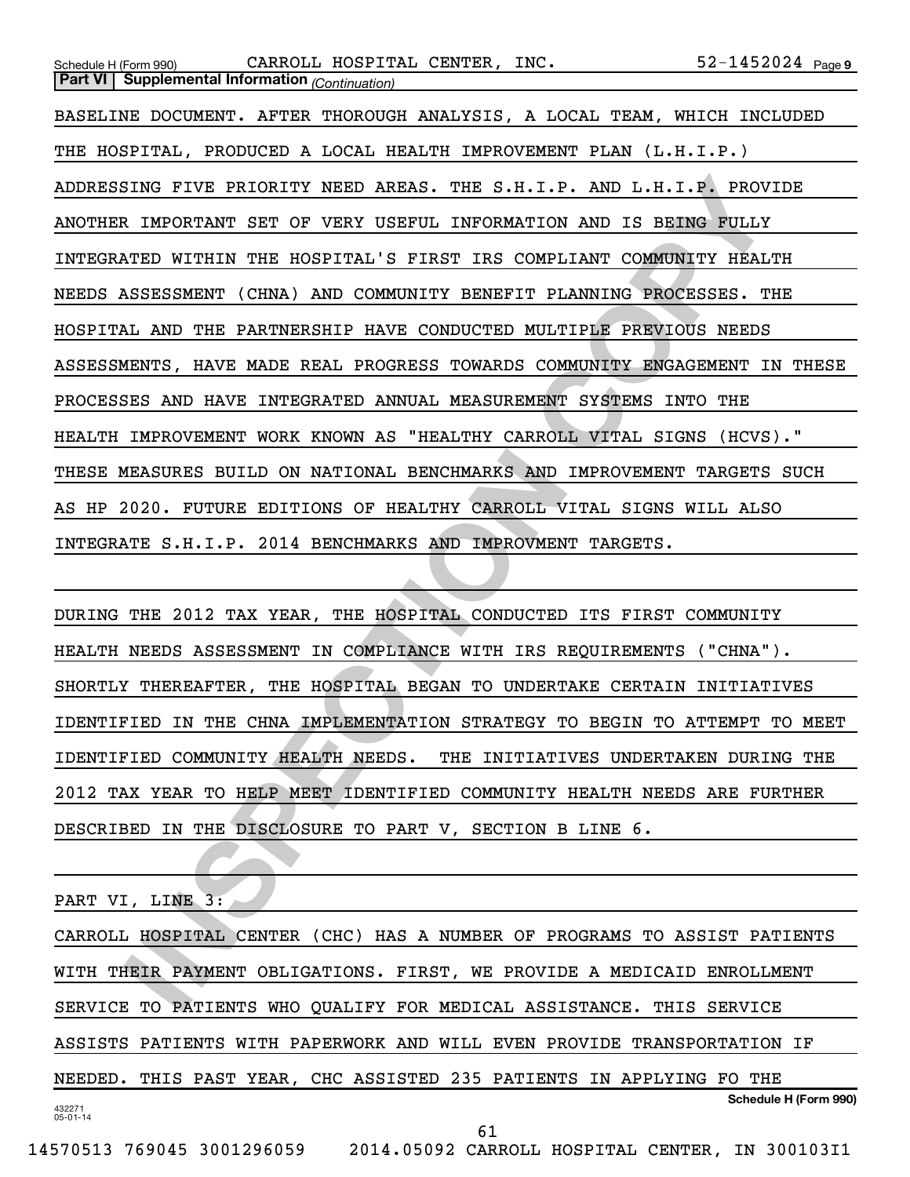BASELINE DOCUMENT. AFTER THOROUGH ANALYSIS, A LOCAL TEAM, WHICH INCLUDED THE HOSPITAL, PRODUCED A LOCAL HEALTH IMPROVEMENT PLAN (L.H.I.P.) ADDRESSING FIVE PRIORITY NEED AREAS. THE S.H.I.P. AND L.H.I.P. PROVIDE ANOTHER IMPORTANT SET OF VERY USEFUL INFORMATION AND IS BEING FULLY INTEGRATED WITHIN THE HOSPITAL'S FIRST IRS COMPLIANT COMMUNITY HEALTH NEEDS ASSESSMENT (CHNA) AND COMMUNITY BENEFIT PLANNING PROCESSES. THE HOSPITAL AND THE PARTNERSHIP HAVE CONDUCTED MULTIPLE PREVIOUS NEEDS ASSESSMENTS, HAVE MADE REAL PROGRESS TOWARDS COMMUNITY ENGAGEMENT IN THESE PROCESSES AND HAVE INTEGRATED ANNUAL MEASUREMENT SYSTEMS INTO THE HEALTH IMPROVEMENT WORK KNOWN AS "HEALTHY CARROLL VITAL SIGNS (HCVS)." THESE MEASURES BUILD ON NATIONAL BENCHMARKS AND IMPROVEMENT TARGETS SUCH AS HP 2020. FUTURE EDITIONS OF HEALTHY CARROLL VITAL SIGNS WILL ALSO INTEGRATE S.H.I.P. 2014 BENCHMARKS AND IMPROVMENT TARGETS.

DURING THE 2012 TAX YEAR, THE HOSPITAL CONDUCTED ITS FIRST COMMUNITY HEALTH NEEDS ASSESSMENT IN COMPLIANCE WITH IRS REQUIREMENTS ("CHNA"). SHORTLY THEREAFTER, THE HOSPITAL BEGAN TO UNDERTAKE CERTAIN INITIATIVES IDENTIFIED IN THE CHNA IMPLEMENTATION STRATEGY TO BEGIN TO ATTEMPT TO MEET IDENTIFIED COMMUNITY HEALTH NEEDS. THE INITIATIVES UNDERTAKEN DURING THE 2012 TAX YEAR TO HELP MEET IDENTIFIED COMMUNITY HEALTH NEEDS ARE FURTHER DESCRIBED IN THE DISCLOSURE TO PART V, SECTION B LINE 6.

PART VI, LINE 3:

CARROLL HOSPITAL CENTER (CHC) HAS A NUMBER OF PROGRAMS TO ASSIST PATIENTS WITH THEIR PAYMENT OBLIGATIONS. FIRST, WE PROVIDE A MEDICAID ENROLLMENT SERVICE TO PATIENTS WHO QUALIFY FOR MEDICAL ASSISTANCE. THIS SERVICE ASSISTS PATIENTS WITH PAPERWORK AND WILL EVEN PROVIDE TRANSPORTATION IF NEEDED. THIS PAST YEAR, CHC ASSISTED 235 PATIENTS IN APPLYING FO THE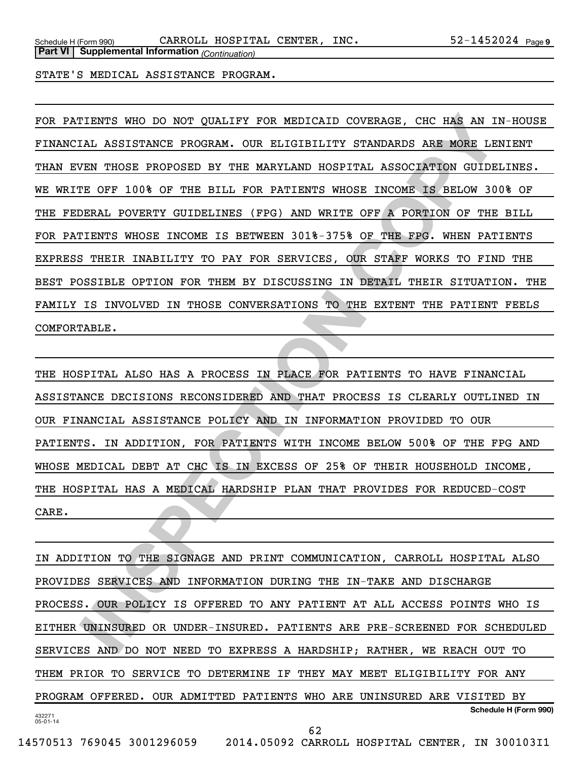**Part VI | Supplemental Information** *(Continuation)*

STATE'S MEDICAL ASSISTANCE PROGRAM.

FOR PATIENTS WHO DO NOT QUALIFY FOR MEDICAID COVERAGE, CHC HAS AN IN-HOUSE FINANCIAL ASSISTANCE PROGRAM. OUR ELIGIBILITY STANDARDS ARE MORE LENIENT THAN EVEN THOSE PROPOSED BY THE MARYLAND HOSPITAL ASSOCIATION GUIDELINES. WE WRITE OFF 100% OF THE BILL FOR PATIENTS WHOSE INCOME IS BELOW 300% OF THE FEDERAL POVERTY GUIDELINES (FPG) AND WRITE OFF A PORTION OF THE BILL FOR PATIENTS WHOSE INCOME IS BETWEEN 301%-375% OF THE FPG. WHEN PATIENTS EXPRESS THEIR INABILITY TO PAY FOR SERVICES, OUR STAFF WORKS TO FIND THE BEST POSSIBLE OPTION FOR THEM BY DISCUSSING IN DETAIL THEIR SITUATION. THE FAMILY IS INVOLVED IN THOSE CONVERSATIONS TO THE EXTENT THE PATIENT FEELS COMFORTABLE.

THE HOSPITAL ALSO HAS A PROCESS IN PLACE FOR PATIENTS TO HAVE FINANCIAL ASSISTANCE DECISIONS RECONSIDERED AND THAT PROCESS IS CLEARLY OUTLINED IN OUR FINANCIAL ASSISTANCE POLICY AND IN INFORMATION PROVIDED TO OUR PATIENTS. IN ADDITION, FOR PATIENTS WITH INCOME BELOW 500% OF THE FPG AND WHOSE MEDICAL DEBT AT CHC IS IN EXCESS OF 25% OF THEIR HOUSEHOLD INCOME, THE HOSPITAL HAS A MEDICAL HARDSHIP PLAN THAT PROVIDES FOR REDUCED-COST CARE.

IN ADDITION TO THE SIGNAGE AND PRINT COMMUNICATION, CARROLL HOSPITAL ALSO PROVIDES SERVICES AND INFORMATION DURING THE IN-TAKE AND DISCHARGE PROCESS. OUR POLICY IS OFFERED TO ANY PATIENT AT ALL ACCESS POINTS WHO IS EITHER UNINSURED OR UNDER-INSURED. PATIENTS ARE PRE-SCREENED FOR SCHEDULED SERVICES AND DO NOT NEED TO EXPRESS A HARDSHIP; RATHER, WE REACH OUT TO THEM PRIOR TO SERVICE TO DETERMINE IF THEY MAY MEET ELIGIBILITY FOR ANY PROGRAM OFFERED. OUR ADMITTED PATIENTS WHO ARE UNINSURED ARE VISITED BY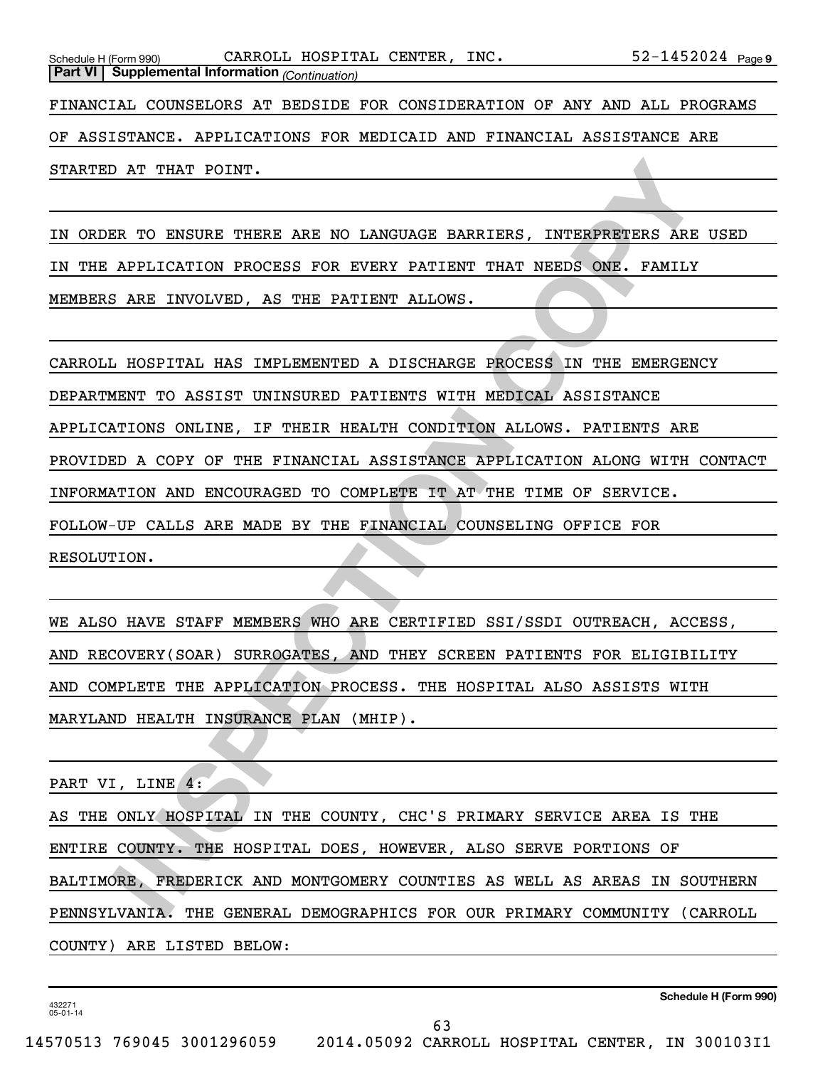**Part VI | Supplemental Information** *(Continuation)*

FINANCIAL COUNSELORS AT BEDSIDE FOR CONSIDERATION OF ANY AND ALL PROGRAMS OF ASSISTANCE. APPLICATIONS FOR MEDICAID AND FINANCIAL ASSISTANCE ARE STARTED AT THAT POINT.

IN ORDER TO ENSURE THERE ARE NO LANGUAGE BARRIERS, INTERPRETERS ARE USED IN THE APPLICATION PROCESS FOR EVERY PATIENT THAT NEEDS ONE. FAMILY MEMBERS ARE INVOLVED, AS THE PATIENT ALLOWS.

CARROLL HOSPITAL HAS IMPLEMENTED A DISCHARGE PROCESS IN THE EMERGENCY DEPARTMENT TO ASSIST UNINSURED PATIENTS WITH MEDICAL ASSISTANCE APPLICATIONS ONLINE, IF THEIR HEALTH CONDITION ALLOWS. PATIENTS ARE PROVIDED A COPY OF THE FINANCIAL ASSISTANCE APPLICATION ALONG WITH CONTACT INFORMATION AND ENCOURAGED TO COMPLETE IT AT THE TIME OF SERVICE. FOLLOW-UP CALLS ARE MADE BY THE FINANCIAL COUNSELING OFFICE FOR RESOLUTION.

WE ALSO HAVE STAFF MEMBERS WHO ARE CERTIFIED SSI/SSDI OUTREACH, ACCESS, AND RECOVERY(SOAR) SURROGATES, AND THEY SCREEN PATIENTS FOR ELIGIBILITY AND COMPLETE THE APPLICATION PROCESS. THE HOSPITAL ALSO ASSISTS WITH MARYLAND HEALTH INSURANCE PLAN (MHIP).

PART VI, LINE 4:

AS THE ONLY HOSPITAL IN THE COUNTY, CHC'S PRIMARY SERVICE AREA IS THE ENTIRE COUNTY. THE HOSPITAL DOES, HOWEVER, ALSO SERVE PORTIONS OF BALTIMORE, FREDERICK AND MONTGOMERY COUNTIES AS WELL AS AREAS IN SOUTHERN PENNSYLVANIA. THE GENERAL DEMOGRAPHICS FOR OUR PRIMARY COMMUNITY (CARROLL COUNTY) ARE LISTED BELOW: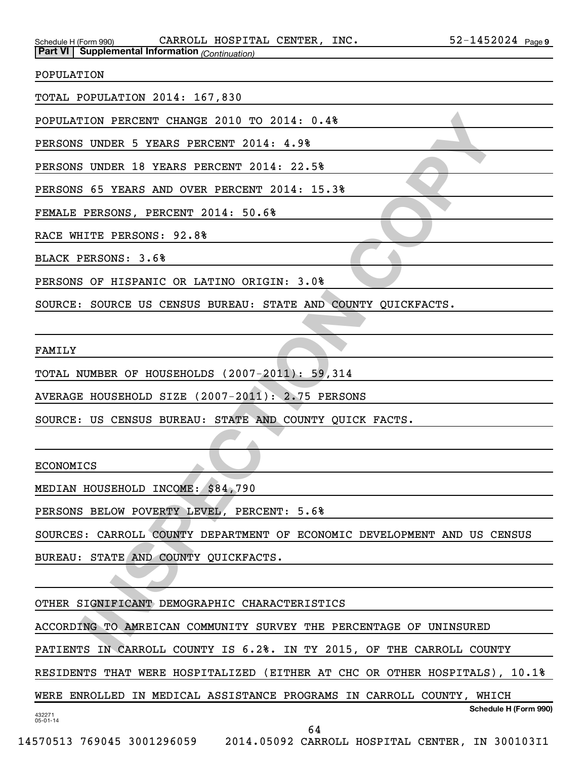**Part VI | Supplemental Information** *(Continuation)*

POPULATION

TOTAL POPULATION 2014: 167,830

POPULATION PERCENT CHANGE 2010 TO 2014: 0.4%

PERSONS UNDER 5 YEARS PERCENT 2014: 4.9%

PERSONS UNDER 18 YEARS PERCENT 2014: 22.5%

PERSONS 65 YEARS AND OVER PERCENT 2014: 15.3%

FEMALE PERSONS, PERCENT 2014: 50.6%

RACE WHITE PERSONS: 92.8%

BLACK PERSONS: 3.6%

PERSONS OF HISPANIC OR LATINO ORIGIN: 3.0%

SOURCE: SOURCE US CENSUS BUREAU: STATE AND COUNTY QUICKFACTS.

FAMILY

TOTAL NUMBER OF HOUSEHOLDS (2007-2011): 59,314

AVERAGE HOUSEHOLD SIZE (2007-2011): 2.75 PERSONS

SOURCE: US CENSUS BUREAU: STATE AND COUNTY QUICK FACTS.

ECONOMICS

MEDIAN HOUSEHOLD INCOME: $84,790

PERSONS BELOW POVERTY LEVEL, PERCENT: 5.6%

SOURCES: CARROLL COUNTY DEPARTMENT OF ECONOMIC DEVELOPMENT AND US CENSUS BUREAU: STATE AND COUNTY QUICKFACTS.

OTHER SIGNIFICANT DEMOGRAPHIC CHARACTERISTICS

ACCORDING TO AMREICAN COMMUNITY SURVEY THE PERCENTAGE OF UNINSURED PATIENTS IN CARROLL COUNTY IS 6.2%. IN TY 2015, OF THE CARROLL COUNTY RESIDENTS THAT WERE HOSPITALIZED (EITHER AT CHC OR OTHER HOSPITALS), 10.1% WERE ENROLLED IN MEDICAL ASSISTANCE PROGRAMS IN CARROLL COUNTY, WHICH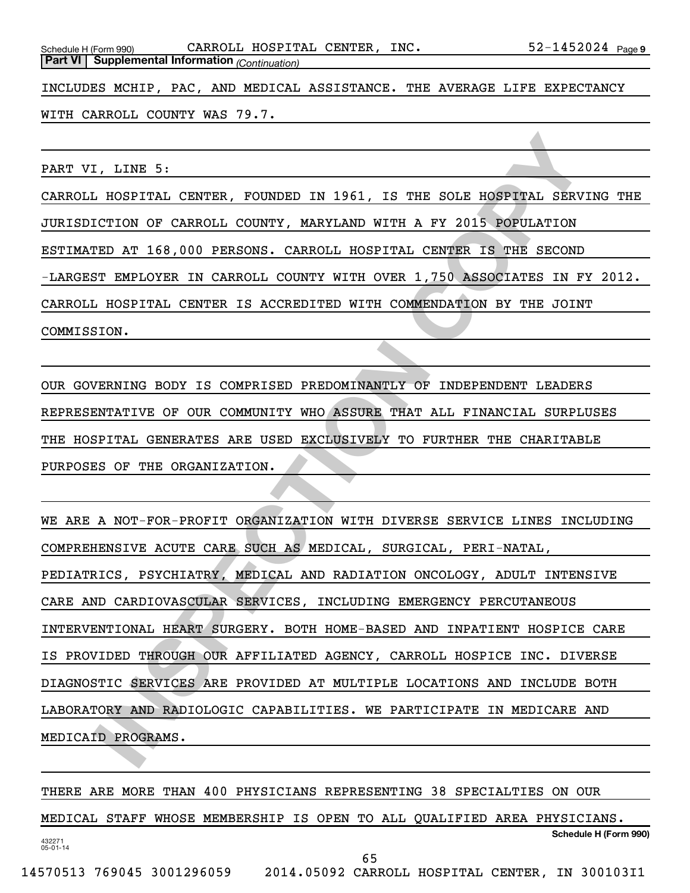**Part VI | Supplemental Information** *(Continuation)*

INCLUDES MCHIP, PAC, AND MEDICAL ASSISTANCE. THE AVERAGE LIFE EXPECTANCY WITH CARROLL COUNTY WAS 79.7.

PART VI, LINE 5:

CARROLL HOSPITAL CENTER, FOUNDED IN 1961, IS THE SOLE HOSPITAL SERVING THE JURISDICTION OF CARROLL COUNTY, MARYLAND WITH A FY 2015 POPULATION ESTIMATED AT 168,000 PERSONS. CARROLL HOSPITAL CENTER IS THE SECOND -LARGEST EMPLOYER IN CARROLL COUNTY WITH OVER 1,750 ASSOCIATES IN FY 2012. CARROLL HOSPITAL CENTER IS ACCREDITED WITH COMMENDATION BY THE JOINT COMMISSION.

OUR GOVERNING BODY IS COMPRISED PREDOMINANTLY OF INDEPENDENT LEADERS REPRESENTATIVE OF OUR COMMUNITY WHO ASSURE THAT ALL FINANCIAL SURPLUSES THE HOSPITAL GENERATES ARE USED EXCLUSIVELY TO FURTHER THE CHARITABLE PURPOSES OF THE ORGANIZATION.

WE ARE A NOT-FOR-PROFIT ORGANIZATION WITH DIVERSE SERVICE LINES INCLUDING COMPREHENSIVE ACUTE CARE SUCH AS MEDICAL, SURGICAL, PERI-NATAL, PEDIATRICS, PSYCHIATRY, MEDICAL AND RADIATION ONCOLOGY, ADULT INTENSIVE CARE AND CARDIOVASCULAR SERVICES, INCLUDING EMERGENCY PERCUTANEOUS INTERVENTIONAL HEART SURGERY. BOTH HOME-BASED AND INPATIENT HOSPICE CARE IS PROVIDED THROUGH OUR AFFILIATED AGENCY, CARROLL HOSPICE INC. DIVERSE DIAGNOSTIC SERVICES ARE PROVIDED AT MULTIPLE LOCATIONS AND INCLUDE BOTH LABORATORY AND RADIOLOGIC CAPABILITIES. WE PARTICIPATE IN MEDICARE AND MEDICAID PROGRAMS.

THERE ARE MORE THAN 400 PHYSICIANS REPRESENTING 38 SPECIALTIES ON OUR MEDICAL STAFF WHOSE MEMBERSHIP IS OPEN TO ALL QUALIFIED AREA PHYSICIANS.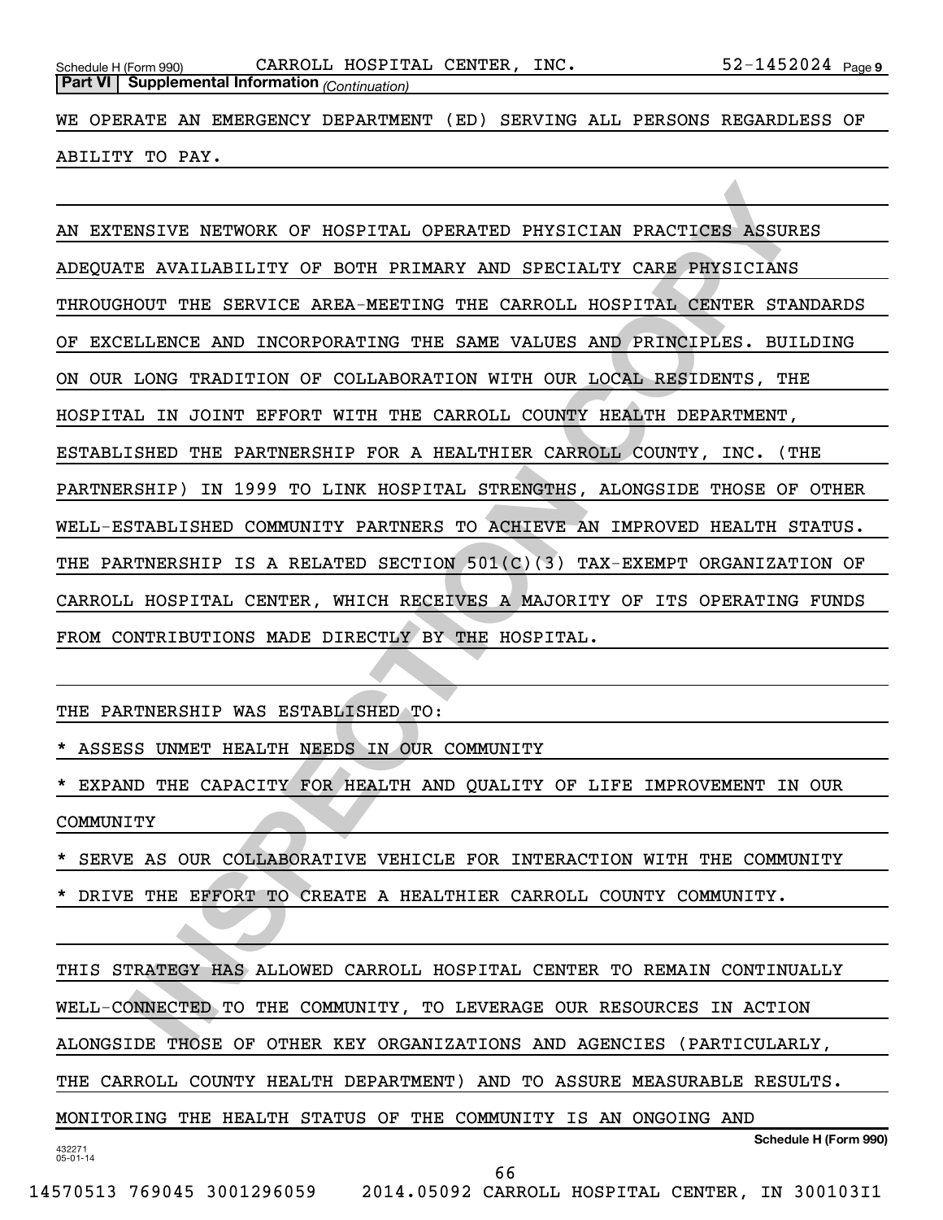**Part VI | Supplemental Information** *(Continuation)*

WE OPERATE AN EMERGENCY DEPARTMENT (ED) SERVING ALL PERSONS REGARDLESS OF ABILITY TO PAY.

AN EXTENSIVE NETWORK OF HOSPITAL OPERATED PHYSICIAN PRACTICES ASSURES ADEQUATE AVAILABILITY OF BOTH PRIMARY AND SPECIALTY CARE PHYSICIANS THROUGHOUT THE SERVICE AREA-MEETING THE CARROLL HOSPITAL CENTER STANDARDS OF EXCELLENCE AND INCORPORATING THE SAME VALUES AND PRINCIPLES. BUILDING ON OUR LONG TRADITION OF COLLABORATION WITH OUR LOCAL RESIDENTS, THE HOSPITAL IN JOINT EFFORT WITH THE CARROLL COUNTY HEALTH DEPARTMENT, ESTABLISHED THE PARTNERSHIP FOR A HEALTHIER CARROLL COUNTY, INC. (THE PARTNERSHIP) IN 1999 TO LINK HOSPITAL STRENGTHS, ALONGSIDE THOSE OF OTHER WELL-ESTABLISHED COMMUNITY PARTNERS TO ACHIEVE AN IMPROVED HEALTH STATUS. THE PARTNERSHIP IS A RELATED SECTION 501(C)(3) TAX-EXEMPT ORGANIZATION OF CARROLL HOSPITAL CENTER, WHICH RECEIVES A MAJORITY OF ITS OPERATING FUNDS FROM CONTRIBUTIONS MADE DIRECTLY BY THE HOSPITAL.

THE PARTNERSHIP WAS ESTABLISHED TO:

* ASSESS UNMET HEALTH NEEDS IN OUR COMMUNITY
* EXPAND THE CAPACITY FOR HEALTH AND QUALITY OF LIFE IMPROVEMENT IN OUR COMMUNITY
* SERVE AS OUR COLLABORATIVE VEHICLE FOR INTERACTION WITH THE COMMUNITY
* DRIVE THE EFFORT TO CREATE A HEALTHIER CARROLL COUNTY COMMUNITY.

THIS STRATEGY HAS ALLOWED CARROLL HOSPITAL CENTER TO REMAIN CONTINUALLY WELL-CONNECTED TO THE COMMUNITY, TO LEVERAGE OUR RESOURCES IN ACTION ALONGSIDE THOSE OF OTHER KEY ORGANIZATIONS AND AGENCIES (PARTICULARLY, THE CARROLL COUNTY HEALTH DEPARTMENT) AND TO ASSURE MEASURABLE RESULTS. MONITORING THE HEALTH STATUS OF THE COMMUNITY IS AN ONGOING AND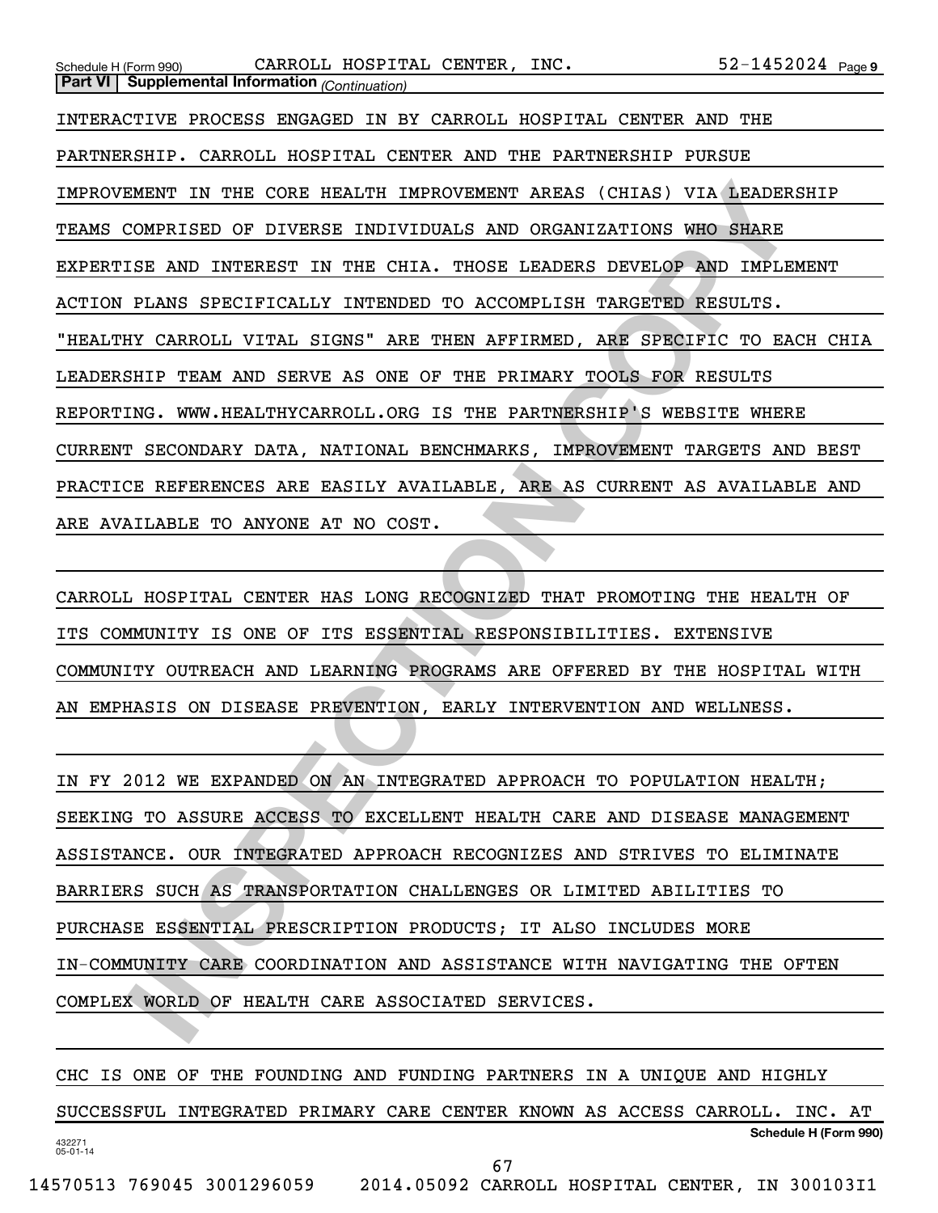**Part VI | Supplemental Information** *(Continuation)*

INTERACTIVE PROCESS ENGAGED IN BY CARROLL HOSPITAL CENTER AND THE PARTNERSHIP. CARROLL HOSPITAL CENTER AND THE PARTNERSHIP PURSUE IMPROVEMENT IN THE CORE HEALTH IMPROVEMENT AREAS (CHIAS) VIA LEADERSHIP TEAMS COMPRISED OF DIVERSE INDIVIDUALS AND ORGANIZATIONS WHO SHARE EXPERTISE AND INTEREST IN THE CHIA. THOSE LEADERS DEVELOP AND IMPLEMENT ACTION PLANS SPECIFICALLY INTENDED TO ACCOMPLISH TARGETED RESULTS. "HEALTHY CARROLL VITAL SIGNS" ARE THEN AFFIRMED, ARE SPECIFIC TO EACH CHIA LEADERSHIP TEAM AND SERVE AS ONE OF THE PRIMARY TOOLS FOR RESULTS REPORTING. WWW.HEALTHYCARROLL.ORG IS THE PARTNERSHIP'S WEBSITE WHERE CURRENT SECONDARY DATA, NATIONAL BENCHMARKS, IMPROVEMENT TARGETS AND BEST PRACTICE REFERENCES ARE EASILY AVAILABLE, ARE AS CURRENT AS AVAILABLE AND ARE AVAILABLE TO ANYONE AT NO COST.

CARROLL HOSPITAL CENTER HAS LONG RECOGNIZED THAT PROMOTING THE HEALTH OF ITS COMMUNITY IS ONE OF ITS ESSENTIAL RESPONSIBILITIES. EXTENSIVE COMMUNITY OUTREACH AND LEARNING PROGRAMS ARE OFFERED BY THE HOSPITAL WITH AN EMPHASIS ON DISEASE PREVENTION, EARLY INTERVENTION AND WELLNESS.

IN FY 2012 WE EXPANDED ON AN INTEGRATED APPROACH TO POPULATION HEALTH; SEEKING TO ASSURE ACCESS TO EXCELLENT HEALTH CARE AND DISEASE MANAGEMENT ASSISTANCE. OUR INTEGRATED APPROACH RECOGNIZES AND STRIVES TO ELIMINATE BARRIERS SUCH AS TRANSPORTATION CHALLENGES OR LIMITED ABILITIES TO PURCHASE ESSENTIAL PRESCRIPTION PRODUCTS; IT ALSO INCLUDES MORE IN-COMMUNITY CARE COORDINATION AND ASSISTANCE WITH NAVIGATING THE OFTEN COMPLEX WORLD OF HEALTH CARE ASSOCIATED SERVICES.

CHC IS ONE OF THE FOUNDING AND FUNDING PARTNERS IN A UNIQUE AND HIGHLY SUCCESSFUL INTEGRATED PRIMARY CARE CENTER KNOWN AS ACCESS CARROLL. INC. AT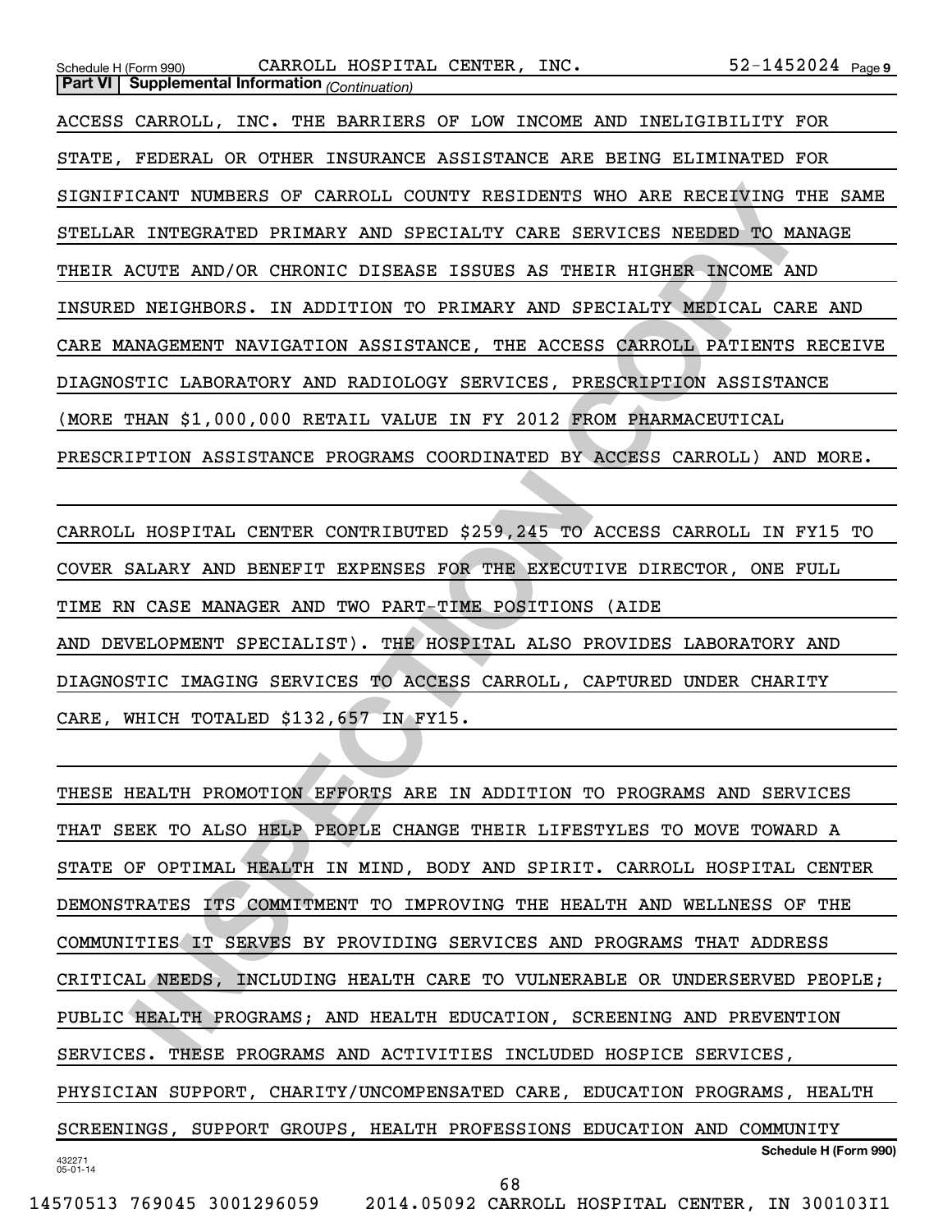**Part VI | Supplemental Information** *(Continuation)*

ACCESS CARROLL, INC. THE BARRIERS OF LOW INCOME AND INELIGIBILITY FOR STATE, FEDERAL OR OTHER INSURANCE ASSISTANCE ARE BEING ELIMINATED FOR SIGNIFICANT NUMBERS OF CARROLL COUNTY RESIDENTS WHO ARE RECEIVING THE SAME STELLAR INTEGRATED PRIMARY AND SPECIALTY CARE SERVICES NEEDED TO MANAGE THEIR ACUTE AND/OR CHRONIC DISEASE ISSUES AS THEIR HIGHER INCOME AND INSURED NEIGHBORS. IN ADDITION TO PRIMARY AND SPECIALTY MEDICAL CARE AND CARE MANAGEMENT NAVIGATION ASSISTANCE, THE ACCESS CARROLL PATIENTS RECEIVE DIAGNOSTIC LABORATORY AND RADIOLOGY SERVICES, PRESCRIPTION ASSISTANCE (MORE THAN $1,000,000 RETAIL VALUE IN FY 2012 FROM PHARMACEUTICAL PRESCRIPTION ASSISTANCE PROGRAMS COORDINATED BY ACCESS CARROLL) AND MORE.

CARROLL HOSPITAL CENTER CONTRIBUTED $259,245 TO ACCESS CARROLL IN FY15 TO COVER SALARY AND BENEFIT EXPENSES FOR THE EXECUTIVE DIRECTOR, ONE FULL TIME RN CASE MANAGER AND TWO PART-TIME POSITIONS (AIDE AND DEVELOPMENT SPECIALIST). THE HOSPITAL ALSO PROVIDES LABORATORY AND DIAGNOSTIC IMAGING SERVICES TO ACCESS CARROLL, CAPTURED UNDER CHARITY CARE, WHICH TOTALED $132,657 IN FY15.

THESE HEALTH PROMOTION EFFORTS ARE IN ADDITION TO PROGRAMS AND SERVICES THAT SEEK TO ALSO HELP PEOPLE CHANGE THEIR LIFESTYLES TO MOVE TOWARD A STATE OF OPTIMAL HEALTH IN MIND, BODY AND SPIRIT. CARROLL HOSPITAL CENTER DEMONSTRATES ITS COMMITMENT TO IMPROVING THE HEALTH AND WELLNESS OF THE COMMUNITIES IT SERVES BY PROVIDING SERVICES AND PROGRAMS THAT ADDRESS CRITICAL NEEDS, INCLUDING HEALTH CARE TO VULNERABLE OR UNDERSERVED PEOPLE; PUBLIC HEALTH PROGRAMS; AND HEALTH EDUCATION, SCREENING AND PREVENTION SERVICES. THESE PROGRAMS AND ACTIVITIES INCLUDED HOSPICE SERVICES, PHYSICIAN SUPPORT, CHARITY/UNCOMPENSATED CARE, EDUCATION PROGRAMS, HEALTH SCREENINGS, SUPPORT GROUPS, HEALTH PROFESSIONS EDUCATION AND COMMUNITY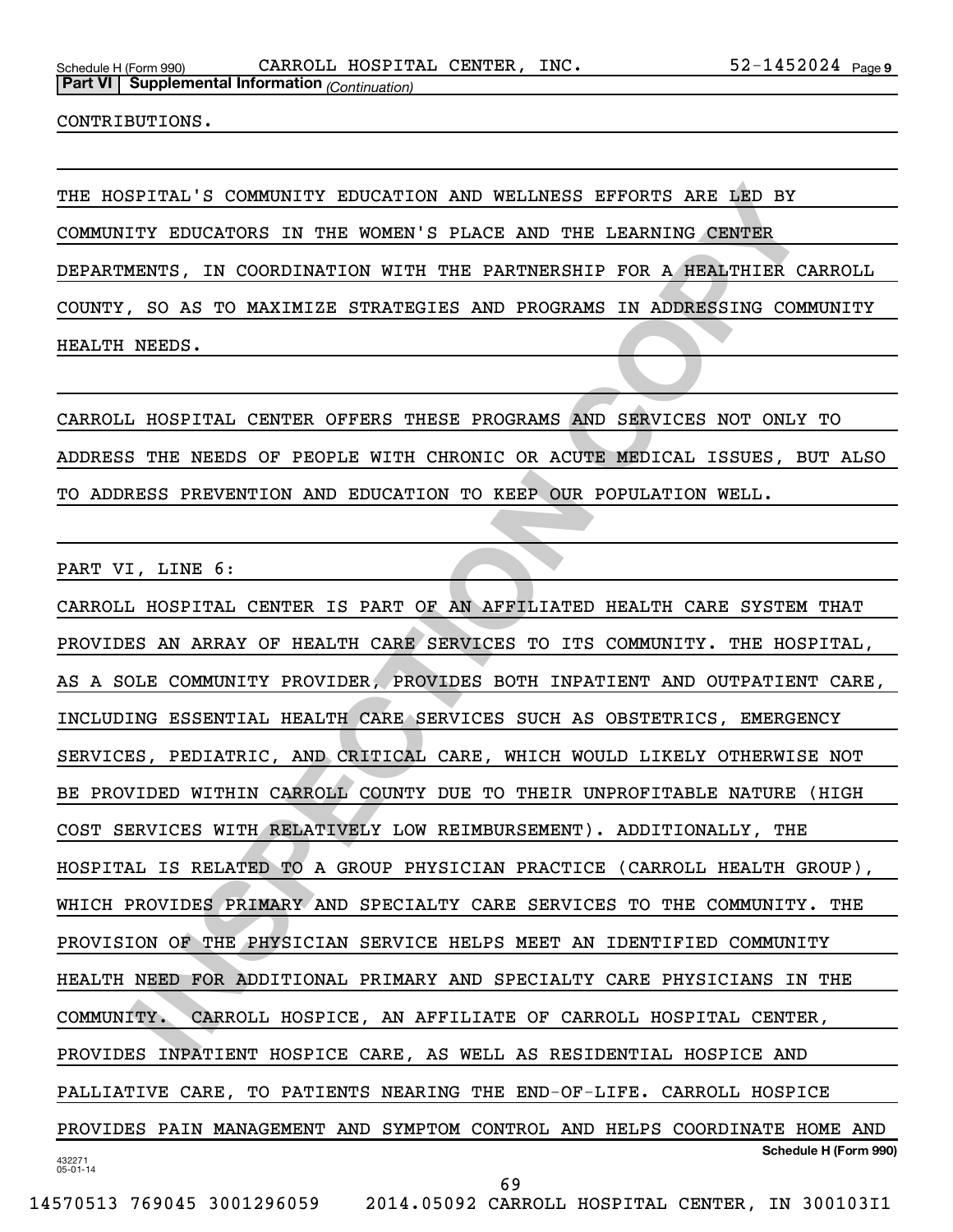CONTRIBUTIONS.

THE HOSPITAL'S COMMUNITY EDUCATION AND WELLNESS EFFORTS ARE LED BY COMMUNITY EDUCATORS IN THE WOMEN'S PLACE AND THE LEARNING CENTER DEPARTMENTS, IN COORDINATION WITH THE PARTNERSHIP FOR A HEALTHIER CARROLL COUNTY, SO AS TO MAXIMIZE STRATEGIES AND PROGRAMS IN ADDRESSING COMMUNITY HEALTH NEEDS.

CARROLL HOSPITAL CENTER OFFERS THESE PROGRAMS AND SERVICES NOT ONLY TO ADDRESS THE NEEDS OF PEOPLE WITH CHRONIC OR ACUTE MEDICAL ISSUES, BUT ALSO TO ADDRESS PREVENTION AND EDUCATION TO KEEP OUR POPULATION WELL.

PART VI, LINE 6:

CARROLL HOSPITAL CENTER IS PART OF AN AFFILIATED HEALTH CARE SYSTEM THAT PROVIDES AN ARRAY OF HEALTH CARE SERVICES TO ITS COMMUNITY. THE HOSPITAL, AS A SOLE COMMUNITY PROVIDER, PROVIDES BOTH INPATIENT AND OUTPATIENT CARE, INCLUDING ESSENTIAL HEALTH CARE SERVICES SUCH AS OBSTETRICS, EMERGENCY SERVICES, PEDIATRIC, AND CRITICAL CARE, WHICH WOULD LIKELY OTHERWISE NOT BE PROVIDED WITHIN CARROLL COUNTY DUE TO THEIR UNPROFITABLE NATURE (HIGH COST SERVICES WITH RELATIVELY LOW REIMBURSEMENT). ADDITIONALLY, THE HOSPITAL IS RELATED TO A GROUP PHYSICIAN PRACTICE (CARROLL HEALTH GROUP), WHICH PROVIDES PRIMARY AND SPECIALTY CARE SERVICES TO THE COMMUNITY. THE PROVISION OF THE PHYSICIAN SERVICE HELPS MEET AN IDENTIFIED COMMUNITY HEALTH NEED FOR ADDITIONAL PRIMARY AND SPECIALTY CARE PHYSICIANS IN THE COMMUNITY. CARROLL HOSPICE, AN AFFILIATE OF CARROLL HOSPITAL CENTER, PROVIDES INPATIENT HOSPICE CARE, AS WELL AS RESIDENTIAL HOSPICE AND PALLIATIVE CARE, TO PATIENTS NEARING THE END-OF-LIFE. CARROLL HOSPICE PROVIDES PAIN MANAGEMENT AND SYMPTOM CONTROL AND HELPS COORDINATE HOME AND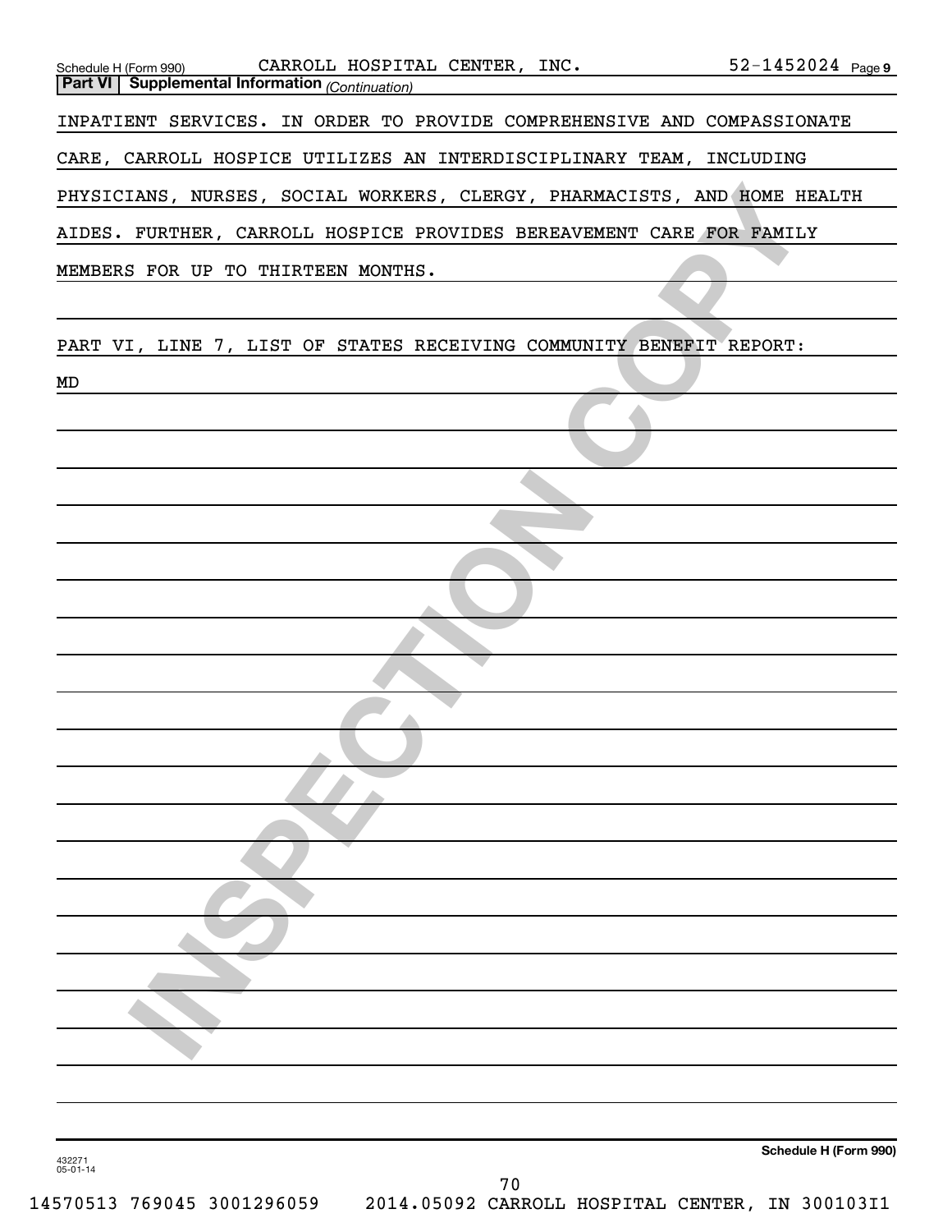Schedule H (Form 990) CARROLL HOSPITAL CENTER, INC. 52-1452024 Page 9

**Part VI Supplemental Information** *(Continuation)*

INPATIENT SERVICES. IN ORDER TO PROVIDE COMPREHENSIVE AND COMPASSIONATE CARE, CARROLL HOSPICE UTILIZES AN INTERDISCIPLINARY TEAM, INCLUDING PHYSICIANS, NURSES, SOCIAL WORKERS, CLERGY, PHARMACISTS, AND HOME HEALTH AIDES. FURTHER, CARROLL HOSPICE PROVIDES BEREAVEMENT CARE FOR FAMILY MEMBERS FOR UP TO THIRTEEN MONTHS.

PART VI, LINE 7, LIST OF STATES RECEIVING COMMUNITY BENEFIT REPORT:

MD

**Schedule H (Form 990)**

432271
05-01-14

14570513 769045 3001296059 2014.05092 CARROLL HOSPITAL CENTER, IN 300103I1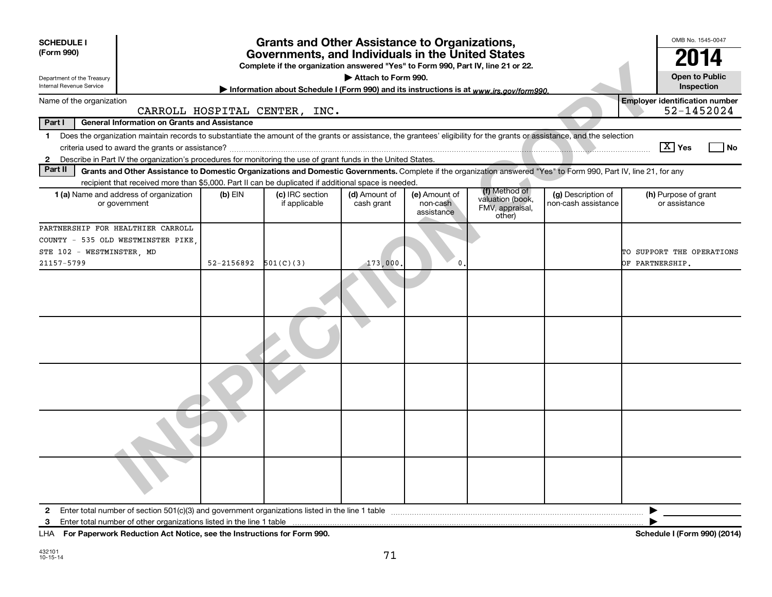**SCHEDULE I (Form 990)**

Department of the Treasury
Internal Revenue Service

# Grants and Other Assistance to Organizations, Governments, and Individuals in the United States

**Complete if the organization answered "Yes" to Form 990, Part IV, line 21 or 22.**
**▶ Attach to Form 990.**
**▶ Information about Schedule I (Form 990) and its instructions is at www.irs.gov/form990.**

OMB No. 1545-0047
**2014**
**Open to Public Inspection**

Name of the organization: CARROLL HOSPITAL CENTER, INC.

**Employer identification number** 52-1452024

**Part I General Information on Grants and Assistance**

1 Does the organization maintain records to substantiate the amount of the grants or assistance, the grantees' eligibility for the grants or assistance, and the selection criteria used to award the grants or assistance? [X] Yes [ ] No

2 Describe in Part IV the organization's procedures for monitoring the use of grant funds in the United States.

**Part II Grants and Other Assistance to Domestic Organizations and Domestic Governments.** Complete if the organization answered "Yes" to Form 990, Part IV, line 21, for any recipient that received more than $5,000. Part II can be duplicated if additional space is needed.

| 1 (a) Name and address of organization or government | (b) EIN | (c) IRC section if applicable | (d) Amount of cash grant | (e) Amount of non-cash assistance | (f) Method of valuation (book, FMV, appraisal, other) | (g) Description of non-cash assistance | (h) Purpose of grant or assistance |
|---|---|---|---|---|---|---|---|
| PARTNERSHIP FOR HEALTHIER CARROLL COUNTY - 535 OLD WESTMINSTER PIKE, STE 102 - WESTMINSTER, MD 21157-5799 | 52-2156892 | 501(C)(3) | 173,000. | 0. | | | TO SUPPORT THE OPERATIONS OF PARTNERSHIP. |
| | | | | | | | |
| | | | | | | | |
| | | | | | | | |
| | | | | | | | |
| | | | | | | | |

2 Enter total number of section 501(c)(3) and government organizations listed in the line 1 table ▶

3 Enter total number of other organizations listed in the line 1 table ▶

LHA **For Paperwork Reduction Act Notice, see the Instructions for Form 990.** **Schedule I (Form 990) (2014)**

432101
10-15-14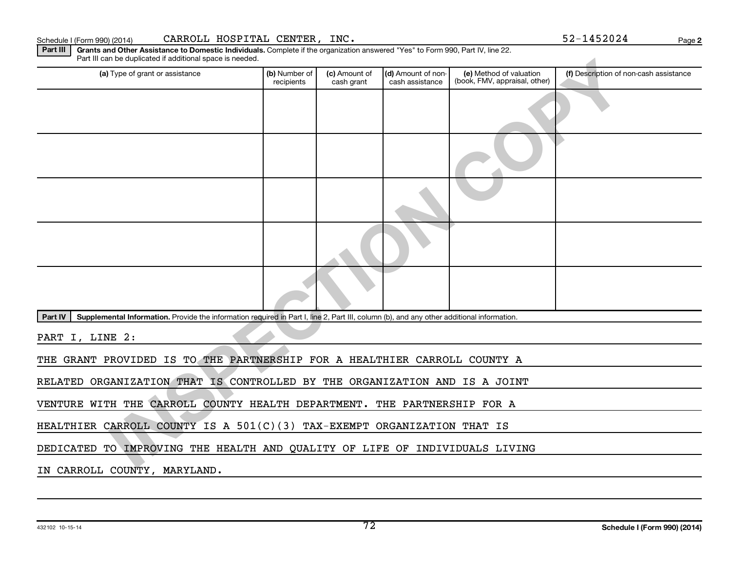Schedule I (Form 990) (2014) CARROLL HOSPITAL CENTER, INC. 52-1452024

**Part III** **Grants and Other Assistance to Domestic Individuals.** Complete if the organization answered "Yes" to Form 990, Part IV, line 22. Part III can be duplicated if additional space is needed.

| (a) Type of grant or assistance | (b) Number of recipients | (c) Amount of cash grant | (d) Amount of non-cash assistance | (e) Method of valuation (book, FMV, appraisal, other) | (f) Description of non-cash assistance |
|---|---|---|---|---|---|
| | | | | | |
| | | | | | |
| | | | | | |
| | | | | | |
| | | | | | |

**Part IV** **Supplemental Information.** Provide the information required in Part I, line 2, Part III, column (b), and any other additional information.

PART I, LINE 2:

THE GRANT PROVIDED IS TO THE PARTNERSHIP FOR A HEALTHIER CARROLL COUNTY A RELATED ORGANIZATION THAT IS CONTROLLED BY THE ORGANIZATION AND IS A JOINT VENTURE WITH THE CARROLL COUNTY HEALTH DEPARTMENT. THE PARTNERSHIP FOR A HEALTHIER CARROLL COUNTY IS A 501(C)(3) TAX-EXEMPT ORGANIZATION THAT IS DEDICATED TO IMPROVING THE HEALTH AND QUALITY OF LIFE OF INDIVIDUALS LIVING IN CARROLL COUNTY, MARYLAND.

432102 10-15-14

**Schedule I (Form 990) (2014)**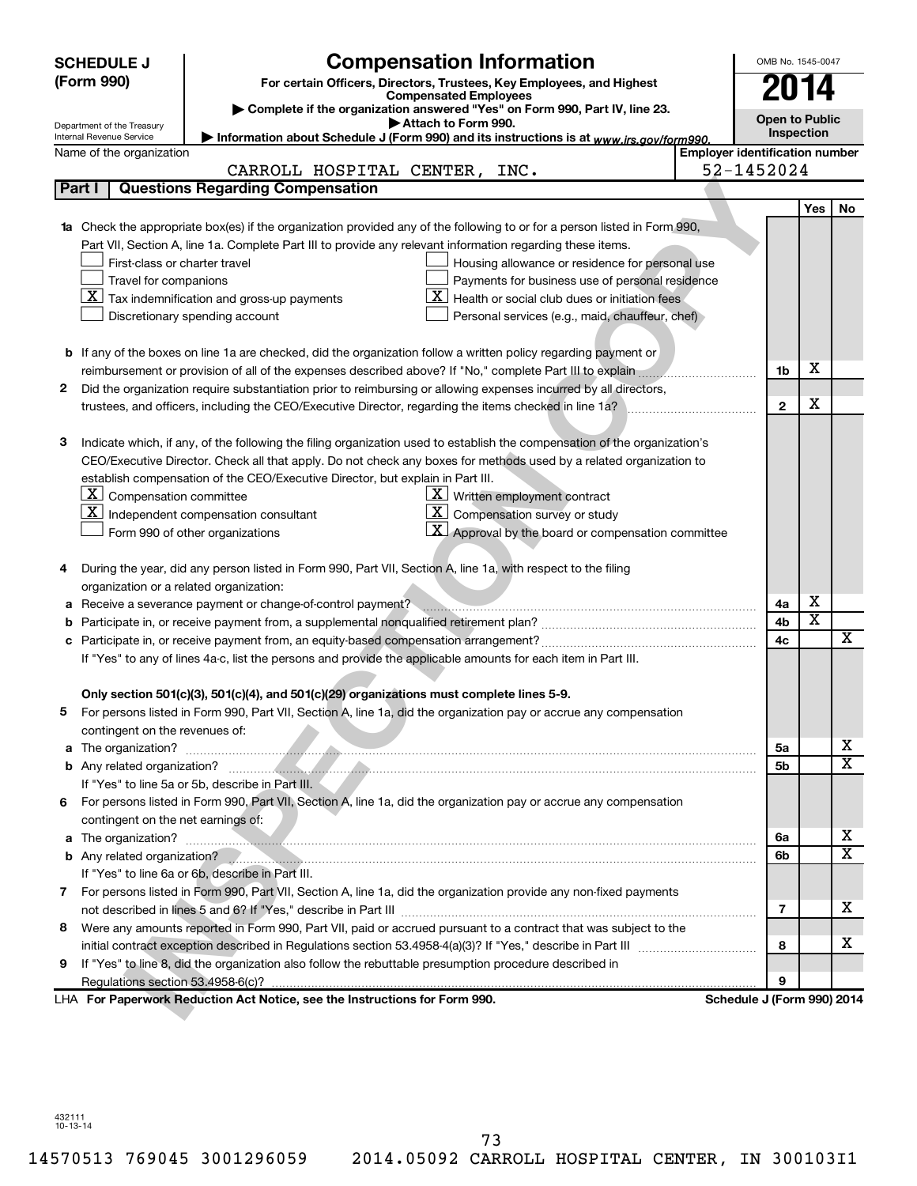**SCHEDULE J (Form 990)**

Department of the Treasury
Internal Revenue Service

# Compensation Information

**For certain Officers, Directors, Trustees, Key Employees, and Highest Compensated Employees**

▶ **Complete if the organization answered "Yes" on Form 990, Part IV, line 23.**

▶ **Attach to Form 990.**

▶ **Information about Schedule J (Form 990) and its instructions is at** *www.irs.gov/form990.*

OMB No. 1545-0047

**2014**

**Open to Public Inspection**

Name of the organization: CARROLL HOSPITAL CENTER, INC.

Employer identification number: 52-1452024

## Part I — Questions Regarding Compensation

| | | Line | Yes | No |
|---|---|---|---|---|
| **1a** | Check the appropriate box(es) if the organization provided any of the following to or for a person listed in Form 990, Part VII, Section A, line 1a. Complete Part III to provide any relevant information regarding these items.<br>☐ First-class or charter travel ☐ Housing allowance or residence for personal use<br>☐ Travel for companions ☐ Payments for business use of personal residence<br>☒ Tax indemnification and gross-up payments ☒ Health or social club dues or initiation fees<br>☐ Discretionary spending account ☐ Personal services (e.g., maid, chauffeur, chef) | | | |
| **b** | If any of the boxes on line 1a are checked, did the organization follow a written policy regarding payment or reimbursement or provision of all of the expenses described above? If "No," complete Part III to explain | 1b | X | |
| **2** | Did the organization require substantiation prior to reimbursing or allowing expenses incurred by all directors, trustees, and officers, including the CEO/Executive Director, regarding the items checked in line 1a? | 2 | X | |
| **3** | Indicate which, if any, of the following the filing organization used to establish the compensation of the organization's CEO/Executive Director. Check all that apply. Do not check any boxes for methods used by a related organization to establish compensation of the CEO/Executive Director, but explain in Part III.<br>☒ Compensation committee ☒ Written employment contract<br>☒ Independent compensation consultant ☒ Compensation survey or study<br>☐ Form 990 of other organizations ☒ Approval by the board or compensation committee | | | |
| **4** | During the year, did any person listed in Form 990, Part VII, Section A, line 1a, with respect to the filing organization or a related organization: | | | |
| **a** | Receive a severance payment or change-of-control payment? | 4a | X | |
| **b** | Participate in, or receive payment from, a supplemental nonqualified retirement plan? | 4b | X | |
| **c** | Participate in, or receive payment from, an equity-based compensation arrangement? | 4c | | X |
| | If "Yes" to any of lines 4a-c, list the persons and provide the applicable amounts for each item in Part III. | | | |
| | **Only section 501(c)(3), 501(c)(4), and 501(c)(29) organizations must complete lines 5-9.** | | | |
| **5** | For persons listed in Form 990, Part VII, Section A, line 1a, did the organization pay or accrue any compensation contingent on the revenues of: | | | |
| **a** | The organization? | 5a | | X |
| **b** | Any related organization? | 5b | | X |
| | If "Yes" to line 5a or 5b, describe in Part III. | | | |
| **6** | For persons listed in Form 990, Part VII, Section A, line 1a, did the organization pay or accrue any compensation contingent on the net earnings of: | | | |
| **a** | The organization? | 6a | | X |
| **b** | Any related organization? | 6b | | X |
| | If "Yes" to line 6a or 6b, describe in Part III. | | | |
| **7** | For persons listed in Form 990, Part VII, Section A, line 1a, did the organization provide any non-fixed payments not described in lines 5 and 6? If "Yes," describe in Part III | 7 | | X |
| **8** | Were any amounts reported in Form 990, Part VII, paid or accrued pursuant to a contract that was subject to the initial contract exception described in Regulations section 53.4958-4(a)(3)? If "Yes," describe in Part III | 8 | | X |
| **9** | If "Yes" to line 8, did the organization also follow the rebuttable presumption procedure described in Regulations section 53.4958-6(c)? | 9 | | |

LHA **For Paperwork Reduction Act Notice, see the Instructions for Form 990.** **Schedule J (Form 990) 2014**

432111
10-13-14

14570513 769045 3001296059 2014.05092 CARROLL HOSPITAL CENTER, IN 300103I1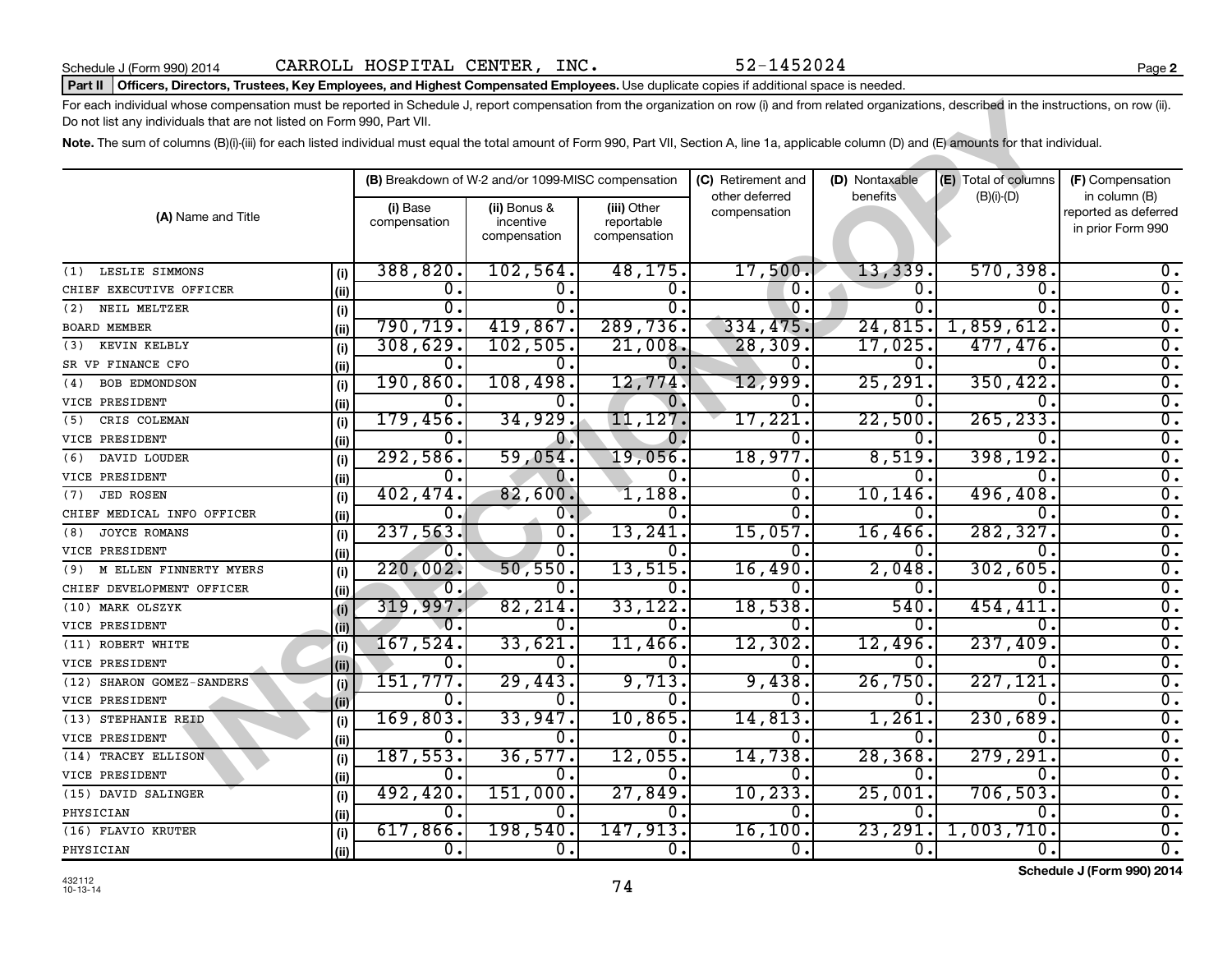Schedule J (Form 990) 2014 CARROLL HOSPITAL CENTER, INC. 52-1452024 Page **2**

**Part II** **Officers, Directors, Trustees, Key Employees, and Highest Compensated Employees.** Use duplicate copies if additional space is needed.

For each individual whose compensation must be reported in Schedule J, report compensation from the organization on row (i) and from related organizations, described in the instructions, on row (ii). Do not list any individuals that are not listed on Form 990, Part VII.

**Note.** The sum of columns (B)(i)-(iii) for each listed individual must equal the total amount of Form 990, Part VII, Section A, line 1a, applicable column (D) and (E) amounts for that individual.

| (A) Name and Title | | (B) Breakdown of W-2 and/or 1099-MISC compensation | | | (C) Retirement and other deferred compensation | (D) Nontaxable benefits | (E) Total of columns (B)(i)-(D) | (F) Compensation in column (B) reported as deferred in prior Form 990 |
|---|---|---|---|---|---|---|---|---|
| | | (i) Base compensation | (ii) Bonus & incentive compensation | (iii) Other reportable compensation | | | | |
| (1) LESLIE SIMMONS | (i) | 388,820. | 102,564. | 48,175. | 17,500. | 13,339. | 570,398. | 0. |
| CHIEF EXECUTIVE OFFICER | (ii) | 0. | 0. | 0. | 0. | 0. | 0. | 0. |
| (2) NEIL MELTZER | (i) | 0. | 0. | 0. | 0. | 0. | 0. | 0. |
| BOARD MEMBER | (ii) | 790,719. | 419,867. | 289,736. | 334,475. | 24,815. | 1,859,612. | 0. |
| (3) KEVIN KELBLY | (i) | 308,629. | 102,505. | 21,008. | 28,309. | 17,025. | 477,476. | 0. |
| SR VP FINANCE CFO | (ii) | 0. | 0. | 0. | 0. | 0. | 0. | 0. |
| (4) BOB EDMONDSON | (i) | 190,860. | 108,498. | 12,774. | 12,999. | 25,291. | 350,422. | 0. |
| VICE PRESIDENT | (ii) | 0. | 0. | 0. | 0. | 0. | 0. | 0. |
| (5) CRIS COLEMAN | (i) | 179,456. | 34,929. | 11,127. | 17,221. | 22,500. | 265,233. | 0. |
| VICE PRESIDENT | (ii) | 0. | 0. | 0. | 0. | 0. | 0. | 0. |
| (6) DAVID LOUDER | (i) | 292,586. | 59,054. | 19,056. | 18,977. | 8,519. | 398,192. | 0. |
| VICE PRESIDENT | (ii) | 0. | 0. | 0. | 0. | 0. | 0. | 0. |
| (7) JED ROSEN | (i) | 402,474. | 82,600. | 1,188. | 0. | 10,146. | 496,408. | 0. |
| CHIEF MEDICAL INFO OFFICER | (ii) | 0. | 0. | 0. | 0. | 0. | 0. | 0. |
| (8) JOYCE ROMANS | (i) | 237,563. | 0. | 13,241. | 15,057. | 16,466. | 282,327. | 0. |
| VICE PRESIDENT | (ii) | 0. | 0. | 0. | 0. | 0. | 0. | 0. |
| (9) M ELLEN FINNERTY MYERS | (i) | 220,002. | 50,550. | 13,515. | 16,490. | 2,048. | 302,605. | 0. |
| CHIEF DEVELOPMENT OFFICER | (ii) | 0. | 0. | 0. | 0. | 0. | 0. | 0. |
| (10) MARK OLSZYK | (i) | 319,997. | 82,214. | 33,122. | 18,538. | 540. | 454,411. | 0. |
| VICE PRESIDENT | (ii) | 0. | 0. | 0. | 0. | 0. | 0. | 0. |
| (11) ROBERT WHITE | (i) | 167,524. | 33,621. | 11,466. | 12,302. | 12,496. | 237,409. | 0. |
| VICE PRESIDENT | (ii) | 0. | 0. | 0. | 0. | 0. | 0. | 0. |
| (12) SHARON GOMEZ-SANDERS | (i) | 151,777. | 29,443. | 9,713. | 9,438. | 26,750. | 227,121. | 0. |
| VICE PRESIDENT | (ii) | 0. | 0. | 0. | 0. | 0. | 0. | 0. |
| (13) STEPHANIE REID | (i) | 169,803. | 33,947. | 10,865. | 14,813. | 1,261. | 230,689. | 0. |
| VICE PRESIDENT | (ii) | 0. | 0. | 0. | 0. | 0. | 0. | 0. |
| (14) TRACEY ELLISON | (i) | 187,553. | 36,577. | 12,055. | 14,738. | 28,368. | 279,291. | 0. |
| VICE PRESIDENT | (ii) | 0. | 0. | 0. | 0. | 0. | 0. | 0. |
| (15) DAVID SALINGER | (i) | 492,420. | 151,000. | 27,849. | 10,233. | 25,001. | 706,503. | 0. |
| PHYSICIAN | (ii) | 0. | 0. | 0. | 0. | 0. | 0. | 0. |
| (16) FLAVIO KRUTER | (i) | 617,866. | 198,540. | 147,913. | 16,100. | 23,291. | 1,003,710. | 0. |
| PHYSICIAN | (ii) | 0. | 0. | 0. | 0. | 0. | 0. | 0. |

432112
10-13-14

**Schedule J (Form 990) 2014**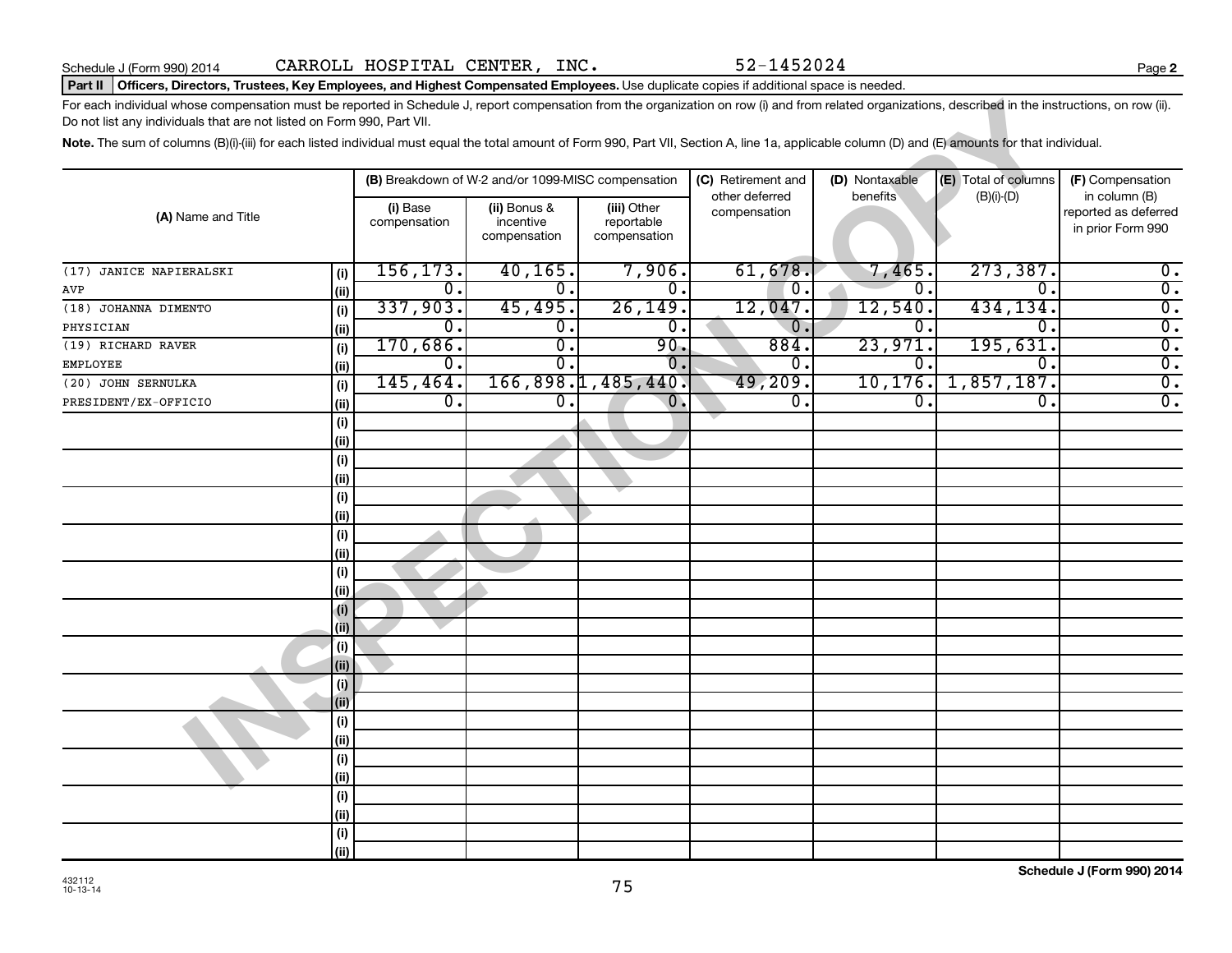Schedule J (Form 990) 2014 CARROLL HOSPITAL CENTER, INC. 52-1452024

**Part II** **Officers, Directors, Trustees, Key Employees, and Highest Compensated Employees.** Use duplicate copies if additional space is needed.

For each individual whose compensation must be reported in Schedule J, report compensation from the organization on row (i) and from related organizations, described in the instructions, on row (ii). Do not list any individuals that are not listed on Form 990, Part VII.

**Note.** The sum of columns (B)(i)-(iii) for each listed individual must equal the total amount of Form 990, Part VII, Section A, line 1a, applicable column (D) and (E) amounts for that individual.

| (A) Name and Title | | (B) Breakdown of W-2 and/or 1099-MISC compensation | | | (C) Retirement and other deferred compensation | (D) Nontaxable benefits | (E) Total of columns (B)(i)-(D) | (F) Compensation in column (B) reported as deferred in prior Form 990 |
|---|---|---|---|---|---|---|---|---|
| | | (i) Base compensation | (ii) Bonus & incentive compensation | (iii) Other reportable compensation | | | | |
| (17) JANICE NAPIERALSKI | (i) | 156,173. | 40,165. | 7,906. | 61,678. | 7,465. | 273,387. | 0. |
| AVP | (ii) | 0. | 0. | 0. | 0. | 0. | 0. | 0. |
| (18) JOHANNA DIMENTO | (i) | 337,903. | 45,495. | 26,149. | 12,047. | 12,540. | 434,134. | 0. |
| PHYSICIAN | (ii) | 0. | 0. | 0. | 0. | 0. | 0. | 0. |
| (19) RICHARD RAVER | (i) | 170,686. | 0. | 90. | 884. | 23,971. | 195,631. | 0. |
| EMPLOYEE | (ii) | 0. | 0. | 0. | 0. | 0. | 0. | 0. |
| (20) JOHN SERNULKA | (i) | 145,464. | 166,898. | 1,485,440. | 49,209. | 10,176. | 1,857,187. | 0. |
| PRESIDENT/EX-OFFICIO | (ii) | 0. | 0. | 0. | 0. | 0. | 0. | 0. |

Schedule J (Form 990) 2014

432112 10-13-14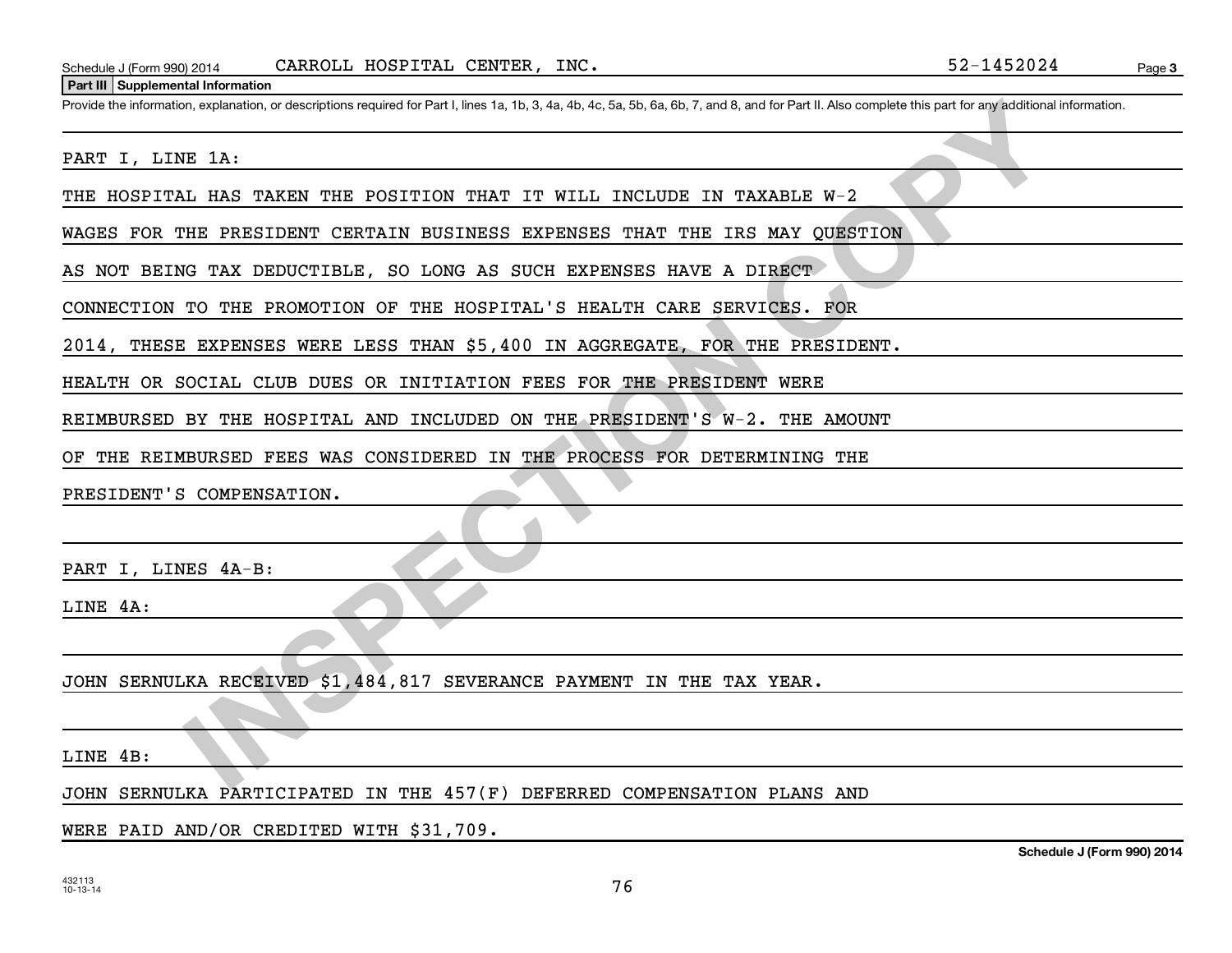**Part III | Supplemental Information**

Provide the information, explanation, or descriptions required for Part I, lines 1a, 1b, 3, 4a, 4b, 4c, 5a, 5b, 6a, 6b, 7, and 8, and for Part II. Also complete this part for any additional information.

PART I, LINE 1A:

THE HOSPITAL HAS TAKEN THE POSITION THAT IT WILL INCLUDE IN TAXABLE W-2 WAGES FOR THE PRESIDENT CERTAIN BUSINESS EXPENSES THAT THE IRS MAY QUESTION AS NOT BEING TAX DEDUCTIBLE, SO LONG AS SUCH EXPENSES HAVE A DIRECT CONNECTION TO THE PROMOTION OF THE HOSPITAL'S HEALTH CARE SERVICES. FOR 2014, THESE EXPENSES WERE LESS THAN $5,400 IN AGGREGATE, FOR THE PRESIDENT. HEALTH OR SOCIAL CLUB DUES OR INITIATION FEES FOR THE PRESIDENT WERE REIMBURSED BY THE HOSPITAL AND INCLUDED ON THE PRESIDENT'S W-2. THE AMOUNT OF THE REIMBURSED FEES WAS CONSIDERED IN THE PROCESS FOR DETERMINING THE PRESIDENT'S COMPENSATION.

PART I, LINES 4A-B:

LINE 4A:

JOHN SERNULKA RECEIVED $1,484,817 SEVERANCE PAYMENT IN THE TAX YEAR.

LINE 4B:

JOHN SERNULKA PARTICIPATED IN THE 457(F) DEFERRED COMPENSATION PLANS AND WERE PAID AND/OR CREDITED WITH $31,709.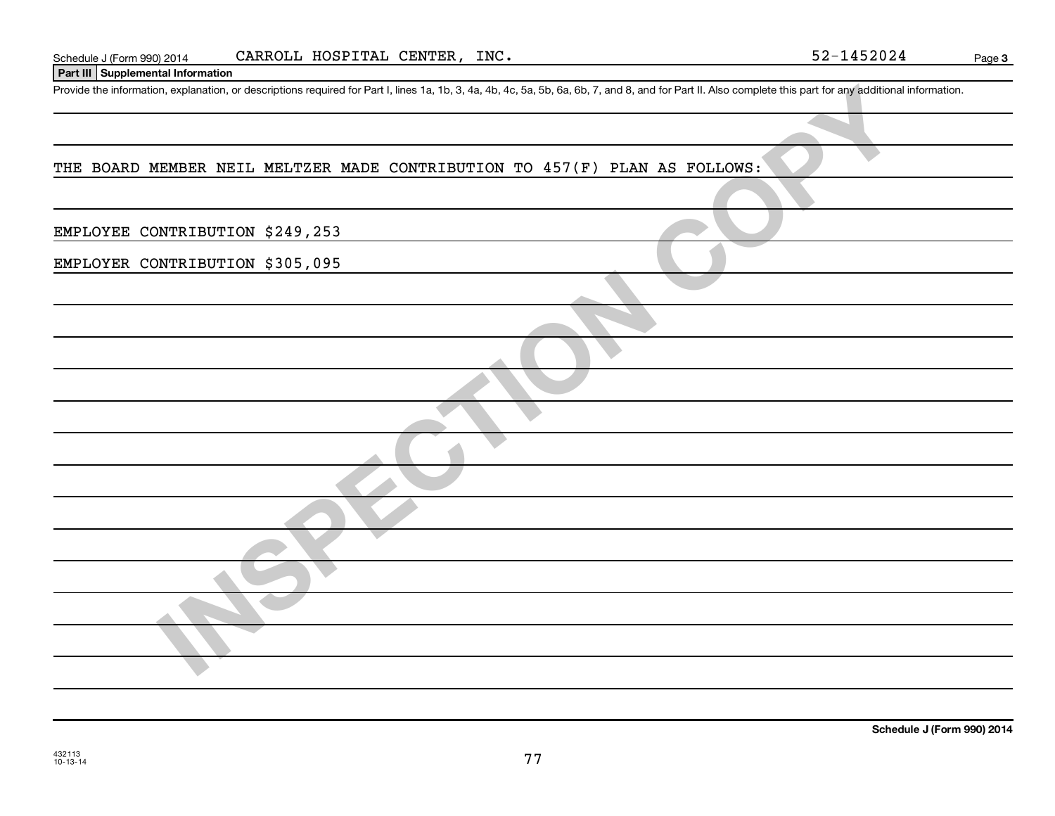Schedule J (Form 990) 2014 CARROLL HOSPITAL CENTER, INC. 52-1452024

## Part III Supplemental Information

Provide the information, explanation, or descriptions required for Part I, lines 1a, 1b, 3, 4a, 4b, 4c, 5a, 5b, 6a, 6b, 7, and 8, and for Part II. Also complete this part for any additional information.

THE BOARD MEMBER NEIL MELTZER MADE CONTRIBUTION TO 457(F) PLAN AS FOLLOWS:

EMPLOYEE CONTRIBUTION $249,253

EMPLOYER CONTRIBUTION $305,095

**Schedule J (Form 990) 2014**

432113
10-13-14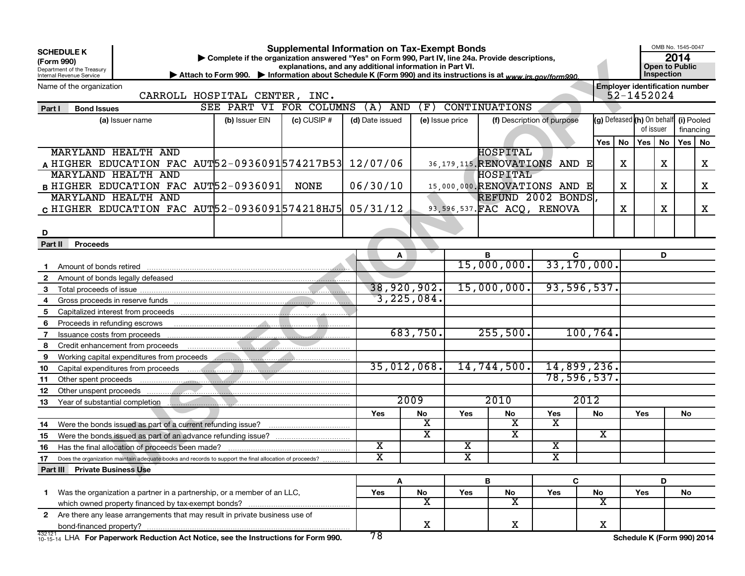**SCHEDULE K** (Form 990)
Department of the Treasury
Internal Revenue Service

# Supplemental Information on Tax-Exempt Bonds

▶ Complete if the organization answered "Yes" on Form 990, Part IV, line 24a. Provide descriptions, explanations, and any additional information in Part VI.
▶ Attach to Form 990. ▶ Information about Schedule K (Form 990) and its instructions is at www.irs.gov/form990.

OMB No. 1545-0047
**2014**
**Open to Public Inspection**

Name of the organization: CARROLL HOSPITAL CENTER, INC.
Employer identification number: 52-1452024

## Part I Bond Issues

SEE PART VI FOR COLUMNS (A) AND (F) CONTINUATIONS

| | (a) Issuer name | (b) Issuer EIN | (c) CUSIP # | (d) Date issued | (e) Issue price | (f) Description of purpose | (g) Defeased Yes | (g) Defeased No | (h) On behalf of issuer Yes | (h) On behalf of issuer No | (i) Pooled financing Yes | (i) Pooled financing No |
|---|---|---|---|---|---|---|---|---|---|---|---|---|
| A | MARYLAND HEALTH AND HIGHER EDUCATION FAC AUT | 52-0936091 | 574217B53 | 12/07/06 | 36,179,115. | HOSPITAL RENOVATIONS AND E | | X | | X | | X |
| B | MARYLAND HEALTH AND HIGHER EDUCATION FAC AUT | 52-0936091 | NONE | 06/30/10 | 15,000,000. | HOSPITAL RENOVATIONS AND E | | X | | X | | X |
| C | MARYLAND HEALTH AND HIGHER EDUCATION FAC AUT | 52-0936091 | 574218HJ5 | 05/31/12 | 93,596,537. | REFUND 2002 BONDS, FAC ACQ, RENOVA | | X | | X | | X |
| D | | | | | | | | | | | | |

## Part II Proceeds

| | | A | | B | | C | | D | |
|---|---|---|---|---|---|---|---|---|---|
| 1 | Amount of bonds retired | | | 15,000,000. | | 33,170,000. | | | |
| 2 | Amount of bonds legally defeased | | | | | | | | |
| 3 | Total proceeds of issue | 38,920,902. | | 15,000,000. | | 93,596,537. | | | |
| 4 | Gross proceeds in reserve funds | 3,225,084. | | | | | | | |
| 5 | Capitalized interest from proceeds | | | | | | | | |
| 6 | Proceeds in refunding escrows | | | | | | | | |
| 7 | Issuance costs from proceeds | 683,750. | | 255,500. | | 100,764. | | | |
| 8 | Credit enhancement from proceeds | | | | | | | | |
| 9 | Working capital expenditures from proceeds | | | | | | | | |
| 10 | Capital expenditures from proceeds | 35,012,068. | | 14,744,500. | | 14,899,236. | | | |
| 11 | Other spent proceeds | | | | | 78,596,537. | | | |
| 12 | Other unspent proceeds | | | | | | | | |
| 13 | Year of substantial completion | 2009 | | 2010 | | 2012 | | | |
| | | Yes | No | Yes | No | Yes | No | Yes | No |
| 14 | Were the bonds issued as part of a current refunding issue? | | X | | X | X | | | |
| 15 | Were the bonds issued as part of an advance refunding issue? | | X | | X | | X | | |
| 16 | Has the final allocation of proceeds been made? | X | | X | | X | | | |
| 17 | Does the organization maintain adequate books and records to support the final allocation of proceeds? | X | | X | | X | | | |

## Part III Private Business Use

| | | A | | B | | C | | D | |
|---|---|---|---|---|---|---|---|---|---|
| | | Yes | No | Yes | No | Yes | No | Yes | No |
| 1 | Was the organization a partner in a partnership, or a member of an LLC, which owned property financed by tax-exempt bonds? | | X | | X | | X | | |
| 2 | Are there any lease arrangements that may result in private business use of bond-financed property? | | X | | X | | X | | |

432121 10-15-14 LHA **For Paperwork Reduction Act Notice, see the Instructions for Form 990.** **Schedule K (Form 990) 2014**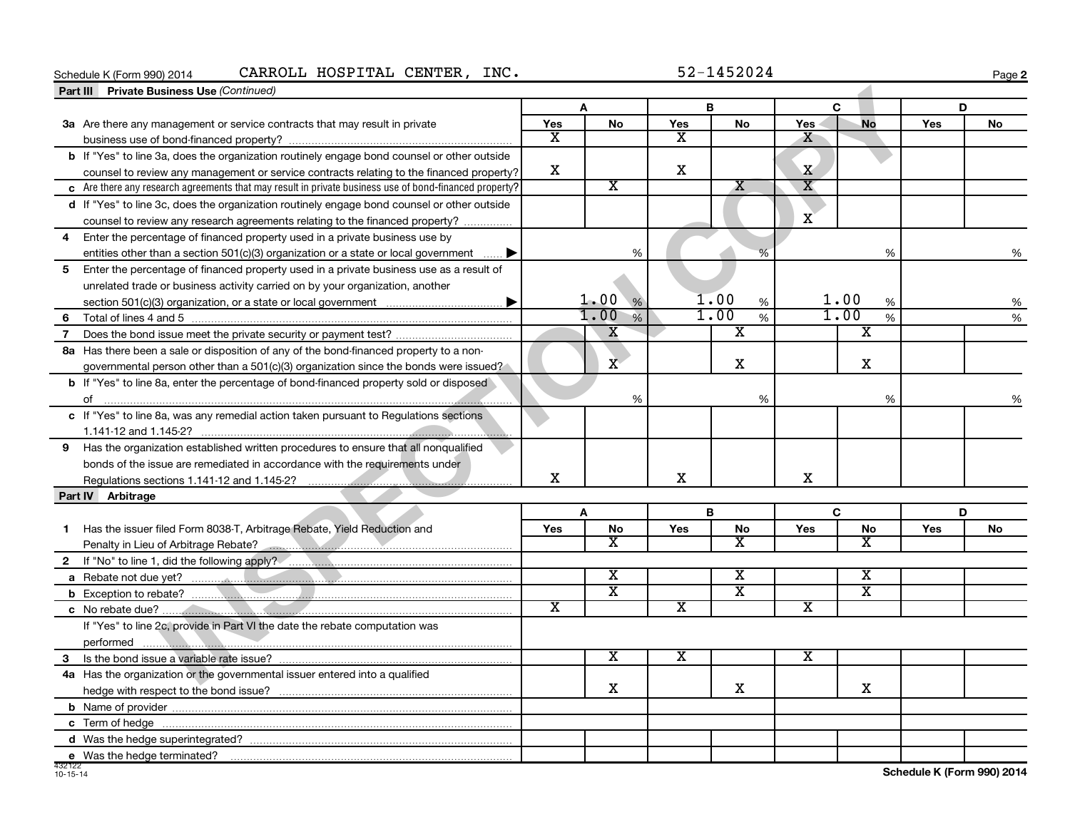Schedule K (Form 990) 2014 CARROLL HOSPITAL CENTER, INC. 52-1452024

## Part III Private Business Use *(Continued)*

| | A Yes | A No | B Yes | B No | C Yes | C No | D Yes | D No |
|---|---|---|---|---|---|---|---|---|
| **3a** Are there any management or service contracts that may result in private business use of bond-financed property? | X | | X | | X | | | |
| **b** If "Yes" to line 3a, does the organization routinely engage bond counsel or other outside counsel to review any management or service contracts relating to the financed property? | X | | X | | X | | | |
| **c** Are there any research agreements that may result in private business use of bond-financed property? | | X | | X | X | | | |
| **d** If "Yes" to line 3c, does the organization routinely engage bond counsel or other outside counsel to review any research agreements relating to the financed property? | | | | | X | | | |
| **4** Enter the percentage of financed property used in a private business use by entities other than a section 501(c)(3) organization or a state or local government | | % | | % | | % | | % |
| **5** Enter the percentage of financed property used in a private business use as a result of unrelated trade or business activity carried on by your organization, another section 501(c)(3) organization, or a state or local government | | 1.00 % | | 1.00 % | | 1.00 % | | % |
| **6** Total of lines 4 and 5 | | 1.00 % | | 1.00 % | | 1.00 % | | % |
| **7** Does the bond issue meet the private security or payment test? | | X | | X | | X | | |
| **8a** Has there been a sale or disposition of any of the bond-financed property to a nongovernmental person other than a 501(c)(3) organization since the bonds were issued? | | X | | X | | X | | |
| **b** If "Yes" to line 8a, enter the percentage of bond-financed property sold or disposed of | | % | | % | | % | | % |
| **c** If "Yes" to line 8a, was any remedial action taken pursuant to Regulations sections 1.141-12 and 1.145-2? | | | | | | | | |
| **9** Has the organization established written procedures to ensure that all nonqualified bonds of the issue are remediated in accordance with the requirements under Regulations sections 1.141-12 and 1.145-2? | X | | X | | X | | | |

## Part IV Arbitrage

| | A Yes | A No | B Yes | B No | C Yes | C No | D Yes | D No |
|---|---|---|---|---|---|---|---|---|
| **1** Has the issuer filed Form 8038-T, Arbitrage Rebate, Yield Reduction and Penalty in Lieu of Arbitrage Rebate? | | X | | X | | X | | |
| **2** If "No" to line 1, did the following apply? | | | | | | | | |
| **a** Rebate not due yet? | | X | | X | | X | | |
| **b** Exception to rebate? | | X | | X | | X | | |
| **c** No rebate due? | X | | X | | X | | | |
| If "Yes" to line 2c, provide in Part VI the date the rebate computation was performed | | | | | | | | |
| **3** Is the bond issue a variable rate issue? | | X | X | | X | | | |
| **4a** Has the organization or the governmental issuer entered into a qualified hedge with respect to the bond issue? | | X | | X | | X | | |
| **b** Name of provider | | | | | | | | |
| **c** Term of hedge | | | | | | | | |
| **d** Was the hedge superintegrated? | | | | | | | | |
| **e** Was the hedge terminated? | | | | | | | | |

432122 10-15-14

Schedule K (Form 990) 2014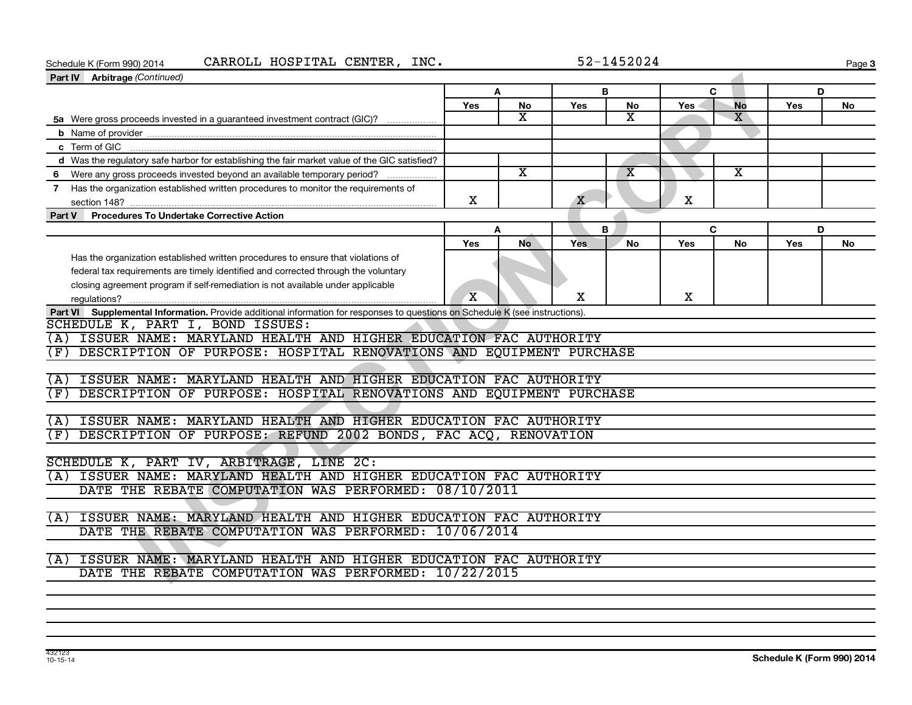Schedule K (Form 990) 2014 CARROLL HOSPITAL CENTER, INC. 52-1452024

**Part IV Arbitrage** *(Continued)*

| | A | | B | | C | | D | |
|---|---|---|---|---|---|---|---|---|
| | Yes | No | Yes | No | Yes | No | Yes | No |
| 5a Were gross proceeds invested in a guaranteed investment contract (GIC)? | | X | | X | | X | | |
| b Name of provider | | | | | | | | |
| c Term of GIC | | | | | | | | |
| d Was the regulatory safe harbor for establishing the fair market value of the GIC satisfied? | | | | | | | | |
| 6 Were any gross proceeds invested beyond an available temporary period? | | X | | X | | X | | |
| 7 Has the organization established written procedures to monitor the requirements of section 148? | X | | X | | X | | | |

**Part V Procedures To Undertake Corrective Action**

| | A | | B | | C | | D | |
|---|---|---|---|---|---|---|---|---|
| | Yes | No | Yes | No | Yes | No | Yes | No |
| Has the organization established written procedures to ensure that violations of federal tax requirements are timely identified and corrected through the voluntary closing agreement program if self-remediation is not available under applicable regulations? | X | | X | | X | | | |

**Part VI Supplemental Information.** Provide additional information for responses to questions on Schedule K (see instructions).

SCHEDULE K, PART I, BOND ISSUES:
(A) ISSUER NAME: MARYLAND HEALTH AND HIGHER EDUCATION FAC AUTHORITY
(F) DESCRIPTION OF PURPOSE: HOSPITAL RENOVATIONS AND EQUIPMENT PURCHASE

(A) ISSUER NAME: MARYLAND HEALTH AND HIGHER EDUCATION FAC AUTHORITY
(F) DESCRIPTION OF PURPOSE: HOSPITAL RENOVATIONS AND EQUIPMENT PURCHASE

(A) ISSUER NAME: MARYLAND HEALTH AND HIGHER EDUCATION FAC AUTHORITY
(F) DESCRIPTION OF PURPOSE: REFUND 2002 BONDS, FAC ACQ, RENOVATION

SCHEDULE K, PART IV, ARBITRAGE, LINE 2C:
(A) ISSUER NAME: MARYLAND HEALTH AND HIGHER EDUCATION FAC AUTHORITY
DATE THE REBATE COMPUTATION WAS PERFORMED: 08/10/2011

(A) ISSUER NAME: MARYLAND HEALTH AND HIGHER EDUCATION FAC AUTHORITY
DATE THE REBATE COMPUTATION WAS PERFORMED: 10/06/2014

(A) ISSUER NAME: MARYLAND HEALTH AND HIGHER EDUCATION FAC AUTHORITY
DATE THE REBATE COMPUTATION WAS PERFORMED: 10/22/2015

432123 10-15-14 Schedule K (Form 990) 2014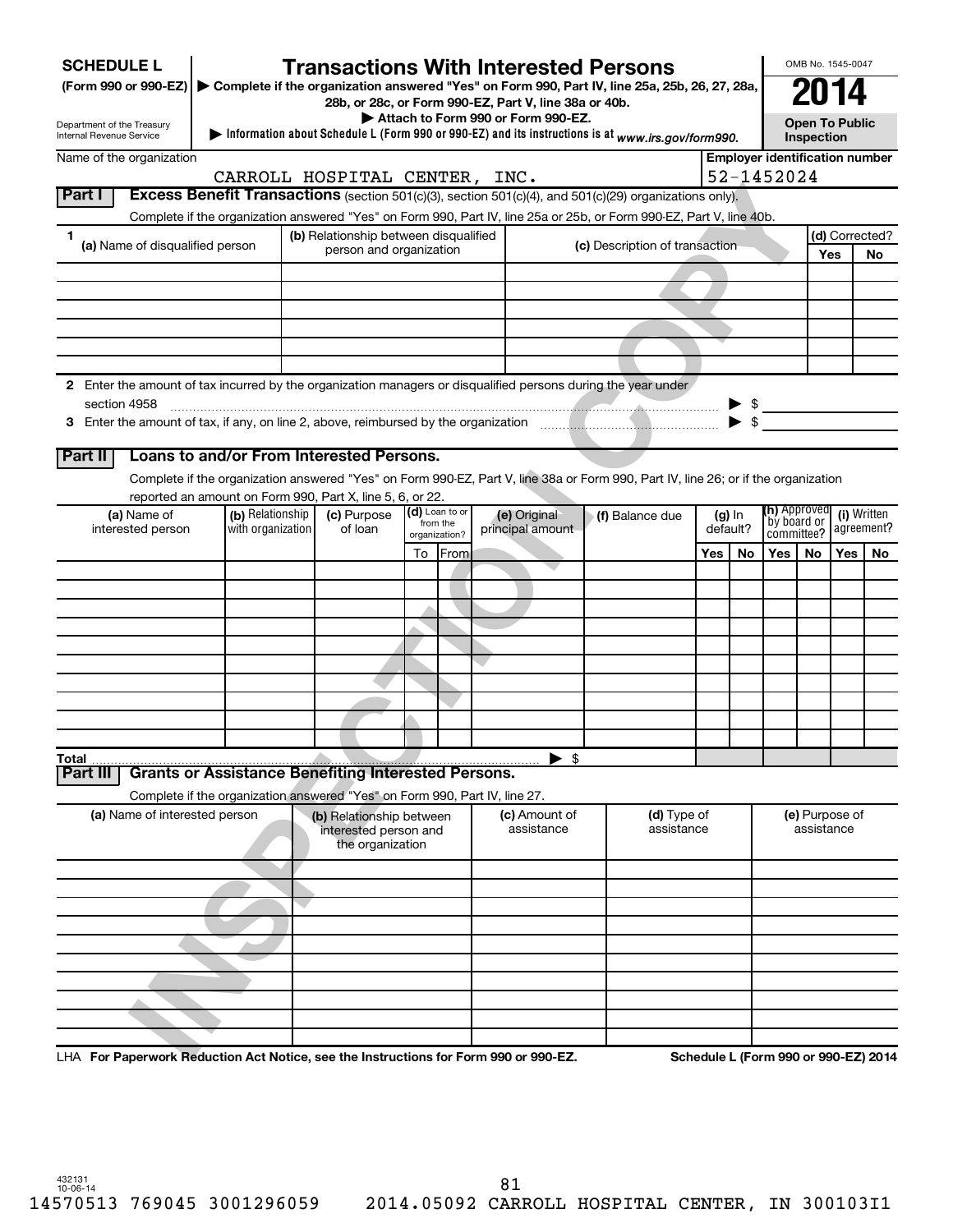**SCHEDULE L**
**(Form 990 or 990-EZ)**

Department of the Treasury
Internal Revenue Service

# Transactions With Interested Persons

▶ Complete if the organization answered "Yes" on Form 990, Part IV, line 25a, 25b, 26, 27, 28a, 28b, or 28c, or Form 990-EZ, Part V, line 38a or 40b.
▶ Attach to Form 990 or Form 990-EZ.
▶ Information about Schedule L (Form 990 or 990-EZ) and its instructions is at *www.irs.gov/form990.*

OMB No. 1545-0047
**2014**
**Open To Public Inspection**

Name of the organization: CARROLL HOSPITAL CENTER, INC.
Employer identification number: 52-1452024

**Part I** **Excess Benefit Transactions** (section 501(c)(3), section 501(c)(4), and 501(c)(29) organizations only).

Complete if the organization answered "Yes" on Form 990, Part IV, line 25a or 25b, or Form 990-EZ, Part V, line 40b.

| 1 (a) Name of disqualified person | (b) Relationship between disqualified person and organization | (c) Description of transaction | (d) Corrected? Yes | No |
|---|---|---|---|---|
| | | | | |
| | | | | |
| | | | | |
| | | | | |
| | | | | |
| | | | | |

2 Enter the amount of tax incurred by the organization managers or disqualified persons during the year under section 4958 ▶ $

3 Enter the amount of tax, if any, on line 2, above, reimbursed by the organization ▶ $

**Part II** **Loans to and/or From Interested Persons.**

Complete if the organization answered "Yes" on Form 990-EZ, Part V, line 38a or Form 990, Part IV, line 26; or if the organization reported an amount on Form 990, Part X, line 5, 6, or 22.

| (a) Name of interested person | (b) Relationship with organization | (c) Purpose of loan | (d) Loan to or from the organization? To | From | (e) Original principal amount | (f) Balance due | (g) In default? Yes | No | (h) Approved by board or committee? Yes | No | (i) Written agreement? Yes | No |
|---|---|---|---|---|---|---|---|---|---|---|---|---|
| | | | | | | | | | | | | |
| | | | | | | | | | | | | |
| | | | | | | | | | | | | |
| | | | | | | | | | | | | |
| | | | | | | | | | | | | |
| | | | | | | | | | | | | |
| | | | | | | | | | | | | |
| | | | | | | | | | | | | |
| | | | | | | | | | | | | |
| | | | | | | | | | | | | |
| Total | | | | | ▶ $ | | | | | | | |

**Part III** **Grants or Assistance Benefiting Interested Persons.**

Complete if the organization answered "Yes" on Form 990, Part IV, line 27.

| (a) Name of interested person | (b) Relationship between interested person and the organization | (c) Amount of assistance | (d) Type of assistance | (e) Purpose of assistance |
|---|---|---|---|---|
| | | | | |
| | | | | |
| | | | | |
| | | | | |
| | | | | |
| | | | | |
| | | | | |
| | | | | |
| | | | | |
| | | | | |

LHA **For Paperwork Reduction Act Notice, see the Instructions for Form 990 or 990-EZ.** **Schedule L (Form 990 or 990-EZ) 2014**

432131
10-06-14

14570513 769045 3001296059 2014.05092 CARROLL HOSPITAL CENTER, IN 300103I1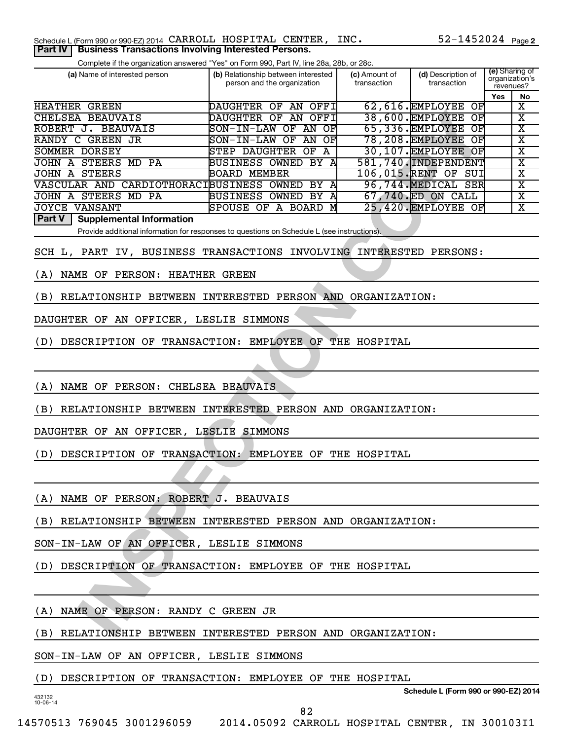Schedule L (Form 990 or 990-EZ) 2014 CARROLL HOSPITAL CENTER, INC. 52-1452024 Page 2

**Part IV | Business Transactions Involving Interested Persons.**

Complete if the organization answered "Yes" on Form 990, Part IV, line 28a, 28b, or 28c.

| (a) Name of interested person | (b) Relationship between interested person and the organization | (c) Amount of transaction | (d) Description of transaction | (e) Sharing of organization's revenues? Yes | No |
|---|---|---|---|---|---|
| HEATHER GREEN | DAUGHTER OF AN OFFI | 62,616. | EMPLOYEE OF | | X |
| CHELSEA BEAUVAIS | DAUGHTER OF AN OFFI | 38,600. | EMPLOYEE OF | | X |
| ROBERT J. BEAUVAIS | SON-IN-LAW OF AN OF | 65,336. | EMPLOYEE OF | | X |
| RANDY C GREEN JR | SON-IN-LAW OF AN OF | 78,208. | EMPLOYEE OF | | X |
| SOMMER DORSEY | STEP DAUGHTER OF A | 30,107. | EMPLOYEE OF | | X |
| JOHN A STEERS MD PA | BUSINESS OWNED BY A | 581,740. | INDEPENDENT | | X |
| JOHN A STEERS | BOARD MEMBER | 106,015. | RENT OF SUI | | X |
| VASCULAR AND CARDIOTHORACI | BUSINESS OWNED BY A | 96,744. | MEDICAL SER | | X |
| JOHN A STEERS MD PA | BUSINESS OWNED BY A | 67,740. | ED ON CALL | | X |
| JOYCE VANSANT | SPOUSE OF A BOARD M | 25,420. | EMPLOYEE OF | | X |

**Part V | Supplemental Information**

Provide additional information for responses to questions on Schedule L (see instructions).

SCH L, PART IV, BUSINESS TRANSACTIONS INVOLVING INTERESTED PERSONS:

(A) NAME OF PERSON: HEATHER GREEN

(B) RELATIONSHIP BETWEEN INTERESTED PERSON AND ORGANIZATION:

DAUGHTER OF AN OFFICER, LESLIE SIMMONS

(D) DESCRIPTION OF TRANSACTION: EMPLOYEE OF THE HOSPITAL

(A) NAME OF PERSON: CHELSEA BEAUVAIS

(B) RELATIONSHIP BETWEEN INTERESTED PERSON AND ORGANIZATION:

DAUGHTER OF AN OFFICER, LESLIE SIMMONS

(D) DESCRIPTION OF TRANSACTION: EMPLOYEE OF THE HOSPITAL

(A) NAME OF PERSON: ROBERT J. BEAUVAIS

(B) RELATIONSHIP BETWEEN INTERESTED PERSON AND ORGANIZATION:

SON-IN-LAW OF AN OFFICER, LESLIE SIMMONS

(D) DESCRIPTION OF TRANSACTION: EMPLOYEE OF THE HOSPITAL

(A) NAME OF PERSON: RANDY C GREEN JR

(B) RELATIONSHIP BETWEEN INTERESTED PERSON AND ORGANIZATION:

SON-IN-LAW OF AN OFFICER, LESLIE SIMMONS

(D) DESCRIPTION OF TRANSACTION: EMPLOYEE OF THE HOSPITAL

Schedule L (Form 990 or 990-EZ) 2014

432132 10-06-14

14570513 769045 3001296059 2014.05092 CARROLL HOSPITAL CENTER, IN 300103I1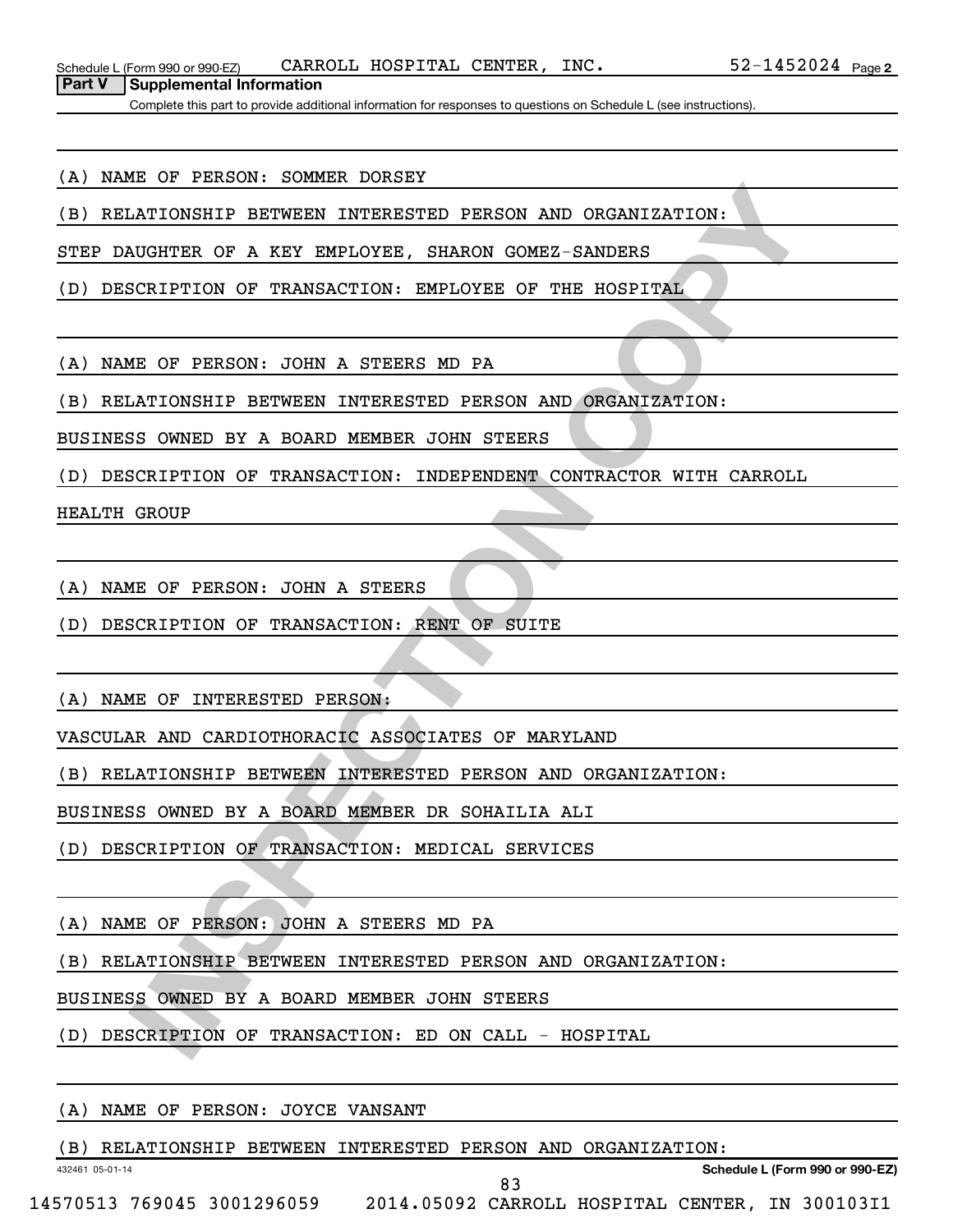Schedule L (Form 990 or 990-EZ) CARROLL HOSPITAL CENTER, INC. 52-1452024 Page 2

**Part V Supplemental Information**

Complete this part to provide additional information for responses to questions on Schedule L (see instructions).

(A) NAME OF PERSON: SOMMER DORSEY

(B) RELATIONSHIP BETWEEN INTERESTED PERSON AND ORGANIZATION:

STEP DAUGHTER OF A KEY EMPLOYEE, SHARON GOMEZ-SANDERS

(D) DESCRIPTION OF TRANSACTION: EMPLOYEE OF THE HOSPITAL

(A) NAME OF PERSON: JOHN A STEERS MD PA

(B) RELATIONSHIP BETWEEN INTERESTED PERSON AND ORGANIZATION:

BUSINESS OWNED BY A BOARD MEMBER JOHN STEERS

(D) DESCRIPTION OF TRANSACTION: INDEPENDENT CONTRACTOR WITH CARROLL HEALTH GROUP

(A) NAME OF PERSON: JOHN A STEERS

(D) DESCRIPTION OF TRANSACTION: RENT OF SUITE

(A) NAME OF INTERESTED PERSON:

VASCULAR AND CARDIOTHORACIC ASSOCIATES OF MARYLAND

(B) RELATIONSHIP BETWEEN INTERESTED PERSON AND ORGANIZATION:

BUSINESS OWNED BY A BOARD MEMBER DR SOHAILIA ALI

(D) DESCRIPTION OF TRANSACTION: MEDICAL SERVICES

(A) NAME OF PERSON: JOHN A STEERS MD PA

(B) RELATIONSHIP BETWEEN INTERESTED PERSON AND ORGANIZATION:

BUSINESS OWNED BY A BOARD MEMBER JOHN STEERS

(D) DESCRIPTION OF TRANSACTION: ED ON CALL - HOSPITAL

(A) NAME OF PERSON: JOYCE VANSANT

(B) RELATIONSHIP BETWEEN INTERESTED PERSON AND ORGANIZATION:

432461 05-01-14 Schedule L (Form 990 or 990-EZ)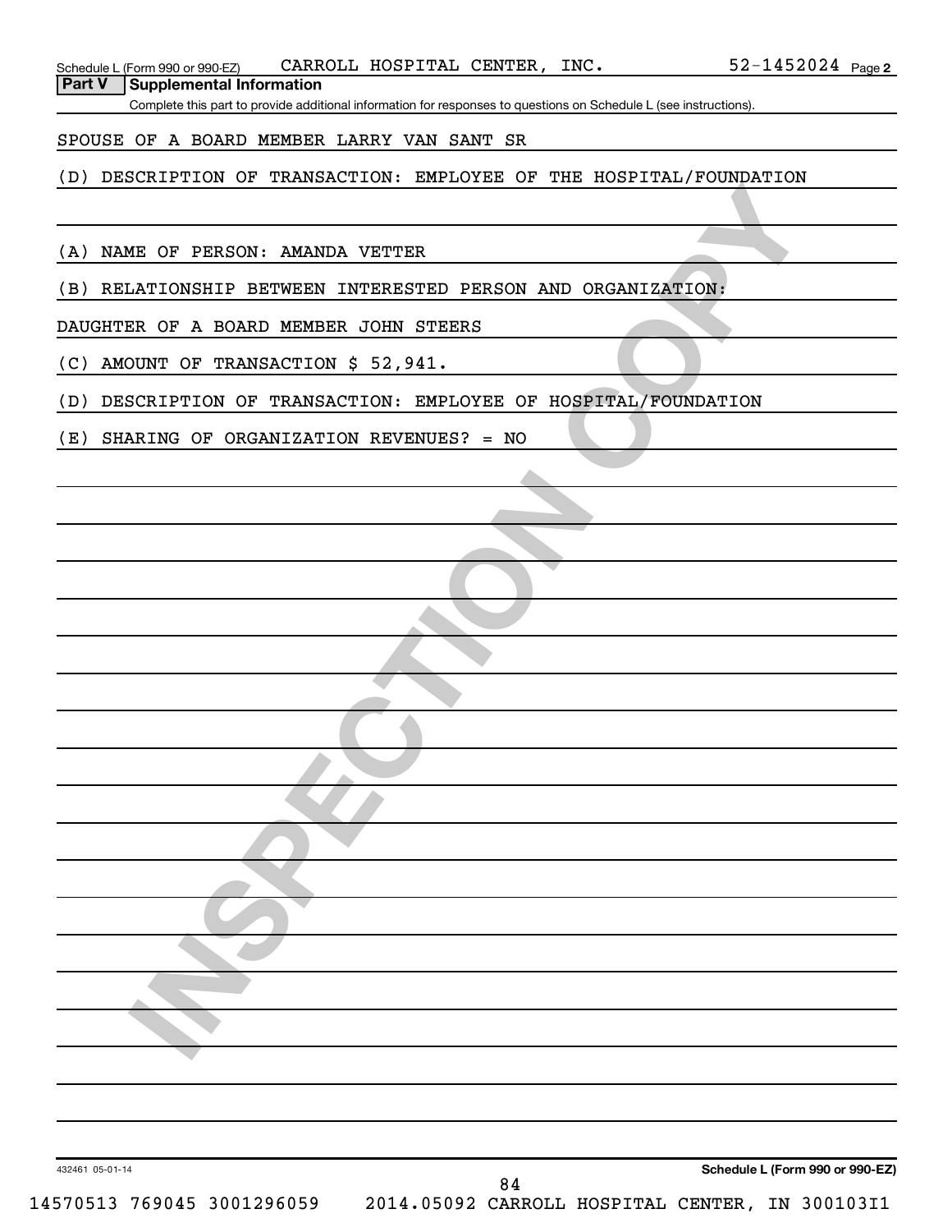Schedule L (Form 990 or 990-EZ) CARROLL HOSPITAL CENTER, INC. 52-1452024 Page 2

**Part V Supplemental Information**

Complete this part to provide additional information for responses to questions on Schedule L (see instructions).

SPOUSE OF A BOARD MEMBER LARRY VAN SANT SR

(D) DESCRIPTION OF TRANSACTION: EMPLOYEE OF THE HOSPITAL/FOUNDATION

(A) NAME OF PERSON: AMANDA VETTER

(B) RELATIONSHIP BETWEEN INTERESTED PERSON AND ORGANIZATION:

DAUGHTER OF A BOARD MEMBER JOHN STEERS

(C) AMOUNT OF TRANSACTION $ 52,941.

(D) DESCRIPTION OF TRANSACTION: EMPLOYEE OF HOSPITAL/FOUNDATION

(E) SHARING OF ORGANIZATION REVENUES? = NO

432461 05-01-14 **Schedule L (Form 990 or 990-EZ)**

14570513 769045 3001296059 2014.05092 CARROLL HOSPITAL CENTER, IN 300103I1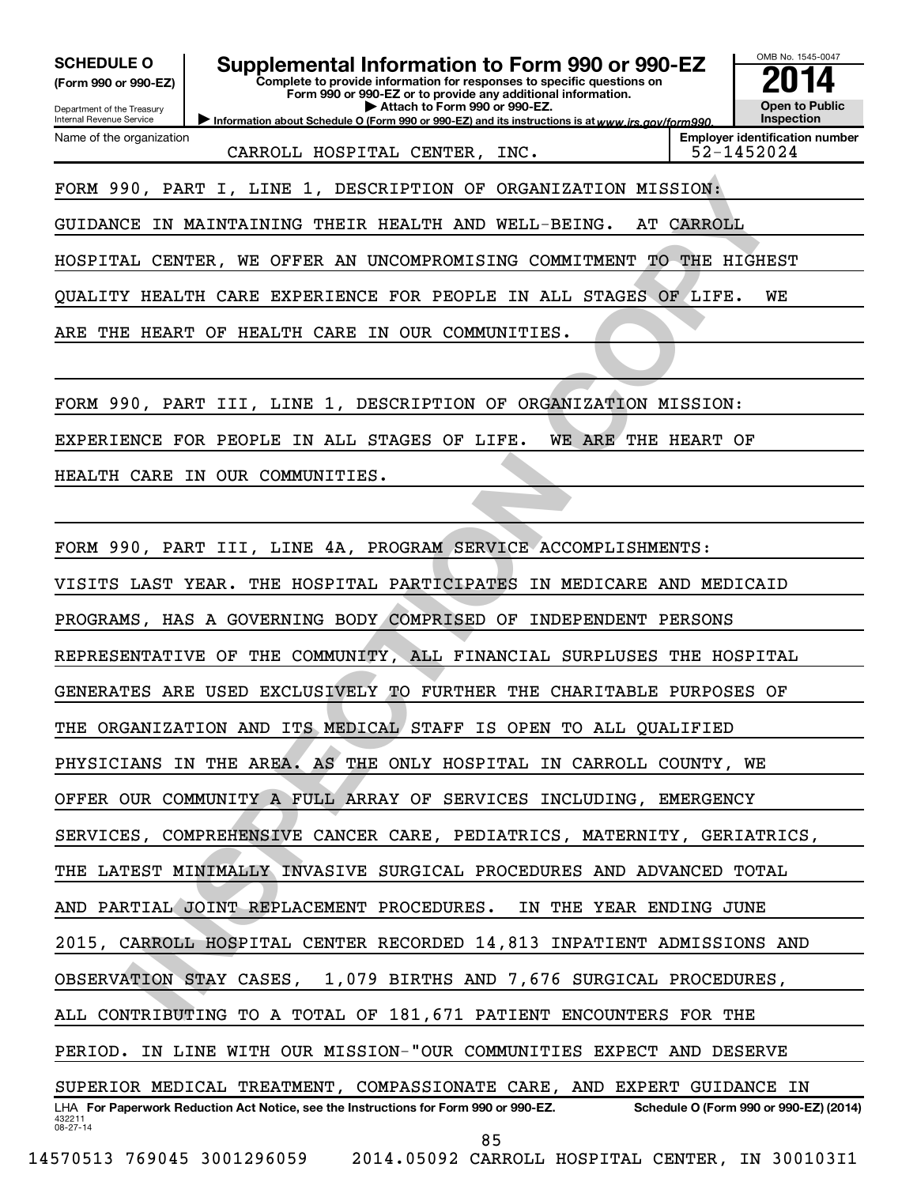**SCHEDULE O** (Form 990 or 990-EZ)

Department of the Treasury
Internal Revenue Service

# Supplemental Information to Form 990 or 990-EZ

**Complete to provide information for responses to specific questions on Form 990 or 990-EZ or to provide any additional information.**
**▶ Attach to Form 990 or 990-EZ.**
**▶ Information about Schedule O (Form 990 or 990-EZ) and its instructions is at** *www.irs.gov/form990.*

OMB No. 1545-0047

**2014**

**Open to Public Inspection**

| Name of the organization | Employer identification number |
| --- | --- |
| CARROLL HOSPITAL CENTER, INC. | 52-1452024 |

FORM 990, PART I, LINE 1, DESCRIPTION OF ORGANIZATION MISSION:

GUIDANCE IN MAINTAINING THEIR HEALTH AND WELL-BEING. AT CARROLL HOSPITAL CENTER, WE OFFER AN UNCOMPROMISING COMMITMENT TO THE HIGHEST QUALITY HEALTH CARE EXPERIENCE FOR PEOPLE IN ALL STAGES OF LIFE. WE ARE THE HEART OF HEALTH CARE IN OUR COMMUNITIES.

FORM 990, PART III, LINE 1, DESCRIPTION OF ORGANIZATION MISSION:

EXPERIENCE FOR PEOPLE IN ALL STAGES OF LIFE. WE ARE THE HEART OF HEALTH CARE IN OUR COMMUNITIES.

FORM 990, PART III, LINE 4A, PROGRAM SERVICE ACCOMPLISHMENTS:

VISITS LAST YEAR. THE HOSPITAL PARTICIPATES IN MEDICARE AND MEDICAID PROGRAMS, HAS A GOVERNING BODY COMPRISED OF INDEPENDENT PERSONS REPRESENTATIVE OF THE COMMUNITY, ALL FINANCIAL SURPLUSES THE HOSPITAL GENERATES ARE USED EXCLUSIVELY TO FURTHER THE CHARITABLE PURPOSES OF THE ORGANIZATION AND ITS MEDICAL STAFF IS OPEN TO ALL QUALIFIED PHYSICIANS IN THE AREA. AS THE ONLY HOSPITAL IN CARROLL COUNTY, WE OFFER OUR COMMUNITY A FULL ARRAY OF SERVICES INCLUDING, EMERGENCY SERVICES, COMPREHENSIVE CANCER CARE, PEDIATRICS, MATERNITY, GERIATRICS, THE LATEST MINIMALLY INVASIVE SURGICAL PROCEDURES AND ADVANCED TOTAL AND PARTIAL JOINT REPLACEMENT PROCEDURES. IN THE YEAR ENDING JUNE 2015, CARROLL HOSPITAL CENTER RECORDED 14,813 INPATIENT ADMISSIONS AND OBSERVATION STAY CASES, 1,079 BIRTHS AND 7,676 SURGICAL PROCEDURES, ALL CONTRIBUTING TO A TOTAL OF 181,671 PATIENT ENCOUNTERS FOR THE PERIOD. IN LINE WITH OUR MISSION-"OUR COMMUNITIES EXPECT AND DESERVE SUPERIOR MEDICAL TREATMENT, COMPASSIONATE CARE, AND EXPERT GUIDANCE IN

LHA **For Paperwork Reduction Act Notice, see the Instructions for Form 990 or 990-EZ.** **Schedule O (Form 990 or 990-EZ) (2014)**

432211
08-27-14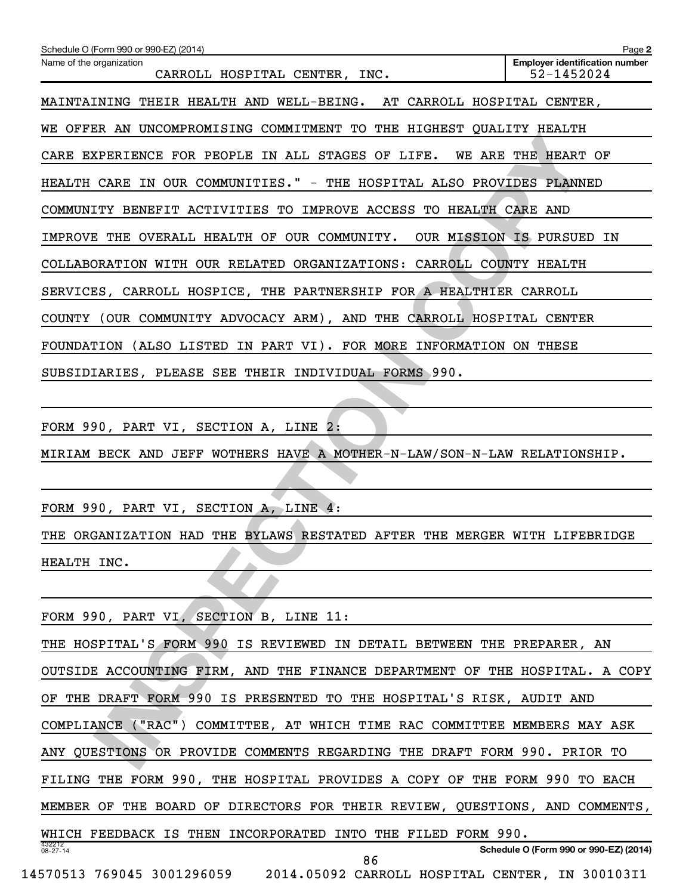Schedule O (Form 990 or 990-EZ) (2014)

Name of the organization: CARROLL HOSPITAL CENTER, INC.

Employer identification number: 52-1452024

MAINTAINING THEIR HEALTH AND WELL-BEING. AT CARROLL HOSPITAL CENTER, WE OFFER AN UNCOMPROMISING COMMITMENT TO THE HIGHEST QUALITY HEALTH CARE EXPERIENCE FOR PEOPLE IN ALL STAGES OF LIFE. WE ARE THE HEART OF HEALTH CARE IN OUR COMMUNITIES." - THE HOSPITAL ALSO PROVIDES PLANNED COMMUNITY BENEFIT ACTIVITIES TO IMPROVE ACCESS TO HEALTH CARE AND IMPROVE THE OVERALL HEALTH OF OUR COMMUNITY. OUR MISSION IS PURSUED IN COLLABORATION WITH OUR RELATED ORGANIZATIONS: CARROLL COUNTY HEALTH SERVICES, CARROLL HOSPICE, THE PARTNERSHIP FOR A HEALTHIER CARROLL COUNTY (OUR COMMUNITY ADVOCACY ARM), AND THE CARROLL HOSPITAL CENTER FOUNDATION (ALSO LISTED IN PART VI). FOR MORE INFORMATION ON THESE SUBSIDIARIES, PLEASE SEE THEIR INDIVIDUAL FORMS 990.

FORM 990, PART VI, SECTION A, LINE 2:

MIRIAM BECK AND JEFF WOTHERS HAVE A MOTHER-N-LAW/SON-N-LAW RELATIONSHIP.

FORM 990, PART VI, SECTION A, LINE 4:

THE ORGANIZATION HAD THE BYLAWS RESTATED AFTER THE MERGER WITH LIFEBRIDGE HEALTH INC.

FORM 990, PART VI, SECTION B, LINE 11:

THE HOSPITAL'S FORM 990 IS REVIEWED IN DETAIL BETWEEN THE PREPARER, AN OUTSIDE ACCOUNTING FIRM, AND THE FINANCE DEPARTMENT OF THE HOSPITAL. A COPY OF THE DRAFT FORM 990 IS PRESENTED TO THE HOSPITAL'S RISK, AUDIT AND COMPLIANCE ("RAC") COMMITTEE, AT WHICH TIME RAC COMMITTEE MEMBERS MAY ASK ANY QUESTIONS OR PROVIDE COMMENTS REGARDING THE DRAFT FORM 990. PRIOR TO FILING THE FORM 990, THE HOSPITAL PROVIDES A COPY OF THE FORM 990 TO EACH MEMBER OF THE BOARD OF DIRECTORS FOR THEIR REVIEW, QUESTIONS, AND COMMENTS, WHICH FEEDBACK IS THEN INCORPORATED INTO THE FILED FORM 990.

Schedule O (Form 990 or 990-EZ) (2014)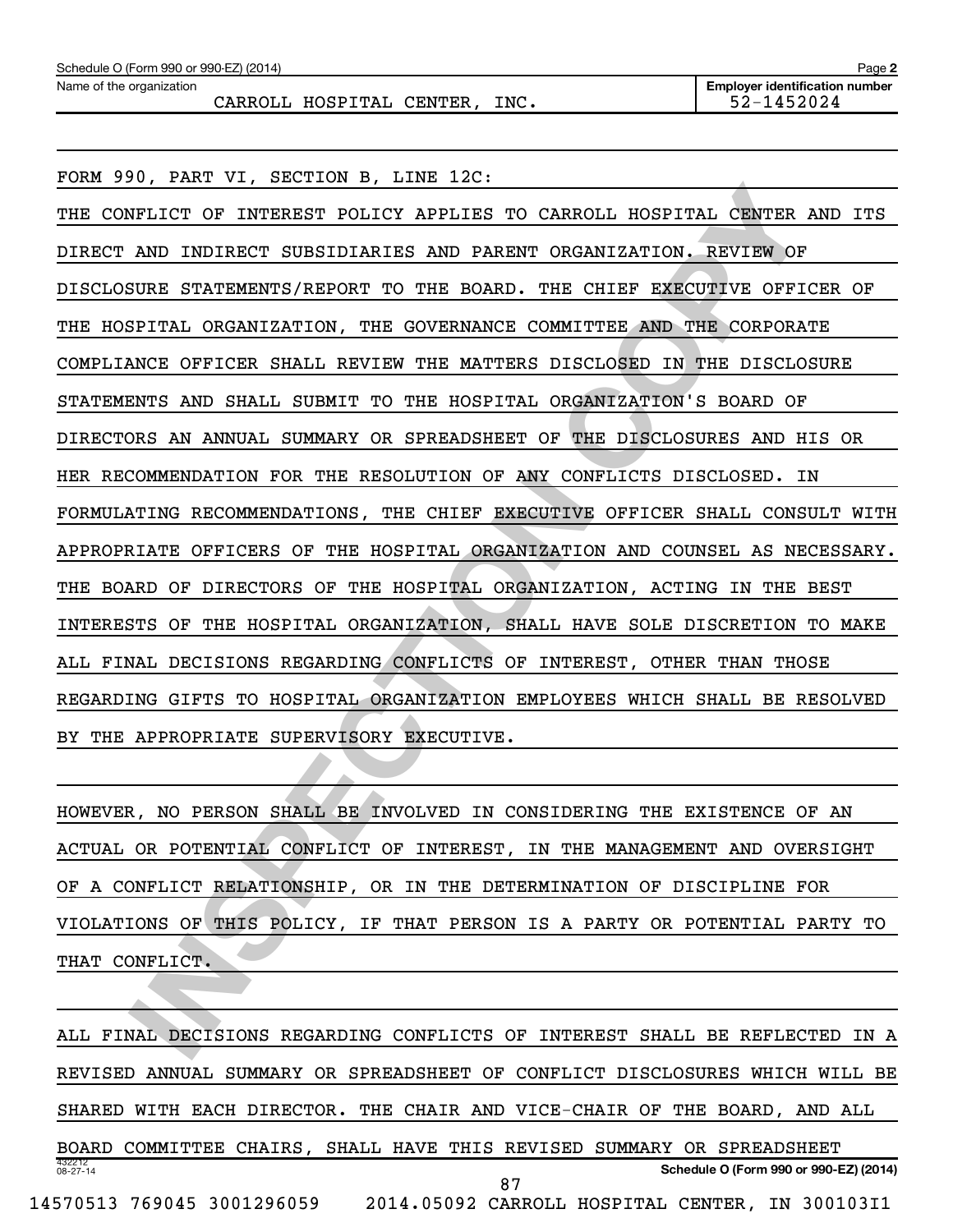Schedule O (Form 990 or 990-EZ) (2014)

Name of the organization: CARROLL HOSPITAL CENTER, INC.

Employer identification number: 52-1452024

FORM 990, PART VI, SECTION B, LINE 12C:

THE CONFLICT OF INTEREST POLICY APPLIES TO CARROLL HOSPITAL CENTER AND ITS DIRECT AND INDIRECT SUBSIDIARIES AND PARENT ORGANIZATION. REVIEW OF DISCLOSURE STATEMENTS/REPORT TO THE BOARD. THE CHIEF EXECUTIVE OFFICER OF THE HOSPITAL ORGANIZATION, THE GOVERNANCE COMMITTEE AND THE CORPORATE COMPLIANCE OFFICER SHALL REVIEW THE MATTERS DISCLOSED IN THE DISCLOSURE STATEMENTS AND SHALL SUBMIT TO THE HOSPITAL ORGANIZATION'S BOARD OF DIRECTORS AN ANNUAL SUMMARY OR SPREADSHEET OF THE DISCLOSURES AND HIS OR HER RECOMMENDATION FOR THE RESOLUTION OF ANY CONFLICTS DISCLOSED. IN FORMULATING RECOMMENDATIONS, THE CHIEF EXECUTIVE OFFICER SHALL CONSULT WITH APPROPRIATE OFFICERS OF THE HOSPITAL ORGANIZATION AND COUNSEL AS NECESSARY. THE BOARD OF DIRECTORS OF THE HOSPITAL ORGANIZATION, ACTING IN THE BEST INTERESTS OF THE HOSPITAL ORGANIZATION, SHALL HAVE SOLE DISCRETION TO MAKE ALL FINAL DECISIONS REGARDING CONFLICTS OF INTEREST, OTHER THAN THOSE REGARDING GIFTS TO HOSPITAL ORGANIZATION EMPLOYEES WHICH SHALL BE RESOLVED BY THE APPROPRIATE SUPERVISORY EXECUTIVE.

HOWEVER, NO PERSON SHALL BE INVOLVED IN CONSIDERING THE EXISTENCE OF AN ACTUAL OR POTENTIAL CONFLICT OF INTEREST, IN THE MANAGEMENT AND OVERSIGHT OF A CONFLICT RELATIONSHIP, OR IN THE DETERMINATION OF DISCIPLINE FOR VIOLATIONS OF THIS POLICY, IF THAT PERSON IS A PARTY OR POTENTIAL PARTY TO THAT CONFLICT.

ALL FINAL DECISIONS REGARDING CONFLICTS OF INTEREST SHALL BE REFLECTED IN A REVISED ANNUAL SUMMARY OR SPREADSHEET OF CONFLICT DISCLOSURES WHICH WILL BE SHARED WITH EACH DIRECTOR. THE CHAIR AND VICE-CHAIR OF THE BOARD, AND ALL BOARD COMMITTEE CHAIRS, SHALL HAVE THIS REVISED SUMMARY OR SPREADSHEET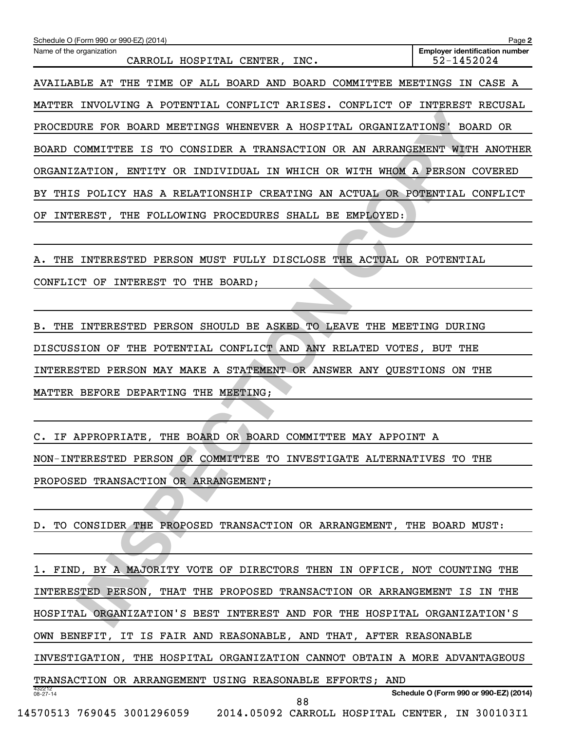Schedule O (Form 990 or 990-EZ) (2014) Page 2

Name of the organization: CARROLL HOSPITAL CENTER, INC.

Employer identification number: 52-1452024

AVAILABLE AT THE TIME OF ALL BOARD AND BOARD COMMITTEE MEETINGS IN CASE A MATTER INVOLVING A POTENTIAL CONFLICT ARISES. CONFLICT OF INTEREST RECUSAL PROCEDURE FOR BOARD MEETINGS WHENEVER A HOSPITAL ORGANIZATIONS' BOARD OR BOARD COMMITTEE IS TO CONSIDER A TRANSACTION OR AN ARRANGEMENT WITH ANOTHER ORGANIZATION, ENTITY OR INDIVIDUAL IN WHICH OR WITH WHOM A PERSON COVERED BY THIS POLICY HAS A RELATIONSHIP CREATING AN ACTUAL OR POTENTIAL CONFLICT OF INTEREST, THE FOLLOWING PROCEDURES SHALL BE EMPLOYED:

A. THE INTERESTED PERSON MUST FULLY DISCLOSE THE ACTUAL OR POTENTIAL CONFLICT OF INTEREST TO THE BOARD;

B. THE INTERESTED PERSON SHOULD BE ASKED TO LEAVE THE MEETING DURING DISCUSSION OF THE POTENTIAL CONFLICT AND ANY RELATED VOTES, BUT THE INTERESTED PERSON MAY MAKE A STATEMENT OR ANSWER ANY QUESTIONS ON THE MATTER BEFORE DEPARTING THE MEETING;

C. IF APPROPRIATE, THE BOARD OR BOARD COMMITTEE MAY APPOINT A NON-INTERESTED PERSON OR COMMITTEE TO INVESTIGATE ALTERNATIVES TO THE PROPOSED TRANSACTION OR ARRANGEMENT;

D. TO CONSIDER THE PROPOSED TRANSACTION OR ARRANGEMENT, THE BOARD MUST:

1. FIND, BY A MAJORITY VOTE OF DIRECTORS THEN IN OFFICE, NOT COUNTING THE INTERESTED PERSON, THAT THE PROPOSED TRANSACTION OR ARRANGEMENT IS IN THE HOSPITAL ORGANIZATION'S BEST INTEREST AND FOR THE HOSPITAL ORGANIZATION'S OWN BENEFIT, IT IS FAIR AND REASONABLE, AND THAT, AFTER REASONABLE INVESTIGATION, THE HOSPITAL ORGANIZATION CANNOT OBTAIN A MORE ADVANTAGEOUS TRANSACTION OR ARRANGEMENT USING REASONABLE EFFORTS; AND

Schedule O (Form 990 or 990-EZ) (2014)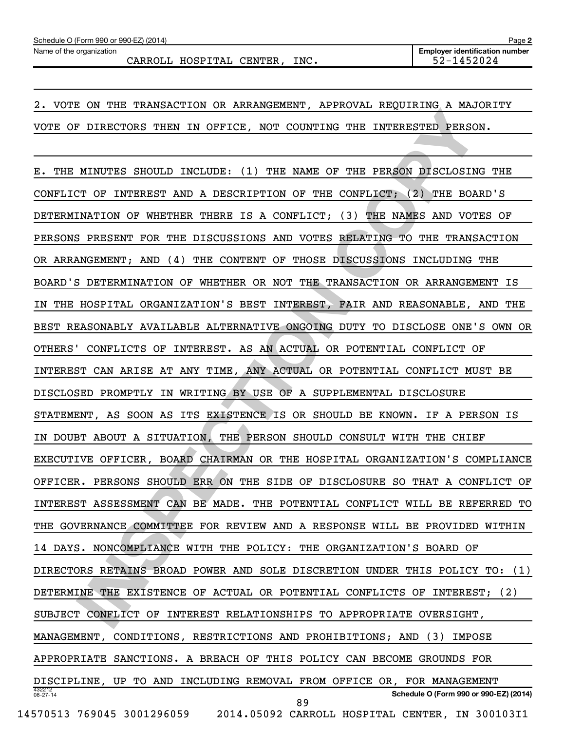Schedule O (Form 990 or 990-EZ) (2014)

Name of the organization: CARROLL HOSPITAL CENTER, INC.

Employer identification number: 52-1452024

2. VOTE ON THE TRANSACTION OR ARRANGEMENT, APPROVAL REQUIRING A MAJORITY VOTE OF DIRECTORS THEN IN OFFICE, NOT COUNTING THE INTERESTED PERSON.

E. THE MINUTES SHOULD INCLUDE: (1) THE NAME OF THE PERSON DISCLOSING THE CONFLICT OF INTEREST AND A DESCRIPTION OF THE CONFLICT; (2) THE BOARD'S DETERMINATION OF WHETHER THERE IS A CONFLICT; (3) THE NAMES AND VOTES OF PERSONS PRESENT FOR THE DISCUSSIONS AND VOTES RELATING TO THE TRANSACTION OR ARRANGEMENT; AND (4) THE CONTENT OF THOSE DISCUSSIONS INCLUDING THE BOARD'S DETERMINATION OF WHETHER OR NOT THE TRANSACTION OR ARRANGEMENT IS IN THE HOSPITAL ORGANIZATION'S BEST INTEREST, FAIR AND REASONABLE, AND THE BEST REASONABLY AVAILABLE ALTERNATIVE ONGOING DUTY TO DISCLOSE ONE'S OWN OR OTHERS' CONFLICTS OF INTEREST. AS AN ACTUAL OR POTENTIAL CONFLICT OF INTEREST CAN ARISE AT ANY TIME, ANY ACTUAL OR POTENTIAL CONFLICT MUST BE DISCLOSED PROMPTLY IN WRITING BY USE OF A SUPPLEMENTAL DISCLOSURE STATEMENT, AS SOON AS ITS EXISTENCE IS OR SHOULD BE KNOWN. IF A PERSON IS IN DOUBT ABOUT A SITUATION, THE PERSON SHOULD CONSULT WITH THE CHIEF EXECUTIVE OFFICER, BOARD CHAIRMAN OR THE HOSPITAL ORGANIZATION'S COMPLIANCE OFFICER. PERSONS SHOULD ERR ON THE SIDE OF DISCLOSURE SO THAT A CONFLICT OF INTEREST ASSESSMENT CAN BE MADE. THE POTENTIAL CONFLICT WILL BE REFERRED TO THE GOVERNANCE COMMITTEE FOR REVIEW AND A RESPONSE WILL BE PROVIDED WITHIN 14 DAYS. NONCOMPLIANCE WITH THE POLICY: THE ORGANIZATION'S BOARD OF DIRECTORS RETAINS BROAD POWER AND SOLE DISCRETION UNDER THIS POLICY TO: (1) DETERMINE THE EXISTENCE OF ACTUAL OR POTENTIAL CONFLICTS OF INTEREST; (2) SUBJECT CONFLICT OF INTEREST RELATIONSHIPS TO APPROPRIATE OVERSIGHT, MANAGEMENT, CONDITIONS, RESTRICTIONS AND PROHIBITIONS; AND (3) IMPOSE APPROPRIATE SANCTIONS. A BREACH OF THIS POLICY CAN BECOME GROUNDS FOR DISCIPLINE, UP TO AND INCLUDING REMOVAL FROM OFFICE OR, FOR MANAGEMENT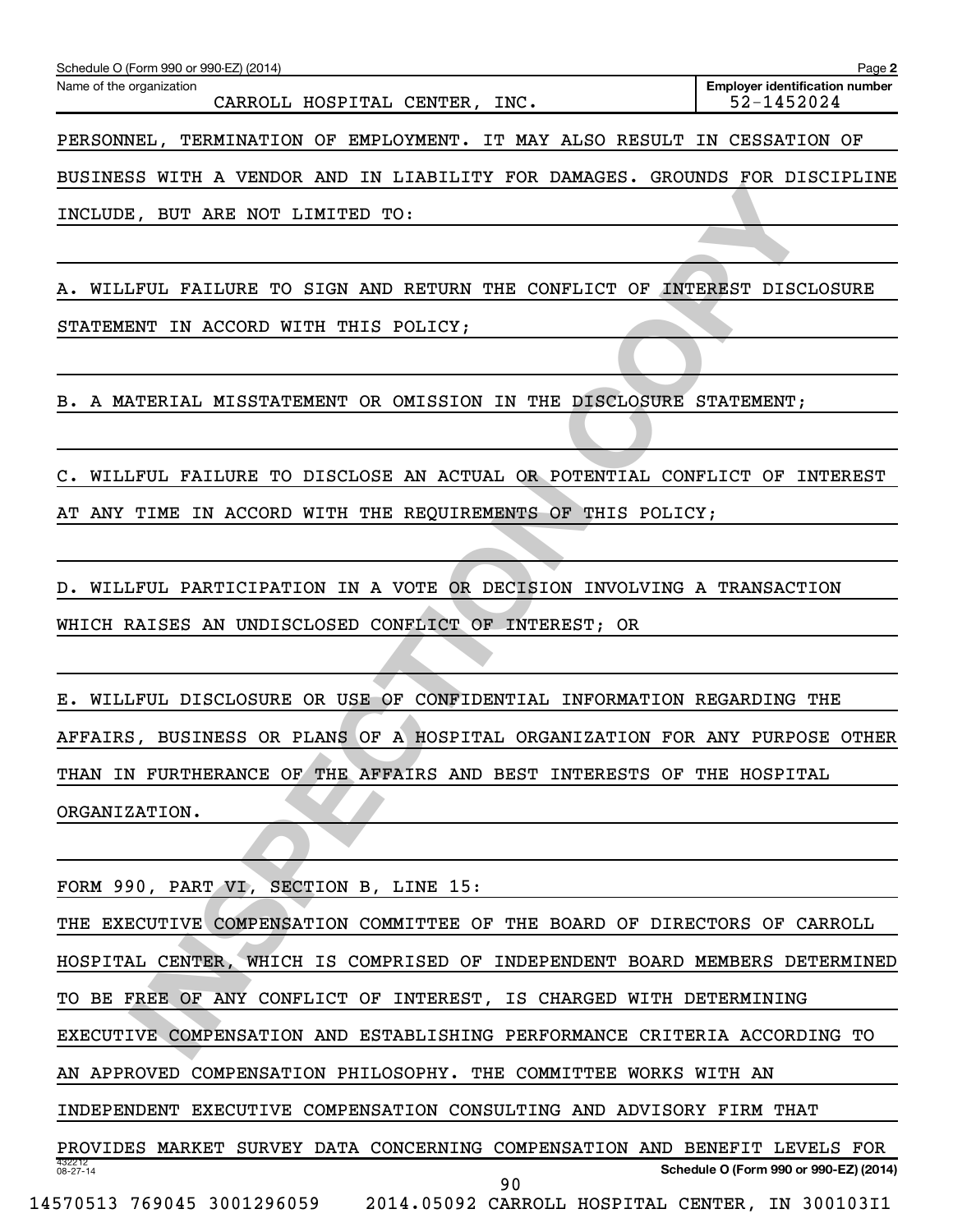PERSONNEL, TERMINATION OF EMPLOYMENT. IT MAY ALSO RESULT IN CESSATION OF BUSINESS WITH A VENDOR AND IN LIABILITY FOR DAMAGES. GROUNDS FOR DISCIPLINE INCLUDE, BUT ARE NOT LIMITED TO:

A. WILLFUL FAILURE TO SIGN AND RETURN THE CONFLICT OF INTEREST DISCLOSURE STATEMENT IN ACCORD WITH THIS POLICY;

B. A MATERIAL MISSTATEMENT OR OMISSION IN THE DISCLOSURE STATEMENT;

C. WILLFUL FAILURE TO DISCLOSE AN ACTUAL OR POTENTIAL CONFLICT OF INTEREST AT ANY TIME IN ACCORD WITH THE REQUIREMENTS OF THIS POLICY;

D. WILLFUL PARTICIPATION IN A VOTE OR DECISION INVOLVING A TRANSACTION WHICH RAISES AN UNDISCLOSED CONFLICT OF INTEREST; OR

E. WILLFUL DISCLOSURE OR USE OF CONFIDENTIAL INFORMATION REGARDING THE AFFAIRS, BUSINESS OR PLANS OF A HOSPITAL ORGANIZATION FOR ANY PURPOSE OTHER THAN IN FURTHERANCE OF THE AFFAIRS AND BEST INTERESTS OF THE HOSPITAL ORGANIZATION.

FORM 990, PART VI, SECTION B, LINE 15:

THE EXECUTIVE COMPENSATION COMMITTEE OF THE BOARD OF DIRECTORS OF CARROLL HOSPITAL CENTER, WHICH IS COMPRISED OF INDEPENDENT BOARD MEMBERS DETERMINED TO BE FREE OF ANY CONFLICT OF INTEREST, IS CHARGED WITH DETERMINING EXECUTIVE COMPENSATION AND ESTABLISHING PERFORMANCE CRITERIA ACCORDING TO AN APPROVED COMPENSATION PHILOSOPHY. THE COMMITTEE WORKS WITH AN INDEPENDENT EXECUTIVE COMPENSATION CONSULTING AND ADVISORY FIRM THAT PROVIDES MARKET SURVEY DATA CONCERNING COMPENSATION AND BENEFIT LEVELS FOR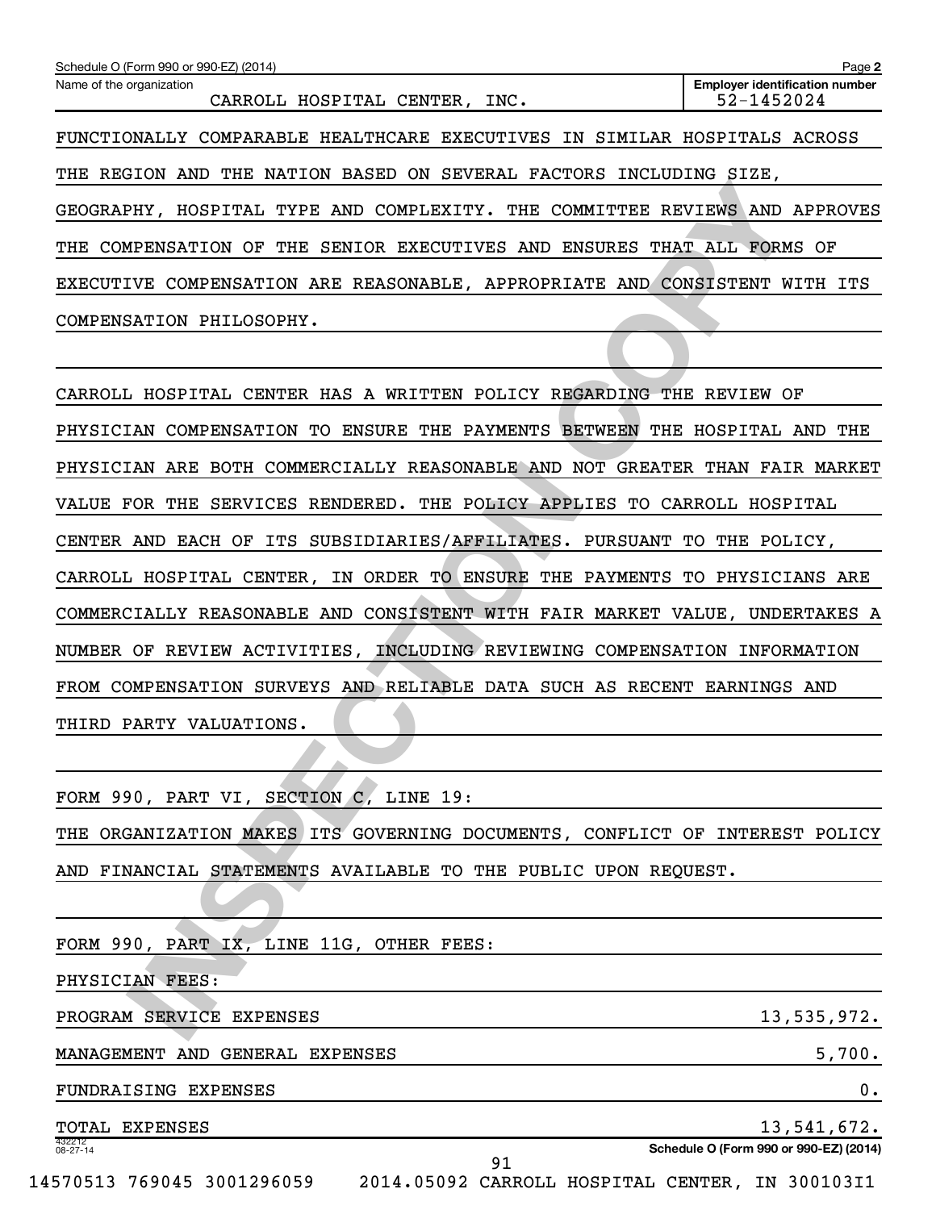Schedule O (Form 990 or 990-EZ) (2014) Page **2**

Name of the organization: CARROLL HOSPITAL CENTER, INC.

**Employer identification number** 52-1452024

FUNCTIONALLY COMPARABLE HEALTHCARE EXECUTIVES IN SIMILAR HOSPITALS ACROSS THE REGION AND THE NATION BASED ON SEVERAL FACTORS INCLUDING SIZE, GEOGRAPHY, HOSPITAL TYPE AND COMPLEXITY. THE COMMITTEE REVIEWS AND APPROVES THE COMPENSATION OF THE SENIOR EXECUTIVES AND ENSURES THAT ALL FORMS OF EXECUTIVE COMPENSATION ARE REASONABLE, APPROPRIATE AND CONSISTENT WITH ITS COMPENSATION PHILOSOPHY.

CARROLL HOSPITAL CENTER HAS A WRITTEN POLICY REGARDING THE REVIEW OF PHYSICIAN COMPENSATION TO ENSURE THE PAYMENTS BETWEEN THE HOSPITAL AND THE PHYSICIAN ARE BOTH COMMERCIALLY REASONABLE AND NOT GREATER THAN FAIR MARKET VALUE FOR THE SERVICES RENDERED. THE POLICY APPLIES TO CARROLL HOSPITAL CENTER AND EACH OF ITS SUBSIDIARIES/AFFILIATES. PURSUANT TO THE POLICY, CARROLL HOSPITAL CENTER, IN ORDER TO ENSURE THE PAYMENTS TO PHYSICIANS ARE COMMERCIALLY REASONABLE AND CONSISTENT WITH FAIR MARKET VALUE, UNDERTAKES A NUMBER OF REVIEW ACTIVITIES, INCLUDING REVIEWING COMPENSATION INFORMATION FROM COMPENSATION SURVEYS AND RELIABLE DATA SUCH AS RECENT EARNINGS AND THIRD PARTY VALUATIONS.

FORM 990, PART VI, SECTION C, LINE 19:

THE ORGANIZATION MAKES ITS GOVERNING DOCUMENTS, CONFLICT OF INTEREST POLICY AND FINANCIAL STATEMENTS AVAILABLE TO THE PUBLIC UPON REQUEST.

FORM 990, PART IX, LINE 11G, OTHER FEES:

PHYSICIAN FEES:

| | |
|---|---|
| PROGRAM SERVICE EXPENSES | 13,535,972. |
| MANAGEMENT AND GENERAL EXPENSES | 5,700. |
| FUNDRAISING EXPENSES | 0. |
| TOTAL EXPENSES | 13,541,672. |

432212 08-27-14

**Schedule O (Form 990 or 990-EZ) (2014)**

14570513 769045 3001296059 2014.05092 CARROLL HOSPITAL CENTER, IN 300103I1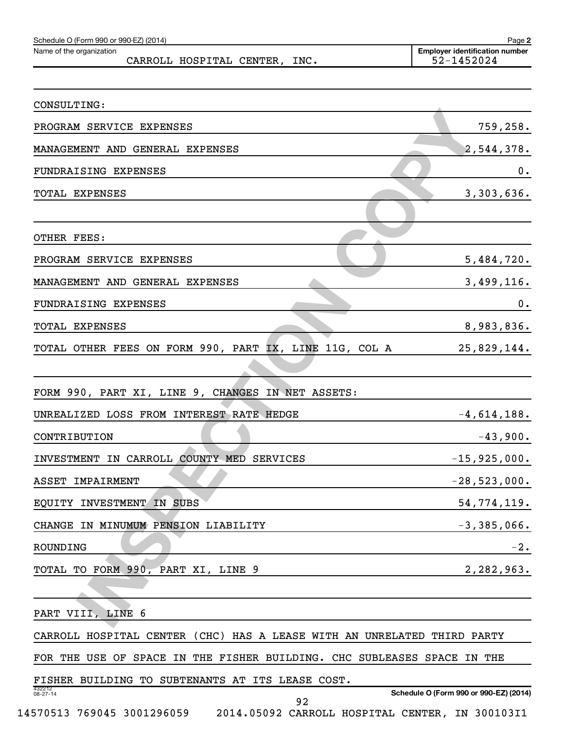Schedule O (Form 990 or 990-EZ) (2014)

Name of the organization: CARROLL HOSPITAL CENTER, INC.

Employer identification number: 52-1452024

| | |
|---|---|
| CONSULTING: | |
| PROGRAM SERVICE EXPENSES | 759,258. |
| MANAGEMENT AND GENERAL EXPENSES | 2,544,378. |
| FUNDRAISING EXPENSES | 0. |
| TOTAL EXPENSES | 3,303,636. |
| | |
| OTHER FEES: | |
| PROGRAM SERVICE EXPENSES | 5,484,720. |
| MANAGEMENT AND GENERAL EXPENSES | 3,499,116. |
| FUNDRAISING EXPENSES | 0. |
| TOTAL EXPENSES | 8,983,836. |
| TOTAL OTHER FEES ON FORM 990, PART IX, LINE 11G, COL A | 25,829,144. |
| | |
| FORM 990, PART XI, LINE 9, CHANGES IN NET ASSETS: | |
| UNREALIZED LOSS FROM INTEREST RATE HEDGE | -4,614,188. |
| CONTRIBUTION | -43,900. |
| INVESTMENT IN CARROLL COUNTY MED SERVICES | -15,925,000. |
| ASSET IMPAIRMENT | -28,523,000. |
| EQUITY INVESTMENT IN SUBS | 54,774,119. |
| CHANGE IN MINUMUM PENSION LIABILITY | -3,385,066. |
| ROUNDING | -2. |
| TOTAL TO FORM 990, PART XI, LINE 9 | 2,282,963. |

PART VIII, LINE 6

CARROLL HOSPITAL CENTER (CHC) HAS A LEASE WITH AN UNRELATED THIRD PARTY FOR THE USE OF SPACE IN THE FISHER BUILDING. CHC SUBLEASES SPACE IN THE FISHER BUILDING TO SUBTENANTS AT ITS LEASE COST.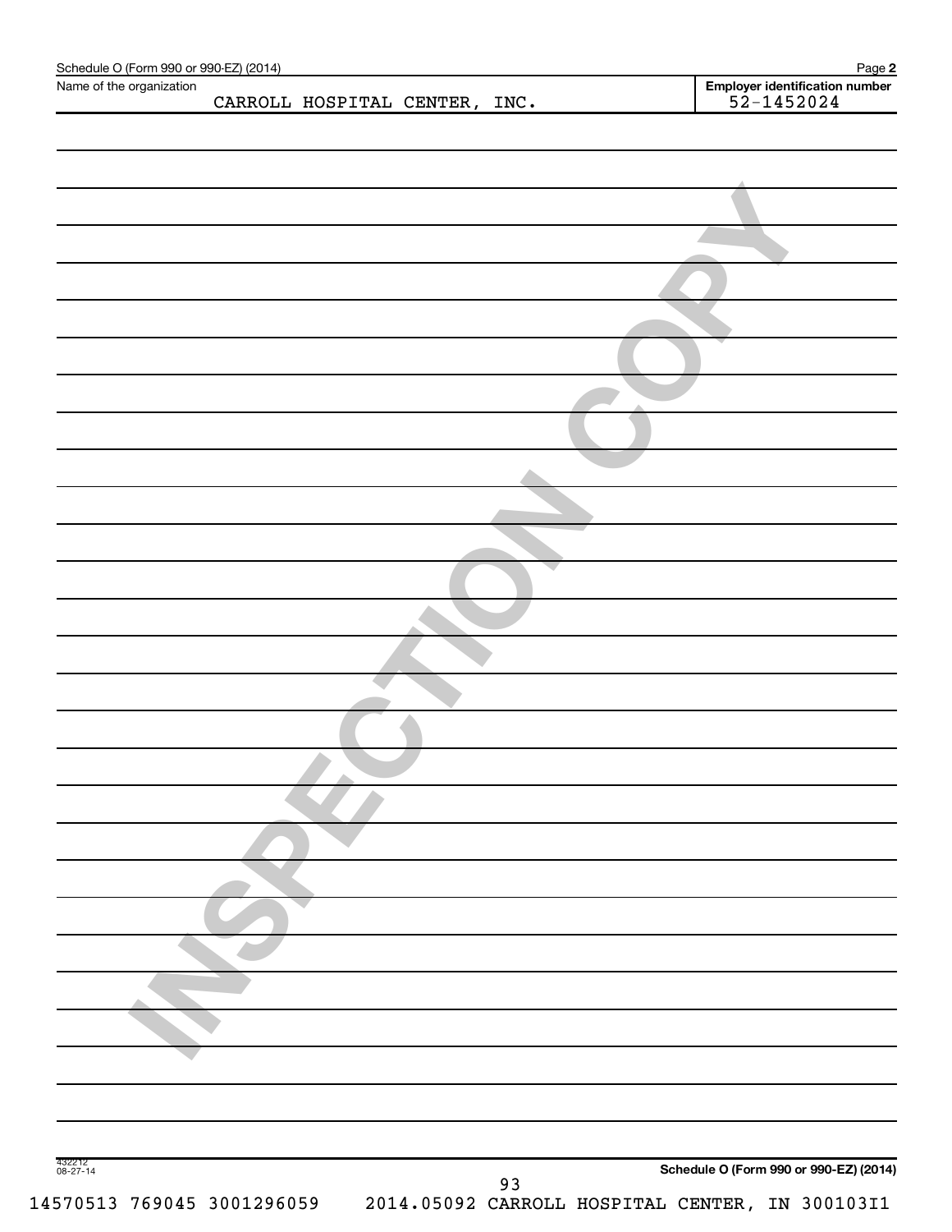Schedule O (Form 990 or 990-EZ) (2014)

Name of the organization: CARROLL HOSPITAL CENTER, INC.

Employer identification number: 52-1452024

INSPECTION COPY

432212 08-27-14

Schedule O (Form 990 or 990-EZ) (2014)

14570513 769045 3001296059 2014.05092 CARROLL HOSPITAL CENTER, IN 300103I1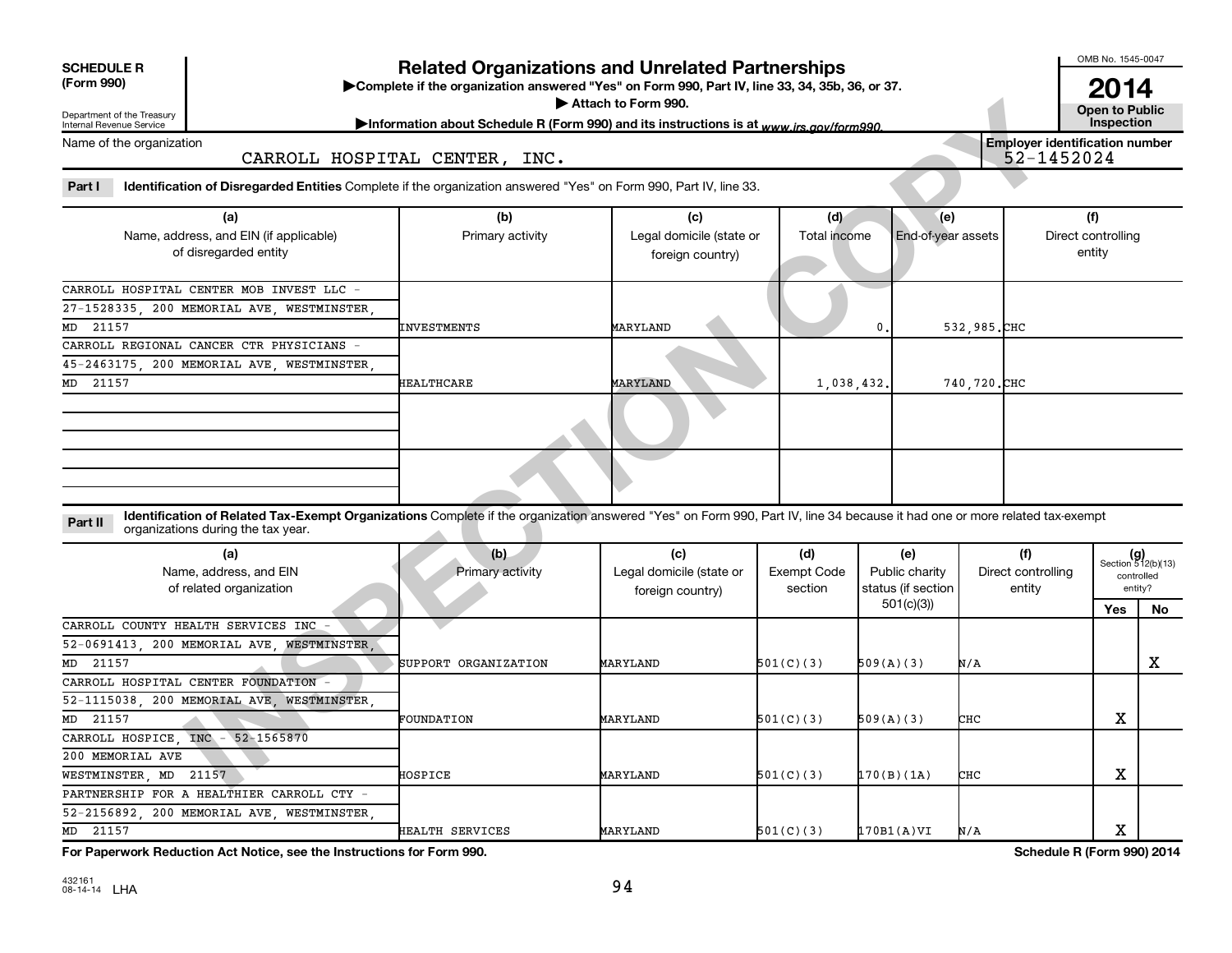**SCHEDULE R (Form 990)**

Department of the Treasury Internal Revenue Service

# Related Organizations and Unrelated Partnerships

▶Complete if the organization answered "Yes" on Form 990, Part IV, line 33, 34, 35b, 36, or 37.

▶ Attach to Form 990.

▶Information about Schedule R (Form 990) and its instructions is at *www.irs.gov/form990.*

OMB No. 1545-0047

**2014**

**Open to Public Inspection**

Name of the organization: CARROLL HOSPITAL CENTER, INC.

Employer identification number: 52-1452024

**Part I Identification of Disregarded Entities** Complete if the organization answered "Yes" on Form 990, Part IV, line 33.

| (a) Name, address, and EIN (if applicable) of disregarded entity | (b) Primary activity | (c) Legal domicile (state or foreign country) | (d) Total income | (e) End-of-year assets | (f) Direct controlling entity |
|---|---|---|---|---|---|
| CARROLL HOSPITAL CENTER MOB INVEST LLC - 27-1528335, 200 MEMORIAL AVE, WESTMINSTER, MD 21157 | INVESTMENTS | MARYLAND | 0. | 532,985. | CHC |
| CARROLL REGIONAL CANCER CTR PHYSICIANS - 45-2463175, 200 MEMORIAL AVE, WESTMINSTER, MD 21157 | HEALTHCARE | MARYLAND | 1,038,432. | 740,720. | CHC |
| | | | | | |
| | | | | | |

**Part II Identification of Related Tax-Exempt Organizations** Complete if the organization answered "Yes" on Form 990, Part IV, line 34 because it had one or more related tax-exempt organizations during the tax year.

| (a) Name, address, and EIN of related organization | (b) Primary activity | (c) Legal domicile (state or foreign country) | (d) Exempt Code section | (e) Public charity status (if section 501(c)(3)) | (f) Direct controlling entity | (g) Section 512(b)(13) controlled entity? Yes | No |
|---|---|---|---|---|---|---|---|
| CARROLL COUNTY HEALTH SERVICES INC - 52-0691413, 200 MEMORIAL AVE, WESTMINSTER, MD 21157 | SUPPORT ORGANIZATION | MARYLAND | 501(C)(3) | 509(A)(3) | N/A | | X |
| CARROLL HOSPITAL CENTER FOUNDATION - 52-1115038, 200 MEMORIAL AVE, WESTMINSTER, MD 21157 | FOUNDATION | MARYLAND | 501(C)(3) | 509(A)(3) | CHC | X | |
| CARROLL HOSPICE, INC - 52-1565870 200 MEMORIAL AVE WESTMINSTER, MD 21157 | HOSPICE | MARYLAND | 501(C)(3) | 170(B)(1A) | CHC | X | |
| PARTNERSHIP FOR A HEALTHIER CARROLL CTY - 52-2156892, 200 MEMORIAL AVE, WESTMINSTER, MD 21157 | HEALTH SERVICES | MARYLAND | 501(C)(3) | 170B1(A)VI | N/A | X | |

**For Paperwork Reduction Act Notice, see the Instructions for Form 990.** **Schedule R (Form 990) 2014**

432161 08-14-14 LHA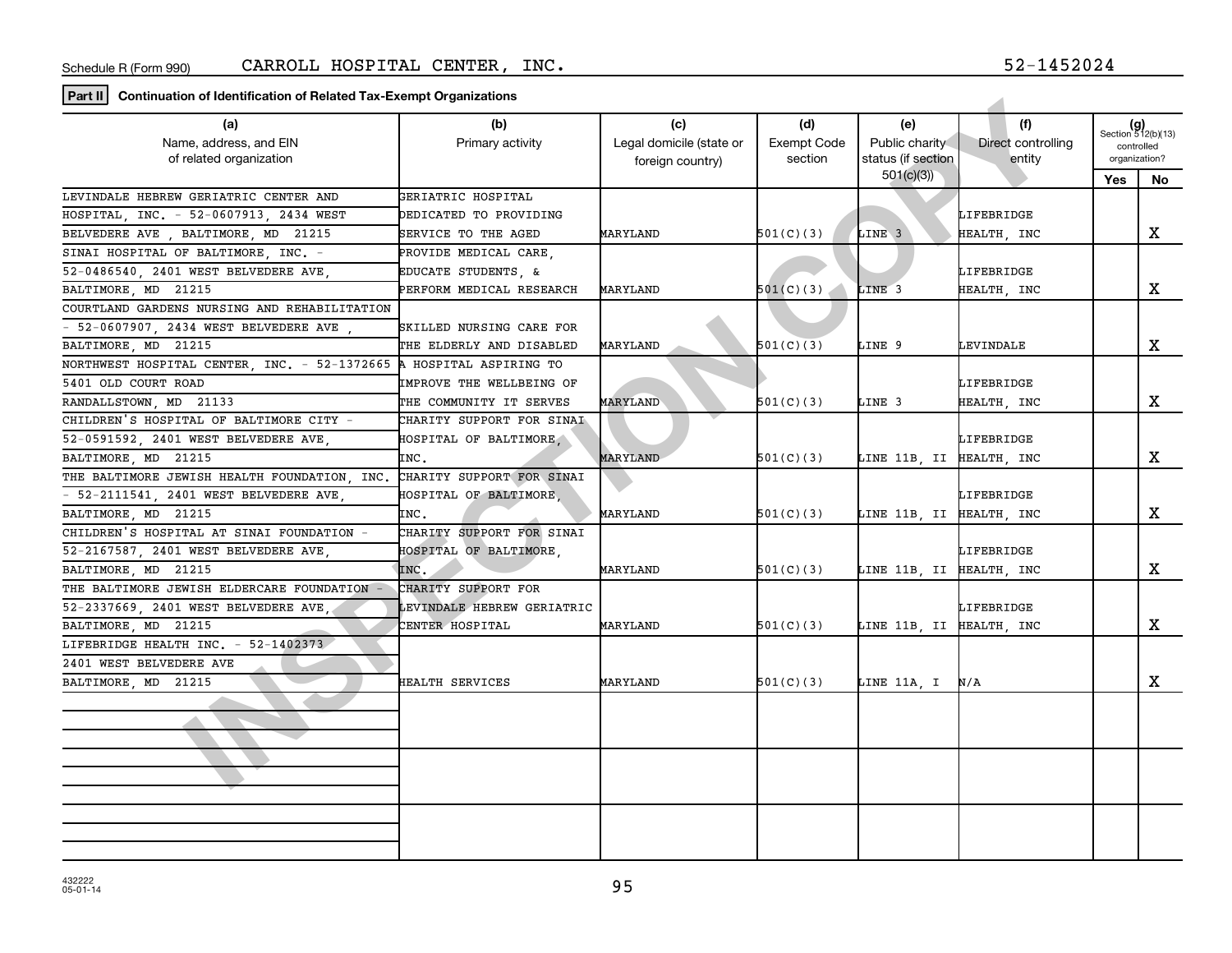Schedule R (Form 990) CARROLL HOSPITAL CENTER, INC. 52-1452024

**Part II** **Continuation of Identification of Related Tax-Exempt Organizations**

| (a) Name, address, and EIN of related organization | (b) Primary activity | (c) Legal domicile (state or foreign country) | (d) Exempt Code section | (e) Public charity status (if section 501(c)(3)) | (f) Direct controlling entity | (g) Section 512(b)(13) controlled organization? Yes | No |
|---|---|---|---|---|---|---|---|
| LEVINDALE HEBREW GERIATRIC CENTER AND HOSPITAL, INC. - 52-0607913, 2434 WEST BELVEDERE AVE , BALTIMORE, MD 21215 | GERIATRIC HOSPITAL DEDICATED TO PROVIDING SERVICE TO THE AGED | MARYLAND | 501(C)(3) | LINE 3 | LIFEBRIDGE HEALTH, INC | | X |
| SINAI HOSPITAL OF BALTIMORE, INC. - 52-0486540, 2401 WEST BELVEDERE AVE, BALTIMORE, MD 21215 | PROVIDE MEDICAL CARE, EDUCATE STUDENTS, & PERFORM MEDICAL RESEARCH | MARYLAND | 501(C)(3) | LINE 3 | LIFEBRIDGE HEALTH, INC | | X |
| COURTLAND GARDENS NURSING AND REHABILITATION - 52-0607907, 2434 WEST BELVEDERE AVE , BALTIMORE, MD 21215 | SKILLED NURSING CARE FOR THE ELDERLY AND DISABLED | MARYLAND | 501(C)(3) | LINE 9 | LEVINDALE | | X |
| NORTHWEST HOSPITAL CENTER, INC. - 52-1372665 5401 OLD COURT ROAD RANDALLSTOWN, MD 21133 | A HOSPITAL ASPIRING TO IMPROVE THE WELLBEING OF THE COMMUNITY IT SERVES | MARYLAND | 501(C)(3) | LINE 3 | LIFEBRIDGE HEALTH, INC | | X |
| CHILDREN'S HOSPITAL OF BALTIMORE CITY - 52-0591592, 2401 WEST BELVEDERE AVE, BALTIMORE, MD 21215 | CHARITY SUPPORT FOR SINAI HOSPITAL OF BALTIMORE, INC. | MARYLAND | 501(C)(3) | LINE 11B, II | LIFEBRIDGE HEALTH, INC | | X |
| THE BALTIMORE JEWISH HEALTH FOUNDATION, INC. - 52-2111541, 2401 WEST BELVEDERE AVE, BALTIMORE, MD 21215 | CHARITY SUPPORT FOR SINAI HOSPITAL OF BALTIMORE, INC. | MARYLAND | 501(C)(3) | LINE 11B, II | LIFEBRIDGE HEALTH, INC | | X |
| CHILDREN'S HOSPITAL AT SINAI FOUNDATION - 52-2167587, 2401 WEST BELVEDERE AVE, BALTIMORE, MD 21215 | CHARITY SUPPORT FOR SINAI HOSPITAL OF BALTIMORE, INC. | MARYLAND | 501(C)(3) | LINE 11B, II | LIFEBRIDGE HEALTH, INC | | X |
| THE BALTIMORE JEWISH ELDERCARE FOUNDATION - 52-2337669, 2401 WEST BELVEDERE AVE, BALTIMORE, MD 21215 | CHARITY SUPPORT FOR LEVINDALE HEBREW GERIATRIC CENTER HOSPITAL | MARYLAND | 501(C)(3) | LINE 11B, II | LIFEBRIDGE HEALTH, INC | | X |
| LIFEBRIDGE HEALTH INC. - 52-1402373 2401 WEST BELVEDERE AVE BALTIMORE, MD 21215 | HEALTH SERVICES | MARYLAND | 501(C)(3) | LINE 11A, I | N/A | | X |
| | | | | | | | |
| | | | | | | | |
| | | | | | | | |

432222
05-01-14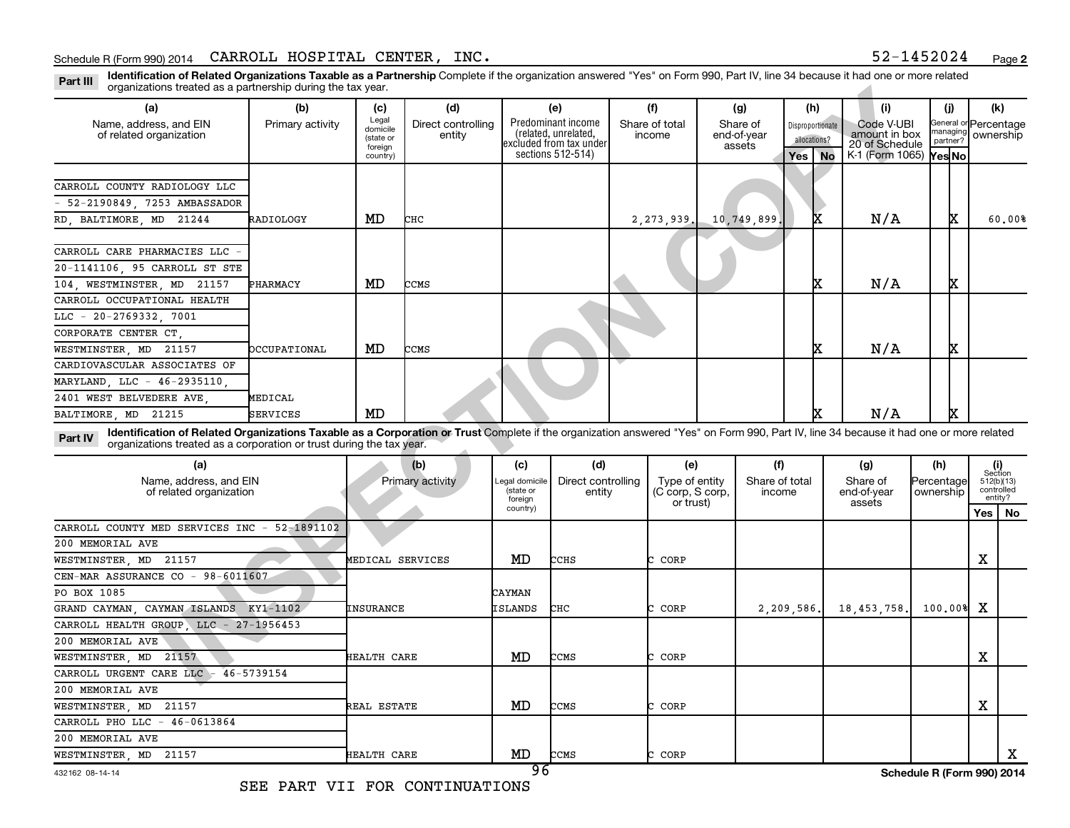Schedule R (Form 990) 2014 CARROLL HOSPITAL CENTER, INC. 52-1452024 Page 2

**Part III** **Identification of Related Organizations Taxable as a Partnership** Complete if the organization answered "Yes" on Form 990, Part IV, line 34 because it had one or more related organizations treated as a partnership during the tax year.

| (a) Name, address, and EIN of related organization | (b) Primary activity | (c) Legal domicile (state or foreign country) | (d) Direct controlling entity | (e) Predominant income (related, unrelated, excluded from tax under sections 512-514) | (f) Share of total income | (g) Share of end-of-year assets | (h) Disproportionate allocations? Yes | (h) No | (i) Code V-UBI amount in box 20 of Schedule K-1 (Form 1065) | (j) General or managing partner? Yes | (j) No | (k) Percentage ownership |
|---|---|---|---|---|---|---|---|---|---|---|---|---|
| CARROLL COUNTY RADIOLOGY LLC - 52-2190849, 7253 AMBASSADOR RD, BALTIMORE, MD 21244 | RADIOLOGY | MD | CHC | | 2,273,939. | 10,749,899. | | X | N/A | | X | 60.00% |
| CARROLL CARE PHARMACIES LLC - 20-1141106, 95 CARROLL ST STE 104, WESTMINSTER, MD 21157 | PHARMACY | MD | CCMS | | | | | X | N/A | | X | |
| CARROLL OCCUPATIONAL HEALTH LLC - 20-2769332, 7001 CORPORATE CENTER CT, WESTMINSTER, MD 21157 | OCCUPATIONAL | MD | CCMS | | | | | X | N/A | | X | |
| CARDIOVASCULAR ASSOCIATES OF MARYLAND, LLC - 46-2935110, 2401 WEST BELVEDERE AVE, BALTIMORE, MD 21215 | MEDICAL SERVICES | MD | | | | | | X | N/A | | X | |

**Part IV** **Identification of Related Organizations Taxable as a Corporation or Trust** Complete if the organization answered "Yes" on Form 990, Part IV, line 34 because it had one or more related organizations treated as a corporation or trust during the tax year.

| (a) Name, address, and EIN of related organization | (b) Primary activity | (c) Legal domicile (state or foreign country) | (d) Direct controlling entity | (e) Type of entity (C corp, S corp, or trust) | (f) Share of total income | (g) Share of end-of-year assets | (h) Percentage ownership | (i) Section 512(b)(13) controlled entity? Yes | (i) No |
|---|---|---|---|---|---|---|---|---|---|
| CARROLL COUNTY MED SERVICES INC - 52-1891102, 200 MEMORIAL AVE, WESTMINSTER, MD 21157 | MEDICAL SERVICES | MD | CCHS | C CORP | | | | X | |
| CEN-MAR ASSURANCE CO - 98-6011607, PO BOX 1085, GRAND CAYMAN, CAYMAN ISLANDS KY1-1102 | INSURANCE | CAYMAN ISLANDS | CHC | C CORP | 2,209,586. | 18,453,758. | 100.00% | X | |
| CARROLL HEALTH GROUP, LLC - 27-1956453, 200 MEMORIAL AVE, WESTMINSTER, MD 21157 | HEALTH CARE | MD | CCMS | C CORP | | | | X | |
| CARROLL URGENT CARE LLC - 46-5739154, 200 MEMORIAL AVE, WESTMINSTER, MD 21157 | REAL ESTATE | MD | CCMS | C CORP | | | | X | |
| CARROLL PHO LLC - 46-0613864, 200 MEMORIAL AVE, WESTMINSTER, MD 21157 | HEALTH CARE | MD | CCMS | C CORP | | | | | X |

432162 08-14-14 Schedule R (Form 990) 2014

SEE PART VII FOR CONTINUATIONS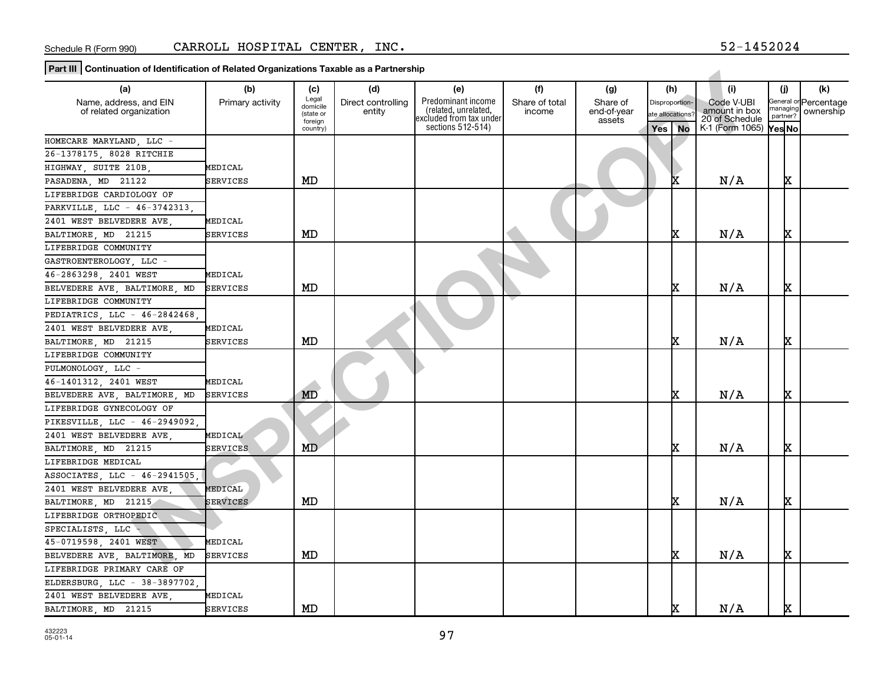Schedule R (Form 990) CARROLL HOSPITAL CENTER, INC. 52-1452024

**Part III | Continuation of Identification of Related Organizations Taxable as a Partnership**

| (a) Name, address, and EIN of related organization | (b) Primary activity | (c) Legal domicile (state or foreign country) | (d) Direct controlling entity | (e) Predominant income (related, unrelated, excluded from tax under sections 512-514) | (f) Share of total income | (g) Share of end-of-year assets | (h) Disproportionate allocations? Yes | (h) No | (i) Code V-UBI amount in box 20 of Schedule K-1 (Form 1065) | (j) General or managing partner? Yes | (j) No | (k) Percentage ownership |
|---|---|---|---|---|---|---|---|---|---|---|---|---|
| HOMECARE MARYLAND, LLC - 26-1378175, 8028 RITCHIE HIGHWAY, SUITE 210B, PASADENA, MD 21122 | MEDICAL SERVICES | MD | | | | | | X | N/A | | X | |
| LIFEBRIDGE CARDIOLOGY OF PARKVILLE, LLC - 46-3742313, 2401 WEST BELVEDERE AVE, BALTIMORE, MD 21215 | MEDICAL SERVICES | MD | | | | | | X | N/A | | X | |
| LIFEBRIDGE COMMUNITY GASTROENTEROLOGY, LLC - 46-2863298, 2401 WEST BELVEDERE AVE, BALTIMORE, MD | MEDICAL SERVICES | MD | | | | | | X | N/A | | X | |
| LIFEBRIDGE COMMUNITY PEDIATRICS, LLC - 46-2842468, 2401 WEST BELVEDERE AVE, BALTIMORE, MD 21215 | MEDICAL SERVICES | MD | | | | | | X | N/A | | X | |
| LIFEBRIDGE COMMUNITY PULMONOLOGY, LLC - 46-1401312, 2401 WEST BELVEDERE AVE, BALTIMORE, MD | MEDICAL SERVICES | MD | | | | | | X | N/A | | X | |
| LIFEBRIDGE GYNECOLOGY OF PIKESVILLE, LLC - 46-2949092, 2401 WEST BELVEDERE AVE, BALTIMORE, MD 21215 | MEDICAL SERVICES | MD | | | | | | X | N/A | | X | |
| LIFEBRIDGE MEDICAL ASSOCIATES, LLC - 46-2941505, 2401 WEST BELVEDERE AVE, BALTIMORE, MD 21215 | MEDICAL SERVICES | MD | | | | | | X | N/A | | X | |
| LIFEBRIDGE ORTHOPEDIC SPECIALISTS, LLC - 45-0719598, 2401 WEST BELVEDERE AVE, BALTIMORE, MD | MEDICAL SERVICES | MD | | | | | | X | N/A | | X | |
| LIFEBRIDGE PRIMARY CARE OF ELDERSBURG, LLC - 38-3897702, 2401 WEST BELVEDERE AVE, BALTIMORE, MD 21215 | MEDICAL SERVICES | MD | | | | | | X | N/A | | X | |

432223
05-01-14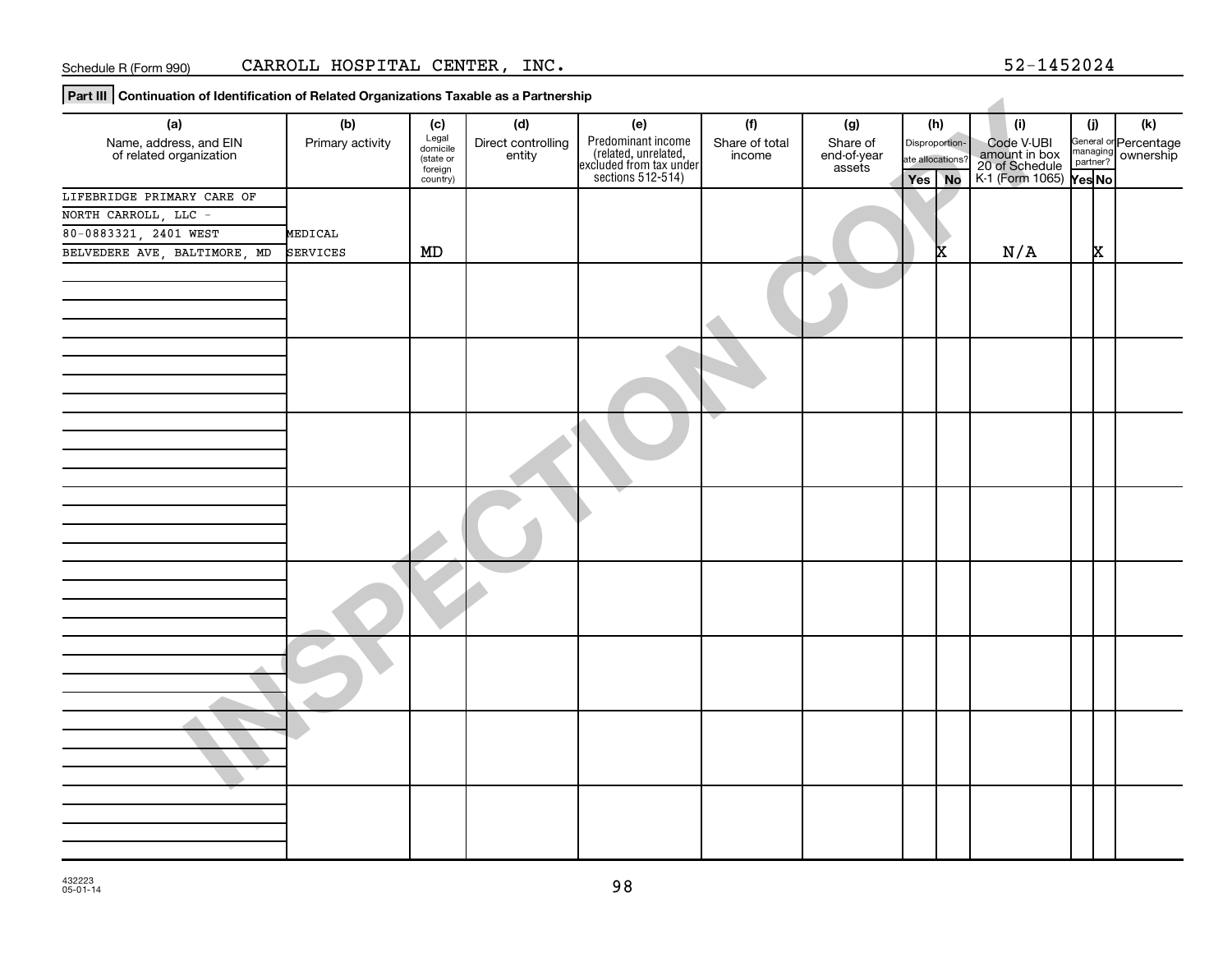Schedule R (Form 990) CARROLL HOSPITAL CENTER, INC. 52-1452024

**Part III | Continuation of Identification of Related Organizations Taxable as a Partnership**

| (a) Name, address, and EIN of related organization | (b) Primary activity | (c) Legal domicile (state or foreign country) | (d) Direct controlling entity | (e) Predominant income (related, unrelated, excluded from tax under sections 512-514) | (f) Share of total income | (g) Share of end-of-year assets | (h) Disproportionate allocations? Yes | (h) No | (i) Code V-UBI amount in box 20 of Schedule K-1 (Form 1065) | (j) General or managing partner? Yes | (j) No | (k) Percentage ownership |
|---|---|---|---|---|---|---|---|---|---|---|---|---|
| LIFEBRIDGE PRIMARY CARE OF NORTH CARROLL, LLC - 80-0883321, 2401 WEST BELVEDERE AVE, BALTIMORE, MD | MEDICAL SERVICES | MD | | | | | | X | N/A | | X | |
| | | | | | | | | | | | | |
| | | | | | | | | | | | | |
| | | | | | | | | | | | | |
| | | | | | | | | | | | | |
| | | | | | | | | | | | | |
| | | | | | | | | | | | | |
| | | | | | | | | | | | | |
| | | | | | | | | | | | | |

432223
05-01-14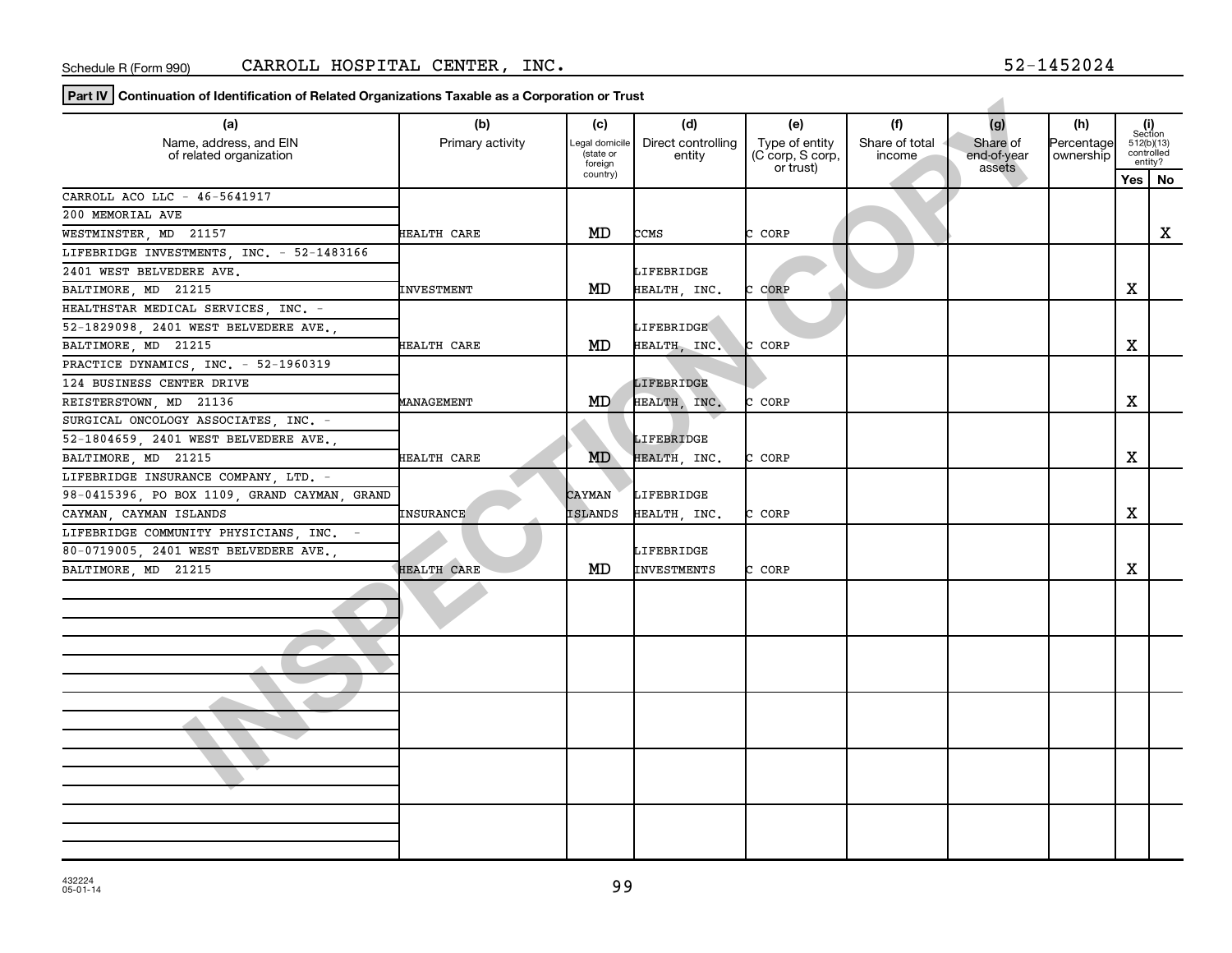Schedule R (Form 990) CARROLL HOSPITAL CENTER, INC. 52-1452024

**Part IV** **Continuation of Identification of Related Organizations Taxable as a Corporation or Trust**

| (a) Name, address, and EIN of related organization | (b) Primary activity | (c) Legal domicile (state or foreign country) | (d) Direct controlling entity | (e) Type of entity (C corp, S corp, or trust) | (f) Share of total income | (g) Share of end-of-year assets | (h) Percentage ownership | (i) Section 512(b)(13) controlled entity? Yes | No |
|---|---|---|---|---|---|---|---|---|---|
| CARROLL ACO LLC - 46-5641917 200 MEMORIAL AVE WESTMINSTER, MD 21157 | HEALTH CARE | MD | CCMS | C CORP | | | | | X |
| LIFEBRIDGE INVESTMENTS, INC. - 52-1483166 2401 WEST BELVEDERE AVE. BALTIMORE, MD 21215 | INVESTMENT | MD | LIFEBRIDGE HEALTH, INC. | C CORP | | | | X | |
| HEALTHSTAR MEDICAL SERVICES, INC. - 52-1829098, 2401 WEST BELVEDERE AVE., BALTIMORE, MD 21215 | HEALTH CARE | MD | LIFEBRIDGE HEALTH, INC. | C CORP | | | | X | |
| PRACTICE DYNAMICS, INC. - 52-1960319 124 BUSINESS CENTER DRIVE REISTERSTOWN, MD 21136 | MANAGEMENT | MD | LIFEBRIDGE HEALTH, INC. | C CORP | | | | X | |
| SURGICAL ONCOLOGY ASSOCIATES, INC. - 52-1804659, 2401 WEST BELVEDERE AVE., BALTIMORE, MD 21215 | HEALTH CARE | MD | LIFEBRIDGE HEALTH, INC. | C CORP | | | | X | |
| LIFEBRIDGE INSURANCE COMPANY, LTD. - 98-0415396, PO BOX 1109, GRAND CAYMAN, GRAND CAYMAN, CAYMAN ISLANDS | INSURANCE | CAYMAN ISLANDS | LIFEBRIDGE HEALTH, INC. | C CORP | | | | X | |
| LIFEBRIDGE COMMUNITY PHYSICIANS, INC. - 80-0719005, 2401 WEST BELVEDERE AVE., BALTIMORE, MD 21215 | HEALTH CARE | MD | LIFEBRIDGE INVESTMENTS | C CORP | | | | X | |
| | | | | | | | | | |
| | | | | | | | | | |
| | | | | | | | | | |
| | | | | | | | | | |
| | | | | | | | | | |

432224 05-01-14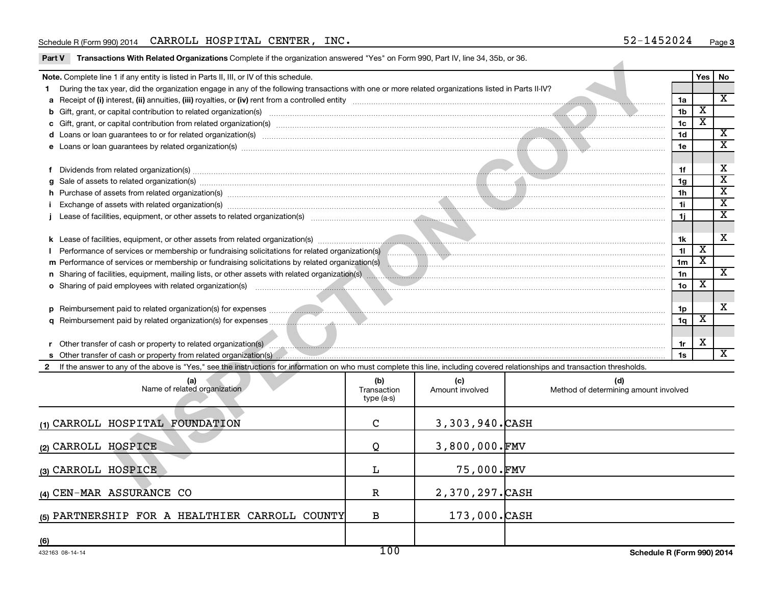Schedule R (Form 990) 2014 CARROLL HOSPITAL CENTER, INC. 52-1452024

**Part V Transactions With Related Organizations** Complete if the organization answered "Yes" on Form 990, Part IV, line 34, 35b, or 36.

| Note. Complete line 1 if any entity is listed in Parts II, III, or IV of this schedule. | | Yes | No |
|---|---|---|---|
| **1** During the tax year, did the organization engage in any of the following transactions with one or more related organizations listed in Parts II-IV? | | | |
| **a** Receipt of **(i)** interest, **(ii)** annuities, **(iii)** royalties, or **(iv)** rent from a controlled entity | 1a | | X |
| **b** Gift, grant, or capital contribution to related organization(s) | 1b | X | |
| **c** Gift, grant, or capital contribution from related organization(s) | 1c | X | |
| **d** Loans or loan guarantees to or for related organization(s) | 1d | | X |
| **e** Loans or loan guarantees by related organization(s) | 1e | | X |
| **f** Dividends from related organization(s) | 1f | | X |
| **g** Sale of assets to related organization(s) | 1g | | X |
| **h** Purchase of assets from related organization(s) | 1h | | X |
| **i** Exchange of assets with related organization(s) | 1i | | X |
| **j** Lease of facilities, equipment, or other assets to related organization(s) | 1j | | X |
| **k** Lease of facilities, equipment, or other assets from related organization(s) | 1k | | X |
| **l** Performance of services or membership or fundraising solicitations for related organization(s) | 1l | X | |
| **m** Performance of services or membership or fundraising solicitations by related organization(s) | 1m | X | |
| **n** Sharing of facilities, equipment, mailing lists, or other assets with related organization(s) | 1n | | X |
| **o** Sharing of paid employees with related organization(s) | 1o | X | |
| **p** Reimbursement paid to related organization(s) for expenses | 1p | | X |
| **q** Reimbursement paid by related organization(s) for expenses | 1q | X | |
| **r** Other transfer of cash or property to related organization(s) | 1r | X | |
| **s** Other transfer of cash or property from related organization(s) | 1s | | X |

**2** If the answer to any of the above is "Yes," see the instructions for information on who must complete this line, including covered relationships and transaction thresholds.

| (a) Name of related organization | (b) Transaction type (a-s) | (c) Amount involved | (d) Method of determining amount involved |
|---|---|---|---|
| (1) CARROLL HOSPITAL FOUNDATION | C | 3,303,940. | CASH |
| (2) CARROLL HOSPICE | Q | 3,800,000. | FMV |
| (3) CARROLL HOSPICE | L | 75,000. | FMV |
| (4) CEN-MAR ASSURANCE CO | R | 2,370,297. | CASH |
| (5) PARTNERSHIP FOR A HEALTHIER CARROLL COUNTY | B | 173,000. | CASH |
| (6) | | | |

432163 08-14-14 Schedule R (Form 990) 2014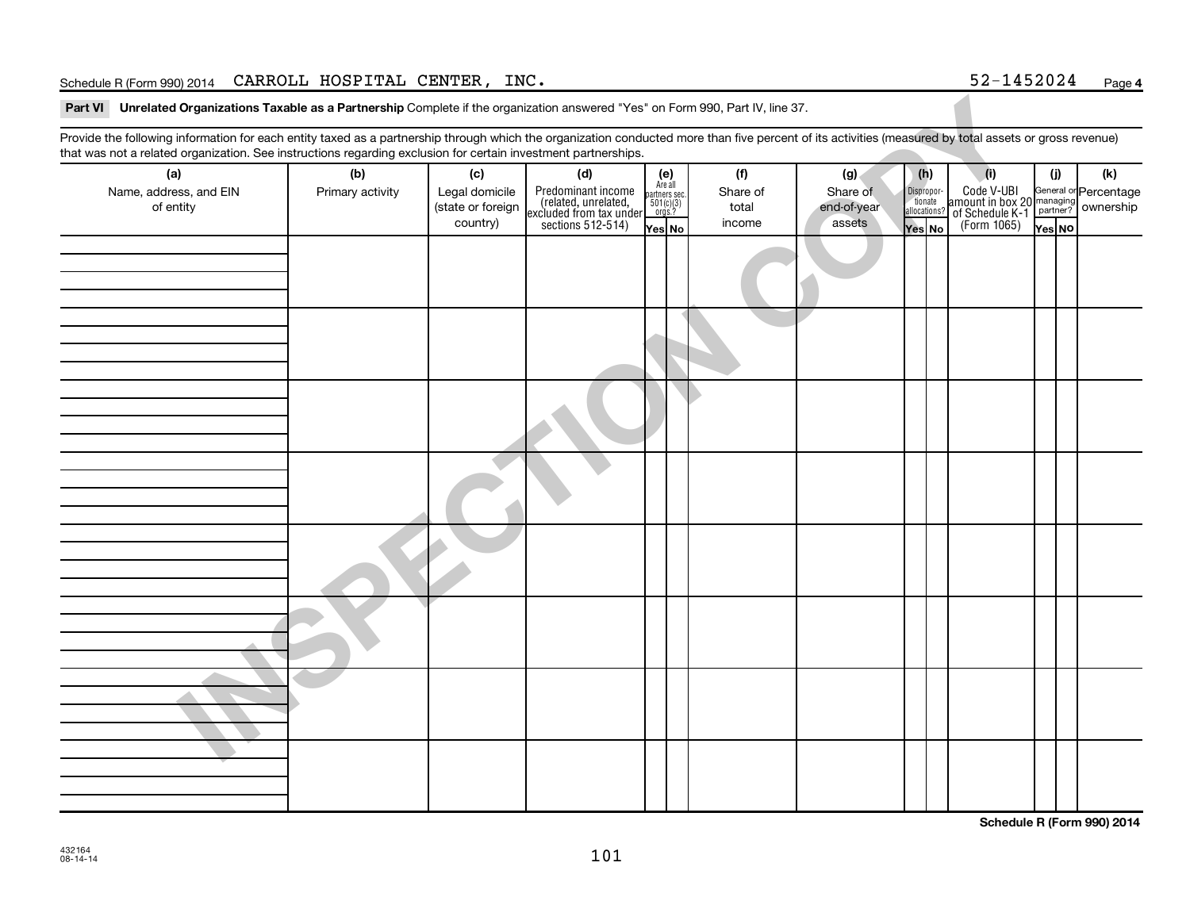Schedule R (Form 990) 2014 CARROLL HOSPITAL CENTER, INC. 52-1452024 Page 4

## Part VI Unrelated Organizations Taxable as a Partnership

Complete if the organization answered "Yes" on Form 990, Part IV, line 37.

Provide the following information for each entity taxed as a partnership through which the organization conducted more than five percent of its activities (measured by total assets or gross revenue) that was not a related organization. See instructions regarding exclusion for certain investment partnerships.

| (a) Name, address, and EIN of entity | (b) Primary activity | (c) Legal domicile (state or foreign country) | (d) Predominant income (related, unrelated, excluded from tax under sections 512-514) | (e) Are all partners sec. 501(c)(3) orgs.? Yes | (e) No | (f) Share of total income | (g) Share of end-of-year assets | (h) Disproportionate allocations? Yes | (h) No | (i) Code V-UBI amount in box 20 of Schedule K-1 (Form 1065) | (j) General or managing partner? Yes | (j) No | (k) Percentage ownership |
|---|---|---|---|---|---|---|---|---|---|---|---|---|---|
| | | | | | | | | | | | | | |
| | | | | | | | | | | | | | |
| | | | | | | | | | | | | | |
| | | | | | | | | | | | | | |
| | | | | | | | | | | | | | |
| | | | | | | | | | | | | | |
| | | | | | | | | | | | | | |
| | | | | | | | | | | | | | |

Schedule R (Form 990) 2014

432164
08-14-14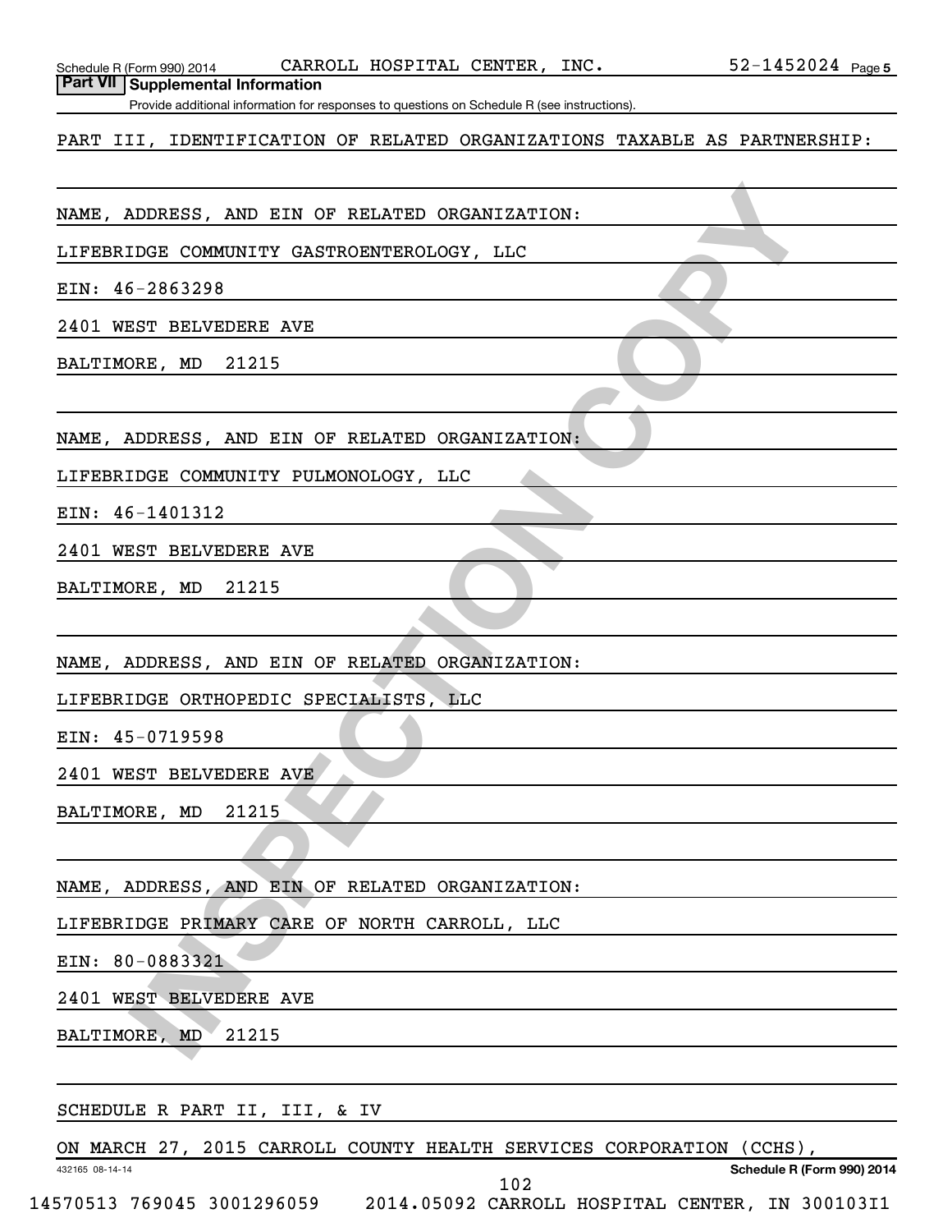## Part VII Supplemental Information

Provide additional information for responses to questions on Schedule R (see instructions).

PART III, IDENTIFICATION OF RELATED ORGANIZATIONS TAXABLE AS PARTNERSHIP:

NAME, ADDRESS, AND EIN OF RELATED ORGANIZATION:

LIFEBRIDGE COMMUNITY GASTROENTEROLOGY, LLC

EIN: 46-2863298

2401 WEST BELVEDERE AVE

BALTIMORE, MD 21215

NAME, ADDRESS, AND EIN OF RELATED ORGANIZATION:

LIFEBRIDGE COMMUNITY PULMONOLOGY, LLC

EIN: 46-1401312

2401 WEST BELVEDERE AVE

BALTIMORE, MD 21215

NAME, ADDRESS, AND EIN OF RELATED ORGANIZATION:

LIFEBRIDGE ORTHOPEDIC SPECIALISTS, LLC

EIN: 45-0719598

2401 WEST BELVEDERE AVE

BALTIMORE, MD 21215

NAME, ADDRESS, AND EIN OF RELATED ORGANIZATION:

LIFEBRIDGE PRIMARY CARE OF NORTH CARROLL, LLC

EIN: 80-0883321

2401 WEST BELVEDERE AVE

BALTIMORE, MD 21215

SCHEDULE R PART II, III, & IV

ON MARCH 27, 2015 CARROLL COUNTY HEALTH SERVICES CORPORATION (CCHS),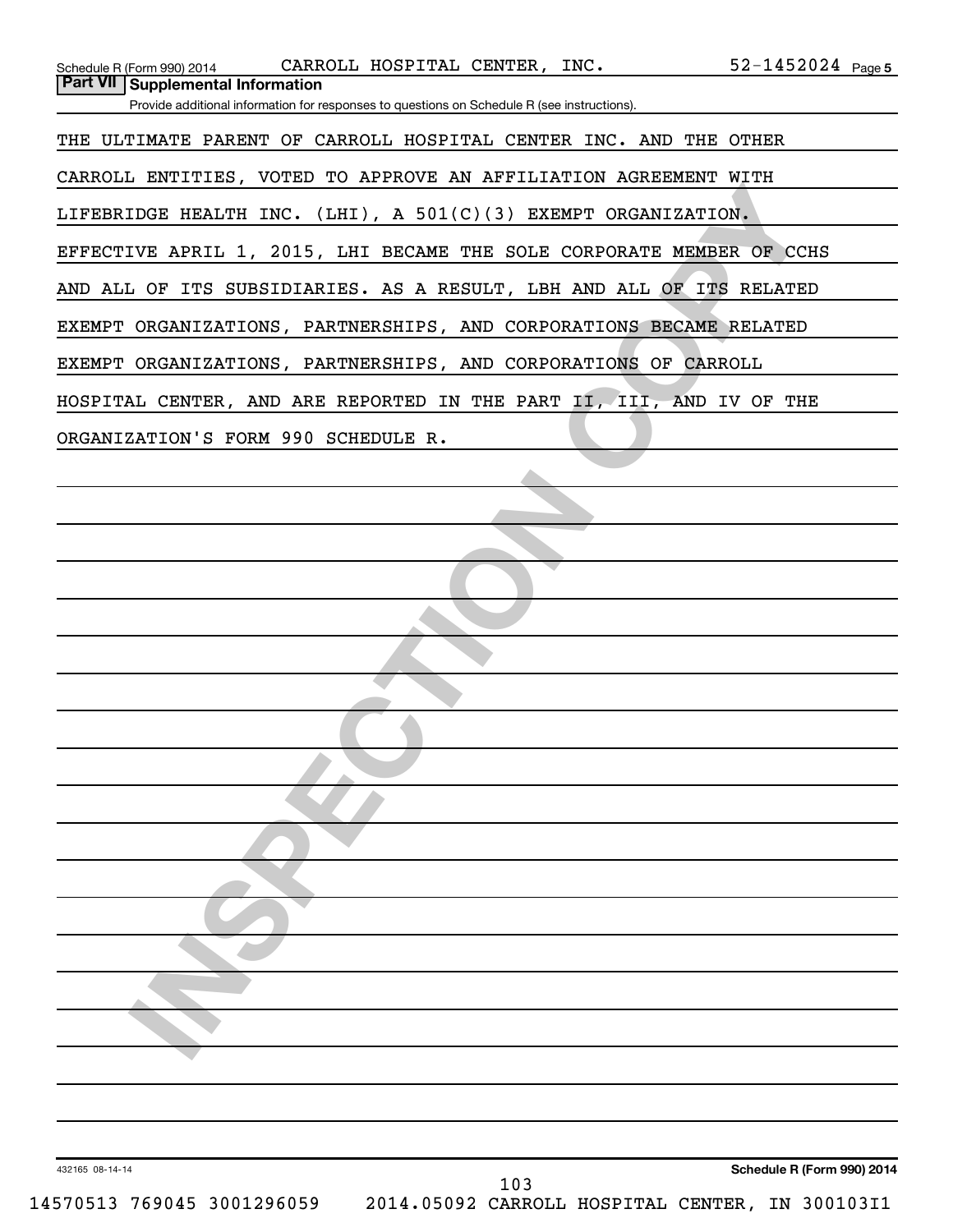Schedule R (Form 990) 2014 CARROLL HOSPITAL CENTER, INC. 52-1452024 Page 5

## Part VII Supplemental Information

Provide additional information for responses to questions on Schedule R (see instructions).

THE ULTIMATE PARENT OF CARROLL HOSPITAL CENTER INC. AND THE OTHER CARROLL ENTITIES, VOTED TO APPROVE AN AFFILIATION AGREEMENT WITH LIFEBRIDGE HEALTH INC. (LHI), A 501(C)(3) EXEMPT ORGANIZATION. EFFECTIVE APRIL 1, 2015, LHI BECAME THE SOLE CORPORATE MEMBER OF CCHS AND ALL OF ITS SUBSIDIARIES. AS A RESULT, LBH AND ALL OF ITS RELATED EXEMPT ORGANIZATIONS, PARTNERSHIPS, AND CORPORATIONS BECAME RELATED EXEMPT ORGANIZATIONS, PARTNERSHIPS, AND CORPORATIONS OF CARROLL HOSPITAL CENTER, AND ARE REPORTED IN THE PART II, III, AND IV OF THE ORGANIZATION'S FORM 990 SCHEDULE R.

432165 08-14-14 **Schedule R (Form 990) 2014**

14570513 769045 3001296059 2014.05092 CARROLL HOSPITAL CENTER, IN 300103I1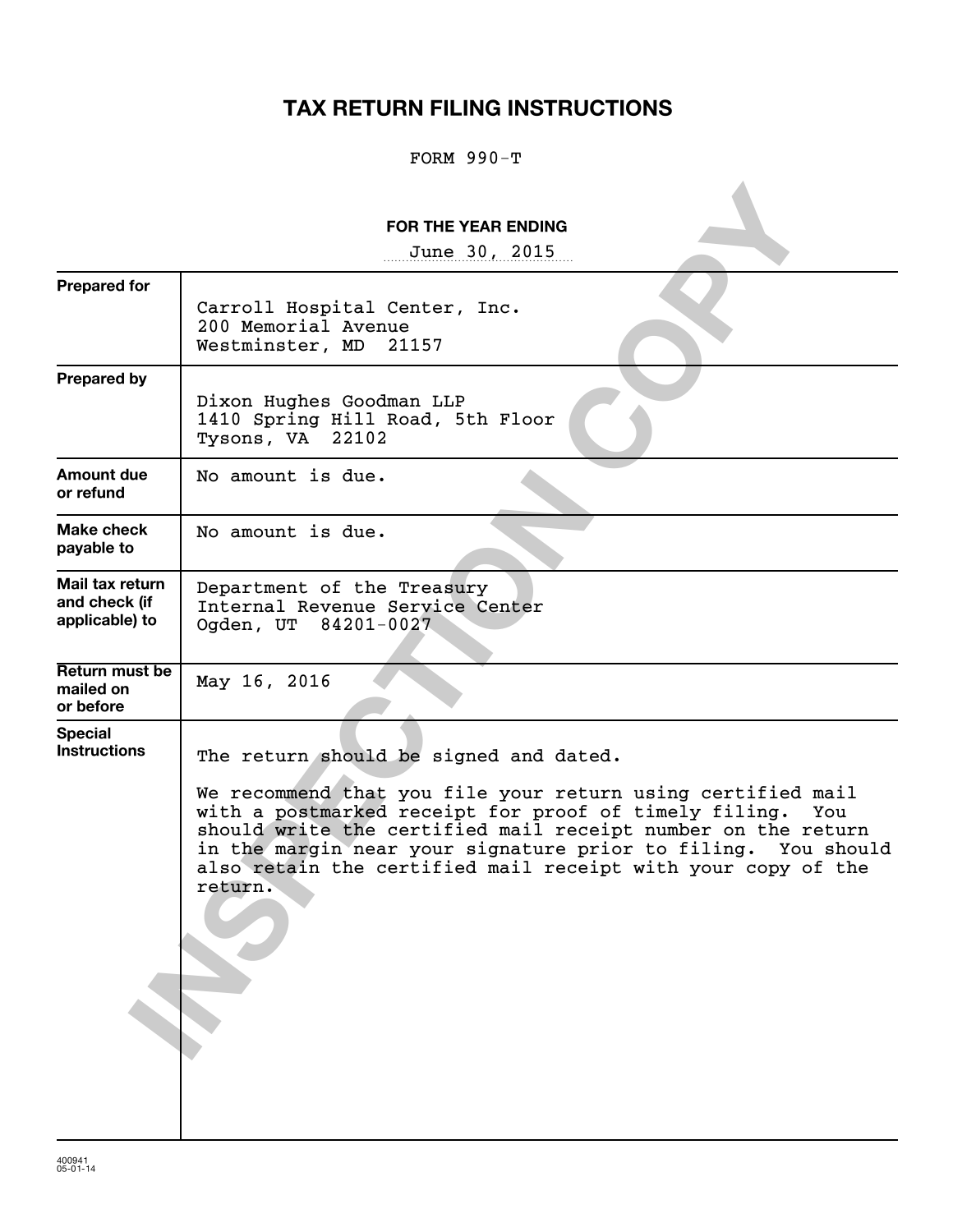# TAX RETURN FILING INSTRUCTIONS

FORM 990-T

**FOR THE YEAR ENDING**

June 30, 2015

| | |
|---|---|
| **Prepared for** | Carroll Hospital Center, Inc.<br>200 Memorial Avenue<br>Westminster, MD 21157 |
| **Prepared by** | Dixon Hughes Goodman LLP<br>1410 Spring Hill Road, 5th Floor<br>Tysons, VA 22102 |
| **Amount due or refund** | No amount is due. |
| **Make check payable to** | No amount is due. |
| **Mail tax return and check (if applicable) to** | Department of the Treasury<br>Internal Revenue Service Center<br>Ogden, UT 84201-0027 |
| **Return must be mailed on or before** | May 16, 2016 |
| **Special Instructions** | The return should be signed and dated.<br><br>We recommend that you file your return using certified mail with a postmarked receipt for proof of timely filing. You should write the certified mail receipt number on the return in the margin near your signature prior to filing. You should also retain the certified mail receipt with your copy of the return. |

INSPECTION COPY

400941
05-01-14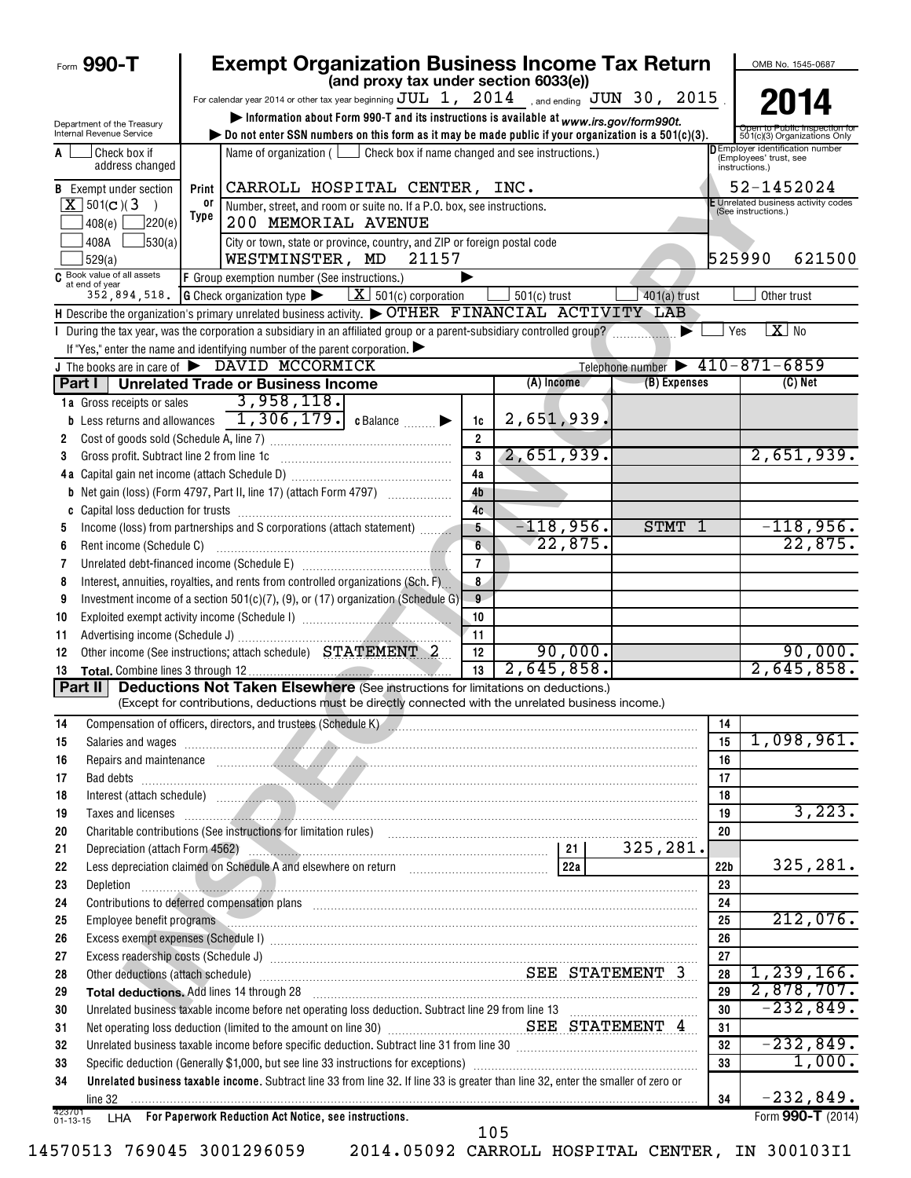Form **990-T**

# Exempt Organization Business Income Tax Return

**(and proxy tax under section 6033(e))**

For calendar year 2014 or other tax year beginning JUL 1, 2014, and ending JUN 30, 2015.

Department of the Treasury
Internal Revenue Service

▶ Information about Form 990-T and its instructions is available at www.irs.gov/form990t.
▶ Do not enter SSN numbers on this form as it may be made public if your organization is a 501(c)(3).

OMB No. 1545-0687

**2014**

Open to Public Inspection for 501(c)(3) Organizations Only

A [ ] Check box if address changed

B Exempt under section [X] 501(c)(3) [ ] 408(e) [ ] 220(e) [ ] 408A [ ] 530(a) [ ] 529(a)

Name of organization ( [ ] Check box if name changed and see instructions.)
CARROLL HOSPITAL CENTER, INC.

Number, street, and room or suite no. If a P.O. box, see instructions.
200 MEMORIAL AVENUE

City or town, state or province, country, and ZIP or foreign postal code
WESTMINSTER, MD 21157

D Employer identification number (Employees' trust, see instructions.)
52-1452024

E Unrelated business activity codes (See instructions.)
525990 621500

C Book value of all assets at end of year 352,894,518.

F Group exemption number (See instructions.) ▶

G Check organization type ▶ [X] 501(c) corporation [ ] 501(c) trust [ ] 401(a) trust [ ] Other trust

H Describe the organization's primary unrelated business activity. ▶ OTHER FINANCIAL ACTIVITY LAB

I During the tax year, was the corporation a subsidiary in an affiliated group or a parent-subsidiary controlled group? ▶ [ ] Yes [X] No

If "Yes," enter the name and identifying number of the parent corporation. ▶

J The books are in care of ▶ DAVID MCCORMICK    Telephone number ▶ 410-871-6859

## Part I Unrelated Trade or Business Income

| | | Line | (A) Income | (B) Expenses | (C) Net |
|---|---|---|---|---|---|
| 1a | Gross receipts or sales 3,958,118. | | | | |
| b | Less returns and allowances 1,306,179. c Balance ▶ | 1c | 2,651,939. | | |
| 2 | Cost of goods sold (Schedule A, line 7) | 2 | | | |
| 3 | Gross profit. Subtract line 2 from line 1c | 3 | 2,651,939. | | 2,651,939. |
| 4a | Capital gain net income (attach Schedule D) | 4a | | | |
| b | Net gain (loss) (Form 4797, Part II, line 17) (attach Form 4797) | 4b | | | |
| c | Capital loss deduction for trusts | 4c | | | |
| 5 | Income (loss) from partnerships and S corporations (attach statement) | 5 | -118,956. | STMT 1 | -118,956. |
| 6 | Rent income (Schedule C) | 6 | 22,875. | | 22,875. |
| 7 | Unrelated debt-financed income (Schedule E) | 7 | | | |
| 8 | Interest, annuities, royalties, and rents from controlled organizations (Sch. F) | 8 | | | |
| 9 | Investment income of a section 501(c)(7), (9), or (17) organization (Schedule G) | 9 | | | |
| 10 | Exploited exempt activity income (Schedule I) | 10 | | | |
| 11 | Advertising income (Schedule J) | 11 | | | |
| 12 | Other income (See instructions; attach schedule) STATEMENT 2 | 12 | 90,000. | | 90,000. |
| 13 | **Total.** Combine lines 3 through 12 | 13 | 2,645,858. | | 2,645,858. |

## Part II Deductions Not Taken Elsewhere (See instructions for limitations on deductions.)

(Except for contributions, deductions must be directly connected with the unrelated business income.)

| | | Line | Amount |
|---|---|---|---|
| 14 | Compensation of officers, directors, and trustees (Schedule K) | 14 | |
| 15 | Salaries and wages | 15 | 1,098,961. |
| 16 | Repairs and maintenance | 16 | |
| 17 | Bad debts | 17 | |
| 18 | Interest (attach schedule) | 18 | |
| 19 | Taxes and licenses | 19 | 3,223. |
| 20 | Charitable contributions (See instructions for limitation rules) | 20 | |
| 21 | Depreciation (attach Form 4562) — 21: 325,281. | | |
| 22 | Less depreciation claimed on Schedule A and elsewhere on return — 22a | 22b | 325,281. |
| 23 | Depletion | 23 | |
| 24 | Contributions to deferred compensation plans | 24 | |
| 25 | Employee benefit programs | 25 | 212,076. |
| 26 | Excess exempt expenses (Schedule I) | 26 | |
| 27 | Excess readership costs (Schedule J) | 27 | |
| 28 | Other deductions (attach schedule) SEE STATEMENT 3 | 28 | 1,239,166. |
| 29 | **Total deductions.** Add lines 14 through 28 | 29 | 2,878,707. |
| 30 | Unrelated business taxable income before net operating loss deduction. Subtract line 29 from line 13 | 30 | -232,849. |
| 31 | Net operating loss deduction (limited to the amount on line 30) SEE STATEMENT 4 | 31 | |
| 32 | Unrelated business taxable income before specific deduction. Subtract line 31 from line 30 | 32 | -232,849. |
| 33 | Specific deduction (Generally $1,000, but see line 33 instructions for exceptions) | 33 | 1,000. |
| 34 | **Unrelated business taxable income.** Subtract line 33 from line 32. If line 33 is greater than line 32, enter the smaller of zero or line 32 | 34 | -232,849. |

423701 01-13-15 LHA **For Paperwork Reduction Act Notice, see instructions.** Form **990-T** (2014)

14570513 769045 3001296059 2014.05092 CARROLL HOSPITAL CENTER, IN 300103I1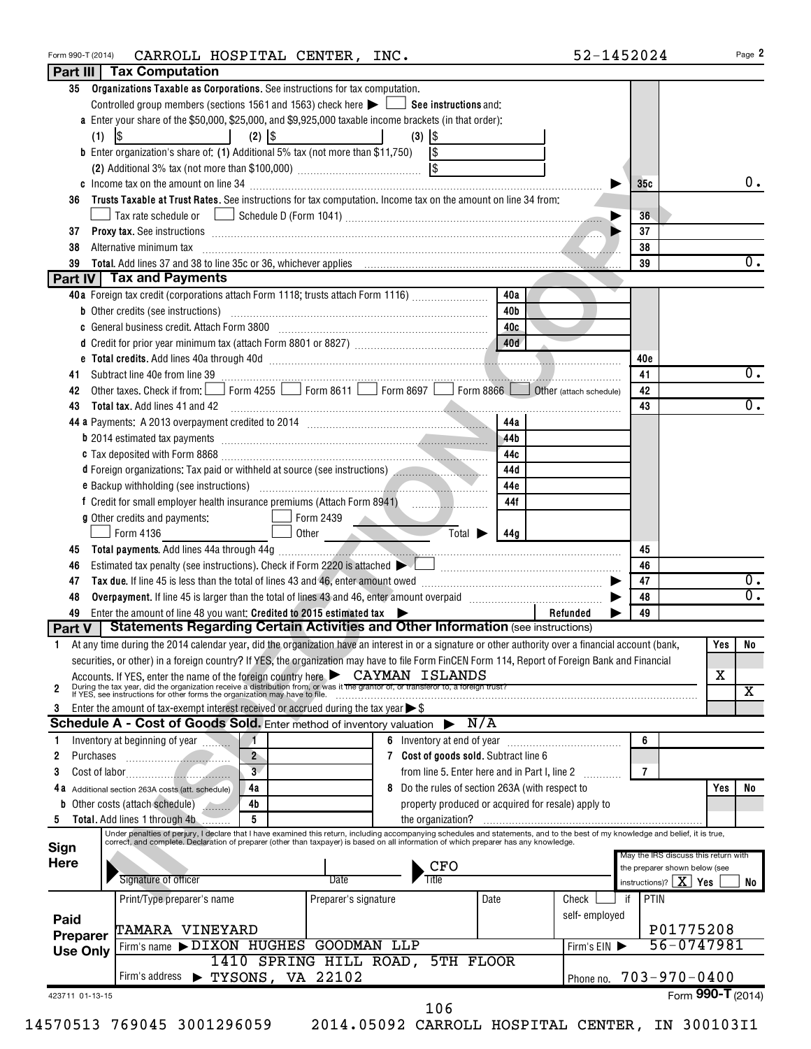Form 990-T (2014) CARROLL HOSPITAL CENTER, INC. 52-1452024 Page 2

## Part III Tax Computation

**35 Organizations Taxable as Corporations.** See instructions for tax computation.

Controlled group members (sections 1561 and 1563) check here ☐ **See instructions** and:

**a** Enter your share of the $50,000, $25,000, and $9,925,000 taxable income brackets (in that order):

(1) $ (2) $ (3) $

**b** Enter organization's share of: (1) Additional 5% tax (not more than $11,750) $

(2) Additional 3% tax (not more than $100,000) $

| | | |
|---|---|---|
| **c** Income tax on the amount on line 34 | 35c | 0. |
| **36 Trusts Taxable at Trust Rates.** See instructions for tax computation. Income tax on the amount on line 34 from: ☐ Tax rate schedule or ☐ Schedule D (Form 1041) | 36 | |
| **37 Proxy tax.** See instructions | 37 | |
| **38** Alternative minimum tax | 38 | |
| **39 Total.** Add lines 37 and 38 to line 35c or 36, whichever applies | 39 | 0. |

## Part IV Tax and Payments

| | | | | |
|---|---|---|---|---|
| **40a** Foreign tax credit (corporations attach Form 1118; trusts attach Form 1116) | 40a | | | |
| **b** Other credits (see instructions) | 40b | | | |
| **c** General business credit. Attach Form 3800 | 40c | | | |
| **d** Credit for prior year minimum tax (attach Form 8801 or 8827) | 40d | | | |
| **e Total credits.** Add lines 40a through 40d | | | 40e | |
| **41** Subtract line 40e from line 39 | | | 41 | 0. |
| **42** Other taxes. Check if from: ☐ Form 4255 ☐ Form 8611 ☐ Form 8697 ☐ Form 8866 ☐ Other (attach schedule) | | | 42 | |
| **43 Total tax.** Add lines 41 and 42 | | | 43 | 0. |
| **44a** Payments: A 2013 overpayment credited to 2014 | 44a | | | |
| **b** 2014 estimated tax payments | 44b | | | |
| **c** Tax deposited with Form 8868 | 44c | | | |
| **d** Foreign organizations: Tax paid or withheld at source (see instructions) | 44d | | | |
| **e** Backup withholding (see instructions) | 44e | | | |
| **f** Credit for small employer health insurance premiums (Attach Form 8941) | 44f | | | |
| **g** Other credits and payments: ☐ Form 2439 ☐ Form 4136 ☐ Other Total ▶ | 44g | | | |
| **45 Total payments.** Add lines 44a through 44g | | | 45 | |
| **46** Estimated tax penalty (see instructions). Check if Form 2220 is attached ☐ | | | 46 | |
| **47 Tax due.** If line 45 is less than the total of lines 43 and 46, enter amount owed | | | 47 | 0. |
| **48 Overpayment.** If line 45 is larger than the total of lines 43 and 46, enter amount overpaid | | | 48 | 0. |
| **49** Enter the amount of line 48 you want: **Credited to 2015 estimated tax** ▶ Refunded ▶ | | | 49 | |

## Part V Statements Regarding Certain Activities and Other Information (see instructions)

| | Yes | No |
|---|---|---|
| **1** At any time during the 2014 calendar year, did the organization have an interest in or a signature or other authority over a financial account (bank, securities, or other) in a foreign country? If YES, the organization may have to file Form FinCEN Form 114, Report of Foreign Bank and Financial Accounts. If YES, enter the name of the foreign country here ▶ CAYMAN ISLANDS | X | |
| **2** During the tax year, did the organization receive a distribution from, or was it the grantor of, or transferor to, a foreign trust? If YES, see instructions for other forms the organization may have to file. | | X |
| **3** Enter the amount of tax-exempt interest received or accrued during the tax year ▶ $ | | |

## Schedule A - Cost of Goods Sold. Enter method of inventory valuation ▶ N/A

| | | | | | |
|---|---|---|---|---|---|
| **1** Inventory at beginning of year | 1 | | **6** Inventory at end of year | 6 | |
| **2** Purchases | 2 | | **7 Cost of goods sold.** Subtract line 6 from line 5. Enter here and in Part I, line 2 | 7 | |
| **3** Cost of labor | 3 | | | | |
| **4a** Additional section 263A costs (att. schedule) | 4a | | **8** Do the rules of section 263A (with respect to property produced or acquired for resale) apply to the organization? | Yes | No |
| **b** Other costs (attach schedule) | 4b | | | | |
| **5 Total.** Add lines 1 through 4b | 5 | | | | |

**Sign Here**

Under penalties of perjury, I declare that I have examined this return, including accompanying schedules and statements, and to the best of my knowledge and belief, it is true, correct, and complete. Declaration of preparer (other than taxpayer) is based on all information of which preparer has any knowledge.

Signature of officer | Date | Title: CFO

May the IRS discuss this return with the preparer shown below (see instructions)? [X] Yes ☐ No

**Paid Preparer Use Only**

| Print/Type preparer's name | Preparer's signature | Date | Check ☐ if self-employed | PTIN |
|---|---|---|---|---|
| TAMARA VINEYARD | | | | P01775208 |
| Firm's name ▶ DIXON HUGHES GOODMAN LLP | | | Firm's EIN ▶ | 56-0747981 |
| Firm's address ▶ 1410 SPRING HILL ROAD, 5TH FLOOR TYSONS, VA 22102 | | | Phone no. | 703-970-0400 |

Form **990-T** (2014)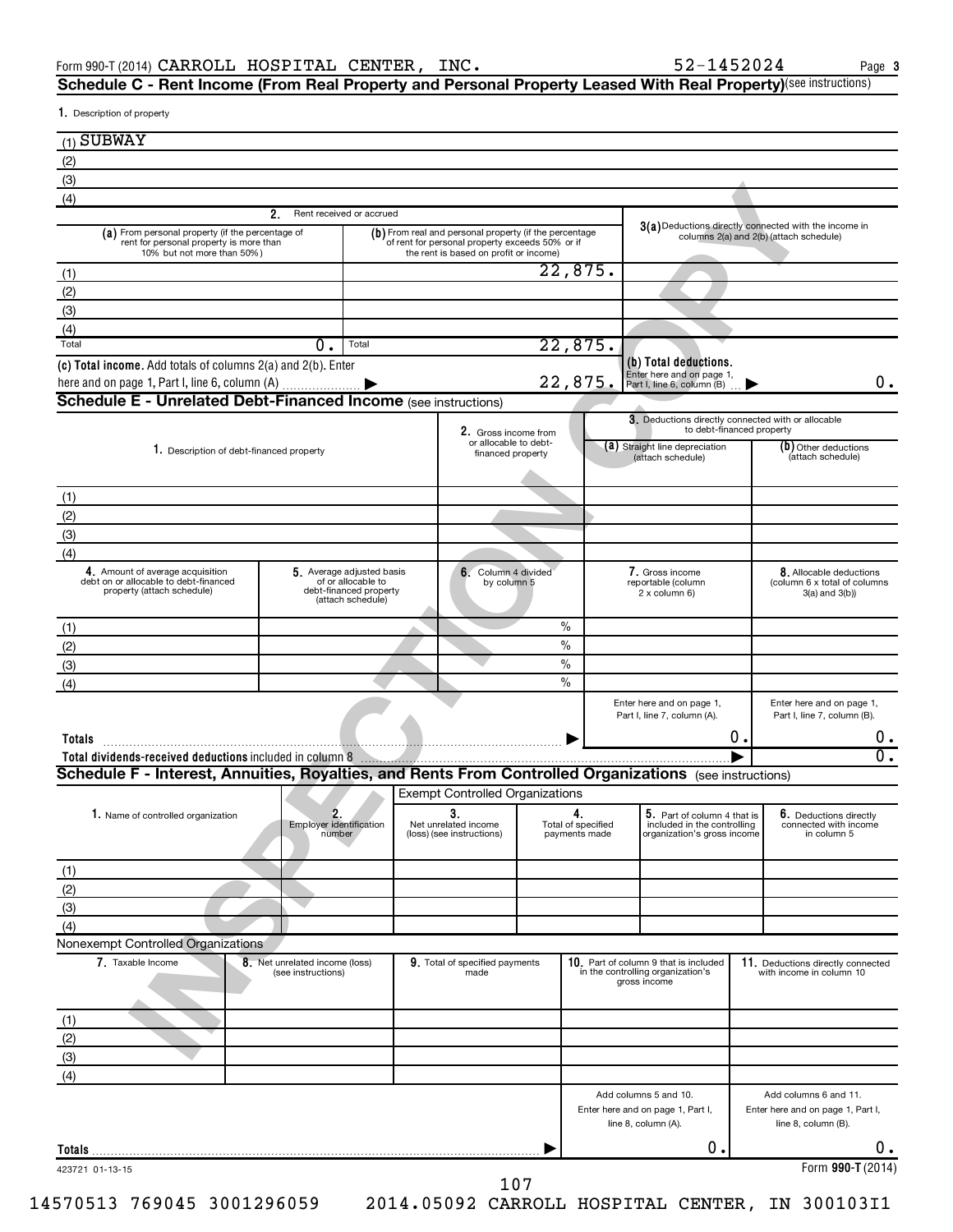Form 990-T (2014) CARROLL HOSPITAL CENTER, INC. 52-1452024 Page 3

## Schedule C - Rent Income (From Real Property and Personal Property Leased With Real Property) (see instructions)

1. Description of property

(1) SUBWAY
(2)
(3)
(4)

| | 2. Rent received or accrued | | 3(a) Deductions directly connected with the income in columns 2(a) and 2(b) (attach schedule) |
|---|---|---|---|
| | (a) From personal property (if the percentage of rent for personal property is more than 10% but not more than 50%) | (b) From real and personal property (if the percentage of rent for personal property exceeds 50% or if the rent is based on profit or income) | |
| (1) | | 22,875. | |
| (2) | | | |
| (3) | | | |
| (4) | | | |
| Total | 0. | 22,875. | |

(c) Total income. Add totals of columns 2(a) and 2(b). Enter here and on page 1, Part I, line 6, column (A) ▶ 22,875.

(b) Total deductions. Enter here and on page 1, Part I, line 6, column (B) ▶ 0.

## Schedule E - Unrelated Debt-Financed Income (see instructions)

| | 1. Description of debt-financed property | 2. Gross income from or allocable to debt-financed property | 3. Deductions directly connected with or allocable to debt-financed property: (a) Straight line depreciation (attach schedule) | (b) Other deductions (attach schedule) |
|---|---|---|---|---|
| (1) | | | | |
| (2) | | | | |
| (3) | | | | |
| (4) | | | | |

| | 4. Amount of average acquisition debt on or allocable to debt-financed property (attach schedule) | 5. Average adjusted basis of or allocable to debt-financed property (attach schedule) | 6. Column 4 divided by column 5 | 7. Gross income reportable (column 2 x column 6) | 8. Allocable deductions (column 6 x total of columns 3(a) and 3(b)) |
|---|---|---|---|---|---|
| (1) | | | % | | |
| (2) | | | % | | |
| (3) | | | % | | |
| (4) | | | % | | |
| | | | | Enter here and on page 1, Part I, line 7, column (A). | Enter here and on page 1, Part I, line 7, column (B). |
| Totals | | | ▶ | 0. | 0. |
| Total dividends-received deductions included in column 8 | | | | ▶ | 0. |

## Schedule F - Interest, Annuities, Royalties, and Rents From Controlled Organizations (see instructions)

| | 1. Name of controlled organization | 2. Employer identification number | Exempt Controlled Organizations: 3. Net unrelated income (loss) (see instructions) | 4. Total of specified payments made | 5. Part of column 4 that is included in the controlling organization's gross income | 6. Deductions directly connected with income in column 5 |
|---|---|---|---|---|---|---|
| (1) | | | | | | |
| (2) | | | | | | |
| (3) | | | | | | |
| (4) | | | | | | |

Nonexempt Controlled Organizations

| | 7. Taxable Income | 8. Net unrelated income (loss) (see instructions) | 9. Total of specified payments made | 10. Part of column 9 that is included in the controlling organization's gross income | 11. Deductions directly connected with income in column 10 |
|---|---|---|---|---|---|
| (1) | | | | | |
| (2) | | | | | |
| (3) | | | | | |
| (4) | | | | | |
| | | | | Add columns 5 and 10. Enter here and on page 1, Part I, line 8, column (A). | Add columns 6 and 11. Enter here and on page 1, Part I, line 8, column (B). |
| Totals | | | ▶ | 0. | 0. |

423721 01-13-15 Form 990-T (2014)

14570513 769045 3001296059 2014.05092 CARROLL HOSPITAL CENTER, IN 300103I1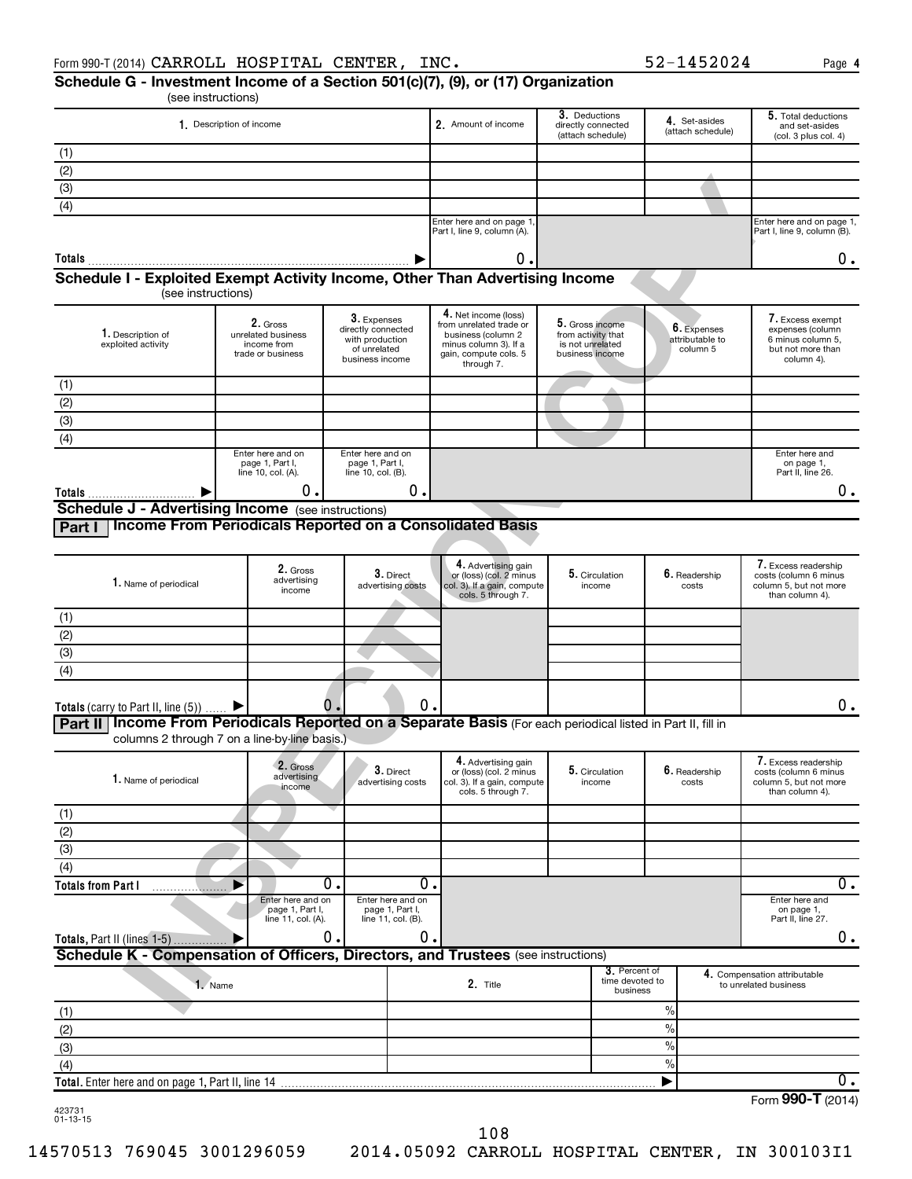Form 990-T (2014) CARROLL HOSPITAL CENTER, INC. 52-1452024 Page 4

## Schedule G - Investment Income of a Section 501(c)(7), (9), or (17) Organization (see instructions)

| 1. Description of income | 2. Amount of income | 3. Deductions directly connected (attach schedule) | 4. Set-asides (attach schedule) | 5. Total deductions and set-asides (col. 3 plus col. 4) |
|---|---|---|---|---|
| (1) | | | | |
| (2) | | | | |
| (3) | | | | |
| (4) | | | | |
| | Enter here and on page 1, Part I, line 9, column (A). | | | Enter here and on page 1, Part I, line 9, column (B). |
| Totals ▶ | 0. | | | 0. |

## Schedule I - Exploited Exempt Activity Income, Other Than Advertising Income (see instructions)

| 1. Description of exploited activity | 2. Gross unrelated business income from trade or business | 3. Expenses directly connected with production of unrelated business income | 4. Net income (loss) from unrelated trade or business (column 2 minus column 3). If a gain, compute cols. 5 through 7. | 5. Gross income from activity that is not unrelated business income | 6. Expenses attributable to column 5 | 7. Excess exempt expenses (column 6 minus column 5, but not more than column 4). |
|---|---|---|---|---|---|---|
| (1) | | | | | | |
| (2) | | | | | | |
| (3) | | | | | | |
| (4) | | | | | | |
| | Enter here and on page 1, Part I, line 10, col. (A). | Enter here and on page 1, Part I, line 10, col. (B). | | | | Enter here and on page 1, Part II, line 26. |
| Totals ▶ | 0. | 0. | | | | 0. |

## Schedule J - Advertising Income (see instructions)

### Part I Income From Periodicals Reported on a Consolidated Basis

| 1. Name of periodical | 2. Gross advertising income | 3. Direct advertising costs | 4. Advertising gain or (loss) (col. 2 minus col. 3). If a gain, compute cols. 5 through 7. | 5. Circulation income | 6. Readership costs | 7. Excess readership costs (column 6 minus column 5, but not more than column 4). |
|---|---|---|---|---|---|---|
| (1) | | | | | | |
| (2) | | | | | | |
| (3) | | | | | | |
| (4) | | | | | | |
| Totals (carry to Part II, line (5)) ▶ | 0. | 0. | | | | 0. |

### Part II Income From Periodicals Reported on a Separate Basis (For each periodical listed in Part II, fill in columns 2 through 7 on a line-by-line basis.)

| 1. Name of periodical | 2. Gross advertising income | 3. Direct advertising costs | 4. Advertising gain or (loss) (col. 2 minus col. 3). If a gain, compute cols. 5 through 7. | 5. Circulation income | 6. Readership costs | 7. Excess readership costs (column 6 minus column 5, but not more than column 4). |
|---|---|---|---|---|---|---|
| (1) | | | | | | |
| (2) | | | | | | |
| (3) | | | | | | |
| (4) | | | | | | |
| Totals from Part I ▶ | 0. | 0. | | | | 0. |
| | Enter here and on page 1, Part I, line 11, col. (A). | Enter here and on page 1, Part I, line 11, col. (B). | | | | Enter here and on page 1, Part II, line 27. |
| Totals, Part II (lines 1-5) ▶ | 0. | 0. | | | | 0. |

## Schedule K - Compensation of Officers, Directors, and Trustees (see instructions)

| 1. Name | 2. Title | 3. Percent of time devoted to business | 4. Compensation attributable to unrelated business |
|---|---|---|---|
| (1) | | % | |
| (2) | | % | |
| (3) | | % | |
| (4) | | % | |
| Total. Enter here and on page 1, Part II, line 14 | | ▶ | 0. |

Form **990-T** (2014)

423731 01-13-15

14570513 769045 3001296059 2014.05092 CARROLL HOSPITAL CENTER, IN 300103I1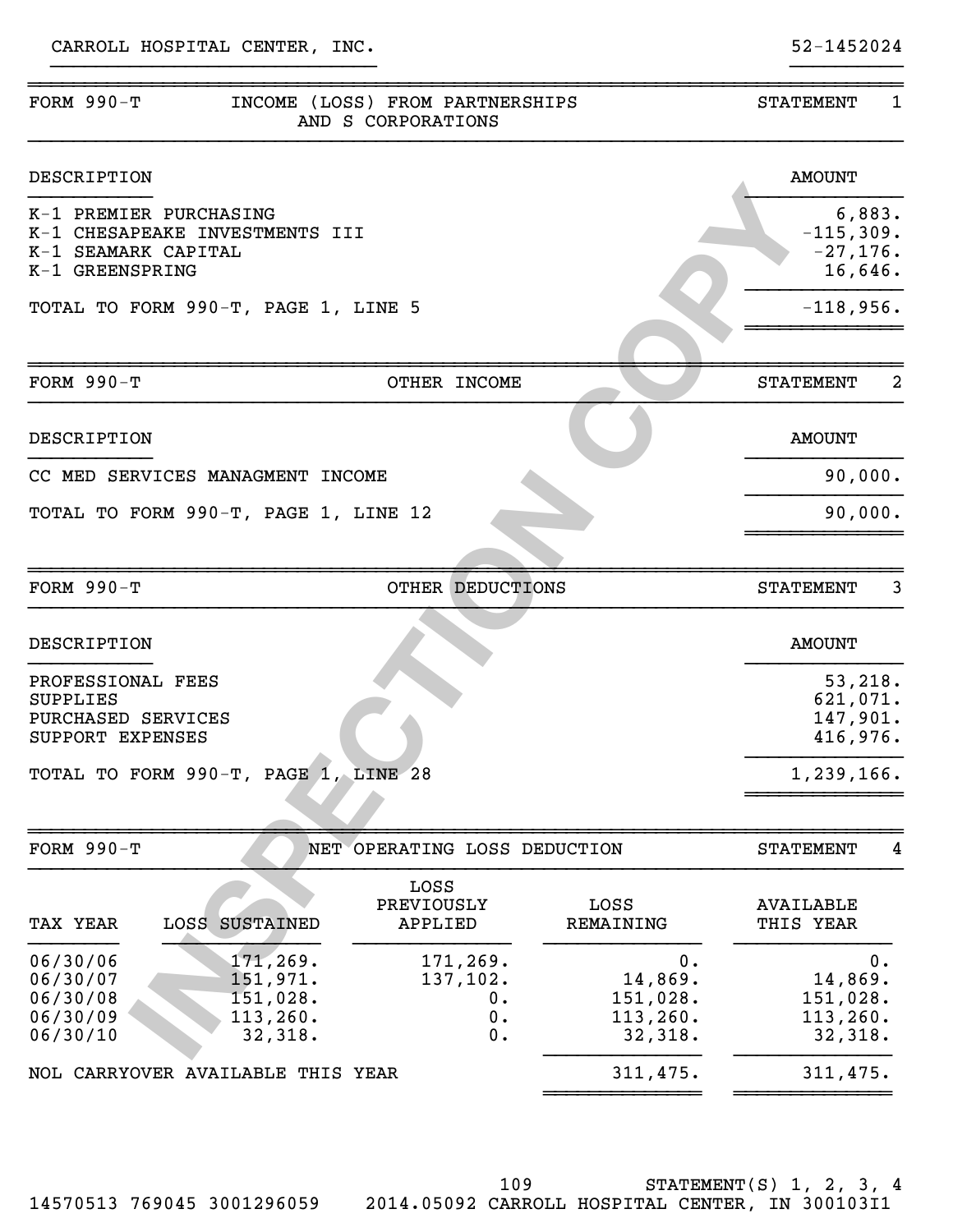CARROLL HOSPITAL CENTER, INC. 52-1452024

## FORM 990-T — INCOME (LOSS) FROM PARTNERSHIPS AND S CORPORATIONS — STATEMENT 1

| DESCRIPTION | AMOUNT |
|---|---|
| K-1 PREMIER PURCHASING | 6,883. |
| K-1 CHESAPEAKE INVESTMENTS III | -115,309. |
| K-1 SEAMARK CAPITAL | -27,176. |
| K-1 GREENSPRING | 16,646. |
| TOTAL TO FORM 990-T, PAGE 1, LINE 5 | -118,956. |

## FORM 990-T — OTHER INCOME — STATEMENT 2

| DESCRIPTION | AMOUNT |
|---|---|
| CC MED SERVICES MANAGMENT INCOME | 90,000. |
| TOTAL TO FORM 990-T, PAGE 1, LINE 12 | 90,000. |

## FORM 990-T — OTHER DEDUCTIONS — STATEMENT 3

| DESCRIPTION | AMOUNT |
|---|---|
| PROFESSIONAL FEES | 53,218. |
| SUPPLIES | 621,071. |
| PURCHASED SERVICES | 147,901. |
| SUPPORT EXPENSES | 416,976. |
| TOTAL TO FORM 990-T, PAGE 1, LINE 28 | 1,239,166. |

## FORM 990-T — NET OPERATING LOSS DEDUCTION — STATEMENT 4

| TAX YEAR | LOSS SUSTAINED | LOSS PREVIOUSLY APPLIED | LOSS REMAINING | AVAILABLE THIS YEAR |
|---|---|---|---|---|
| 06/30/06 | 171,269. | 171,269. | 0. | 0. |
| 06/30/07 | 151,971. | 137,102. | 14,869. | 14,869. |
| 06/30/08 | 151,028. | 0. | 151,028. | 151,028. |
| 06/30/09 | 113,260. | 0. | 113,260. | 113,260. |
| 06/30/10 | 32,318. | 0. | 32,318. | 32,318. |
| NOL CARRYOVER AVAILABLE THIS YEAR | | | 311,475. | 311,475. |

STATEMENT(S) 1, 2, 3, 4

14570513 769045 3001296059 2014.05092 CARROLL HOSPITAL CENTER, IN 300103I1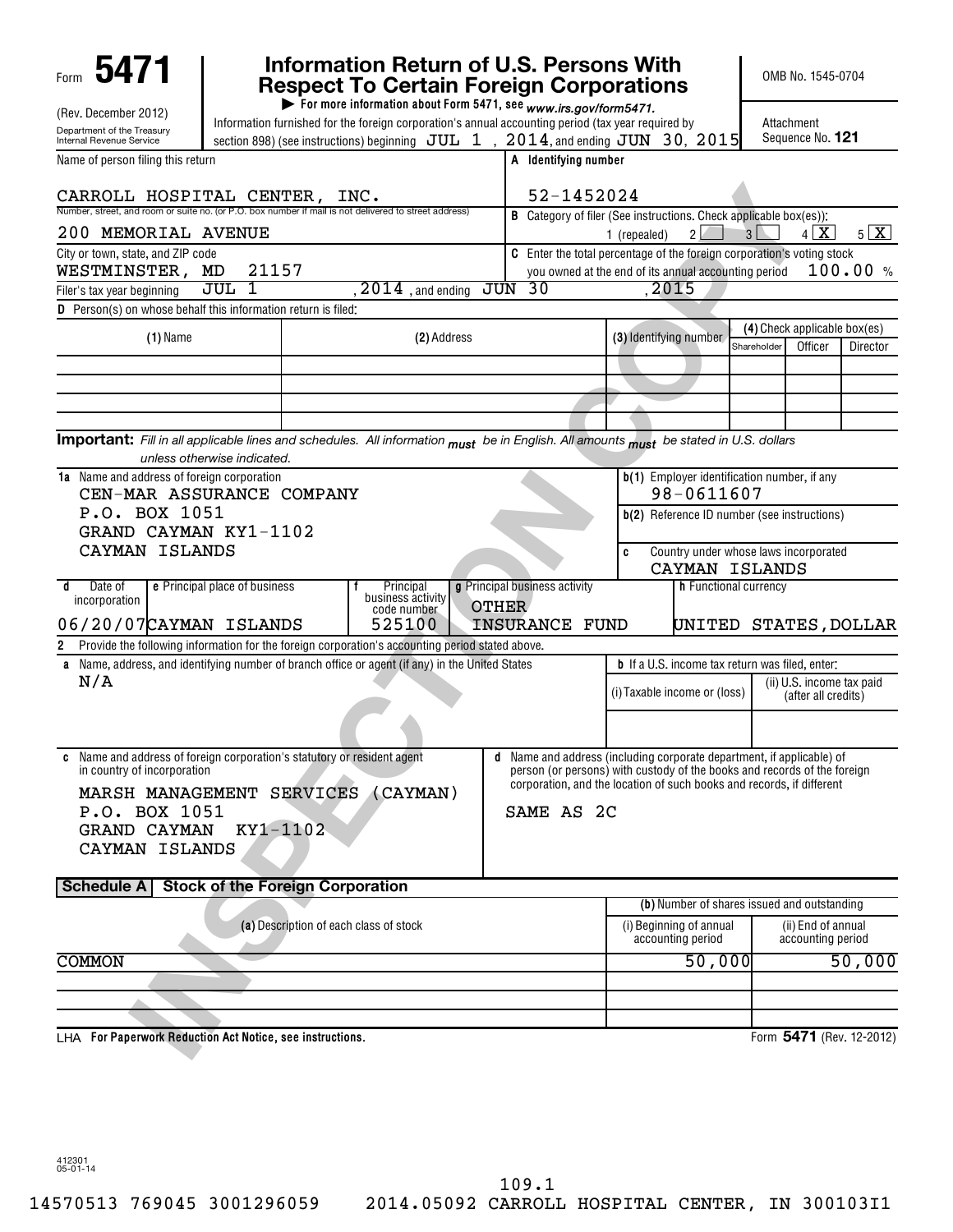Form **5471** (Rev. December 2012)

Department of the Treasury Internal Revenue Service

# Information Return of U.S. Persons With Respect To Certain Foreign Corporations

▶ For more information about Form 5471, see *www.irs.gov/form5471.*

Information furnished for the foreign corporation's annual accounting period (tax year required by section 898) (see instructions) beginning JUL 1 , 2014, and ending JUN 30, 2015

OMB No. 1545-0704

Attachment Sequence No. **121**

| Name of person filing this return | A Identifying number |
|---|---|
| CARROLL HOSPITAL CENTER, INC. | 52-1452024 |
| Number, street, and room or suite no. (or P.O. box number if mail is not delivered to street address): 200 MEMORIAL AVENUE | B Category of filer (See instructions. Check applicable box(es)): 1 (repealed) 2 [ ] 3 [ ] 4 [X] 5 [X] |
| City or town, state, and ZIP code: WESTMINSTER, MD 21157 | C Enter the total percentage of the foreign corporation's voting stock you owned at the end of its annual accounting period 100.00 % |

Filer's tax year beginning JUL 1 , 2014 , and ending JUN 30 , 2015

**D** Person(s) on whose behalf this information return is filed:

| (1) Name | (2) Address | (3) Identifying number | Shareholder | Officer | Director |
|---|---|---|---|---|---|
| | | | | | |
| | | | | | |
| | | | | | |
| | | | | | |

**Important:** *Fill in all applicable lines and schedules. All information must be in English. All amounts must be stated in U.S. dollars unless otherwise indicated.*

**1a** Name and address of foreign corporation
CEN-MAR ASSURANCE COMPANY
P.O. BOX 1051
GRAND CAYMAN KY1-1102
CAYMAN ISLANDS

**b(1)** Employer identification number, if any: 98-0611607

**b(2)** Reference ID number (see instructions):

**c** Country under whose laws incorporated: CAYMAN ISLANDS

| d Date of incorporation | e Principal place of business | f Principal business activity code number | g Principal business activity | h Functional currency |
|---|---|---|---|---|
| 06/20/07 | CAYMAN ISLANDS | 525100 | OTHER INSURANCE FUND | UNITED STATES, DOLLAR |

**2** Provide the following information for the foreign corporation's accounting period stated above.

**a** Name, address, and identifying number of branch office or agent (if any) in the United States: N/A

**b** If a U.S. income tax return was filed, enter:

| (i) Taxable income or (loss) | (ii) U.S. income tax paid (after all credits) |
|---|---|
| | |

**c** Name and address of foreign corporation's statutory or resident agent in country of incorporation
MARSH MANAGEMENT SERVICES (CAYMAN)
P.O. BOX 1051
GRAND CAYMAN KY1-1102
CAYMAN ISLANDS

**d** Name and address (including corporate department, if applicable) of person (or persons) with custody of the books and records of the foreign corporation, and the location of such books and records, if different
SAME AS 2C

## Schedule A Stock of the Foreign Corporation

| (a) Description of each class of stock | (b)(i) Beginning of annual accounting period | (b)(ii) End of annual accounting period |
|---|---|---|
| COMMON | 50,000 | 50,000 |
| | | |
| | | |

LHA **For Paperwork Reduction Act Notice, see instructions.** Form **5471** (Rev. 12-2012)

412301 05-01-14

109.1

14570513 769045 3001296059 2014.05092 CARROLL HOSPITAL CENTER, IN 300103I1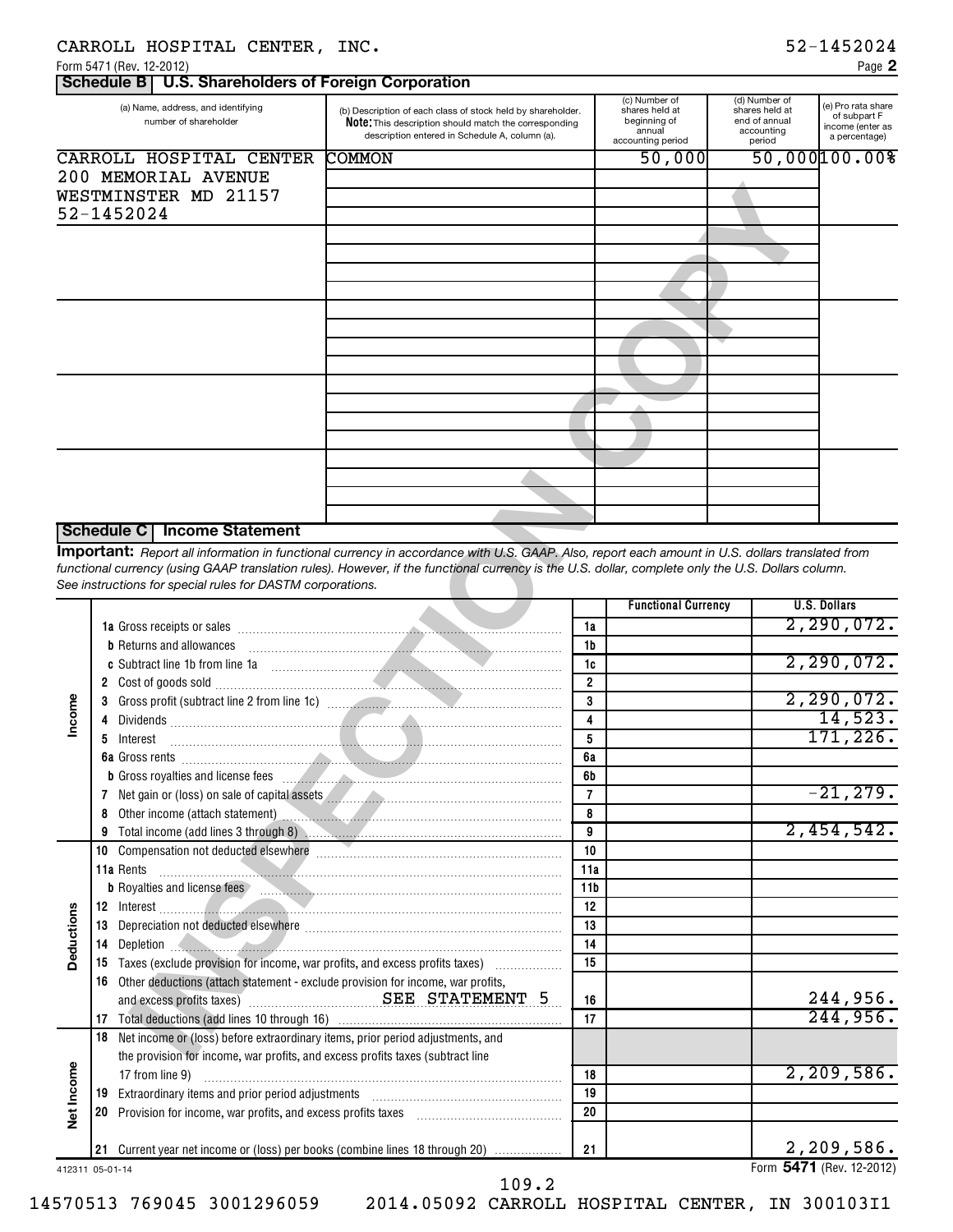CARROLL HOSPITAL CENTER, INC. 52-1452024

Form 5471 (Rev. 12-2012) Page **2**

## Schedule B | U.S. Shareholders of Foreign Corporation

| (a) Name, address, and identifying number of shareholder | (b) Description of each class of stock held by shareholder. **Note:** This description should match the corresponding description entered in Schedule A, column (a). | (c) Number of shares held at beginning of annual accounting period | (d) Number of shares held at end of annual accounting period | (e) Pro rata share of subpart F income (enter as a percentage) |
|---|---|---|---|---|
| CARROLL HOSPITAL CENTER<br>200 MEMORIAL AVENUE<br>WESTMINSTER MD 21157<br>52-1452024 | COMMON | 50,000 | 50,000 | 100.00% |

## Schedule C | Income Statement

**Important:** *Report all information in functional currency in accordance with U.S. GAAP. Also, report each amount in U.S. dollars translated from functional currency (using GAAP translation rules). However, if the functional currency is the U.S. dollar, complete only the U.S. Dollars column. See instructions for special rules for DASTM corporations.*

| | | Line | Functional Currency | U.S. Dollars |
|---|---|---|---|---|
| **Income** | **1a** Gross receipts or sales | 1a | | 2,290,072. |
| | **b** Returns and allowances | 1b | | |
| | **c** Subtract line 1b from line 1a | 1c | | 2,290,072. |
| | **2** Cost of goods sold | 2 | | |
| | **3** Gross profit (subtract line 2 from line 1c) | 3 | | 2,290,072. |
| | **4** Dividends | 4 | | 14,523. |
| | **5** Interest | 5 | | 171,226. |
| | **6a** Gross rents | 6a | | |
| | **b** Gross royalties and license fees | 6b | | |
| | **7** Net gain or (loss) on sale of capital assets | 7 | | -21,279. |
| | **8** Other income (attach statement) | 8 | | |
| | **9** Total income (add lines 3 through 8) | 9 | | 2,454,542. |
| **Deductions** | **10** Compensation not deducted elsewhere | 10 | | |
| | **11a** Rents | 11a | | |
| | **b** Royalties and license fees | 11b | | |
| | **12** Interest | 12 | | |
| | **13** Depreciation not deducted elsewhere | 13 | | |
| | **14** Depletion | 14 | | |
| | **15** Taxes (exclude provision for income, war profits, and excess profits taxes) | 15 | | |
| | **16** Other deductions (attach statement - exclude provision for income, war profits, and excess profits taxes) SEE STATEMENT 5 | 16 | | 244,956. |
| | **17** Total deductions (add lines 10 through 16) | 17 | | 244,956. |
| **Net Income** | **18** Net income or (loss) before extraordinary items, prior period adjustments, and the provision for income, war profits, and excess profits taxes (subtract line 17 from line 9) | 18 | | 2,209,586. |
| | **19** Extraordinary items and prior period adjustments | 19 | | |
| | **20** Provision for income, war profits, and excess profits taxes | 20 | | |
| | **21** Current year net income or (loss) per books (combine lines 18 through 20) | 21 | | 2,209,586. |

412311 05-01-14 Form **5471** (Rev. 12-2012)

109.2

14570513 769045 3001296059 2014.05092 CARROLL HOSPITAL CENTER, IN 300103I1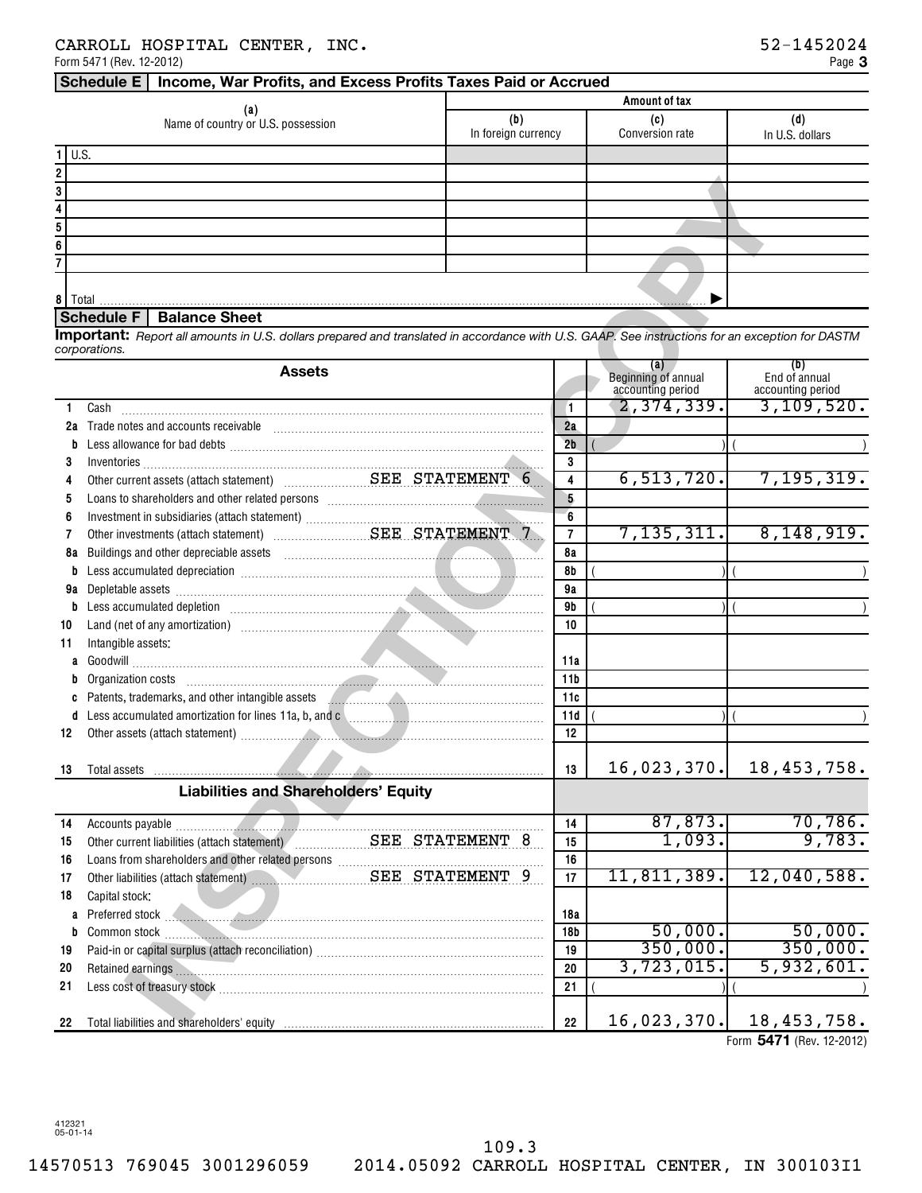CARROLL HOSPITAL CENTER, INC. 52-1452024

Form 5471 (Rev. 12-2012) Page **3**

## Schedule E | Income, War Profits, and Excess Profits Taxes Paid or Accrued

| | (a) Name of country or U.S. possession | Amount of tax (b) In foreign currency | (c) Conversion rate | (d) In U.S. dollars |
|---|---|---|---|---|
| 1 | U.S. | | | |
| 2 | | | | |
| 3 | | | | |
| 4 | | | | |
| 5 | | | | |
| 6 | | | | |
| 7 | | | | |
| 8 | Total ▶ | | | |

## Schedule F | Balance Sheet

**Important:** *Report all amounts in U.S. dollars prepared and translated in accordance with U.S. GAAP. See instructions for an exception for DASTM corporations.*

| | Assets | | (a) Beginning of annual accounting period | (b) End of annual accounting period |
|---|---|---|---|---|
| 1 | Cash | 1 | 2,374,339. | 3,109,520. |
| 2a | Trade notes and accounts receivable | 2a | | |
| b | Less allowance for bad debts | 2b | ( ) | ( ) |
| 3 | Inventories | 3 | | |
| 4 | Other current assets (attach statement) SEE STATEMENT 6 | 4 | 6,513,720. | 7,195,319. |
| 5 | Loans to shareholders and other related persons | 5 | | |
| 6 | Investment in subsidiaries (attach statement) | 6 | | |
| 7 | Other investments (attach statement) SEE STATEMENT 7 | 7 | 7,135,311. | 8,148,919. |
| 8a | Buildings and other depreciable assets | 8a | | |
| b | Less accumulated depreciation | 8b | ( ) | ( ) |
| 9a | Depletable assets | 9a | | |
| b | Less accumulated depletion | 9b | ( ) | ( ) |
| 10 | Land (net of any amortization) | 10 | | |
| 11 | Intangible assets: | | | |
| a | Goodwill | 11a | | |
| b | Organization costs | 11b | | |
| c | Patents, trademarks, and other intangible assets | 11c | | |
| d | Less accumulated amortization for lines 11a, b, and c | 11d | ( ) | ( ) |
| 12 | Other assets (attach statement) | 12 | | |
| 13 | Total assets | 13 | 16,023,370. | 18,453,758. |
| | **Liabilities and Shareholders' Equity** | | | |
| 14 | Accounts payable | 14 | 87,873. | 70,786. |
| 15 | Other current liabilities (attach statement) SEE STATEMENT 8 | 15 | 1,093. | 9,783. |
| 16 | Loans from shareholders and other related persons | 16 | | |
| 17 | Other liabilities (attach statement) SEE STATEMENT 9 | 17 | 11,811,389. | 12,040,588. |
| 18 | Capital stock: | | | |
| a | Preferred stock | 18a | | |
| b | Common stock | 18b | 50,000. | 50,000. |
| 19 | Paid-in or capital surplus (attach reconciliation) | 19 | 350,000. | 350,000. |
| 20 | Retained earnings | 20 | 3,723,015. | 5,932,601. |
| 21 | Less cost of treasury stock | 21 | ( ) | ( ) |
| 22 | Total liabilities and shareholders' equity | 22 | 16,023,370. | 18,453,758. |

Form **5471** (Rev. 12-2012)

412321 05-01-14

109.3

14570513 769045 3001296059 2014.05092 CARROLL HOSPITAL CENTER, IN 300103I1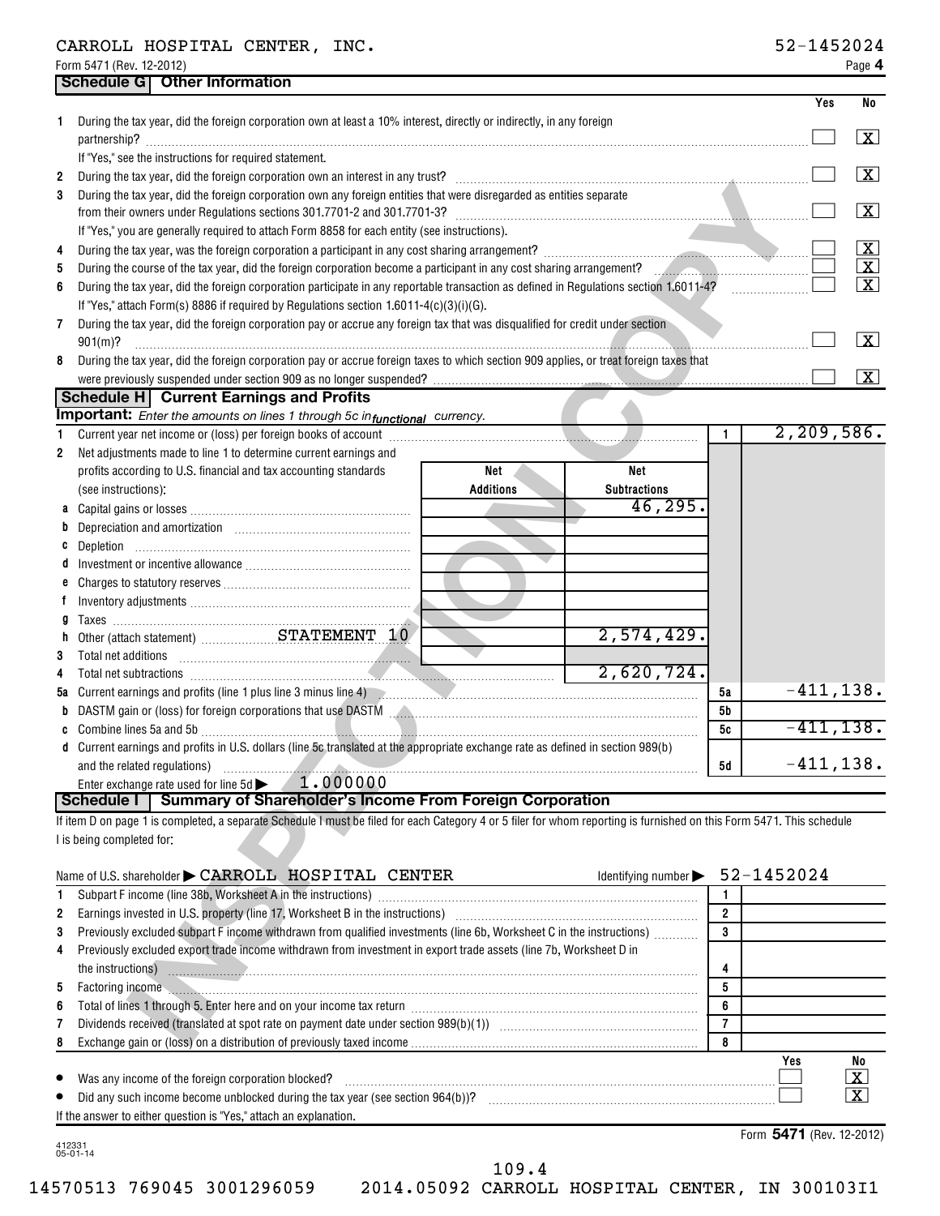CARROLL HOSPITAL CENTER, INC. 52-1452024

Form 5471 (Rev. 12-2012) Page 4

## Schedule G Other Information

| | | Yes | No |
|---|---|---|---|
| 1 | During the tax year, did the foreign corporation own at least a 10% interest, directly or indirectly, in any foreign partnership? If "Yes," see the instructions for required statement. | | X |
| 2 | During the tax year, did the foreign corporation own an interest in any trust? | | X |
| 3 | During the tax year, did the foreign corporation own any foreign entities that were disregarded as entities separate from their owners under Regulations sections 301.7701-2 and 301.7701-3? If "Yes," you are generally required to attach Form 8858 for each entity (see instructions). | | X |
| 4 | During the tax year, was the foreign corporation a participant in any cost sharing arrangement? | | X |
| 5 | During the course of the tax year, did the foreign corporation become a participant in any cost sharing arrangement? | | X |
| 6 | During the tax year, did the foreign corporation participate in any reportable transaction as defined in Regulations section 1.6011-4? If "Yes," attach Form(s) 8886 if required by Regulations section 1.6011-4(c)(3)(i)(G). | | X |
| 7 | During the tax year, did the foreign corporation pay or accrue any foreign tax that was disqualified for credit under section 901(m)? | | X |
| 8 | During the tax year, did the foreign corporation pay or accrue foreign taxes to which section 909 applies, or treat foreign taxes that were previously suspended under section 909 as no longer suspended? | | X |

## Schedule H Current Earnings and Profits

**Important:** *Enter the amounts on lines 1 through 5c in functional currency.*

| | | Net Additions | Net Subtractions | | |
|---|---|---|---|---|---|
| 1 | Current year net income or (loss) per foreign books of account | | | 1 | 2,209,586. |
| 2 | Net adjustments made to line 1 to determine current earnings and profits according to U.S. financial and tax accounting standards (see instructions): | | | | |
| a | Capital gains or losses | | 46,295. | | |
| b | Depreciation and amortization | | | | |
| c | Depletion | | | | |
| d | Investment or incentive allowance | | | | |
| e | Charges to statutory reserves | | | | |
| f | Inventory adjustments | | | | |
| g | Taxes | | | | |
| h | Other (attach statement) STATEMENT 10 | | 2,574,429. | | |
| 3 | Total net additions | | | | |
| 4 | Total net subtractions | | 2,620,724. | | |
| 5a | Current earnings and profits (line 1 plus line 3 minus line 4) | | | 5a | -411,138. |
| b | DASTM gain or (loss) for foreign corporations that use DASTM | | | 5b | |
| c | Combine lines 5a and 5b | | | 5c | -411,138. |
| d | Current earnings and profits in U.S. dollars (line 5c translated at the appropriate exchange rate as defined in section 989(b) and the related regulations) | | | 5d | -411,138. |

Enter exchange rate used for line 5d ▶ 1.000000

## Schedule I Summary of Shareholder's Income From Foreign Corporation

If item D on page 1 is completed, a separate Schedule I must be filed for each Category 4 or 5 filer for whom reporting is furnished on this Form 5471. This schedule I is being completed for:

Name of U.S. shareholder ▶ CARROLL HOSPITAL CENTER Identifying number ▶ 52-1452024

| | | | |
|---|---|---|---|
| 1 | Subpart F income (line 38b, Worksheet A in the instructions) | 1 | |
| 2 | Earnings invested in U.S. property (line 17, Worksheet B in the instructions) | 2 | |
| 3 | Previously excluded subpart F income withdrawn from qualified investments (line 6b, Worksheet C in the instructions) | 3 | |
| 4 | Previously excluded export trade income withdrawn from investment in export trade assets (line 7b, Worksheet D in the instructions) | 4 | |
| 5 | Factoring income | 5 | |
| 6 | Total of lines 1 through 5. Enter here and on your income tax return | 6 | |
| 7 | Dividends received (translated at spot rate on payment date under section 989(b)(1)) | 7 | |
| 8 | Exchange gain or (loss) on a distribution of previously taxed income | 8 | |

| | Yes | No |
|---|---|---|
| • Was any income of the foreign corporation blocked? | | X |
| • Did any such income become unblocked during the tax year (see section 964(b))? | | X |

If the answer to either question is "Yes," attach an explanation.

Form **5471** (Rev. 12-2012)

412331 05-01-14

109.4

14570513 769045 3001296059 2014.05092 CARROLL HOSPITAL CENTER, IN 300103I1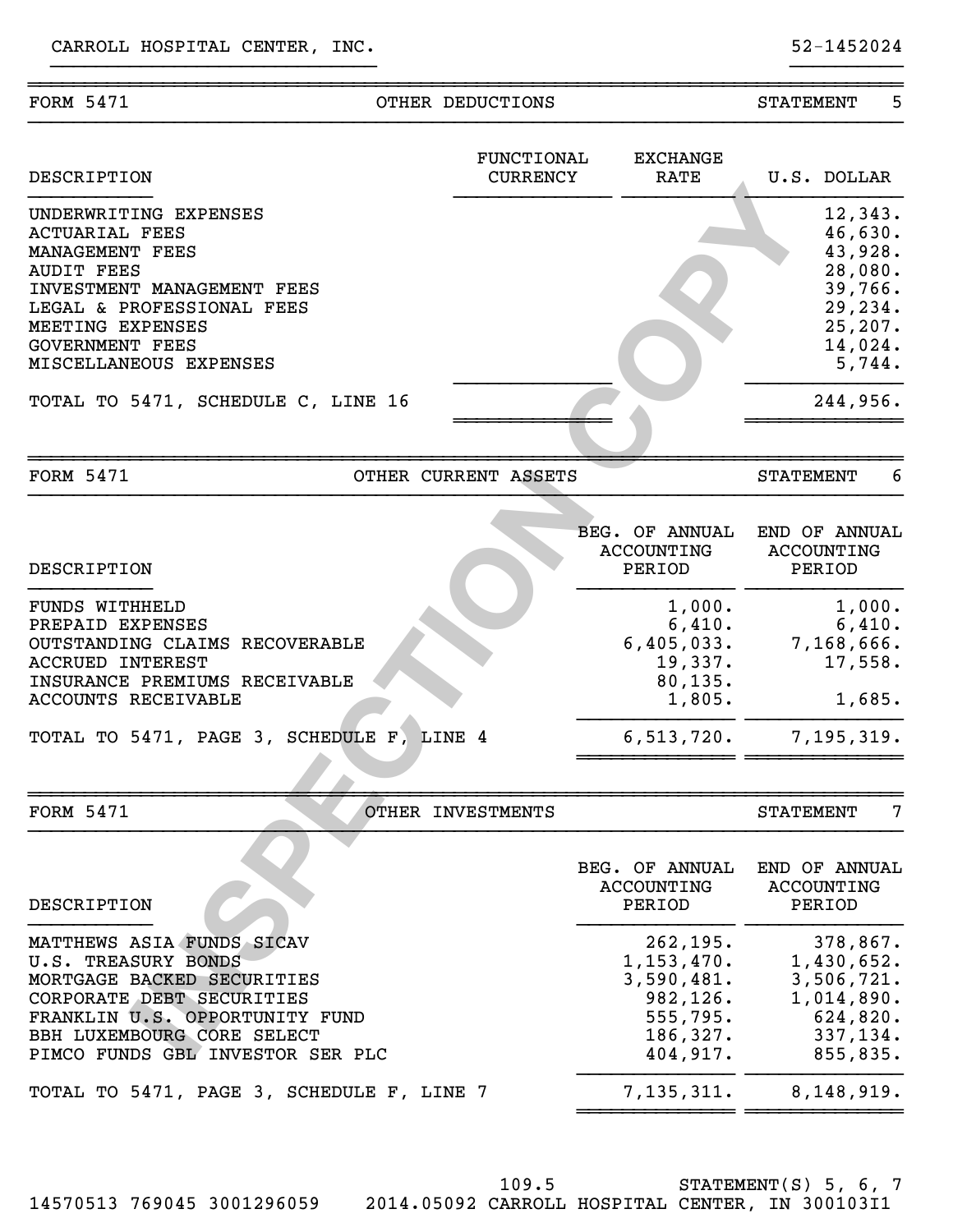CARROLL HOSPITAL CENTER, INC. 52-1452024

## FORM 5471 — OTHER DEDUCTIONS — STATEMENT 5

| DESCRIPTION | FUNCTIONAL CURRENCY | EXCHANGE RATE | U.S. DOLLAR |
|---|---|---|---|
| UNDERWRITING EXPENSES | | | 12,343. |
| ACTUARIAL FEES | | | 46,630. |
| MANAGEMENT FEES | | | 43,928. |
| AUDIT FEES | | | 28,080. |
| INVESTMENT MANAGEMENT FEES | | | 39,766. |
| LEGAL & PROFESSIONAL FEES | | | 29,234. |
| MEETING EXPENSES | | | 25,207. |
| GOVERNMENT FEES | | | 14,024. |
| MISCELLANEOUS EXPENSES | | | 5,744. |
| TOTAL TO 5471, SCHEDULE C, LINE 16 | | | 244,956. |

## FORM 5471 — OTHER CURRENT ASSETS — STATEMENT 6

| DESCRIPTION | BEG. OF ANNUAL ACCOUNTING PERIOD | END OF ANNUAL ACCOUNTING PERIOD |
|---|---|---|
| FUNDS WITHHELD | 1,000. | 1,000. |
| PREPAID EXPENSES | 6,410. | 6,410. |
| OUTSTANDING CLAIMS RECOVERABLE | 6,405,033. | 7,168,666. |
| ACCRUED INTEREST | 19,337. | 17,558. |
| INSURANCE PREMIUMS RECEIVABLE | 80,135. | |
| ACCOUNTS RECEIVABLE | 1,805. | 1,685. |
| TOTAL TO 5471, PAGE 3, SCHEDULE F, LINE 4 | 6,513,720. | 7,195,319. |

## FORM 5471 — OTHER INVESTMENTS — STATEMENT 7

| DESCRIPTION | BEG. OF ANNUAL ACCOUNTING PERIOD | END OF ANNUAL ACCOUNTING PERIOD |
|---|---|---|
| MATTHEWS ASIA FUNDS SICAV | 262,195. | 378,867. |
| U.S. TREASURY BONDS | 1,153,470. | 1,430,652. |
| MORTGAGE BACKED SECURITIES | 3,590,481. | 3,506,721. |
| CORPORATE DEBT SECURITIES | 982,126. | 1,014,890. |
| FRANKLIN U.S. OPPORTUNITY FUND | 555,795. | 624,820. |
| BBH LUXEMBOURG CORE SELECT | 186,327. | 337,134. |
| PIMCO FUNDS GBL INVESTOR SER PLC | 404,917. | 855,835. |
| TOTAL TO 5471, PAGE 3, SCHEDULE F, LINE 7 | 7,135,311. | 8,148,919. |

109.5 STATEMENT(S) 5, 6, 7
14570513 769045 3001296059 2014.05092 CARROLL HOSPITAL CENTER, IN 300103I1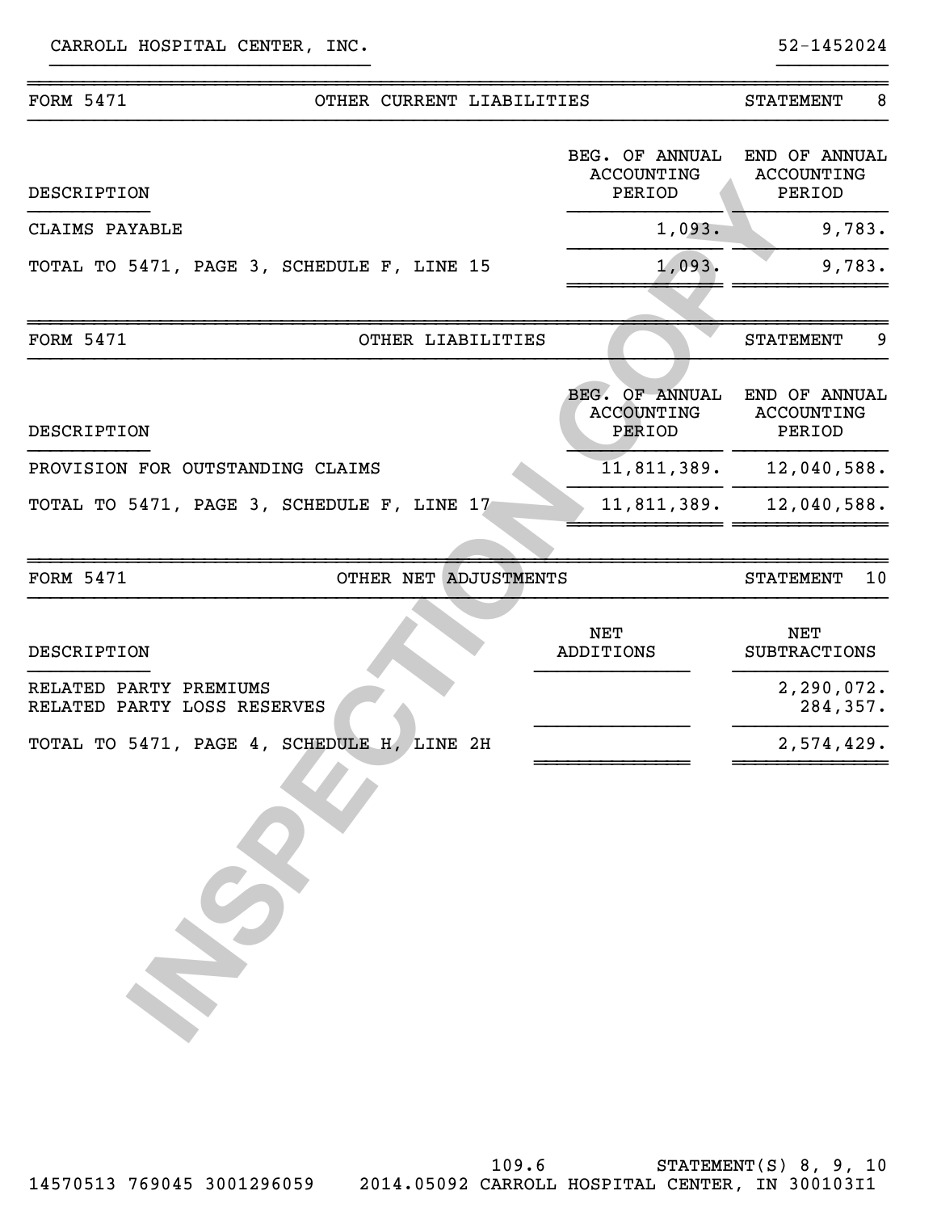CARROLL HOSPITAL CENTER, INC. 52-1452024

## FORM 5471 — OTHER CURRENT LIABILITIES — STATEMENT 8

| DESCRIPTION | BEG. OF ANNUAL ACCOUNTING PERIOD | END OF ANNUAL ACCOUNTING PERIOD |
|---|---|---|
| CLAIMS PAYABLE | 1,093. | 9,783. |
| TOTAL TO 5471, PAGE 3, SCHEDULE F, LINE 15 | 1,093. | 9,783. |

## FORM 5471 — OTHER LIABILITIES — STATEMENT 9

| DESCRIPTION | BEG. OF ANNUAL ACCOUNTING PERIOD | END OF ANNUAL ACCOUNTING PERIOD |
|---|---|---|
| PROVISION FOR OUTSTANDING CLAIMS | 11,811,389. | 12,040,588. |
| TOTAL TO 5471, PAGE 3, SCHEDULE F, LINE 17 | 11,811,389. | 12,040,588. |

## FORM 5471 — OTHER NET ADJUSTMENTS — STATEMENT 10

| DESCRIPTION | NET ADDITIONS | NET SUBTRACTIONS |
|---|---|---|
| RELATED PARTY PREMIUMS | | 2,290,072. |
| RELATED PARTY LOSS RESERVES | | 284,357. |
| TOTAL TO 5471, PAGE 4, SCHEDULE H, LINE 2H | | 2,574,429. |

INSPECTION COPY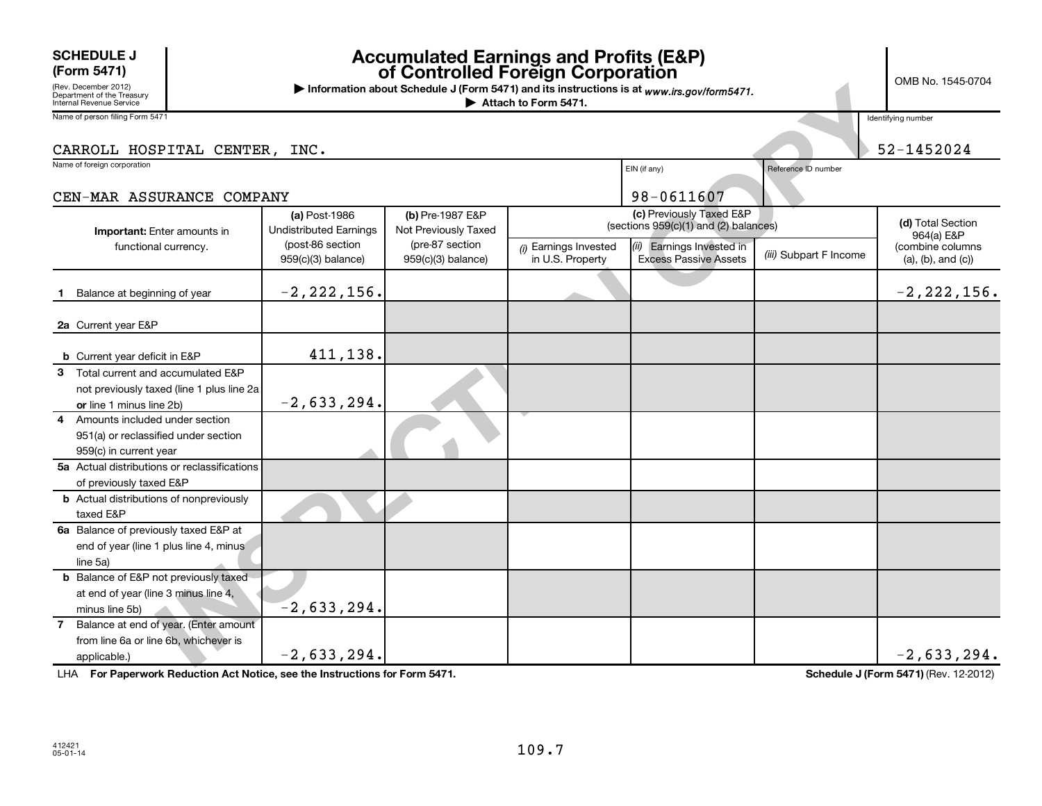**SCHEDULE J (Form 5471)**
(Rev. December 2012)
Department of the Treasury
Internal Revenue Service

# Accumulated Earnings and Profits (E&P) of Controlled Foreign Corporation

▶ Information about Schedule J (Form 5471) and its instructions is at *www.irs.gov/form5471.*
▶ Attach to Form 5471.

OMB No. 1545-0704

Name of person filing Form 5471: CARROLL HOSPITAL CENTER, INC.

Identifying number: 52-1452024

Name of foreign corporation: CEN-MAR ASSURANCE COMPANY

EIN (if any): 98-0611607

Reference ID number:

| **Important:** Enter amounts in functional currency. | **(a)** Post-1986 Undistributed Earnings (post-86 section 959(c)(3) balance) | **(b)** Pre-1987 E&P Not Previously Taxed (pre-87 section 959(c)(3) balance) | **(c)** Previously Taxed E&P (sections 959(c)(1) and (2) balances) *(i)* Earnings Invested in U.S. Property | *(ii)* Earnings Invested in Excess Passive Assets | *(iii)* Subpart F Income | **(d)** Total Section 964(a) E&P (combine columns (a), (b), and (c)) |
|---|---|---|---|---|---|---|
| **1** Balance at beginning of year | -2,222,156. | | | | | -2,222,156. |
| **2a** Current year E&P | | | | | | |
| **b** Current year deficit in E&P | 411,138. | | | | | |
| **3** Total current and accumulated E&P not previously taxed (line 1 plus line 2a **or** line 1 minus line 2b) | -2,633,294. | | | | | |
| **4** Amounts included under section 951(a) or reclassified under section 959(c) in current year | | | | | | |
| **5a** Actual distributions or reclassifications of previously taxed E&P | | | | | | |
| **b** Actual distributions of nonpreviously taxed E&P | | | | | | |
| **6a** Balance of previously taxed E&P at end of year (line 1 plus line 4, minus line 5a) | | | | | | |
| **b** Balance of E&P not previously taxed at end of year (line 3 minus line 4, minus line 5b) | -2,633,294. | | | | | |
| **7** Balance at end of year. (Enter amount from line 6a or line 6b, whichever is applicable.) | -2,633,294. | | | | | -2,633,294. |

LHA **For Paperwork Reduction Act Notice, see the Instructions for Form 5471.**

**Schedule J (Form 5471)** (Rev. 12-2012)

412421
05-01-14

109.7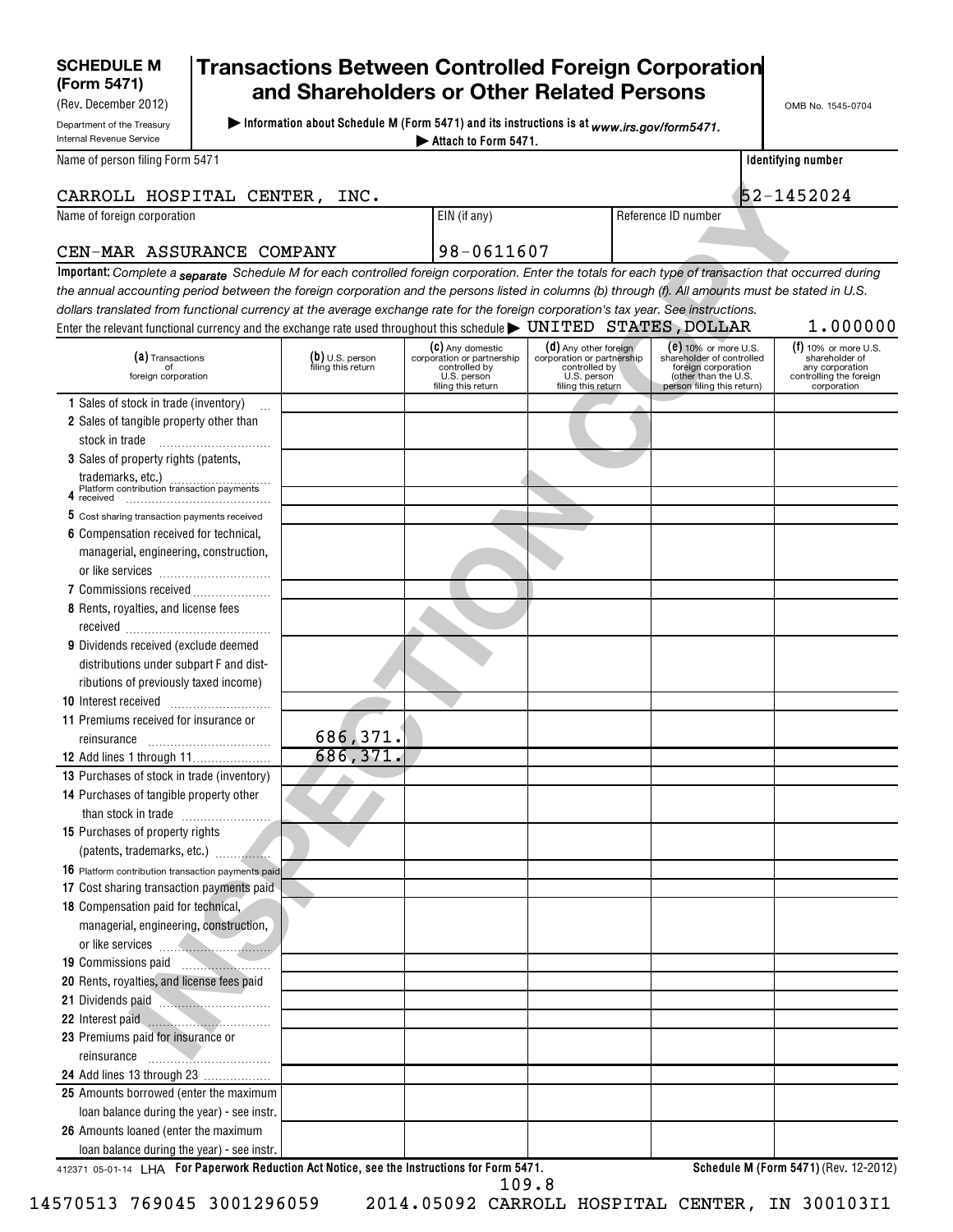**SCHEDULE M (Form 5471)**
(Rev. December 2012)
Department of the Treasury
Internal Revenue Service

# Transactions Between Controlled Foreign Corporation and Shareholders or Other Related Persons

▶ Information about Schedule M (Form 5471) and its instructions is at *www.irs.gov/form5471.*
▶ Attach to Form 5471.

OMB No. 1545-0704

| Name of person filing Form 5471 | | Identifying number |
|---|---|---|
| CARROLL HOSPITAL CENTER, INC. | | 52-1452024 |
| **Name of foreign corporation** | **EIN (if any)** | **Reference ID number** |
| CEN-MAR ASSURANCE COMPANY | 98-0611607 | |

**Important:** *Complete a* ***separate*** *Schedule M for each controlled foreign corporation. Enter the totals for each type of transaction that occurred during the annual accounting period between the foreign corporation and the persons listed in columns (b) through (f). All amounts must be stated in U.S. dollars translated from functional currency at the average exchange rate for the foreign corporation's tax year. See instructions.*

Enter the relevant functional currency and the exchange rate used throughout this schedule ▶ UNITED STATES,DOLLAR 1.000000

| (a) Transactions of foreign corporation | (b) U.S. person filing this return | (c) Any domestic corporation or partnership controlled by U.S. person filing this return | (d) Any other foreign corporation or partnership controlled by U.S. person filing this return | (e) 10% or more U.S. shareholder of controlled foreign corporation (other than the U.S. person filing this return) | (f) 10% or more U.S. shareholder of any corporation controlling the foreign corporation |
|---|---|---|---|---|---|
| 1 Sales of stock in trade (inventory) | | | | | |
| 2 Sales of tangible property other than stock in trade | | | | | |
| 3 Sales of property rights (patents, trademarks, etc.) | | | | | |
| 4 Platform contribution transaction payments received | | | | | |
| 5 Cost sharing transaction payments received | | | | | |
| 6 Compensation received for technical, managerial, engineering, construction, or like services | | | | | |
| 7 Commissions received | | | | | |
| 8 Rents, royalties, and license fees received | | | | | |
| 9 Dividends received (exclude deemed distributions under subpart F and distributions of previously taxed income) | | | | | |
| 10 Interest received | | | | | |
| 11 Premiums received for insurance or reinsurance | 686,371. | | | | |
| 12 Add lines 1 through 11 | 686,371. | | | | |
| 13 Purchases of stock in trade (inventory) | | | | | |
| 14 Purchases of tangible property other than stock in trade | | | | | |
| 15 Purchases of property rights (patents, trademarks, etc.) | | | | | |
| 16 Platform contribution transaction payments paid | | | | | |
| 17 Cost sharing transaction payments paid | | | | | |
| 18 Compensation paid for technical, managerial, engineering, construction, or like services | | | | | |
| 19 Commissions paid | | | | | |
| 20 Rents, royalties, and license fees paid | | | | | |
| 21 Dividends paid | | | | | |
| 22 Interest paid | | | | | |
| 23 Premiums paid for insurance or reinsurance | | | | | |
| 24 Add lines 13 through 23 | | | | | |
| 25 Amounts borrowed (enter the maximum loan balance during the year) - see instr. | | | | | |
| 26 Amounts loaned (enter the maximum loan balance during the year) - see instr. | | | | | |

412371 05-01-14 LHA **For Paperwork Reduction Act Notice, see the Instructions for Form 5471.** **Schedule M (Form 5471)** (Rev. 12-2012)

109.8

14570513 769045 3001296059 2014.05092 CARROLL HOSPITAL CENTER, IN 300103I1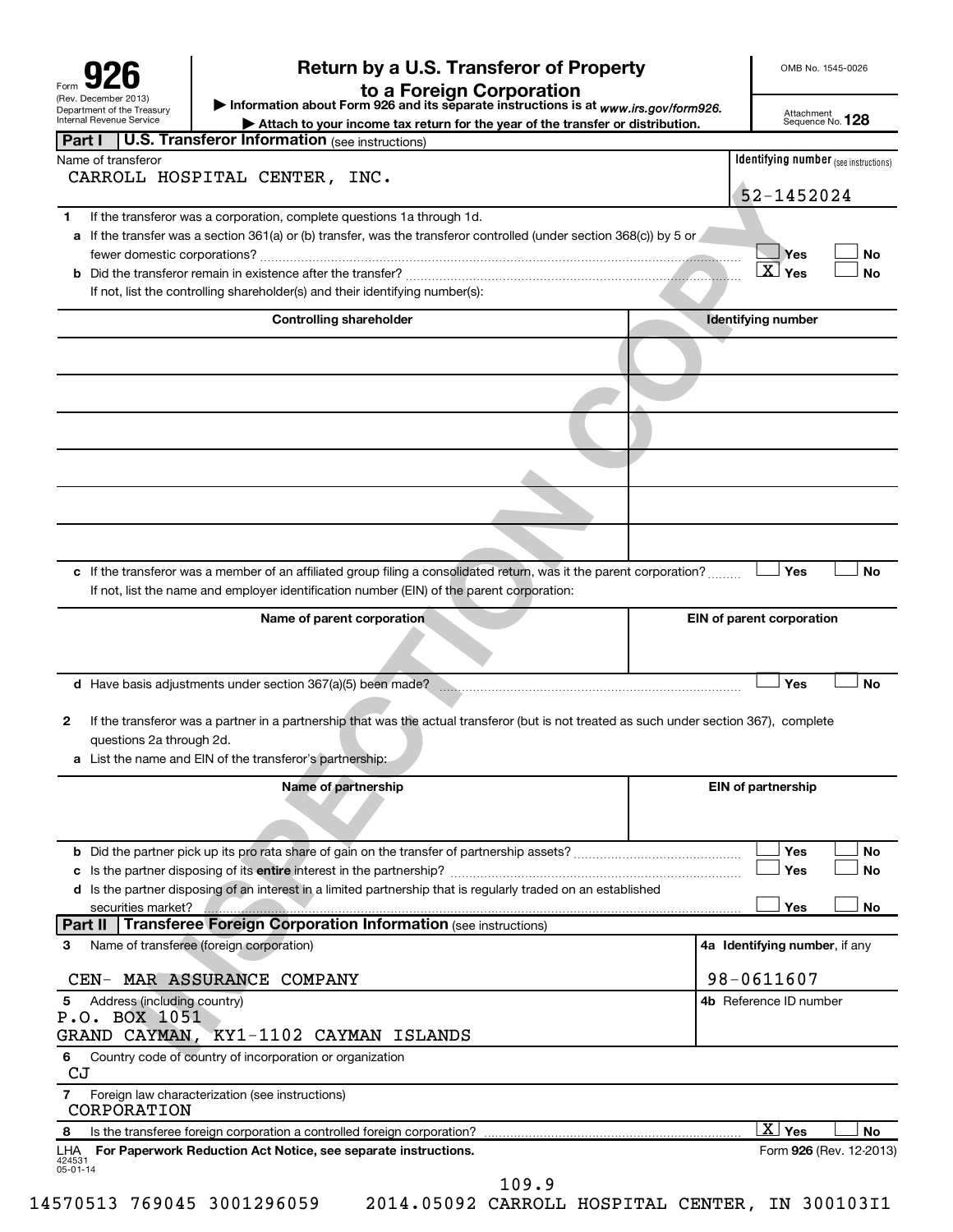Form **926** (Rev. December 2013) Department of the Treasury Internal Revenue Service

# Return by a U.S. Transferor of Property to a Foreign Corporation

▶ Information about Form 926 and its separate instructions is at *www.irs.gov/form926.*
▶ Attach to your income tax return for the year of the transfer or distribution.

OMB No. 1545-0026

Attachment Sequence No. **128**

## Part I U.S. Transferor Information (see instructions)

Name of transferor: CARROLL HOSPITAL CENTER, INC.

Identifying number (see instructions): 52-1452024

**1** If the transferor was a corporation, complete questions 1a through 1d.

**a** If the transferor was a section 361(a) or (b) transfer, was the transferor controlled (under section 368(c)) by 5 or fewer domestic corporations? ☐ Yes ☐ No

**b** Did the transferor remain in existence after the transfer? ☒ Yes ☐ No

If not, list the controlling shareholder(s) and their identifying number(s):

| Controlling shareholder | Identifying number |
|---|---|
| | |
| | |
| | |
| | |
| | |
| | |

**c** If the transferor was a member of an affiliated group filing a consolidated return, was it the parent corporation? ☐ Yes ☐ No

If not, list the name and employer identification number (EIN) of the parent corporation:

| Name of parent corporation | EIN of parent corporation |
|---|---|
| | |

**d** Have basis adjustments under section 367(a)(5) been made? ☐ Yes ☐ No

**2** If the transferor was a partner in a partnership that was the actual transferor (but is not treated as such under section 367), complete questions 2a through 2d.

**a** List the name and EIN of the transferor's partnership:

| Name of partnership | EIN of partnership |
|---|---|
| | |

**b** Did the partner pick up its pro rata share of gain on the transfer of partnership assets? ☐ Yes ☐ No

**c** Is the partner disposing of its **entire** interest in the partnership? ☐ Yes ☐ No

**d** Is the partner disposing of an interest in a limited partnership that is regularly traded on an established securities market? ☐ Yes ☐ No

## Part II Transferee Foreign Corporation Information (see instructions)

**3** Name of transferee (foreign corporation): CEN- MAR ASSURANCE COMPANY

**4a** Identifying number, if any: 98-0611607

**5** Address (including country):
P.O. BOX 1051
GRAND CAYMAN, KY1-1102 CAYMAN ISLANDS

**4b** Reference ID number:

**6** Country code of country of incorporation or organization: CJ

**7** Foreign law characterization (see instructions): CORPORATION

**8** Is the transferee foreign corporation a controlled foreign corporation? ☒ Yes ☐ No

LHA For Paperwork Reduction Act Notice, see separate instructions. Form **926** (Rev. 12-2013)

424531 05-01-14

109.9

14570513 769045 3001296059 2014.05092 CARROLL HOSPITAL CENTER, IN 300103I1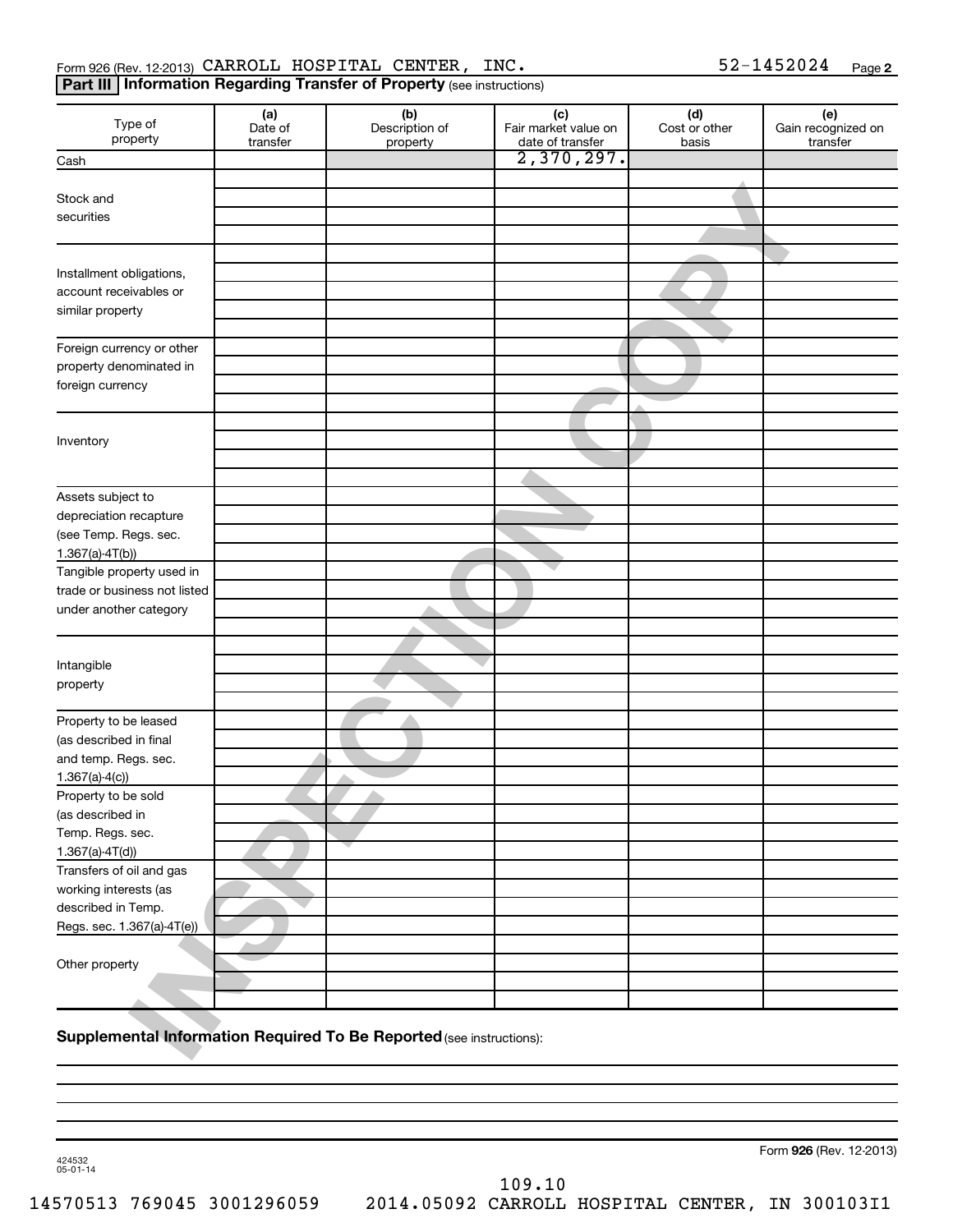Form 926 (Rev. 12-2013) CARROLL HOSPITAL CENTER, INC. 52-1452024 Page 2

## Part III Information Regarding Transfer of Property (see instructions)

| Type of property | (a) Date of transfer | (b) Description of property | (c) Fair market value on date of transfer | (d) Cost or other basis | (e) Gain recognized on transfer |
|---|---|---|---|---|---|
| Cash | | | 2,370,297. | | |
| Stock and securities | | | | | |
| Installment obligations, account receivables or similar property | | | | | |
| Foreign currency or other property denominated in foreign currency | | | | | |
| Inventory | | | | | |
| Assets subject to depreciation recapture (see Temp. Regs. sec. 1.367(a)-4T(b)) | | | | | |
| Tangible property used in trade or business not listed under another category | | | | | |
| Intangible property | | | | | |
| Property to be leased (as described in final and temp. Regs. sec. 1.367(a)-4(c)) | | | | | |
| Property to be sold (as described in Temp. Regs. sec. 1.367(a)-4T(d)) | | | | | |
| Transfers of oil and gas working interests (as described in Temp. Regs. sec. 1.367(a)-4T(e)) | | | | | |
| Other property | | | | | |

**Supplemental Information Required To Be Reported** (see instructions):

Form **926** (Rev. 12-2013)

424532 05-01-14

109.10

14570513 769045 3001296059 2014.05092 CARROLL HOSPITAL CENTER, IN 300103I1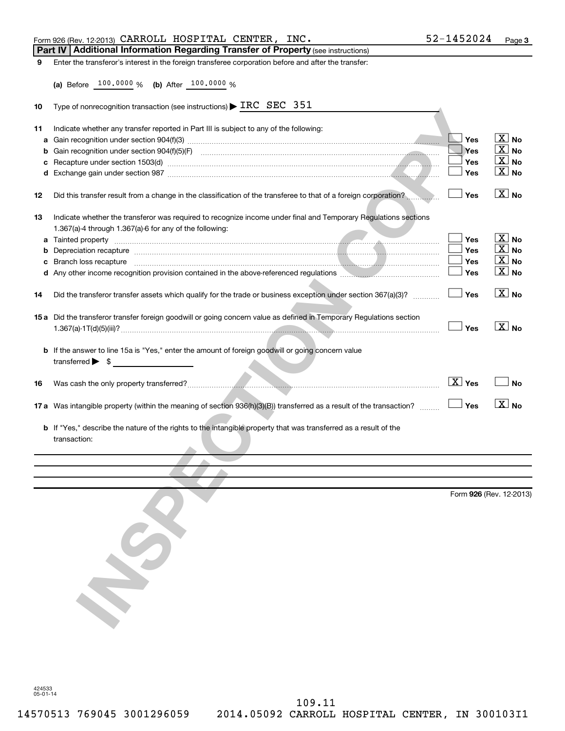Form 926 (Rev. 12-2013) CARROLL HOSPITAL CENTER, INC. 52-1452024

## Part IV Additional Information Regarding Transfer of Property (see instructions)

**9** Enter the transferor's interest in the foreign transferee corporation before and after the transfer:

**(a)** Before 100.0000 % **(b)** After 100.0000 %

**10** Type of nonrecognition transaction (see instructions) ▶ IRC SEC 351

**11** Indicate whether any transfer reported in Part III is subject to any of the following:

| | | Yes | No |
|---|---|---|---|
| **a** | Gain recognition under section 904(f)(3) | | X |
| **b** | Gain recognition under section 904(f)(5)(F) | | X |
| **c** | Recapture under section 1503(d) | | X |
| **d** | Exchange gain under section 987 | | X |

**12** Did this transfer result from a change in the classification of the transferee to that of a foreign corporation? ☐ Yes ☒ No

**13** Indicate whether the transferor was required to recognize income under final and Temporary Regulations sections 1.367(a)-4 through 1.367(a)-6 for any of the following:

| | | Yes | No |
|---|---|---|---|
| **a** | Tainted property | | X |
| **b** | Depreciation recapture | | X |
| **c** | Branch loss recapture | | X |
| **d** | Any other income recognition provision contained in the above-referenced regulations | | X |

**14** Did the transferor transfer assets which qualify for the trade or business exception under section 367(a)(3)? ☐ Yes ☒ No

**15a** Did the transferor transfer foreign goodwill or going concern value as defined in Temporary Regulations section 1.367(a)-1T(d)(5)(iii)? ☐ Yes ☒ No

**b** If the answer to line 15a is "Yes," enter the amount of foreign goodwill or going concern value transferred ▶ $

**16** Was cash the only property transferred? ☒ Yes ☐ No

**17a** Was intangible property (within the meaning of section 936(h)(3)(B)) transferred as a result of the transaction? ☐ Yes ☒ No

**b** If "Yes," describe the nature of the rights to the intangible property that was transferred as a result of the transaction:

Form **926** (Rev. 12-2013)

424533 05-01-14

109.11

14570513 769045 3001296059 2014.05092 CARROLL HOSPITAL CENTER, IN 300103I1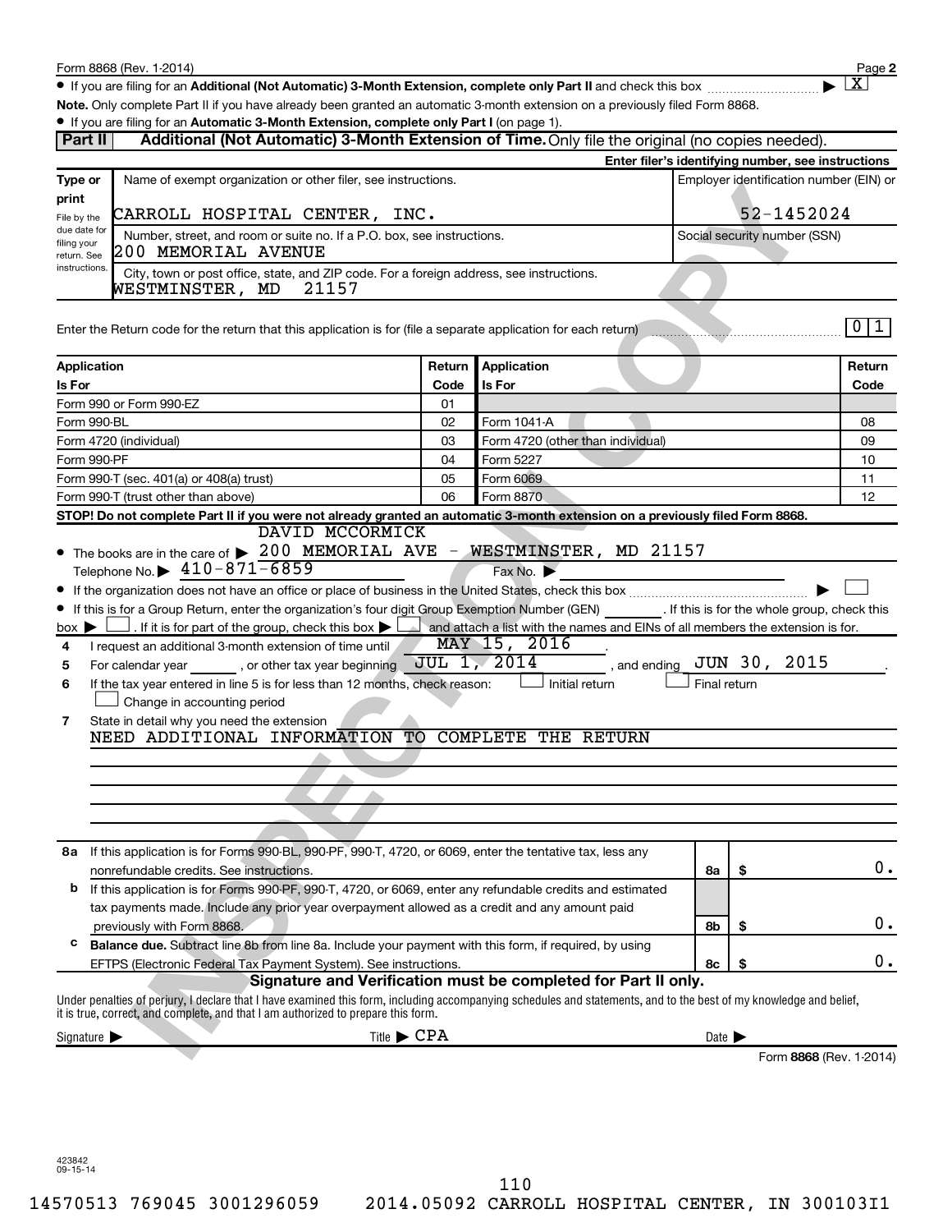Form 8868 (Rev. 1-2014) Page **2**

- If you are filing for an **Additional (Not Automatic) 3-Month Extension, complete only Part II** and check this box ▶ [X]

**Note.** Only complete Part II if you have already been granted an automatic 3-month extension on a previously filed Form 8868.

- If you are filing for an **Automatic 3-Month Extension, complete only Part I** (on page 1).

## Part II Additional (Not Automatic) 3-Month Extension of Time. Only file the original (no copies needed).

**Enter filer's identifying number, see instructions**

| Type or print | Name of exempt organization or other filer, see instructions. | Employer identification number (EIN) or |
|---|---|---|
| File by the due date for filing your return. See instructions. | CARROLL HOSPITAL CENTER, INC. | 52-1452024 |
| | Number, street, and room or suite no. If a P.O. box, see instructions. 200 MEMORIAL AVENUE | Social security number (SSN) |
| | City, town or post office, state, and ZIP code. For a foreign address, see instructions. WESTMINSTER, MD 21157 | |

Enter the Return code for the return that this application is for (file a separate application for each return) 0 1

| Application Is For | Return Code | Application Is For | Return Code |
|---|---|---|---|
| Form 990 or Form 990-EZ | 01 | | |
| Form 990-BL | 02 | Form 1041-A | 08 |
| Form 4720 (individual) | 03 | Form 4720 (other than individual) | 09 |
| Form 990-PF | 04 | Form 5227 | 10 |
| Form 990-T (sec. 401(a) or 408(a) trust) | 05 | Form 6069 | 11 |
| Form 990-T (trust other than above) | 06 | Form 8870 | 12 |

**STOP! Do not complete Part II if you were not already granted an automatic 3-month extension on a previously filed Form 8868.**

- The books are in the care of ▶ DAVID MCCORMICK 200 MEMORIAL AVE - WESTMINSTER, MD 21157
  Telephone No. ▶ 410-871-6859 Fax No. ▶
- If the organization does not have an office or place of business in the United States, check this box ▶ [ ]
- If this is for a Group Return, enter the organization's four digit Group Exemption Number (GEN) ______ . If this is for the whole group, check this box ▶ [ ] . If it is for part of the group, check this box ▶ [ ] and attach a list with the names and EINs of all members the extension is for.

**4** I request an additional 3-month extension of time until MAY 15, 2016 .

**5** For calendar year ______ , or other tax year beginning JUL 1, 2014 , and ending JUN 30, 2015 .

**6** If the tax year entered in line 5 is for less than 12 months, check reason: [ ] Initial return [ ] Final return [ ] Change in accounting period

**7** State in detail why you need the extension
NEED ADDITIONAL INFORMATION TO COMPLETE THE RETURN

| | | | |
|---|---|---|---|
| **8a** | If this application is for Forms 990-BL, 990-PF, 990-T, 4720, or 6069, enter the tentative tax, less any nonrefundable credits. See instructions. | 8a | $ 0. |
| **b** | If this application is for Forms 990-PF, 990-T, 4720, or 6069, enter any refundable credits and estimated tax payments made. Include any prior year overpayment allowed as a credit and any amount paid previously with Form 8868. | 8b | $ 0. |
| **c** | **Balance due.** Subtract line 8b from line 8a. Include your payment with this form, if required, by using EFTPS (Electronic Federal Tax Payment System). See instructions. | 8c | $ 0. |

**Signature and Verification must be completed for Part II only.**

Under penalties of perjury, I declare that I have examined this form, including accompanying schedules and statements, and to the best of my knowledge and belief, it is true, correct, and complete, and that I am authorized to prepare this form.

Signature ▶ Title ▶ CPA Date ▶

Form **8868** (Rev. 1-2014)

423842
09-15-14

14570513 769045 3001296059 2014.05092 CARROLL HOSPITAL CENTER, IN 300103I1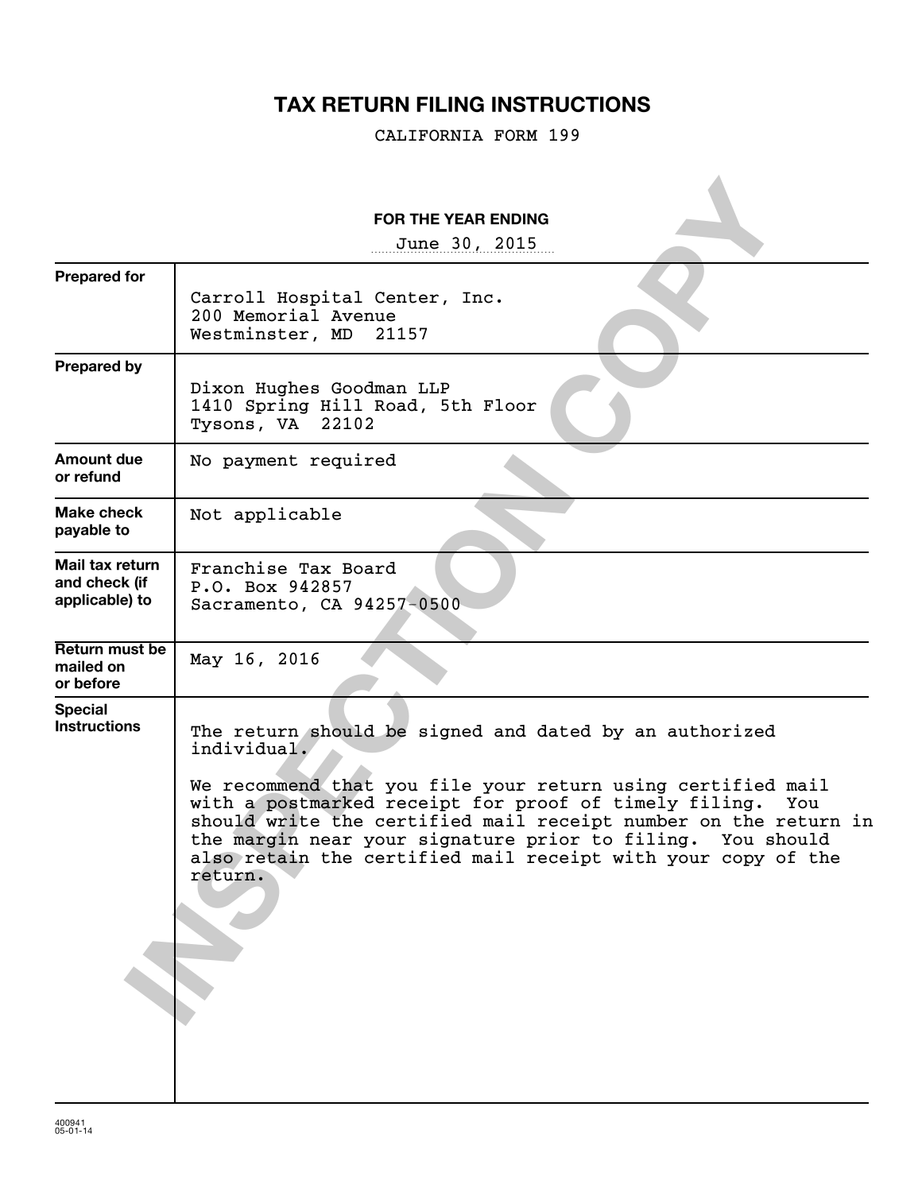# TAX RETURN FILING INSTRUCTIONS

CALIFORNIA FORM 199

**FOR THE YEAR ENDING**

June 30, 2015

| | |
|---|---|
| **Prepared for** | Carroll Hospital Center, Inc.<br>200 Memorial Avenue<br>Westminster, MD 21157 |
| **Prepared by** | Dixon Hughes Goodman LLP<br>1410 Spring Hill Road, 5th Floor<br>Tysons, VA 22102 |
| **Amount due or refund** | No payment required |
| **Make check payable to** | Not applicable |
| **Mail tax return and check (if applicable) to** | Franchise Tax Board<br>P.O. Box 942857<br>Sacramento, CA 94257-0500 |
| **Return must be mailed on or before** | May 16, 2016 |
| **Special Instructions** | The return should be signed and dated by an authorized individual.<br><br>We recommend that you file your return using certified mail with a postmarked receipt for proof of timely filing. You should write the certified mail receipt number on the return in the margin near your signature prior to filing. You should also retain the certified mail receipt with your copy of the return. |

INSPECTION COPY

400941
05-01-14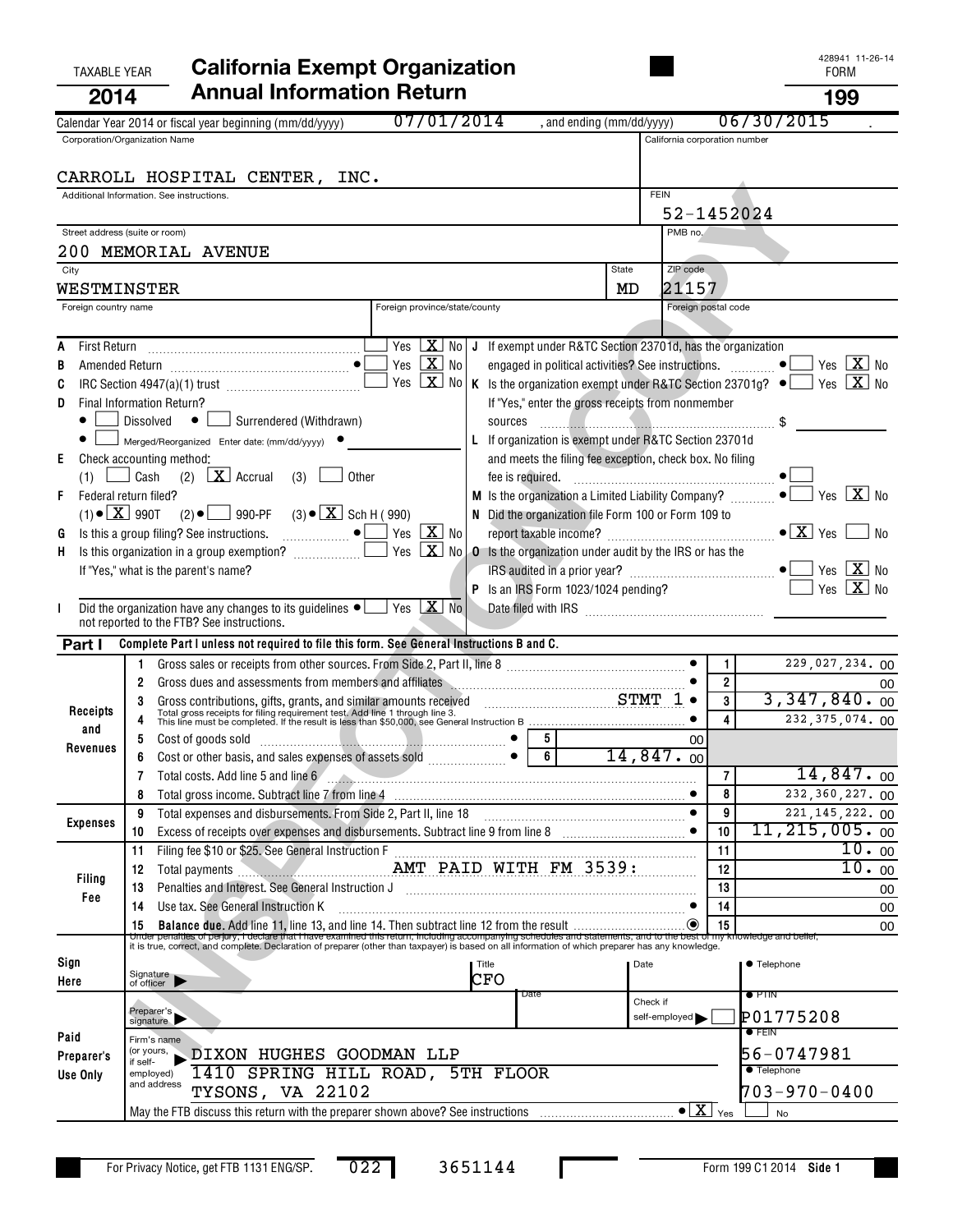428941 11-26-14

TAXABLE YEAR **2014**

# California Exempt Organization Annual Information Return

FORM **199**

Calendar Year 2014 or fiscal year beginning (mm/dd/yyyy) 07/01/2014 , and ending (mm/dd/yyyy) 06/30/2015 .

| Corporation/Organization Name | California corporation number |
|---|---|
| CARROLL HOSPITAL CENTER, INC. | |
| Additional Information. See instructions. | FEIN 52-1452024 |
| Street address (suite or room) 200 MEMORIAL AVENUE | PMB no. |
| City WESTMINSTER | State MD ZIP code 21157 |
| Foreign country name | Foreign province/state/county / Foreign postal code |

A First Return ..... Yes [ ] No [X]

B Amended Return ..... Yes [ ] No [X]

C IRC Section 4947(a)(1) trust ..... Yes [ ] No [X]

D Final Information Return?
- [ ] Dissolved [ ] Surrendered (Withdrawn)
- [ ] Merged/Reorganized Enter date: (mm/dd/yyyy)

E Check accounting method: (1) [ ] Cash (2) [X] Accrual (3) [ ] Other

F Federal return filed? (1) [X] 990T (2) [ ] 990-PF (3) [X] Sch H (990)

G Is this a group filing? See instructions. ..... Yes [ ] No [X]

H Is this organization in a group exemption? ..... Yes [ ] No [X]
If "Yes," what is the parent's name?

I Did the organization have any changes to its guidelines not reported to the FTB? See instructions. ..... Yes [ ] No [X]

J If exempt under R&TC Section 23701d, has the organization engaged in political activities? See instructions. ..... Yes [ ] No [X]

K Is the organization exempt under R&TC Section 23701g? ..... Yes [ ] No [X]
If "Yes," enter the gross receipts from nonmember sources ..... $

L If organization is exempt under R&TC Section 23701d and meets the filing fee exception, check box. No filing fee is required. ..... [ ]

M Is the organization a Limited Liability Company? ..... Yes [ ] No [X]

N Did the organization file Form 100 or Form 109 to report taxable income? ..... Yes [X] No [ ]

O Is the organization under audit by the IRS or has the IRS audited in a prior year? ..... Yes [ ] No [X]

P Is an IRS Form 1023/1024 pending? ..... Yes [ ] No [X]
Date filed with IRS

## Part I Complete Part I unless not required to file this form. See General Instructions B and C.

| Section | Line | Description | | | Line | Amount |
|---|---|---|---|---|---|---|
| Receipts and Revenues | 1 | Gross sales or receipts from other sources. From Side 2, Part II, line 8 | | | 1 | 229,027,234.00 |
| | 2 | Gross dues and assessments from members and affiliates | | | 2 | 00 |
| | 3 | Gross contributions, gifts, grants, and similar amounts received STMT 1 | | | 3 | 3,347,840.00 |
| | 4 | Total gross receipts for filing requirement test. Add line 1 through line 3. This line must be completed. If the result is less than $50,000, see General Instruction B | | | 4 | 232,375,074.00 |
| | 5 | Cost of goods sold | 5 | 00 | | |
| | 6 | Cost or other basis, and sales expenses of assets sold | 6 | 14,847.00 | | |
| | 7 | Total costs. Add line 5 and line 6 | | | 7 | 14,847.00 |
| | 8 | Total gross income. Subtract line 7 from line 4 | | | 8 | 232,360,227.00 |
| Expenses | 9 | Total expenses and disbursements. From Side 2, Part II, line 18 | | | 9 | 221,145,222.00 |
| | 10 | Excess of receipts over expenses and disbursements. Subtract line 9 from line 8 | | | 10 | 11,215,005.00 |
| Filing Fee | 11 | Filing fee $10 or $25. See General Instruction F | | | 11 | 10.00 |
| | 12 | Total payments AMT PAID WITH FM 3539: | | | 12 | 10.00 |
| | 13 | Penalties and Interest. See General Instruction J | | | 13 | 00 |
| | 14 | Use tax. See General Instruction K | | | 14 | 00 |
| | 15 | **Balance due.** Add line 11, line 13, and line 14. Then subtract line 12 from the result | | | 15 | 00 |

Under penalties of perjury, I declare that I have examined this return, including accompanying schedules and statements, and to the best of my knowledge and belief, it is true, correct, and complete. Declaration of preparer (other than taxpayer) is based on all information of which preparer has any knowledge.

**Sign Here** Signature of officer | Title CFO | Date | Telephone

**Paid Preparer's Use Only**
Preparer's signature | Date | Check if self-employed [ ] | PTIN P01775208
Firm's name (or yours, if self-employed) and address: DIXON HUGHES GOODMAN LLP, 1410 SPRING HILL ROAD, 5TH FLOOR, TYSONS, VA 22102 | FEIN 56-0747981 | Telephone 703-970-0400

May the FTB discuss this return with the preparer shown above? See instructions ..... [X] Yes [ ] No

For Privacy Notice, get FTB 1131 ENG/SP. 022 3651144 Form 199 C1 2014 Side 1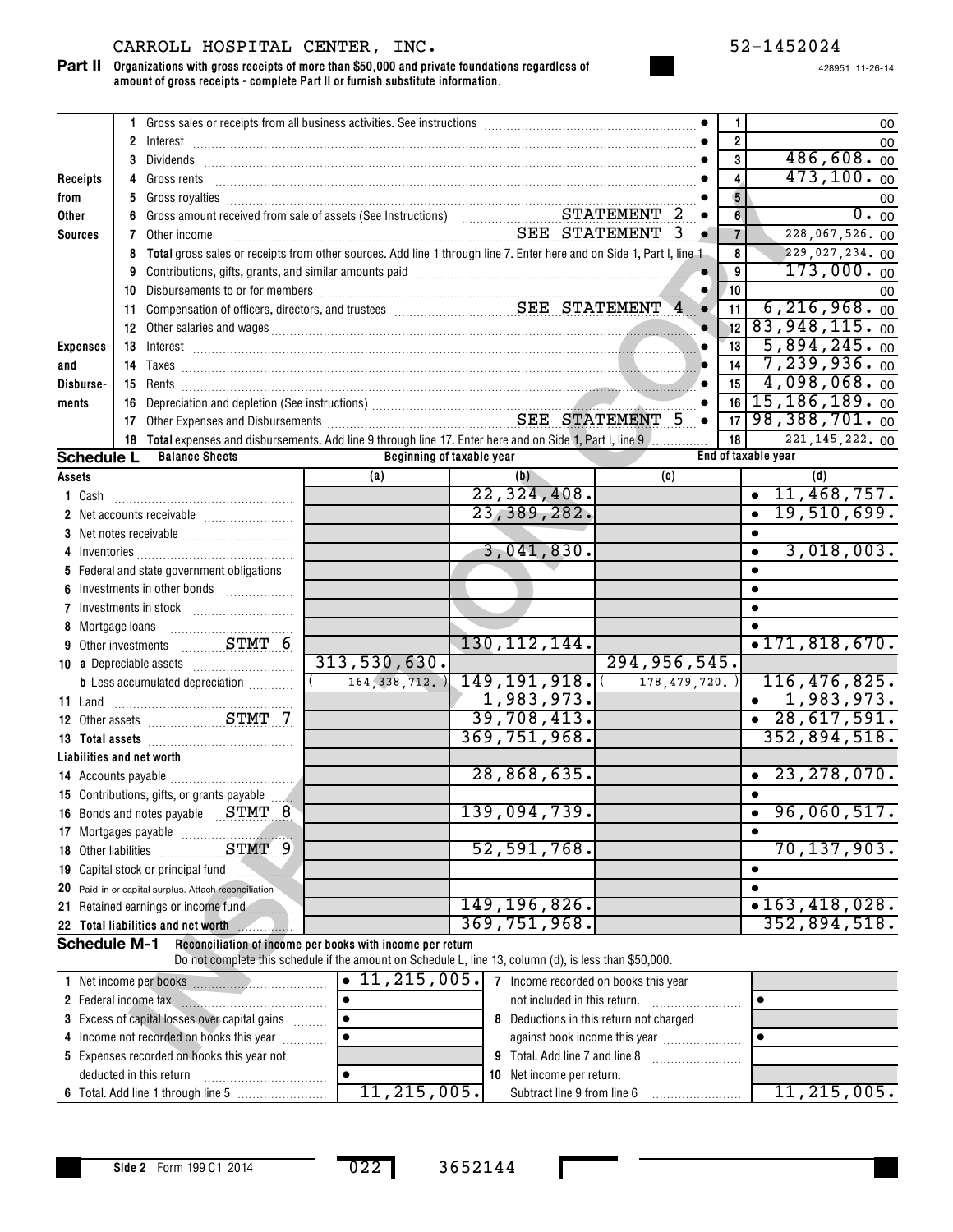CARROLL HOSPITAL CENTER, INC. 52-1452024

428951 11-26-14

**Part II** **Organizations with gross receipts of more than $50,000 and private foundations regardless of amount of gross receipts - complete Part II or furnish substitute information.**

| | | | | |
|---|---|---|---|---|
| **Receipts from Other Sources** | 1 | Gross sales or receipts from all business activities. See instructions | 1 | 00 |
| | 2 | Interest | 2 | 00 |
| | 3 | Dividends | 3 | 486,608. 00 |
| | 4 | Gross rents | 4 | 473,100. 00 |
| | 5 | Gross royalties | 5 | 00 |
| | 6 | Gross amount received from sale of assets (See Instructions) STATEMENT 2 | 6 | 0. 00 |
| | 7 | Other income SEE STATEMENT 3 | 7 | 228,067,526. 00 |
| | 8 | **Total** gross sales or receipts from other sources. Add line 1 through line 7. Enter here and on Side 1, Part I, line 1 | 8 | 229,027,234. 00 |
| **Expenses and Disbursements** | 9 | Contributions, gifts, grants, and similar amounts paid | 9 | 173,000. 00 |
| | 10 | Disbursements to or for members | 10 | 00 |
| | 11 | Compensation of officers, directors, and trustees SEE STATEMENT 4 | 11 | 6,216,968. 00 |
| | 12 | Other salaries and wages | 12 | 83,948,115. 00 |
| | 13 | Interest | 13 | 5,894,245. 00 |
| | 14 | Taxes | 14 | 7,239,936. 00 |
| | 15 | Rents | 15 | 4,098,068. 00 |
| | 16 | Depreciation and depletion (See instructions) | 16 | 15,186,189. 00 |
| | 17 | Other Expenses and Disbursements SEE STATEMENT 5 | 17 | 98,388,701. 00 |
| | 18 | **Total** expenses and disbursements. Add line 9 through line 17. Enter here and on Side 1, Part I, line 9 | 18 | 221,145,222. 00 |

**Schedule L** **Balance Sheets**

| | Beginning of taxable year (a) | (b) | End of taxable year (c) | (d) |
|---|---|---|---|---|
| **Assets** | | | | |
| 1 Cash | | 22,324,408. | | 11,468,757. |
| 2 Net accounts receivable | | 23,389,282. | | 19,510,699. |
| 3 Net notes receivable | | | | |
| 4 Inventories | | 3,041,830. | | 3,018,003. |
| 5 Federal and state government obligations | | | | |
| 6 Investments in other bonds | | | | |
| 7 Investments in stock | | | | |
| 8 Mortgage loans | | | | |
| 9 Other investments STMT 6 | | 130,112,144. | | 171,818,670. |
| 10 a Depreciable assets | 313,530,630. | | 294,956,545. | |
| b Less accumulated depreciation | ( 164,338,712. ) | 149,191,918. | ( 178,479,720. ) | 116,476,825. |
| 11 Land | | 1,983,973. | | 1,983,973. |
| 12 Other assets STMT 7 | | 39,708,413. | | 28,617,591. |
| 13 **Total assets** | | 369,751,968. | | 352,894,518. |
| **Liabilities and net worth** | | | | |
| 14 Accounts payable | | 28,868,635. | | 23,278,070. |
| 15 Contributions, gifts, or grants payable | | | | |
| 16 Bonds and notes payable STMT 8 | | 139,094,739. | | 96,060,517. |
| 17 Mortgages payable | | | | |
| 18 Other liabilities STMT 9 | | 52,591,768. | | 70,137,903. |
| 19 Capital stock or principal fund | | | | |
| 20 Paid-in or capital surplus. Attach reconciliation | | | | |
| 21 Retained earnings or income fund | | 149,196,826. | | 163,418,028. |
| 22 **Total liabilities and net worth** | | 369,751,968. | | 352,894,518. |

**Schedule M-1** **Reconciliation of income per books with income per return**
Do not complete this schedule if the amount on Schedule L, line 13, column (d), is less than $50,000.

| | | | |
|---|---|---|---|
| 1 Net income per books | 11,215,005. | 7 Income recorded on books this year not included in this return. | |
| 2 Federal income tax | | | |
| 3 Excess of capital losses over capital gains | | 8 Deductions in this return not charged against book income this year | |
| 4 Income not recorded on books this year | | | |
| 5 Expenses recorded on books this year not deducted in this return | | 9 Total. Add line 7 and line 8 | |
| | | 10 Net income per return. Subtract line 9 from line 6 | 11,215,005. |
| 6 Total. Add line 1 through line 5 | 11,215,005. | | |

Side 2 Form 199 C1 2014 022 3652144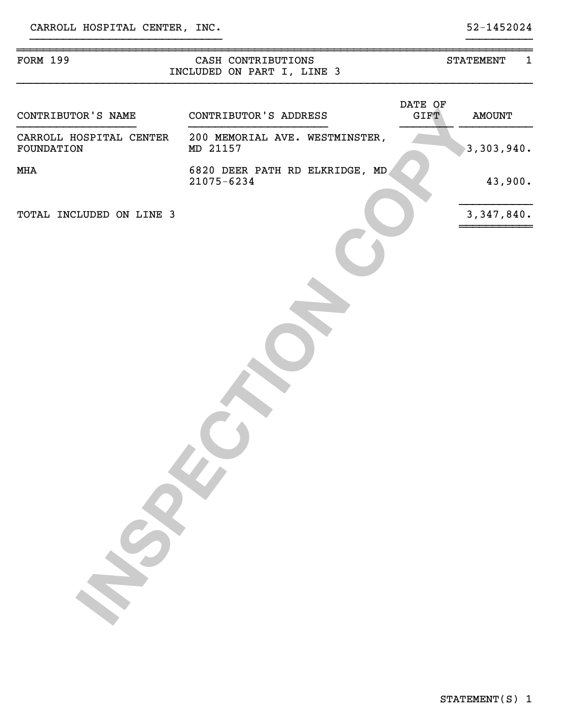CARROLL HOSPITAL CENTER, INC. 52-1452024

| FORM 199 | CASH CONTRIBUTIONS INCLUDED ON PART I, LINE 3 | | STATEMENT 1 |
|---|---|---|---|

| CONTRIBUTOR'S NAME | CONTRIBUTOR'S ADDRESS | DATE OF GIFT | AMOUNT |
|---|---|---|---|
| CARROLL HOSPITAL CENTER FOUNDATION | 200 MEMORIAL AVE. WESTMINSTER, MD 21157 | | 3,303,940. |
| MHA | 6820 DEER PATH RD ELKRIDGE, MD 21075-6234 | | 43,900. |
| TOTAL INCLUDED ON LINE 3 | | | 3,347,840. |

INSPECTION COPY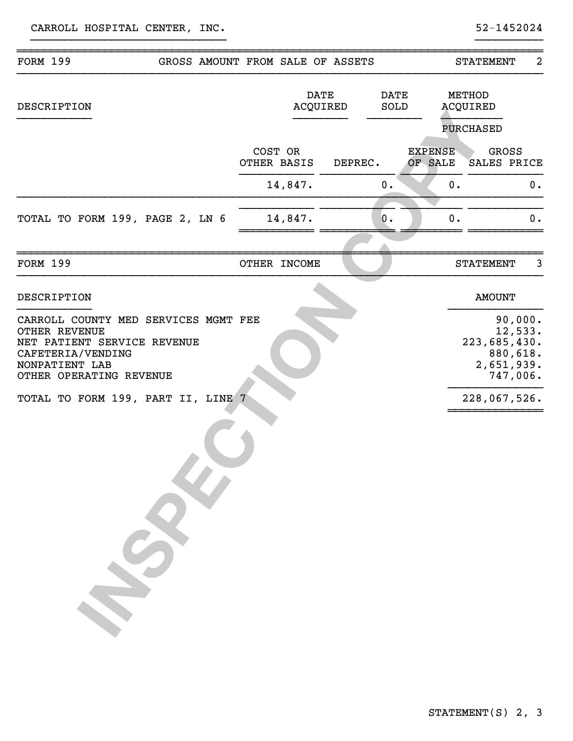CARROLL HOSPITAL CENTER, INC. 52-1452024

## FORM 199 — GROSS AMOUNT FROM SALE OF ASSETS — STATEMENT 2

| DESCRIPTION | DATE ACQUIRED | | DATE SOLD | METHOD ACQUIRED |
|---|---|---|---|---|
| | | | | PURCHASED |

| | COST OR OTHER BASIS | DEPREC. | EXPENSE OF SALE | GROSS SALES PRICE |
|---|---|---|---|---|
| | 14,847. | 0. | 0. | 0. |
| TOTAL TO FORM 199, PAGE 2, LN 6 | 14,847. | 0. | 0. | 0. |

## FORM 199 — OTHER INCOME — STATEMENT 3

| DESCRIPTION | AMOUNT |
|---|---|
| CARROLL COUNTY MED SERVICES MGMT FEE | 90,000. |
| OTHER REVENUE | 12,533. |
| NET PATIENT SERVICE REVENUE | 223,685,430. |
| CAFETERIA/VENDING | 880,618. |
| NONPATIENT LAB | 2,651,939. |
| OTHER OPERATING REVENUE | 747,006. |
| TOTAL TO FORM 199, PART II, LINE 7 | 228,067,526. |

STATEMENT(S) 2, 3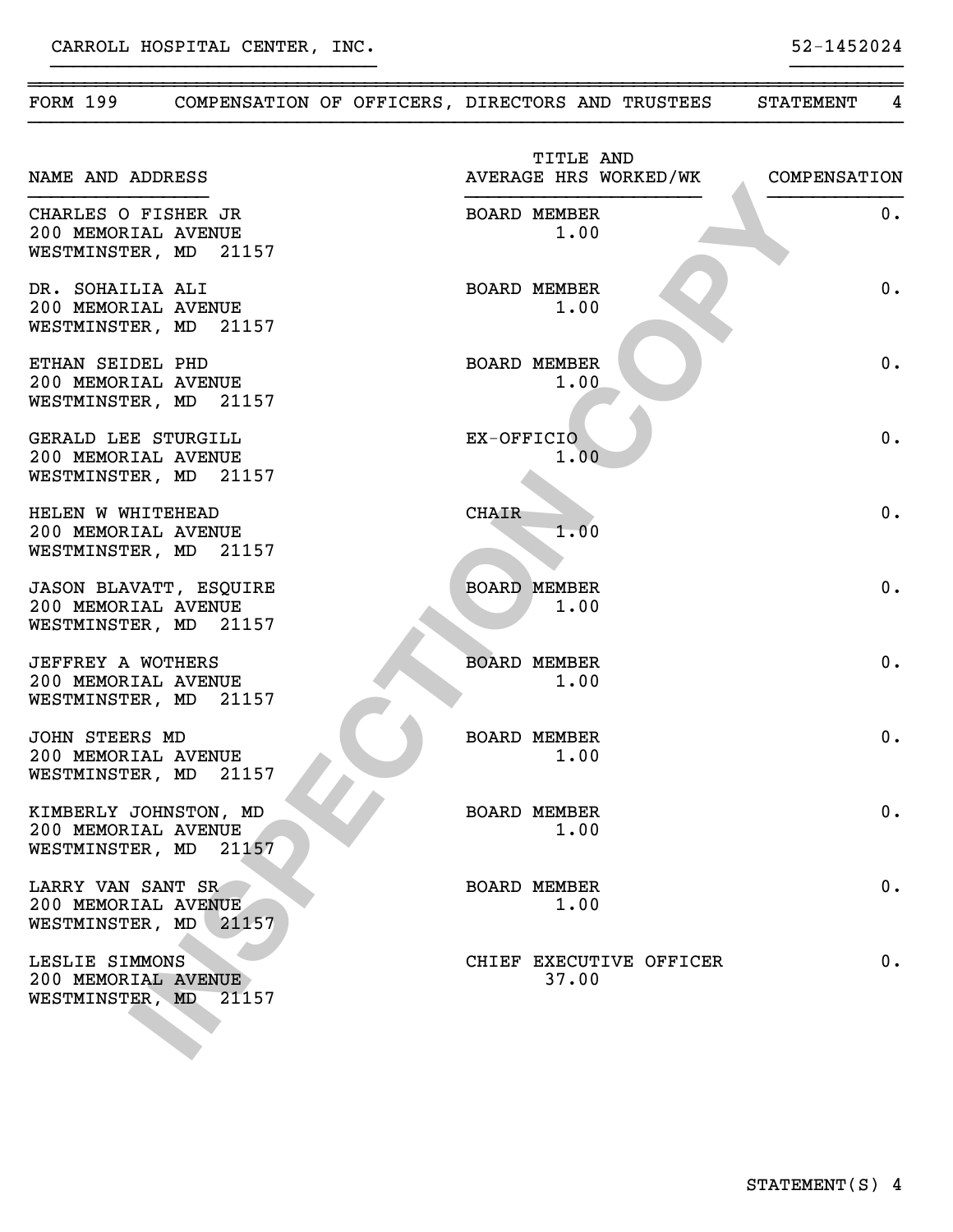CARROLL HOSPITAL CENTER, INC. 52-1452024

FORM 199 COMPENSATION OF OFFICERS, DIRECTORS AND TRUSTEES STATEMENT 4

| NAME AND ADDRESS | TITLE AND AVERAGE HRS WORKED/WK | COMPENSATION |
|---|---|---|
| CHARLES O FISHER JR<br>200 MEMORIAL AVENUE<br>WESTMINSTER, MD 21157 | BOARD MEMBER<br>1.00 | 0. |
| DR. SOHAILIA ALI<br>200 MEMORIAL AVENUE<br>WESTMINSTER, MD 21157 | BOARD MEMBER<br>1.00 | 0. |
| ETHAN SEIDEL PHD<br>200 MEMORIAL AVENUE<br>WESTMINSTER, MD 21157 | BOARD MEMBER<br>1.00 | 0. |
| GERALD LEE STURGILL<br>200 MEMORIAL AVENUE<br>WESTMINSTER, MD 21157 | EX-OFFICIO<br>1.00 | 0. |
| HELEN W WHITEHEAD<br>200 MEMORIAL AVENUE<br>WESTMINSTER, MD 21157 | CHAIR<br>1.00 | 0. |
| JASON BLAVATT, ESQUIRE<br>200 MEMORIAL AVENUE<br>WESTMINSTER, MD 21157 | BOARD MEMBER<br>1.00 | 0. |
| JEFFREY A WOTHERS<br>200 MEMORIAL AVENUE<br>WESTMINSTER, MD 21157 | BOARD MEMBER<br>1.00 | 0. |
| JOHN STEERS MD<br>200 MEMORIAL AVENUE<br>WESTMINSTER, MD 21157 | BOARD MEMBER<br>1.00 | 0. |
| KIMBERLY JOHNSTON, MD<br>200 MEMORIAL AVENUE<br>WESTMINSTER, MD 21157 | BOARD MEMBER<br>1.00 | 0. |
| LARRY VAN SANT SR<br>200 MEMORIAL AVENUE<br>WESTMINSTER, MD 21157 | BOARD MEMBER<br>1.00 | 0. |
| LESLIE SIMMONS<br>200 MEMORIAL AVENUE<br>WESTMINSTER, MD 21157 | CHIEF EXECUTIVE OFFICER<br>37.00 | 0. |

INSPECTION COPY

STATEMENT(S) 4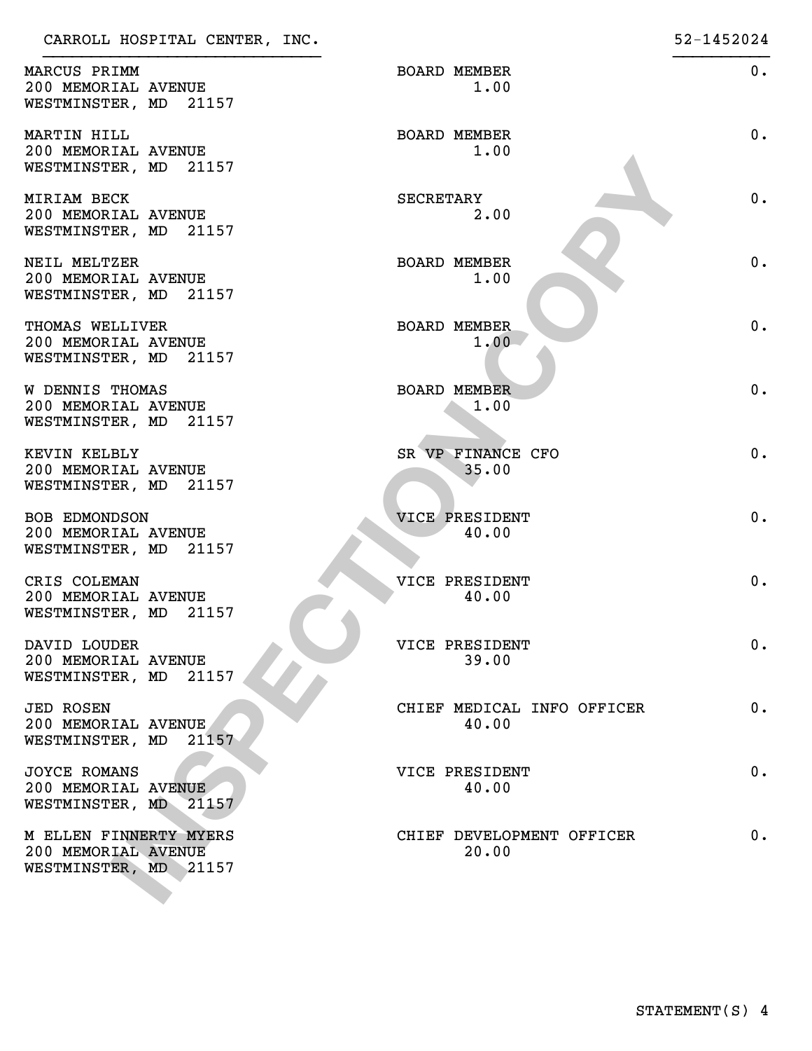CARROLL HOSPITAL CENTER, INC. 52-1452024

| Name and Address | Title / Hours | Compensation |
| --- | --- | --- |
| MARCUS PRIMM<br>200 MEMORIAL AVENUE<br>WESTMINSTER, MD 21157 | BOARD MEMBER<br>1.00 | 0. |
| MARTIN HILL<br>200 MEMORIAL AVENUE<br>WESTMINSTER, MD 21157 | BOARD MEMBER<br>1.00 | 0. |
| MIRIAM BECK<br>200 MEMORIAL AVENUE<br>WESTMINSTER, MD 21157 | SECRETARY<br>2.00 | 0. |
| NEIL MELTZER<br>200 MEMORIAL AVENUE<br>WESTMINSTER, MD 21157 | BOARD MEMBER<br>1.00 | 0. |
| THOMAS WELLIVER<br>200 MEMORIAL AVENUE<br>WESTMINSTER, MD 21157 | BOARD MEMBER<br>1.00 | 0. |
| W DENNIS THOMAS<br>200 MEMORIAL AVENUE<br>WESTMINSTER, MD 21157 | BOARD MEMBER<br>1.00 | 0. |
| KEVIN KELBLY<br>200 MEMORIAL AVENUE<br>WESTMINSTER, MD 21157 | SR VP FINANCE CFO<br>35.00 | 0. |
| BOB EDMONDSON<br>200 MEMORIAL AVENUE<br>WESTMINSTER, MD 21157 | VICE PRESIDENT<br>40.00 | 0. |
| CRIS COLEMAN<br>200 MEMORIAL AVENUE<br>WESTMINSTER, MD 21157 | VICE PRESIDENT<br>40.00 | 0. |
| DAVID LOUDER<br>200 MEMORIAL AVENUE<br>WESTMINSTER, MD 21157 | VICE PRESIDENT<br>39.00 | 0. |
| JED ROSEN<br>200 MEMORIAL AVENUE<br>WESTMINSTER, MD 21157 | CHIEF MEDICAL INFO OFFICER<br>40.00 | 0. |
| JOYCE ROMANS<br>200 MEMORIAL AVENUE<br>WESTMINSTER, MD 21157 | VICE PRESIDENT<br>40.00 | 0. |
| M ELLEN FINNERTY MYERS<br>200 MEMORIAL AVENUE<br>WESTMINSTER, MD 21157 | CHIEF DEVELOPMENT OFFICER<br>20.00 | 0. |

STATEMENT(S) 4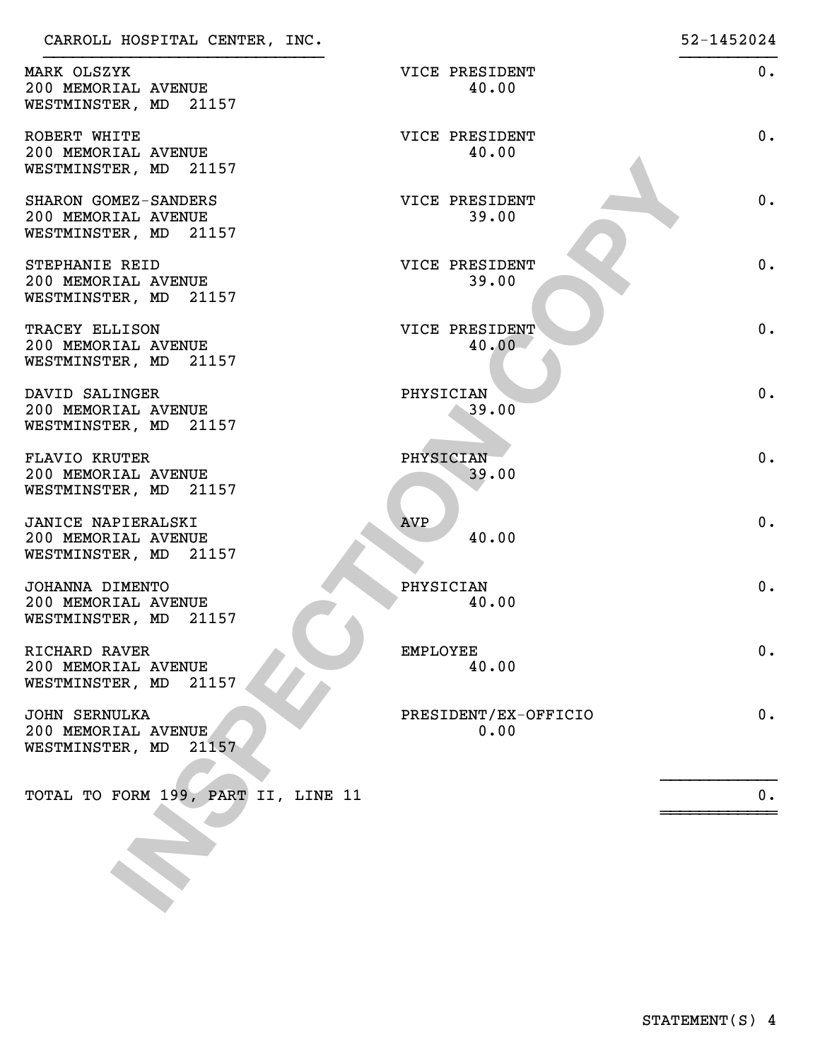CARROLL HOSPITAL CENTER, INC. 52-1452024

| Name and Address | Title / Hours | Amount |
|---|---|---|
| MARK OLSZYK<br>200 MEMORIAL AVENUE<br>WESTMINSTER, MD 21157 | VICE PRESIDENT<br>40.00 | 0. |
| ROBERT WHITE<br>200 MEMORIAL AVENUE<br>WESTMINSTER, MD 21157 | VICE PRESIDENT<br>40.00 | 0. |
| SHARON GOMEZ-SANDERS<br>200 MEMORIAL AVENUE<br>WESTMINSTER, MD 21157 | VICE PRESIDENT<br>39.00 | 0. |
| STEPHANIE REID<br>200 MEMORIAL AVENUE<br>WESTMINSTER, MD 21157 | VICE PRESIDENT<br>39.00 | 0. |
| TRACEY ELLISON<br>200 MEMORIAL AVENUE<br>WESTMINSTER, MD 21157 | VICE PRESIDENT<br>40.00 | 0. |
| DAVID SALINGER<br>200 MEMORIAL AVENUE<br>WESTMINSTER, MD 21157 | PHYSICIAN<br>39.00 | 0. |
| FLAVIO KRUTER<br>200 MEMORIAL AVENUE<br>WESTMINSTER, MD 21157 | PHYSICIAN<br>39.00 | 0. |
| JANICE NAPIERALSKI<br>200 MEMORIAL AVENUE<br>WESTMINSTER, MD 21157 | AVP<br>40.00 | 0. |
| JOHANNA DIMENTO<br>200 MEMORIAL AVENUE<br>WESTMINSTER, MD 21157 | PHYSICIAN<br>40.00 | 0. |
| RICHARD RAVER<br>200 MEMORIAL AVENUE<br>WESTMINSTER, MD 21157 | EMPLOYEE<br>40.00 | 0. |
| JOHN SERNULKA<br>200 MEMORIAL AVENUE<br>WESTMINSTER, MD 21157 | PRESIDENT/EX-OFFICIO<br>0.00 | 0. |
| TOTAL TO FORM 199, PART II, LINE 11 | | 0. |

STATEMENT(S) 4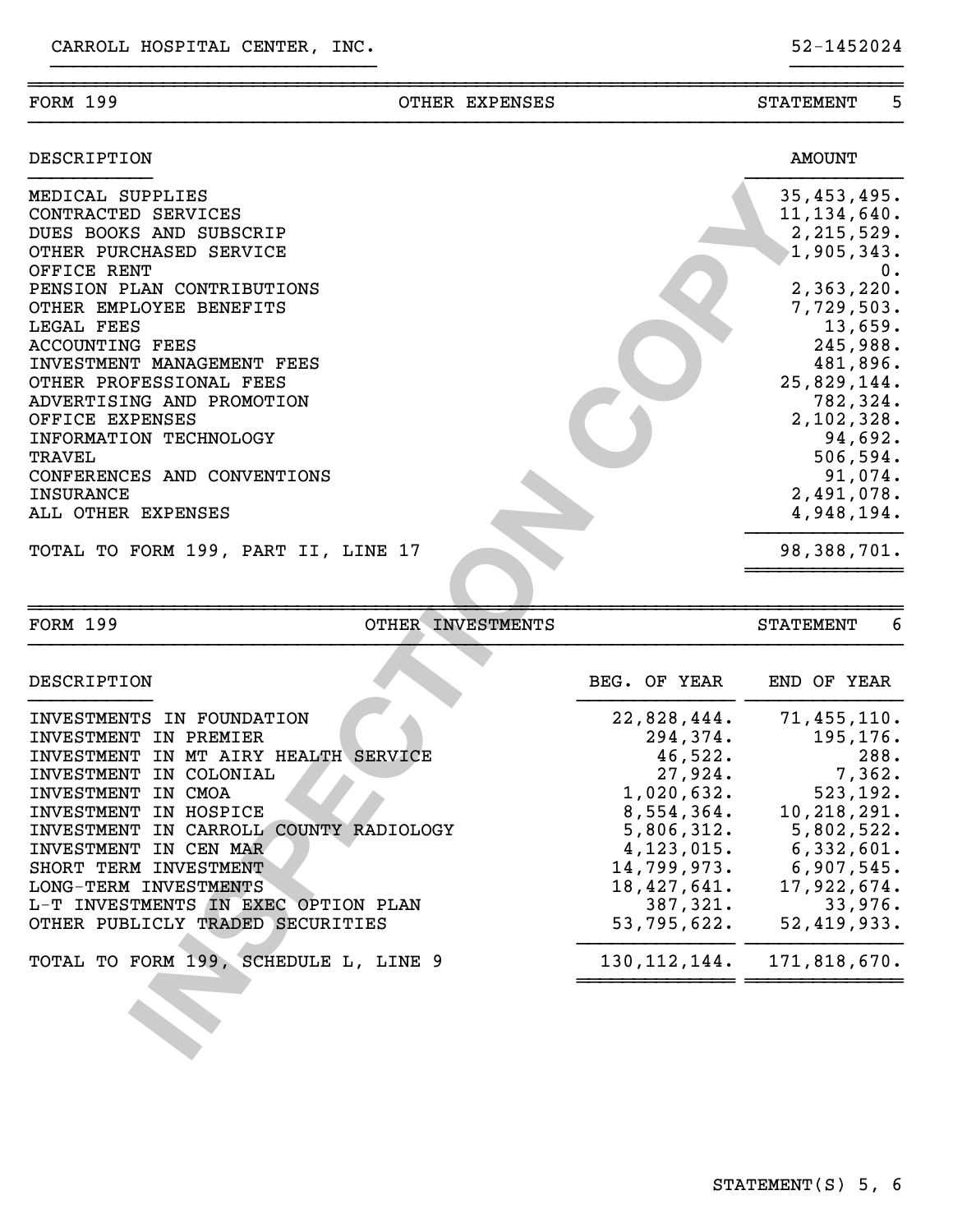CARROLL HOSPITAL CENTER, INC. 52-1452024

## FORM 199 — OTHER EXPENSES — STATEMENT 5

| DESCRIPTION | AMOUNT |
|---|---|
| MEDICAL SUPPLIES | 35,453,495. |
| CONTRACTED SERVICES | 11,134,640. |
| DUES BOOKS AND SUBSCRIP | 2,215,529. |
| OTHER PURCHASED SERVICE | 1,905,343. |
| OFFICE RENT | 0. |
| PENSION PLAN CONTRIBUTIONS | 2,363,220. |
| OTHER EMPLOYEE BENEFITS | 7,729,503. |
| LEGAL FEES | 13,659. |
| ACCOUNTING FEES | 245,988. |
| INVESTMENT MANAGEMENT FEES | 481,896. |
| OTHER PROFESSIONAL FEES | 25,829,144. |
| ADVERTISING AND PROMOTION | 782,324. |
| OFFICE EXPENSES | 2,102,328. |
| INFORMATION TECHNOLOGY | 94,692. |
| TRAVEL | 506,594. |
| CONFERENCES AND CONVENTIONS | 91,074. |
| INSURANCE | 2,491,078. |
| ALL OTHER EXPENSES | 4,948,194. |
| TOTAL TO FORM 199, PART II, LINE 17 | 98,388,701. |

## FORM 199 — OTHER INVESTMENTS — STATEMENT 6

| DESCRIPTION | BEG. OF YEAR | END OF YEAR |
|---|---|---|
| INVESTMENTS IN FOUNDATION | 22,828,444. | 71,455,110. |
| INVESTMENT IN PREMIER | 294,374. | 195,176. |
| INVESTMENT IN MT AIRY HEALTH SERVICE | 46,522. | 288. |
| INVESTMENT IN COLONIAL | 27,924. | 7,362. |
| INVESTMENT IN CMOA | 1,020,632. | 523,192. |
| INVESTMENT IN HOSPICE | 8,554,364. | 10,218,291. |
| INVESTMENT IN CARROLL COUNTY RADIOLOGY | 5,806,312. | 5,802,522. |
| INVESTMENT IN CEN MAR | 4,123,015. | 6,332,601. |
| SHORT TERM INVESTMENT | 14,799,973. | 6,907,545. |
| LONG-TERM INVESTMENTS | 18,427,641. | 17,922,674. |
| L-T INVESTMENTS IN EXEC OPTION PLAN | 387,321. | 33,976. |
| OTHER PUBLICLY TRADED SECURITIES | 53,795,622. | 52,419,933. |
| TOTAL TO FORM 199, SCHEDULE L, LINE 9 | 130,112,144. | 171,818,670. |

STATEMENT(S) 5, 6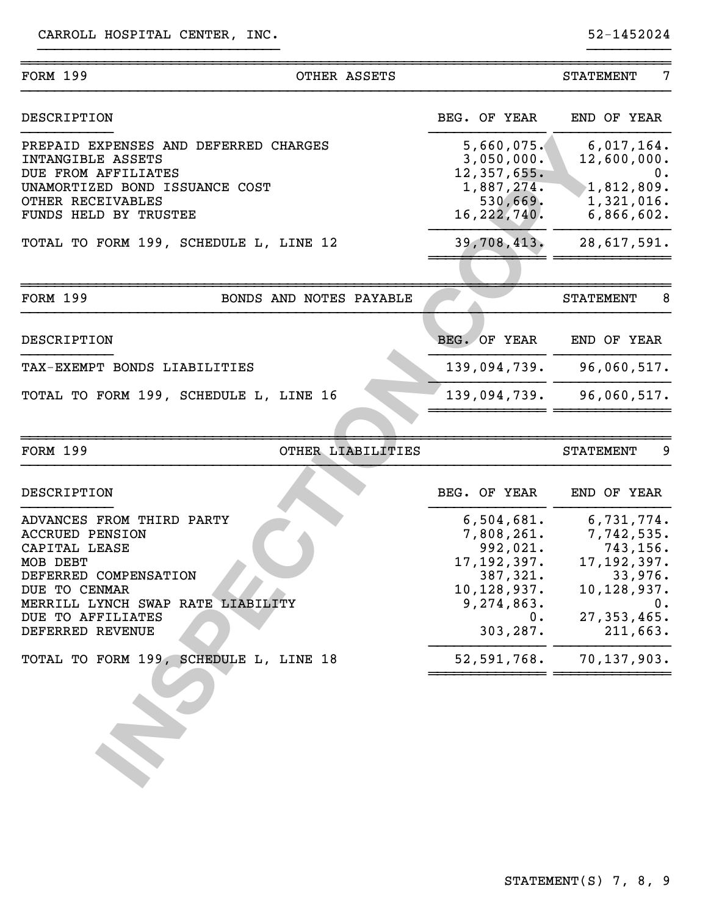CARROLL HOSPITAL CENTER, INC. 52-1452024

| FORM 199 | OTHER ASSETS | STATEMENT 7 |
|---|---|---|

| DESCRIPTION | BEG. OF YEAR | END OF YEAR |
|---|---|---|
| PREPAID EXPENSES AND DEFERRED CHARGES | 5,660,075. | 6,017,164. |
| INTANGIBLE ASSETS | 3,050,000. | 12,600,000. |
| DUE FROM AFFILIATES | 12,357,655. | 0. |
| UNAMORTIZED BOND ISSUANCE COST | 1,887,274. | 1,812,809. |
| OTHER RECEIVABLES | 530,669. | 1,321,016. |
| FUNDS HELD BY TRUSTEE | 16,222,740. | 6,866,602. |
| TOTAL TO FORM 199, SCHEDULE L, LINE 12 | 39,708,413. | 28,617,591. |

| FORM 199 | BONDS AND NOTES PAYABLE | STATEMENT 8 |
|---|---|---|

| DESCRIPTION | BEG. OF YEAR | END OF YEAR |
|---|---|---|
| TAX-EXEMPT BONDS LIABILITIES | 139,094,739. | 96,060,517. |
| TOTAL TO FORM 199, SCHEDULE L, LINE 16 | 139,094,739. | 96,060,517. |

| FORM 199 | OTHER LIABILITIES | STATEMENT 9 |
|---|---|---|

| DESCRIPTION | BEG. OF YEAR | END OF YEAR |
|---|---|---|
| ADVANCES FROM THIRD PARTY | 6,504,681. | 6,731,774. |
| ACCRUED PENSION | 7,808,261. | 7,742,535. |
| CAPITAL LEASE | 992,021. | 743,156. |
| MOB DEBT | 17,192,397. | 17,192,397. |
| DEFERRED COMPENSATION | 387,321. | 33,976. |
| DUE TO CENMAR | 10,128,937. | 10,128,937. |
| MERRILL LYNCH SWAP RATE LIABILITY | 9,274,863. | 0. |
| DUE TO AFFILIATES | 0. | 27,353,465. |
| DEFERRED REVENUE | 303,287. | 211,663. |
| TOTAL TO FORM 199, SCHEDULE L, LINE 18 | 52,591,768. | 70,137,903. |

STATEMENT(S) 7, 8, 9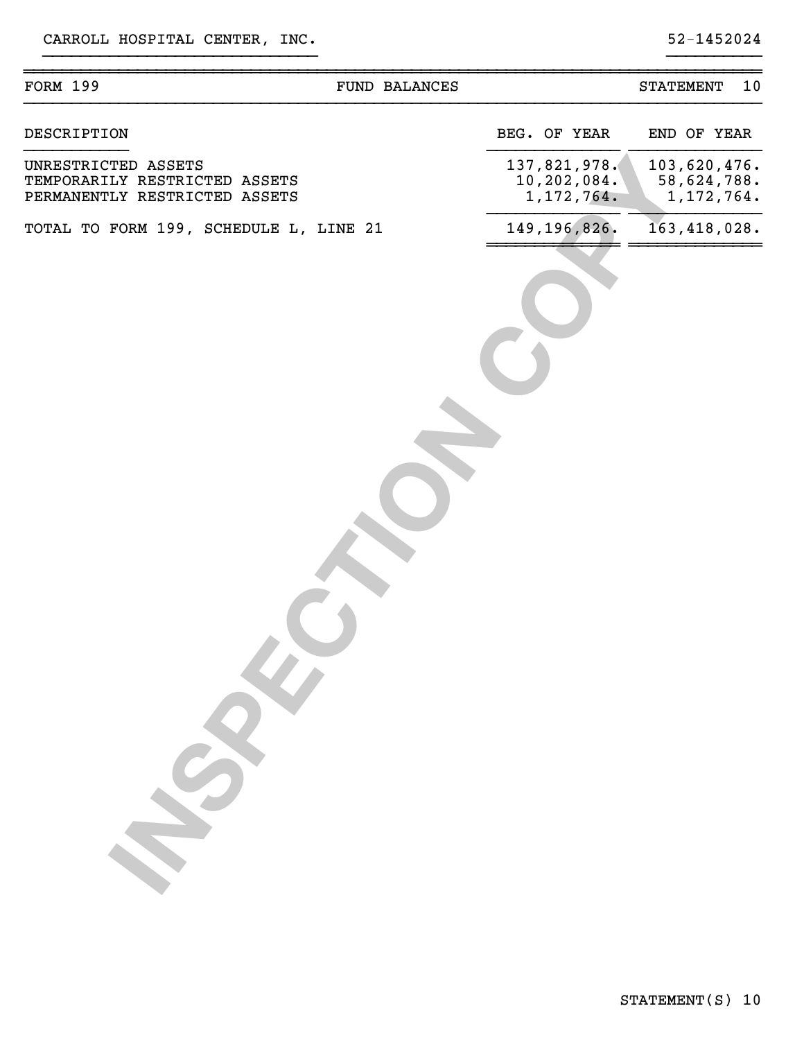CARROLL HOSPITAL CENTER, INC. 52-1452024

| FORM 199 | FUND BALANCES | STATEMENT 10 |
|---|---|---|

| DESCRIPTION | BEG. OF YEAR | END OF YEAR |
|---|---|---|
| UNRESTRICTED ASSETS | 137,821,978. | 103,620,476. |
| TEMPORARILY RESTRICTED ASSETS | 10,202,084. | 58,624,788. |
| PERMANENTLY RESTRICTED ASSETS | 1,172,764. | 1,172,764. |
| TOTAL TO FORM 199, SCHEDULE L, LINE 21 | 149,196,826. | 163,418,028. |

STATEMENT(S) 10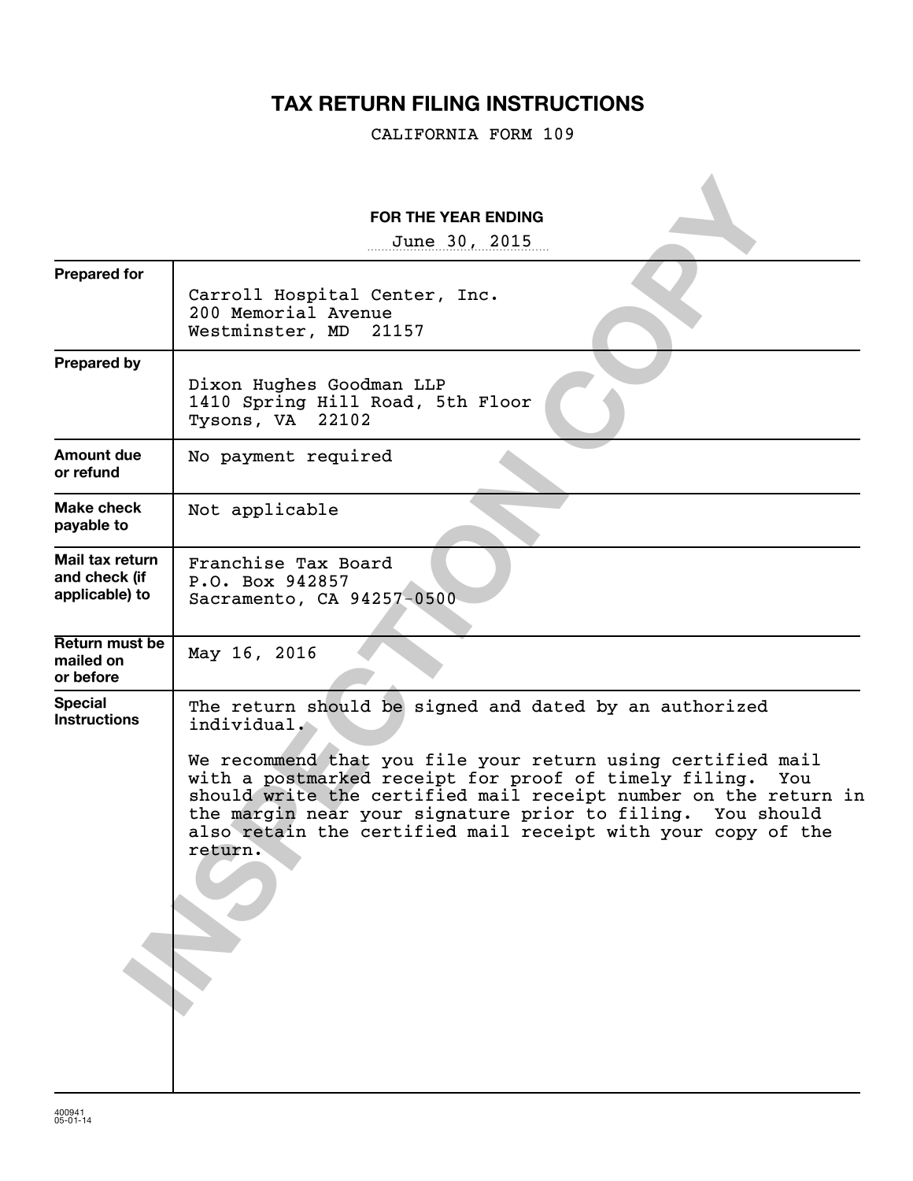# TAX RETURN FILING INSTRUCTIONS

CALIFORNIA FORM 109

**FOR THE YEAR ENDING**

June 30, 2015

| | |
|---|---|
| **Prepared for** | Carroll Hospital Center, Inc.<br>200 Memorial Avenue<br>Westminster, MD 21157 |
| **Prepared by** | Dixon Hughes Goodman LLP<br>1410 Spring Hill Road, 5th Floor<br>Tysons, VA 22102 |
| **Amount due or refund** | No payment required |
| **Make check payable to** | Not applicable |
| **Mail tax return and check (if applicable) to** | Franchise Tax Board<br>P.O. Box 942857<br>Sacramento, CA 94257-0500 |
| **Return must be mailed on or before** | May 16, 2016 |
| **Special Instructions** | The return should be signed and dated by an authorized individual.<br><br>We recommend that you file your return using certified mail with a postmarked receipt for proof of timely filing. You should write the certified mail receipt number on the return in the margin near your signature prior to filing. You should also retain the certified mail receipt with your copy of the return. |

INSPECTION COPY

400941
05-01-14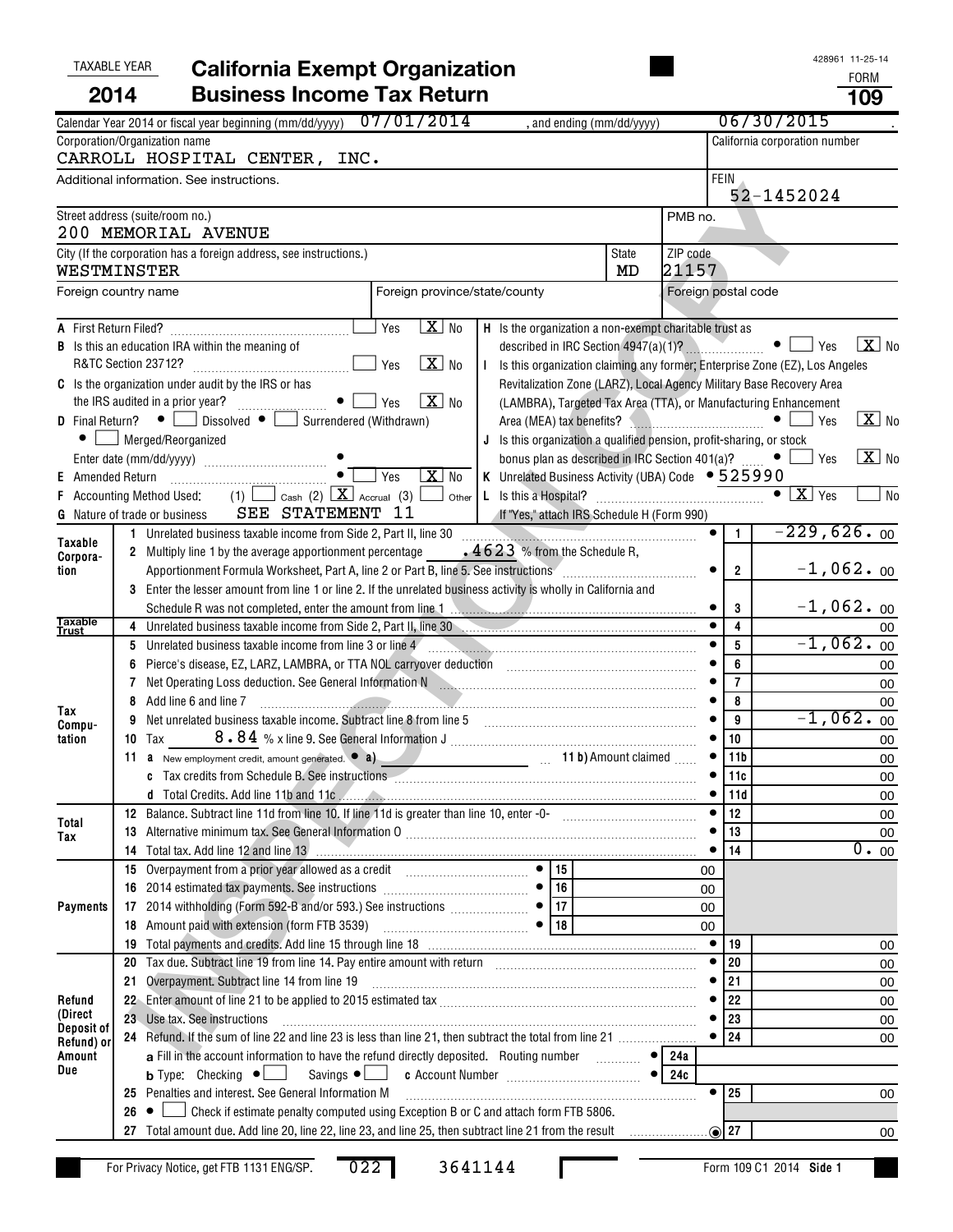TAXABLE YEAR **2014**

# California Exempt Organization Business Income Tax Return

428961 11-25-14

FORM **109**

Calendar Year 2014 or fiscal year beginning (mm/dd/yyyy) 07/01/2014 , and ending (mm/dd/yyyy) 06/30/2015

| Corporation/Organization name | California corporation number |
|---|---|
| CARROLL HOSPITAL CENTER, INC. | |
| Additional information. See instructions. | FEIN 52-1452024 |
| Street address (suite/room no.) 200 MEMORIAL AVENUE | PMB no. |
| City: WESTMINSTER / State: MD | ZIP code 21157 |
| Foreign country name / Foreign province/state/county | Foreign postal code |

- **A** First Return Filed? ☐ Yes ☒ No
- **B** Is this an education IRA within the meaning of R&TC Section 23712? ☐ Yes ☒ No
- **C** Is the organization under audit by the IRS or has the IRS audited in a prior year? ☐ Yes ☒ No
- **D** Final Return? ☐ Dissolved ☐ Surrendered (Withdrawn) ☐ Merged/Reorganized  
  Enter date (mm/dd/yyyy)
- **E** Amended Return ☐ Yes ☒ No
- **F** Accounting Method Used: (1) ☐ Cash (2) ☒ Accrual (3) ☐ Other
- **G** Nature of trade or business SEE STATEMENT 11
- **H** Is the organization a non-exempt charitable trust as described in IRC Section 4947(a)(1)? ☐ Yes ☒ No
- **I** Is this organization claiming any former; Enterprise Zone (EZ), Los Angeles Revitalization Zone (LARZ), Local Agency Military Base Recovery Area (LAMBRA), Targeted Tax Area (TTA), or Manufacturing Enhancement Area (MEA) tax benefits? ☐ Yes ☒ No
- **J** Is this organization a qualified pension, profit-sharing, or stock bonus plan as described in IRC Section 401(a)? ☐ Yes ☒ No
- **K** Unrelated Business Activity (UBA) Code 525990
- **L** Is this a Hospital? ☒ Yes ☐ No  
  If "Yes," attach IRS Schedule H (Form 990)

| Section | Line | Description | Line no. | Amount |
|---|---|---|---|---|
| Taxable Corporation | 1 | Unrelated business taxable income from Side 2, Part II, line 30 | 1 | -229,626.00 |
| | 2 | Multiply line 1 by the average apportionment percentage .4623 % from the Schedule R, Apportionment Formula Worksheet, Part A, line 2 or Part B, line 5. See instructions | 2 | -1,062.00 |
| | 3 | Enter the lesser amount from line 1 or line 2. If the unrelated business activity is wholly in California and Schedule R was not completed, enter the amount from line 1 | 3 | -1,062.00 |
| Taxable Trust | 4 | Unrelated business taxable income from Side 2, Part II, line 30 | 4 | 00 |
| Tax Computation | 5 | Unrelated business taxable income from line 3 or line 4 | 5 | -1,062.00 |
| | 6 | Pierce's disease, EZ, LARZ, LAMBRA, or TTA NOL carryover deduction | 6 | 00 |
| | 7 | Net Operating Loss deduction. See General Information N | 7 | 00 |
| | 8 | Add line 6 and line 7 | 8 | 00 |
| | 9 | Net unrelated business taxable income. Subtract line 8 from line 5 | 9 | -1,062.00 |
| | 10 | Tax 8.84 % x line 9. See General Information J | 10 | 00 |
| | 11 a | New employment credit, amount generated. a) ... 11 b) Amount claimed | 11b | 00 |
| | c | Tax credits from Schedule B. See instructions | 11c | 00 |
| | d | Total Credits. Add line 11b and 11c | 11d | 00 |
| Total Tax | 12 | Balance. Subtract line 11d from line 10. If line 11d is greater than line 10, enter -0- | 12 | 00 |
| | 13 | Alternative minimum tax. See General Information O | 13 | 00 |
| | 14 | Total tax. Add line 12 and line 13 | 14 | 0.00 |
| Payments | 15 | Overpayment from a prior year allowed as a credit | 15 | 00 |
| | 16 | 2014 estimated tax payments. See instructions | 16 | 00 |
| | 17 | 2014 withholding (Form 592-B and/or 593.) See instructions | 17 | 00 |
| | 18 | Amount paid with extension (form FTB 3539) | 18 | 00 |
| | 19 | Total payments and credits. Add line 15 through line 18 | 19 | 00 |
| Refund (Direct Deposit of Refund) or Amount Due | 20 | Tax due. Subtract line 19 from line 14. Pay entire amount with return | 20 | 00 |
| | 21 | Overpayment. Subtract line 14 from line 19 | 21 | 00 |
| | 22 | Enter amount of line 21 to be applied to 2015 estimated tax | 22 | 00 |
| | 23 | Use tax. See instructions | 23 | 00 |
| | 24 | Refund. If the sum of line 22 and line 23 is less than line 21, then subtract the total from line 21 | 24 | 00 |
| | | a Fill in the account information to have the refund directly deposited. Routing number | 24a | |
| | | b Type: Checking ☐ Savings ☐ c Account Number | 24c | |
| | 25 | Penalties and interest. See General Information M | 25 | 00 |
| | 26 | ☐ Check if estimate penalty computed using Exception B or C and attach form FTB 5806. | | |
| | 27 | Total amount due. Add line 20, line 22, line 23, and line 25, then subtract line 21 from the result | 27 | 00 |

For Privacy Notice, get FTB 1131 ENG/SP. 022 3641144 Form 109 C1 2014 Side 1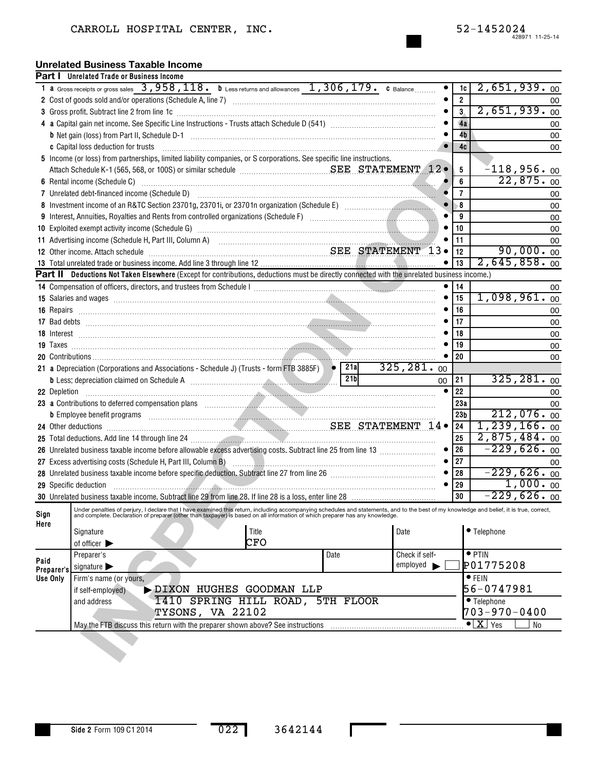CARROLL HOSPITAL CENTER, INC. 52-1452024

428971 11-25-14

## Unrelated Business Taxable Income

### Part I Unrelated Trade or Business Income

| Line | Description | | Box | Amount |
|---|---|---|---|---|
| 1 | a Gross receipts or gross sales 3,958,118. b Less returns and allowances 1,306,179. c Balance | | 1c | 2,651,939. 00 |
| 2 | Cost of goods sold and/or operations (Schedule A, line 7) | | 2 | 00 |
| 3 | Gross profit. Subtract line 2 from line 1c | | 3 | 2,651,939. 00 |
| 4 | a Capital gain net income. See Specific Line Instructions - Trusts attach Schedule D (541) | | 4a | 00 |
| | b Net gain (loss) from Part II, Schedule D-1 | | 4b | 00 |
| | c Capital loss deduction for trusts | | 4c | 00 |
| 5 | Income (or loss) from partnerships, limited liability companies, or S corporations. See specific line instructions. Attach Schedule K-1 (565, 568, or 100S) or similar schedule | SEE STATEMENT 12 | 5 | -118,956. 00 |
| 6 | Rental income (Schedule C) | | 6 | 22,875. 00 |
| 7 | Unrelated debt-financed income (Schedule D) | | 7 | 00 |
| 8 | Investment income of an R&TC Section 23701g, 23701i, or 23701n organization (Schedule E) | | 8 | 00 |
| 9 | Interest, Annuities, Royalties and Rents from controlled organizations (Schedule F) | | 9 | 00 |
| 10 | Exploited exempt activity income (Schedule G) | | 10 | 00 |
| 11 | Advertising income (Schedule H, Part III, Column A) | | 11 | 00 |
| 12 | Other income. Attach schedule | SEE STATEMENT 13 | 12 | 90,000. 00 |
| 13 | Total unrelated trade or business income. Add line 3 through line 12 | | 13 | 2,645,858. 00 |

### Part II Deductions Not Taken Elsewhere (Except for contributions, deductions must be directly connected with the unrelated business income.)

| Line | Description | | Box | Amount |
|---|---|---|---|---|
| 14 | Compensation of officers, directors, and trustees from Schedule I | | 14 | 00 |
| 15 | Salaries and wages | | 15 | 1,098,961. 00 |
| 16 | Repairs | | 16 | 00 |
| 17 | Bad debts | | 17 | 00 |
| 18 | Interest | | 18 | 00 |
| 19 | Taxes | | 19 | 00 |
| 20 | Contributions | | 20 | 00 |
| 21 | a Depreciation (Corporations and Associations - Schedule J) (Trusts - form FTB 3885F) | 21a 325,281. 00 | | |
| | b Less: depreciation claimed on Schedule A | 21b 00 | 21 | 325,281. 00 |
| 22 | Depletion | | 22 | 00 |
| 23 | a Contributions to deferred compensation plans | | 23a | 00 |
| | b Employee benefit programs | | 23b | 212,076. 00 |
| 24 | Other deductions | SEE STATEMENT 14 | 24 | 1,239,166. 00 |
| 25 | Total deductions. Add line 14 through line 24 | | 25 | 2,875,484. 00 |
| 26 | Unrelated business taxable income before allowable excess advertising costs. Subtract line 25 from line 13 | | 26 | -229,626. 00 |
| 27 | Excess advertising costs (Schedule H, Part III, Column B) | | 27 | 00 |
| 28 | Unrelated business taxable income before specific deduction. Subtract line 27 from line 26 | | 28 | -229,626. 00 |
| 29 | Specific deduction | | 29 | 1,000. 00 |
| 30 | Unrelated business taxable income. Subtract line 29 from line 28. If line 28 is a loss, enter line 28 | | 30 | -229,626. 00 |

**Sign Here**

Under penalties of perjury, I declare that I have examined this return, including accompanying schedules and statements, and to the best of my knowledge and belief, it is true, correct, and complete. Declaration of preparer (other than taxpayer) is based on all information of which preparer has any knowledge.

| Signature of officer | Title: CFO | Date | Telephone |
|---|---|---|---|

**Paid Preparer's Use Only**

| Preparer's signature | Date | Check if self-employed ☐ | PTIN P01775208 |
|---|---|---|---|
| Firm's name (or yours, if self-employed) | DIXON HUGHES GOODMAN LLP | | FEIN 56-0747981 |
| and address | 1410 SPRING HILL ROAD, 5TH FLOOR TYSONS, VA 22102 | | Telephone 703-970-0400 |

May the FTB discuss this return with the preparer shown above? See instructions ☒ Yes ☐ No

Side 2 Form 109 C1 2014 022 3642144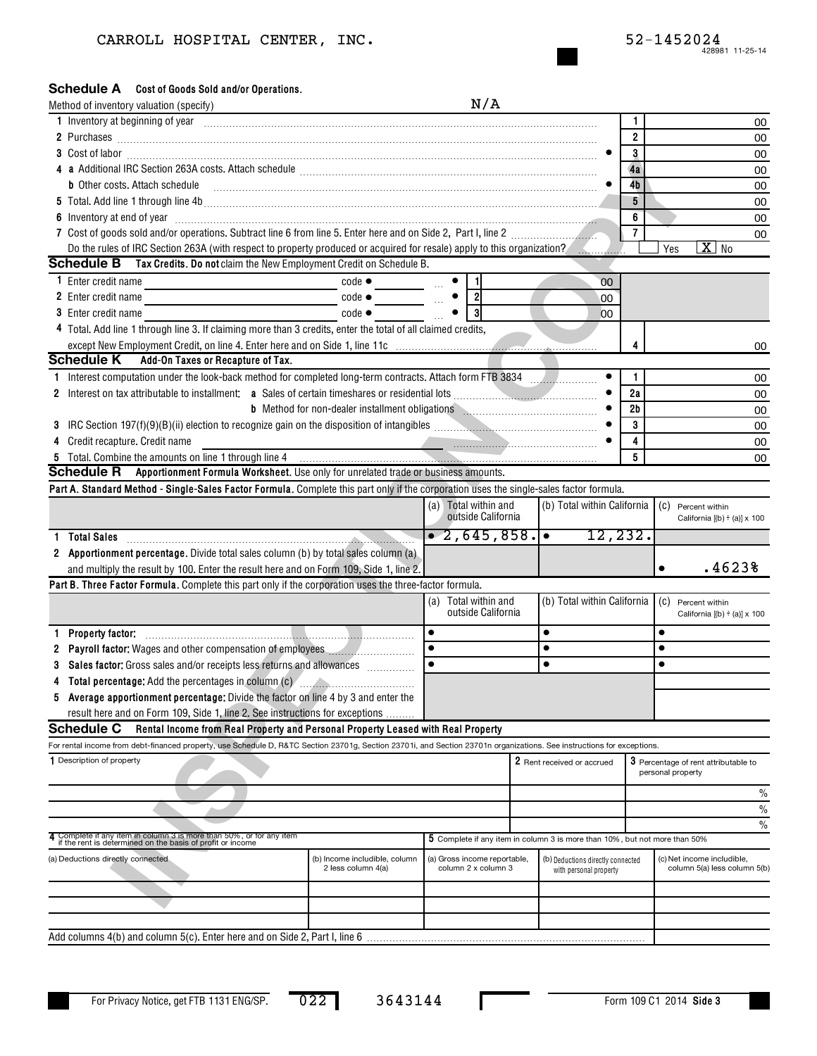CARROLL HOSPITAL CENTER, INC. 52-1452024

## Schedule A Cost of Goods Sold and/or Operations.

Method of inventory valuation (specify) N/A

| | | |
|---|---|---|
| 1 Inventory at beginning of year | 1 | 00 |
| 2 Purchases | 2 | 00 |
| 3 Cost of labor | 3 | 00 |
| 4 a Additional IRC Section 263A costs. Attach schedule | 4a | 00 |
| b Other costs. Attach schedule | 4b | 00 |
| 5 Total. Add line 1 through line 4b | 5 | 00 |
| 6 Inventory at end of year | 6 | 00 |
| 7 Cost of goods sold and/or operations. Subtract line 6 from line 5. Enter here and on Side 2, Part I, line 2 | 7 | 00 |

Do the rules of IRC Section 263A (with respect to property produced or acquired for resale) apply to this organization? [ ] Yes [X] No

## Schedule B Tax Credits. Do not claim the New Employment Credit on Schedule B.

| | | | |
|---|---|---|---|
| 1 Enter credit name | code | 1 | 00 |
| 2 Enter credit name | code | 2 | 00 |
| 3 Enter credit name | code | 3 | 00 |

4 Total. Add line 1 through line 3. If claiming more than 3 credits, enter the total of all claimed credits, except New Employment Credit, on line 4. Enter here and on Side 1, line 11c | 4 | 00

## Schedule K Add-On Taxes or Recapture of Tax.

| | | |
|---|---|---|
| 1 Interest computation under the look-back method for completed long-term contracts. Attach form FTB 3834 | 1 | 00 |
| 2 Interest on tax attributable to installment: a Sales of certain timeshares or residential lots | 2a | 00 |
| b Method for non-dealer installment obligations | 2b | 00 |
| 3 IRC Section 197(f)(9)(B)(ii) election to recognize gain on the disposition of intangibles | 3 | 00 |
| 4 Credit recapture. Credit name | 4 | 00 |
| 5 Total. Combine the amounts on line 1 through line 4 | 5 | 00 |

## Schedule R Apportionment Formula Worksheet. Use only for unrelated trade or business amounts.

**Part A. Standard Method - Single-Sales Factor Formula.** Complete this part only if the corporation uses the single-sales factor formula.

| | (a) Total within and outside California | (b) Total within California | (c) Percent within California [(b) ÷ (a)] x 100 |
|---|---|---|---|
| 1 **Total Sales** | 2,645,858. | 12,232. | |
| 2 **Apportionment percentage.** Divide total sales column (b) by total sales column (a) and multiply the result by 100. Enter the result here and on Form 109, Side 1, line 2. | | | .4623% |

**Part B. Three Factor Formula.** Complete this part only if the corporation uses the three-factor formula.

| | (a) Total within and outside California | (b) Total within California | (c) Percent within California [(b) ÷ (a)] x 100 |
|---|---|---|---|
| 1 **Property factor:** | | | |
| 2 **Payroll factor:** Wages and other compensation of employees | | | |
| 3 **Sales factor:** Gross sales and/or receipts less returns and allowances | | | |
| 4 **Total percentage:** Add the percentages in column (c) | | | |
| 5 **Average apportionment percentage:** Divide the factor on line 4 by 3 and enter the result here and on Form 109, Side 1, line 2. See instructions for exceptions | | | |

## Schedule C Rental Income from Real Property and Personal Property Leased with Real Property

For rental income from debt-financed property, use Schedule D, R&TC Section 23701g, Section 23701i, and Section 23701n organizations. See instructions for exceptions.

| 1 Description of property | 2 Rent received or accrued | 3 Percentage of rent attributable to personal property |
|---|---|---|
| | | % |
| | | % |
| | | % |

| 4 Complete if any item in column 3 is more than 50%, or for any item if the rent is determined on the basis of profit or income | | 5 Complete if any item in column 3 is more than 10%, but not more than 50% | | |
|---|---|---|---|---|
| (a) Deductions directly connected | (b) Income includible, column 2 less column 4(a) | (a) Gross income reportable, column 2 x column 3 | (b) Deductions directly connected with personal property | (c) Net income includible, column 5(a) less column 5(b) |
| | | | | |
| | | | | |
| | | | | |

Add columns 4(b) and column 5(c). Enter here and on Side 2, Part I, line 6

For Privacy Notice, get FTB 1131 ENG/SP. 022 3643144 Form 109 C1 2014 Side 3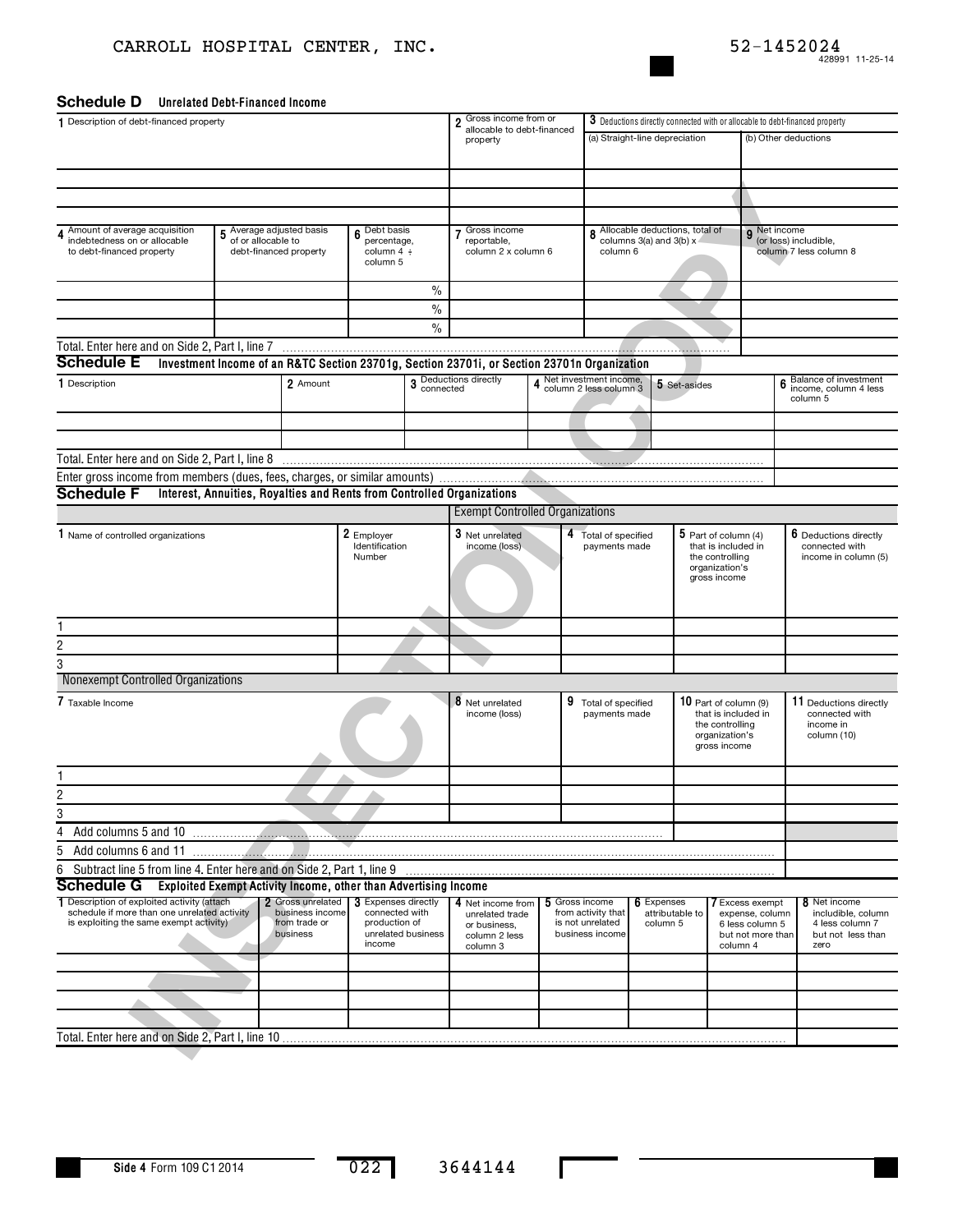CARROLL HOSPITAL CENTER, INC. 52-1452024

428991 11-25-14

## Schedule D Unrelated Debt-Financed Income

| 1 Description of debt-financed property | 2 Gross income from or allocable to debt-financed property | 3 Deductions directly connected with or allocable to debt-financed property (a) Straight-line depreciation | (b) Other deductions |
|---|---|---|---|
| | | | |
| | | | |
| | | | |

| 4 Amount of average acquisition indebtedness on or allocable to debt-financed property | 5 Average adjusted basis of or allocable to debt-financed property | 6 Debt basis percentage, column 4 ÷ column 5 | 7 Gross income reportable, column 2 x column 6 | 8 Allocable deductions, total of columns 3(a) and 3(b) x column 6 | 9 Net income (or loss) includible, column 7 less column 8 |
|---|---|---|---|---|---|
| | | % | | | |
| | | % | | | |
| | | % | | | |
| Total. Enter here and on Side 2, Part I, line 7 | | | | | |

## Schedule E Investment Income of an R&TC Section 23701g, Section 23701i, or Section 23701n Organization

| 1 Description | 2 Amount | 3 Deductions directly connected | 4 Net investment income, column 2 less column 3 | 5 Set-asides | 6 Balance of investment income, column 4 less column 5 |
|---|---|---|---|---|---|
| | | | | | |
| | | | | | |
| Total. Enter here and on Side 2, Part I, line 8 | | | | | |
| Enter gross income from members (dues, fees, charges, or similar amounts) | | | | | |

## Schedule F Interest, Annuities, Royalties and Rents from Controlled Organizations

Exempt Controlled Organizations

| | 1 Name of controlled organizations | 2 Employer Identification Number | 3 Net unrelated income (loss) | 4 Total of specified payments made | 5 Part of column (4) that is included in the controlling organization's gross income | 6 Deductions directly connected with income in column (5) |
|---|---|---|---|---|---|---|
| 1 | | | | | | |
| 2 | | | | | | |
| 3 | | | | | | |

Nonexempt Controlled Organizations

| | 7 Taxable Income | 8 Net unrelated income (loss) | 9 Total of specified payments made | 10 Part of column (9) that is included in the controlling organization's gross income | 11 Deductions directly connected with income in column (10) |
|---|---|---|---|---|---|
| 1 | | | | | |
| 2 | | | | | |
| 3 | | | | | |

4 Add columns 5 and 10

5 Add columns 6 and 11

6 Subtract line 5 from line 4. Enter here and on Side 2, Part 1, line 9

## Schedule G Exploited Exempt Activity Income, other than Advertising Income

| 1 Description of exploited activity (attach schedule if more than one unrelated activity is exploiting the same exempt activity) | 2 Gross unrelated business income from trade or business | 3 Expenses directly connected with production of unrelated business income | 4 Net income from unrelated trade or business, column 2 less column 3 | 5 Gross income from activity that is not unrelated business income | 6 Expenses attributable to column 5 | 7 Excess exempt expense, column 6 less column 5 but not more than column 4 | 8 Net income includible, column 4 less column 7 but not less than zero |
|---|---|---|---|---|---|---|---|
| | | | | | | | |
| | | | | | | | |
| | | | | | | | |
| | | | | | | | |
| Total. Enter here and on Side 2, Part I, line 10 | | | | | | | |

Side 4 Form 109 C1 2014 022 3644144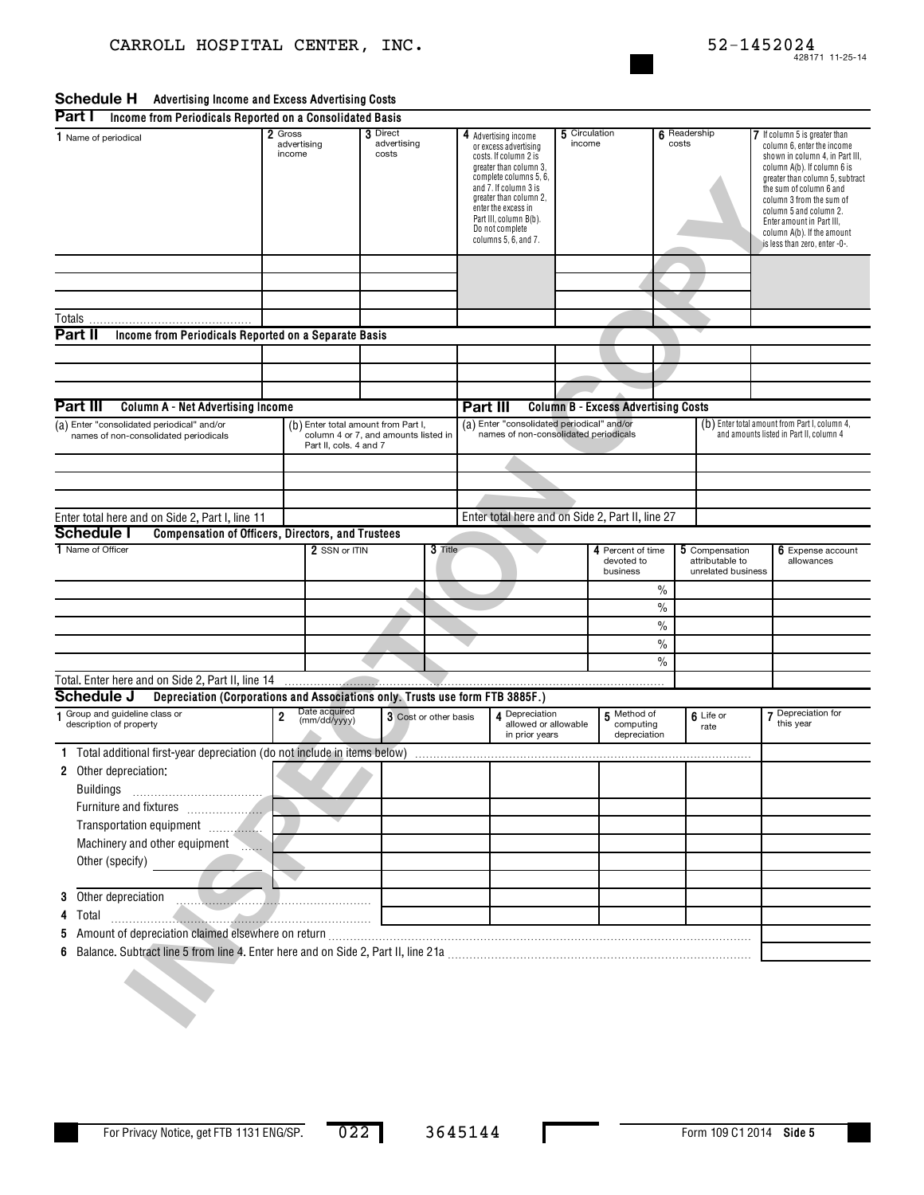CARROLL HOSPITAL CENTER, INC. 52-1452024

## Schedule H Advertising Income and Excess Advertising Costs

### Part I Income from Periodicals Reported on a Consolidated Basis

| 1 Name of periodical | 2 Gross advertising income | 3 Direct advertising costs | 4 Advertising income or excess advertising costs. If column 2 is greater than column 3, complete columns 5, 6, and 7. If column 3 is greater than column 2, enter the excess in Part III, column B(b). Do not complete columns 5, 6, and 7. | 5 Circulation income | 6 Readership costs | 7 If column 5 is greater than column 6, enter the income shown in column 4, in Part III, column A(b). If column 6 is greater than column 5, subtract the sum of column 6 and column 3 from the sum of column 5 and column 2. Enter amount in Part III, column A(b). If the amount is less than zero, enter -0-. |
|---|---|---|---|---|---|---|
| | | | | | | |
| | | | | | | |
| | | | | | | |
| Totals | | | | | | |

### Part II Income from Periodicals Reported on a Separate Basis

| | | | | | | |
|---|---|---|---|---|---|---|
| | | | | | | |
| | | | | | | |
| | | | | | | |

### Part III

| Column A - Net Advertising Income | | Column B - Excess Advertising Costs | |
|---|---|---|---|
| (a) Enter "consolidated periodical" and/or names of non-consolidated periodicals | (b) Enter total amount from Part I, column 4 or 7, and amounts listed in Part II, cols. 4 and 7 | (a) Enter "consolidated periodical" and/or names of non-consolidated periodicals | (b) Enter total amount from Part I, column 4, and amounts listed in Part II, column 4 |
| | | | |
| | | | |
| | | | |
| Enter total here and on Side 2, Part I, line 11 | | Enter total here and on Side 2, Part II, line 27 | |

## Schedule I Compensation of Officers, Directors, and Trustees

| 1 Name of Officer | 2 SSN or ITIN | 3 Title | 4 Percent of time devoted to business | 5 Compensation attributable to unrelated business | 6 Expense account allowances |
|---|---|---|---|---|---|
| | | | % | | |
| | | | % | | |
| | | | % | | |
| | | | % | | |
| | | | % | | |
| Total. Enter here and on Side 2, Part II, line 14 | | | | | |

## Schedule J Depreciation (Corporations and Associations only. Trusts use form FTB 3885F.)

| 1 Group and guideline class or description of property | 2 Date acquired (mm/dd/yyyy) | 3 Cost or other basis | 4 Depreciation allowed or allowable in prior years | 5 Method of computing depreciation | 6 Life or rate | 7 Depreciation for this year |
|---|---|---|---|---|---|---|
| 1 Total additional first-year depreciation (do not include in items below) | | | | | | |
| 2 Other depreciation: | | | | | | |
| Buildings | | | | | | |
| Furniture and fixtures | | | | | | |
| Transportation equipment | | | | | | |
| Machinery and other equipment | | | | | | |
| Other (specify) | | | | | | |
| | | | | | | |
| 3 Other depreciation | | | | | | |
| 4 Total | | | | | | |
| 5 Amount of depreciation claimed elsewhere on return | | | | | | |
| 6 Balance. Subtract line 5 from line 4. Enter here and on Side 2, Part II, line 21a | | | | | | |

For Privacy Notice, get FTB 1131 ENG/SP. 022 3645144 Form 109 C1 2014 Side 5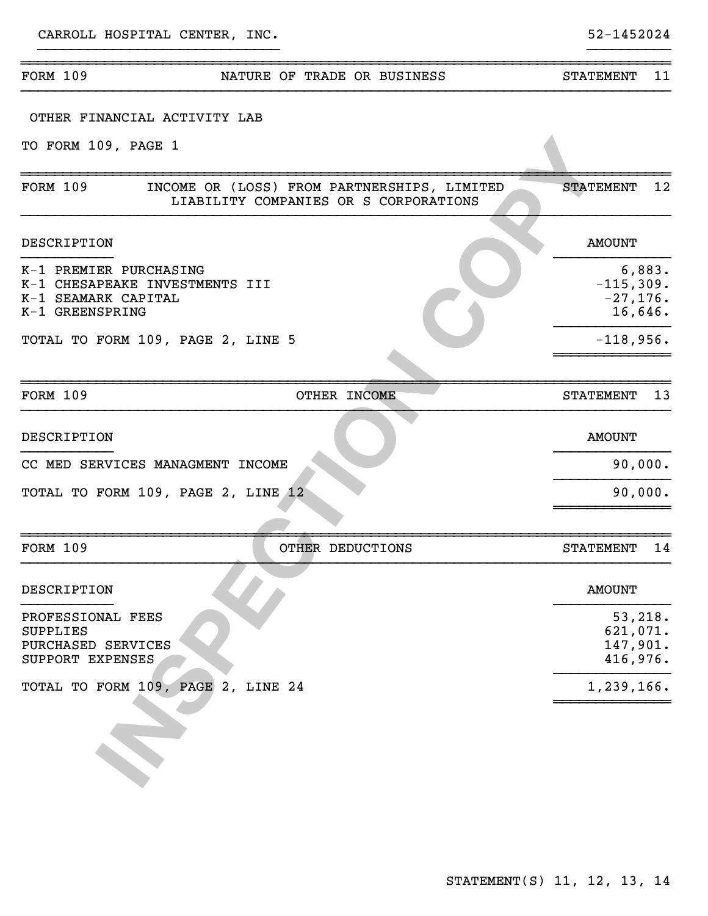CARROLL HOSPITAL CENTER, INC. 52-1452024

## FORM 109 — NATURE OF TRADE OR BUSINESS — STATEMENT 11

OTHER FINANCIAL ACTIVITY LAB

TO FORM 109, PAGE 1

## FORM 109 — INCOME OR (LOSS) FROM PARTNERSHIPS, LIMITED LIABILITY COMPANIES OR S CORPORATIONS — STATEMENT 12

| DESCRIPTION | AMOUNT |
|---|---|
| K-1 PREMIER PURCHASING | 6,883. |
| K-1 CHESAPEAKE INVESTMENTS III | -115,309. |
| K-1 SEAMARK CAPITAL | -27,176. |
| K-1 GREENSPRING | 16,646. |
| TOTAL TO FORM 109, PAGE 2, LINE 5 | -118,956. |

## FORM 109 — OTHER INCOME — STATEMENT 13

| DESCRIPTION | AMOUNT |
|---|---|
| CC MED SERVICES MANAGMENT INCOME | 90,000. |
| TOTAL TO FORM 109, PAGE 2, LINE 12 | 90,000. |

## FORM 109 — OTHER DEDUCTIONS — STATEMENT 14

| DESCRIPTION | AMOUNT |
|---|---|
| PROFESSIONAL FEES | 53,218. |
| SUPPLIES | 621,071. |
| PURCHASED SERVICES | 147,901. |
| SUPPORT EXPENSES | 416,976. |
| TOTAL TO FORM 109, PAGE 2, LINE 24 | 1,239,166. |

STATEMENT(S) 11, 12, 13, 14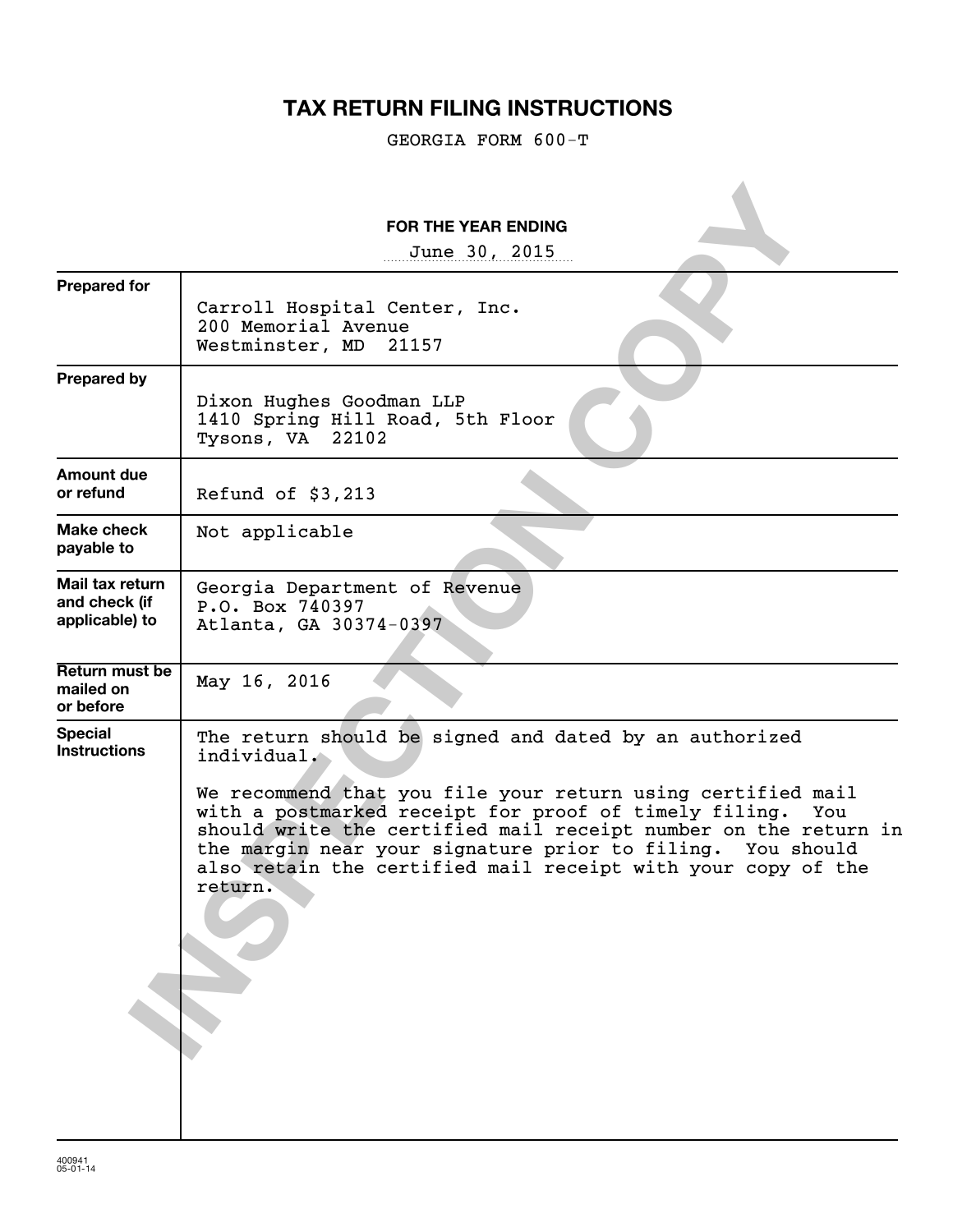# TAX RETURN FILING INSTRUCTIONS

GEORGIA FORM 600-T

**FOR THE YEAR ENDING**

June 30, 2015

| | |
|---|---|
| **Prepared for** | Carroll Hospital Center, Inc.<br>200 Memorial Avenue<br>Westminster, MD 21157 |
| **Prepared by** | Dixon Hughes Goodman LLP<br>1410 Spring Hill Road, 5th Floor<br>Tysons, VA 22102 |
| **Amount due or refund** | Refund of $3,213 |
| **Make check payable to** | Not applicable |
| **Mail tax return and check (if applicable) to** | Georgia Department of Revenue<br>P.O. Box 740397<br>Atlanta, GA 30374-0397 |
| **Return must be mailed on or before** | May 16, 2016 |
| **Special Instructions** | The return should be signed and dated by an authorized individual.<br><br>We recommend that you file your return using certified mail with a postmarked receipt for proof of timely filing. You should write the certified mail receipt number on the return in the margin near your signature prior to filing. You should also retain the certified mail receipt with your copy of the return. |

INSPECTION COPY

400941
05-01-14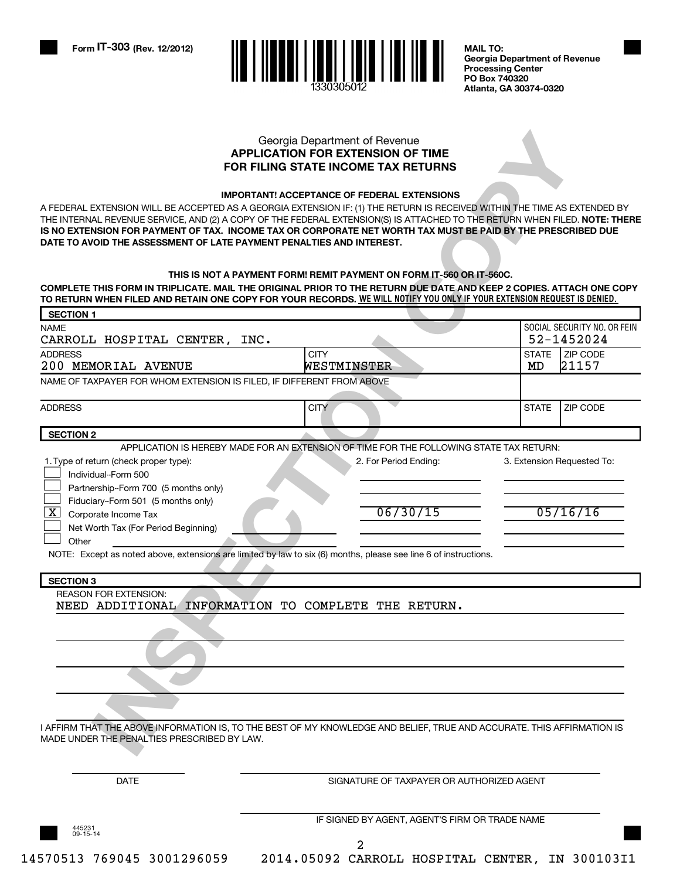Form IT-303 (Rev. 12/2012)

1330305012

**MAIL TO:**
**Georgia Department of Revenue**
**Processing Center**
**PO Box 740320**
**Atlanta, GA 30374-0320**

Georgia Department of Revenue

## APPLICATION FOR EXTENSION OF TIME FOR FILING STATE INCOME TAX RETURNS

**IMPORTANT! ACCEPTANCE OF FEDERAL EXTENSIONS**

A FEDERAL EXTENSION WILL BE ACCEPTED AS A GEORGIA EXTENSION IF: (1) THE RETURN IS RECEIVED WITHIN THE TIME AS EXTENDED BY THE INTERNAL REVENUE SERVICE, AND (2) A COPY OF THE FEDERAL EXTENSION(S) IS ATTACHED TO THE RETURN WHEN FILED. **NOTE: THERE IS NO EXTENSION FOR PAYMENT OF TAX. INCOME TAX OR CORPORATE NET WORTH TAX MUST BE PAID BY THE PRESCRIBED DUE DATE TO AVOID THE ASSESSMENT OF LATE PAYMENT PENALTIES AND INTEREST.**

**THIS IS NOT A PAYMENT FORM! REMIT PAYMENT ON FORM IT-560 OR IT-560C.**

**COMPLETE THIS FORM IN TRIPLICATE. MAIL THE ORIGINAL PRIOR TO THE RETURN DUE DATE AND KEEP 2 COPIES. ATTACH ONE COPY TO RETURN WHEN FILED AND RETAIN ONE COPY FOR YOUR RECORDS. WE WILL NOTIFY YOU ONLY IF YOUR EXTENSION REQUEST IS DENIED.**

**SECTION 1**

| NAME | | SOCIAL SECURITY NO. OR FEIN | |
|---|---|---|---|
| CARROLL HOSPITAL CENTER, INC. | | 52-1452024 | |
| **ADDRESS** | **CITY** | **STATE** | **ZIP CODE** |
| 200 MEMORIAL AVENUE | WESTMINSTER | MD | 21157 |
| NAME OF TAXPAYER FOR WHOM EXTENSION IS FILED, IF DIFFERENT FROM ABOVE | | | |
| ADDRESS | CITY | STATE | ZIP CODE |
| | | | |

**SECTION 2**

APPLICATION IS HEREBY MADE FOR AN EXTENSION OF TIME FOR THE FOLLOWING STATE TAX RETURN:

| 1. Type of return (check proper type): | 2. For Period Ending: | 3. Extension Requested To: |
|---|---|---|
| [ ] Individual--Form 500 | | |
| [ ] Partnership--Form 700 (5 months only) | | |
| [ ] Fiduciary--Form 501 (5 months only) | | |
| [X] Corporate Income Tax | 06/30/15 | 05/16/16 |
| [ ] Net Worth Tax (For Period Beginning) | | |
| [ ] Other | | |

NOTE: Except as noted above, extensions are limited by law to six (6) months, please see line 6 of instructions.

**SECTION 3**

REASON FOR EXTENSION:
NEED ADDITIONAL INFORMATION TO COMPLETE THE RETURN.

I AFFIRM THAT THE ABOVE INFORMATION IS, TO THE BEST OF MY KNOWLEDGE AND BELIEF, TRUE AND ACCURATE. THIS AFFIRMATION IS MADE UNDER THE PENALTIES PRESCRIBED BY LAW.

DATE ______________ SIGNATURE OF TAXPAYER OR AUTHORIZED AGENT ______________

IF SIGNED BY AGENT, AGENT'S FIRM OR TRADE NAME ______________

445231
09-15-14

14570513 769045 3001296059 2014.05092 CARROLL HOSPITAL CENTER, IN 300103I1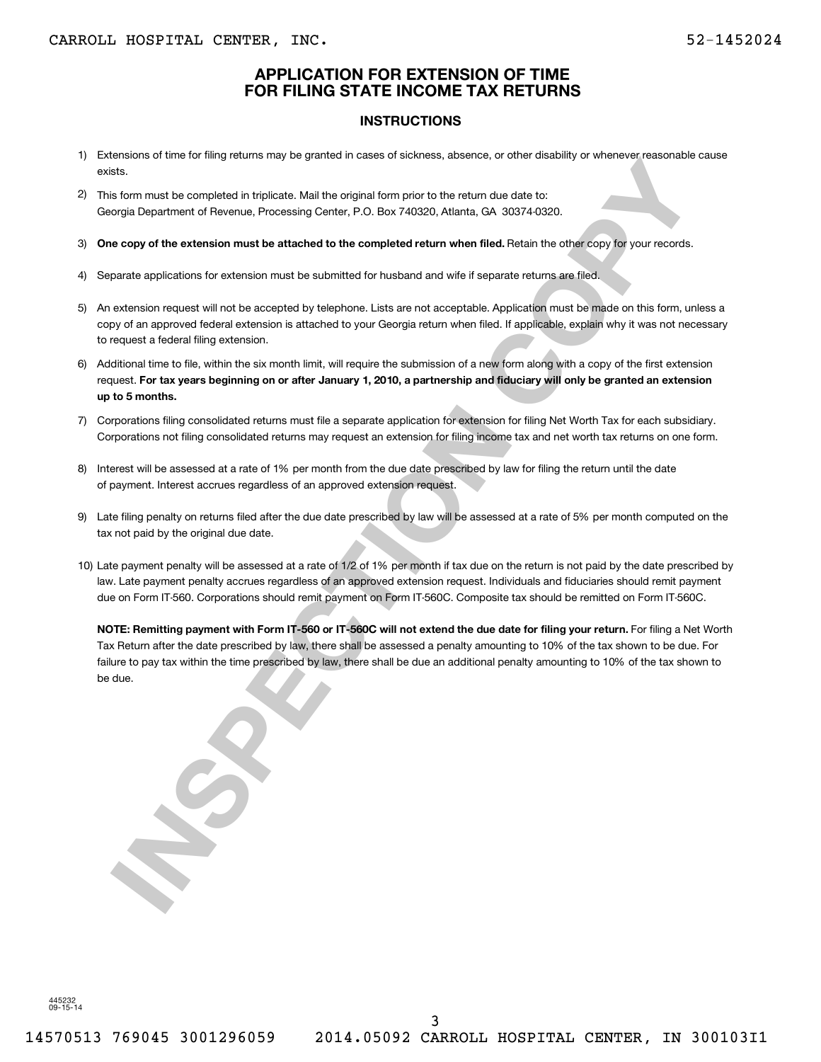CARROLL HOSPITAL CENTER, INC. 52-1452024

# APPLICATION FOR EXTENSION OF TIME FOR FILING STATE INCOME TAX RETURNS

## INSTRUCTIONS

1) Extensions of time for filing returns may be granted in cases of sickness, absence, or other disability or whenever reasonable cause exists.

2) This form must be completed in triplicate. Mail the original form prior to the return due date to: Georgia Department of Revenue, Processing Center, P.O. Box 740320, Atlanta, GA 30374-0320.

3) **One copy of the extension must be attached to the completed return when filed.** Retain the other copy for your records.

4) Separate applications for extension must be submitted for husband and wife if separate returns are filed.

5) An extension request will not be accepted by telephone. Lists are not acceptable. Application must be made on this form, unless a copy of an approved federal extension is attached to your Georgia return when filed. If applicable, explain why it was not necessary to request a federal filing extension.

6) Additional time to file, within the six month limit, will require the submission of a new form along with a copy of the first extension request. **For tax years beginning on or after January 1, 2010, a partnership and fiduciary will only be granted an extension up to 5 months.**

7) Corporations filing consolidated returns must file a separate application for extension for filing Net Worth Tax for each subsidiary. Corporations not filing consolidated returns may request an extension for filing income tax and net worth tax returns on one form.

8) Interest will be assessed at a rate of 1% per month from the due date prescribed by law for filing the return until the date of payment. Interest accrues regardless of an approved extension request.

9) Late filing penalty on returns filed after the due date prescribed by law will be assessed at a rate of 5% per month computed on the tax not paid by the original due date.

10) Late payment penalty will be assessed at a rate of 1/2 of 1% per month if tax due on the return is not paid by the date prescribed by law. Late payment penalty accrues regardless of an approved extension request. Individuals and fiduciaries should remit payment due on Form IT-560. Corporations should remit payment on Form IT-560C. Composite tax should be remitted on Form IT-560C.

**NOTE: Remitting payment with Form IT-560 or IT-560C will not extend the due date for filing your return.** For filing a Net Worth Tax Return after the date prescribed by law, there shall be assessed a penalty amounting to 10% of the tax shown to be due. For failure to pay tax within the time prescribed by law, there shall be due an additional penalty amounting to 10% of the tax shown to be due.

445232
09-15-14

14570513 769045 3001296059 2014.05092 CARROLL HOSPITAL CENTER, IN 300103I1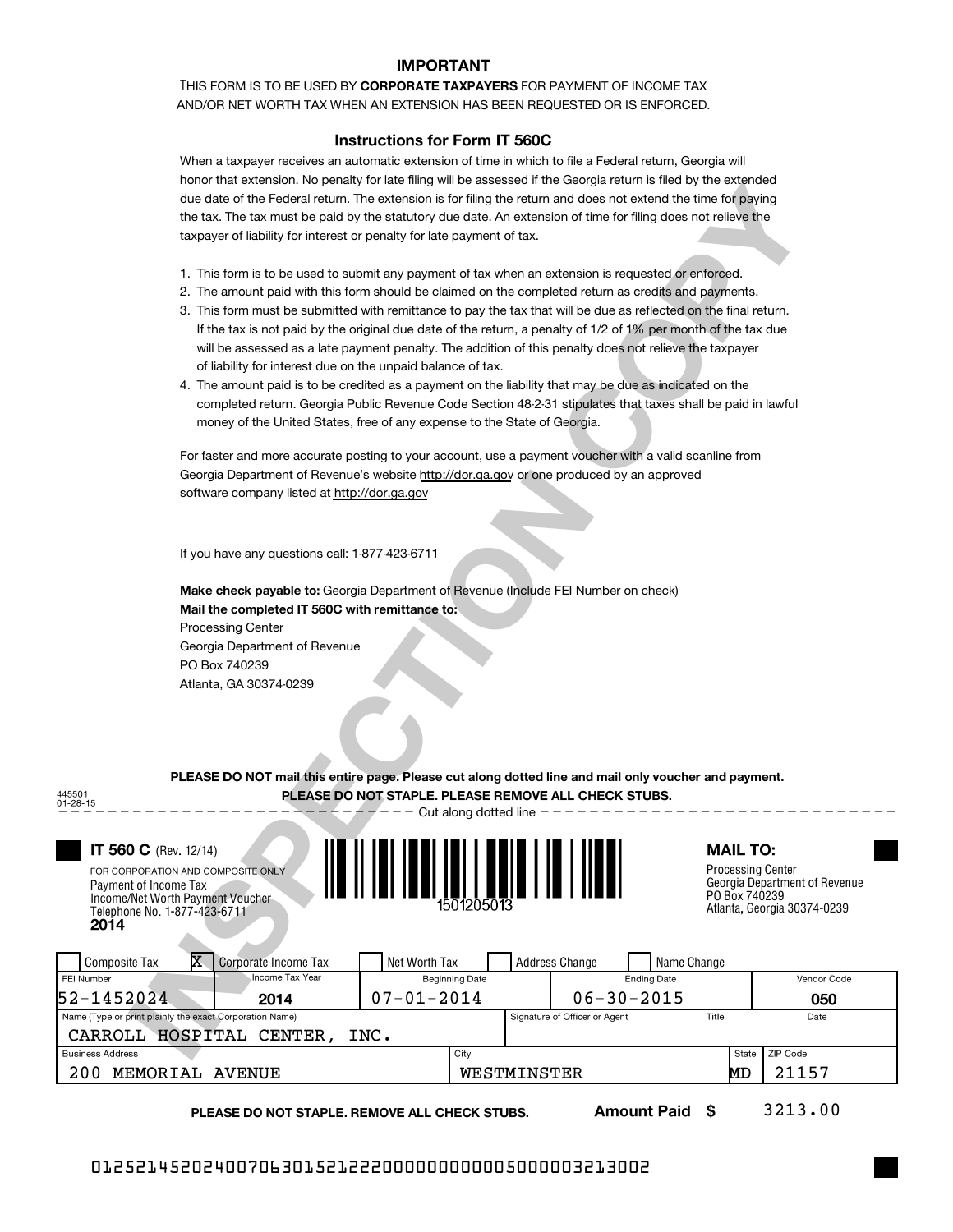# IMPORTANT

THIS FORM IS TO BE USED BY **CORPORATE TAXPAYERS** FOR PAYMENT OF INCOME TAX AND/OR NET WORTH TAX WHEN AN EXTENSION HAS BEEN REQUESTED OR IS ENFORCED.

## Instructions for Form IT 560C

When a taxpayer receives an automatic extension of time in which to file a Federal return, Georgia will honor that extension. No penalty for late filing will be assessed if the Georgia return is filed by the extended due date of the Federal return. The extension is for filing the return and does not extend the time for paying the tax. The tax must be paid by the statutory due date. An extension of time for filing does not relieve the taxpayer of liability for interest or penalty for late payment of tax.

1. This form is to be used to submit any payment of tax when an extension is requested or enforced.
2. The amount paid with this form should be claimed on the completed return as credits and payments.
3. This form must be submitted with remittance to pay the tax that will be due as reflected on the final return. If the tax is not paid by the original due date of the return, a penalty of 1/2 of 1% per month of the tax due will be assessed as a late payment penalty. The addition of this penalty does not relieve the taxpayer of liability for interest due on the unpaid balance of tax.
4. The amount paid is to be credited as a payment on the liability that may be due as indicated on the completed return. Georgia Public Revenue Code Section 48-2-31 stipulates that taxes shall be paid in lawful money of the United States, free of any expense to the State of Georgia.

For faster and more accurate posting to your account, use a payment voucher with a valid scanline from Georgia Department of Revenue's website http://dor.ga.gov or one produced by an approved software company listed at http://dor.ga.gov

If you have any questions call: 1-877-423-6711

**Make check payable to:** Georgia Department of Revenue (Include FEI Number on check)
**Mail the completed IT 560C with remittance to:**
Processing Center
Georgia Department of Revenue
PO Box 740239
Atlanta, GA 30374-0239

**PLEASE DO NOT mail this entire page. Please cut along dotted line and mail only voucher and payment.**
**PLEASE DO NOT STAPLE. PLEASE REMOVE ALL CHECK STUBS.**

445501
01-28-15

Cut along dotted line

**IT 560 C** (Rev. 12/14)
FOR CORPORATION AND COMPOSITE ONLY
Payment of Income Tax
Income/Net Worth Payment Voucher
Telephone No. 1-877-423-6711
**2014**

1501205013

**MAIL TO:**
Processing Center
Georgia Department of Revenue
PO Box 740239
Atlanta, Georgia 30374-0239

| Composite Tax | X Corporate Income Tax | Net Worth Tax | Address Change | Name Change | | |
|---|---|---|---|---|---|---|
| **FEI Number** | **Income Tax Year** | **Beginning Date** | **Ending Date** | | | **Vendor Code** |
| 52-1452024 | 2014 | 07-01-2014 | 06-30-2015 | | | 050 |
| **Name (Type or print plainly the exact Corporation Name)** | | | **Signature of Officer or Agent** | **Title** | | **Date** |
| CARROLL HOSPITAL CENTER, INC. | | | | | | |
| **Business Address** | | **City** | | | **State** | **ZIP Code** |
| 200 MEMORIAL AVENUE | | WESTMINSTER | | | MD | 21157 |

**PLEASE DO NOT STAPLE. REMOVE ALL CHECK STUBS.** **Amount Paid $** 3213.00

0125214520240070630152122200000000000050000032130002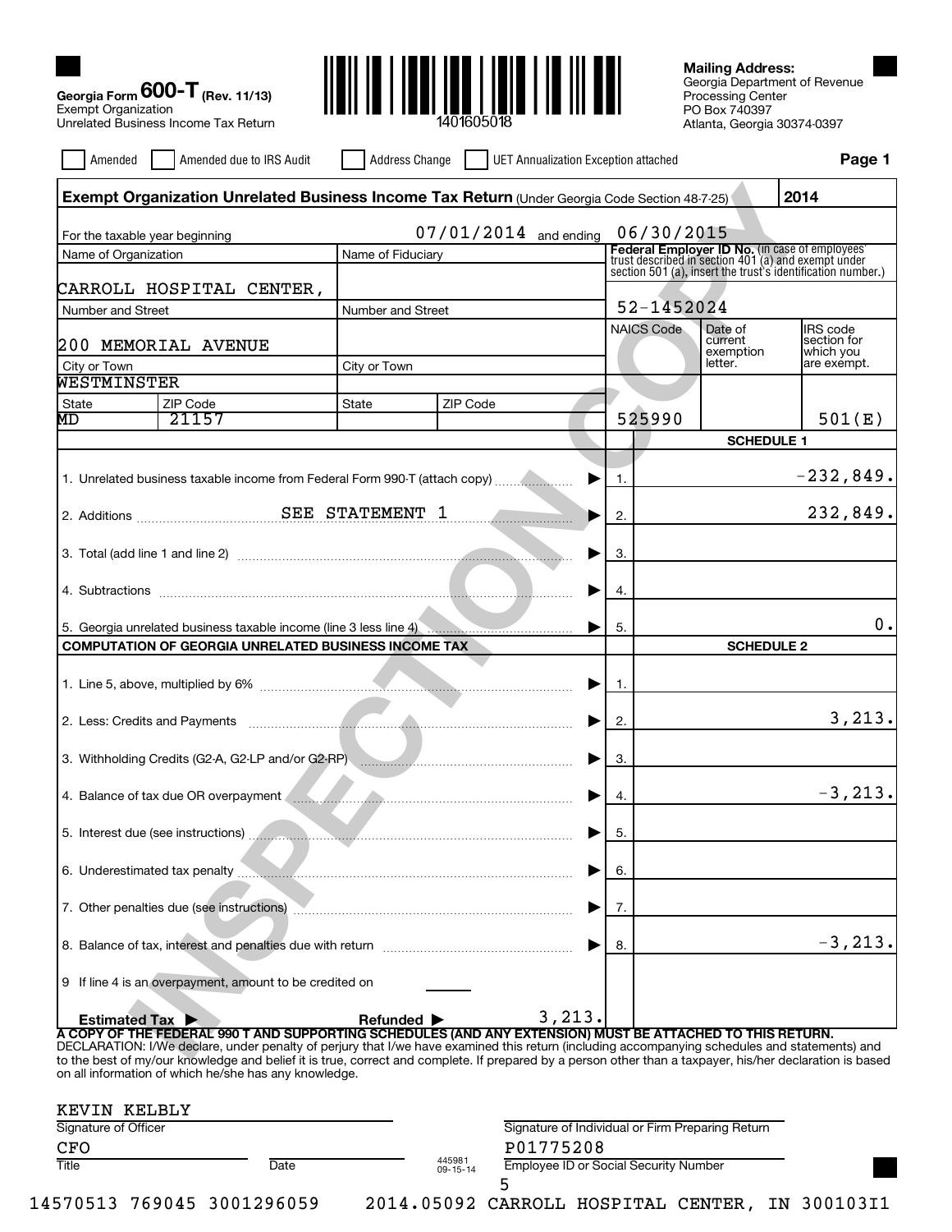**Georgia Form 600-T** (Rev. 11/13)
Exempt Organization
Unrelated Business Income Tax Return

1401605018

**Mailing Address:**
Georgia Department of Revenue
Processing Center
PO Box 740397
Atlanta, Georgia 30374-0397

☐ Amended ☐ Amended due to IRS Audit ☐ Address Change ☐ UET Annualization Exception attached

**Page 1**

## Exempt Organization Unrelated Business Income Tax Return (Under Georgia Code Section 48-7-25) — 2014

For the taxable year beginning 07/01/2014 and ending 06/30/2015

| Name of Organization | Name of Fiduciary | Federal Employer ID No. (in case of employees' trust described in section 401 (a) and exempt under section 501 (a), insert the trust's identification number.) |
|---|---|---|
| CARROLL HOSPITAL CENTER, | | 52-1452024 |

| Number and Street | Number and Street | NAICS Code | Date of current exemption letter. | IRS code section for which you are exempt. |
|---|---|---|---|---|
| 200 MEMORIAL AVENUE | | 525990 | | 501(E) |

| City or Town | City or Town |
|---|---|
| WESTMINSTER | |

| State | ZIP Code | State | ZIP Code |
|---|---|---|---|
| MD | 21157 | | |

### SCHEDULE 1

| Description | Line | Amount |
|---|---|---|
| 1. Unrelated business taxable income from Federal Form 990-T (attach copy) | 1. | -232,849. |
| 2. Additions SEE STATEMENT 1 | 2. | 232,849. |
| 3. Total (add line 1 and line 2) | 3. | |
| 4. Subtractions | 4. | |
| 5. Georgia unrelated business taxable income (line 3 less line 4) | 5. | 0. |

### COMPUTATION OF GEORGIA UNRELATED BUSINESS INCOME TAX — SCHEDULE 2

| Description | Line | Amount |
|---|---|---|
| 1. Line 5, above, multiplied by 6% | 1. | |
| 2. Less: Credits and Payments | 2. | 3,213. |
| 3. Withholding Credits (G2-A, G2-LP and/or G2-RP) | 3. | |
| 4. Balance of tax due OR overpayment | 4. | -3,213. |
| 5. Interest due (see instructions) | 5. | |
| 6. Underestimated tax penalty | 6. | |
| 7. Other penalties due (see instructions) | 7. | |
| 8. Balance of tax, interest and penalties due with return | 8. | -3,213. |

9 If line 4 is an overpayment, amount to be credited on

Estimated Tax ▶ Refunded ▶ 3,213.

**A COPY OF THE FEDERAL 990 T AND SUPPORTING SCHEDULES (AND ANY EXTENSION) MUST BE ATTACHED TO THIS RETURN.**

DECLARATION: I/We declare, under penalty of perjury that I/we have examined this return (including accompanying schedules and statements) and to the best of my/our knowledge and belief it is true, correct and complete. If prepared by a person other than a taxpayer, his/her declaration is based on all information of which he/she has any knowledge.

KEVIN KELBLY
Signature of Officer

CFO
Title Date

Signature of Individual or Firm Preparing Return

P01775208
Employee ID or Social Security Number

445981 09-15-14

14570513 769045 3001296059 2014.05092 CARROLL HOSPITAL CENTER, IN 300103I1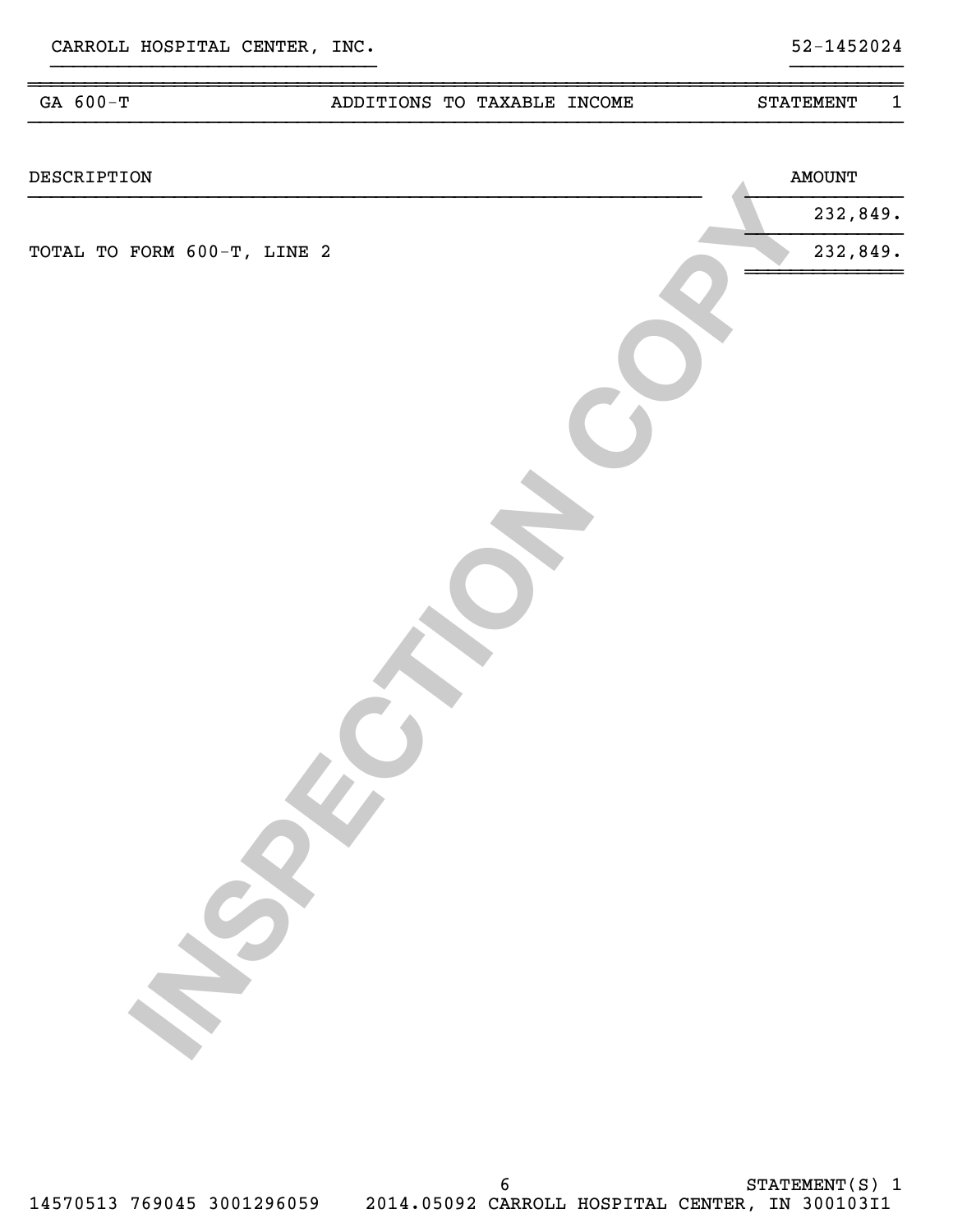CARROLL HOSPITAL CENTER, INC. 52-1452024

| GA 600-T | ADDITIONS TO TAXABLE INCOME | STATEMENT 1 |
|---|---|---|

| DESCRIPTION | AMOUNT |
|---|---|
| | 232,849. |
| TOTAL TO FORM 600-T, LINE 2 | 232,849. |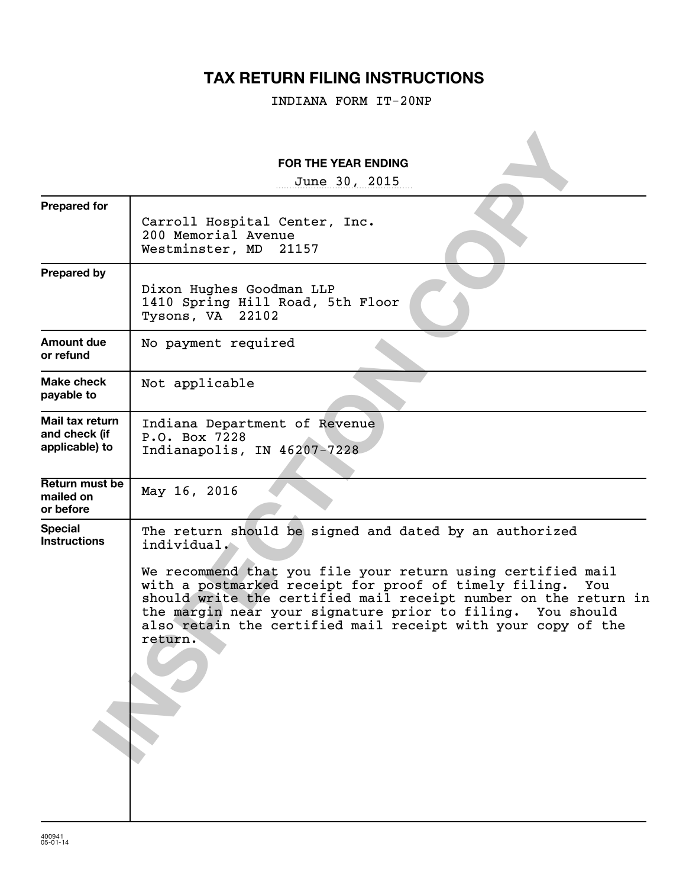# TAX RETURN FILING INSTRUCTIONS

INDIANA FORM IT-20NP

**FOR THE YEAR ENDING**

June 30, 2015

| | |
|---|---|
| **Prepared for** | Carroll Hospital Center, Inc.<br>200 Memorial Avenue<br>Westminster, MD 21157 |
| **Prepared by** | Dixon Hughes Goodman LLP<br>1410 Spring Hill Road, 5th Floor<br>Tysons, VA 22102 |
| **Amount due or refund** | No payment required |
| **Make check payable to** | Not applicable |
| **Mail tax return and check (if applicable) to** | Indiana Department of Revenue<br>P.O. Box 7228<br>Indianapolis, IN 46207-7228 |
| **Return must be mailed on or before** | May 16, 2016 |
| **Special Instructions** | The return should be signed and dated by an authorized individual.<br><br>We recommend that you file your return using certified mail with a postmarked receipt for proof of timely filing. You should write the certified mail receipt number on the return in the margin near your signature prior to filing. You should also retain the certified mail receipt with your copy of the return. |

INSPECTION COPY

400941
05-01-14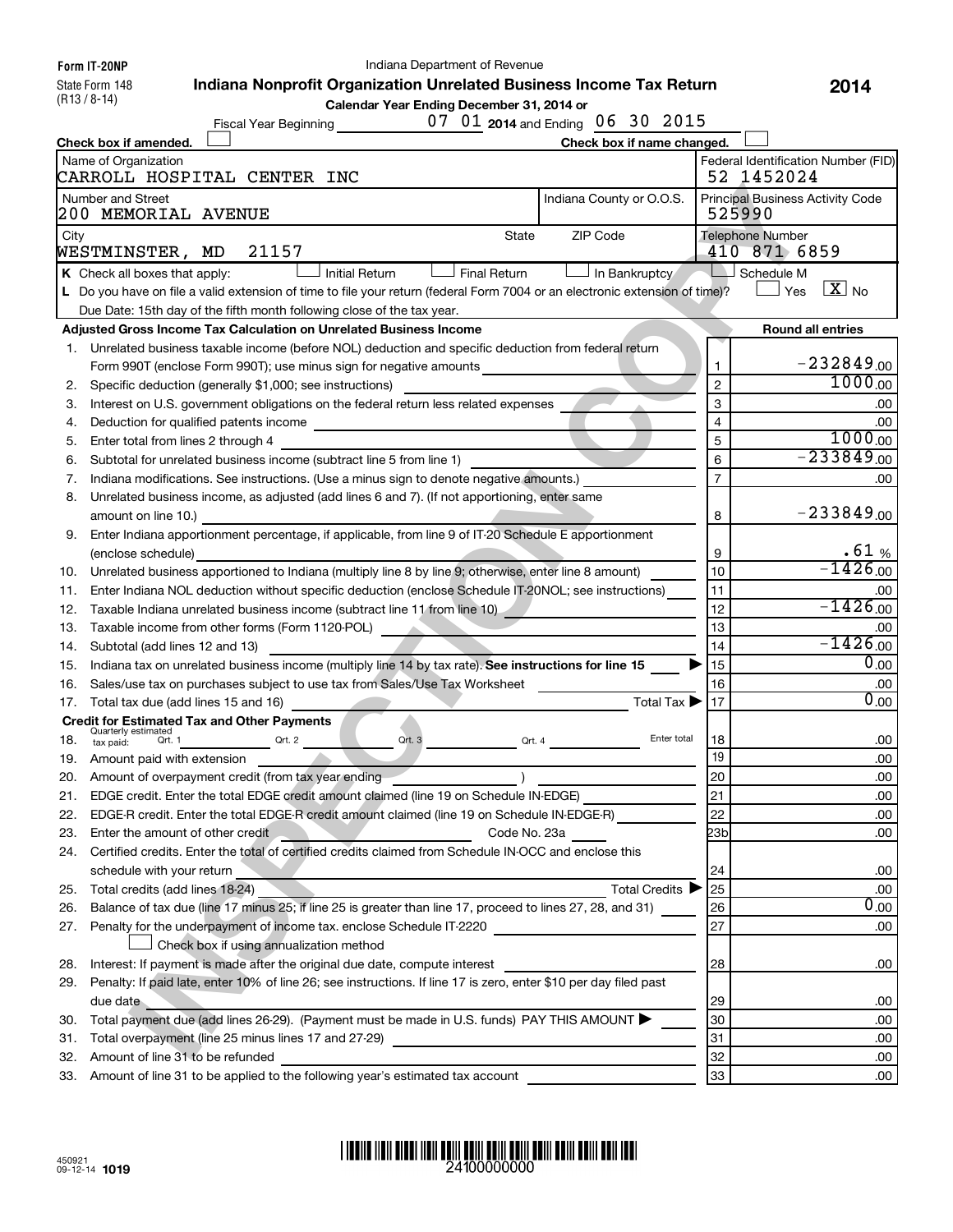Form IT-20NP
State Form 148
(R13 / 8-14)

Indiana Department of Revenue

# Indiana Nonprofit Organization Unrelated Business Income Tax Return

**2014**

Calendar Year Ending December 31, 2014 or
Fiscal Year Beginning 07 01 2014 and Ending 06 30 2015

Check box if amended. ☐ Check box if name changed. ☐

| Name of Organization | | Federal Identification Number (FID) |
|---|---|---|
| CARROLL HOSPITAL CENTER INC | | 52 1452024 |
| Number and Street | Indiana County or O.O.S. | Principal Business Activity Code |
| 200 MEMORIAL AVENUE | | 525990 |
| City / State / ZIP Code | | Telephone Number |
| WESTMINSTER, MD 21157 | | 410 871 6859 |

K Check all boxes that apply: ☐ Initial Return ☐ Final Return ☐ In Bankruptcy ☐ Schedule M

L Do you have on file a valid extension of time to file your return (federal Form 7004 or an electronic extension of time)? ☐ Yes ☒ No

Due Date: 15th day of the fifth month following close of the tax year.

**Adjusted Gross Income Tax Calculation on Unrelated Business Income** — Round all entries

| | Description | Line | Amount |
|---|---|---|---|
| 1. | Unrelated business taxable income (before NOL) deduction and specific deduction from federal return Form 990T (enclose Form 990T); use minus sign for negative amounts | 1 | -232849.00 |
| 2. | Specific deduction (generally $1,000; see instructions) | 2 | 1000.00 |
| 3. | Interest on U.S. government obligations on the federal return less related expenses | 3 | .00 |
| 4. | Deduction for qualified patents income | 4 | .00 |
| 5. | Enter total from lines 2 through 4 | 5 | 1000.00 |
| 6. | Subtotal for unrelated business income (subtract line 5 from line 1) | 6 | -233849.00 |
| 7. | Indiana modifications. See instructions. (Use a minus sign to denote negative amounts.) | 7 | .00 |
| 8. | Unrelated business income, as adjusted (add lines 6 and 7). (If not apportioning, enter same amount on line 10.) | 8 | -233849.00 |
| 9. | Enter Indiana apportionment percentage, if applicable, from line 9 of IT-20 Schedule E apportionment (enclose schedule) | 9 | .61 % |
| 10. | Unrelated business apportioned to Indiana (multiply line 8 by line 9; otherwise, enter line 8 amount) | 10 | -1426.00 |
| 11. | Enter Indiana NOL deduction without specific deduction (enclose Schedule IT-20NOL; see instructions) | 11 | .00 |
| 12. | Taxable Indiana unrelated business income (subtract line 11 from line 10) | 12 | -1426.00 |
| 13. | Taxable income from other forms (Form 1120-POL) | 13 | .00 |
| 14. | Subtotal (add lines 12 and 13) | 14 | -1426.00 |
| 15. | Indiana tax on unrelated business income (multiply line 14 by tax rate). **See instructions for line 15** | 15 | 0.00 |
| 16. | Sales/use tax on purchases subject to use tax from Sales/Use Tax Worksheet | 16 | .00 |
| 17. | Total tax due (add lines 15 and 16) Total Tax | 17 | 0.00 |

**Credit for Estimated Tax and Other Payments**

| | Description | Line | Amount |
|---|---|---|---|
| 18. | Quarterly estimated tax paid: Qrt. 1 ___ Qrt. 2 ___ Qrt. 3 ___ Qrt. 4 ___ Enter total | 18 | .00 |
| 19. | Amount paid with extension | 19 | .00 |
| 20. | Amount of overpayment credit (from tax year ending ___ ) | 20 | .00 |
| 21. | EDGE credit. Enter the total EDGE credit amount claimed (line 19 on Schedule IN-EDGE) | 21 | .00 |
| 22. | EDGE-R credit. Enter the total EDGE-R credit amount claimed (line 19 on Schedule IN-EDGE-R) | 22 | .00 |
| 23. | Enter the amount of other credit ___ Code No. 23a ___ | 23b | .00 |
| 24. | Certified credits. Enter the total of certified credits claimed from Schedule IN-OCC and enclose this schedule with your return | 24 | .00 |
| 25. | Total credits (add lines 18-24) Total Credits | 25 | .00 |
| 26. | Balance of tax due (line 17 minus 25; if line 25 is greater than line 17, proceed to lines 27, 28, and 31) | 26 | 0.00 |
| 27. | Penalty for the underpayment of income tax. enclose Schedule IT-2220 ☐ Check box if using annualization method | 27 | .00 |
| 28. | Interest: If payment is made after the original due date, compute interest | 28 | .00 |
| 29. | Penalty: If paid late, enter 10% of line 26; see instructions. If line 17 is zero, enter $10 per day filed past due date | 29 | .00 |
| 30. | Total payment due (add lines 26-29). (Payment must be made in U.S. funds) PAY THIS AMOUNT | 30 | .00 |
| 31. | Total overpayment (line 25 minus lines 17 and 27-29) | 31 | .00 |
| 32. | Amount of line 31 to be refunded | 32 | .00 |
| 33. | Amount of line 31 to be applied to the following year's estimated tax account | 33 | .00 |

450921
09-12-14 **1019**

24100000000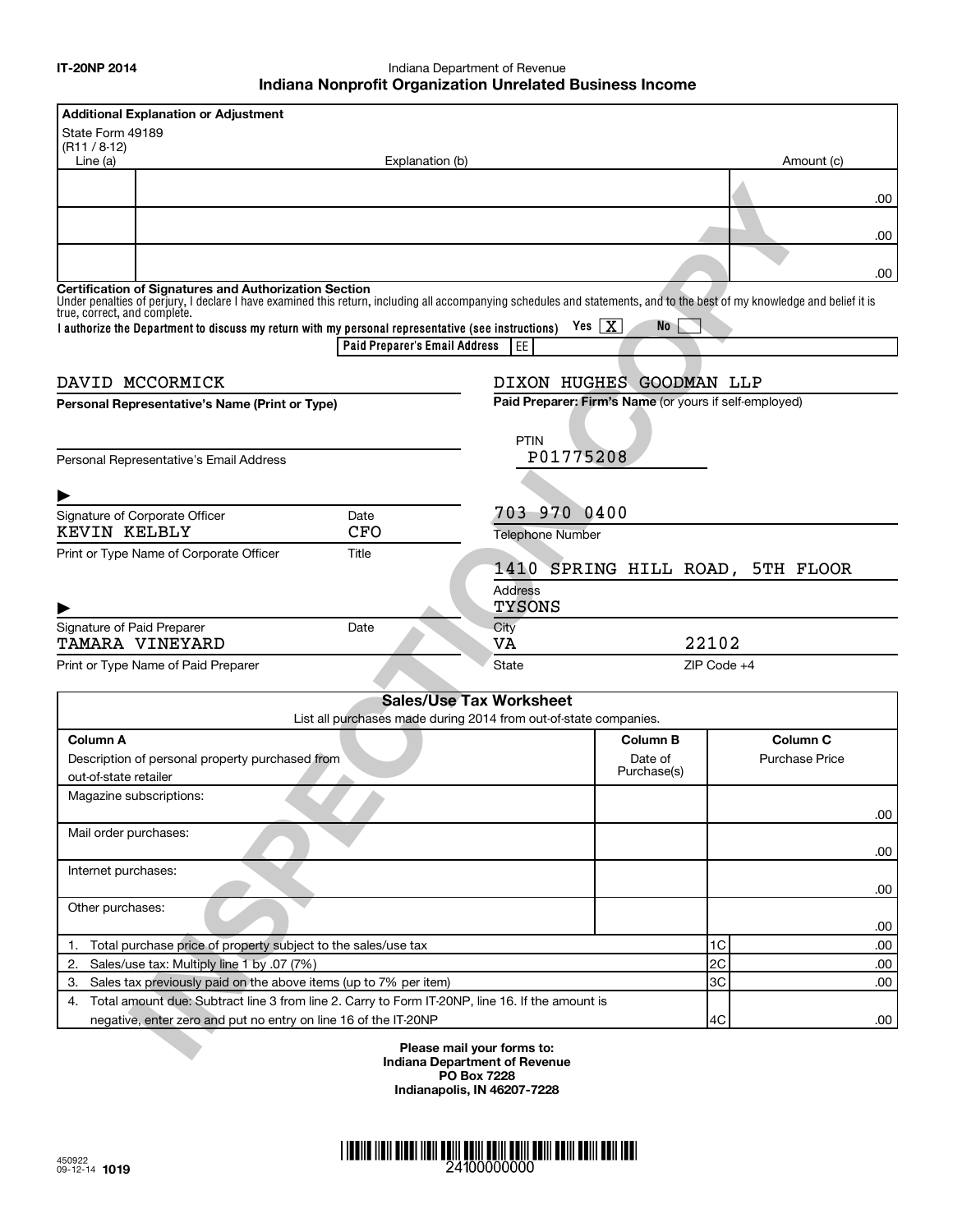IT-20NP 2014

Indiana Department of Revenue

## Indiana Nonprofit Organization Unrelated Business Income

**Additional Explanation or Adjustment**

State Form 49189
(R11 / 8-12)

| Line (a) | Explanation (b) | Amount (c) |
|---|---|---|
| | | .00 |
| | | .00 |
| | | .00 |

**Certification of Signatures and Authorization Section**

Under penalties of perjury, I declare I have examined this return, including all accompanying schedules and statements, and to the best of my knowledge and belief it is true, correct, and complete.

**I authorize the Department to discuss my return with my personal representative (see instructions)** Yes [X] No [ ]

**Paid Preparer's Email Address** EE

DAVID MCCORMICK
**Personal Representative's Name (Print or Type)**

Personal Representative's Email Address

▶
Signature of Corporate Officer — Date

KEVIN KELBLY — CFO
Print or Type Name of Corporate Officer — Title

▶
Signature of Paid Preparer — Date

TAMARA VINEYARD
Print or Type Name of Paid Preparer

DIXON HUGHES GOODMAN LLP
**Paid Preparer: Firm's Name** (or yours if self-employed)

PTIN
P01775208

703 970 0400
Telephone Number

1410 SPRING HILL ROAD, 5TH FLOOR
Address

TYSONS
City

VA — 22102
State — ZIP Code +4

**Sales/Use Tax Worksheet**

List all purchases made during 2014 from out-of-state companies.

| **Column A** Description of personal property purchased from out-of-state retailer | **Column B** Date of Purchase(s) | | **Column C** Purchase Price |
|---|---|---|---|
| Magazine subscriptions: | | | .00 |
| Mail order purchases: | | | .00 |
| Internet purchases: | | | .00 |
| Other purchases: | | | .00 |
| 1. Total purchase price of property subject to the sales/use tax | | 1C | .00 |
| 2. Sales/use tax: Multiply line 1 by .07 (7%) | | 2C | .00 |
| 3. Sales tax previously paid on the above items (up to 7% per item) | | 3C | .00 |
| 4. Total amount due: Subtract line 3 from line 2. Carry to Form IT-20NP, line 16. If the amount is negative, enter zero and put no entry on line 16 of the IT-20NP | | 4C | .00 |

**Please mail your forms to:**
**Indiana Department of Revenue**
**PO Box 7228**
**Indianapolis, IN 46207-7228**

450922
09-12-14 **1019**

24100000000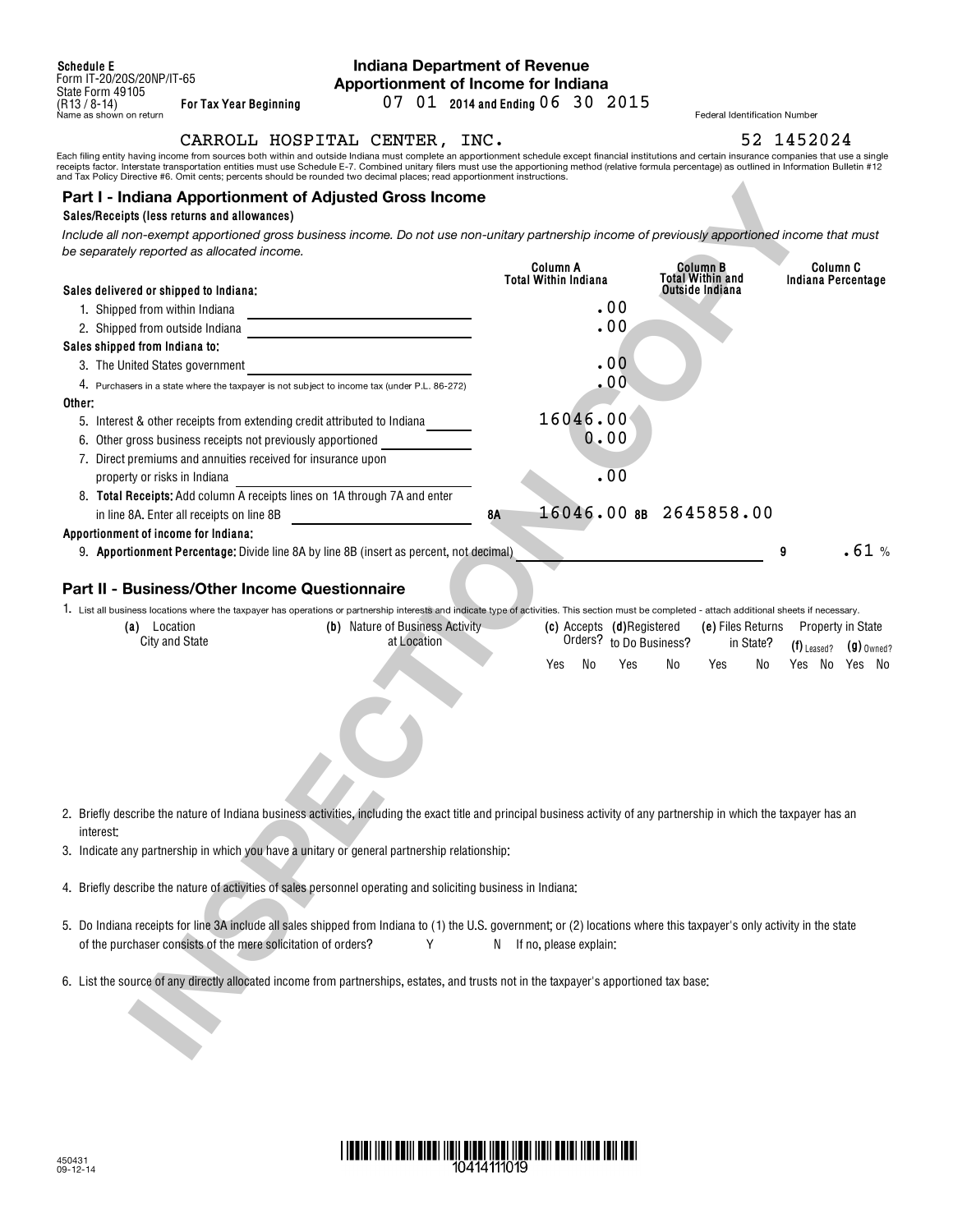Schedule E
Form IT-20/20S/20NP/IT-65
State Form 49105
(R13 / 8-14)

**Indiana Department of Revenue**
**Apportionment of Income for Indiana**

For Tax Year Beginning 07 01 2014 and Ending 06 30 2015

Name as shown on return: CARROLL HOSPITAL CENTER, INC.

Federal Identification Number: 52 1452024

Each filing entity having income from sources both within and outside Indiana must complete an apportionment schedule except financial institutions and certain insurance companies that use a single receipts factor. Interstate transportation entities must use Schedule E-7. Combined unitary filers must use the apportioning method (relative formula percentage) as outlined in Information Bulletin #12 and Tax Policy Directive #6. Omit cents; percents should be rounded two decimal places; read apportionment instructions.

## Part I - Indiana Apportionment of Adjusted Gross Income

**Sales/Receipts (less returns and allowances)**

*Include all non-exempt apportioned gross business income. Do not use non-unitary partnership income of previously apportioned income that must be separately reported as allocated income.*

| | Column A Total Within Indiana | Column B Total Within and Outside Indiana | Column C Indiana Percentage |
|---|---|---|---|
| **Sales delivered or shipped to Indiana:** | | | |
| 1. Shipped from within Indiana | .00 | | |
| 2. Shipped from outside Indiana | .00 | | |
| **Sales shipped from Indiana to:** | | | |
| 3. The United States government | .00 | | |
| 4. Purchasers in a state where the taxpayer is not subject to income tax (under P.L. 86-272) | .00 | | |
| **Other:** | | | |
| 5. Interest & other receipts from extending credit attributed to Indiana | 16046.00 | | |
| 6. Other gross business receipts not previously apportioned | 0.00 | | |
| 7. Direct premiums and annuities received for insurance upon property or risks in Indiana | .00 | | |
| 8. **Total Receipts:** Add column A receipts lines on 1A through 7A and enter in line 8A. Enter all receipts on line 8B | 8A 16046.00 | 8B 2645858.00 | |
| **Apportionment of income for Indiana:** | | | |
| 9. **Apportionment Percentage:** Divide line 8A by line 8B (insert as percent, not decimal) | | | 9 .61 % |

## Part II - Business/Other Income Questionnaire

1. List all business locations where the taxpayer has operations or partnership interests and indicate type of activities. This section must be completed - attach additional sheets if necessary.

| (a) Location City and State | (b) Nature of Business Activity at Location | (c) Accepts Orders? Yes | No | (d) Registered to Do Business? Yes | No | (e) Files Returns in State? Yes | No | (f) Leased? Yes | No | (g) Owned? Yes | No |
|---|---|---|---|---|---|---|---|---|---|---|---|
| | | | | | | | | | | | |

2. Briefly describe the nature of Indiana business activities, including the exact title and principal business activity of any partnership in which the taxpayer has an interest:

3. Indicate any partnership in which you have a unitary or general partnership relationship:

4. Briefly describe the nature of activities of sales personnel operating and soliciting business in Indiana:

5. Do Indiana receipts for line 3A include all sales shipped from Indiana to (1) the U.S. government; or (2) locations where this taxpayer's only activity in the state of the purchaser consists of the mere solicitation of orders? Y N If no, please explain:

6. List the source of any directly allocated income from partnerships, estates, and trusts not in the taxpayer's apportioned tax base:

450431
09-12-14

10414111019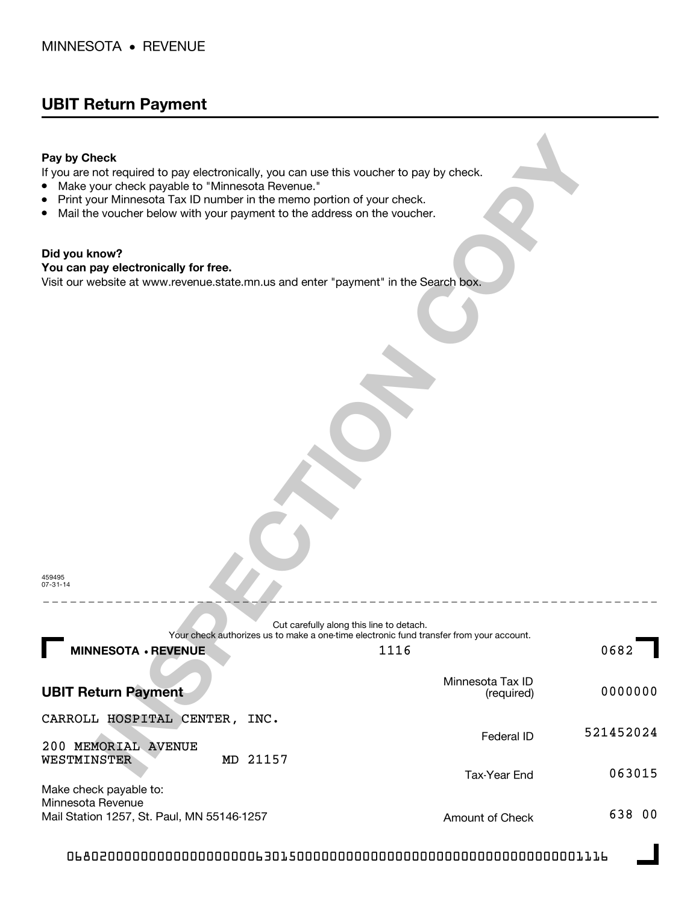MINNESOTA • REVENUE

## UBIT Return Payment

**Pay by Check**

If you are not required to pay electronically, you can use this voucher to pay by check.

- Make your check payable to "Minnesota Revenue."
- Print your Minnesota Tax ID number in the memo portion of your check.
- Mail the voucher below with your payment to the address on the voucher.

**Did you know?**
**You can pay electronically for free.**
Visit our website at www.revenue.state.mn.us and enter "payment" in the Search box.

INSPECTION COPY

459495
07-31-14

Cut carefully along this line to detach.
Your check authorizes us to make a one-time electronic fund transfer from your account.

**MINNESOTA • REVENUE** 1116 0682

**UBIT Return Payment**

Minnesota Tax ID (required) 0000000

CARROLL HOSPITAL CENTER, INC.

Federal ID 521452024

200 MEMORIAL AVENUE
WESTMINSTER MD 21157

Tax-Year End 063015

Make check payable to:
Minnesota Revenue
Mail Station 1257, St. Paul, MN 55146-1257

Amount of Check 638 00

0680200000000000000000063015000000000000000000000000000000000001116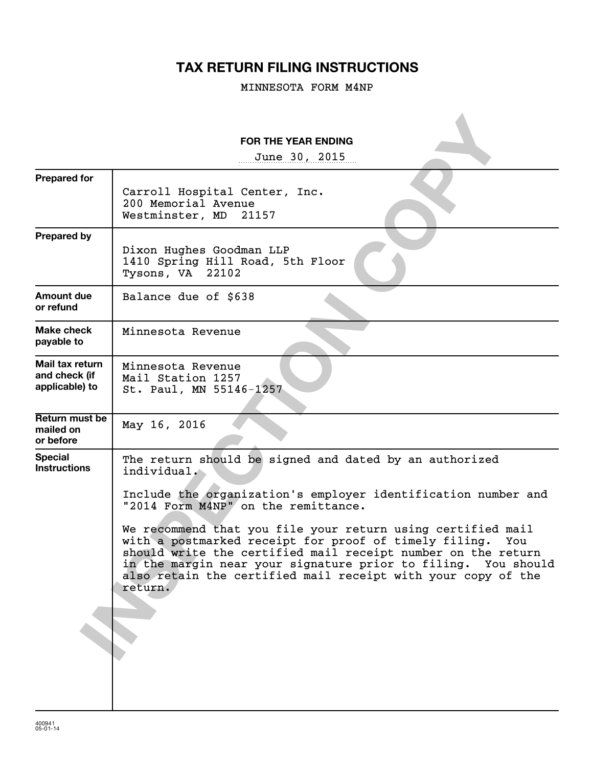# TAX RETURN FILING INSTRUCTIONS

MINNESOTA FORM M4NP

**FOR THE YEAR ENDING**

June 30, 2015

| | |
|---|---|
| **Prepared for** | Carroll Hospital Center, Inc.<br>200 Memorial Avenue<br>Westminster, MD 21157 |
| **Prepared by** | Dixon Hughes Goodman LLP<br>1410 Spring Hill Road, 5th Floor<br>Tysons, VA 22102 |
| **Amount due or refund** | Balance due of $638 |
| **Make check payable to** | Minnesota Revenue |
| **Mail tax return and check (if applicable) to** | Minnesota Revenue<br>Mail Station 1257<br>St. Paul, MN 55146-1257 |
| **Return must be mailed on or before** | May 16, 2016 |
| **Special Instructions** | The return should be signed and dated by an authorized individual.<br><br>Include the organization's employer identification number and "2014 Form M4NP" on the remittance.<br><br>We recommend that you file your return using certified mail with a postmarked receipt for proof of timely filing. You should write the certified mail receipt number on the return in the margin near your signature prior to filing. You should also retain the certified mail receipt with your copy of the return. |

INSPECTION COPY

400941
05-01-14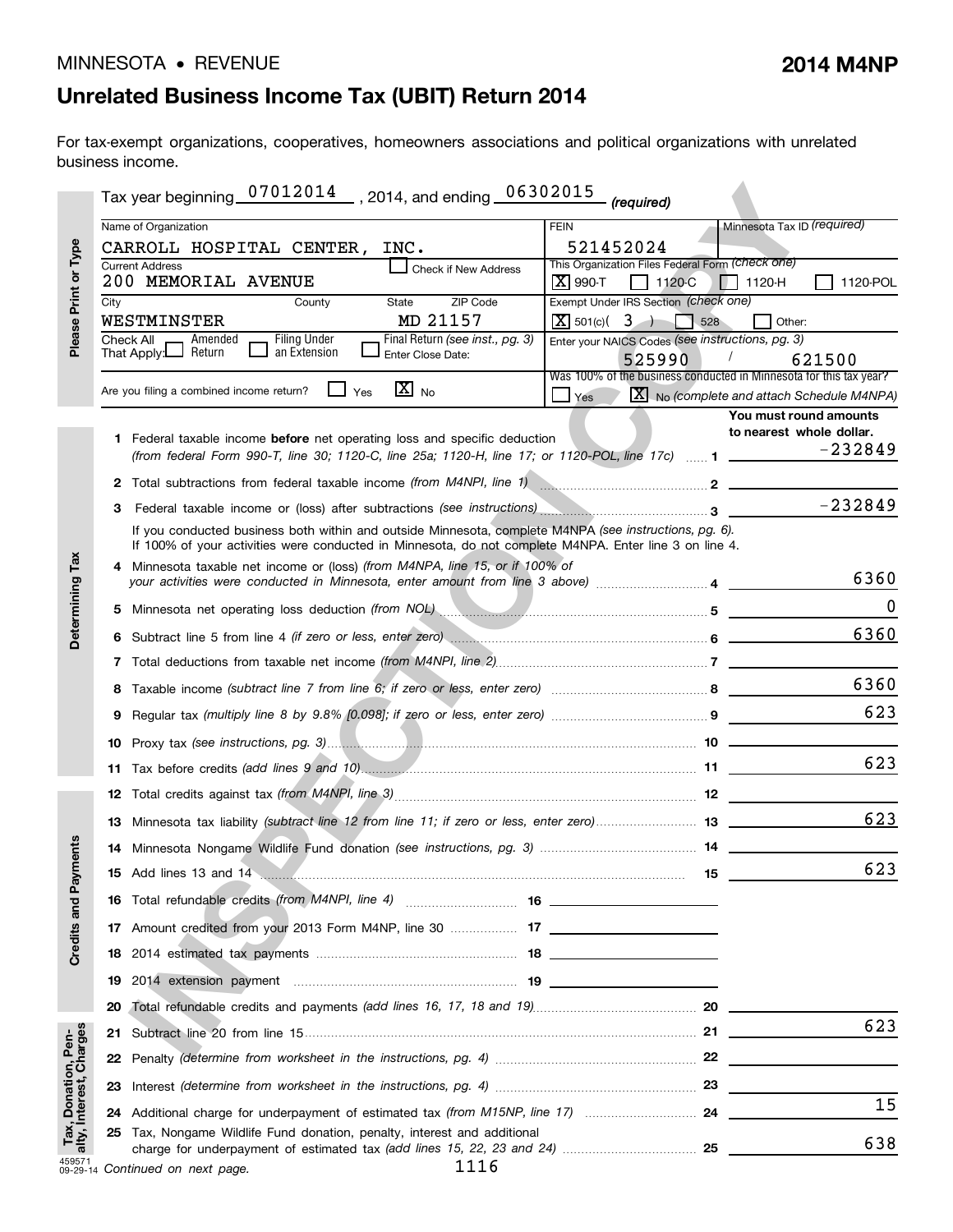MINNESOTA • REVENUE

**2014 M4NP**

# Unrelated Business Income Tax (UBIT) Return 2014

For tax-exempt organizations, cooperatives, homeowners associations and political organizations with unrelated business income.

Tax year beginning 07012014 , 2014, and ending 06302015 *(required)*

**Please Print or Type**

| Name of Organization | FEIN | Minnesota Tax ID *(required)* |
|---|---|---|
| CARROLL HOSPITAL CENTER, INC. | 521452024 | |
| Current Address ☐ Check if New Address | This Organization Files Federal Form *(check one)* | |
| 200 MEMORIAL AVENUE | [X] 990-T ☐ 1120-C ☐ 1120-H ☐ 1120-POL | |
| City / County / State / ZIP Code | Exempt Under IRS Section *(check one)* | |
| WESTMINSTER MD 21157 | [X] 501(c)( 3 ) ☐ 528 ☐ Other: | |
| Check All That Apply: ☐ Amended Return ☐ Filing Under an Extension ☐ Final Return *(see inst., pg. 3)* Enter Close Date: | Enter your NAICS Codes *(see instructions, pg. 3)* 525990 / 621500 | |
| Are you filing a combined income return? ☐ Yes [X] No | Was 100% of the business conducted in Minnesota for this tax year? ☐ Yes [X] No *(complete and attach Schedule M4NPA)* | |

**You must round amounts to nearest whole dollar.**

**Determining Tax**

| Line | Description | Amount |
|---|---|---|
| 1 | Federal taxable income **before** net operating loss and specific deduction *(from federal Form 990-T, line 30; 1120-C, line 25a; 1120-H, line 17; or 1120-POL, line 17c)* | -232849 |
| 2 | Total subtractions from federal taxable income *(from M4NPI, line 1)* | |
| 3 | Federal taxable income or (loss) after subtractions *(see instructions)* | -232849 |
| | If you conducted business both within and outside Minnesota, complete M4NPA *(see instructions, pg. 6).* If 100% of your activities were conducted in Minnesota, do not complete M4NPA. Enter line 3 on line 4. | |
| 4 | Minnesota taxable net income or (loss) *(from M4NPA, line 15, or if 100% of your activities were conducted in Minnesota, enter amount from line 3 above)* | 6360 |
| 5 | Minnesota net operating loss deduction *(from NOL)* | 0 |
| 6 | Subtract line 5 from line 4 *(if zero or less, enter zero)* | 6360 |
| 7 | Total deductions from taxable net income *(from M4NPI, line 2)* | |
| 8 | Taxable income *(subtract line 7 from line 6; if zero or less, enter zero)* | 6360 |
| 9 | Regular tax *(multiply line 8 by 9.8% [0.098]; if zero or less, enter zero)* | 623 |
| 10 | Proxy tax *(see instructions, pg. 3)* | |
| 11 | Tax before credits *(add lines 9 and 10)* | 623 |

**Credits and Payments**

| Line | Description | | Amount |
|---|---|---|---|
| 12 | Total credits against tax *(from M4NPI, line 3)* | | |
| 13 | Minnesota tax liability *(subtract line 12 from line 11; if zero or less, enter zero)* | | 623 |
| 14 | Minnesota Nongame Wildlife Fund donation *(see instructions, pg. 3)* | | |
| 15 | Add lines 13 and 14 | | 623 |
| 16 | Total refundable credits *(from M4NPI, line 4)* | | |
| 17 | Amount credited from your 2013 Form M4NP, line 30 | | |
| 18 | 2014 estimated tax payments | | |
| 19 | 2014 extension payment | | |
| 20 | Total refundable credits and payments *(add lines 16, 17, 18 and 19)* | | |

**Tax, Donation, Penalty, Interest, Charges**

| Line | Description | Amount |
|---|---|---|
| 21 | Subtract line 20 from line 15 | 623 |
| 22 | Penalty *(determine from worksheet in the instructions, pg. 4)* | |
| 23 | Interest *(determine from worksheet in the instructions, pg. 4)* | |
| 24 | Additional charge for underpayment of estimated tax *(from M15NP, line 17)* | 15 |
| 25 | Tax, Nongame Wildlife Fund donation, penalty, interest and additional charge for underpayment of estimated tax *(add lines 15, 22, 23 and 24)* | 638 |

*Continued on next page.*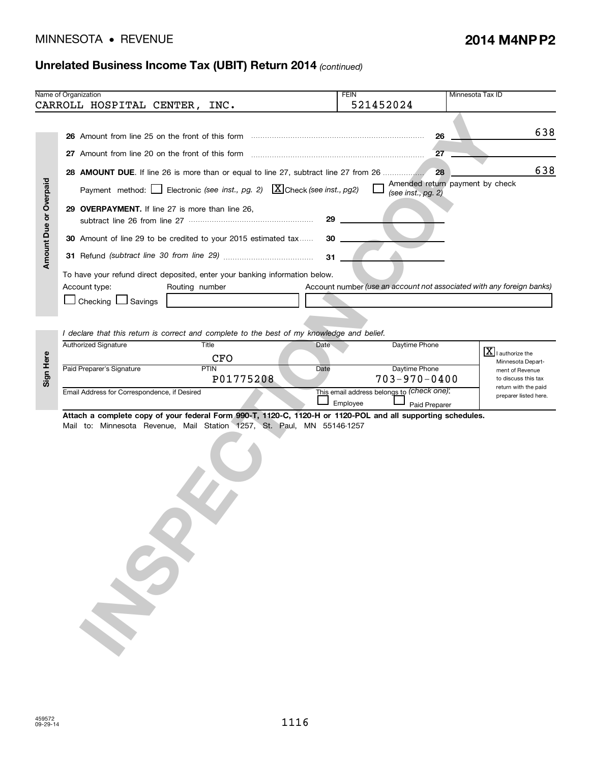MINNESOTA • REVENUE

# 2014 M4NP P2

## Unrelated Business Income Tax (UBIT) Return 2014 *(continued)*

| Name of Organization | FEIN | Minnesota Tax ID |
|---|---|---|
| CARROLL HOSPITAL CENTER, INC. | 521452024 | |

### Amount Due or Overpaid

| Line | Description | Amount |
|---|---|---|
| 26 | Amount from line 25 on the front of this form | 638 |
| 27 | Amount from line 20 on the front of this form | |
| 28 | **AMOUNT DUE.** If line 26 is more than or equal to line 27, subtract line 27 from 26 | 638 |

Payment method: ☐ Electronic *(see inst., pg. 2)* ☒ Check *(see inst., pg2)* ☐ Amended return payment by check *(see inst., pg. 2)*

| Line | Description | Amount |
|---|---|---|
| 29 | **OVERPAYMENT.** If line 27 is more than line 26, subtract line 26 from line 27 | |
| 30 | Amount of line 29 to be credited to your 2015 estimated tax | |
| 31 | Refund *(subtract line 30 from line 29)* | |

To have your refund direct deposited, enter your banking information below.

Account type: ☐ Checking ☐ Savings

Routing number:

Account number *(use an account not associated with any foreign banks)*:

### Sign Here

*I declare that this return is correct and complete to the best of my knowledge and belief.*

| Authorized Signature | Title | Date | Daytime Phone |
|---|---|---|---|
| | CFO | | |

| Paid Preparer's Signature | PTIN | Date | Daytime Phone |
|---|---|---|---|
| | P01775208 | | 703-970-0400 |

Email Address for Correspondence, if Desired:

This email address belongs to *(check one)*: ☐ Employee ☐ Paid Preparer

☒ I authorize the Minnesota Department of Revenue to discuss this tax return with the paid preparer listed here.

**Attach a complete copy of your federal Form 990-T, 1120-C, 1120-H or 1120-POL and all supporting schedules.**

Mail to: Minnesota Revenue, Mail Station 1257, St. Paul, MN 55146-1257

459572
09-29-14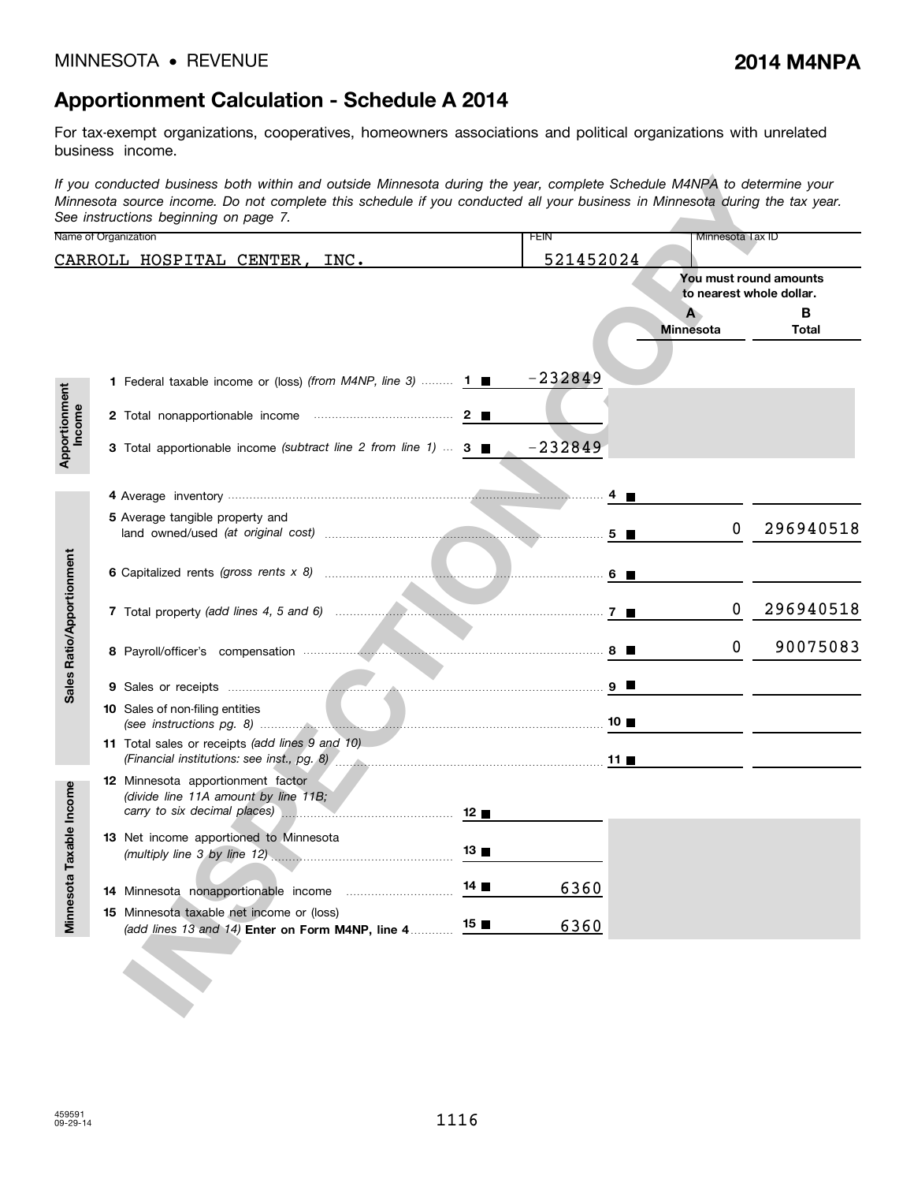MINNESOTA • REVENUE

**2014 M4NPA**

# Apportionment Calculation - Schedule A 2014

For tax-exempt organizations, cooperatives, homeowners associations and political organizations with unrelated business income.

*If you conducted business both within and outside Minnesota during the year, complete Schedule M4NPA to determine your Minnesota source income. Do not complete this schedule if you conducted all your business in Minnesota during the tax year. See instructions beginning on page 7.*

| Name of Organization | FEIN | Minnesota Tax ID |
|---|---|---|
| CARROLL HOSPITAL CENTER, INC. | 521452024 | |

**You must round amounts to nearest whole dollar.**

## Apportionment Income

| Line | Description | Amount |
|---|---|---|
| 1 | Federal taxable income or (loss) *(from M4NP, line 3)* | -232849 |
| 2 | Total nonapportionable income | |
| 3 | Total apportionable income *(subtract line 2 from line 1)* | -232849 |

## Sales Ratio/Apportionment

| Line | Description | A Minnesota | B Total |
|---|---|---|---|
| 4 | Average inventory | | |
| 5 | Average tangible property and land owned/used *(at original cost)* | 0 | 296940518 |
| 6 | Capitalized rents *(gross rents x 8)* | | |
| 7 | Total property *(add lines 4, 5 and 6)* | 0 | 296940518 |
| 8 | Payroll/officer's compensation | 0 | 90075083 |
| 9 | Sales or receipts | | |
| 10 | Sales of non-filing entities *(see instructions pg. 8)* | | |
| 11 | Total sales or receipts *(add lines 9 and 10)* *(Financial institutions: see inst., pg. 8)* | | |

## Minnesota Taxable Income

| Line | Description | Amount |
|---|---|---|
| 12 | Minnesota apportionment factor *(divide line 11A amount by line 11B; carry to six decimal places)* | |
| 13 | Net income apportioned to Minnesota *(multiply line 3 by line 12)* | |
| 14 | Minnesota nonapportionable income | 6360 |
| 15 | Minnesota taxable net income or (loss) *(add lines 13 and 14)* **Enter on Form M4NP, line 4** | 6360 |

459591
09-29-14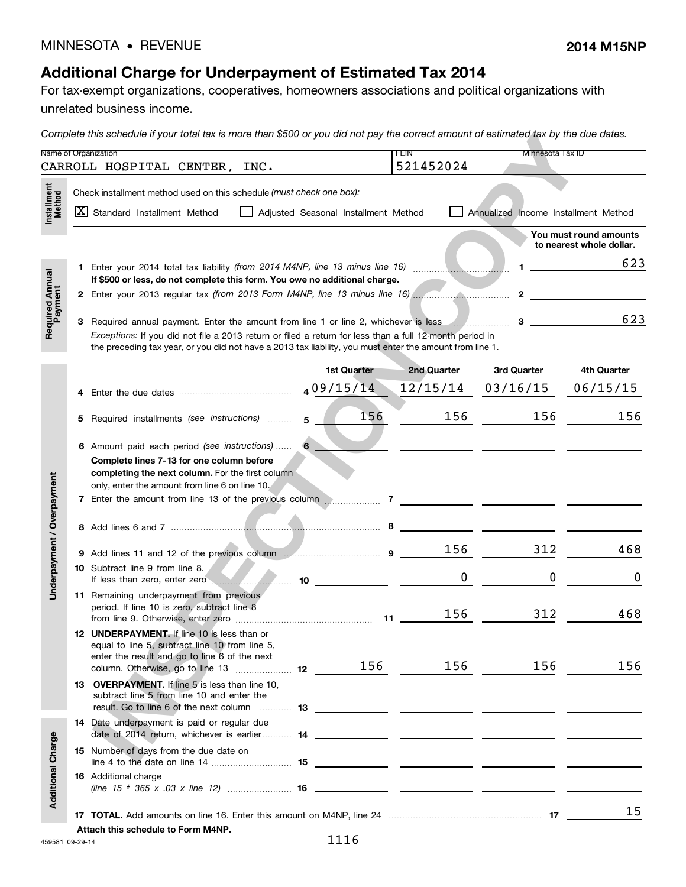MINNESOTA • REVENUE

**2014 M15NP**

# Additional Charge for Underpayment of Estimated Tax 2014

For tax-exempt organizations, cooperatives, homeowners associations and political organizations with unrelated business income.

*Complete this schedule if your total tax is more than $500 or you did not pay the correct amount of estimated tax by the due dates.*

| Name of Organization | FEIN | Minnesota Tax ID |
|---|---|---|
| CARROLL HOSPITAL CENTER, INC. | 521452024 | |

**Installment Method**

Check installment method used on this schedule *(must check one box)*:

[X] Standard Installment Method  [ ] Adjusted Seasonal Installment Method  [ ] Annualized Income Installment Method

**You must round amounts to nearest whole dollar.**

**Required Annual Payment**

| | | |
|---|---|---|
| 1 Enter your 2014 total tax liability *(from 2014 M4NP, line 13 minus line 16)* **If $500 or less, do not complete this form. You owe no additional charge.** | 1 | 623 |
| 2 Enter your 2013 regular tax *(from 2013 Form M4NP, line 13 minus line 16)* | 2 | |
| 3 Required annual payment. Enter the amount from line 1 or line 2, whichever is less | 3 | 623 |

*Exceptions:* If you did not file a 2013 return or filed a return for less than a full 12-month period in the preceding tax year, or you did not have a 2013 tax liability, you must enter the amount from line 1.

**Underpayment / Overpayment**

| | | 1st Quarter | 2nd Quarter | 3rd Quarter | 4th Quarter |
|---|---|---|---|---|---|
| 4 Enter the due dates | 4 | 09/15/14 | 12/15/14 | 03/16/15 | 06/15/15 |
| 5 Required installments *(see instructions)* | 5 | 156 | 156 | 156 | 156 |
| 6 Amount paid each period *(see instructions)* | 6 | | | | |
| **Complete lines 7-13 for one column before completing the next column.** For the first column only, enter the amount from line 6 on line 10. | | | | | |
| 7 Enter the amount from line 13 of the previous column | 7 | | | | |
| 8 Add lines 6 and 7 | 8 | | | | |
| 9 Add lines 11 and 12 of the previous column | 9 | | 156 | 312 | 468 |
| 10 Subtract line 9 from line 8. If less than zero, enter zero | 10 | | 0 | 0 | 0 |
| 11 Remaining underpayment from previous period. If line 10 is zero, subtract line 8 from line 9. Otherwise, enter zero | 11 | | 156 | 312 | 468 |
| 12 **UNDERPAYMENT.** If line 10 is less than or equal to line 5, subtract line 10 from line 5, enter the result and go to line 6 of the next column. Otherwise, go to line 13 | 12 | 156 | 156 | 156 | 156 |
| 13 **OVERPAYMENT.** If line 5 is less than line 10, subtract line 5 from line 10 and enter the result. Go to line 6 of the next column | 13 | | | | |

**Additional Charge**

| | | 1st Quarter | 2nd Quarter | 3rd Quarter | 4th Quarter |
|---|---|---|---|---|---|
| 14 Date underpayment is paid or regular due date of 2014 return, whichever is earlier | 14 | | | | |
| 15 Number of days from the due date on line 4 to the date on line 14 | 15 | | | | |
| 16 Additional charge *(line 15 ÷ 365 x .03 x line 12)* | 16 | | | | |

17 **TOTAL.** Add amounts on line 16. Enter this amount on M4NP, line 24 ..... 17 15

**Attach this schedule to Form M4NP.**

459581 09-29-14

1116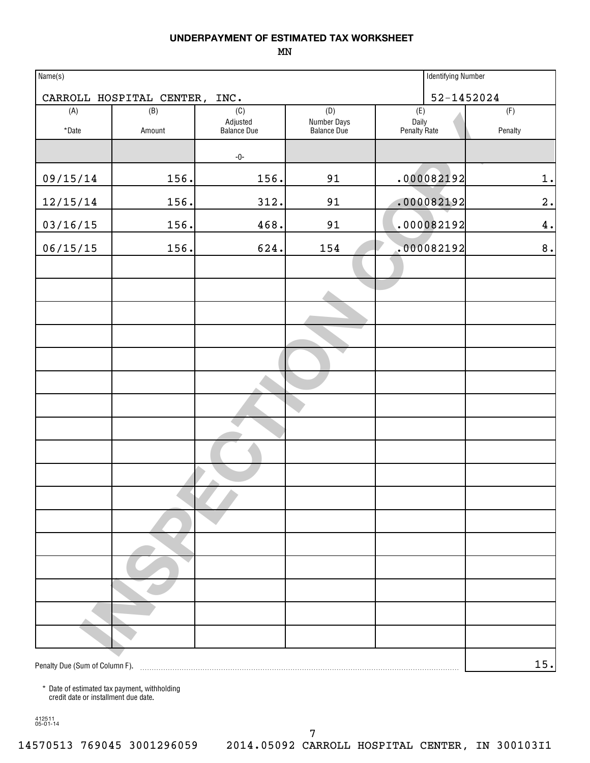# UNDERPAYMENT OF ESTIMATED TAX WORKSHEET

MN

| Name(s) | Identifying Number |
|---|---|
| CARROLL HOSPITAL CENTER, INC. | 52-1452024 |

| (A) *Date | (B) Amount | (C) Adjusted Balance Due | (D) Number Days Balance Due | (E) Daily Penalty Rate | (F) Penalty |
|---|---|---|---|---|---|
| | | -0- | | | |
| 09/15/14 | 156. | 156. | 91 | .000082192 | 1. |
| 12/15/14 | 156. | 312. | 91 | .000082192 | 2. |
| 03/16/15 | 156. | 468. | 91 | .000082192 | 4. |
| 06/15/15 | 156. | 624. | 154 | .000082192 | 8. |

Penalty Due (Sum of Column F). 15.

\* Date of estimated tax payment, withholding credit date or installment due date.

412511 05-01-14

14570513 769045 3001296059 2014.05092 CARROLL HOSPITAL CENTER, IN 300103I1